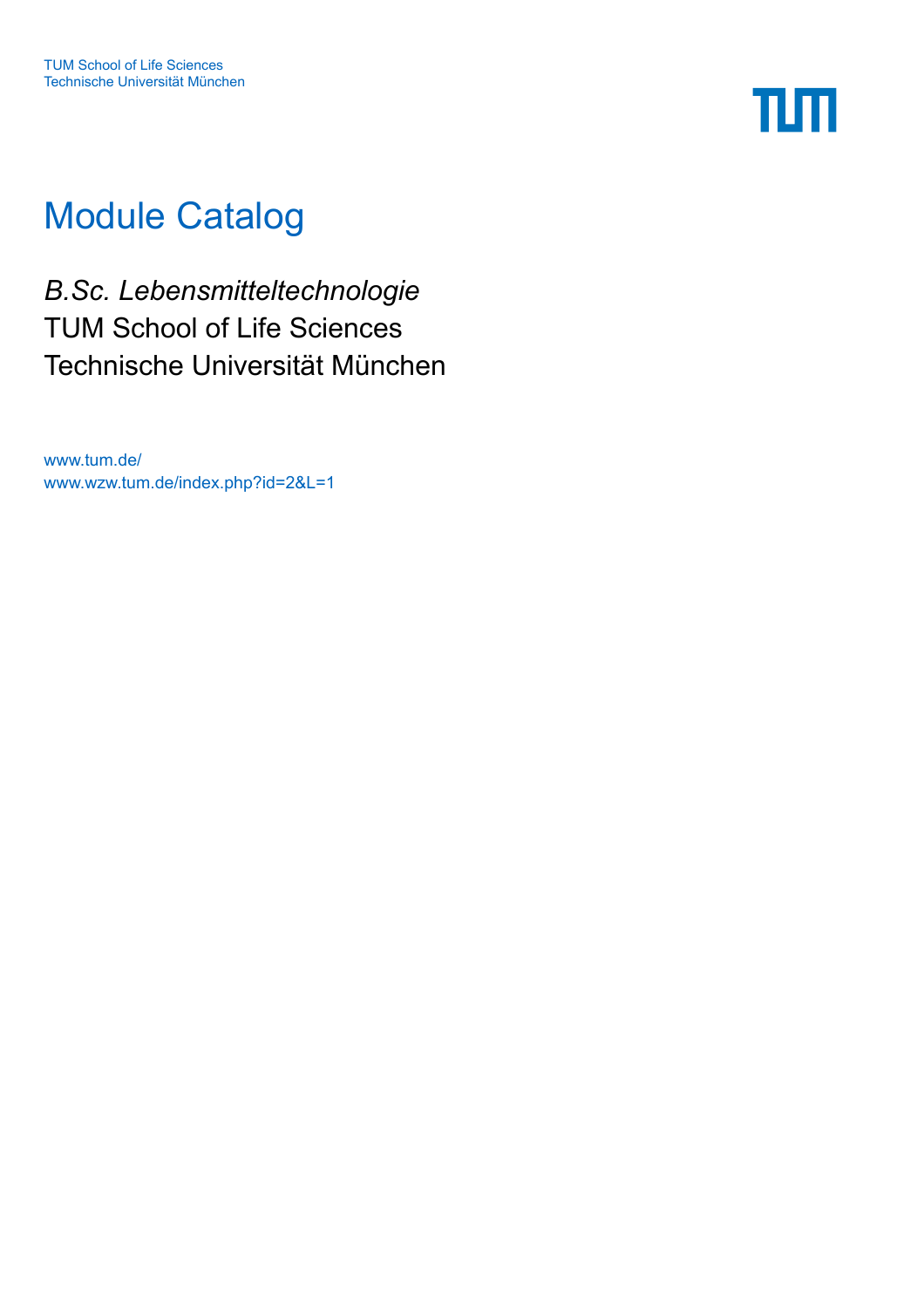TUM School of Life Sciences
Technische Universität München

# Module Catalog

*B.Sc. Lebensmitteltechnologie*
TUM School of Life Sciences
Technische Universität München

www.tum.de/
www.wzw.tum.de/index.php?id=2&L=1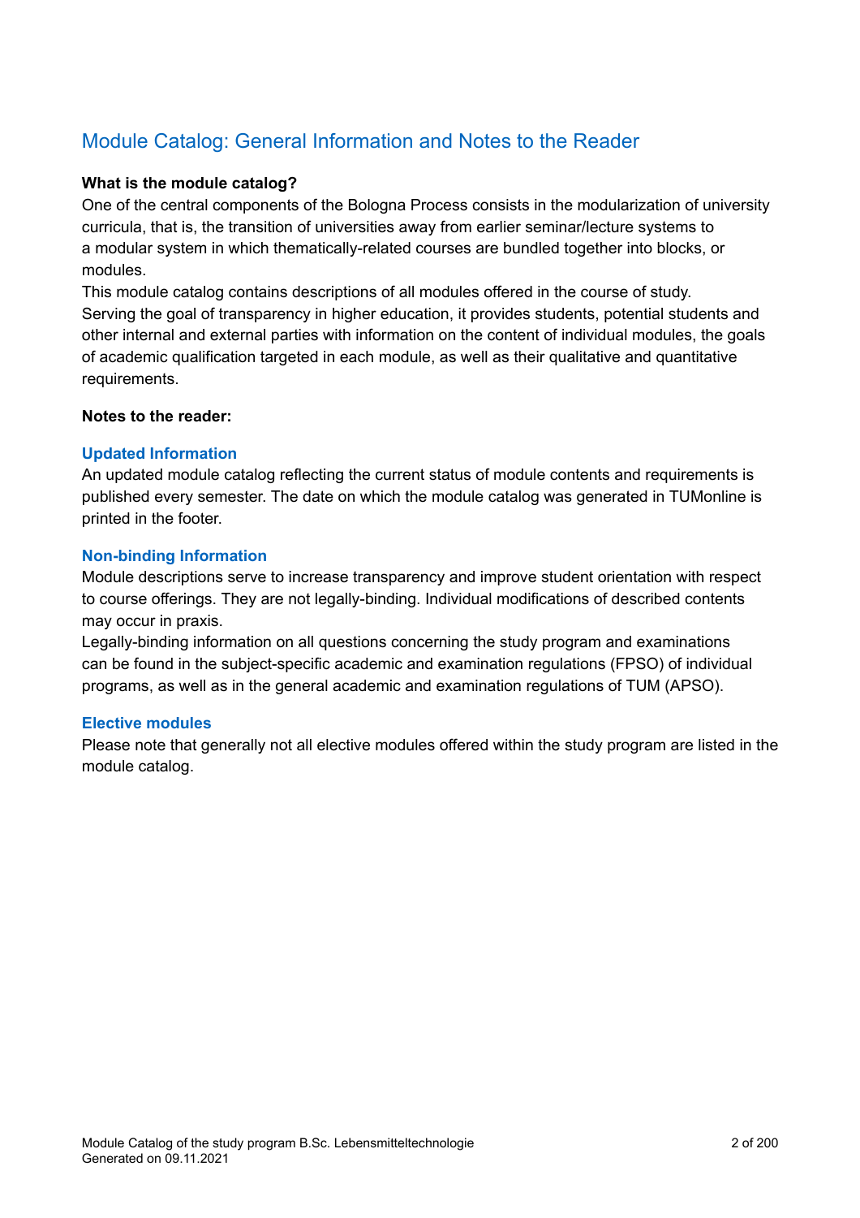# Module Catalog: General Information and Notes to the Reader

**What is the module catalog?**

One of the central components of the Bologna Process consists in the modularization of university curricula, that is, the transition of universities away from earlier seminar/lecture systems to a modular system in which thematically-related courses are bundled together into blocks, or modules.

This module catalog contains descriptions of all modules offered in the course of study. Serving the goal of transparency in higher education, it provides students, potential students and other internal and external parties with information on the content of individual modules, the goals of academic qualification targeted in each module, as well as their qualitative and quantitative requirements.

**Notes to the reader:**

### Updated Information

An updated module catalog reflecting the current status of module contents and requirements is published every semester. The date on which the module catalog was generated in TUMonline is printed in the footer.

### Non-binding Information

Module descriptions serve to increase transparency and improve student orientation with respect to course offerings. They are not legally-binding. Individual modifications of described contents may occur in praxis.

Legally-binding information on all questions concerning the study program and examinations can be found in the subject-specific academic and examination regulations (FPSO) of individual programs, as well as in the general academic and examination regulations of TUM (APSO).

### Elective modules

Please note that generally not all elective modules offered within the study program are listed in the module catalog.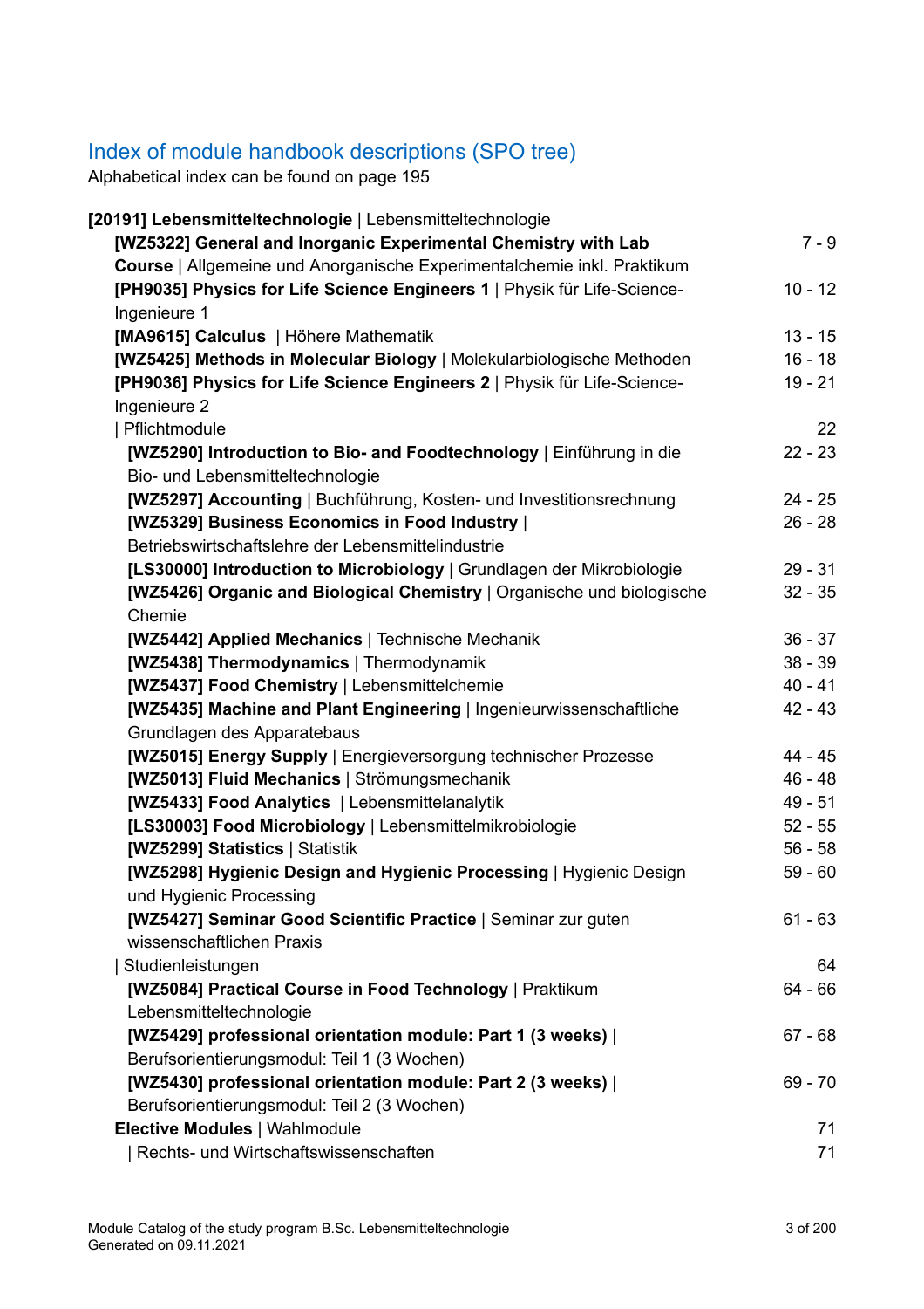## Index of module handbook descriptions (SPO tree)

Alphabetical index can be found on page 195

| | |
|---|---|
| **[20191] Lebensmitteltechnologie** \| Lebensmitteltechnologie | |
| **[WZ5322] General and Inorganic Experimental Chemistry with Lab Course** \| Allgemeine und Anorganische Experimentalchemie inkl. Praktikum | 7 - 9 |
| **[PH9035] Physics for Life Science Engineers 1** \| Physik für Life-Science-Ingenieure 1 | 10 - 12 |
| **[MA9615] Calculus** \| Höhere Mathematik | 13 - 15 |
| **[WZ5425] Methods in Molecular Biology** \| Molekularbiologische Methoden | 16 - 18 |
| **[PH9036] Physics for Life Science Engineers 2** \| Physik für Life-Science-Ingenieure 2 | 19 - 21 |
| \| Pflichtmodule | 22 |
| **[WZ5290] Introduction to Bio- and Foodtechnology** \| Einführung in die Bio- und Lebensmitteltechnologie | 22 - 23 |
| **[WZ5297] Accounting** \| Buchführung, Kosten- und Investitionsrechnung | 24 - 25 |
| **[WZ5329] Business Economics in Food Industry** \| Betriebswirtschaftslehre der Lebensmittelindustrie | 26 - 28 |
| **[LS30000] Introduction to Microbiology** \| Grundlagen der Mikrobiologie | 29 - 31 |
| **[WZ5426] Organic and Biological Chemistry** \| Organische und biologische Chemie | 32 - 35 |
| **[WZ5442] Applied Mechanics** \| Technische Mechanik | 36 - 37 |
| **[WZ5438] Thermodynamics** \| Thermodynamik | 38 - 39 |
| **[WZ5437] Food Chemistry** \| Lebensmittelchemie | 40 - 41 |
| **[WZ5435] Machine and Plant Engineering** \| Ingenieurwissenschaftliche Grundlagen des Apparatebaus | 42 - 43 |
| **[WZ5015] Energy Supply** \| Energieversorgung technischer Prozesse | 44 - 45 |
| **[WZ5013] Fluid Mechanics** \| Strömungsmechanik | 46 - 48 |
| **[WZ5433] Food Analytics** \| Lebensmittelanalytik | 49 - 51 |
| **[LS30003] Food Microbiology** \| Lebensmittelmikrobiologie | 52 - 55 |
| **[WZ5299] Statistics** \| Statistik | 56 - 58 |
| **[WZ5298] Hygienic Design and Hygienic Processing** \| Hygienic Design und Hygienic Processing | 59 - 60 |
| **[WZ5427] Seminar Good Scientific Practice** \| Seminar zur guten wissenschaftlichen Praxis | 61 - 63 |
| \| Studienleistungen | 64 |
| **[WZ5084] Practical Course in Food Technology** \| Praktikum Lebensmitteltechnologie | 64 - 66 |
| **[WZ5429] professional orientation module: Part 1 (3 weeks)** \| Berufsorientierungsmodul: Teil 1 (3 Wochen) | 67 - 68 |
| **[WZ5430] professional orientation module: Part 2 (3 weeks)** \| Berufsorientierungsmodul: Teil 2 (3 Wochen) | 69 - 70 |
| **Elective Modules** \| Wahlmodule | 71 |
| \| Rechts- und Wirtschaftswissenschaften | 71 |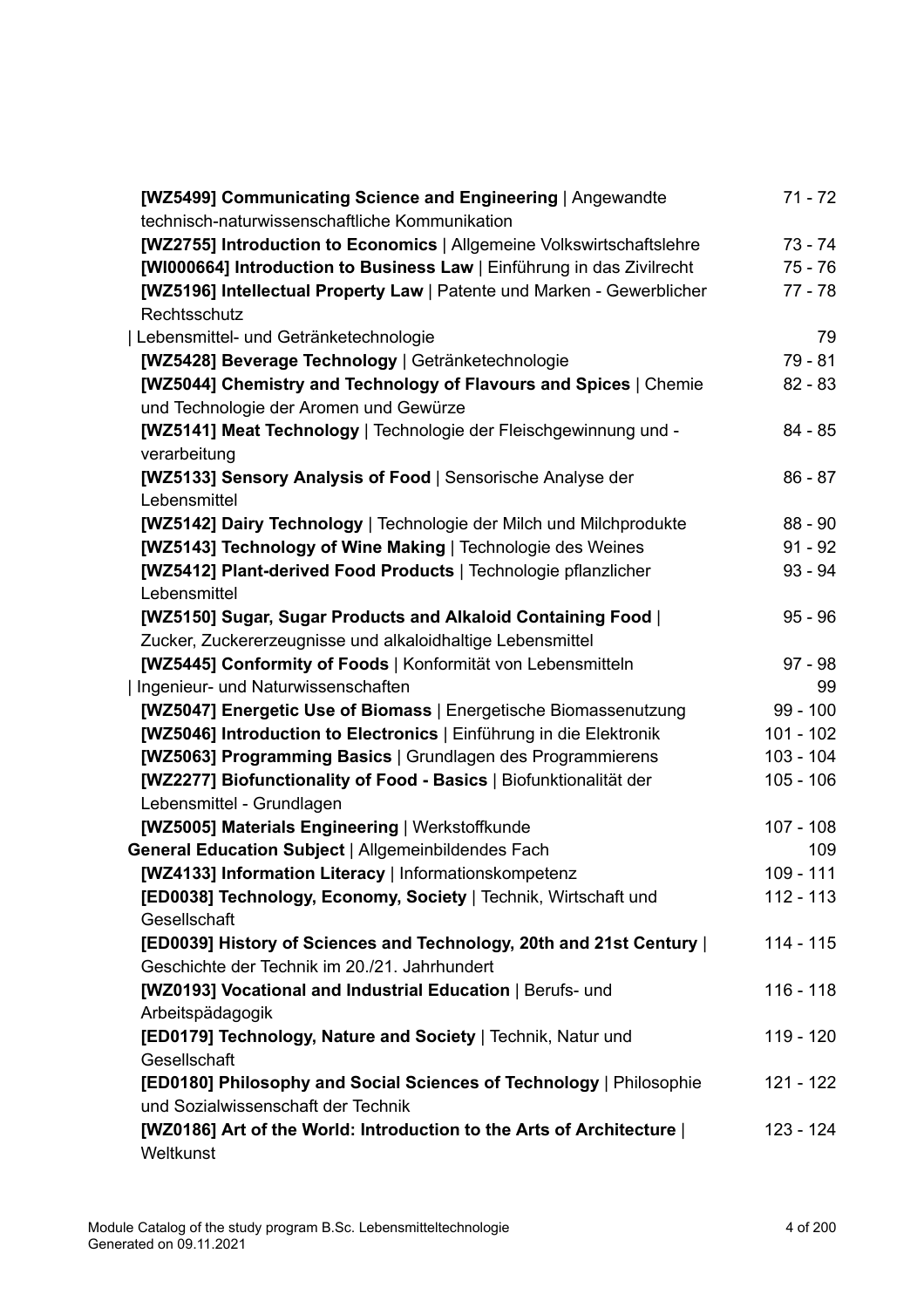**[WZ5499] Communicating Science and Engineering** | Angewandte technisch-naturwissenschaftliche Kommunikation 71 - 72
**[WZ2755] Introduction to Economics** | Allgemeine Volkswirtschaftslehre 73 - 74
**[WI000664] Introduction to Business Law** | Einführung in das Zivilrecht 75 - 76
**[WZ5196] Intellectual Property Law** | Patente und Marken - Gewerblicher Rechtsschutz 77 - 78

| Lebensmittel- und Getränketechnologie 79

**[WZ5428] Beverage Technology** | Getränketechnologie 79 - 81
**[WZ5044] Chemistry and Technology of Flavours and Spices** | Chemie und Technologie der Aromen und Gewürze 82 - 83
**[WZ5141] Meat Technology** | Technologie der Fleischgewinnung und -verarbeitung 84 - 85
**[WZ5133] Sensory Analysis of Food** | Sensorische Analyse der Lebensmittel 86 - 87
**[WZ5142] Dairy Technology** | Technologie der Milch und Milchprodukte 88 - 90
**[WZ5143] Technology of Wine Making** | Technologie des Weines 91 - 92
**[WZ5412] Plant-derived Food Products** | Technologie pflanzlicher Lebensmittel 93 - 94
**[WZ5150] Sugar, Sugar Products and Alkaloid Containing Food** | Zucker, Zuckererzeugnisse und alkaloidhaltige Lebensmittel 95 - 96
**[WZ5445] Conformity of Foods** | Konformität von Lebensmitteln 97 - 98

| Ingenieur- und Naturwissenschaften 99

**[WZ5047] Energetic Use of Biomass** | Energetische Biomassenutzung 99 - 100
**[WZ5046] Introduction to Electronics** | Einführung in die Elektronik 101 - 102
**[WZ5063] Programming Basics** | Grundlagen des Programmierens 103 - 104
**[WZ2277] Biofunctionality of Food - Basics** | Biofunktionalität der Lebensmittel - Grundlagen 105 - 106
**[WZ5005] Materials Engineering** | Werkstoffkunde 107 - 108

**General Education Subject** | Allgemeinbildendes Fach 109

**[WZ4133] Information Literacy** | Informationskompetenz 109 - 111
**[ED0038] Technology, Economy, Society** | Technik, Wirtschaft und Gesellschaft 112 - 113
**[ED0039] History of Sciences and Technology, 20th and 21st Century** | Geschichte der Technik im 20./21. Jahrhundert 114 - 115
**[WZ0193] Vocational and Industrial Education** | Berufs- und Arbeitspädagogik 116 - 118
**[ED0179] Technology, Nature and Society** | Technik, Natur und Gesellschaft 119 - 120
**[ED0180] Philosophy and Social Sciences of Technology** | Philosophie und Sozialwissenschaft der Technik 121 - 122
**[WZ0186] Art of the World: Introduction to the Arts of Architecture** | Weltkunst 123 - 124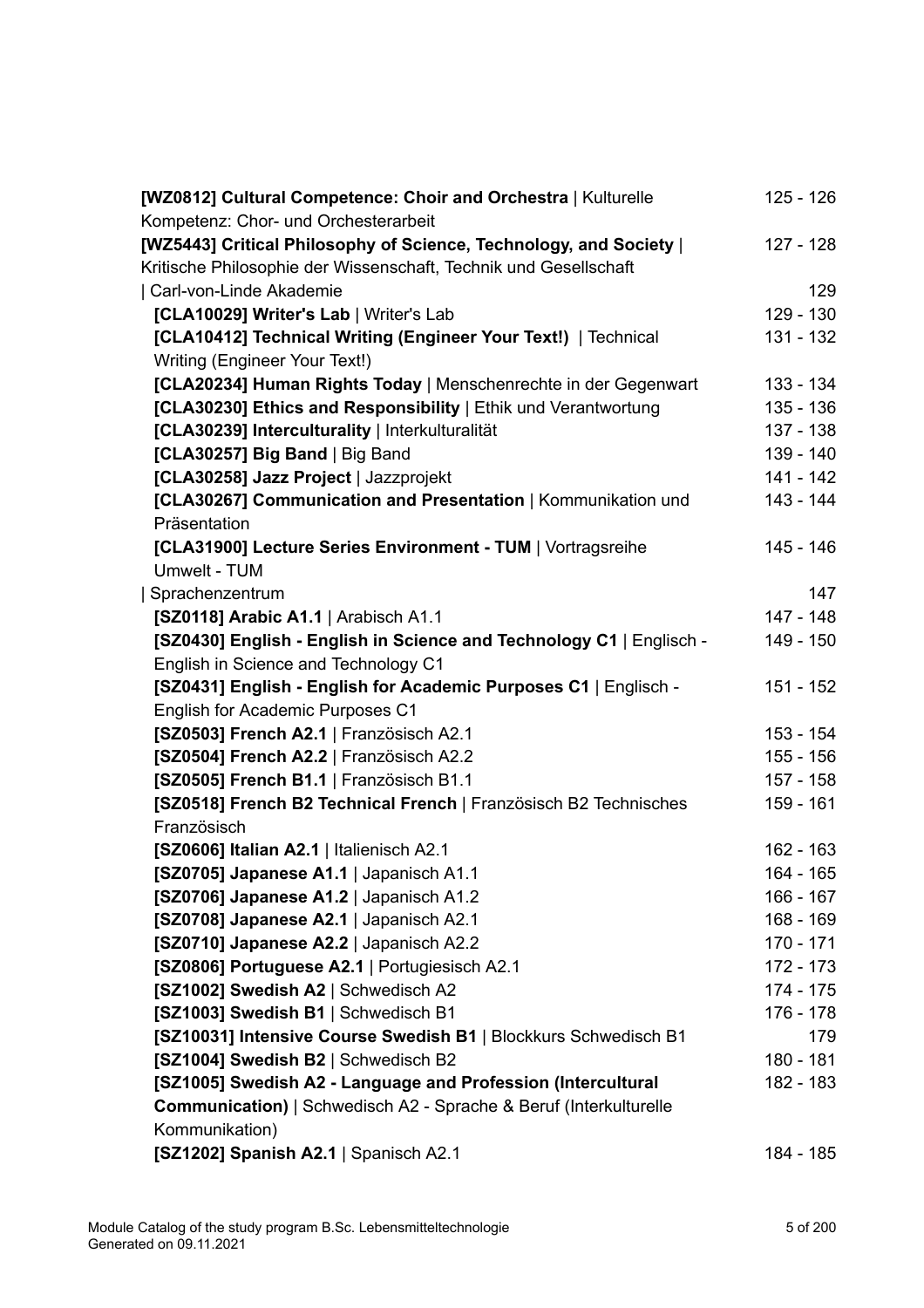| | |
|---|---|
| **[WZ0812] Cultural Competence: Choir and Orchestra** \| Kulturelle Kompetenz: Chor- und Orchesterarbeit | 125 - 126 |
| **[WZ5443] Critical Philosophy of Science, Technology, and Society** \| Kritische Philosophie der Wissenschaft, Technik und Gesellschaft | 127 - 128 |
| \| Carl-von-Linde Akademie | 129 |
| **[CLA10029] Writer's Lab** \| Writer's Lab | 129 - 130 |
| **[CLA10412] Technical Writing (Engineer Your Text!)** \| Technical Writing (Engineer Your Text!) | 131 - 132 |
| **[CLA20234] Human Rights Today** \| Menschenrechte in der Gegenwart | 133 - 134 |
| **[CLA30230] Ethics and Responsibility** \| Ethik und Verantwortung | 135 - 136 |
| **[CLA30239] Interculturality** \| Interkulturalität | 137 - 138 |
| **[CLA30257] Big Band** \| Big Band | 139 - 140 |
| **[CLA30258] Jazz Project** \| Jazzprojekt | 141 - 142 |
| **[CLA30267] Communication and Presentation** \| Kommunikation und Präsentation | 143 - 144 |
| **[CLA31900] Lecture Series Environment - TUM** \| Vortragsreihe Umwelt - TUM | 145 - 146 |
| \| Sprachenzentrum | 147 |
| **[SZ0118] Arabic A1.1** \| Arabisch A1.1 | 147 - 148 |
| **[SZ0430] English - English in Science and Technology C1** \| Englisch - English in Science and Technology C1 | 149 - 150 |
| **[SZ0431] English - English for Academic Purposes C1** \| Englisch - English for Academic Purposes C1 | 151 - 152 |
| **[SZ0503] French A2.1** \| Französisch A2.1 | 153 - 154 |
| **[SZ0504] French A2.2** \| Französisch A2.2 | 155 - 156 |
| **[SZ0505] French B1.1** \| Französisch B1.1 | 157 - 158 |
| **[SZ0518] French B2 Technical French** \| Französisch B2 Technisches Französisch | 159 - 161 |
| **[SZ0606] Italian A2.1** \| Italienisch A2.1 | 162 - 163 |
| **[SZ0705] Japanese A1.1** \| Japanisch A1.1 | 164 - 165 |
| **[SZ0706] Japanese A1.2** \| Japanisch A1.2 | 166 - 167 |
| **[SZ0708] Japanese A2.1** \| Japanisch A2.1 | 168 - 169 |
| **[SZ0710] Japanese A2.2** \| Japanisch A2.2 | 170 - 171 |
| **[SZ0806] Portuguese A2.1** \| Portugiesisch A2.1 | 172 - 173 |
| **[SZ1002] Swedish A2** \| Schwedisch A2 | 174 - 175 |
| **[SZ1003] Swedish B1** \| Schwedisch B1 | 176 - 178 |
| **[SZ10031] Intensive Course Swedish B1** \| Blockkurs Schwedisch B1 | 179 |
| **[SZ1004] Swedish B2** \| Schwedisch B2 | 180 - 181 |
| **[SZ1005] Swedish A2 - Language and Profession (Intercultural Communication)** \| Schwedisch A2 - Sprache & Beruf (Interkulturelle Kommunikation) | 182 - 183 |
| **[SZ1202] Spanish A2.1** \| Spanisch A2.1 | 184 - 185 |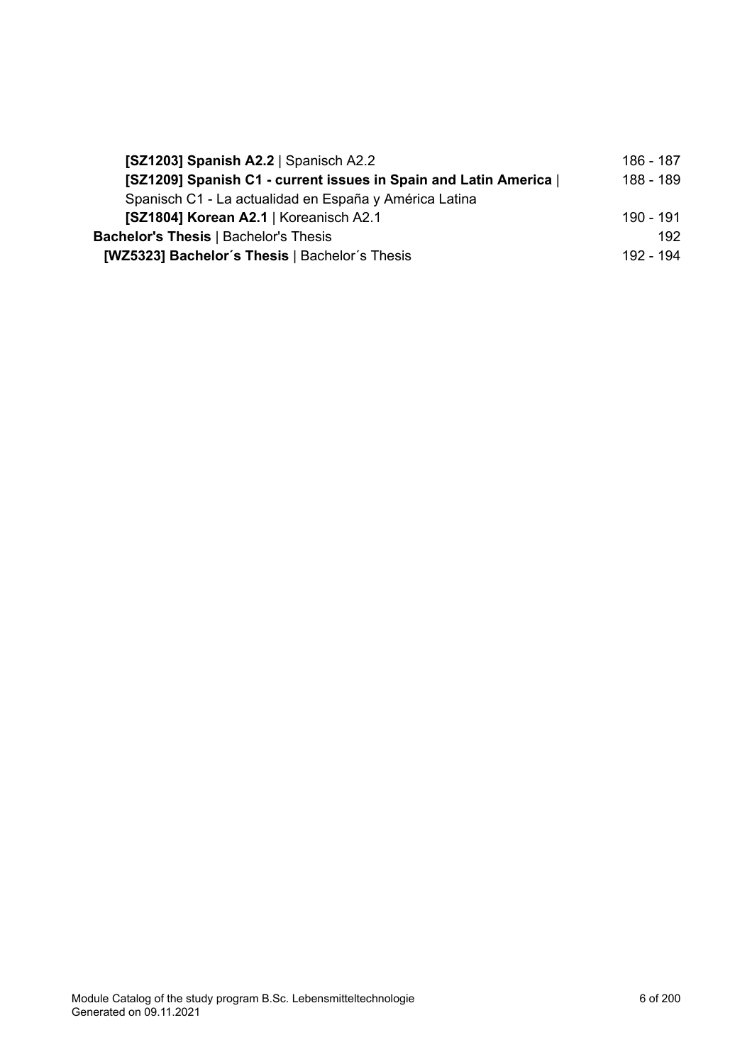**[SZ1203] Spanish A2.2** | Spanisch A2.2 186 - 187

**[SZ1209] Spanish C1 - current issues in Spain and Latin America** | Spanisch C1 - La actualidad en España y América Latina 188 - 189

**[SZ1804] Korean A2.1** | Koreanisch A2.1 190 - 191

**Bachelor's Thesis** | Bachelor's Thesis 192

**[WZ5323] Bachelor´s Thesis** | Bachelor´s Thesis 192 - 194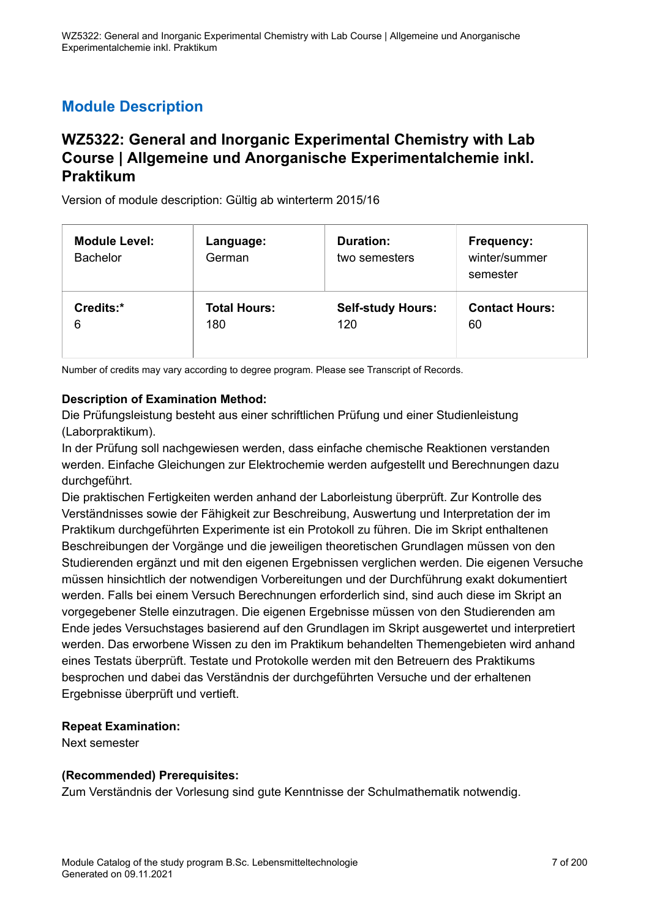## Module Description

# WZ5322: General and Inorganic Experimental Chemistry with Lab Course | Allgemeine und Anorganische Experimentalchemie inkl. Praktikum

Version of module description: Gültig ab winterterm 2015/16

| | | | |
|---|---|---|---|
| **Module Level:**<br>Bachelor | **Language:**<br>German | **Duration:**<br>two semesters | **Frequency:**<br>winter/summer semester |
| **Credits:***<br>6 | **Total Hours:**<br>180 | **Self-study Hours:**<br>120 | **Contact Hours:**<br>60 |

Number of credits may vary according to degree program. Please see Transcript of Records.

**Description of Examination Method:**

Die Prüfungsleistung besteht aus einer schriftlichen Prüfung und einer Studienleistung (Laborpraktikum).

In der Prüfung soll nachgewiesen werden, dass einfache chemische Reaktionen verstanden werden. Einfache Gleichungen zur Elektrochemie werden aufgestellt und Berechnungen dazu durchgeführt.

Die praktischen Fertigkeiten werden anhand der Laborleistung überprüft. Zur Kontrolle des Verständnisses sowie der Fähigkeit zur Beschreibung, Auswertung und Interpretation der im Praktikum durchgeführten Experimente ist ein Protokoll zu führen. Die im Skript enthaltenen Beschreibungen der Vorgänge und die jeweiligen theoretischen Grundlagen müssen von den Studierenden ergänzt und mit den eigenen Ergebnissen verglichen werden. Die eigenen Versuche müssen hinsichtlich der notwendigen Vorbereitungen und der Durchführung exakt dokumentiert werden. Falls bei einem Versuch Berechnungen erforderlich sind, sind auch diese im Skript an vorgegebener Stelle einzutragen. Die eigenen Ergebnisse müssen von den Studierenden am Ende jedes Versuchstages basierend auf den Grundlagen im Skript ausgewertet und interpretiert werden. Das erworbene Wissen zu den im Praktikum behandelten Themengebieten wird anhand eines Testats überprüft. Testate und Protokolle werden mit den Betreuern des Praktikums besprochen und dabei das Verständnis der durchgeführten Versuche und der erhaltenen Ergebnisse überprüft und vertieft.

**Repeat Examination:**

Next semester

**(Recommended) Prerequisites:**

Zum Verständnis der Vorlesung sind gute Kenntnisse der Schulmathematik notwendig.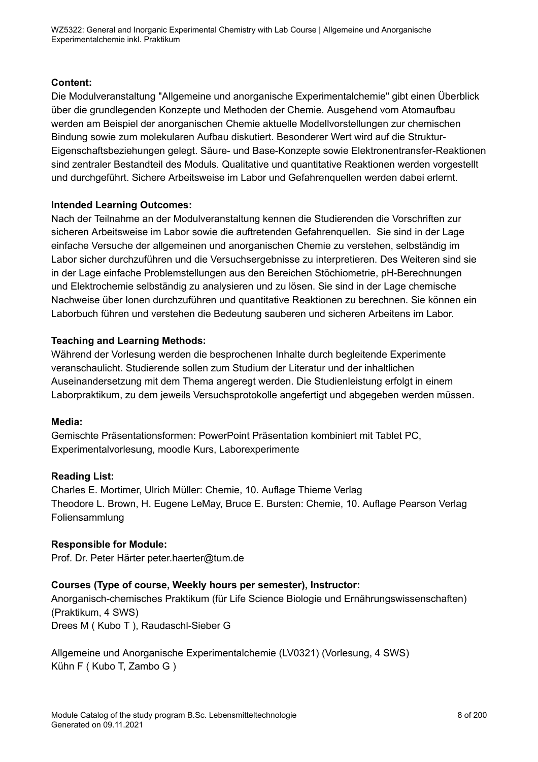**Content:**

Die Modulveranstaltung "Allgemeine und anorganische Experimentalchemie" gibt einen Überblick über die grundlegenden Konzepte und Methoden der Chemie. Ausgehend vom Atomaufbau werden am Beispiel der anorganischen Chemie aktuelle Modellvorstellungen zur chemischen Bindung sowie zum molekularen Aufbau diskutiert. Besonderer Wert wird auf die Struktur-Eigenschaftsbeziehungen gelegt. Säure- und Base-Konzepte sowie Elektronentransfer-Reaktionen sind zentraler Bestandteil des Moduls. Qualitative und quantitative Reaktionen werden vorgestellt und durchgeführt. Sichere Arbeitsweise im Labor und Gefahrenquellen werden dabei erlernt.

**Intended Learning Outcomes:**

Nach der Teilnahme an der Modulveranstaltung kennen die Studierenden die Vorschriften zur sicheren Arbeitsweise im Labor sowie die auftretenden Gefahrenquellen. Sie sind in der Lage einfache Versuche der allgemeinen und anorganischen Chemie zu verstehen, selbständig im Labor sicher durchzuführen und die Versuchsergebnisse zu interpretieren. Des Weiteren sind sie in der Lage einfache Problemstellungen aus den Bereichen Stöchiometrie, pH-Berechnungen und Elektrochemie selbständig zu analysieren und zu lösen. Sie sind in der Lage chemische Nachweise über Ionen durchzuführen und quantitative Reaktionen zu berechnen. Sie können ein Laborbuch führen und verstehen die Bedeutung sauberen und sicheren Arbeitens im Labor.

**Teaching and Learning Methods:**

Während der Vorlesung werden die besprochenen Inhalte durch begleitende Experimente veranschaulicht. Studierende sollen zum Studium der Literatur und der inhaltlichen Auseinandersetzung mit dem Thema angeregt werden. Die Studienleistung erfolgt in einem Laborpraktikum, zu dem jeweils Versuchsprotokolle angefertigt und abgegeben werden müssen.

**Media:**

Gemischte Präsentationsformen: PowerPoint Präsentation kombiniert mit Tablet PC, Experimentalvorlesung, moodle Kurs, Laborexperimente

**Reading List:**

Charles E. Mortimer, Ulrich Müller: Chemie, 10. Auflage Thieme Verlag
Theodore L. Brown, H. Eugene LeMay, Bruce E. Bursten: Chemie, 10. Auflage Pearson Verlag
Foliensammlung

**Responsible for Module:**

Prof. Dr. Peter Härter peter.haerter@tum.de

**Courses (Type of course, Weekly hours per semester), Instructor:**

Anorganisch-chemisches Praktikum (für Life Science Biologie und Ernährungswissenschaften) (Praktikum, 4 SWS)
Drees M ( Kubo T ), Raudaschl-Sieber G

Allgemeine und Anorganische Experimentalchemie (LV0321) (Vorlesung, 4 SWS)
Kühn F ( Kubo T, Zambo G )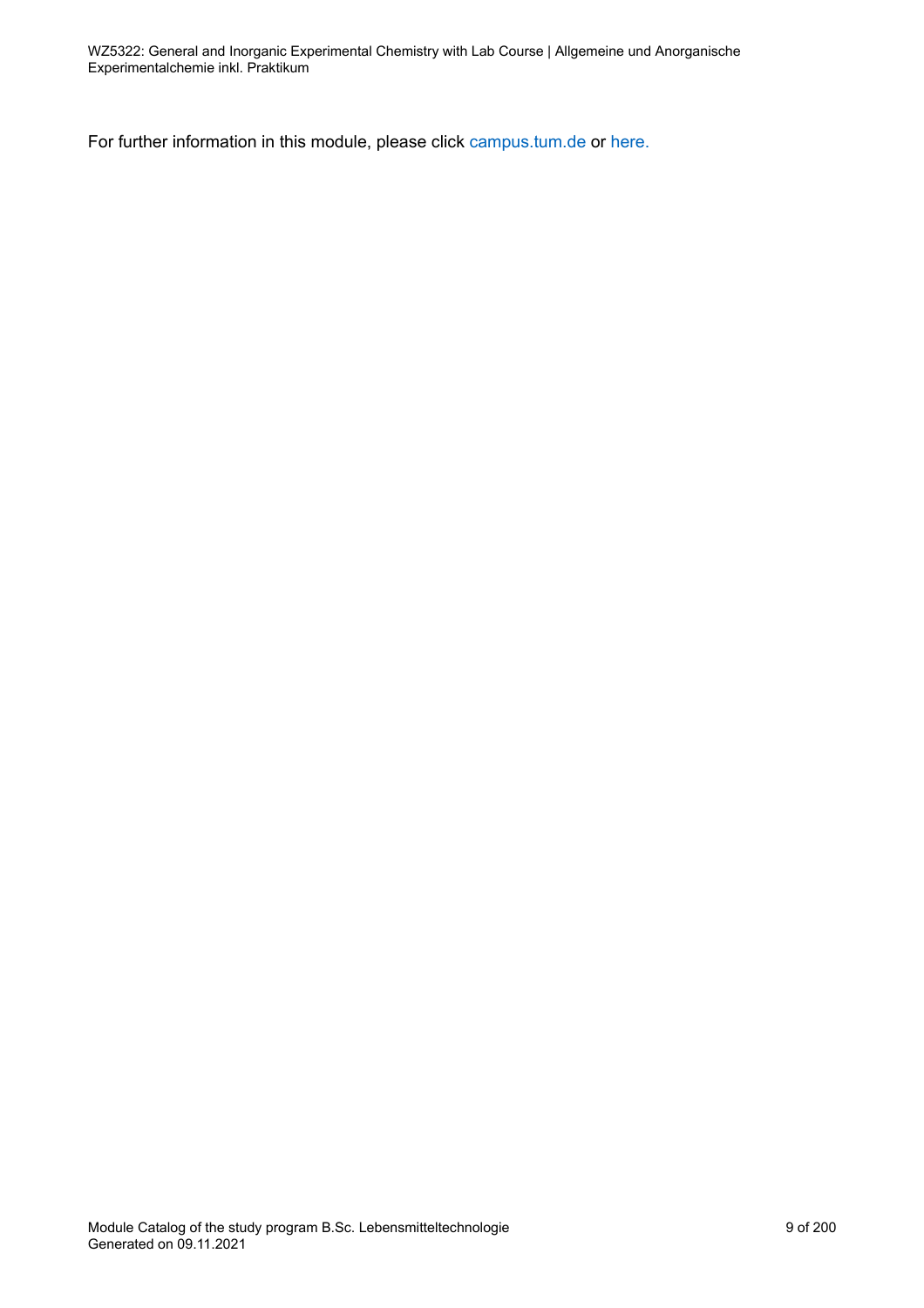For further information in this module, please click campus.tum.de or here.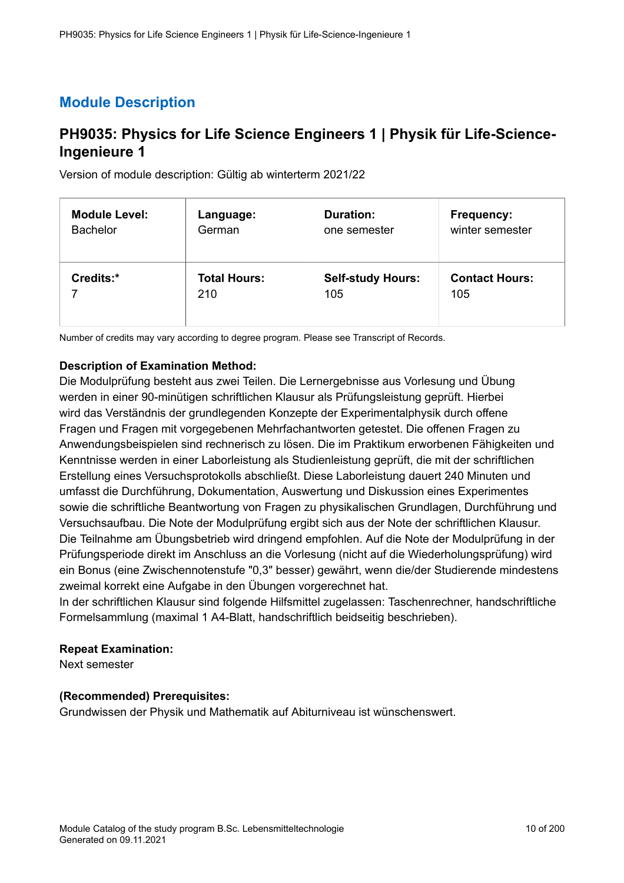## Module Description

### PH9035: Physics for Life Science Engineers 1 | Physik für Life-Science-Ingenieure 1

Version of module description: Gültig ab winterterm 2021/22

| | | | |
|---|---|---|---|
| **Module Level:**<br>Bachelor | **Language:**<br>German | **Duration:**<br>one semester | **Frequency:**<br>winter semester |
| **Credits:***<br>7 | **Total Hours:**<br>210 | **Self-study Hours:**<br>105 | **Contact Hours:**<br>105 |

Number of credits may vary according to degree program. Please see Transcript of Records.

**Description of Examination Method:**
Die Modulprüfung besteht aus zwei Teilen. Die Lernergebnisse aus Vorlesung und Übung werden in einer 90-minütigen schriftlichen Klausur als Prüfungsleistung geprüft. Hierbei wird das Verständnis der grundlegenden Konzepte der Experimentalphysik durch offene Fragen und Fragen mit vorgegebenen Mehrfachantworten getestet. Die offenen Fragen zu Anwendungsbeispielen sind rechnerisch zu lösen. Die im Praktikum erworbenen Fähigkeiten und Kenntnisse werden in einer Laborleistung als Studienleistung geprüft, die mit der schriftlichen Erstellung eines Versuchsprotokolls abschließt. Diese Laborleistung dauert 240 Minuten und umfasst die Durchführung, Dokumentation, Auswertung und Diskussion eines Experimentes sowie die schriftliche Beantwortung von Fragen zu physikalischen Grundlagen, Durchführung und Versuchsaufbau. Die Note der Modulprüfung ergibt sich aus der Note der schriftlichen Klausur. Die Teilnahme am Übungsbetrieb wird dringend empfohlen. Auf die Note der Modulprüfung in der Prüfungsperiode direkt im Anschluss an die Vorlesung (nicht auf die Wiederholungsprüfung) wird ein Bonus (eine Zwischennotenstufe "0,3" besser) gewährt, wenn die/der Studierende mindestens zweimal korrekt eine Aufgabe in den Übungen vorgerechnet hat.
In der schriftlichen Klausur sind folgende Hilfsmittel zugelassen: Taschenrechner, handschriftliche Formelsammlung (maximal 1 A4-Blatt, handschriftlich beidseitig beschrieben).

**Repeat Examination:**
Next semester

**(Recommended) Prerequisites:**
Grundwissen der Physik und Mathematik auf Abiturniveau ist wünschenswert.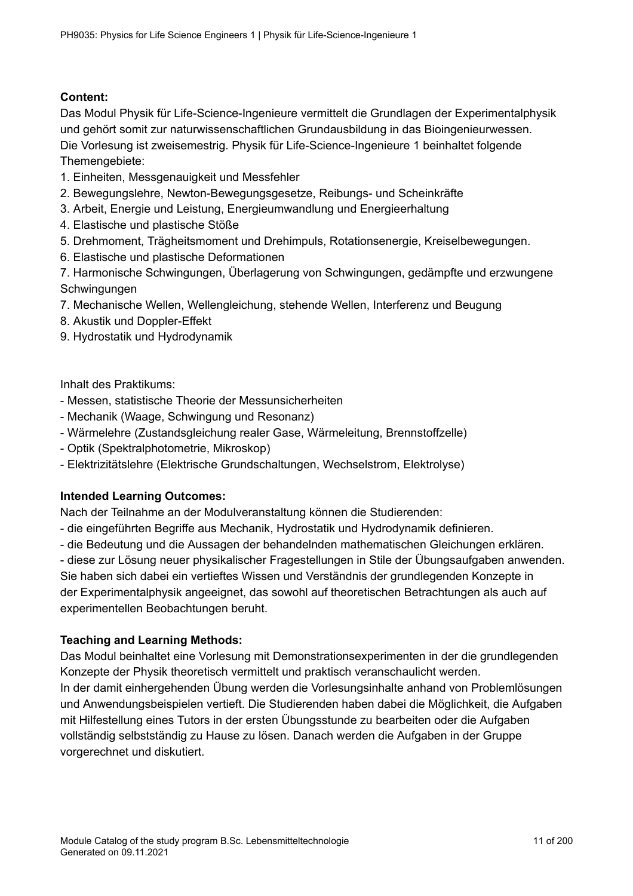**Content:**

Das Modul Physik für Life-Science-Ingenieure vermittelt die Grundlagen der Experimentalphysik und gehört somit zur naturwissenschaftlichen Grundausbildung in das Bioingenieurwessen.
Die Vorlesung ist zweisemestrig. Physik für Life-Science-Ingenieure 1 beinhaltet folgende Themengebiete:

1. Einheiten, Messgenauigkeit und Messfehler
2. Bewegungslehre, Newton-Bewegungsgesetze, Reibungs- und Scheinkräfte
3. Arbeit, Energie und Leistung, Energieumwandlung und Energieerhaltung
4. Elastische und plastische Stöße
5. Drehmoment, Trägheitsmoment und Drehimpuls, Rotationsenergie, Kreiselbewegungen.
6. Elastische und plastische Deformationen
7. Harmonische Schwingungen, Überlagerung von Schwingungen, gedämpfte und erzwungene Schwingungen
7. Mechanische Wellen, Wellengleichung, stehende Wellen, Interferenz und Beugung
8. Akustik und Doppler-Effekt
9. Hydrostatik und Hydrodynamik

Inhalt des Praktikums:

- Messen, statistische Theorie der Messunsicherheiten
- Mechanik (Waage, Schwingung und Resonanz)
- Wärmelehre (Zustandsgleichung realer Gase, Wärmeleitung, Brennstoffzelle)
- Optik (Spektralphotometrie, Mikroskop)
- Elektrizitätslehre (Elektrische Grundschaltungen, Wechselstrom, Elektrolyse)

**Intended Learning Outcomes:**

Nach der Teilnahme an der Modulveranstaltung können die Studierenden:

- die eingeführten Begriffe aus Mechanik, Hydrostatik und Hydrodynamik definieren.
- die Bedeutung und die Aussagen der behandelnden mathematischen Gleichungen erklären.
- diese zur Lösung neuer physikalischer Fragestellungen in Stile der Übungsaufgaben anwenden.

Sie haben sich dabei ein vertieftes Wissen und Verständnis der grundlegenden Konzepte in der Experimentalphysik angeeignet, das sowohl auf theoretischen Betrachtungen als auch auf experimentellen Beobachtungen beruht.

**Teaching and Learning Methods:**

Das Modul beinhaltet eine Vorlesung mit Demonstrationsexperimenten in der die grundlegenden Konzepte der Physik theoretisch vermittelt und praktisch veranschaulicht werden.
In der damit einhergehenden Übung werden die Vorlesungsinhalte anhand von Problemlösungen und Anwendungsbeispielen vertieft. Die Studierenden haben dabei die Möglichkeit, die Aufgaben mit Hilfestellung eines Tutors in der ersten Übungsstunde zu bearbeiten oder die Aufgaben vollständig selbstständig zu Hause zu lösen. Danach werden die Aufgaben in der Gruppe vorgerechnet und diskutiert.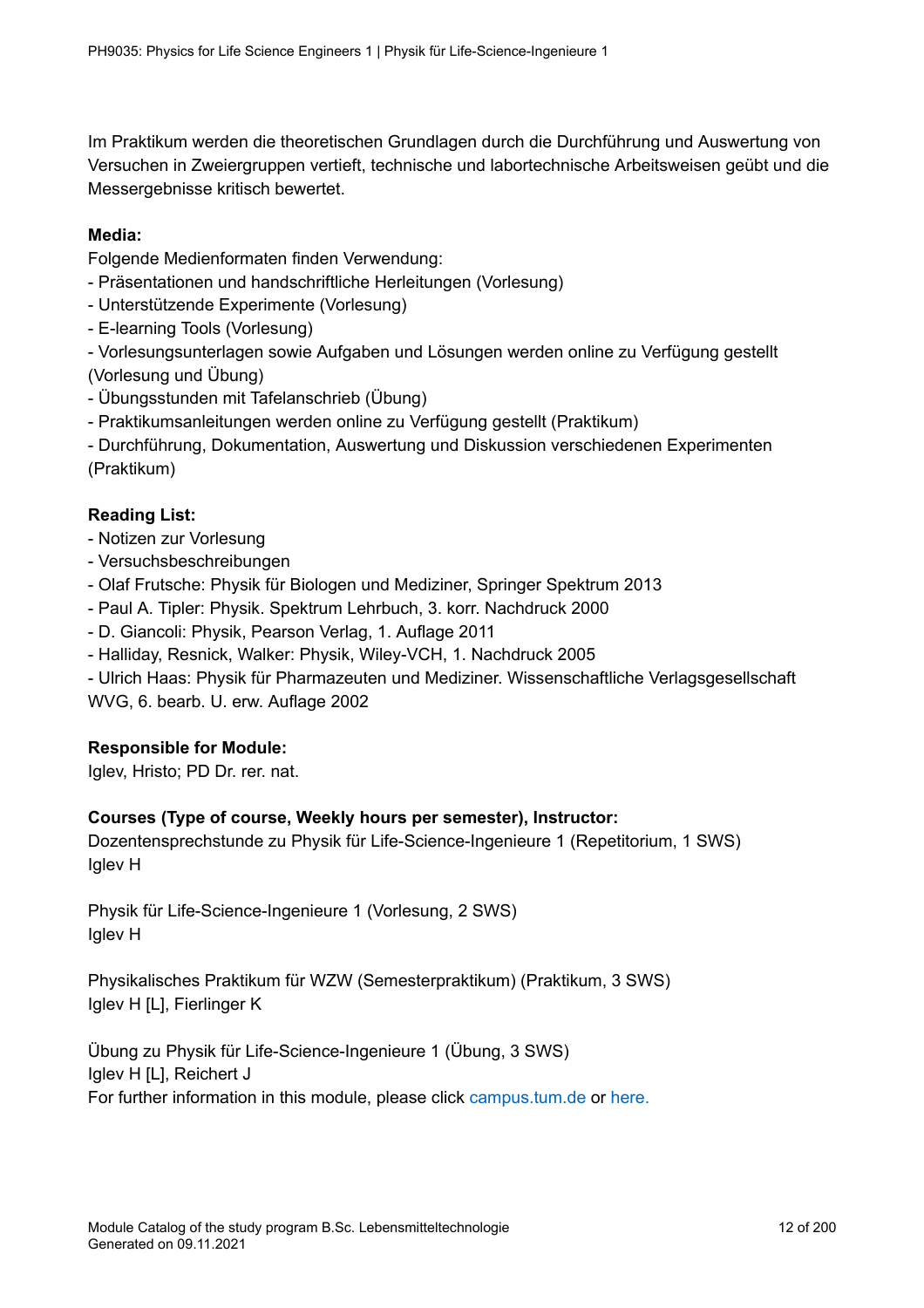Im Praktikum werden die theoretischen Grundlagen durch die Durchführung und Auswertung von Versuchen in Zweiergruppen vertieft, technische und labortechnische Arbeitsweisen geübt und die Messergebnisse kritisch bewertet.

**Media:**
Folgende Medienformaten finden Verwendung:
- Präsentationen und handschriftliche Herleitungen (Vorlesung)
- Unterstützende Experimente (Vorlesung)
- E-learning Tools (Vorlesung)
- Vorlesungsunterlagen sowie Aufgaben und Lösungen werden online zu Verfügung gestellt (Vorlesung und Übung)
- Übungsstunden mit Tafelanschrieb (Übung)
- Praktikumsanleitungen werden online zu Verfügung gestellt (Praktikum)
- Durchführung, Dokumentation, Auswertung und Diskussion verschiedenen Experimenten (Praktikum)

**Reading List:**
- Notizen zur Vorlesung
- Versuchsbeschreibungen
- Olaf Frutsche: Physik für Biologen und Mediziner, Springer Spektrum 2013
- Paul A. Tipler: Physik. Spektrum Lehrbuch, 3. korr. Nachdruck 2000
- D. Giancoli: Physik, Pearson Verlag, 1. Auflage 2011
- Halliday, Resnick, Walker: Physik, Wiley-VCH, 1. Nachdruck 2005
- Ulrich Haas: Physik für Pharmazeuten und Mediziner. Wissenschaftliche Verlagsgesellschaft WVG, 6. bearb. U. erw. Auflage 2002

**Responsible for Module:**
Iglev, Hristo; PD Dr. rer. nat.

**Courses (Type of course, Weekly hours per semester), Instructor:**
Dozentensprechstunde zu Physik für Life-Science-Ingenieure 1 (Repetitorium, 1 SWS)
Iglev H

Physik für Life-Science-Ingenieure 1 (Vorlesung, 2 SWS)
Iglev H

Physikalisches Praktikum für WZW (Semesterpraktikum) (Praktikum, 3 SWS)
Iglev H [L], Fierlinger K

Übung zu Physik für Life-Science-Ingenieure 1 (Übung, 3 SWS)
Iglev H [L], Reichert J
For further information in this module, please click campus.tum.de or here.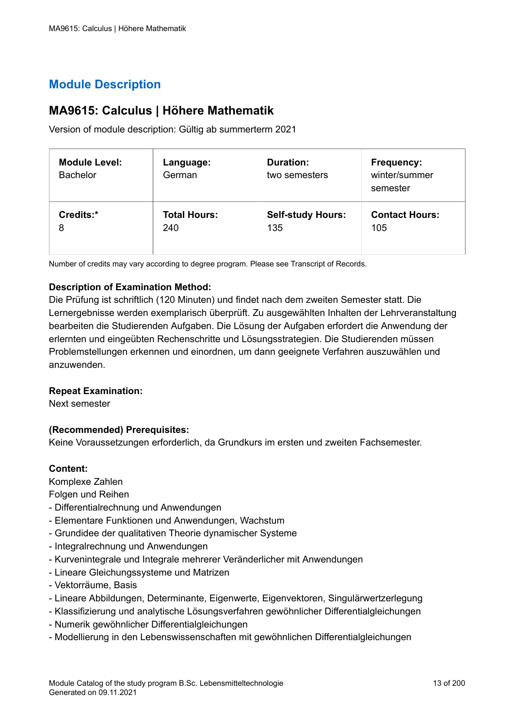# Module Description

## MA9615: Calculus | Höhere Mathematik

Version of module description: Gültig ab summerterm 2021

| | | | |
|---|---|---|---|
| **Module Level:**<br>Bachelor | **Language:**<br>German | **Duration:**<br>two semesters | **Frequency:**<br>winter/summer semester |
| **Credits:***<br>8 | **Total Hours:**<br>240 | **Self-study Hours:**<br>135 | **Contact Hours:**<br>105 |

Number of credits may vary according to degree program. Please see Transcript of Records.

**Description of Examination Method:**
Die Prüfung ist schriftlich (120 Minuten) und findet nach dem zweiten Semester statt. Die Lernergebnisse werden exemplarisch überprüft. Zu ausgewählten Inhalten der Lehrveranstaltung bearbeiten die Studierenden Aufgaben. Die Lösung der Aufgaben erfordert die Anwendung der erlernten und eingeübten Rechenschritte und Lösungsstrategien. Die Studierenden müssen Problemstellungen erkennen und einordnen, um dann geeignete Verfahren auszuwählen und anzuwenden.

**Repeat Examination:**
Next semester

**(Recommended) Prerequisites:**
Keine Voraussetzungen erforderlich, da Grundkurs im ersten und zweiten Fachsemester.

**Content:**
Komplexe Zahlen
Folgen und Reihen
- Differentialrechnung und Anwendungen
- Elementare Funktionen und Anwendungen, Wachstum
- Grundidee der qualitativen Theorie dynamischer Systeme
- Integralrechnung und Anwendungen
- Kurvenintegrale und Integrale mehrerer Veränderlicher mit Anwendungen
- Lineare Gleichungssysteme und Matrizen
- Vektorräume, Basis
- Lineare Abbildungen, Determinante, Eigenwerte, Eigenvektoren, Singulärwertzerlegung
- Klassifizierung und analytische Lösungsverfahren gewöhnlicher Differentialgleichungen
- Numerik gewöhnlicher Differentialgleichungen
- Modellierung in den Lebenswissenschaften mit gewöhnlichen Differentialgleichungen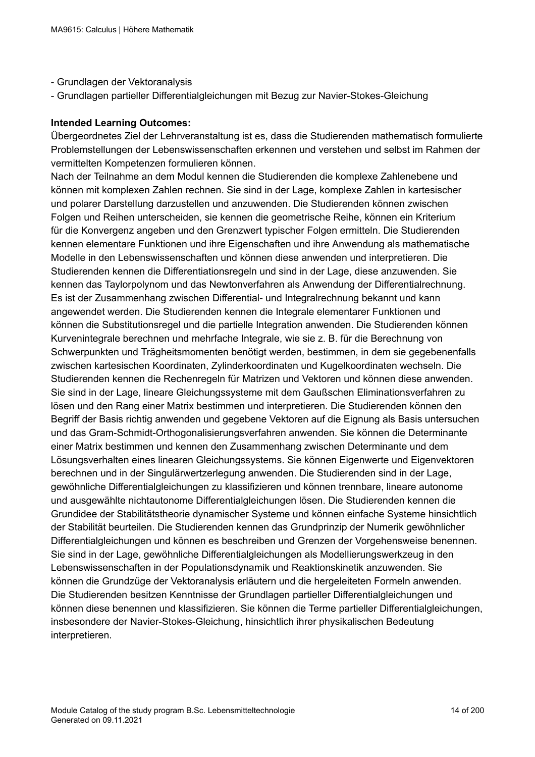- Grundlagen der Vektoranalysis
- Grundlagen partieller Differentialgleichungen mit Bezug zur Navier-Stokes-Gleichung

**Intended Learning Outcomes:**

Übergeordnetes Ziel der Lehrveranstaltung ist es, dass die Studierenden mathematisch formulierte Problemstellungen der Lebenswissenschaften erkennen und verstehen und selbst im Rahmen der vermittelten Kompetenzen formulieren können.

Nach der Teilnahme an dem Modul kennen die Studierenden die komplexe Zahlenebene und können mit komplexen Zahlen rechnen. Sie sind in der Lage, komplexe Zahlen in kartesischer und polarer Darstellung darzustellen und anzuwenden. Die Studierenden können zwischen Folgen und Reihen unterscheiden, sie kennen die geometrische Reihe, können ein Kriterium für die Konvergenz angeben und den Grenzwert typischer Folgen ermitteln. Die Studierenden kennen elementare Funktionen und ihre Eigenschaften und ihre Anwendung als mathematische Modelle in den Lebenswissenschaften und können diese anwenden und interpretieren. Die Studierenden kennen die Differentiationsregeln und sind in der Lage, diese anzuwenden. Sie kennen das Taylorpolynom und das Newtonverfahren als Anwendung der Differentialrechnung. Es ist der Zusammenhang zwischen Differential- und Integralrechnung bekannt und kann angewendet werden. Die Studierenden kennen die Integrale elementarer Funktionen und können die Substitutionsregel und die partielle Integration anwenden. Die Studierenden können Kurvenintegrale berechnen und mehrfache Integrale, wie sie z. B. für die Berechnung von Schwerpunkten und Trägheitsmomenten benötigt werden, bestimmen, in dem sie gegebenenfalls zwischen kartesischen Koordinaten, Zylinderkoordinaten und Kugelkoordinaten wechseln. Die Studierenden kennen die Rechenregeln für Matrizen und Vektoren und können diese anwenden. Sie sind in der Lage, lineare Gleichungssysteme mit dem Gaußschen Eliminationsverfahren zu lösen und den Rang einer Matrix bestimmen und interpretieren. Die Studierenden können den Begriff der Basis richtig anwenden und gegebene Vektoren auf die Eignung als Basis untersuchen und das Gram-Schmidt-Orthogonalisierungsverfahren anwenden. Sie können die Determinante einer Matrix bestimmen und kennen den Zusammenhang zwischen Determinante und dem Lösungsverhalten eines linearen Gleichungssystems. Sie können Eigenwerte und Eigenvektoren berechnen und in der Singulärwertzerlegung anwenden. Die Studierenden sind in der Lage, gewöhnliche Differentialgleichungen zu klassifizieren und können trennbare, lineare autonome und ausgewählte nichtautonome Differentialgleichungen lösen. Die Studierenden kennen die Grundidee der Stabilitätstheorie dynamischer Systeme und können einfache Systeme hinsichtlich der Stabilität beurteilen. Die Studierenden kennen das Grundprinzip der Numerik gewöhnlicher Differentialgleichungen und können es beschreiben und Grenzen der Vorgehensweise benennen. Sie sind in der Lage, gewöhnliche Differentialgleichungen als Modellierungswerkzeug in den Lebenswissenschaften in der Populationsdynamik und Reaktionskinetik anzuwenden. Sie können die Grundzüge der Vektoranalysis erläutern und die hergeleiteten Formeln anwenden. Die Studierenden besitzen Kenntnisse der Grundlagen partieller Differentialgleichungen und können diese benennen und klassifizieren. Sie können die Terme partieller Differentialgleichungen, insbesondere der Navier-Stokes-Gleichung, hinsichtlich ihrer physikalischen Bedeutung interpretieren.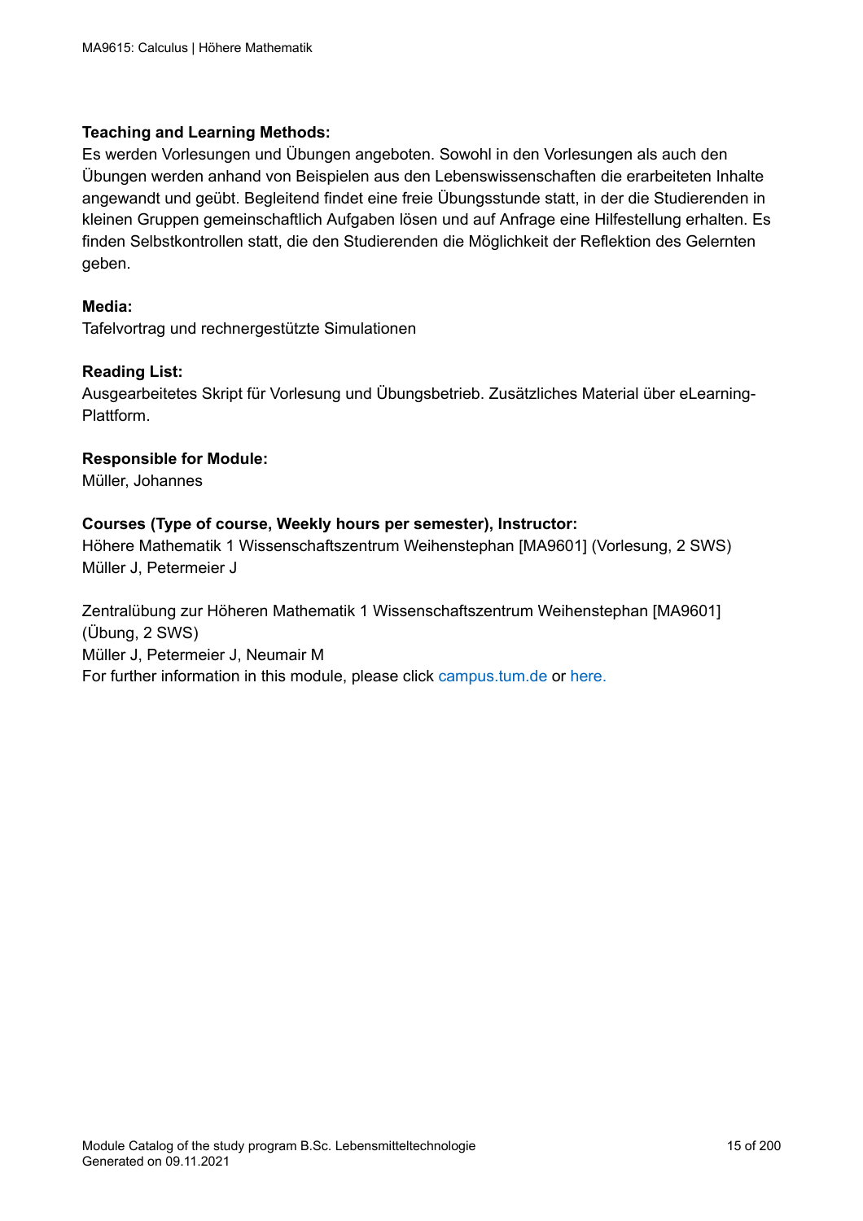**Teaching and Learning Methods:**
Es werden Vorlesungen und Übungen angeboten. Sowohl in den Vorlesungen als auch den Übungen werden anhand von Beispielen aus den Lebenswissenschaften die erarbeiteten Inhalte angewandt und geübt. Begleitend findet eine freie Übungsstunde statt, in der die Studierenden in kleinen Gruppen gemeinschaftlich Aufgaben lösen und auf Anfrage eine Hilfestellung erhalten. Es finden Selbstkontrollen statt, die den Studierenden die Möglichkeit der Reflektion des Gelernten geben.

**Media:**
Tafelvortrag und rechnergestützte Simulationen

**Reading List:**
Ausgearbeitetes Skript für Vorlesung und Übungsbetrieb. Zusätzliches Material über eLearning-Plattform.

**Responsible for Module:**
Müller, Johannes

**Courses (Type of course, Weekly hours per semester), Instructor:**
Höhere Mathematik 1 Wissenschaftszentrum Weihenstephan [MA9601] (Vorlesung, 2 SWS)
Müller J, Petermeier J

Zentralübung zur Höheren Mathematik 1 Wissenschaftszentrum Weihenstephan [MA9601] (Übung, 2 SWS)
Müller J, Petermeier J, Neumair M
For further information in this module, please click campus.tum.de or here.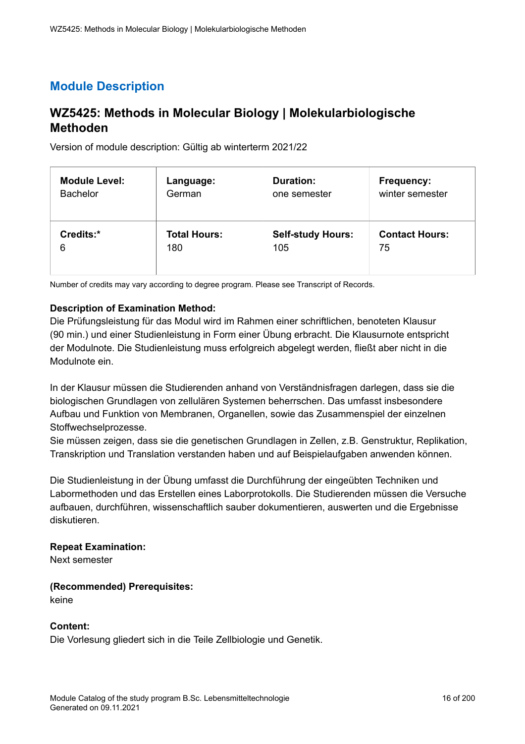## Module Description

# WZ5425: Methods in Molecular Biology | Molekularbiologische Methoden

Version of module description: Gültig ab winterterm 2021/22

| | | | |
|---|---|---|---|
| **Module Level:**<br>Bachelor | **Language:**<br>German | **Duration:**<br>one semester | **Frequency:**<br>winter semester |
| **Credits:***<br>6 | **Total Hours:**<br>180 | **Self-study Hours:**<br>105 | **Contact Hours:**<br>75 |

Number of credits may vary according to degree program. Please see Transcript of Records.

**Description of Examination Method:**
Die Prüfungsleistung für das Modul wird im Rahmen einer schriftlichen, benoteten Klausur (90 min.) und einer Studienleistung in Form einer Übung erbracht. Die Klausurnote entspricht der Modulnote. Die Studienleistung muss erfolgreich abgelegt werden, fließt aber nicht in die Modulnote ein.

In der Klausur müssen die Studierenden anhand von Verständnisfragen darlegen, dass sie die biologischen Grundlagen von zellulären Systemen beherrschen. Das umfasst insbesondere Aufbau und Funktion von Membranen, Organellen, sowie das Zusammenspiel der einzelnen Stoffwechselprozesse.
Sie müssen zeigen, dass sie die genetischen Grundlagen in Zellen, z.B. Genstruktur, Replikation, Transkription und Translation verstanden haben und auf Beispielaufgaben anwenden können.

Die Studienleistung in der Übung umfasst die Durchführung der eingeübten Techniken und Labormethoden und das Erstellen eines Laborprotokolls. Die Studierenden müssen die Versuche aufbauen, durchführen, wissenschaftlich sauber dokumentieren, auswerten und die Ergebnisse diskutieren.

**Repeat Examination:**
Next semester

**(Recommended) Prerequisites:**
keine

**Content:**
Die Vorlesung gliedert sich in die Teile Zellbiologie und Genetik.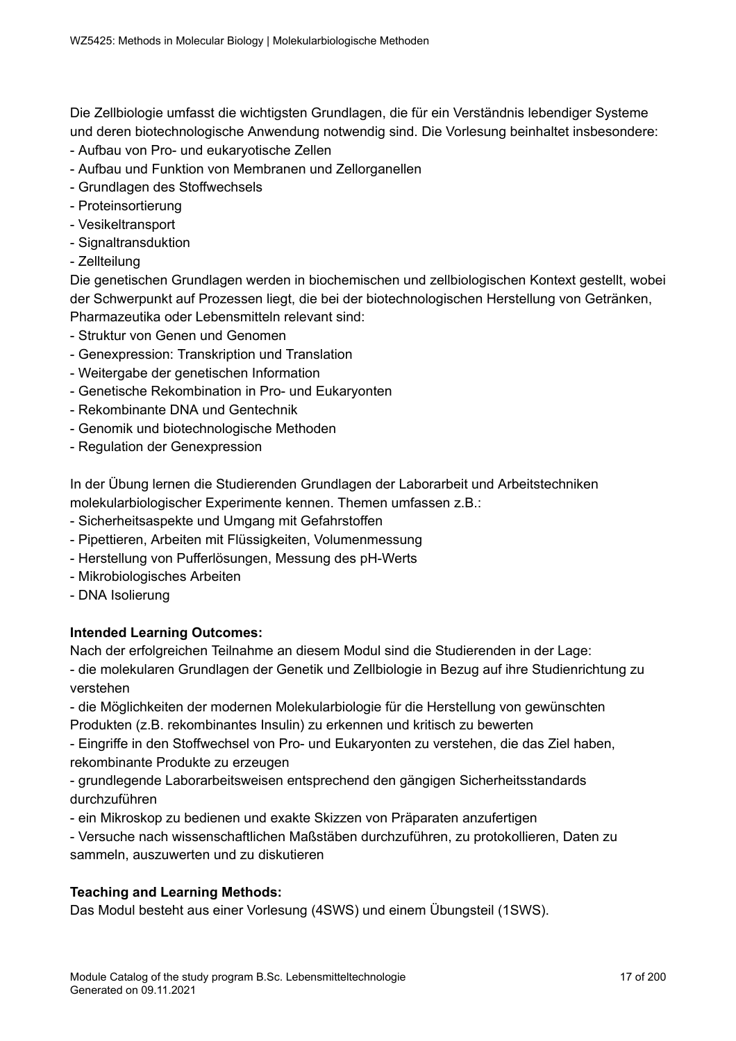Die Zellbiologie umfasst die wichtigsten Grundlagen, die für ein Verständnis lebendiger Systeme und deren biotechnologische Anwendung notwendig sind. Die Vorlesung beinhaltet insbesondere:
- Aufbau von Pro- und eukaryotische Zellen
- Aufbau und Funktion von Membranen und Zellorganellen
- Grundlagen des Stoffwechsels
- Proteinsortierung
- Vesikeltransport
- Signaltransduktion
- Zellteilung

Die genetischen Grundlagen werden in biochemischen und zellbiologischen Kontext gestellt, wobei der Schwerpunkt auf Prozessen liegt, die bei der biotechnologischen Herstellung von Getränken, Pharmazeutika oder Lebensmitteln relevant sind:
- Struktur von Genen und Genomen
- Genexpression: Transkription und Translation
- Weitergabe der genetischen Information
- Genetische Rekombination in Pro- und Eukaryonten
- Rekombinante DNA und Gentechnik
- Genomik und biotechnologische Methoden
- Regulation der Genexpression

In der Übung lernen die Studierenden Grundlagen der Laborarbeit und Arbeitstechniken molekularbiologischer Experimente kennen. Themen umfassen z.B.:
- Sicherheitsaspekte und Umgang mit Gefahrstoffen
- Pipettieren, Arbeiten mit Flüssigkeiten, Volumenmessung
- Herstellung von Pufferlösungen, Messung des pH-Werts
- Mikrobiologisches Arbeiten
- DNA Isolierung

**Intended Learning Outcomes:**

Nach der erfolgreichen Teilnahme an diesem Modul sind die Studierenden in der Lage:
- die molekularen Grundlagen der Genetik und Zellbiologie in Bezug auf ihre Studienrichtung zu verstehen
- die Möglichkeiten der modernen Molekularbiologie für die Herstellung von gewünschten Produkten (z.B. rekombinantes Insulin) zu erkennen und kritisch zu bewerten
- Eingriffe in den Stoffwechsel von Pro- und Eukaryonten zu verstehen, die das Ziel haben, rekombinante Produkte zu erzeugen
- grundlegende Laborarbeitsweisen entsprechend den gängigen Sicherheitsstandards durchzuführen
- ein Mikroskop zu bedienen und exakte Skizzen von Präparaten anzufertigen
- Versuche nach wissenschaftlichen Maßstäben durchzuführen, zu protokollieren, Daten zu sammeln, auszuwerten und zu diskutieren

**Teaching and Learning Methods:**

Das Modul besteht aus einer Vorlesung (4SWS) und einem Übungsteil (1SWS).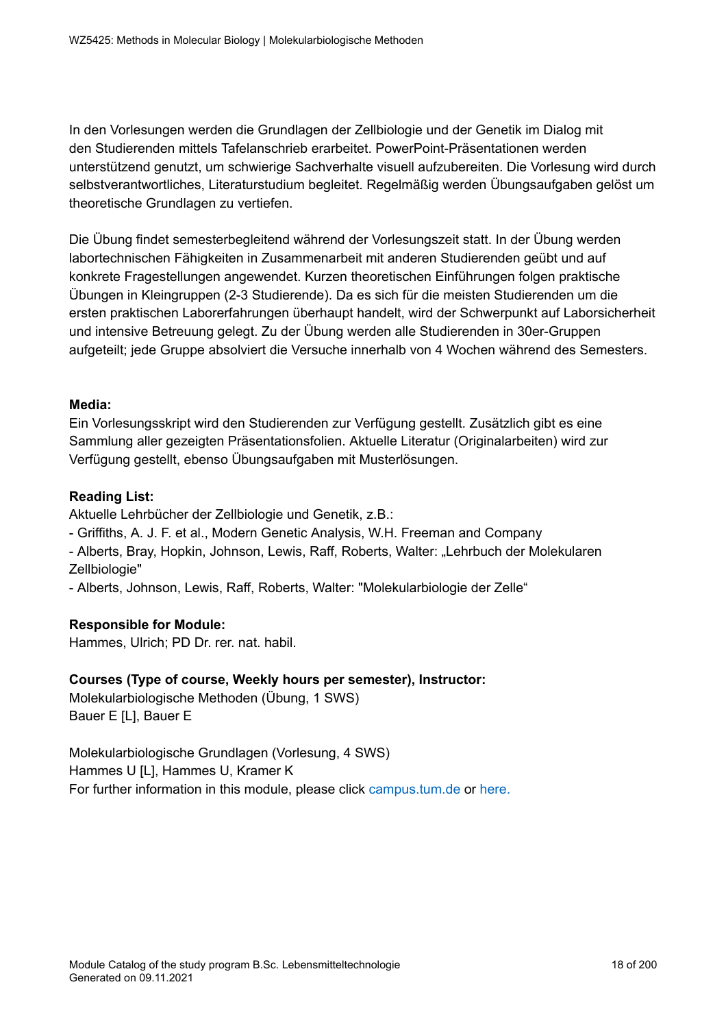In den Vorlesungen werden die Grundlagen der Zellbiologie und der Genetik im Dialog mit den Studierenden mittels Tafelanschrieb erarbeitet. PowerPoint-Präsentationen werden unterstützend genutzt, um schwierige Sachverhalte visuell aufzubereiten. Die Vorlesung wird durch selbstverantwortliches, Literaturstudium begleitet. Regelmäßig werden Übungsaufgaben gelöst um theoretische Grundlagen zu vertiefen.

Die Übung findet semesterbegleitend während der Vorlesungszeit statt. In der Übung werden labortechnischen Fähigkeiten in Zusammenarbeit mit anderen Studierenden geübt und auf konkrete Fragestellungen angewendet. Kurzen theoretischen Einführungen folgen praktische Übungen in Kleingruppen (2-3 Studierende). Da es sich für die meisten Studierenden um die ersten praktischen Laborerfahrungen überhaupt handelt, wird der Schwerpunkt auf Laborsicherheit und intensive Betreuung gelegt. Zu der Übung werden alle Studierenden in 30er-Gruppen aufgeteilt; jede Gruppe absolviert die Versuche innerhalb von 4 Wochen während des Semesters.

**Media:**
Ein Vorlesungsskript wird den Studierenden zur Verfügung gestellt. Zusätzlich gibt es eine Sammlung aller gezeigten Präsentationsfolien. Aktuelle Literatur (Originalarbeiten) wird zur Verfügung gestellt, ebenso Übungsaufgaben mit Musterlösungen.

**Reading List:**
Aktuelle Lehrbücher der Zellbiologie und Genetik, z.B.:
- Griffiths, A. J. F. et al., Modern Genetic Analysis, W.H. Freeman and Company
- Alberts, Bray, Hopkin, Johnson, Lewis, Raff, Roberts, Walter: „Lehrbuch der Molekularen Zellbiologie"
- Alberts, Johnson, Lewis, Raff, Roberts, Walter: "Molekularbiologie der Zelle“

**Responsible for Module:**
Hammes, Ulrich; PD Dr. rer. nat. habil.

**Courses (Type of course, Weekly hours per semester), Instructor:**
Molekularbiologische Methoden (Übung, 1 SWS)
Bauer E [L], Bauer E

Molekularbiologische Grundlagen (Vorlesung, 4 SWS)
Hammes U [L], Hammes U, Kramer K
For further information in this module, please click campus.tum.de or here.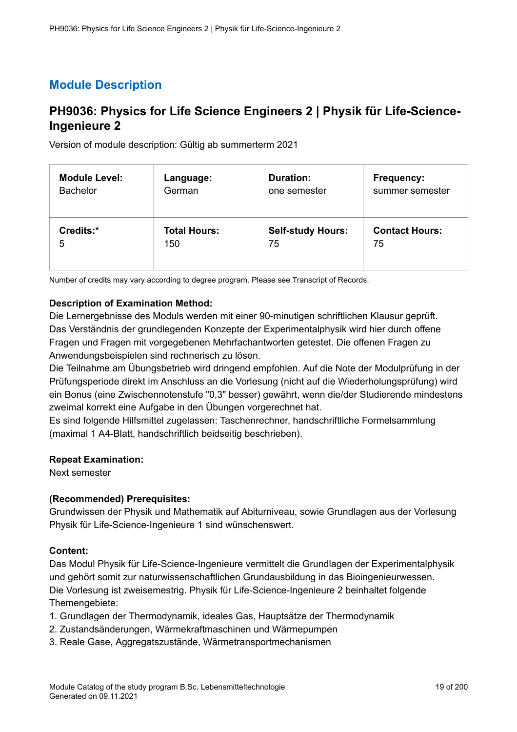# Module Description

## PH9036: Physics for Life Science Engineers 2 | Physik für Life-Science-Ingenieure 2

Version of module description: Gültig ab summerterm 2021

| | | | |
|---|---|---|---|
| **Module Level:**<br>Bachelor | **Language:**<br>German | **Duration:**<br>one semester | **Frequency:**<br>summer semester |
| **Credits:***<br>5 | **Total Hours:**<br>150 | **Self-study Hours:**<br>75 | **Contact Hours:**<br>75 |

Number of credits may vary according to degree program. Please see Transcript of Records.

**Description of Examination Method:**
Die Lernergebnisse des Moduls werden mit einer 90-minutigen schriftlichen Klausur geprüft. Das Verständnis der grundlegenden Konzepte der Experimentalphysik wird hier durch offene Fragen und Fragen mit vorgegebenen Mehrfachantworten getestet. Die offenen Fragen zu Anwendungsbeispielen sind rechnerisch zu lösen.
Die Teilnahme am Übungsbetrieb wird dringend empfohlen. Auf die Note der Modulprüfung in der Prüfungsperiode direkt im Anschluss an die Vorlesung (nicht auf die Wiederholungsprüfung) wird ein Bonus (eine Zwischennotenstufe "0,3" besser) gewährt, wenn die/der Studierende mindestens zweimal korrekt eine Aufgabe in den Übungen vorgerechnet hat.
Es sind folgende Hilfsmittel zugelassen: Taschenrechner, handschriftliche Formelsammlung (maximal 1 A4-Blatt, handschriftlich beidseitig beschrieben).

**Repeat Examination:**
Next semester

**(Recommended) Prerequisites:**
Grundwissen der Physik und Mathematik auf Abiturniveau, sowie Grundlagen aus der Vorlesung Physik für Life-Science-Ingenieure 1 sind wünschenswert.

**Content:**
Das Modul Physik für Life-Science-Ingenieure vermittelt die Grundlagen der Experimentalphysik und gehört somit zur naturwissenschaftlichen Grundausbildung in das Bioingenieurwessen.
Die Vorlesung ist zweisemestrig. Physik für Life-Science-Ingenieure 2 beinhaltet folgende Themengebiete:
1. Grundlagen der Thermodynamik, ideales Gas, Hauptsätze der Thermodynamik
2. Zustandsänderungen, Wärmekraftmaschinen und Wärmepumpen
3. Reale Gase, Aggregatszustände, Wärmetransportmechanismen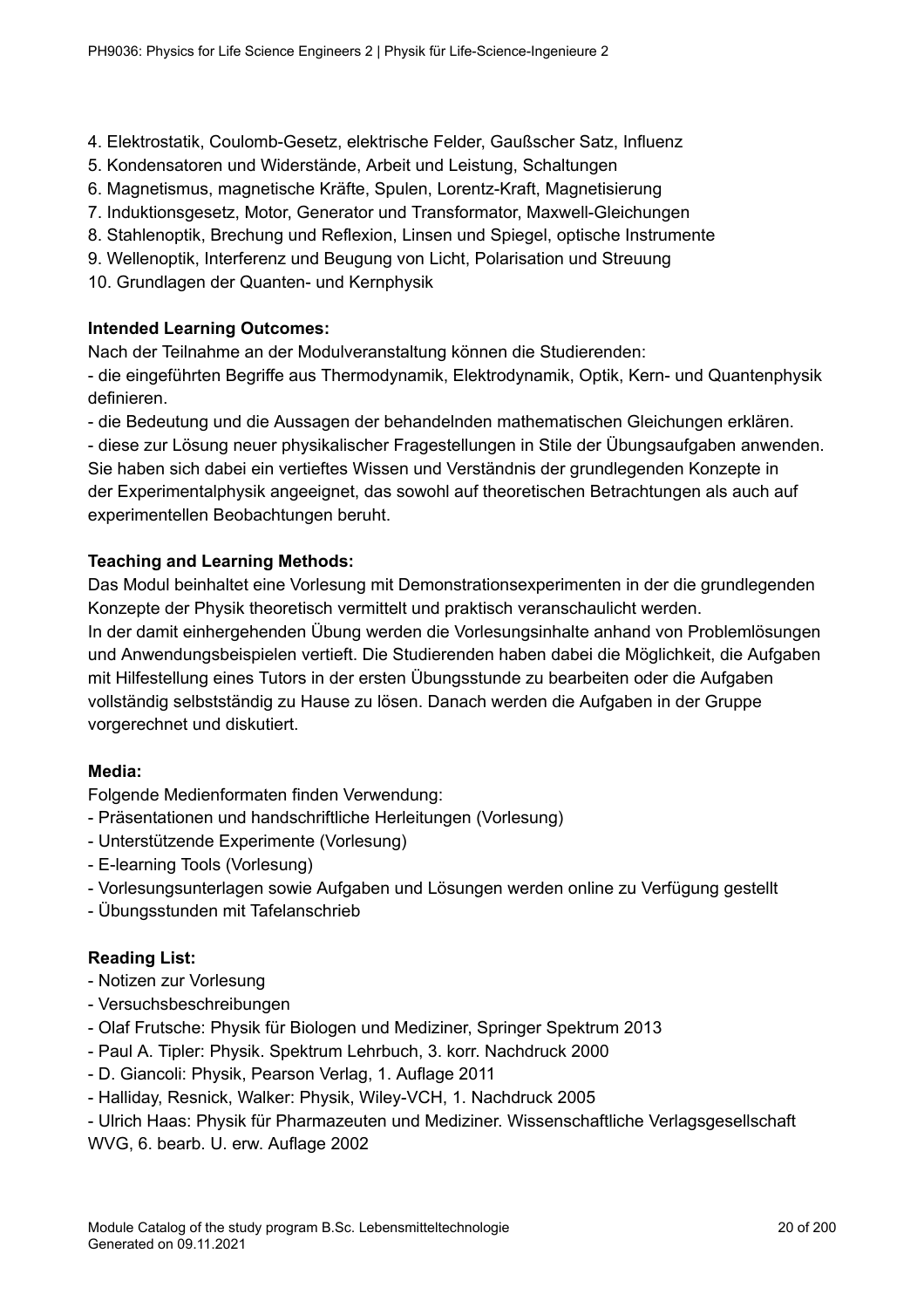4. Elektrostatik, Coulomb-Gesetz, elektrische Felder, Gaußscher Satz, Influenz
5. Kondensatoren und Widerstände, Arbeit und Leistung, Schaltungen
6. Magnetismus, magnetische Kräfte, Spulen, Lorentz-Kraft, Magnetisierung
7. Induktionsgesetz, Motor, Generator und Transformator, Maxwell-Gleichungen
8. Stahlenoptik, Brechung und Reflexion, Linsen und Spiegel, optische Instrumente
9. Wellenoptik, Interferenz und Beugung von Licht, Polarisation und Streuung
10. Grundlagen der Quanten- und Kernphysik

**Intended Learning Outcomes:**

Nach der Teilnahme an der Modulveranstaltung können die Studierenden:
- die eingeführten Begriffe aus Thermodynamik, Elektrodynamik, Optik, Kern- und Quantenphysik definieren.
- die Bedeutung und die Aussagen der behandelnden mathematischen Gleichungen erklären.
- diese zur Lösung neuer physikalischer Fragestellungen in Stile der Übungsaufgaben anwenden.

Sie haben sich dabei ein vertieftes Wissen und Verständnis der grundlegenden Konzepte in der Experimentalphysik angeeignet, das sowohl auf theoretischen Betrachtungen als auch auf experimentellen Beobachtungen beruht.

**Teaching and Learning Methods:**

Das Modul beinhaltet eine Vorlesung mit Demonstrationsexperimenten in der die grundlegenden Konzepte der Physik theoretisch vermittelt und praktisch veranschaulicht werden.
In der damit einhergehenden Übung werden die Vorlesungsinhalte anhand von Problemlösungen und Anwendungsbeispielen vertieft. Die Studierenden haben dabei die Möglichkeit, die Aufgaben mit Hilfestellung eines Tutors in der ersten Übungsstunde zu bearbeiten oder die Aufgaben vollständig selbstständig zu Hause zu lösen. Danach werden die Aufgaben in der Gruppe vorgerechnet und diskutiert.

**Media:**

Folgende Medienformaten finden Verwendung:
- Präsentationen und handschriftliche Herleitungen (Vorlesung)
- Unterstützende Experimente (Vorlesung)
- E-learning Tools (Vorlesung)
- Vorlesungsunterlagen sowie Aufgaben und Lösungen werden online zu Verfügung gestellt
- Übungsstunden mit Tafelanschrieb

**Reading List:**

- Notizen zur Vorlesung
- Versuchsbeschreibungen
- Olaf Frutsche: Physik für Biologen und Mediziner, Springer Spektrum 2013
- Paul A. Tipler: Physik. Spektrum Lehrbuch, 3. korr. Nachdruck 2000
- D. Giancoli: Physik, Pearson Verlag, 1. Auflage 2011
- Halliday, Resnick, Walker: Physik, Wiley-VCH, 1. Nachdruck 2005
- Ulrich Haas: Physik für Pharmazeuten und Mediziner. Wissenschaftliche Verlagsgesellschaft WVG, 6. bearb. U. erw. Auflage 2002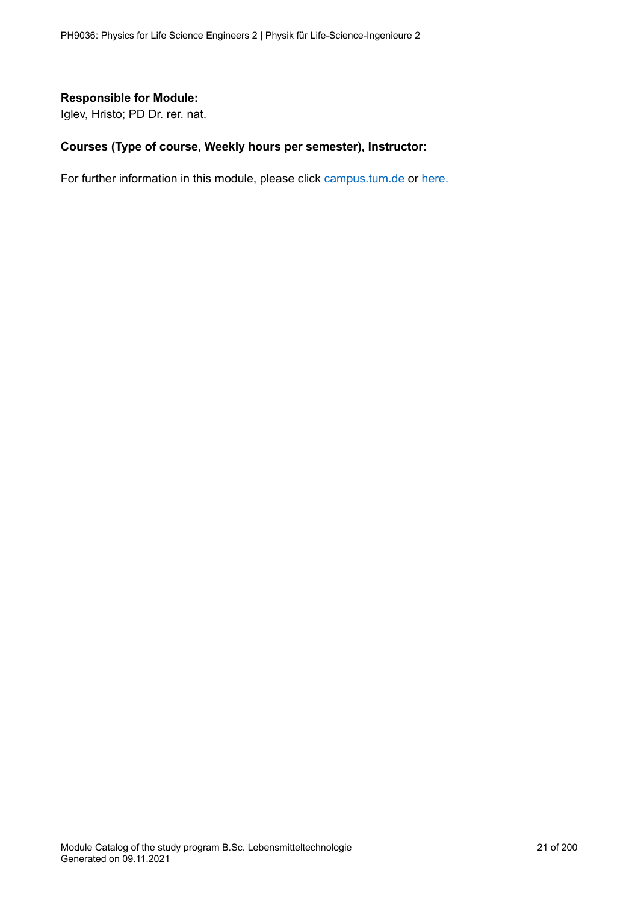**Responsible for Module:**
Iglev, Hristo; PD Dr. rer. nat.

**Courses (Type of course, Weekly hours per semester), Instructor:**

For further information in this module, please click campus.tum.de or here.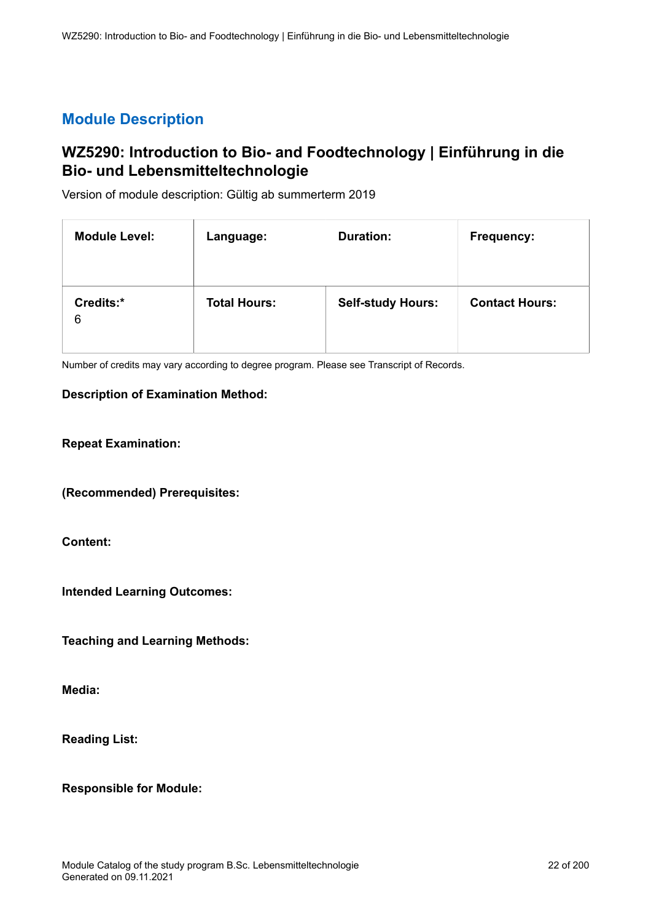## Module Description

### WZ5290: Introduction to Bio- and Foodtechnology | Einführung in die Bio- und Lebensmitteltechnologie

Version of module description: Gültig ab summerterm 2019

| | | | |
|---|---|---|---|
| **Module Level:** | **Language:** | **Duration:** | **Frequency:** |
| **Credits:***<br>6 | **Total Hours:** | **Self-study Hours:** | **Contact Hours:** |

Number of credits may vary according to degree program. Please see Transcript of Records.

**Description of Examination Method:**

**Repeat Examination:**

**(Recommended) Prerequisites:**

**Content:**

**Intended Learning Outcomes:**

**Teaching and Learning Methods:**

**Media:**

**Reading List:**

**Responsible for Module:**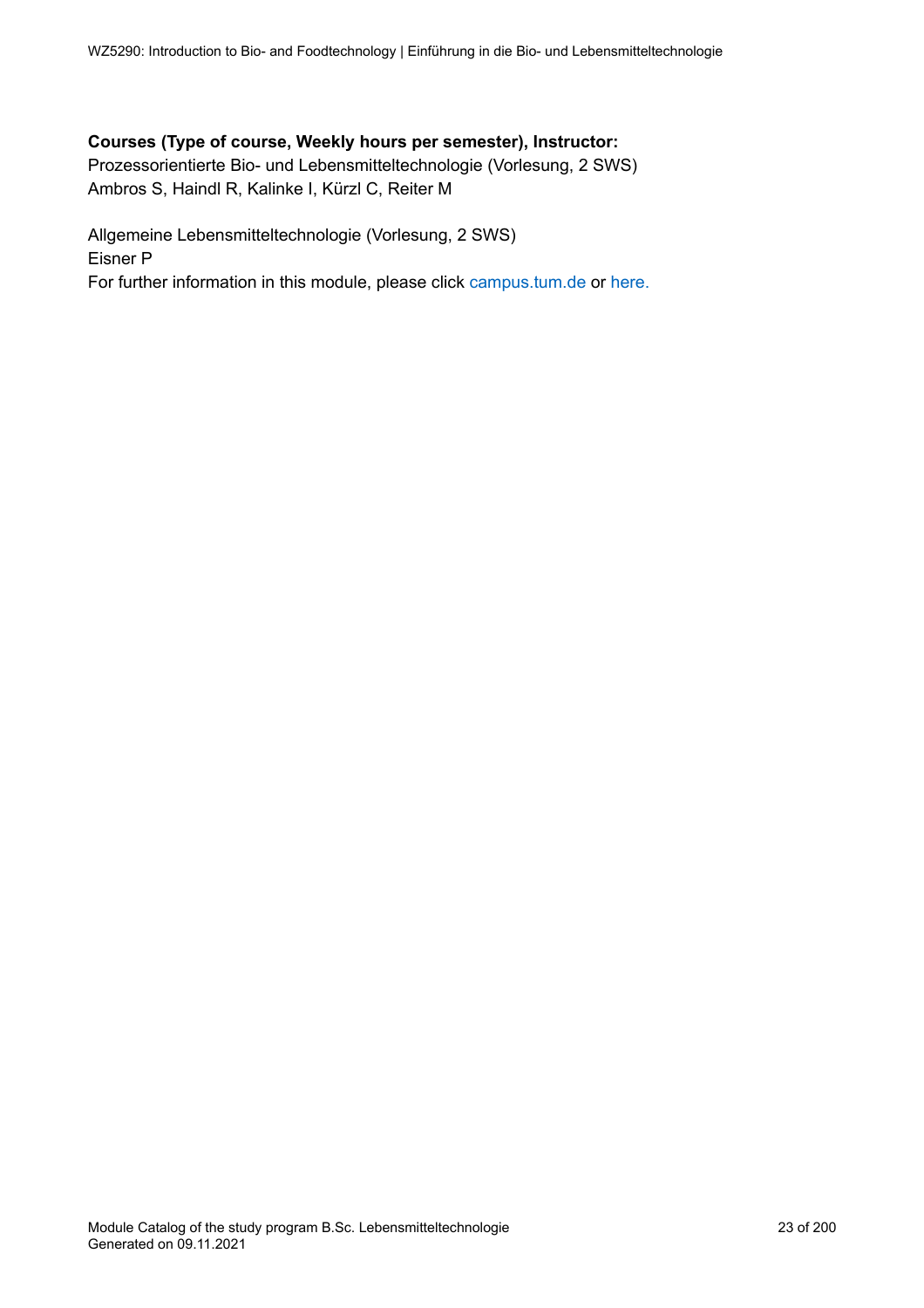**Courses (Type of course, Weekly hours per semester), Instructor:**
Prozessorientierte Bio- und Lebensmitteltechnologie (Vorlesung, 2 SWS)
Ambros S, Haindl R, Kalinke I, Kürzl C, Reiter M

Allgemeine Lebensmitteltechnologie (Vorlesung, 2 SWS)
Eisner P
For further information in this module, please click campus.tum.de or here.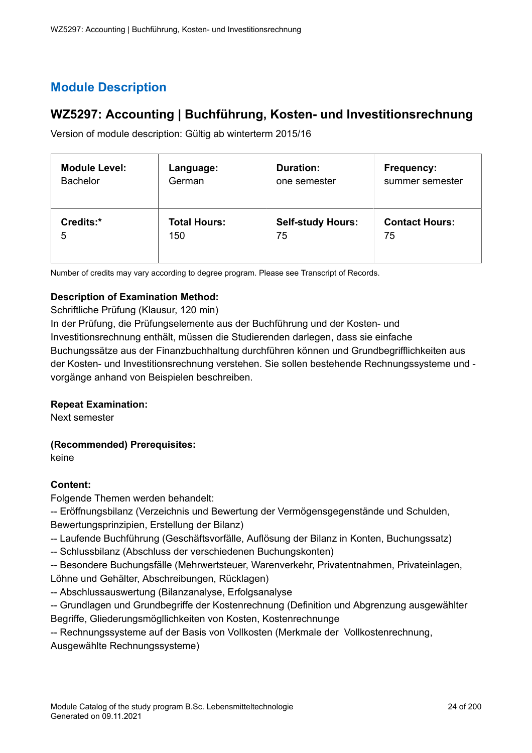# Module Description

## WZ5297: Accounting | Buchführung, Kosten- und Investitionsrechnung

Version of module description: Gültig ab winterterm 2015/16

| | | | |
|---|---|---|---|
| **Module Level:**<br>Bachelor | **Language:**<br>German | **Duration:**<br>one semester | **Frequency:**<br>summer semester |
| **Credits:***<br>5 | **Total Hours:**<br>150 | **Self-study Hours:**<br>75 | **Contact Hours:**<br>75 |

Number of credits may vary according to degree program. Please see Transcript of Records.

**Description of Examination Method:**
Schriftliche Prüfung (Klausur, 120 min)
In der Prüfung, die Prüfungselemente aus der Buchführung und der Kosten- und Investitionsrechnung enthält, müssen die Studierenden darlegen, dass sie einfache Buchungssätze aus der Finanzbuchhaltung durchführen können und Grundbegrifflichkeiten aus der Kosten- und Investitionsrechnung verstehen. Sie sollen bestehende Rechnungssysteme und -vorgänge anhand von Beispielen beschreiben.

**Repeat Examination:**
Next semester

**(Recommended) Prerequisites:**
keine

**Content:**
Folgende Themen werden behandelt:
-- Eröffnungsbilanz (Verzeichnis und Bewertung der Vermögensgegenstände und Schulden, Bewertungsprinzipien, Erstellung der Bilanz)
-- Laufende Buchführung (Geschäftsvorfälle, Auflösung der Bilanz in Konten, Buchungssatz)
-- Schlussbilanz (Abschluss der verschiedenen Buchungskonten)
-- Besondere Buchungsfälle (Mehrwertsteuer, Warenverkehr, Privatentnahmen, Privateinlagen, Löhne und Gehälter, Abschreibungen, Rücklagen)
-- Abschlussauswertung (Bilanzanalyse, Erfolgsanalyse
-- Grundlagen und Grundbegriffe der Kostenrechnung (Definition und Abgrenzung ausgewählter Begriffe, Gliederungsmögllichkeiten von Kosten, Kostenrechnunge
-- Rechnungssysteme auf der Basis von Vollkosten (Merkmale der Vollkostenrechnung, Ausgewählte Rechnungssysteme)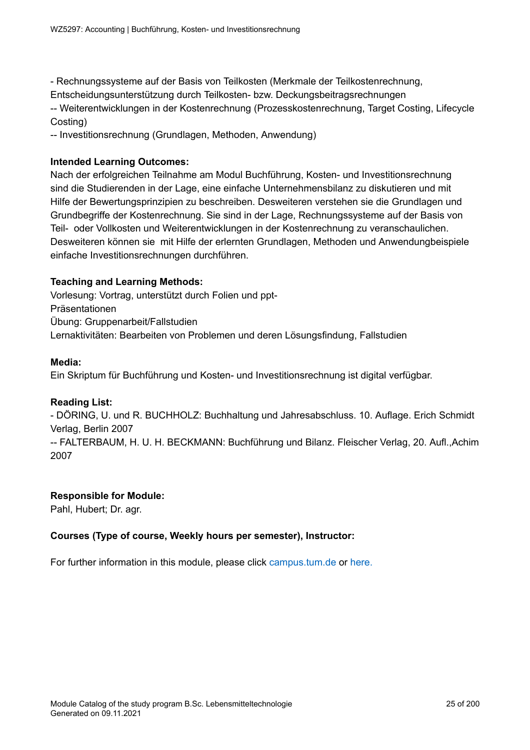- Rechnungssysteme auf der Basis von Teilkosten (Merkmale der Teilkostenrechnung, Entscheidungsunterstützung durch Teilkosten- bzw. Deckungsbeitragsrechnungen
-- Weiterentwicklungen in der Kostenrechnung (Prozesskostenrechnung, Target Costing, Lifecycle Costing)
-- Investitionsrechnung (Grundlagen, Methoden, Anwendung)

**Intended Learning Outcomes:**
Nach der erfolgreichen Teilnahme am Modul Buchführung, Kosten- und Investitionsrechnung sind die Studierenden in der Lage, eine einfache Unternehmensbilanz zu diskutieren und mit Hilfe der Bewertungsprinzipien zu beschreiben. Desweiteren verstehen sie die Grundlagen und Grundbegriffe der Kostenrechnung. Sie sind in der Lage, Rechnungssysteme auf der Basis von Teil- oder Vollkosten und Weiterentwicklungen in der Kostenrechnung zu veranschaulichen. Desweiteren können sie mit Hilfe der erlernten Grundlagen, Methoden und Anwendungbeispiele einfache Investitionsrechnungen durchführen.

**Teaching and Learning Methods:**
Vorlesung: Vortrag, unterstützt durch Folien und ppt-
Präsentationen
Übung: Gruppenarbeit/Fallstudien
Lernaktivitäten: Bearbeiten von Problemen und deren Lösungsfindung, Fallstudien

**Media:**
Ein Skriptum für Buchführung und Kosten- und Investitionsrechnung ist digital verfügbar.

**Reading List:**
- DÖRING, U. und R. BUCHHOLZ: Buchhaltung und Jahresabschluss. 10. Auflage. Erich Schmidt Verlag, Berlin 2007
-- FALTERBAUM, H. U. H. BECKMANN: Buchführung und Bilanz. Fleischer Verlag, 20. Aufl.,Achim 2007

**Responsible for Module:**
Pahl, Hubert; Dr. agr.

**Courses (Type of course, Weekly hours per semester), Instructor:**

For further information in this module, please click campus.tum.de or here.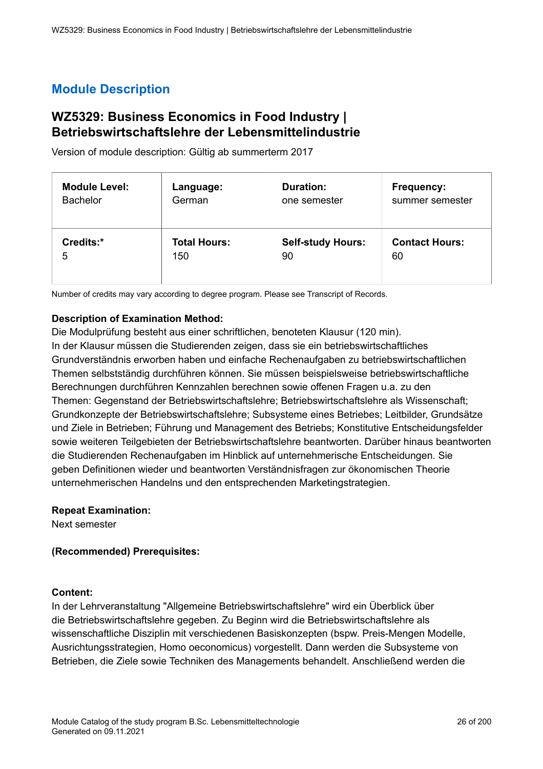## Module Description

# WZ5329: Business Economics in Food Industry | Betriebswirtschaftslehre der Lebensmittelindustrie

Version of module description: Gültig ab summerterm 2017

| | | | |
|---|---|---|---|
| **Module Level:**<br>Bachelor | **Language:**<br>German | **Duration:**<br>one semester | **Frequency:**<br>summer semester |
| **Credits:***<br>5 | **Total Hours:**<br>150 | **Self-study Hours:**<br>90 | **Contact Hours:**<br>60 |

Number of credits may vary according to degree program. Please see Transcript of Records.

**Description of Examination Method:**
Die Modulprüfung besteht aus einer schriftlichen, benoteten Klausur (120 min).
In der Klausur müssen die Studierenden zeigen, dass sie ein betriebswirtschaftliches Grundverständnis erworben haben und einfache Rechenaufgaben zu betriebswirtschaftlichen Themen selbstständig durchführen können. Sie müssen beispielsweise betriebswirtschaftliche Berechnungen durchführen Kennzahlen berechnen sowie offenen Fragen u.a. zu den Themen: Gegenstand der Betriebswirtschaftslehre; Betriebswirtschaftslehre als Wissenschaft; Grundkonzepte der Betriebswirtschaftslehre; Subsysteme eines Betriebes; Leitbilder, Grundsätze und Ziele in Betrieben; Führung und Management des Betriebs; Konstitutive Entscheidungsfelder sowie weiteren Teilgebieten der Betriebswirtschaftslehre beantworten. Darüber hinaus beantworten die Studierenden Rechenaufgaben im Hinblick auf unternehmerische Entscheidungen. Sie geben Definitionen wieder und beantworten Verständnisfragen zur ökonomischen Theorie unternehmerischen Handelns und den entsprechenden Marketingstrategien.

**Repeat Examination:**
Next semester

**(Recommended) Prerequisites:**

**Content:**
In der Lehrveranstaltung "Allgemeine Betriebswirtschaftslehre" wird ein Überblick über die Betriebswirtschaftslehre gegeben. Zu Beginn wird die Betriebswirtschaftslehre als wissenschaftliche Disziplin mit verschiedenen Basiskonzepten (bspw. Preis-Mengen Modelle, Ausrichtungsstrategien, Homo oeconomicus) vorgestellt. Dann werden die Subsysteme von Betrieben, die Ziele sowie Techniken des Managements behandelt. Anschließend werden die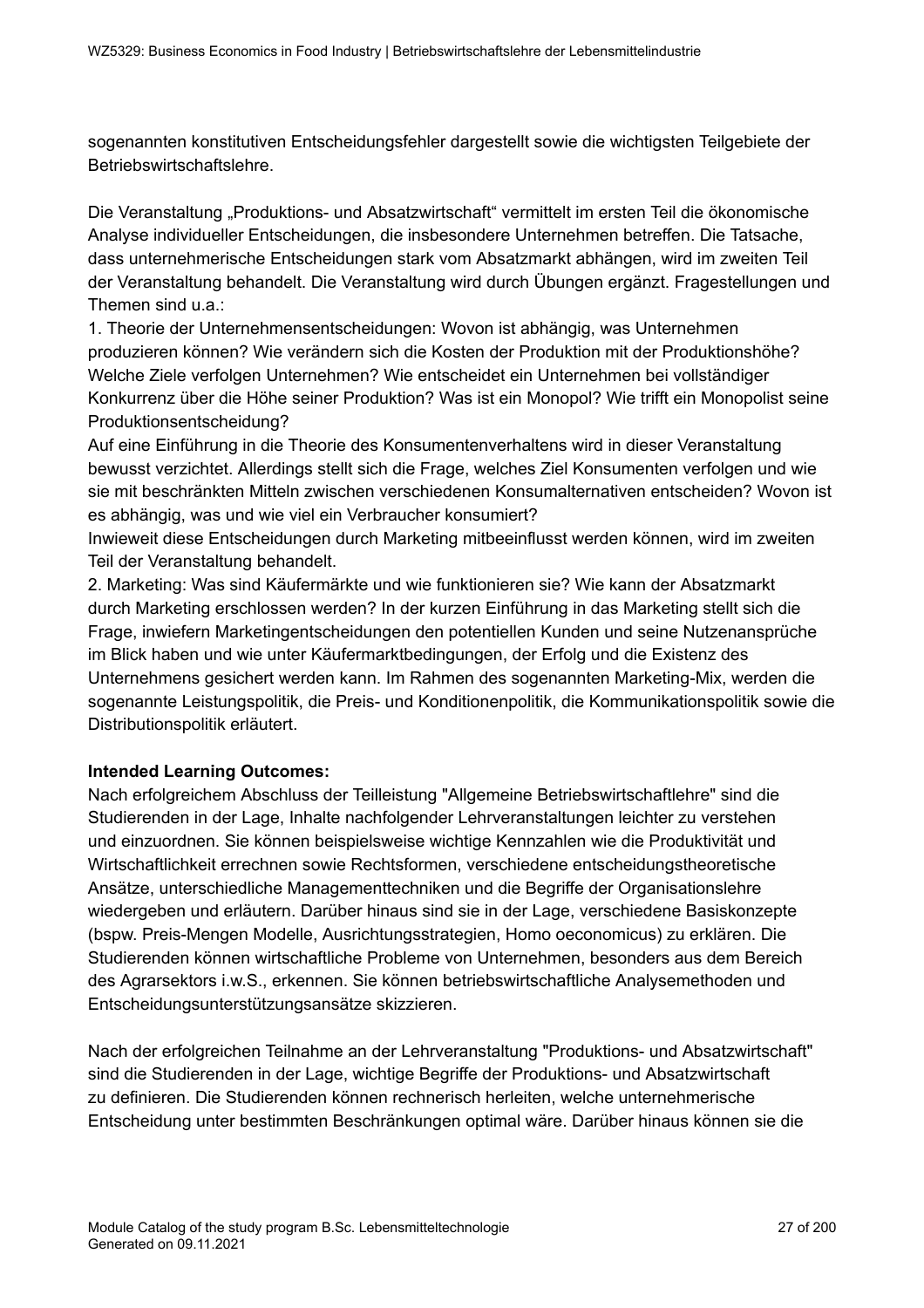sogenannten konstitutiven Entscheidungsfehler dargestellt sowie die wichtigsten Teilgebiete der Betriebswirtschaftslehre.

Die Veranstaltung „Produktions- und Absatzwirtschaft“ vermittelt im ersten Teil die ökonomische Analyse individueller Entscheidungen, die insbesondere Unternehmen betreffen. Die Tatsache, dass unternehmerische Entscheidungen stark vom Absatzmarkt abhängen, wird im zweiten Teil der Veranstaltung behandelt. Die Veranstaltung wird durch Übungen ergänzt. Fragestellungen und Themen sind u.a.:

1. Theorie der Unternehmensentscheidungen: Wovon ist abhängig, was Unternehmen produzieren können? Wie verändern sich die Kosten der Produktion mit der Produktionshöhe? Welche Ziele verfolgen Unternehmen? Wie entscheidet ein Unternehmen bei vollständiger Konkurrenz über die Höhe seiner Produktion? Was ist ein Monopol? Wie trifft ein Monopolist seine Produktionsentscheidung?

Auf eine Einführung in die Theorie des Konsumentenverhaltens wird in dieser Veranstaltung bewusst verzichtet. Allerdings stellt sich die Frage, welches Ziel Konsumenten verfolgen und wie sie mit beschränkten Mitteln zwischen verschiedenen Konsumalternativen entscheiden? Wovon ist es abhängig, was und wie viel ein Verbraucher konsumiert?

Inwieweit diese Entscheidungen durch Marketing mitbeeinflusst werden können, wird im zweiten Teil der Veranstaltung behandelt.

2. Marketing: Was sind Käufermärkte und wie funktionieren sie? Wie kann der Absatzmarkt durch Marketing erschlossen werden? In der kurzen Einführung in das Marketing stellt sich die Frage, inwiefern Marketingentscheidungen den potentiellen Kunden und seine Nutzenansprüche im Blick haben und wie unter Käufermarktbedingungen, der Erfolg und die Existenz des Unternehmens gesichert werden kann. Im Rahmen des sogenannten Marketing-Mix, werden die sogenannte Leistungspolitik, die Preis- und Konditionenpolitik, die Kommunikationspolitik sowie die Distributionspolitik erläutert.

**Intended Learning Outcomes:**

Nach erfolgreichem Abschluss der Teilleistung "Allgemeine Betriebswirtschaftlehre" sind die Studierenden in der Lage, Inhalte nachfolgender Lehrveranstaltungen leichter zu verstehen und einzuordnen. Sie können beispielsweise wichtige Kennzahlen wie die Produktivität und Wirtschaftlichkeit errechnen sowie Rechtsformen, verschiedene entscheidungstheoretische Ansätze, unterschiedliche Managementtechniken und die Begriffe der Organisationslehre wiedergeben und erläutern. Darüber hinaus sind sie in der Lage, verschiedene Basiskonzepte (bspw. Preis-Mengen Modelle, Ausrichtungsstrategien, Homo oeconomicus) zu erklären. Die Studierenden können wirtschaftliche Probleme von Unternehmen, besonders aus dem Bereich des Agrarsektors i.w.S., erkennen. Sie können betriebswirtschaftliche Analysemethoden und Entscheidungsunterstützungsansätze skizzieren.

Nach der erfolgreichen Teilnahme an der Lehrveranstaltung "Produktions- und Absatzwirtschaft" sind die Studierenden in der Lage, wichtige Begriffe der Produktions- und Absatzwirtschaft zu definieren. Die Studierenden können rechnerisch herleiten, welche unternehmerische Entscheidung unter bestimmten Beschränkungen optimal wäre. Darüber hinaus können sie die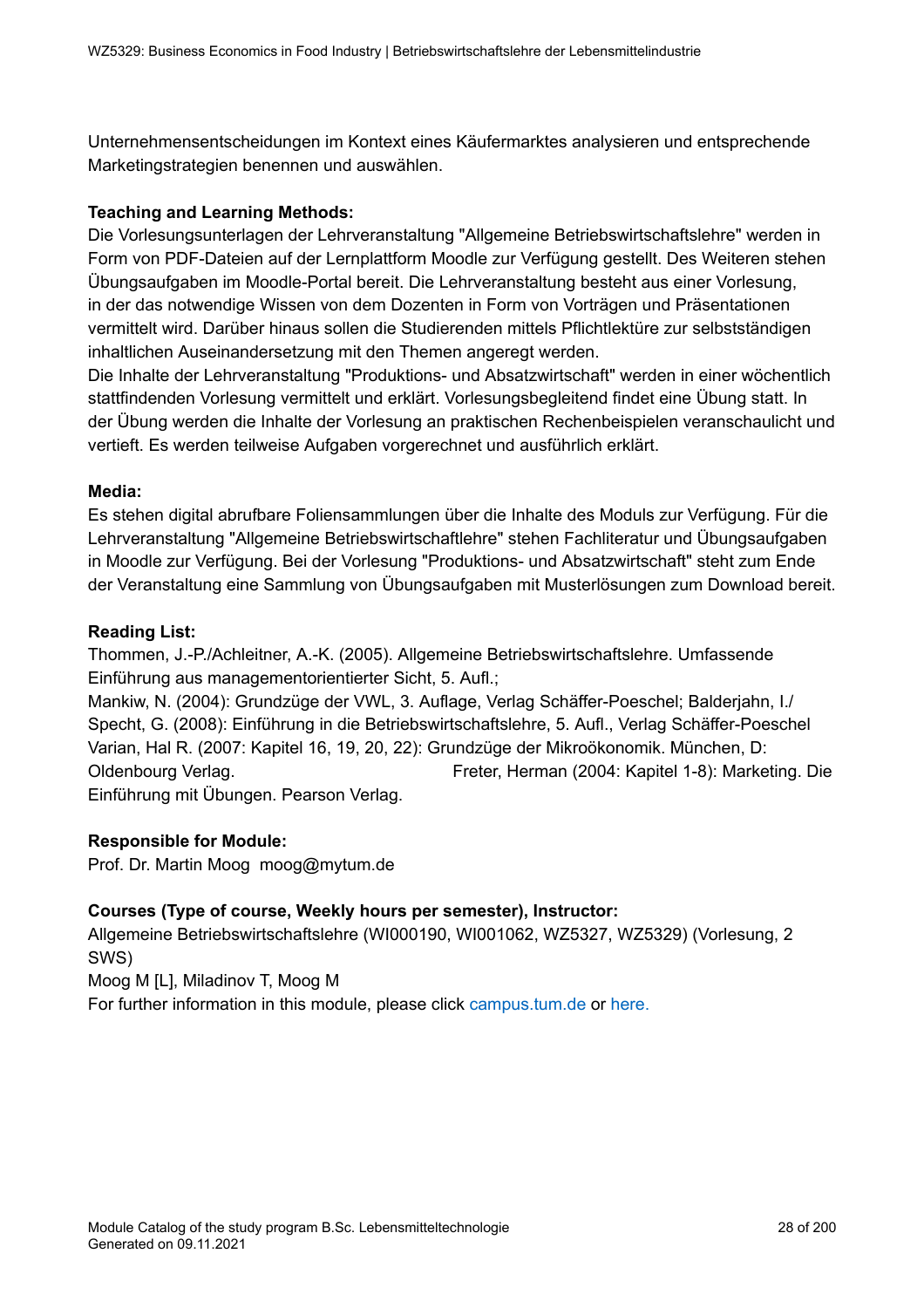Unternehmensentscheidungen im Kontext eines Käufermarktes analysieren und entsprechende Marketingstrategien benennen und auswählen.

**Teaching and Learning Methods:**

Die Vorlesungsunterlagen der Lehrveranstaltung "Allgemeine Betriebswirtschaftslehre" werden in Form von PDF-Dateien auf der Lernplattform Moodle zur Verfügung gestellt. Des Weiteren stehen Übungsaufgaben im Moodle-Portal bereit. Die Lehrveranstaltung besteht aus einer Vorlesung, in der das notwendige Wissen von dem Dozenten in Form von Vorträgen und Präsentationen vermittelt wird. Darüber hinaus sollen die Studierenden mittels Pflichtlektüre zur selbstständigen inhaltlichen Auseinandersetzung mit den Themen angeregt werden.
Die Inhalte der Lehrveranstaltung "Produktions- und Absatzwirtschaft" werden in einer wöchentlich stattfindenden Vorlesung vermittelt und erklärt. Vorlesungsbegleitend findet eine Übung statt. In der Übung werden die Inhalte der Vorlesung an praktischen Rechenbeispielen veranschaulicht und vertieft. Es werden teilweise Aufgaben vorgerechnet und ausführlich erklärt.

**Media:**

Es stehen digital abrufbare Foliensammlungen über die Inhalte des Moduls zur Verfügung. Für die Lehrveranstaltung "Allgemeine Betriebswirtschaftlehre" stehen Fachliteratur und Übungsaufgaben in Moodle zur Verfügung. Bei der Vorlesung "Produktions- und Absatzwirtschaft" steht zum Ende der Veranstaltung eine Sammlung von Übungsaufgaben mit Musterlösungen zum Download bereit.

**Reading List:**

Thommen, J.-P./Achleitner, A.-K. (2005). Allgemeine Betriebswirtschaftslehre. Umfassende Einführung aus managementorientierter Sicht, 5. Aufl.;
Mankiw, N. (2004): Grundzüge der VWL, 3. Auflage, Verlag Schäffer-Poeschel; Balderjahn, I./ Specht, G. (2008): Einführung in die Betriebswirtschaftslehre, 5. Aufl., Verlag Schäffer-Poeschel Varian, Hal R. (2007: Kapitel 16, 19, 20, 22): Grundzüge der Mikroökonomik. München, D: Oldenbourg Verlag. Freter, Herman (2004: Kapitel 1-8): Marketing. Die Einführung mit Übungen. Pearson Verlag.

**Responsible for Module:**

Prof. Dr. Martin Moog moog@mytum.de

**Courses (Type of course, Weekly hours per semester), Instructor:**

Allgemeine Betriebswirtschaftslehre (WI000190, WI001062, WZ5327, WZ5329) (Vorlesung, 2 SWS)
Moog M [L], Miladinov T, Moog M
For further information in this module, please click campus.tum.de or here.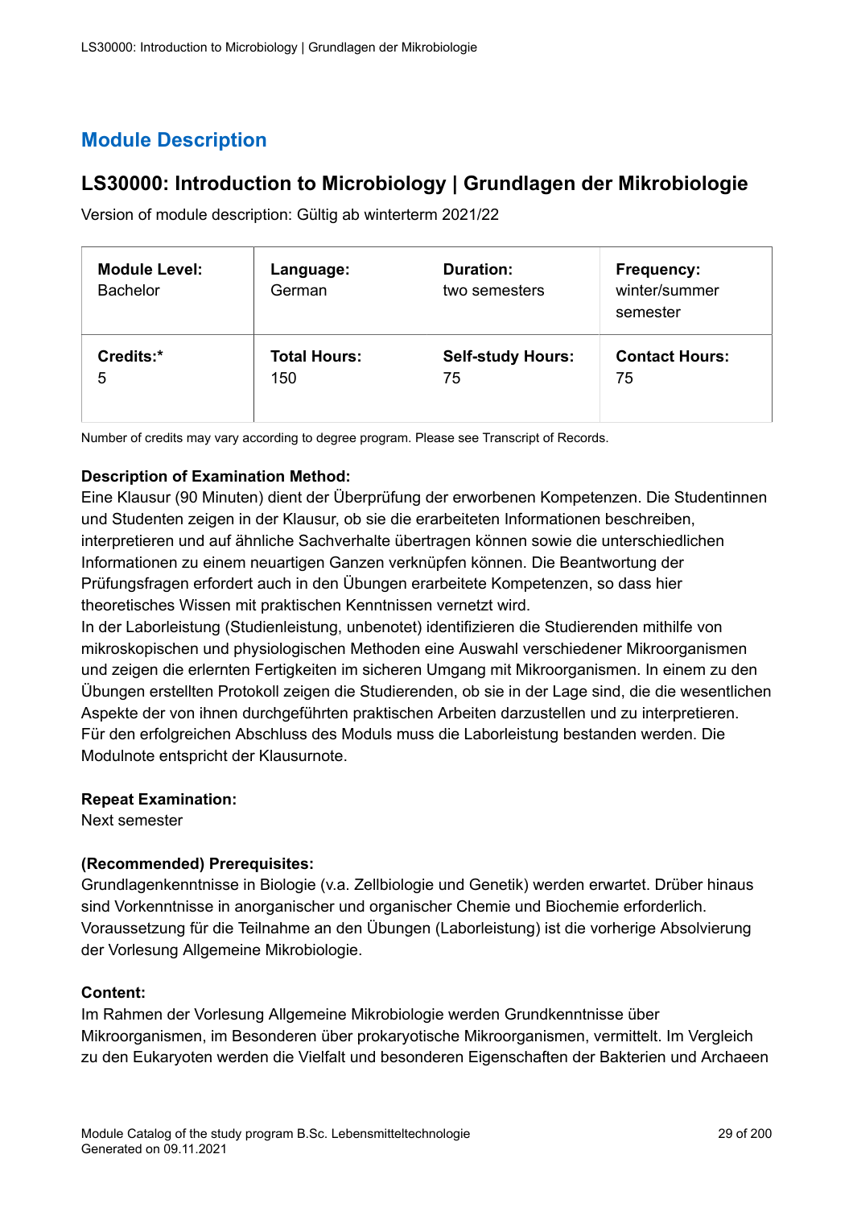## Module Description

## LS30000: Introduction to Microbiology | Grundlagen der Mikrobiologie

Version of module description: Gültig ab winterterm 2021/22

| | | | |
|---|---|---|---|
| **Module Level:**<br>Bachelor | **Language:**<br>German | **Duration:**<br>two semesters | **Frequency:**<br>winter/summer semester |
| **Credits:***<br>5 | **Total Hours:**<br>150 | **Self-study Hours:**<br>75 | **Contact Hours:**<br>75 |

Number of credits may vary according to degree program. Please see Transcript of Records.

**Description of Examination Method:**
Eine Klausur (90 Minuten) dient der Überprüfung der erworbenen Kompetenzen. Die Studentinnen und Studenten zeigen in der Klausur, ob sie die erarbeiteten Informationen beschreiben, interpretieren und auf ähnliche Sachverhalte übertragen können sowie die unterschiedlichen Informationen zu einem neuartigen Ganzen verknüpfen können. Die Beantwortung der Prüfungsfragen erfordert auch in den Übungen erarbeitete Kompetenzen, so dass hier theoretisches Wissen mit praktischen Kenntnissen vernetzt wird.
In der Laborleistung (Studienleistung, unbenotet) identifizieren die Studierenden mithilfe von mikroskopischen und physiologischen Methoden eine Auswahl verschiedener Mikroorganismen und zeigen die erlernten Fertigkeiten im sicheren Umgang mit Mikroorganismen. In einem zu den Übungen erstellten Protokoll zeigen die Studierenden, ob sie in der Lage sind, die die wesentlichen Aspekte der von ihnen durchgeführten praktischen Arbeiten darzustellen und zu interpretieren.
Für den erfolgreichen Abschluss des Moduls muss die Laborleistung bestanden werden. Die Modulnote entspricht der Klausurnote.

**Repeat Examination:**
Next semester

**(Recommended) Prerequisites:**
Grundlagenkenntnisse in Biologie (v.a. Zellbiologie und Genetik) werden erwartet. Drüber hinaus sind Vorkenntnisse in anorganischer und organischer Chemie und Biochemie erforderlich.
Voraussetzung für die Teilnahme an den Übungen (Laborleistung) ist die vorherige Absolvierung der Vorlesung Allgemeine Mikrobiologie.

**Content:**
Im Rahmen der Vorlesung Allgemeine Mikrobiologie werden Grundkenntnisse über Mikroorganismen, im Besonderen über prokaryotische Mikroorganismen, vermittelt. Im Vergleich zu den Eukaryoten werden die Vielfalt und besonderen Eigenschaften der Bakterien und Archaeen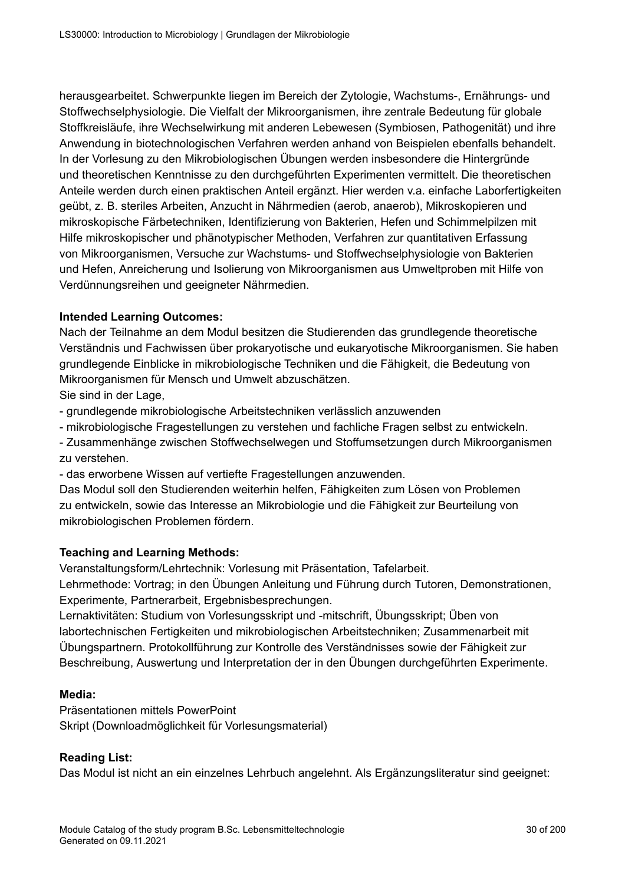herausgearbeitet. Schwerpunkte liegen im Bereich der Zytologie, Wachstums-, Ernährungs- und Stoffwechselphysiologie. Die Vielfalt der Mikroorganismen, ihre zentrale Bedeutung für globale Stoffkreisläufe, ihre Wechselwirkung mit anderen Lebewesen (Symbiosen, Pathogenität) und ihre Anwendung in biotechnologischen Verfahren werden anhand von Beispielen ebenfalls behandelt. In der Vorlesung zu den Mikrobiologischen Übungen werden insbesondere die Hintergründe und theoretischen Kenntnisse zu den durchgeführten Experimenten vermittelt. Die theoretischen Anteile werden durch einen praktischen Anteil ergänzt. Hier werden v.a. einfache Laborfertigkeiten geübt, z. B. steriles Arbeiten, Anzucht in Nährmedien (aerob, anaerob), Mikroskopieren und mikroskopische Färbetechniken, Identifizierung von Bakterien, Hefen und Schimmelpilzen mit Hilfe mikroskopischer und phänotypischer Methoden, Verfahren zur quantitativen Erfassung von Mikroorganismen, Versuche zur Wachstums- und Stoffwechselphysiologie von Bakterien und Hefen, Anreicherung und Isolierung von Mikroorganismen aus Umweltproben mit Hilfe von Verdünnungsreihen und geeigneter Nährmedien.

**Intended Learning Outcomes:**
Nach der Teilnahme an dem Modul besitzen die Studierenden das grundlegende theoretische Verständnis und Fachwissen über prokaryotische und eukaryotische Mikroorganismen. Sie haben grundlegende Einblicke in mikrobiologische Techniken und die Fähigkeit, die Bedeutung von Mikroorganismen für Mensch und Umwelt abzuschätzen.
Sie sind in der Lage,
- grundlegende mikrobiologische Arbeitstechniken verlässlich anzuwenden
- mikrobiologische Fragestellungen zu verstehen und fachliche Fragen selbst zu entwickeln.
- Zusammenhänge zwischen Stoffwechselwegen und Stoffumsetzungen durch Mikroorganismen zu verstehen.
- das erworbene Wissen auf vertiefte Fragestellungen anzuwenden.

Das Modul soll den Studierenden weiterhin helfen, Fähigkeiten zum Lösen von Problemen zu entwickeln, sowie das Interesse an Mikrobiologie und die Fähigkeit zur Beurteilung von mikrobiologischen Problemen fördern.

**Teaching and Learning Methods:**
Veranstaltungsform/Lehrtechnik: Vorlesung mit Präsentation, Tafelarbeit.
Lehrmethode: Vortrag; in den Übungen Anleitung und Führung durch Tutoren, Demonstrationen, Experimente, Partnerarbeit, Ergebnisbesprechungen.
Lernaktivitäten: Studium von Vorlesungsskript und -mitschrift, Übungsskript; Üben von labortechnischen Fertigkeiten und mikrobiologischen Arbeitstechniken; Zusammenarbeit mit Übungspartnern. Protokollführung zur Kontrolle des Verständnisses sowie der Fähigkeit zur Beschreibung, Auswertung und Interpretation der in den Übungen durchgeführten Experimente.

**Media:**
Präsentationen mittels PowerPoint
Skript (Downloadmöglichkeit für Vorlesungsmaterial)

**Reading List:**
Das Modul ist nicht an ein einzelnes Lehrbuch angelehnt. Als Ergänzungsliteratur sind geeignet: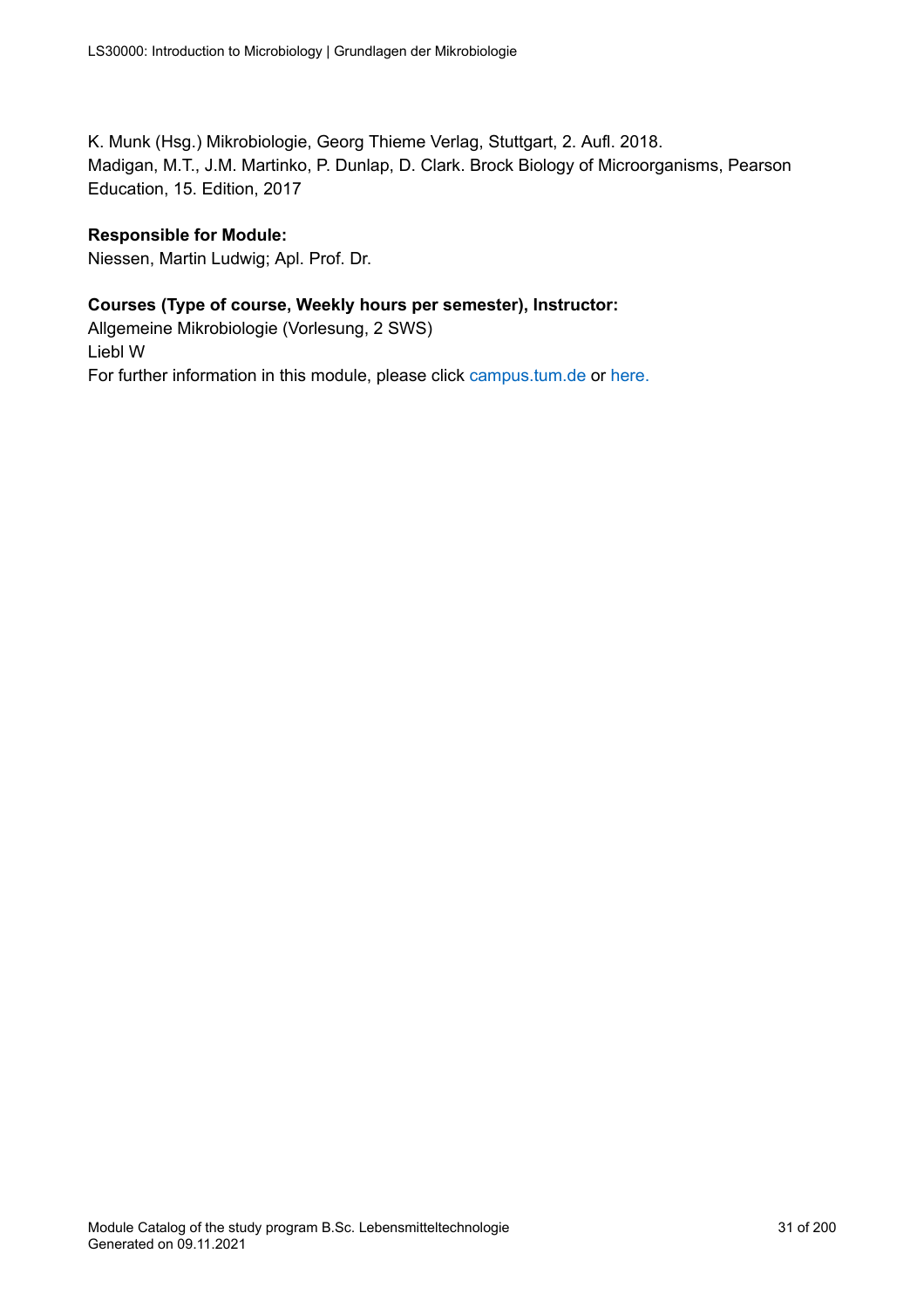K. Munk (Hsg.) Mikrobiologie, Georg Thieme Verlag, Stuttgart, 2. Aufl. 2018.
Madigan, M.T., J.M. Martinko, P. Dunlap, D. Clark. Brock Biology of Microorganisms, Pearson Education, 15. Edition, 2017

**Responsible for Module:**
Niessen, Martin Ludwig; Apl. Prof. Dr.

**Courses (Type of course, Weekly hours per semester), Instructor:**
Allgemeine Mikrobiologie (Vorlesung, 2 SWS)
Liebl W
For further information in this module, please click campus.tum.de or here.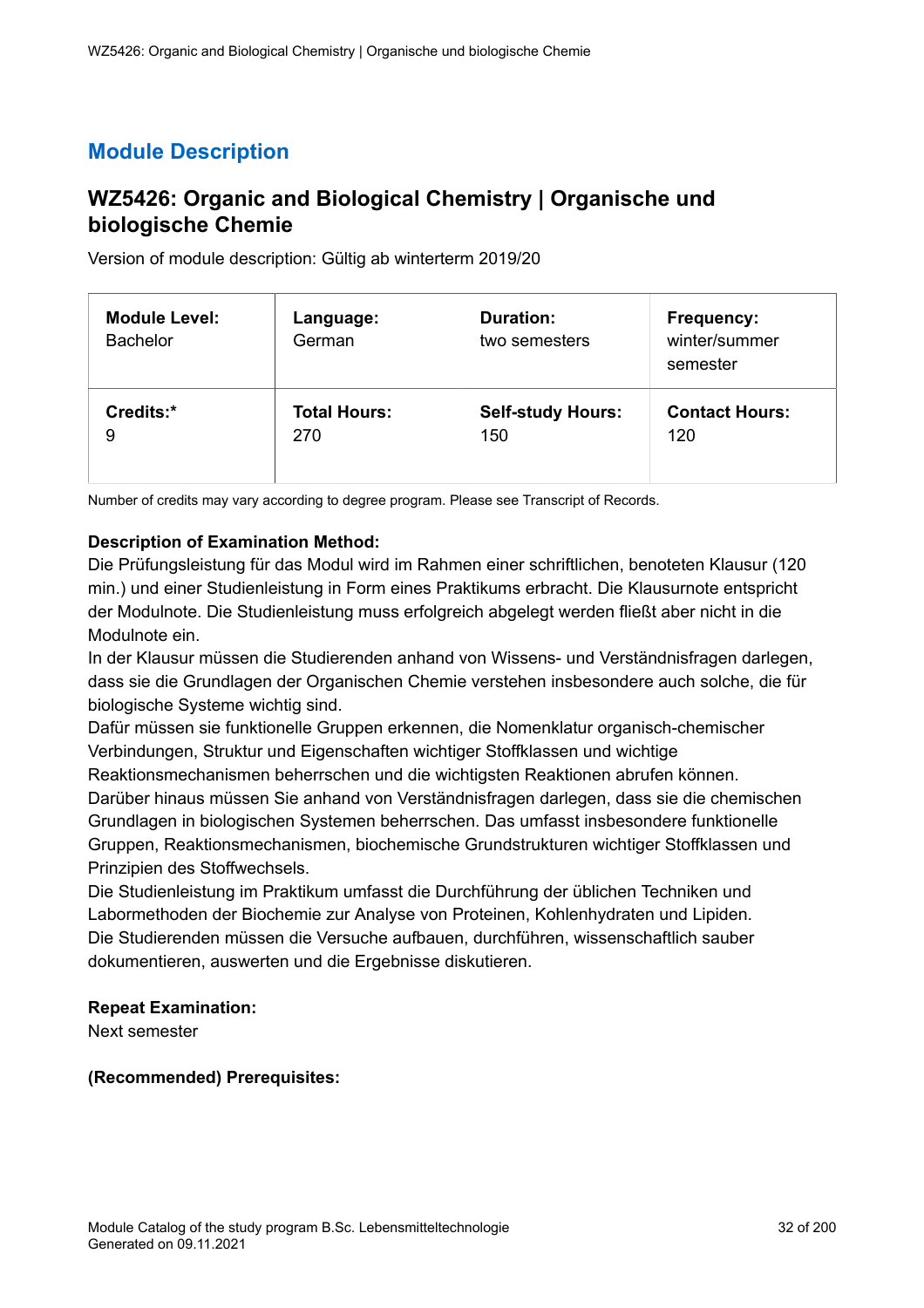## Module Description

# WZ5426: Organic and Biological Chemistry | Organische und biologische Chemie

Version of module description: Gültig ab winterterm 2019/20

| | | | |
|---|---|---|---|
| **Module Level:**<br>Bachelor | **Language:**<br>German | **Duration:**<br>two semesters | **Frequency:**<br>winter/summer semester |
| **Credits:***<br>9 | **Total Hours:**<br>270 | **Self-study Hours:**<br>150 | **Contact Hours:**<br>120 |

Number of credits may vary according to degree program. Please see Transcript of Records.

**Description of Examination Method:**

Die Prüfungsleistung für das Modul wird im Rahmen einer schriftlichen, benoteten Klausur (120 min.) und einer Studienleistung in Form eines Praktikums erbracht. Die Klausurnote entspricht der Modulnote. Die Studienleistung muss erfolgreich abgelegt werden fließt aber nicht in die Modulnote ein.
In der Klausur müssen die Studierenden anhand von Wissens- und Verständnisfragen darlegen, dass sie die Grundlagen der Organischen Chemie verstehen insbesondere auch solche, die für biologische Systeme wichtig sind.
Dafür müssen sie funktionelle Gruppen erkennen, die Nomenklatur organisch-chemischer Verbindungen, Struktur und Eigenschaften wichtiger Stoffklassen und wichtige Reaktionsmechanismen beherrschen und die wichtigsten Reaktionen abrufen können.
Darüber hinaus müssen Sie anhand von Verständnisfragen darlegen, dass sie die chemischen Grundlagen in biologischen Systemen beherrschen. Das umfasst insbesondere funktionelle Gruppen, Reaktionsmechanismen, biochemische Grundstrukturen wichtiger Stoffklassen und Prinzipien des Stoffwechsels.
Die Studienleistung im Praktikum umfasst die Durchführung der üblichen Techniken und Labormethoden der Biochemie zur Analyse von Proteinen, Kohlenhydraten und Lipiden.
Die Studierenden müssen die Versuche aufbauen, durchführen, wissenschaftlich sauber dokumentieren, auswerten und die Ergebnisse diskutieren.

**Repeat Examination:**

Next semester

**(Recommended) Prerequisites:**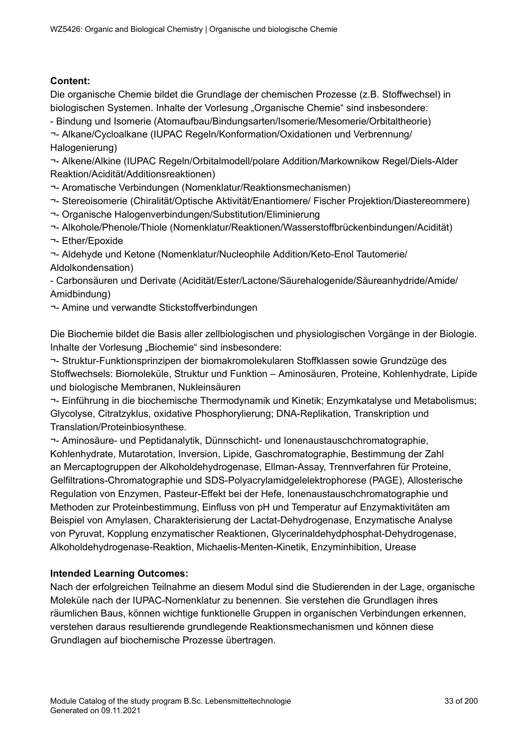**Content:**

Die organische Chemie bildet die Grundlage der chemischen Prozesse (z.B. Stoffwechsel) in biologischen Systemen. Inhalte der Vorlesung „Organische Chemie" sind insbesondere:

- Bindung und Isomerie (Atomaufbau/Bindungsarten/Isomerie/Mesomerie/Orbitaltheorie)
¬- Alkane/Cycloalkane (IUPAC Regeln/Konformation/Oxidationen und Verbrennung/ Halogenierung)
¬- Alkene/Alkine (IUPAC Regeln/Orbitalmodell/polare Addition/Markownikow Regel/Diels-Alder Reaktion/Acidität/Additionsreaktionen)
¬- Aromatische Verbindungen (Nomenklatur/Reaktionsmechanismen)
¬- Stereoisomerie (Chiralität/Optische Aktivität/Enantiomere/ Fischer Projektion/Diastereommere)
¬- Organische Halogenverbindungen/Substitution/Eliminierung
¬- Alkohole/Phenole/Thiole (Nomenklatur/Reaktionen/Wasserstoffbrückenbindungen/Acidität)
¬- Ether/Epoxide
¬- Aldehyde und Ketone (Nomenklatur/Nucleophile Addition/Keto-Enol Tautomerie/ Aldolkondensation)
- Carbonsäuren und Derivate (Acidität/Ester/Lactone/Säurehalogenide/Säureanhydride/Amide/ Amidbindung)
¬- Amine und verwandte Stickstoffverbindungen

Die Biochemie bildet die Basis aller zellbiologischen und physiologischen Vorgänge in der Biologie. Inhalte der Vorlesung „Biochemie" sind insbesondere:

¬- Struktur-Funktionsprinzipien der biomakromolekularen Stoffklassen sowie Grundzüge des Stoffwechsels: Biomoleküle, Struktur und Funktion – Aminosäuren, Proteine, Kohlenhydrate, Lipide und biologische Membranen, Nukleinsäuren
¬- Einführung in die biochemische Thermodynamik und Kinetik; Enzymkatalyse und Metabolismus; Glycolyse, Citratzyklus, oxidative Phosphorylierung; DNA-Replikation, Transkription und Translation/Proteinbiosynthese.
¬- Aminosäure- und Peptidanalytik, Dünnschicht- und Ionenaustauschchromatographie, Kohlenhydrate, Mutarotation, Inversion, Lipide, Gaschromatographie, Bestimmung der Zahl an Mercaptogruppen der Alkoholdehydrogenase, Ellman-Assay, Trennverfahren für Proteine, Gelfiltrations-Chromatographie und SDS-Polyacrylamidgelelektrophorese (PAGE), Allosterische Regulation von Enzymen, Pasteur-Effekt bei der Hefe, Ionenaustauschchromatographie und Methoden zur Proteinbestimmung, Einfluss von pH und Temperatur auf Enzymaktivitäten am Beispiel von Amylasen, Charakterisierung der Lactat-Dehydrogenase, Enzymatische Analyse von Pyruvat, Kopplung enzymatischer Reaktionen, Glycerinaldehydphosphat-Dehydrogenase, Alkoholdehydrogenase-Reaktion, Michaelis-Menten-Kinetik, Enzyminhibition, Urease

**Intended Learning Outcomes:**

Nach der erfolgreichen Teilnahme an diesem Modul sind die Studierenden in der Lage, organische Moleküle nach der IUPAC-Nomenklatur zu benennen. Sie verstehen die Grundlagen ihres räumlichen Baus, können wichtige funktionelle Gruppen in organischen Verbindungen erkennen, verstehen daraus resultierende grundlegende Reaktionsmechanismen und können diese Grundlagen auf biochemische Prozesse übertragen.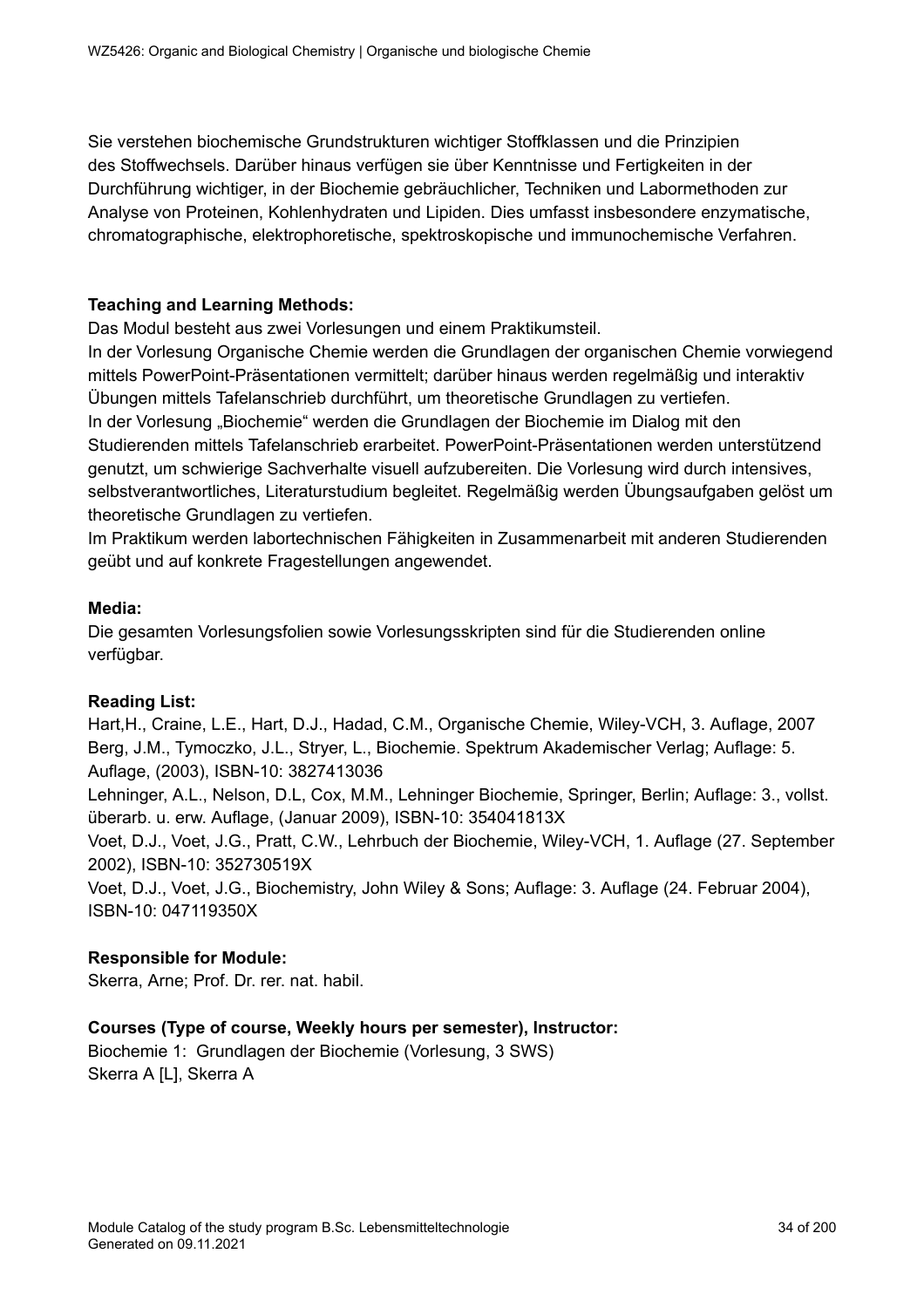Sie verstehen biochemische Grundstrukturen wichtiger Stoffklassen und die Prinzipien des Stoffwechsels. Darüber hinaus verfügen sie über Kenntnisse und Fertigkeiten in der Durchführung wichtiger, in der Biochemie gebräuchlicher, Techniken und Labormethoden zur Analyse von Proteinen, Kohlenhydraten und Lipiden. Dies umfasst insbesondere enzymatische, chromatographische, elektrophoretische, spektroskopische und immunochemische Verfahren.

**Teaching and Learning Methods:**
Das Modul besteht aus zwei Vorlesungen und einem Praktikumsteil.
In der Vorlesung Organische Chemie werden die Grundlagen der organischen Chemie vorwiegend mittels PowerPoint-Präsentationen vermittelt; darüber hinaus werden regelmäßig und interaktiv Übungen mittels Tafelanschrieb durchführt, um theoretische Grundlagen zu vertiefen.
In der Vorlesung „Biochemie" werden die Grundlagen der Biochemie im Dialog mit den Studierenden mittels Tafelanschrieb erarbeitet. PowerPoint-Präsentationen werden unterstützend genutzt, um schwierige Sachverhalte visuell aufzubereiten. Die Vorlesung wird durch intensives, selbstverantwortliches, Literaturstudium begleitet. Regelmäßig werden Übungsaufgaben gelöst um theoretische Grundlagen zu vertiefen.
Im Praktikum werden labortechnischen Fähigkeiten in Zusammenarbeit mit anderen Studierenden geübt und auf konkrete Fragestellungen angewendet.

**Media:**
Die gesamten Vorlesungsfolien sowie Vorlesungsskripten sind für die Studierenden online verfügbar.

**Reading List:**
Hart,H., Craine, L.E., Hart, D.J., Hadad, C.M., Organische Chemie, Wiley-VCH, 3. Auflage, 2007
Berg, J.M., Tymoczko, J.L., Stryer, L., Biochemie. Spektrum Akademischer Verlag; Auflage: 5. Auflage, (2003), ISBN-10: 3827413036
Lehninger, A.L., Nelson, D.L, Cox, M.M., Lehninger Biochemie, Springer, Berlin; Auflage: 3., vollst. überarb. u. erw. Auflage, (Januar 2009), ISBN-10: 354041813X
Voet, D.J., Voet, J.G., Pratt, C.W., Lehrbuch der Biochemie, Wiley-VCH, 1. Auflage (27. September 2002), ISBN-10: 352730519X
Voet, D.J., Voet, J.G., Biochemistry, John Wiley & Sons; Auflage: 3. Auflage (24. Februar 2004), ISBN-10: 047119350X

**Responsible for Module:**
Skerra, Arne; Prof. Dr. rer. nat. habil.

**Courses (Type of course, Weekly hours per semester), Instructor:**
Biochemie 1: Grundlagen der Biochemie (Vorlesung, 3 SWS)
Skerra A [L], Skerra A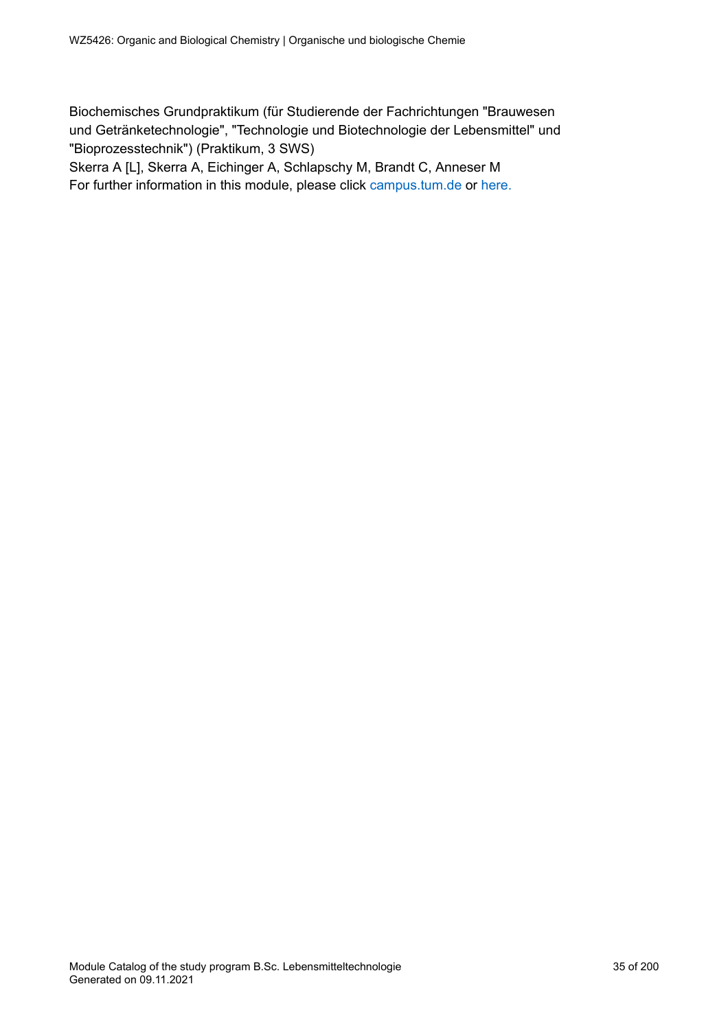Biochemisches Grundpraktikum (für Studierende der Fachrichtungen "Brauwesen und Getränketechnologie", "Technologie und Biotechnologie der Lebensmittel" und "Bioprozesstechnik") (Praktikum, 3 SWS)

Skerra A [L], Skerra A, Eichinger A, Schlapschy M, Brandt C, Anneser M

For further information in this module, please click campus.tum.de or here.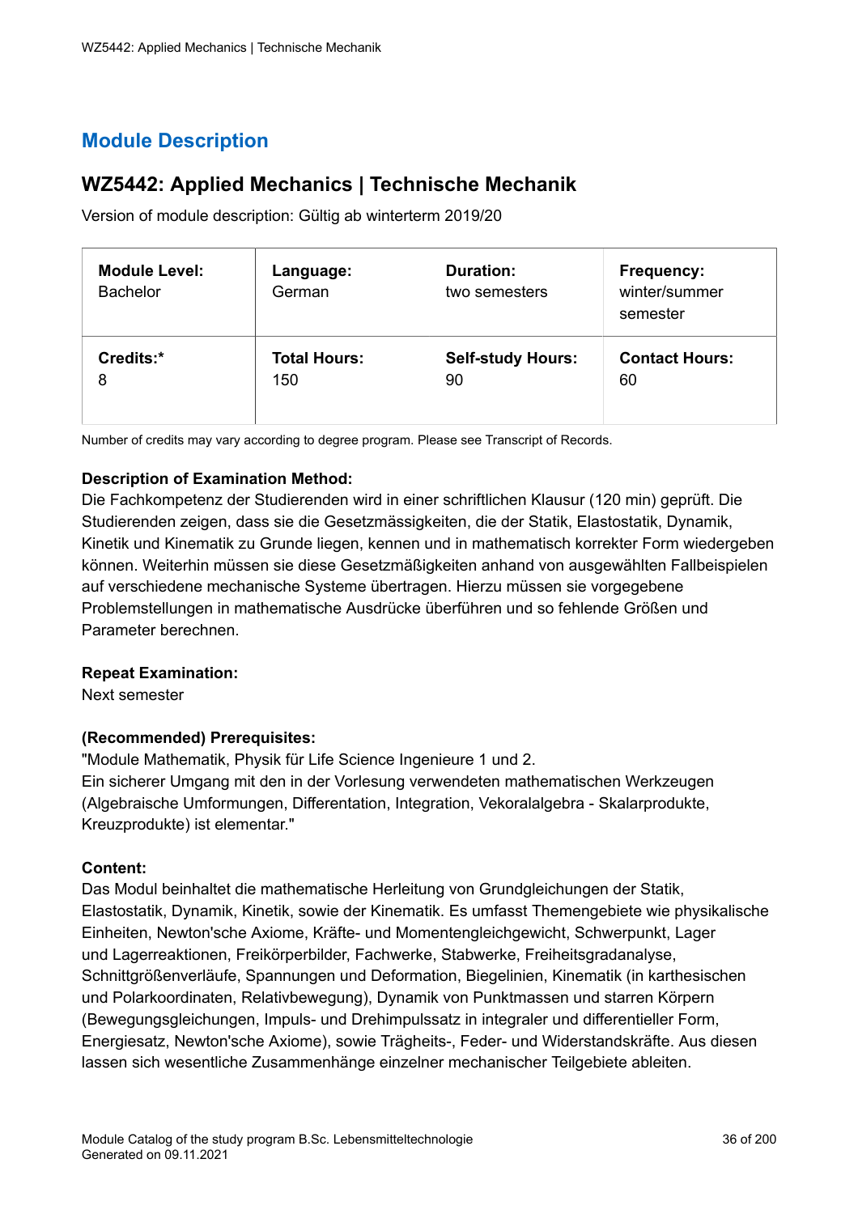## Module Description

## WZ5442: Applied Mechanics | Technische Mechanik

Version of module description: Gültig ab winterterm 2019/20

| | | | |
|---|---|---|---|
| **Module Level:**<br>Bachelor | **Language:**<br>German | **Duration:**<br>two semesters | **Frequency:**<br>winter/summer semester |
| **Credits:***<br>8 | **Total Hours:**<br>150 | **Self-study Hours:**<br>90 | **Contact Hours:**<br>60 |

Number of credits may vary according to degree program. Please see Transcript of Records.

**Description of Examination Method:**
Die Fachkompetenz der Studierenden wird in einer schriftlichen Klausur (120 min) geprüft. Die Studierenden zeigen, dass sie die Gesetzmässigkeiten, die der Statik, Elastostatik, Dynamik, Kinetik und Kinematik zu Grunde liegen, kennen und in mathematisch korrekter Form wiedergeben können. Weiterhin müssen sie diese Gesetzmäßigkeiten anhand von ausgewählten Fallbeispielen auf verschiedene mechanische Systeme übertragen. Hierzu müssen sie vorgegebene Problemstellungen in mathematische Ausdrücke überführen und so fehlende Größen und Parameter berechnen.

**Repeat Examination:**
Next semester

**(Recommended) Prerequisites:**
"Module Mathematik, Physik für Life Science Ingenieure 1 und 2.
Ein sicherer Umgang mit den in der Vorlesung verwendeten mathematischen Werkzeugen (Algebraische Umformungen, Differentation, Integration, Vekoralalgebra - Skalarprodukte, Kreuzprodukte) ist elementar."

**Content:**
Das Modul beinhaltet die mathematische Herleitung von Grundgleichungen der Statik, Elastostatik, Dynamik, Kinetik, sowie der Kinematik. Es umfasst Themengebiete wie physikalische Einheiten, Newton'sche Axiome, Kräfte- und Momentengleichgewicht, Schwerpunkt, Lager und Lagerreaktionen, Freikörperbilder, Fachwerke, Stabwerke, Freiheitsgradanalyse, Schnittgrößenverläufe, Spannungen und Deformation, Biegelinien, Kinematik (in karthesischen und Polarkoordinaten, Relativbewegung), Dynamik von Punktmassen und starren Körpern (Bewegungsgleichungen, Impuls- und Drehimpulssatz in integraler und differentieller Form, Energiesatz, Newton'sche Axiome), sowie Trägheits-, Feder- und Widerstandskräfte. Aus diesen lassen sich wesentliche Zusammenhänge einzelner mechanischer Teilgebiete ableiten.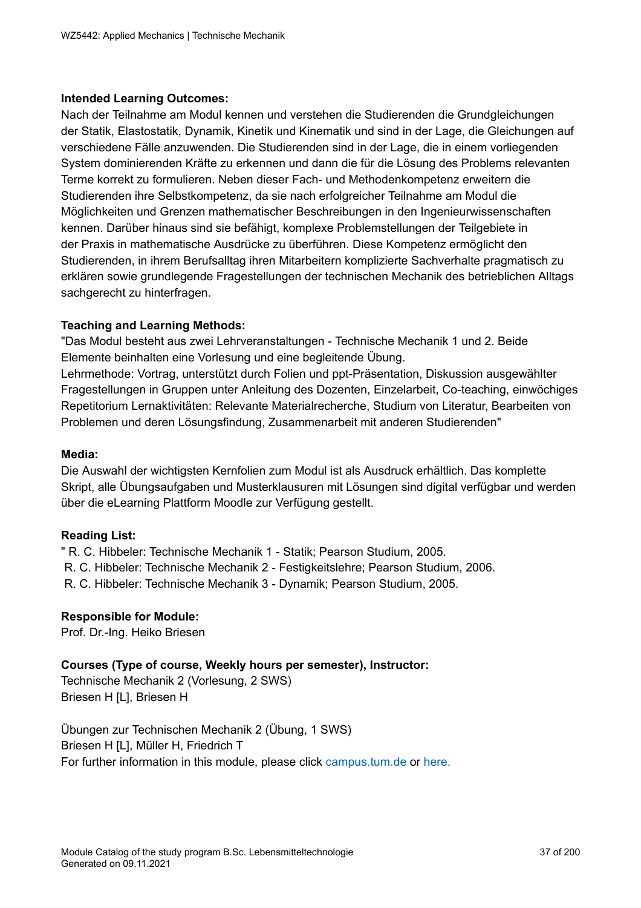**Intended Learning Outcomes:**
Nach der Teilnahme am Modul kennen und verstehen die Studierenden die Grundgleichungen der Statik, Elastostatik, Dynamik, Kinetik und Kinematik und sind in der Lage, die Gleichungen auf verschiedene Fälle anzuwenden. Die Studierenden sind in der Lage, die in einem vorliegenden System dominierenden Kräfte zu erkennen und dann die für die Lösung des Problems relevanten Terme korrekt zu formulieren. Neben dieser Fach- und Methodenkompetenz erweitern die Studierenden ihre Selbstkompetenz, da sie nach erfolgreicher Teilnahme am Modul die Möglichkeiten und Grenzen mathematischer Beschreibungen in den Ingenieurwissenschaften kennen. Darüber hinaus sind sie befähigt, komplexe Problemstellungen der Teilgebiete in der Praxis in mathematische Ausdrücke zu überführen. Diese Kompetenz ermöglicht den Studierenden, in ihrem Berufsalltag ihren Mitarbeitern komplizierte Sachverhalte pragmatisch zu erklären sowie grundlegende Fragestellungen der technischen Mechanik des betrieblichen Alltags sachgerecht zu hinterfragen.

**Teaching and Learning Methods:**
"Das Modul besteht aus zwei Lehrveranstaltungen - Technische Mechanik 1 und 2. Beide Elemente beinhalten eine Vorlesung und eine begleitende Übung.
Lehrmethode: Vortrag, unterstützt durch Folien und ppt-Präsentation, Diskussion ausgewählter Fragestellungen in Gruppen unter Anleitung des Dozenten, Einzelarbeit, Co-teaching, einwöchiges Repetitorium Lernaktivitäten: Relevante Materialrecherche, Studium von Literatur, Bearbeiten von Problemen und deren Lösungsfindung, Zusammenarbeit mit anderen Studierenden"

**Media:**
Die Auswahl der wichtigsten Kernfolien zum Modul ist als Ausdruck erhältlich. Das komplette Skript, alle Übungsaufgaben und Musterklausuren mit Lösungen sind digital verfügbar und werden über die eLearning Plattform Moodle zur Verfügung gestellt.

**Reading List:**
" R. C. Hibbeler: Technische Mechanik 1 - Statik; Pearson Studium, 2005.
R. C. Hibbeler: Technische Mechanik 2 - Festigkeitslehre; Pearson Studium, 2006.
R. C. Hibbeler: Technische Mechanik 3 - Dynamik; Pearson Studium, 2005.

**Responsible for Module:**
Prof. Dr.-Ing. Heiko Briesen

**Courses (Type of course, Weekly hours per semester), Instructor:**
Technische Mechanik 2 (Vorlesung, 2 SWS)
Briesen H [L], Briesen H

Übungen zur Technischen Mechanik 2 (Übung, 1 SWS)
Briesen H [L], Müller H, Friedrich T
For further information in this module, please click campus.tum.de or here.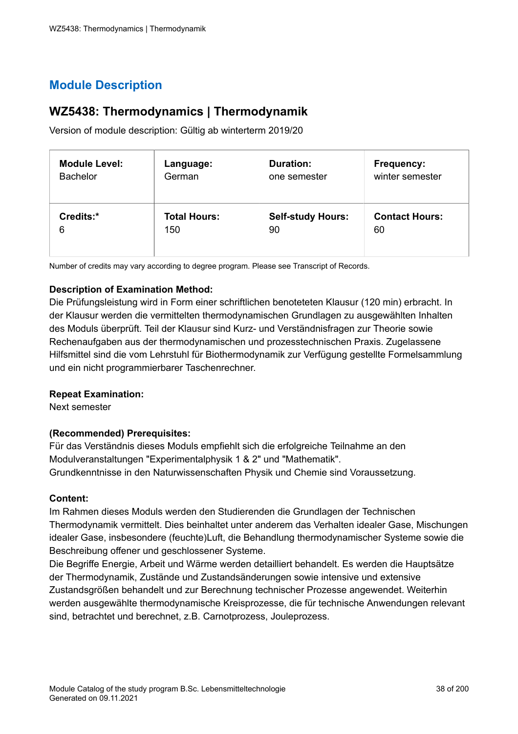# Module Description

## WZ5438: Thermodynamics | Thermodynamik

Version of module description: Gültig ab winterterm 2019/20

| Module Level: | Language: | Duration: | Frequency: |
|---|---|---|---|
| Bachelor | German | one semester | winter semester |
| **Credits:*** | **Total Hours:** | **Self-study Hours:** | **Contact Hours:** |
| 6 | 150 | 90 | 60 |

Number of credits may vary according to degree program. Please see Transcript of Records.

**Description of Examination Method:**
Die Prüfungsleistung wird in Form einer schriftlichen benoteteten Klausur (120 min) erbracht. In der Klausur werden die vermittelten thermodynamischen Grundlagen zu ausgewählten Inhalten des Moduls überprüft. Teil der Klausur sind Kurz- und Verständnisfragen zur Theorie sowie Rechenaufgaben aus der thermodynamischen und prozesstechnischen Praxis. Zugelassene Hilfsmittel sind die vom Lehrstuhl für Biothermodynamik zur Verfügung gestellte Formelsammlung und ein nicht programmierbarer Taschenrechner.

**Repeat Examination:**
Next semester

**(Recommended) Prerequisites:**
Für das Verständnis dieses Moduls empfiehlt sich die erfolgreiche Teilnahme an den Modulveranstaltungen "Experimentalphysik 1 & 2" und "Mathematik".
Grundkenntnisse in den Naturwissenschaften Physik und Chemie sind Voraussetzung.

**Content:**
Im Rahmen dieses Moduls werden den Studierenden die Grundlagen der Technischen Thermodynamik vermittelt. Dies beinhaltet unter anderem das Verhalten idealer Gase, Mischungen idealer Gase, insbesondere (feuchte)Luft, die Behandlung thermodynamischer Systeme sowie die Beschreibung offener und geschlossener Systeme.
Die Begriffe Energie, Arbeit und Wärme werden detailliert behandelt. Es werden die Hauptsätze der Thermodynamik, Zustände und Zustandsänderungen sowie intensive und extensive Zustandsgrößen behandelt und zur Berechnung technischer Prozesse angewendet. Weiterhin werden ausgewählte thermodynamische Kreisprozesse, die für technische Anwendungen relevant sind, betrachtet und berechnet, z.B. Carnotprozess, Jouleprozess.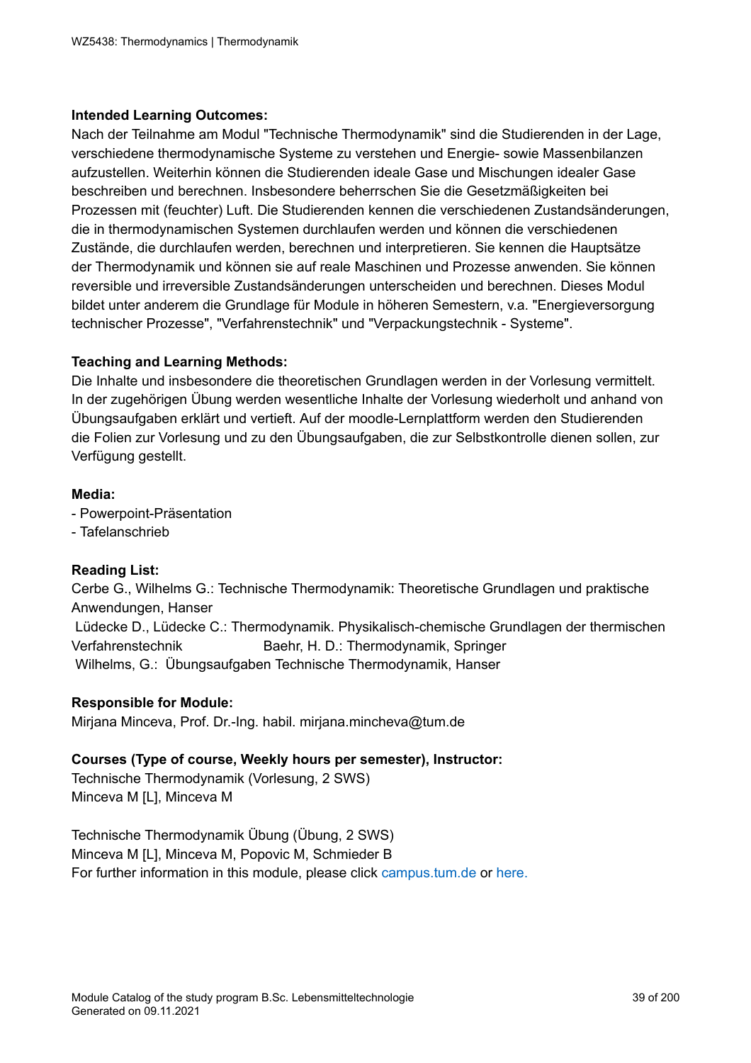**Intended Learning Outcomes:**
Nach der Teilnahme am Modul "Technische Thermodynamik" sind die Studierenden in der Lage, verschiedene thermodynamische Systeme zu verstehen und Energie- sowie Massenbilanzen aufzustellen. Weiterhin können die Studierenden ideale Gase und Mischungen idealer Gase beschreiben und berechnen. Insbesondere beherrschen Sie die Gesetzmäßigkeiten bei Prozessen mit (feuchter) Luft. Die Studierenden kennen die verschiedenen Zustandsänderungen, die in thermodynamischen Systemen durchlaufen werden und können die verschiedenen Zustände, die durchlaufen werden, berechnen und interpretieren. Sie kennen die Hauptsätze der Thermodynamik und können sie auf reale Maschinen und Prozesse anwenden. Sie können reversible und irreversible Zustandsänderungen unterscheiden und berechnen. Dieses Modul bildet unter anderem die Grundlage für Module in höheren Semestern, v.a. "Energieversorgung technischer Prozesse", "Verfahrenstechnik" und "Verpackungstechnik - Systeme".

**Teaching and Learning Methods:**
Die Inhalte und insbesondere die theoretischen Grundlagen werden in der Vorlesung vermittelt. In der zugehörigen Übung werden wesentliche Inhalte der Vorlesung wiederholt und anhand von Übungsaufgaben erklärt und vertieft. Auf der moodle-Lernplattform werden den Studierenden die Folien zur Vorlesung und zu den Übungsaufgaben, die zur Selbstkontrolle dienen sollen, zur Verfügung gestellt.

**Media:**
- Powerpoint-Präsentation
- Tafelanschrieb

**Reading List:**
Cerbe G., Wilhelms G.: Technische Thermodynamik: Theoretische Grundlagen und praktische Anwendungen, Hanser
Lüdecke D., Lüdecke C.: Thermodynamik. Physikalisch-chemische Grundlagen der thermischen Verfahrenstechnik Baehr, H. D.: Thermodynamik, Springer
Wilhelms, G.: Übungsaufgaben Technische Thermodynamik, Hanser

**Responsible for Module:**
Mirjana Minceva, Prof. Dr.-Ing. habil. mirjana.mincheva@tum.de

**Courses (Type of course, Weekly hours per semester), Instructor:**
Technische Thermodynamik (Vorlesung, 2 SWS)
Minceva M [L], Minceva M

Technische Thermodynamik Übung (Übung, 2 SWS)
Minceva M [L], Minceva M, Popovic M, Schmieder B
For further information in this module, please click campus.tum.de or here.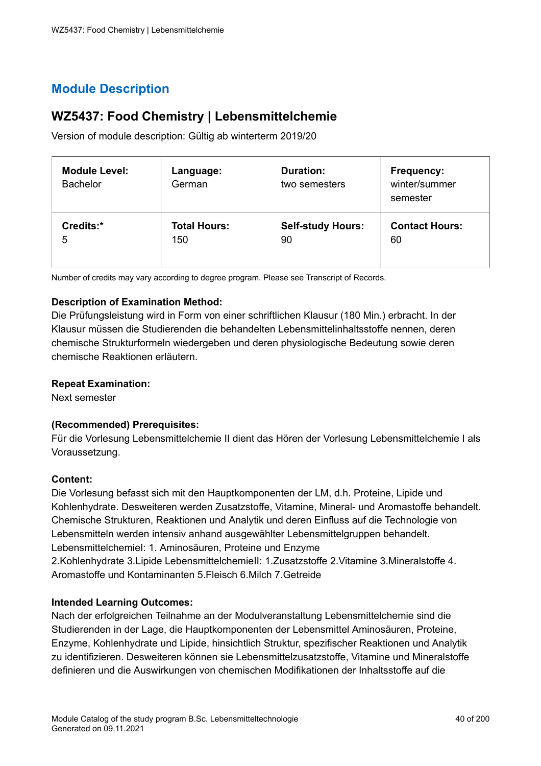# Module Description

## WZ5437: Food Chemistry | Lebensmittelchemie

Version of module description: Gültig ab winterterm 2019/20

| | | | |
|---|---|---|---|
| **Module Level:** Bachelor | **Language:** German | **Duration:** two semesters | **Frequency:** winter/summer semester |
| **Credits:*** 5 | **Total Hours:** 150 | **Self-study Hours:** 90 | **Contact Hours:** 60 |

Number of credits may vary according to degree program. Please see Transcript of Records.

**Description of Examination Method:**
Die Prüfungsleistung wird in Form von einer schriftlichen Klausur (180 Min.) erbracht. In der Klausur müssen die Studierenden die behandelten Lebensmittelinhaltsstoffe nennen, deren chemische Strukturformeln wiedergeben und deren physiologische Bedeutung sowie deren chemische Reaktionen erläutern.

**Repeat Examination:**
Next semester

**(Recommended) Prerequisites:**
Für die Vorlesung Lebensmittelchemie II dient das Hören der Vorlesung Lebensmittelchemie I als Voraussetzung.

**Content:**
Die Vorlesung befasst sich mit den Hauptkomponenten der LM, d.h. Proteine, Lipide und Kohlenhydrate. Desweiteren werden Zusatzstoffe, Vitamine, Mineral- und Aromastoffe behandelt. Chemische Strukturen, Reaktionen und Analytik und deren Einfluss auf die Technologie von Lebensmitteln werden intensiv anhand ausgewählter Lebensmittelgruppen behandelt.
LebensmittelchemieI: 1. Aminosäuren, Proteine und Enzyme
2.Kohlenhydrate 3.Lipide LebensmittelchemieII: 1.Zusatzstoffe 2.Vitamine 3.Mineralstoffe 4. Aromastoffe und Kontaminanten 5.Fleisch 6.Milch 7.Getreide

**Intended Learning Outcomes:**
Nach der erfolgreichen Teilnahme an der Modulveranstaltung Lebensmittelchemie sind die Studierenden in der Lage, die Hauptkomponenten der Lebensmittel Aminosäuren, Proteine, Enzyme, Kohlenhydrate und Lipide, hinsichtlich Struktur, spezifischer Reaktionen und Analytik zu identifizieren. Desweiteren können sie Lebensmittelzusatzstoffe, Vitamine und Mineralstoffe definieren und die Auswirkungen von chemischen Modifikationen der Inhaltsstoffe auf die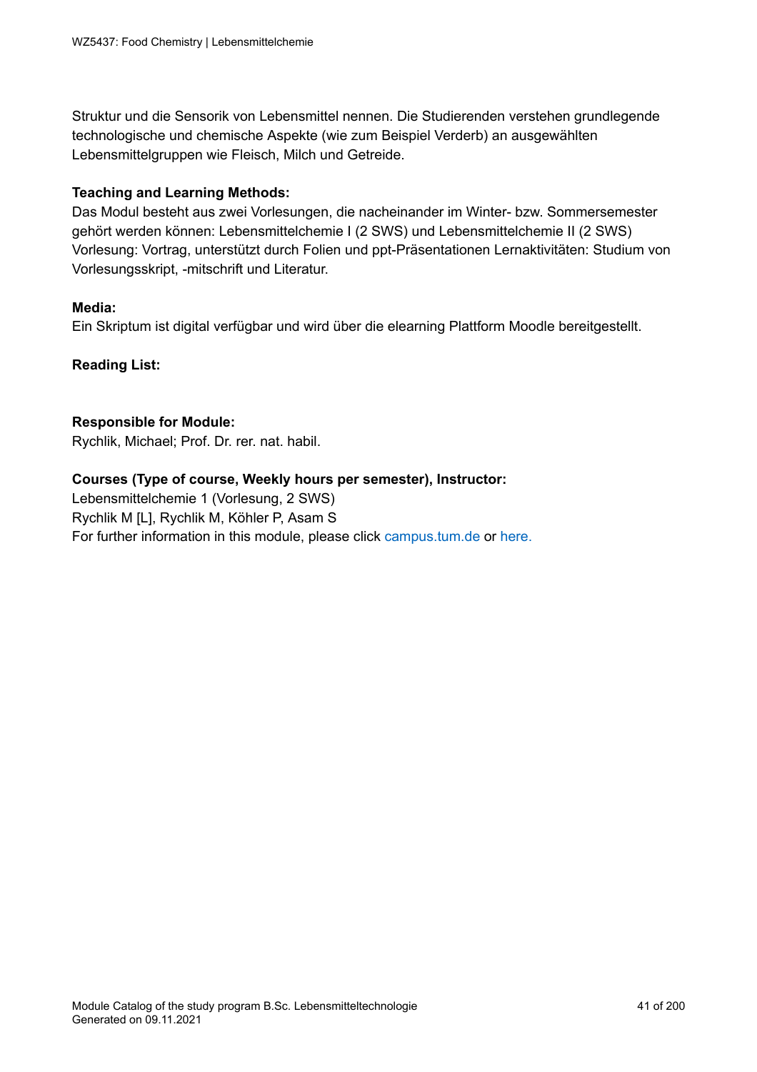Struktur und die Sensorik von Lebensmittel nennen. Die Studierenden verstehen grundlegende technologische und chemische Aspekte (wie zum Beispiel Verderb) an ausgewählten Lebensmittelgruppen wie Fleisch, Milch und Getreide.

**Teaching and Learning Methods:**
Das Modul besteht aus zwei Vorlesungen, die nacheinander im Winter- bzw. Sommersemester gehört werden können: Lebensmittelchemie I (2 SWS) und Lebensmittelchemie II (2 SWS) Vorlesung: Vortrag, unterstützt durch Folien und ppt-Präsentationen Lernaktivitäten: Studium von Vorlesungsskript, -mitschrift und Literatur.

**Media:**
Ein Skriptum ist digital verfügbar und wird über die elearning Plattform Moodle bereitgestellt.

**Reading List:**

**Responsible for Module:**
Rychlik, Michael; Prof. Dr. rer. nat. habil.

**Courses (Type of course, Weekly hours per semester), Instructor:**
Lebensmittelchemie 1 (Vorlesung, 2 SWS)
Rychlik M [L], Rychlik M, Köhler P, Asam S
For further information in this module, please click campus.tum.de or here.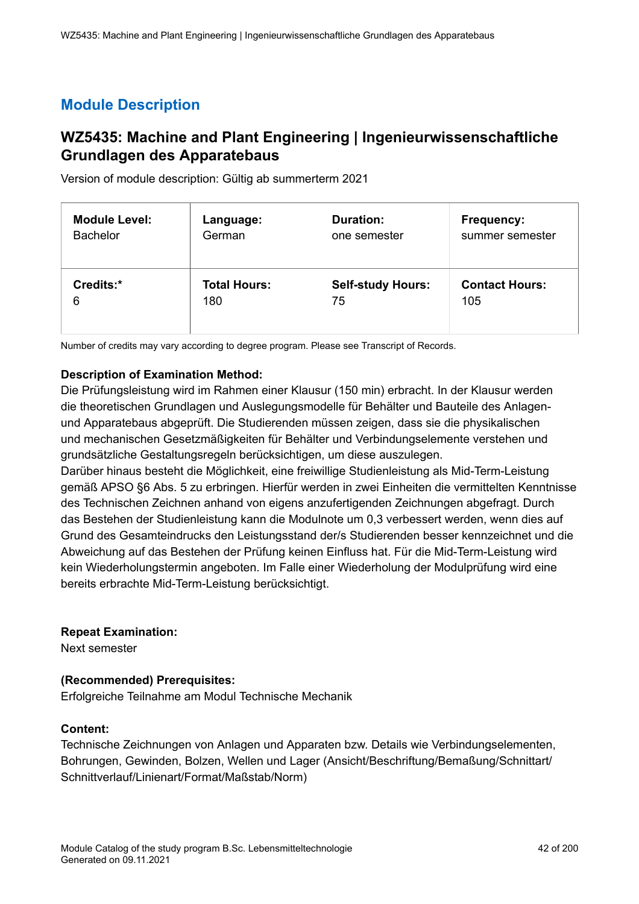## Module Description

## WZ5435: Machine and Plant Engineering | Ingenieurwissenschaftliche Grundlagen des Apparatebaus

Version of module description: Gültig ab summerterm 2021

| **Module Level:**<br>Bachelor | **Language:**<br>German | **Duration:**<br>one semester | **Frequency:**<br>summer semester |
|---|---|---|---|
| **Credits:***<br>6 | **Total Hours:**<br>180 | **Self-study Hours:**<br>75 | **Contact Hours:**<br>105 |

Number of credits may vary according to degree program. Please see Transcript of Records.

**Description of Examination Method:**

Die Prüfungsleistung wird im Rahmen einer Klausur (150 min) erbracht. In der Klausur werden die theoretischen Grundlagen und Auslegungsmodelle für Behälter und Bauteile des Anlagen- und Apparatebaus abgeprüft. Die Studierenden müssen zeigen, dass sie die physikalischen und mechanischen Gesetzmäßigkeiten für Behälter und Verbindungselemente verstehen und grundsätzliche Gestaltungsregeln berücksichtigen, um diese auszulegen.

Darüber hinaus besteht die Möglichkeit, eine freiwillige Studienleistung als Mid-Term-Leistung gemäß APSO §6 Abs. 5 zu erbringen. Hierfür werden in zwei Einheiten die vermittelten Kenntnisse des Technischen Zeichnen anhand von eigens anzufertigenden Zeichnungen abgefragt. Durch das Bestehen der Studienleistung kann die Modulnote um 0,3 verbessert werden, wenn dies auf Grund des Gesamteindrucks den Leistungsstand der/s Studierenden besser kennzeichnet und die Abweichung auf das Bestehen der Prüfung keinen Einfluss hat. Für die Mid-Term-Leistung wird kein Wiederholungstermin angeboten. Im Falle einer Wiederholung der Modulprüfung wird eine bereits erbrachte Mid-Term-Leistung berücksichtigt.

**Repeat Examination:**

Next semester

**(Recommended) Prerequisites:**

Erfolgreiche Teilnahme am Modul Technische Mechanik

**Content:**

Technische Zeichnungen von Anlagen und Apparaten bzw. Details wie Verbindungselementen, Bohrungen, Gewinden, Bolzen, Wellen und Lager (Ansicht/Beschriftung/Bemaßung/Schnittart/Schnittverlauf/Linienart/Format/Maßstab/Norm)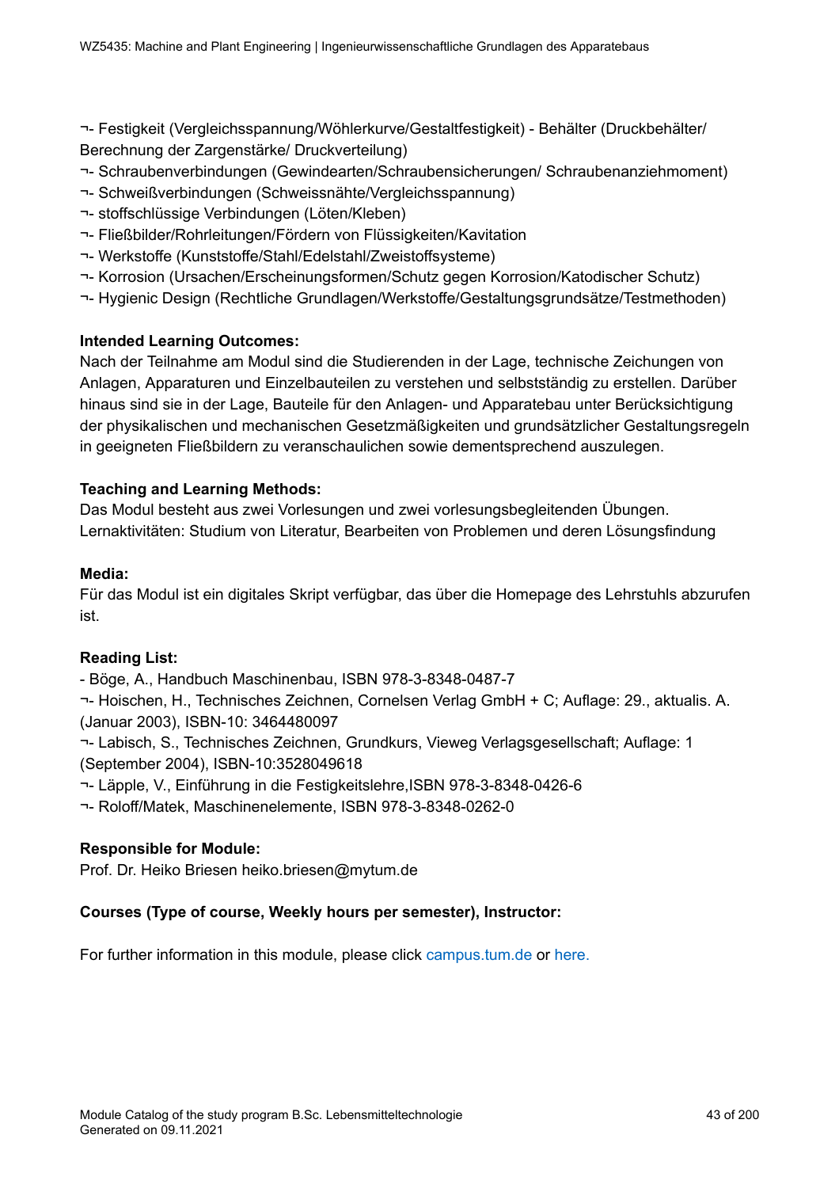¬- Festigkeit (Vergleichsspannung/Wöhlerkurve/Gestaltfestigkeit) - Behälter (Druckbehälter/ Berechnung der Zargenstärke/ Druckverteilung)
¬- Schraubenverbindungen (Gewindearten/Schraubensicherungen/ Schraubenanziehmoment)
¬- Schweißverbindungen (Schweissnähte/Vergleichsspannung)
¬- stoffschlüssige Verbindungen (Löten/Kleben)
¬- Fließbilder/Rohrleitungen/Fördern von Flüssigkeiten/Kavitation
¬- Werkstoffe (Kunststoffe/Stahl/Edelstahl/Zweistoffsysteme)
¬- Korrosion (Ursachen/Erscheinungsformen/Schutz gegen Korrosion/Katodischer Schutz)
¬- Hygienic Design (Rechtliche Grundlagen/Werkstoffe/Gestaltungsgrundsätze/Testmethoden)

**Intended Learning Outcomes:**
Nach der Teilnahme am Modul sind die Studierenden in der Lage, technische Zeichnungen von Anlagen, Apparaturen und Einzelbauteilen zu verstehen und selbstständig zu erstellen. Darüber hinaus sind sie in der Lage, Bauteile für den Anlagen- und Apparatebau unter Berücksichtigung der physikalischen und mechanischen Gesetzmäßigkeiten und grundsätzlicher Gestaltungsregeln in geeigneten Fließbildern zu veranschaulichen sowie dementsprechend auszulegen.

**Teaching and Learning Methods:**
Das Modul besteht aus zwei Vorlesungen und zwei vorlesungsbegleitenden Übungen.
Lernaktivitäten: Studium von Literatur, Bearbeiten von Problemen und deren Lösungsfindung

**Media:**
Für das Modul ist ein digitales Skript verfügbar, das über die Homepage des Lehrstuhls abzurufen ist.

**Reading List:**
- Böge, A., Handbuch Maschinenbau, ISBN 978-3-8348-0487-7
¬- Hoischen, H., Technisches Zeichnen, Cornelsen Verlag GmbH + C; Auflage: 29., aktualis. A. (Januar 2003), ISBN-10: 3464480097
¬- Labisch, S., Technisches Zeichnen, Grundkurs, Vieweg Verlagsgesellschaft; Auflage: 1 (September 2004), ISBN-10:3528049618
¬- Läpple, V., Einführung in die Festigkeitslehre,ISBN 978-3-8348-0426-6
¬- Roloff/Matek, Maschinenelemente, ISBN 978-3-8348-0262-0

**Responsible for Module:**
Prof. Dr. Heiko Briesen heiko.briesen@mytum.de

**Courses (Type of course, Weekly hours per semester), Instructor:**

For further information in this module, please click campus.tum.de or here.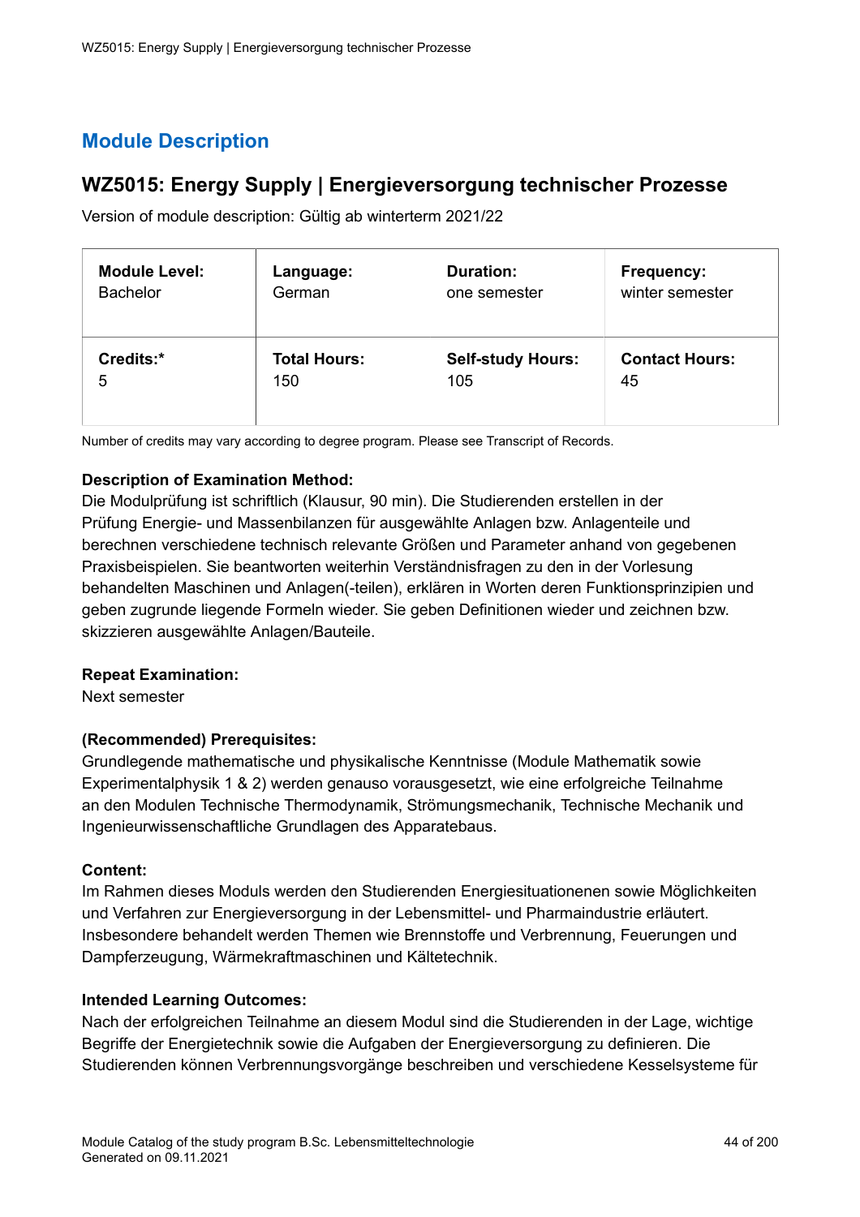# Module Description

## WZ5015: Energy Supply | Energieversorgung technischer Prozesse

Version of module description: Gültig ab winterterm 2021/22

| | | | |
|---|---|---|---|
| **Module Level:**<br>Bachelor | **Language:**<br>German | **Duration:**<br>one semester | **Frequency:**<br>winter semester |
| **Credits:***<br>5 | **Total Hours:**<br>150 | **Self-study Hours:**<br>105 | **Contact Hours:**<br>45 |

Number of credits may vary according to degree program. Please see Transcript of Records.

**Description of Examination Method:**
Die Modulprüfung ist schriftlich (Klausur, 90 min). Die Studierenden erstellen in der Prüfung Energie- und Massenbilanzen für ausgewählte Anlagen bzw. Anlagenteile und berechnen verschiedene technisch relevante Größen und Parameter anhand von gegebenen Praxisbeispielen. Sie beantworten weiterhin Verständnisfragen zu den in der Vorlesung behandelten Maschinen und Anlagen(-teilen), erklären in Worten deren Funktionsprinzipien und geben zugrunde liegende Formeln wieder. Sie geben Definitionen wieder und zeichnen bzw. skizzieren ausgewählte Anlagen/Bauteile.

**Repeat Examination:**
Next semester

**(Recommended) Prerequisites:**
Grundlegende mathematische und physikalische Kenntnisse (Module Mathematik sowie Experimentalphysik 1 & 2) werden genauso vorausgesetzt, wie eine erfolgreiche Teilnahme an den Modulen Technische Thermodynamik, Strömungsmechanik, Technische Mechanik und Ingenieurwissenschaftliche Grundlagen des Apparatebaus.

**Content:**
Im Rahmen dieses Moduls werden den Studierenden Energiesituationenen sowie Möglichkeiten und Verfahren zur Energieversorgung in der Lebensmittel- und Pharmaindustrie erläutert. Insbesondere behandelt werden Themen wie Brennstoffe und Verbrennung, Feuerungen und Dampferzeugung, Wärmekraftmaschinen und Kältetechnik.

**Intended Learning Outcomes:**
Nach der erfolgreichen Teilnahme an diesem Modul sind die Studierenden in der Lage, wichtige Begriffe der Energietechnik sowie die Aufgaben der Energieversorgung zu definieren. Die Studierenden können Verbrennungsvorgänge beschreiben und verschiedene Kesselsysteme für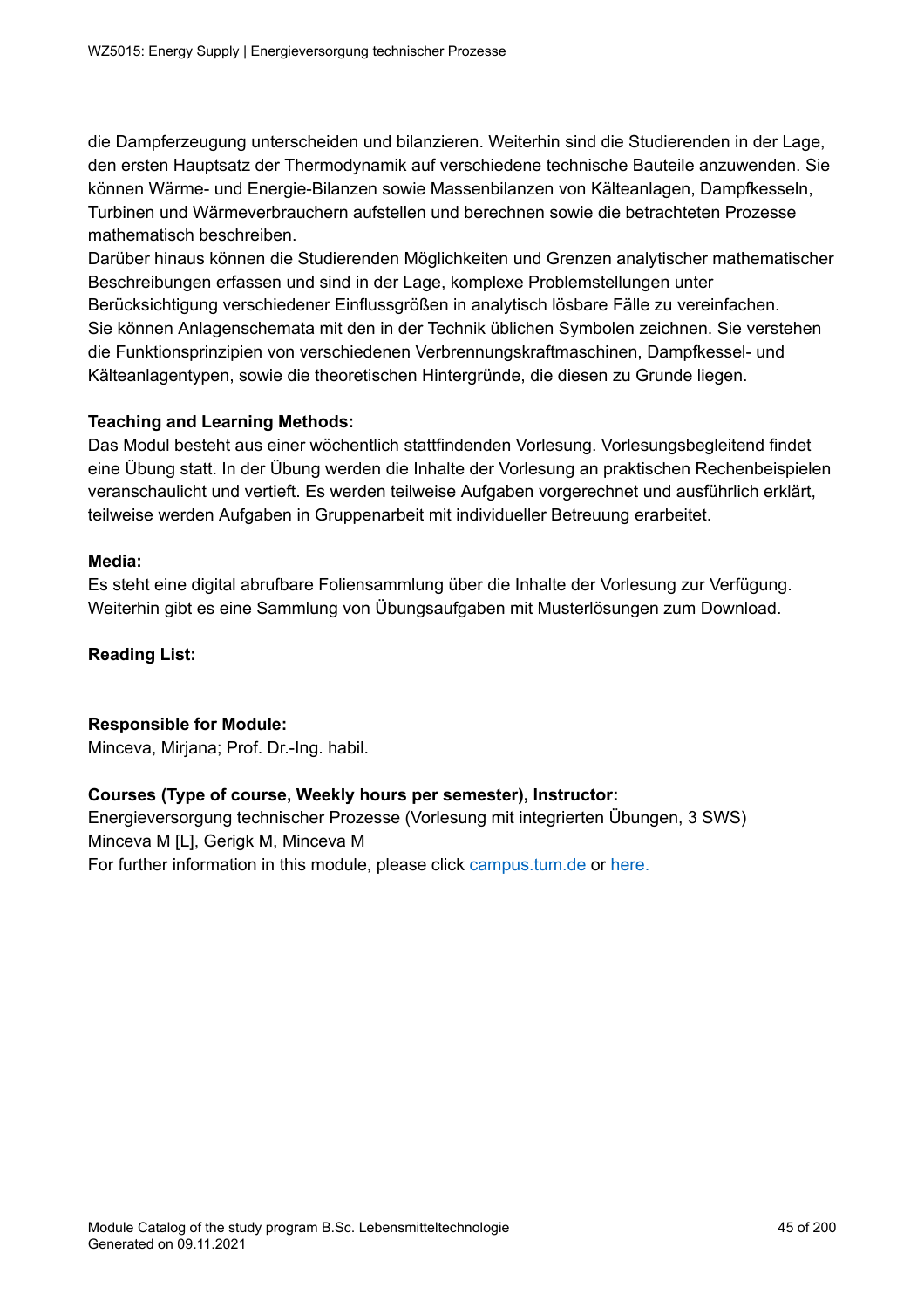die Dampferzeugung unterscheiden und bilanzieren. Weiterhin sind die Studierenden in der Lage, den ersten Hauptsatz der Thermodynamik auf verschiedene technische Bauteile anzuwenden. Sie können Wärme- und Energie-Bilanzen sowie Massenbilanzen von Kälteanlagen, Dampfkesseln, Turbinen und Wärmeverbrauchern aufstellen und berechnen sowie die betrachteten Prozesse mathematisch beschreiben.
Darüber hinaus können die Studierenden Möglichkeiten und Grenzen analytischer mathematischer Beschreibungen erfassen und sind in der Lage, komplexe Problemstellungen unter Berücksichtigung verschiedener Einflussgrößen in analytisch lösbare Fälle zu vereinfachen.
Sie können Anlagenschemata mit den in der Technik üblichen Symbolen zeichnen. Sie verstehen die Funktionsprinzipien von verschiedenen Verbrennungskraftmaschinen, Dampfkessel- und Kälteanlagentypen, sowie die theoretischen Hintergründe, die diesen zu Grunde liegen.

**Teaching and Learning Methods:**
Das Modul besteht aus einer wöchentlich stattfindenden Vorlesung. Vorlesungsbegleitend findet eine Übung statt. In der Übung werden die Inhalte der Vorlesung an praktischen Rechenbeispielen veranschaulicht und vertieft. Es werden teilweise Aufgaben vorgerechnet und ausführlich erklärt, teilweise werden Aufgaben in Gruppenarbeit mit individueller Betreuung erarbeitet.

**Media:**
Es steht eine digital abrufbare Foliensammlung über die Inhalte der Vorlesung zur Verfügung. Weiterhin gibt es eine Sammlung von Übungsaufgaben mit Musterlösungen zum Download.

**Reading List:**

**Responsible for Module:**
Minceva, Mirjana; Prof. Dr.-Ing. habil.

**Courses (Type of course, Weekly hours per semester), Instructor:**
Energieversorgung technischer Prozesse (Vorlesung mit integrierten Übungen, 3 SWS)
Minceva M [L], Gerigk M, Minceva M
For further information in this module, please click campus.tum.de or here.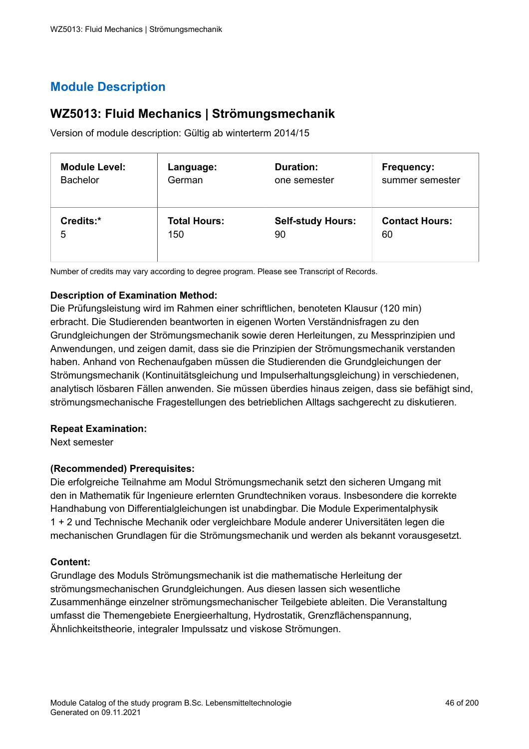## Module Description

### WZ5013: Fluid Mechanics | Strömungsmechanik

Version of module description: Gültig ab winterterm 2014/15

| | | | |
|---|---|---|---|
| **Module Level:**<br>Bachelor | **Language:**<br>German | **Duration:**<br>one semester | **Frequency:**<br>summer semester |
| **Credits:***<br>5 | **Total Hours:**<br>150 | **Self-study Hours:**<br>90 | **Contact Hours:**<br>60 |

Number of credits may vary according to degree program. Please see Transcript of Records.

**Description of Examination Method:**
Die Prüfungsleistung wird im Rahmen einer schriftlichen, benoteten Klausur (120 min) erbracht. Die Studierenden beantworten in eigenen Worten Verständnisfragen zu den Grundgleichungen der Strömungsmechanik sowie deren Herleitungen, zu Messprinzipien und Anwendungen, und zeigen damit, dass sie die Prinzipien der Strömungsmechanik verstanden haben. Anhand von Rechenaufgaben müssen die Studierenden die Grundgleichungen der Strömungsmechanik (Kontinuitätsgleichung und Impulserhaltungsgleichung) in verschiedenen, analytisch lösbaren Fällen anwenden. Sie müssen überdies hinaus zeigen, dass sie befähigt sind, strömungsmechanische Fragestellungen des betrieblichen Alltags sachgerecht zu diskutieren.

**Repeat Examination:**
Next semester

**(Recommended) Prerequisites:**
Die erfolgreiche Teilnahme am Modul Strömungsmechanik setzt den sicheren Umgang mit den in Mathematik für Ingenieure erlernten Grundtechniken voraus. Insbesondere die korrekte Handhabung von Differentialgleichungen ist unabdingbar. Die Module Experimentalphysik 1 + 2 und Technische Mechanik oder vergleichbare Module anderer Universitäten legen die mechanischen Grundlagen für die Strömungsmechanik und werden als bekannt vorausgesetzt.

**Content:**
Grundlage des Moduls Strömungsmechanik ist die mathematische Herleitung der strömungsmechanischen Grundgleichungen. Aus diesen lassen sich wesentliche Zusammenhänge einzelner strömungsmechanischer Teilgebiete ableiten. Die Veranstaltung umfasst die Themengebiete Energieerhaltung, Hydrostatik, Grenzflächenspannung, Ähnlichkeitstheorie, integraler Impulssatz und viskose Strömungen.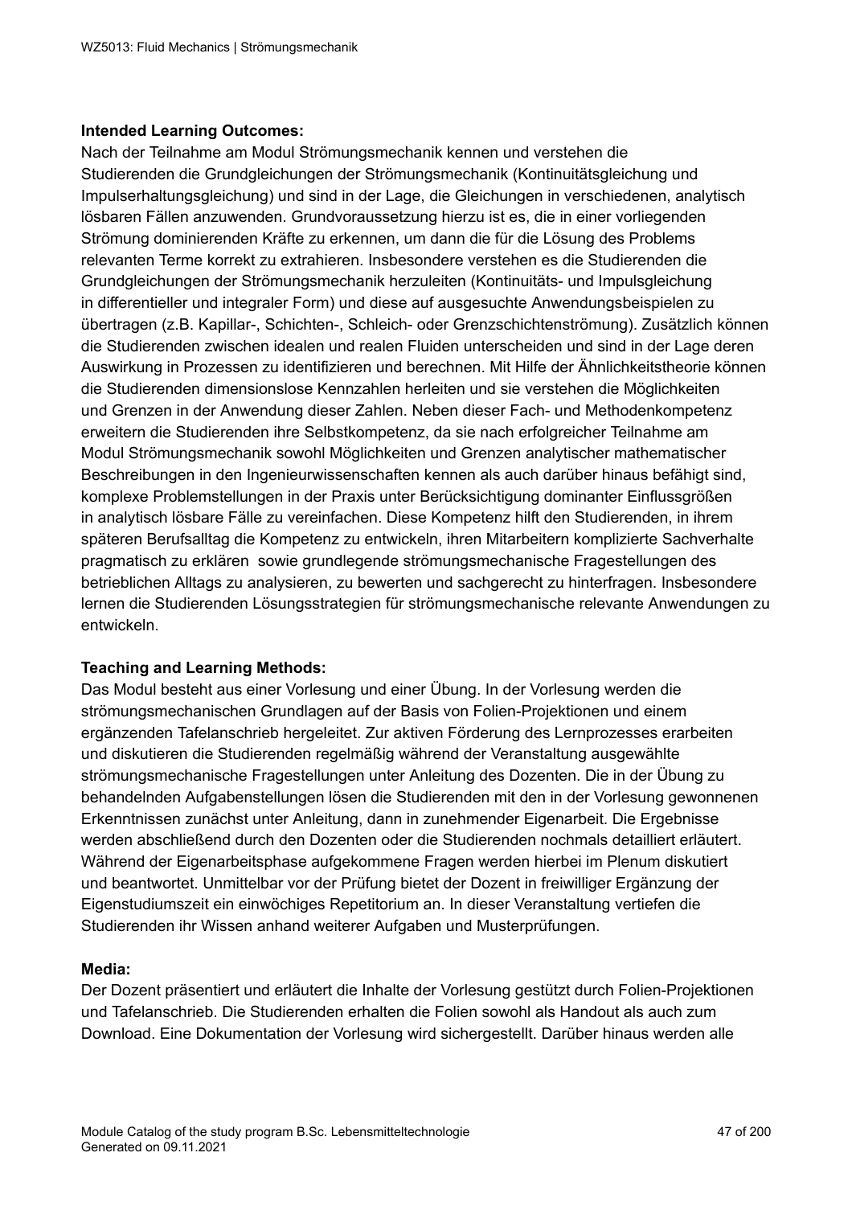**Intended Learning Outcomes:**

Nach der Teilnahme am Modul Strömungsmechanik kennen und verstehen die Studierenden die Grundgleichungen der Strömungsmechanik (Kontinuitätsgleichung und Impulserhaltungsgleichung) und sind in der Lage, die Gleichungen in verschiedenen, analytisch lösbaren Fällen anzuwenden. Grundvoraussetzung hierzu ist es, die in einer vorliegenden Strömung dominierenden Kräfte zu erkennen, um dann die für die Lösung des Problems relevanten Terme korrekt zu extrahieren. Insbesondere verstehen es die Studierenden die Grundgleichungen der Strömungsmechanik herzuleiten (Kontinuitäts- und Impulsgleichung in differentieller und integraler Form) und diese auf ausgesuchte Anwendungsbeispielen zu übertragen (z.B. Kapillar-, Schichten-, Schleich- oder Grenzschichtenströmung). Zusätzlich können die Studierenden zwischen idealen und realen Fluiden unterscheiden und sind in der Lage deren Auswirkung in Prozessen zu identifizieren und berechnen. Mit Hilfe der Ähnlichkeitstheorie können die Studierenden dimensionslose Kennzahlen herleiten und sie verstehen die Möglichkeiten und Grenzen in der Anwendung dieser Zahlen. Neben dieser Fach- und Methodenkompetenz erweitern die Studierenden ihre Selbstkompetenz, da sie nach erfolgreicher Teilnahme am Modul Strömungsmechanik sowohl Möglichkeiten und Grenzen analytischer mathematischer Beschreibungen in den Ingenieurwissenschaften kennen als auch darüber hinaus befähigt sind, komplexe Problemstellungen in der Praxis unter Berücksichtigung dominanter Einflussgrößen in analytisch lösbare Fälle zu vereinfachen. Diese Kompetenz hilft den Studierenden, in ihrem späteren Berufsalltag die Kompetenz zu entwickeln, ihren Mitarbeitern komplizierte Sachverhalte pragmatisch zu erklären sowie grundlegende strömungsmechanische Fragestellungen des betrieblichen Alltags zu analysieren, zu bewerten und sachgerecht zu hinterfragen. Insbesondere lernen die Studierenden Lösungsstrategien für strömungsmechanische relevante Anwendungen zu entwickeln.

**Teaching and Learning Methods:**

Das Modul besteht aus einer Vorlesung und einer Übung. In der Vorlesung werden die strömungsmechanischen Grundlagen auf der Basis von Folien-Projektionen und einem ergänzenden Tafelanschrieb hergeleitet. Zur aktiven Förderung des Lernprozesses erarbeiten und diskutieren die Studierenden regelmäßig während der Veranstaltung ausgewählte strömungsmechanische Fragestellungen unter Anleitung des Dozenten. Die in der Übung zu behandelnden Aufgabenstellungen lösen die Studierenden mit den in der Vorlesung gewonnenen Erkenntnissen zunächst unter Anleitung, dann in zunehmender Eigenarbeit. Die Ergebnisse werden abschließend durch den Dozenten oder die Studierenden nochmals detailliert erläutert. Während der Eigenarbeitsphase aufgekommene Fragen werden hierbei im Plenum diskutiert und beantwortet. Unmittelbar vor der Prüfung bietet der Dozent in freiwilliger Ergänzung der Eigenstudiumszeit ein einwöchiges Repetitorium an. In dieser Veranstaltung vertiefen die Studierenden ihr Wissen anhand weiterer Aufgaben und Musterprüfungen.

**Media:**

Der Dozent präsentiert und erläutert die Inhalte der Vorlesung gestützt durch Folien-Projektionen und Tafelanschrieb. Die Studierenden erhalten die Folien sowohl als Handout als auch zum Download. Eine Dokumentation der Vorlesung wird sichergestellt. Darüber hinaus werden alle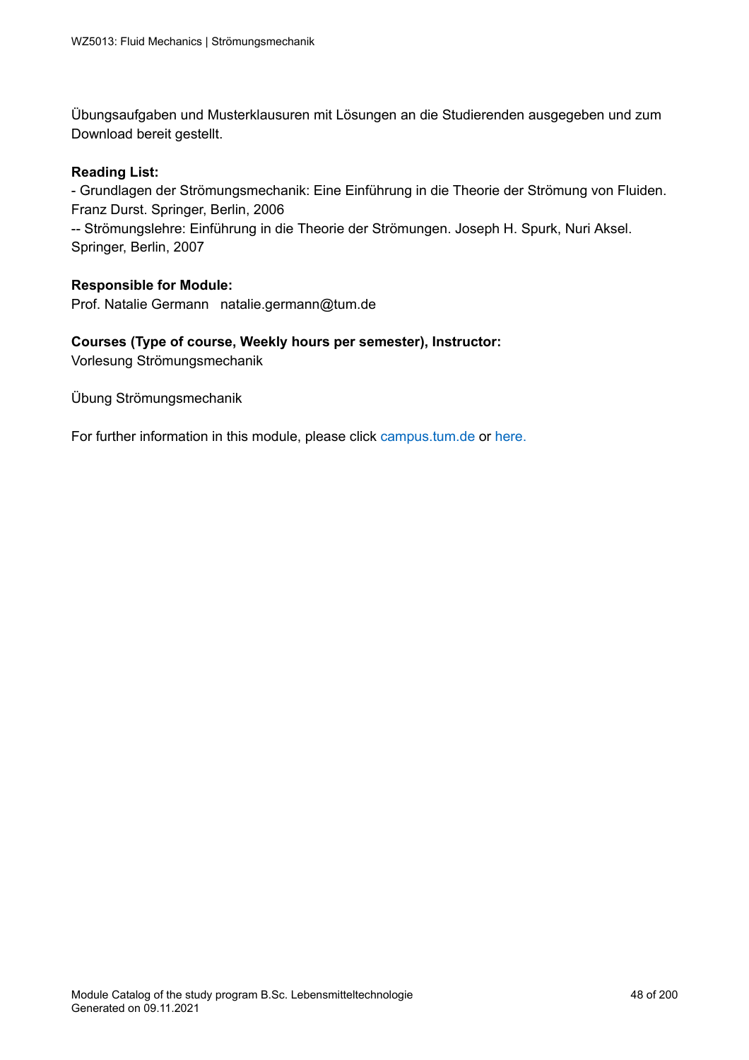Übungsaufgaben und Musterklausuren mit Lösungen an die Studierenden ausgegeben und zum Download bereit gestellt.

**Reading List:**

- Grundlagen der Strömungsmechanik: Eine Einführung in die Theorie der Strömung von Fluiden. Franz Durst. Springer, Berlin, 2006

-- Strömungslehre: Einführung in die Theorie der Strömungen. Joseph H. Spurk, Nuri Aksel. Springer, Berlin, 2007

**Responsible for Module:**

Prof. Natalie Germann natalie.germann@tum.de

**Courses (Type of course, Weekly hours per semester), Instructor:**

Vorlesung Strömungsmechanik

Übung Strömungsmechanik

For further information in this module, please click campus.tum.de or here.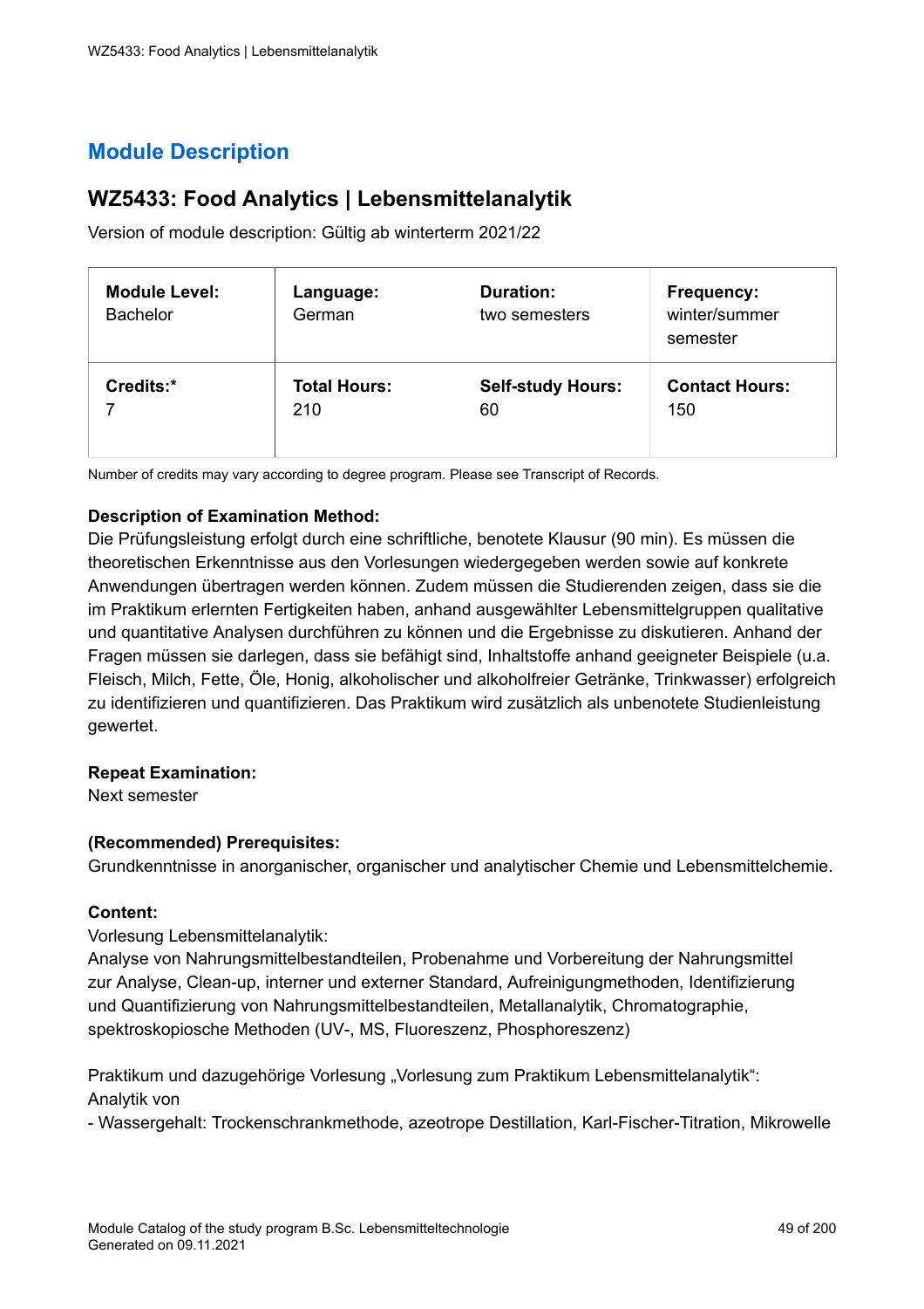# Module Description

## WZ5433: Food Analytics | Lebensmittelanalytik

Version of module description: Gültig ab winterterm 2021/22

| Module Level: Bachelor | Language: German | Duration: two semesters | Frequency: winter/summer semester |
| --- | --- | --- | --- |
| **Credits:*** 7 | **Total Hours:** 210 | **Self-study Hours:** 60 | **Contact Hours:** 150 |

Number of credits may vary according to degree program. Please see Transcript of Records.

**Description of Examination Method:**
Die Prüfungsleistung erfolgt durch eine schriftliche, benotete Klausur (90 min). Es müssen die theoretischen Erkenntnisse aus den Vorlesungen wiedergegeben werden sowie auf konkrete Anwendungen übertragen werden können. Zudem müssen die Studierenden zeigen, dass sie die im Praktikum erlernten Fertigkeiten haben, anhand ausgewählter Lebensmittelgruppen qualitative und quantitative Analysen durchführen zu können und die Ergebnisse zu diskutieren. Anhand der Fragen müssen sie darlegen, dass sie befähigt sind, Inhaltstoffe anhand geeigneter Beispiele (u.a. Fleisch, Milch, Fette, Öle, Honig, alkoholischer und alkoholfreier Getränke, Trinkwasser) erfolgreich zu identifizieren und quantifizieren. Das Praktikum wird zusätzlich als unbenotete Studienleistung gewertet.

**Repeat Examination:**
Next semester

**(Recommended) Prerequisites:**
Grundkenntnisse in anorganischer, organischer und analytischer Chemie und Lebensmittelchemie.

**Content:**
Vorlesung Lebensmittelanalytik:
Analyse von Nahrungsmittelbestandteilen, Probenahme und Vorbereitung der Nahrungsmittel zur Analyse, Clean-up, interner und externer Standard, Aufreinigungmethoden, Identifizierung und Quantifizierung von Nahrungsmittelbestandteilen, Metallanalytik, Chromatographie, spektroskopiosche Methoden (UV-, MS, Fluoreszenz, Phosphoreszenz)

Praktikum und dazugehörige Vorlesung „Vorlesung zum Praktikum Lebensmittelanalytik“:
Analytik von
- Wassergehalt: Trockenschrankmethode, azeotrope Destillation, Karl-Fischer-Titration, Mikrowelle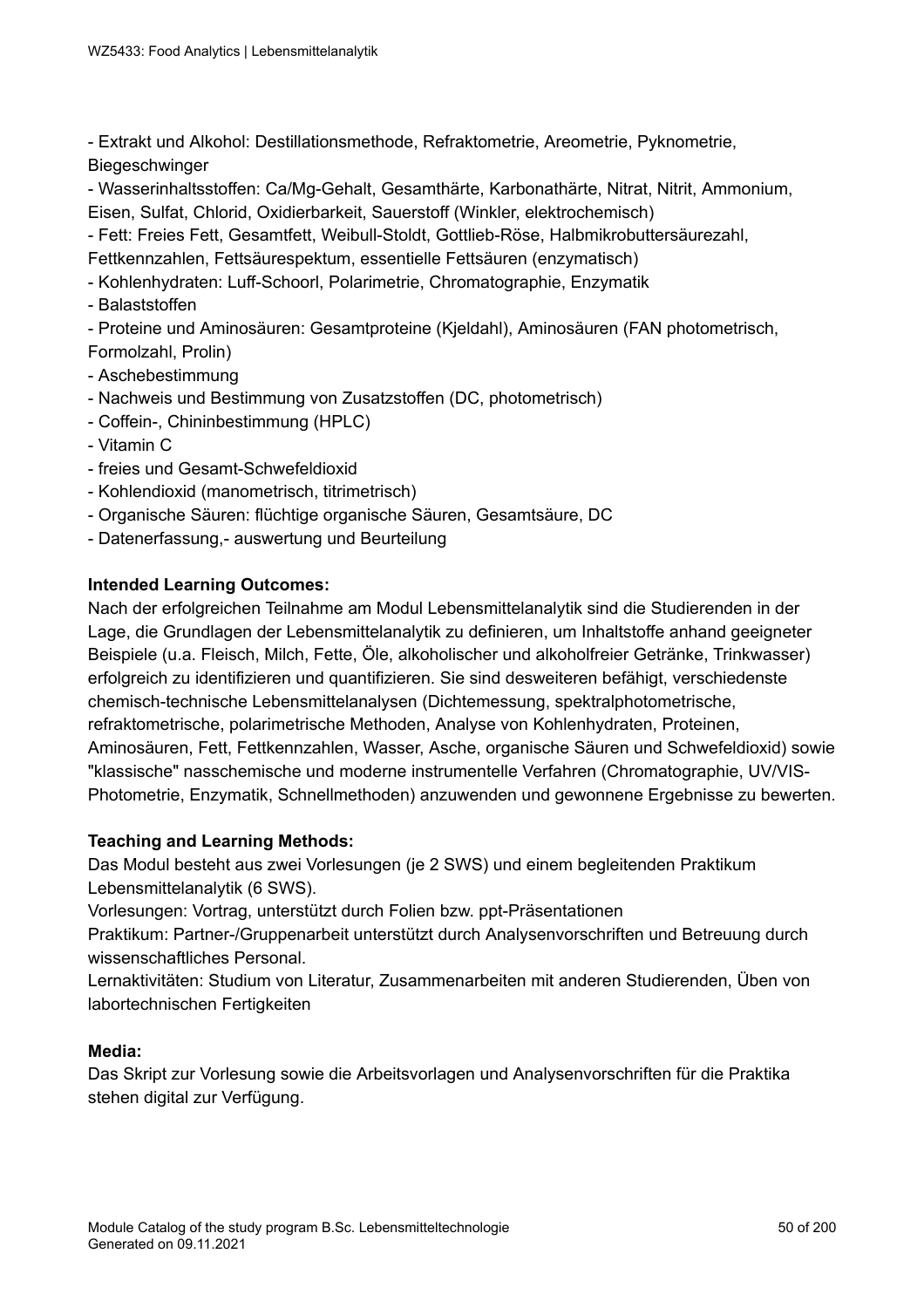- Extrakt und Alkohol: Destillationsmethode, Refraktometrie, Areometrie, Pyknometrie, Biegeschwinger
- Wasserinhaltsstoffen: Ca/Mg-Gehalt, Gesamthärte, Karbonathärte, Nitrat, Nitrit, Ammonium, Eisen, Sulfat, Chlorid, Oxidierbarkeit, Sauerstoff (Winkler, elektrochemisch)
- Fett: Freies Fett, Gesamtfett, Weibull-Stoldt, Gottlieb-Röse, Halbmikrobuttersäurezahl, Fettkennzahlen, Fettsäurespektum, essentielle Fettsäuren (enzymatisch)
- Kohlenhydraten: Luff-Schoorl, Polarimetrie, Chromatographie, Enzymatik
- Balaststoffen
- Proteine und Aminosäuren: Gesamtproteine (Kjeldahl), Aminosäuren (FAN photometrisch, Formolzahl, Prolin)
- Aschebestimmung
- Nachweis und Bestimmung von Zusatzstoffen (DC, photometrisch)
- Coffein-, Chininbestimmung (HPLC)
- Vitamin C
- freies und Gesamt-Schwefeldioxid
- Kohlendioxid (manometrisch, titrimetrisch)
- Organische Säuren: flüchtige organische Säuren, Gesamtsäure, DC
- Datenerfassung,- auswertung und Beurteilung

**Intended Learning Outcomes:**
Nach der erfolgreichen Teilnahme am Modul Lebensmittelanalytik sind die Studierenden in der Lage, die Grundlagen der Lebensmittelanalytik zu definieren, um Inhaltstoffe anhand geeigneter Beispiele (u.a. Fleisch, Milch, Fette, Öle, alkoholischer und alkoholfreier Getränke, Trinkwasser) erfolgreich zu identifizieren und quantifizieren. Sie sind desweiteren befähigt, verschiedenste chemisch-technische Lebensmittelanalysen (Dichtemessung, spektralphotometrische, refraktometrische, polarimetrische Methoden, Analyse von Kohlenhydraten, Proteinen, Aminosäuren, Fett, Fettkennzahlen, Wasser, Asche, organische Säuren und Schwefeldioxid) sowie "klassische" nasschemische und moderne instrumentelle Verfahren (Chromatographie, UV/VIS-Photometrie, Enzymatik, Schnellmethoden) anzuwenden und gewonnene Ergebnisse zu bewerten.

**Teaching and Learning Methods:**
Das Modul besteht aus zwei Vorlesungen (je 2 SWS) und einem begleitenden Praktikum Lebensmittelanalytik (6 SWS).
Vorlesungen: Vortrag, unterstützt durch Folien bzw. ppt-Präsentationen
Praktikum: Partner-/Gruppenarbeit unterstützt durch Analysenvorschriften und Betreuung durch wissenschaftliches Personal.
Lernaktivitäten: Studium von Literatur, Zusammenarbeiten mit anderen Studierenden, Üben von labortechnischen Fertigkeiten

**Media:**
Das Skript zur Vorlesung sowie die Arbeitsvorlagen und Analysenvorschriften für die Praktika stehen digital zur Verfügung.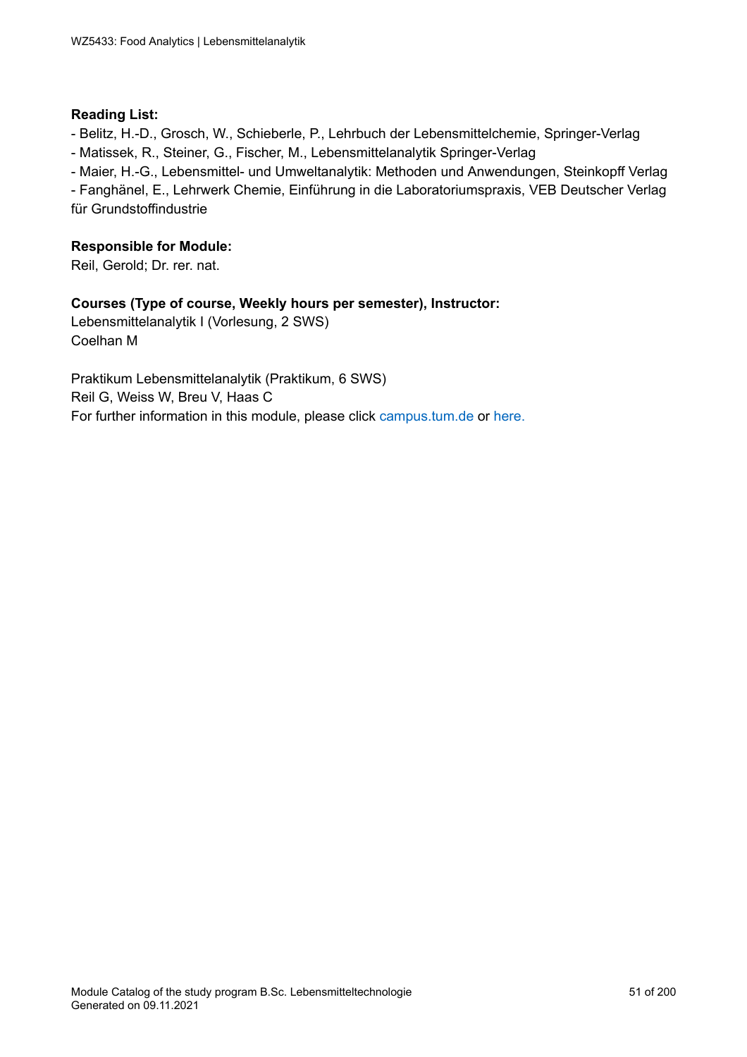**Reading List:**

- Belitz, H.-D., Grosch, W., Schieberle, P., Lehrbuch der Lebensmittelchemie, Springer-Verlag
- Matissek, R., Steiner, G., Fischer, M., Lebensmittelanalytik Springer-Verlag
- Maier, H.-G., Lebensmittel- und Umweltanalytik: Methoden und Anwendungen, Steinkopff Verlag
- Fanghänel, E., Lehrwerk Chemie, Einführung in die Laboratoriumspraxis, VEB Deutscher Verlag für Grundstoffindustrie

**Responsible for Module:**

Reil, Gerold; Dr. rer. nat.

**Courses (Type of course, Weekly hours per semester), Instructor:**

Lebensmittelanalytik I (Vorlesung, 2 SWS)
Coelhan M

Praktikum Lebensmittelanalytik (Praktikum, 6 SWS)
Reil G, Weiss W, Breu V, Haas C
For further information in this module, please click campus.tum.de or here.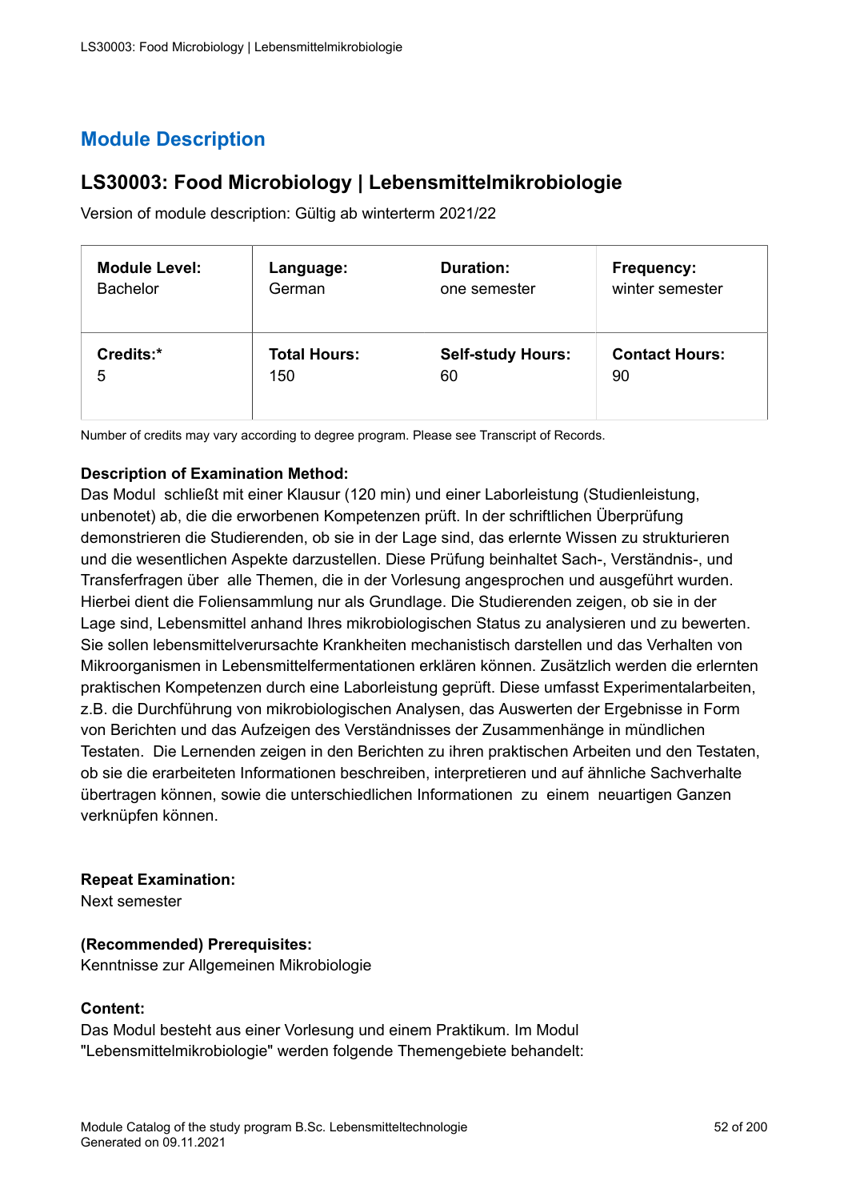# Module Description

## LS30003: Food Microbiology | Lebensmittelmikrobiologie

Version of module description: Gültig ab winterterm 2021/22

| | | | |
|---|---|---|---|
| **Module Level:**<br>Bachelor | **Language:**<br>German | **Duration:**<br>one semester | **Frequency:**<br>winter semester |
| **Credits:***<br>5 | **Total Hours:**<br>150 | **Self-study Hours:**<br>60 | **Contact Hours:**<br>90 |

Number of credits may vary according to degree program. Please see Transcript of Records.

**Description of Examination Method:**
Das Modul schließt mit einer Klausur (120 min) und einer Laborleistung (Studienleistung, unbenotet) ab, die die erworbenen Kompetenzen prüft. In der schriftlichen Überprüfung demonstrieren die Studierenden, ob sie in der Lage sind, das erlernte Wissen zu strukturieren und die wesentlichen Aspekte darzustellen. Diese Prüfung beinhaltet Sach-, Verständnis-, und Transferfragen über alle Themen, die in der Vorlesung angesprochen und ausgeführt wurden. Hierbei dient die Foliensammlung nur als Grundlage. Die Studierenden zeigen, ob sie in der Lage sind, Lebensmittel anhand Ihres mikrobiologischen Status zu analysieren und zu bewerten. Sie sollen lebensmittelverursachte Krankheiten mechanistisch darstellen und das Verhalten von Mikroorganismen in Lebensmittelfermentationen erklären können. Zusätzlich werden die erlernten praktischen Kompetenzen durch eine Laborleistung geprüft. Diese umfasst Experimentalarbeiten, z.B. die Durchführung von mikrobiologischen Analysen, das Auswerten der Ergebnisse in Form von Berichten und das Aufzeigen des Verständnisses der Zusammenhänge in mündlichen Testaten. Die Lernenden zeigen in den Berichten zu ihren praktischen Arbeiten und den Testaten, ob sie die erarbeiteten Informationen beschreiben, interpretieren und auf ähnliche Sachverhalte übertragen können, sowie die unterschiedlichen Informationen zu einem neuartigen Ganzen verknüpfen können.

**Repeat Examination:**
Next semester

**(Recommended) Prerequisites:**
Kenntnisse zur Allgemeinen Mikrobiologie

**Content:**
Das Modul besteht aus einer Vorlesung und einem Praktikum. Im Modul "Lebensmittelmikrobiologie" werden folgende Themengebiete behandelt: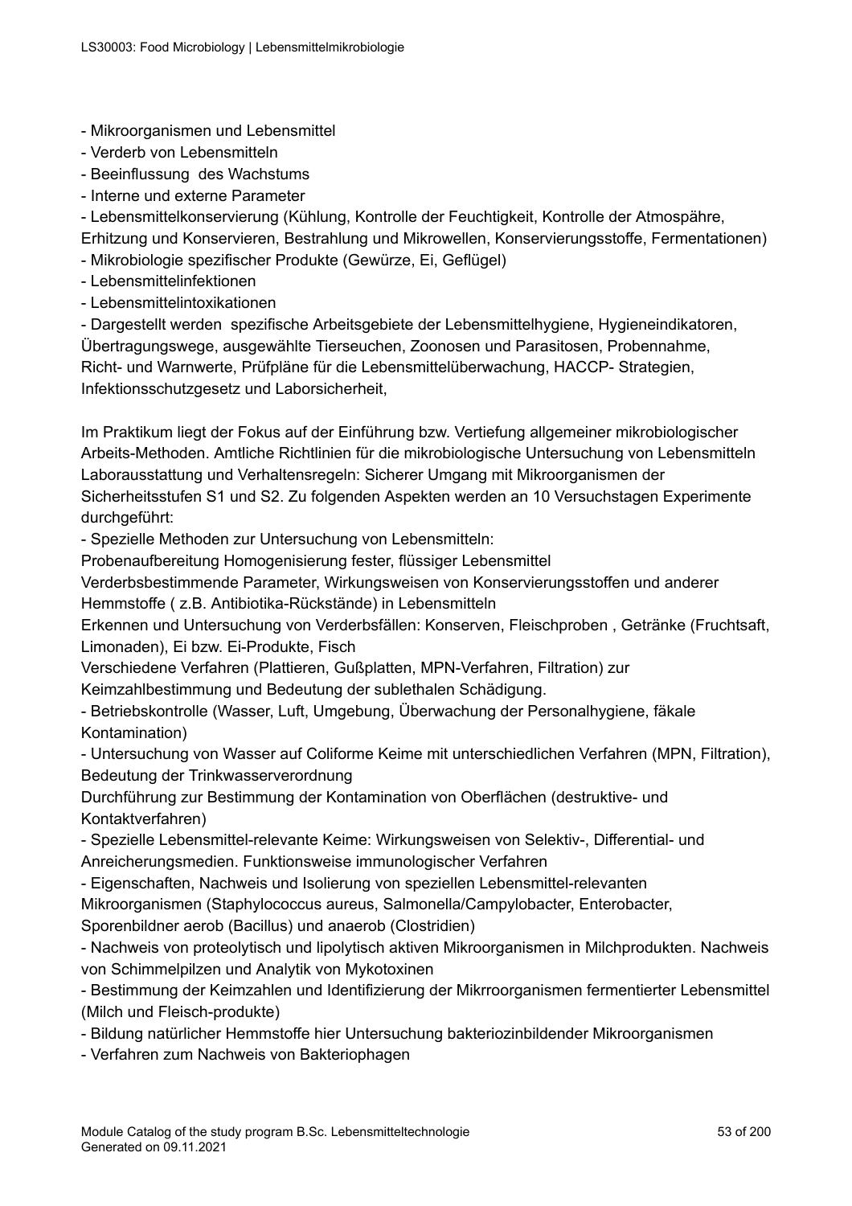- Mikroorganismen und Lebensmittel
- Verderb von Lebensmitteln
- Beeinflussung des Wachstums
- Interne und externe Parameter
- Lebensmittelkonservierung (Kühlung, Kontrolle der Feuchtigkeit, Kontrolle der Atmospähre, Erhitzung und Konservieren, Bestrahlung und Mikrowellen, Konservierungsstoffe, Fermentationen)
- Mikrobiologie spezifischer Produkte (Gewürze, Ei, Geflügel)
- Lebensmittelinfektionen
- Lebensmittelintoxikationen
- Dargestellt werden spezifische Arbeitsgebiete der Lebensmittelhygiene, Hygieneindikatoren, Übertragungswege, ausgewählte Tierseuchen, Zoonosen und Parasitosen, Probennahme, Richt- und Warnwerte, Prüfpläne für die Lebensmittelüberwachung, HACCP- Strategien, Infektionsschutzgesetz und Laborsicherheit,

Im Praktikum liegt der Fokus auf der Einführung bzw. Vertiefung allgemeiner mikrobiologischer Arbeits-Methoden. Amtliche Richtlinien für die mikrobiologische Untersuchung von Lebensmitteln Laborausstattung und Verhaltensregeln: Sicherer Umgang mit Mikroorganismen der Sicherheitsstufen S1 und S2. Zu folgenden Aspekten werden an 10 Versuchstagen Experimente durchgeführt:

- Spezielle Methoden zur Untersuchung von Lebensmitteln:
Probenaufbereitung Homogenisierung fester, flüssiger Lebensmittel
Verderbsbestimmende Parameter, Wirkungsweisen von Konservierungsstoffen und anderer Hemmstoffe ( z.B. Antibiotika-Rückstände) in Lebensmitteln
Erkennen und Untersuchung von Verderbsfällen: Konserven, Fleischproben , Getränke (Fruchtsaft, Limonaden), Ei bzw. Ei-Produkte, Fisch
Verschiedene Verfahren (Plattieren, Gußplatten, MPN-Verfahren, Filtration) zur Keimzahlbestimmung und Bedeutung der sublethalen Schädigung.
- Betriebskontrolle (Wasser, Luft, Umgebung, Überwachung der Personalhygiene, fäkale Kontamination)
- Untersuchung von Wasser auf Coliforme Keime mit unterschiedlichen Verfahren (MPN, Filtration), Bedeutung der Trinkwasserverordnung
Durchführung zur Bestimmung der Kontamination von Oberflächen (destruktive- und Kontaktverfahren)
- Spezielle Lebensmittel-relevante Keime: Wirkungsweisen von Selektiv-, Differential- und Anreicherungsmedien. Funktionsweise immunologischer Verfahren
- Eigenschaften, Nachweis und Isolierung von speziellen Lebensmittel-relevanten Mikroorganismen (Staphylococcus aureus, Salmonella/Campylobacter, Enterobacter, Sporenbildner aerob (Bacillus) und anaerob (Clostridien)
- Nachweis von proteolytisch und lipolytisch aktiven Mikroorganismen in Milchprodukten. Nachweis von Schimmelpilzen und Analytik von Mykotoxinen
- Bestimmung der Keimzahlen und Identifizierung der Mikrroorganismen fermentierter Lebensmittel (Milch und Fleisch-produkte)
- Bildung natürlicher Hemmstoffe hier Untersuchung bakteriozinbildender Mikroorganismen
- Verfahren zum Nachweis von Bakteriophagen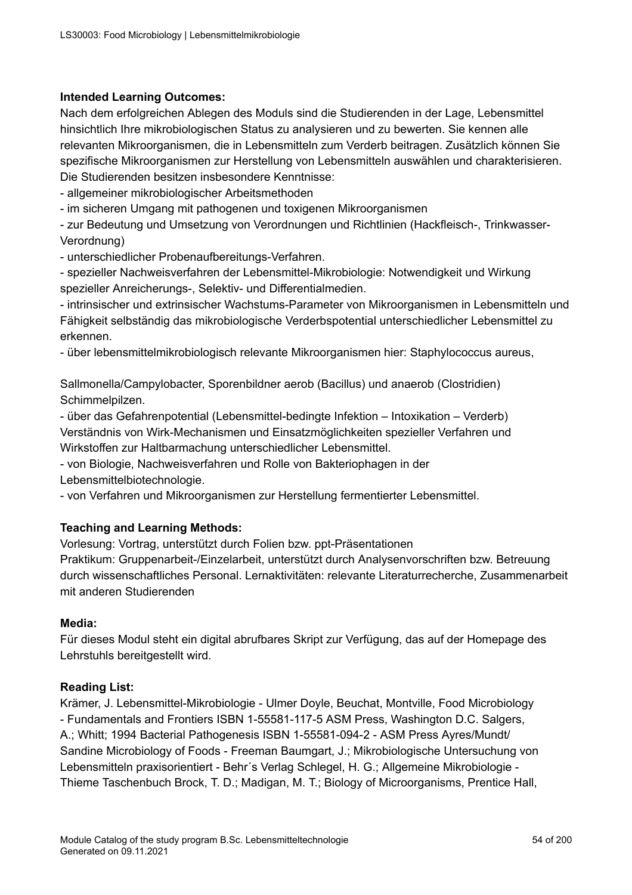**Intended Learning Outcomes:**

Nach dem erfolgreichen Ablegen des Moduls sind die Studierenden in der Lage, Lebensmittel hinsichtlich Ihre mikrobiologischen Status zu analysieren und zu bewerten. Sie kennen alle relevanten Mikroorganismen, die in Lebensmitteln zum Verderb beitragen. Zusätzlich können Sie spezifische Mikroorganismen zur Herstellung von Lebensmitteln auswählen und charakterisieren. Die Studierenden besitzen insbesondere Kenntnisse:

- allgemeiner mikrobiologischer Arbeitsmethoden
- im sicheren Umgang mit pathogenen und toxigenen Mikroorganismen
- zur Bedeutung und Umsetzung von Verordnungen und Richtlinien (Hackfleisch-, Trinkwasser-Verordnung)
- unterschiedlicher Probenaufbereitungs-Verfahren.
- spezieller Nachweisverfahren der Lebensmittel-Mikrobiologie: Notwendigkeit und Wirkung spezieller Anreicherungs-, Selektiv- und Differentialmedien.
- intrinsischer und extrinsischer Wachstums-Parameter von Mikroorganismen in Lebensmitteln und Fähigkeit selbständig das mikrobiologische Verderbspotential unterschiedlicher Lebensmittel zu erkennen.
- über lebensmittelmikrobiologisch relevante Mikroorganismen hier: Staphylococcus aureus,

Sallmonella/Campylobacter, Sporenbildner aerob (Bacillus) und anaerob (Clostridien) Schimmelpilzen.

- über das Gefahrenpotential (Lebensmittel-bedingte Infektion – Intoxikation – Verderb) Verständnis von Wirk-Mechanismen und Einsatzmöglichkeiten spezieller Verfahren und Wirkstoffen zur Haltbarmachung unterschiedlicher Lebensmittel.
- von Biologie, Nachweisverfahren und Rolle von Bakteriophagen in der Lebensmittelbiotechnologie.
- von Verfahren und Mikroorganismen zur Herstellung fermentierter Lebensmittel.

**Teaching and Learning Methods:**

Vorlesung: Vortrag, unterstützt durch Folien bzw. ppt-Präsentationen
Praktikum: Gruppenarbeit-/Einzelarbeit, unterstützt durch Analysenvorschriften bzw. Betreuung durch wissenschaftliches Personal. Lernaktivitäten: relevante Literaturrecherche, Zusammenarbeit mit anderen Studierenden

**Media:**

Für dieses Modul steht ein digital abrufbares Skript zur Verfügung, das auf der Homepage des Lehrstuhls bereitgestellt wird.

**Reading List:**

Krämer, J. Lebensmittel-Mikrobiologie - Ulmer Doyle, Beuchat, Montville, Food Microbiology - Fundamentals and Frontiers ISBN 1-55581-117-5 ASM Press, Washington D.C. Salgers, A.; Whitt; 1994 Bacterial Pathogenesis ISBN 1-55581-094-2 - ASM Press Ayres/Mundt/ Sandine Microbiology of Foods - Freeman Baumgart, J.; Mikrobiologische Untersuchung von Lebensmitteln praxisorientiert - Behr´s Verlag Schlegel, H. G.; Allgemeine Mikrobiologie - Thieme Taschenbuch Brock, T. D.; Madigan, M. T.; Biology of Microorganisms, Prentice Hall,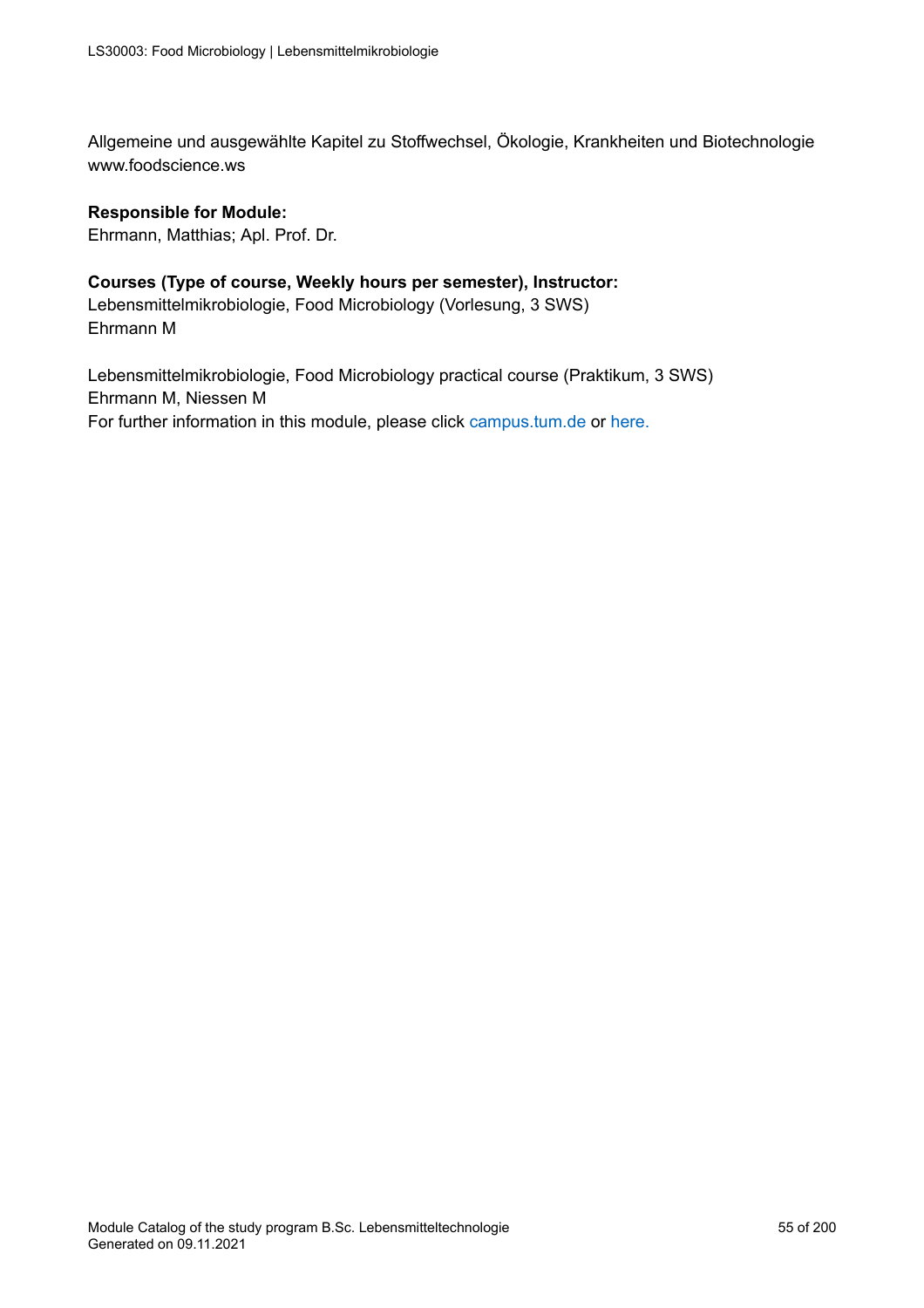Allgemeine und ausgewählte Kapitel zu Stoffwechsel, Ökologie, Krankheiten und Biotechnologie
www.foodscience.ws

**Responsible for Module:**
Ehrmann, Matthias; Apl. Prof. Dr.

**Courses (Type of course, Weekly hours per semester), Instructor:**
Lebensmittelmikrobiologie, Food Microbiology (Vorlesung, 3 SWS)
Ehrmann M

Lebensmittelmikrobiologie, Food Microbiology practical course (Praktikum, 3 SWS)
Ehrmann M, Niessen M
For further information in this module, please click campus.tum.de or here.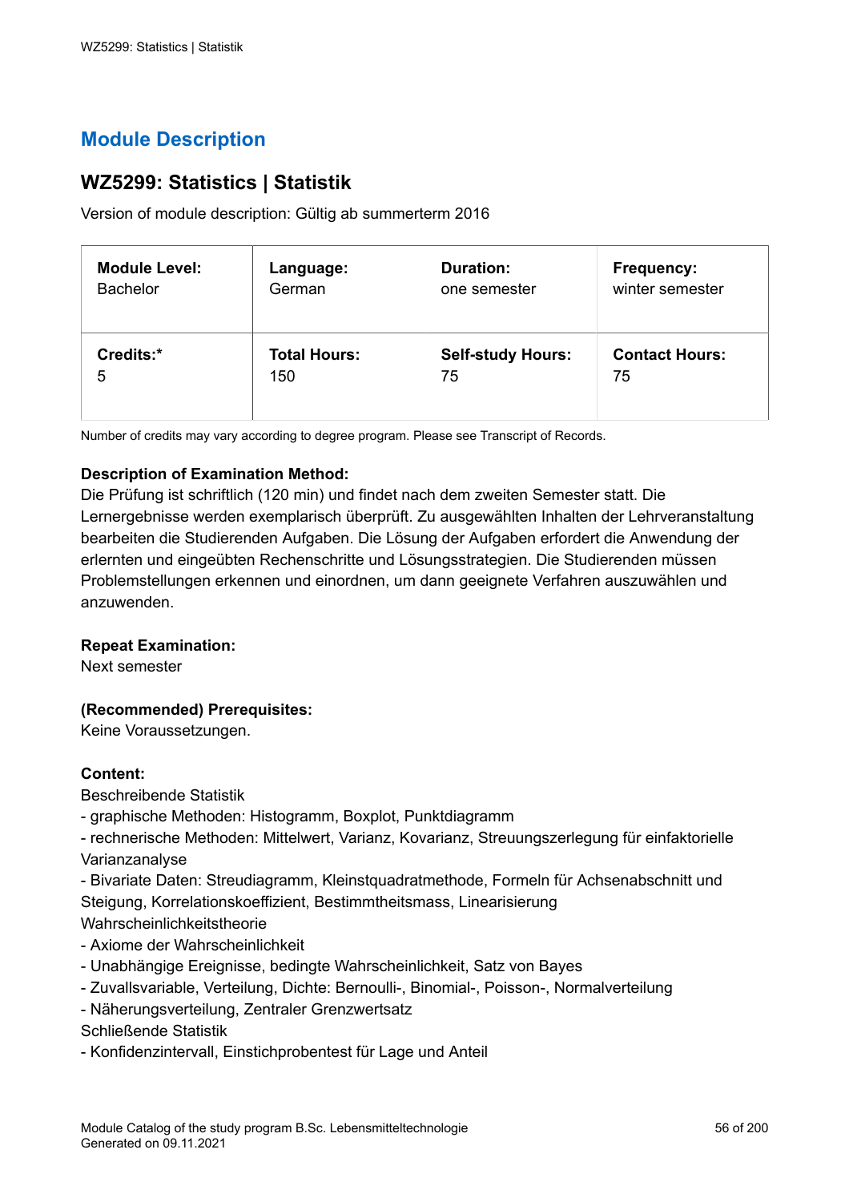## Module Description

## WZ5299: Statistics | Statistik

Version of module description: Gültig ab summerterm 2016

| **Module Level:** Bachelor | **Language:** German | **Duration:** one semester | **Frequency:** winter semester |
|---|---|---|---|
| **Credits:*** 5 | **Total Hours:** 150 | **Self-study Hours:** 75 | **Contact Hours:** 75 |

Number of credits may vary according to degree program. Please see Transcript of Records.

**Description of Examination Method:**
Die Prüfung ist schriftlich (120 min) und findet nach dem zweiten Semester statt. Die Lernergebnisse werden exemplarisch überprüft. Zu ausgewählten Inhalten der Lehrveranstaltung bearbeiten die Studierenden Aufgaben. Die Lösung der Aufgaben erfordert die Anwendung der erlernten und eingeübten Rechenschritte und Lösungsstrategien. Die Studierenden müssen Problemstellungen erkennen und einordnen, um dann geeignete Verfahren auszuwählen und anzuwenden.

**Repeat Examination:**
Next semester

**(Recommended) Prerequisites:**
Keine Voraussetzungen.

**Content:**
Beschreibende Statistik
- graphische Methoden: Histogramm, Boxplot, Punktdiagramm
- rechnerische Methoden: Mittelwert, Varianz, Kovarianz, Streuungszerlegung für einfaktorielle Varianzanalyse
- Bivariate Daten: Streudiagramm, Kleinstquadratmethode, Formeln für Achsenabschnitt und Steigung, Korrelationskoeffizient, Bestimmtheitsmass, Linearisierung

Wahrscheinlichkeitstheorie
- Axiome der Wahrscheinlichkeit
- Unabhängige Ereignisse, bedingte Wahrscheinlichkeit, Satz von Bayes
- Zuvallsvariable, Verteilung, Dichte: Bernoulli-, Binomial-, Poisson-, Normalverteilung
- Näherungsverteilung, Zentraler Grenzwertsatz

Schließende Statistik
- Konfidenzintervall, Einstichprobentest für Lage und Anteil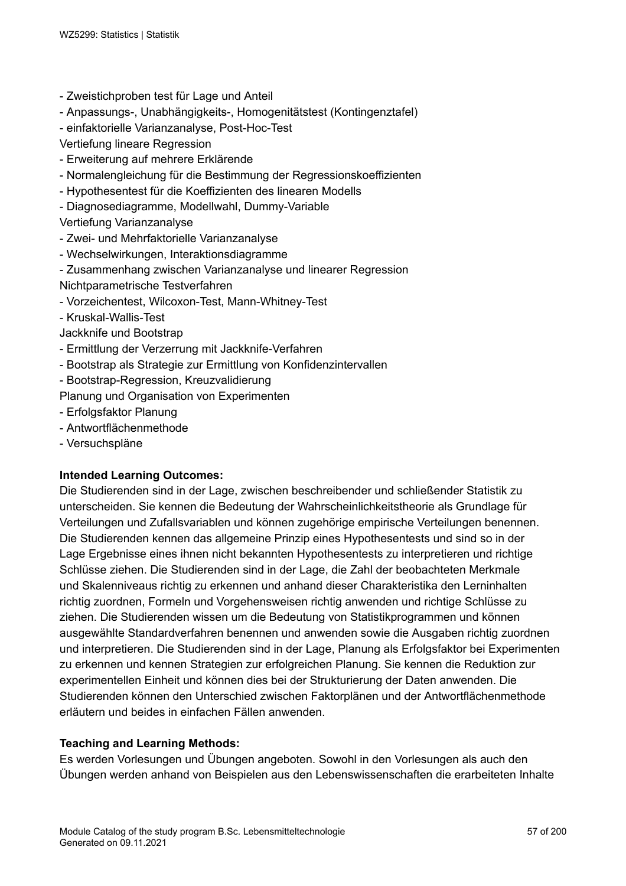- Zweistichproben test für Lage und Anteil
- Anpassungs-, Unabhängigkeits-, Homogenitätstest (Kontingenztafel)
- einfaktorielle Varianzanalyse, Post-Hoc-Test

Vertiefung lineare Regression
- Erweiterung auf mehrere Erklärende
- Normalengleichung für die Bestimmung der Regressionskoeffizienten
- Hypothesentest für die Koeffizienten des linearen Modells
- Diagnosediagramme, Modellwahl, Dummy-Variable

Vertiefung Varianzanalyse
- Zwei- und Mehrfaktorielle Varianzanalyse
- Wechselwirkungen, Interaktionsdiagramme
- Zusammenhang zwischen Varianzanalyse und linearer Regression

Nichtparametrische Testverfahren
- Vorzeichentest, Wilcoxon-Test, Mann-Whitney-Test
- Kruskal-Wallis-Test

Jackknife und Bootstrap
- Ermittlung der Verzerrung mit Jackknife-Verfahren
- Bootstrap als Strategie zur Ermittlung von Konfidenzintervallen
- Bootstrap-Regression, Kreuzvalidierung

Planung und Organisation von Experimenten
- Erfolgsfaktor Planung
- Antwortflächenmethode
- Versuchspläne

**Intended Learning Outcomes:**
Die Studierenden sind in der Lage, zwischen beschreibender und schließender Statistik zu unterscheiden. Sie kennen die Bedeutung der Wahrscheinlichkeitstheorie als Grundlage für Verteilungen und Zufallsvariablen und können zugehörige empirische Verteilungen benennen. Die Studierenden kennen das allgemeine Prinzip eines Hypothesentests und sind so in der Lage Ergebnisse eines ihnen nicht bekannten Hypothesentests zu interpretieren und richtige Schlüsse ziehen. Die Studierenden sind in der Lage, die Zahl der beobachteten Merkmale und Skalenniveaus richtig zu erkennen und anhand dieser Charakteristika den Lerninhalten richtig zuordnen, Formeln und Vorgehensweisen richtig anwenden und richtige Schlüsse zu ziehen. Die Studierenden wissen um die Bedeutung von Statistikprogrammen und können ausgewählte Standardverfahren benennen und anwenden sowie die Ausgaben richtig zuordnen und interpretieren. Die Studierenden sind in der Lage, Planung als Erfolgsfaktor bei Experimenten zu erkennen und kennen Strategien zur erfolgreichen Planung. Sie kennen die Reduktion zur experimentellen Einheit und können dies bei der Strukturierung der Daten anwenden. Die Studierenden können den Unterschied zwischen Faktorplänen und der Antwortflächenmethode erläutern und beides in einfachen Fällen anwenden.

**Teaching and Learning Methods:**
Es werden Vorlesungen und Übungen angeboten. Sowohl in den Vorlesungen als auch den Übungen werden anhand von Beispielen aus den Lebenswissenschaften die erarbeiteten Inhalte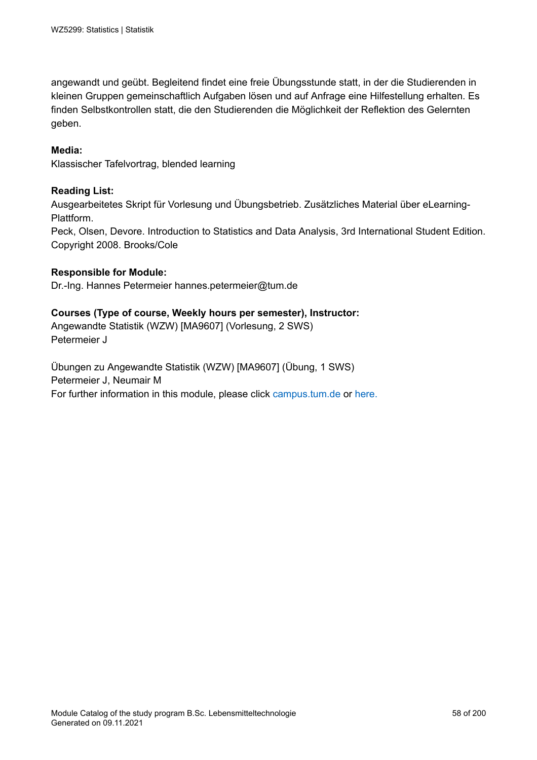angewandt und geübt. Begleitend findet eine freie Übungsstunde statt, in der die Studierenden in kleinen Gruppen gemeinschaftlich Aufgaben lösen und auf Anfrage eine Hilfestellung erhalten. Es finden Selbstkontrollen statt, die den Studierenden die Möglichkeit der Reflektion des Gelernten geben.

**Media:**
Klassischer Tafelvortrag, blended learning

**Reading List:**
Ausgearbeitetes Skript für Vorlesung und Übungsbetrieb. Zusätzliches Material über eLearning-Plattform.
Peck, Olsen, Devore. Introduction to Statistics and Data Analysis, 3rd International Student Edition. Copyright 2008. Brooks/Cole

**Responsible for Module:**
Dr.-Ing. Hannes Petermeier hannes.petermeier@tum.de

**Courses (Type of course, Weekly hours per semester), Instructor:**
Angewandte Statistik (WZW) [MA9607] (Vorlesung, 2 SWS)
Petermeier J

Übungen zu Angewandte Statistik (WZW) [MA9607] (Übung, 1 SWS)
Petermeier J, Neumair M
For further information in this module, please click campus.tum.de or here.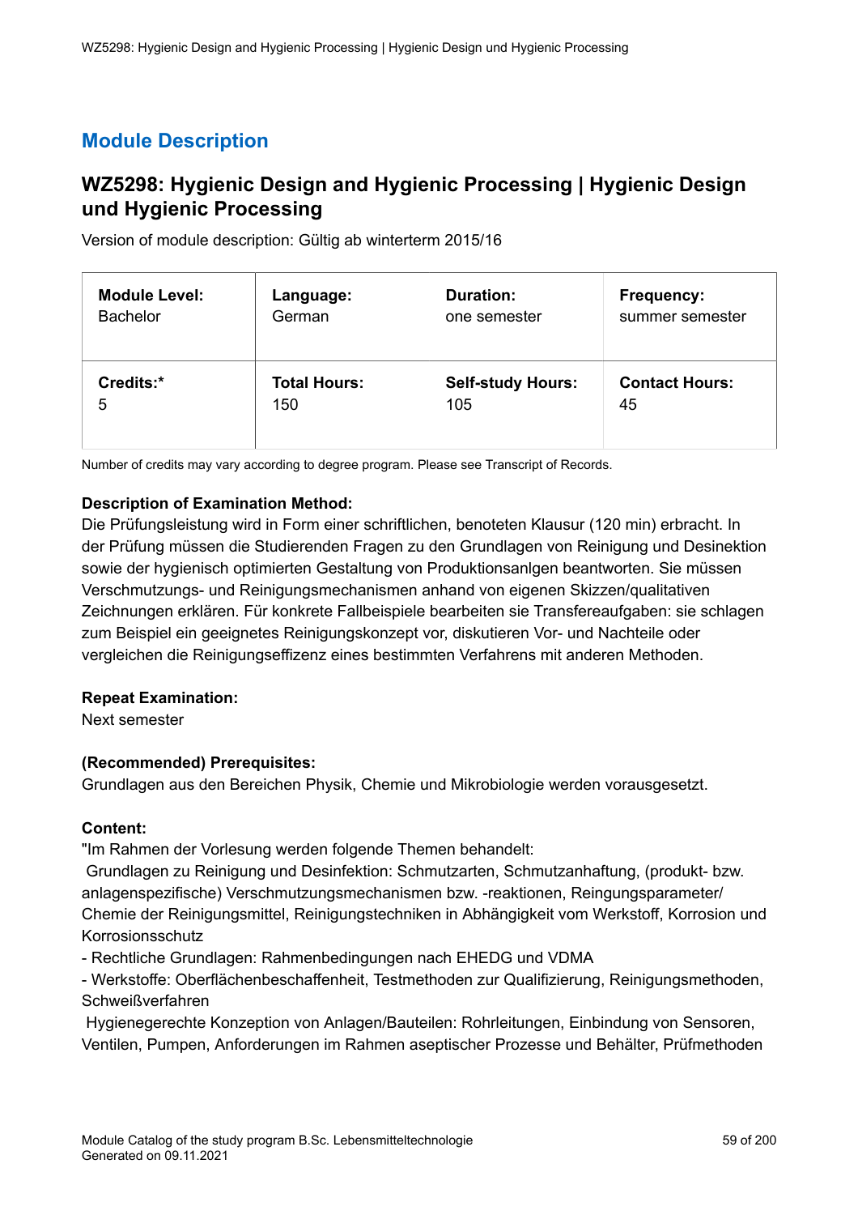## Module Description

## WZ5298: Hygienic Design and Hygienic Processing | Hygienic Design und Hygienic Processing

Version of module description: Gültig ab winterterm 2015/16

| | | | |
|---|---|---|---|
| **Module Level:**<br>Bachelor | **Language:**<br>German | **Duration:**<br>one semester | **Frequency:**<br>summer semester |
| **Credits:***<br>5 | **Total Hours:**<br>150 | **Self-study Hours:**<br>105 | **Contact Hours:**<br>45 |

Number of credits may vary according to degree program. Please see Transcript of Records.

**Description of Examination Method:**
Die Prüfungsleistung wird in Form einer schriftlichen, benoteten Klausur (120 min) erbracht. In der Prüfung müssen die Studierenden Fragen zu den Grundlagen von Reinigung und Desinektion sowie der hygienisch optimierten Gestaltung von Produktionsanlgen beantworten. Sie müssen Verschmutzungs- und Reinigungsmechanismen anhand von eigenen Skizzen/qualitativen Zeichnungen erklären. Für konkrete Fallbeispiele bearbeiten sie Transfereaufgaben: sie schlagen zum Beispiel ein geeignetes Reinigungskonzept vor, diskutieren Vor- und Nachteile oder vergleichen die Reinigungseffizenz eines bestimmten Verfahrens mit anderen Methoden.

**Repeat Examination:**
Next semester

**(Recommended) Prerequisites:**
Grundlagen aus den Bereichen Physik, Chemie und Mikrobiologie werden vorausgesetzt.

**Content:**
"Im Rahmen der Vorlesung werden folgende Themen behandelt:
Grundlagen zu Reinigung und Desinfektion: Schmutzarten, Schmutzanhaftung, (produkt- bzw. anlagenspezifische) Verschmutzungsmechanismen bzw. -reaktionen, Reingungsparameter/ Chemie der Reinigungsmittel, Reinigungstechniken in Abhängigkeit vom Werkstoff, Korrosion und Korrosionsschutz
- Rechtliche Grundlagen: Rahmenbedingungen nach EHEDG und VDMA
- Werkstoffe: Oberflächenbeschaffenheit, Testmethoden zur Qualifizierung, Reinigungsmethoden, Schweißverfahren
Hygienegerechte Konzeption von Anlagen/Bauteilen: Rohrleitungen, Einbindung von Sensoren, Ventilen, Pumpen, Anforderungen im Rahmen aseptischer Prozesse und Behälter, Prüfmethoden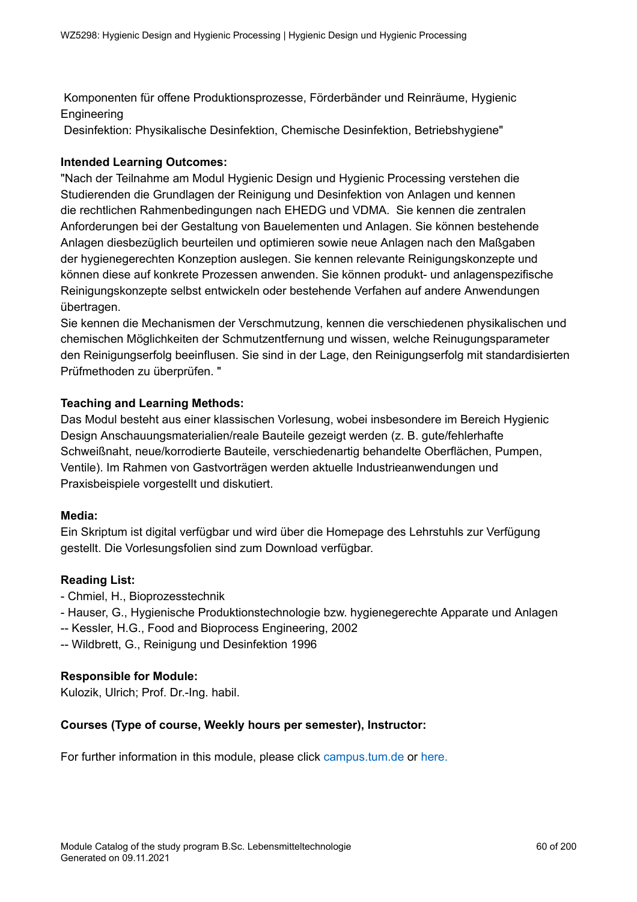Komponenten für offene Produktionsprozesse, Förderbänder und Reinräume, Hygienic Engineering
Desinfektion: Physikalische Desinfektion, Chemische Desinfektion, Betriebshygiene"

**Intended Learning Outcomes:**
"Nach der Teilnahme am Modul Hygienic Design und Hygienic Processing verstehen die Studierenden die Grundlagen der Reinigung und Desinfektion von Anlagen und kennen die rechtlichen Rahmenbedingungen nach EHEDG und VDMA. Sie kennen die zentralen Anforderungen bei der Gestaltung von Bauelementen und Anlagen. Sie können bestehende Anlagen diesbezüglich beurteilen und optimieren sowie neue Anlagen nach den Maßgaben der hygienegerechten Konzeption auslegen. Sie kennen relevante Reinigungskonzepte und können diese auf konkrete Prozessen anwenden. Sie können produkt- und anlagenspezifische Reinigungskonzepte selbst entwickeln oder bestehende Verfahen auf andere Anwendungen übertragen.
Sie kennen die Mechanismen der Verschmutzung, kennen die verschiedenen physikalischen und chemischen Möglichkeiten der Schmutzentfernung und wissen, welche Reinugungsparameter den Reinigungserfolg beeinflusen. Sie sind in der Lage, den Reinigungserfolg mit standardisierten Prüfmethoden zu überprüfen. "

**Teaching and Learning Methods:**
Das Modul besteht aus einer klassischen Vorlesung, wobei insbesondere im Bereich Hygienic Design Anschauungsmaterialien/reale Bauteile gezeigt werden (z. B. gute/fehlerhafte Schweißnaht, neue/korrodierte Bauteile, verschiedenartig behandelte Oberflächen, Pumpen, Ventile). Im Rahmen von Gastvorträgen werden aktuelle Industrieanwendungen und Praxisbeispiele vorgestellt und diskutiert.

**Media:**
Ein Skriptum ist digital verfügbar und wird über die Homepage des Lehrstuhls zur Verfügung gestellt. Die Vorlesungsfolien sind zum Download verfügbar.

**Reading List:**
- Chmiel, H., Bioprozesstechnik
- Hauser, G., Hygienische Produktionstechnologie bzw. hygienegerechte Apparate und Anlagen
-- Kessler, H.G., Food and Bioprocess Engineering, 2002
-- Wildbrett, G., Reinigung und Desinfektion 1996

**Responsible for Module:**
Kulozik, Ulrich; Prof. Dr.-Ing. habil.

**Courses (Type of course, Weekly hours per semester), Instructor:**

For further information in this module, please click campus.tum.de or here.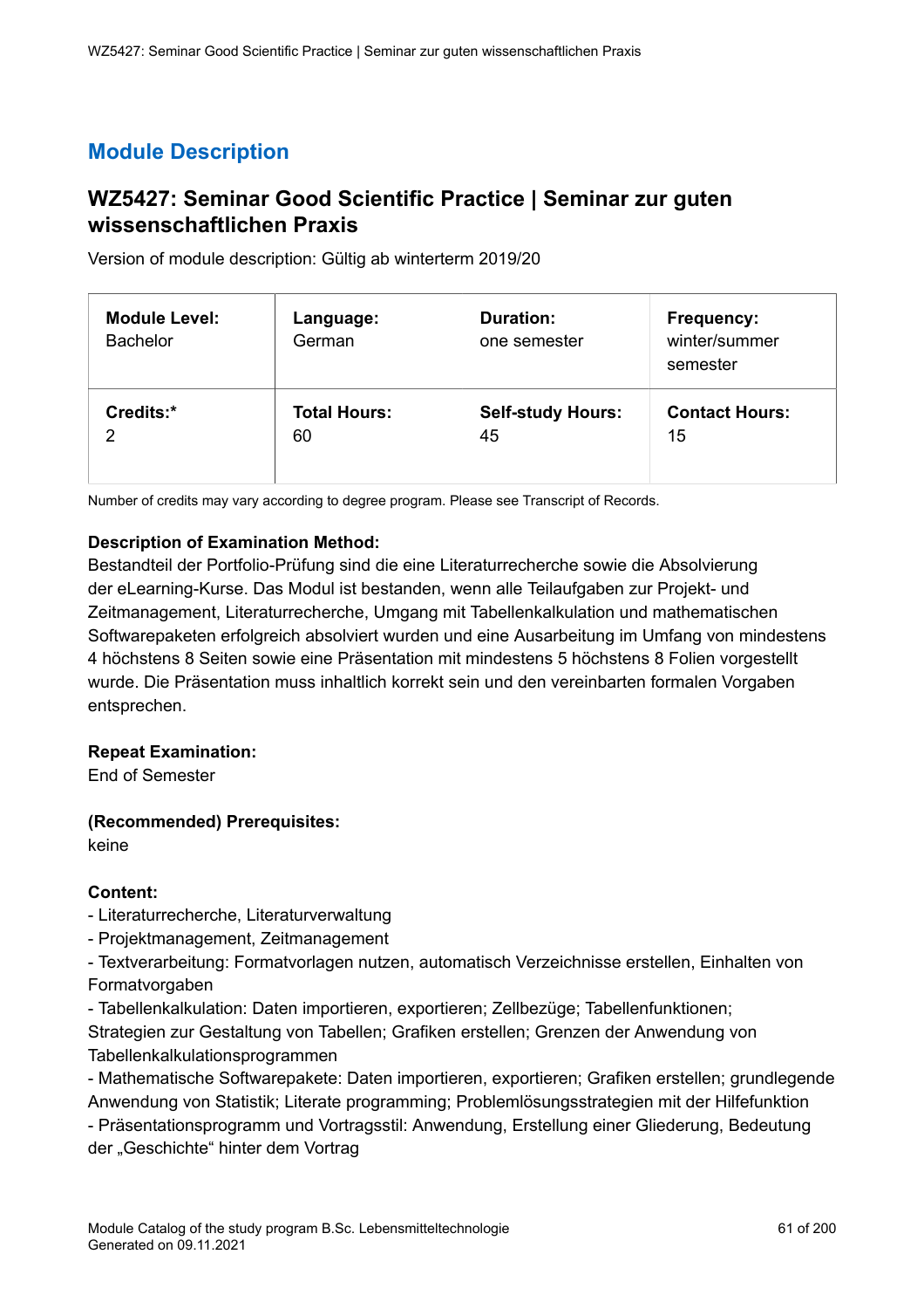## Module Description

### WZ5427: Seminar Good Scientific Practice | Seminar zur guten wissenschaftlichen Praxis

Version of module description: Gültig ab winterterm 2019/20

| | | | |
|---|---|---|---|
| **Module Level:**<br>Bachelor | **Language:**<br>German | **Duration:**<br>one semester | **Frequency:**<br>winter/summer semester |
| **Credits:***<br>2 | **Total Hours:**<br>60 | **Self-study Hours:**<br>45 | **Contact Hours:**<br>15 |

Number of credits may vary according to degree program. Please see Transcript of Records.

**Description of Examination Method:**
Bestandteil der Portfolio-Prüfung sind die eine Literaturrecherche sowie die Absolvierung der eLearning-Kurse. Das Modul ist bestanden, wenn alle Teilaufgaben zur Projekt- und Zeitmanagement, Literaturrecherche, Umgang mit Tabellenkalkulation und mathematischen Softwarepaketen erfolgreich absolviert wurden und eine Ausarbeitung im Umfang von mindestens 4 höchstens 8 Seiten sowie eine Präsentation mit mindestens 5 höchstens 8 Folien vorgestellt wurde. Die Präsentation muss inhaltlich korrekt sein und den vereinbarten formalen Vorgaben entsprechen.

**Repeat Examination:**
End of Semester

**(Recommended) Prerequisites:**
keine

**Content:**
- Literaturrecherche, Literaturverwaltung
- Projektmanagement, Zeitmanagement
- Textverarbeitung: Formatvorlagen nutzen, automatisch Verzeichnisse erstellen, Einhalten von Formatvorgaben
- Tabellenkalkulation: Daten importieren, exportieren; Zellbezüge; Tabellenfunktionen; Strategien zur Gestaltung von Tabellen; Grafiken erstellen; Grenzen der Anwendung von Tabellenkalkulationsprogrammen
- Mathematische Softwarepakete: Daten importieren, exportieren; Grafiken erstellen; grundlegende Anwendung von Statistik; Literate programming; Problemlösungsstrategien mit der Hilfefunktion
- Präsentationsprogramm und Vortragsstil: Anwendung, Erstellung einer Gliederung, Bedeutung der „Geschichte" hinter dem Vortrag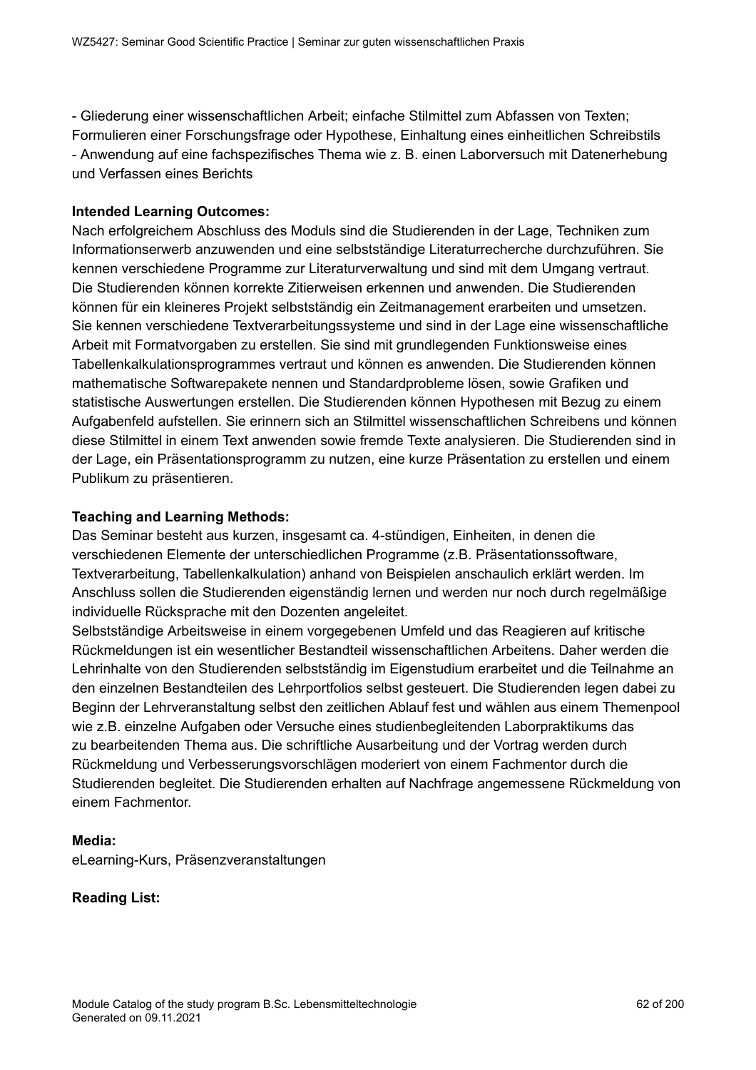- Gliederung einer wissenschaftlichen Arbeit; einfache Stilmittel zum Abfassen von Texten; Formulieren einer Forschungsfrage oder Hypothese, Einhaltung eines einheitlichen Schreibstils
- Anwendung auf eine fachspezifisches Thema wie z. B. einen Laborversuch mit Datenerhebung und Verfassen eines Berichts

**Intended Learning Outcomes:**
Nach erfolgreichem Abschluss des Moduls sind die Studierenden in der Lage, Techniken zum Informationserwerb anzuwenden und eine selbstständige Literaturrecherche durchzuführen. Sie kennen verschiedene Programme zur Literaturverwaltung und sind mit dem Umgang vertraut. Die Studierenden können korrekte Zitierweisen erkennen und anwenden. Die Studierenden können für ein kleineres Projekt selbstständig ein Zeitmanagement erarbeiten und umsetzen. Sie kennen verschiedene Textverarbeitungssysteme und sind in der Lage eine wissenschaftliche Arbeit mit Formatvorgaben zu erstellen. Sie sind mit grundlegenden Funktionsweise eines Tabellenkalkulationsprogrammes vertraut und können es anwenden. Die Studierenden können mathematische Softwarepakete nennen und Standardprobleme lösen, sowie Grafiken und statistische Auswertungen erstellen. Die Studierenden können Hypothesen mit Bezug zu einem Aufgabenfeld aufstellen. Sie erinnern sich an Stilmittel wissenschaftlichen Schreibens und können diese Stilmittel in einem Text anwenden sowie fremde Texte analysieren. Die Studierenden sind in der Lage, ein Präsentationsprogramm zu nutzen, eine kurze Präsentation zu erstellen und einem Publikum zu präsentieren.

**Teaching and Learning Methods:**
Das Seminar besteht aus kurzen, insgesamt ca. 4-stündigen, Einheiten, in denen die verschiedenen Elemente der unterschiedlichen Programme (z.B. Präsentationssoftware, Textverarbeitung, Tabellenkalkulation) anhand von Beispielen anschaulich erklärt werden. Im Anschluss sollen die Studierenden eigenständig lernen und werden nur noch durch regelmäßige individuelle Rücksprache mit den Dozenten angeleitet.
Selbstständige Arbeitsweise in einem vorgegebenen Umfeld und das Reagieren auf kritische Rückmeldungen ist ein wesentlicher Bestandteil wissenschaftlichen Arbeitens. Daher werden die Lehrinhalte von den Studierenden selbstständig im Eigenstudium erarbeitet und die Teilnahme an den einzelnen Bestandteilen des Lehrportfolios selbst gesteuert. Die Studierenden legen dabei zu Beginn der Lehrveranstaltung selbst den zeitlichen Ablauf fest und wählen aus einem Themenpool wie z.B. einzelne Aufgaben oder Versuche eines studienbegleitenden Laborpraktikums das zu bearbeitenden Thema aus. Die schriftliche Ausarbeitung und der Vortrag werden durch Rückmeldung und Verbesserungsvorschlägen moderiert von einem Fachmentor durch die Studierenden begleitet. Die Studierenden erhalten auf Nachfrage angemessene Rückmeldung von einem Fachmentor.

**Media:**
eLearning-Kurs, Präsenzveranstaltungen

**Reading List:**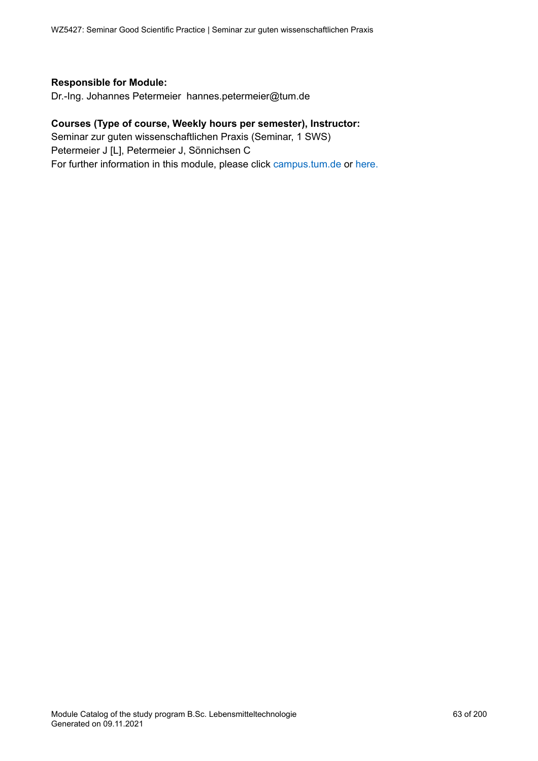**Responsible for Module:**

Dr.-Ing. Johannes Petermeier hannes.petermeier@tum.de

**Courses (Type of course, Weekly hours per semester), Instructor:**

Seminar zur guten wissenschaftlichen Praxis (Seminar, 1 SWS)

Petermeier J [L], Petermeier J, Sönnichsen C

For further information in this module, please click campus.tum.de or here.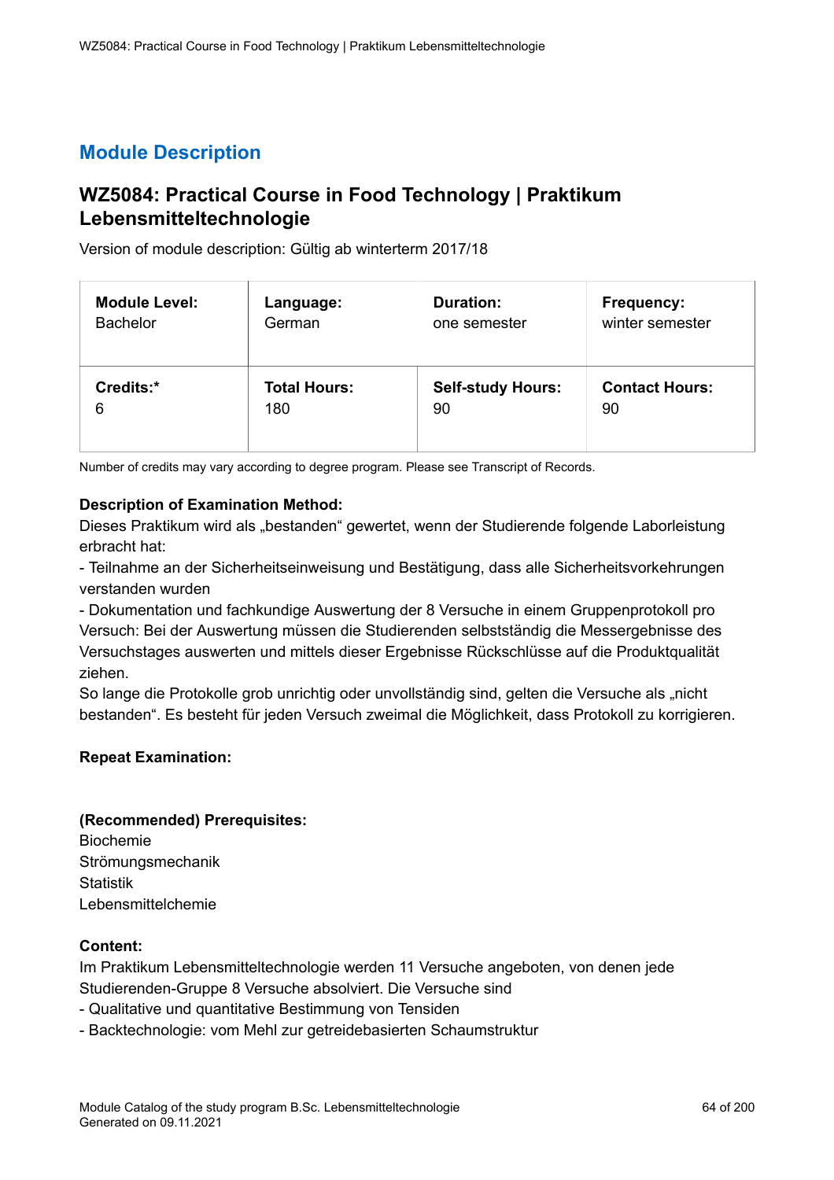## Module Description

## WZ5084: Practical Course in Food Technology | Praktikum Lebensmitteltechnologie

Version of module description: Gültig ab winterterm 2017/18

| | | | |
|---|---|---|---|
| **Module Level:** Bachelor | **Language:** German | **Duration:** one semester | **Frequency:** winter semester |
| **Credits:*** 6 | **Total Hours:** 180 | **Self-study Hours:** 90 | **Contact Hours:** 90 |

Number of credits may vary according to degree program. Please see Transcript of Records.

**Description of Examination Method:**
Dieses Praktikum wird als „bestanden“ gewertet, wenn der Studierende folgende Laborleistung erbracht hat:
- Teilnahme an der Sicherheitseinweisung und Bestätigung, dass alle Sicherheitsvorkehrungen verstanden wurden
- Dokumentation und fachkundige Auswertung der 8 Versuche in einem Gruppenprotokoll pro Versuch: Bei der Auswertung müssen die Studierenden selbstständig die Messergebnisse des Versuchstages auswerten und mittels dieser Ergebnisse Rückschlüsse auf die Produktqualität ziehen.
So lange die Protokolle grob unrichtig oder unvollständig sind, gelten die Versuche als „nicht bestanden“. Es besteht für jeden Versuch zweimal die Möglichkeit, dass Protokoll zu korrigieren.

**Repeat Examination:**

**(Recommended) Prerequisites:**
Biochemie
Strömungsmechanik
Statistik
Lebensmittelchemie

**Content:**
Im Praktikum Lebensmitteltechnologie werden 11 Versuche angeboten, von denen jede Studierenden-Gruppe 8 Versuche absolviert. Die Versuche sind
- Qualitative und quantitative Bestimmung von Tensiden
- Backtechnologie: vom Mehl zur getreidebasierten Schaumstruktur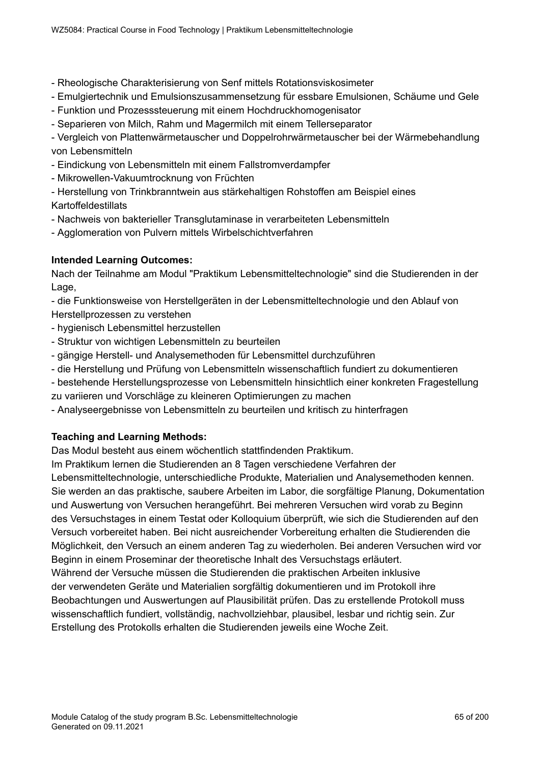- Rheologische Charakterisierung von Senf mittels Rotationsviskosimeter
- Emulgiertechnik und Emulsionszusammensetzung für essbare Emulsionen, Schäume und Gele
- Funktion und Prozesssteuerung mit einem Hochdruckhomogenisator
- Separieren von Milch, Rahm und Magermilch mit einem Tellerseparator
- Vergleich von Plattenwärmetauscher und Doppelrohrwärmetauscher bei der Wärmebehandlung von Lebensmitteln
- Eindickung von Lebensmitteln mit einem Fallstromverdampfer
- Mikrowellen-Vakuumtrocknung von Früchten
- Herstellung von Trinkbranntwein aus stärkehaltigen Rohstoffen am Beispiel eines Kartoffeldestillats
- Nachweis von bakterieller Transglutaminase in verarbeiteten Lebensmitteln
- Agglomeration von Pulvern mittels Wirbelschichtverfahren

**Intended Learning Outcomes:**
Nach der Teilnahme am Modul "Praktikum Lebensmitteltechnologie" sind die Studierenden in der Lage,
- die Funktionsweise von Herstellgeräten in der Lebensmitteltechnologie und den Ablauf von Herstellprozessen zu verstehen
- hygienisch Lebensmittel herzustellen
- Struktur von wichtigen Lebensmitteln zu beurteilen
- gängige Herstell- und Analysemethoden für Lebensmittel durchzuführen
- die Herstellung und Prüfung von Lebensmitteln wissenschaftlich fundiert zu dokumentieren
- bestehende Herstellungsprozesse von Lebensmitteln hinsichtlich einer konkreten Fragestellung zu variieren und Vorschläge zu kleineren Optimierungen zu machen
- Analyseergebnisse von Lebensmitteln zu beurteilen und kritisch zu hinterfragen

**Teaching and Learning Methods:**
Das Modul besteht aus einem wöchentlich stattfindenden Praktikum.
Im Praktikum lernen die Studierenden an 8 Tagen verschiedene Verfahren der Lebensmitteltechnologie, unterschiedliche Produkte, Materialien und Analysemethoden kennen. Sie werden an das praktische, saubere Arbeiten im Labor, die sorgfältige Planung, Dokumentation und Auswertung von Versuchen herangeführt. Bei mehreren Versuchen wird vorab zu Beginn des Versuchstages in einem Testat oder Kolloquium überprüft, wie sich die Studierenden auf den Versuch vorbereitet haben. Bei nicht ausreichender Vorbereitung erhalten die Studierenden die Möglichkeit, den Versuch an einem anderen Tag zu wiederholen. Bei anderen Versuchen wird vor Beginn in einem Proseminar der theoretische Inhalt des Versuchstags erläutert.
Während der Versuche müssen die Studierenden die praktischen Arbeiten inklusive der verwendeten Geräte und Materialien sorgfältig dokumentieren und im Protokoll ihre Beobachtungen und Auswertungen auf Plausibilität prüfen. Das zu erstellende Protokoll muss wissenschaftlich fundiert, vollständig, nachvollziehbar, plausibel, lesbar und richtig sein. Zur Erstellung des Protokolls erhalten die Studierenden jeweils eine Woche Zeit.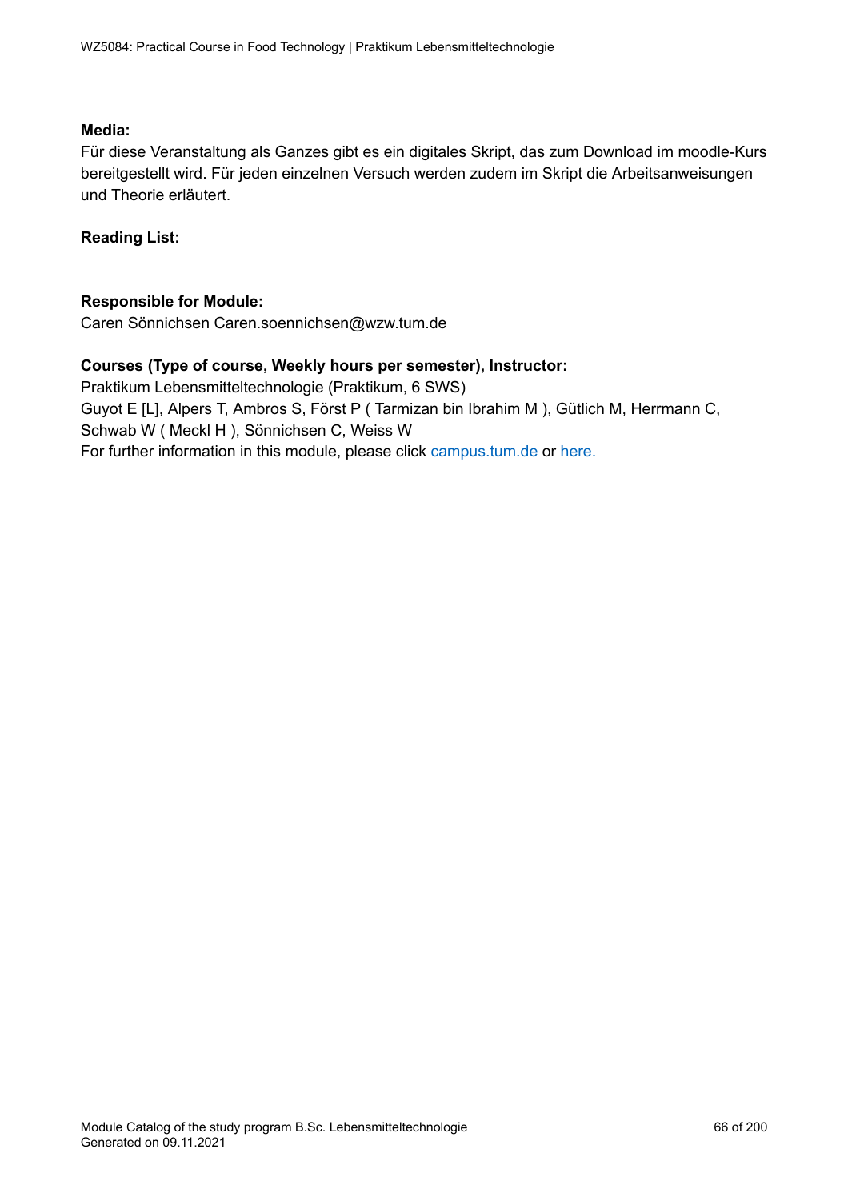**Media:**

Für diese Veranstaltung als Ganzes gibt es ein digitales Skript, das zum Download im moodle-Kurs bereitgestellt wird. Für jeden einzelnen Versuch werden zudem im Skript die Arbeitsanweisungen und Theorie erläutert.

**Reading List:**

**Responsible for Module:**

Caren Sönnichsen Caren.soennichsen@wzw.tum.de

**Courses (Type of course, Weekly hours per semester), Instructor:**

Praktikum Lebensmitteltechnologie (Praktikum, 6 SWS)

Guyot E [L], Alpers T, Ambros S, Först P ( Tarmizan bin Ibrahim M ), Gütlich M, Herrmann C, Schwab W ( Meckl H ), Sönnichsen C, Weiss W

For further information in this module, please click campus.tum.de or here.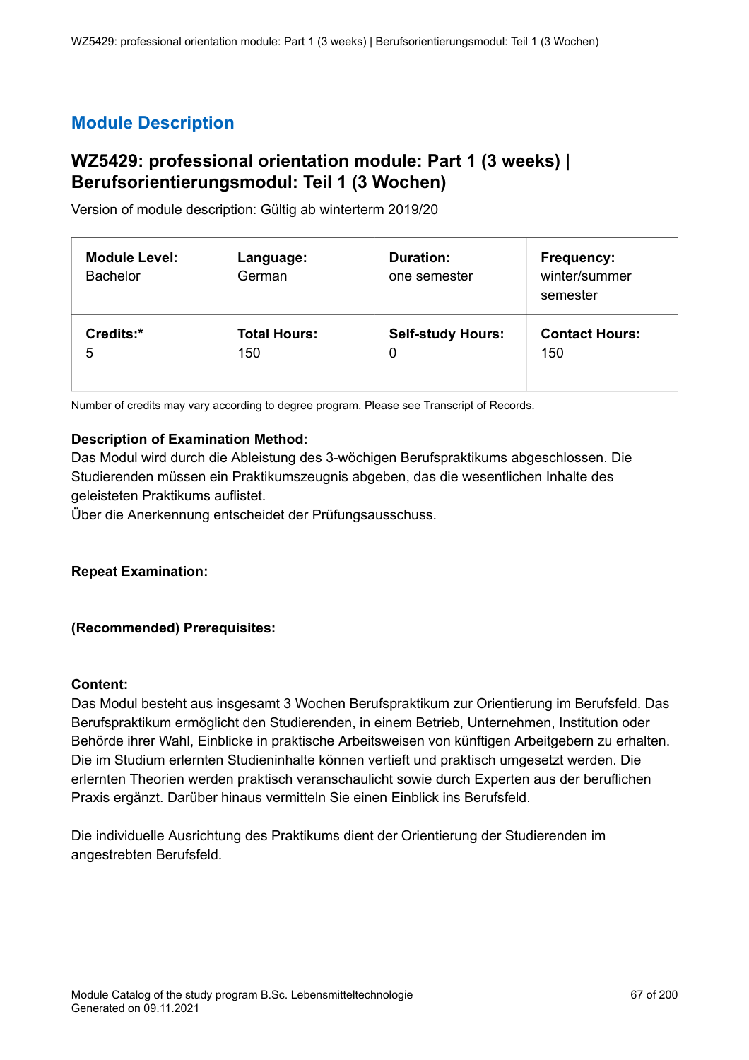## Module Description

### WZ5429: professional orientation module: Part 1 (3 weeks) | Berufsorientierungsmodul: Teil 1 (3 Wochen)

Version of module description: Gültig ab winterterm 2019/20

| | | | |
|---|---|---|---|
| **Module Level:**<br>Bachelor | **Language:**<br>German | **Duration:**<br>one semester | **Frequency:**<br>winter/summer semester |
| **Credits:***<br>5 | **Total Hours:**<br>150 | **Self-study Hours:**<br>0 | **Contact Hours:**<br>150 |

Number of credits may vary according to degree program. Please see Transcript of Records.

**Description of Examination Method:**
Das Modul wird durch die Ableistung des 3-wöchigen Berufspraktikums abgeschlossen. Die Studierenden müssen ein Praktikumszeugnis abgeben, das die wesentlichen Inhalte des geleisteten Praktikums auflistet.
Über die Anerkennung entscheidet der Prüfungsausschuss.

**Repeat Examination:**

**(Recommended) Prerequisites:**

**Content:**
Das Modul besteht aus insgesamt 3 Wochen Berufspraktikum zur Orientierung im Berufsfeld. Das Berufspraktikum ermöglicht den Studierenden, in einem Betrieb, Unternehmen, Institution oder Behörde ihrer Wahl, Einblicke in praktische Arbeitsweisen von künftigen Arbeitgebern zu erhalten. Die im Studium erlernten Studieninhalte können vertieft und praktisch umgesetzt werden. Die erlernten Theorien werden praktisch veranschaulicht sowie durch Experten aus der beruflichen Praxis ergänzt. Darüber hinaus vermitteln Sie einen Einblick ins Berufsfeld.

Die individuelle Ausrichtung des Praktikums dient der Orientierung der Studierenden im angestrebten Berufsfeld.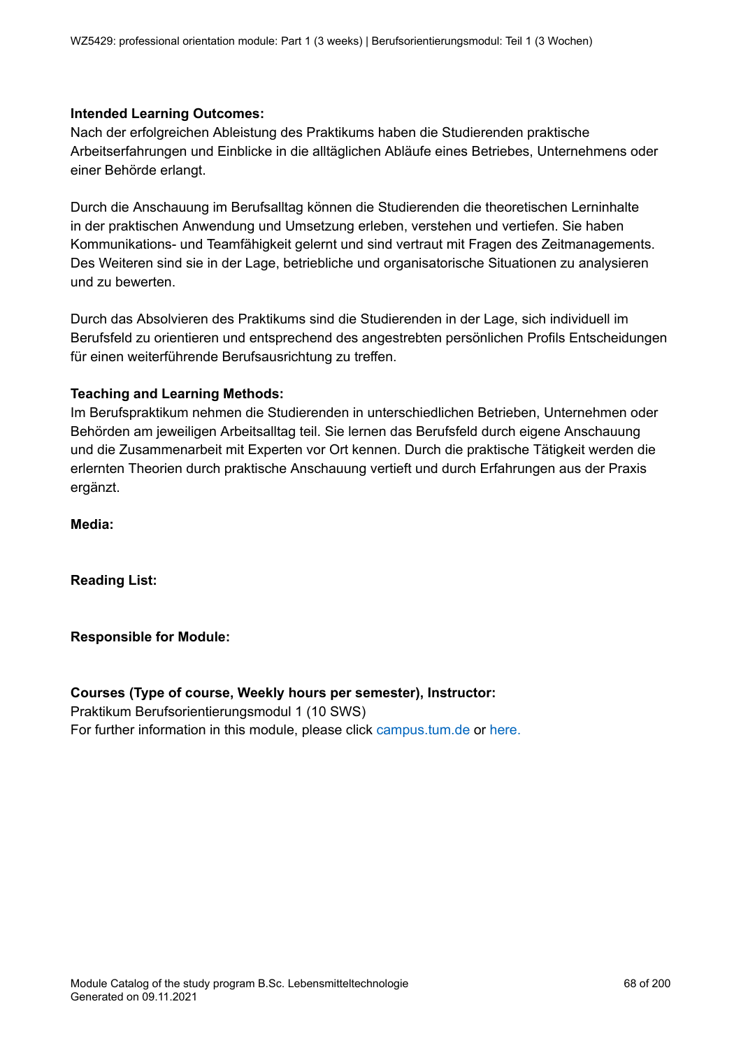**Intended Learning Outcomes:**
Nach der erfolgreichen Ableistung des Praktikums haben die Studierenden praktische Arbeitserfahrungen und Einblicke in die alltäglichen Abläufe eines Betriebes, Unternehmens oder einer Behörde erlangt.

Durch die Anschauung im Berufsalltag können die Studierenden die theoretischen Lerninhalte in der praktischen Anwendung und Umsetzung erleben, verstehen und vertiefen. Sie haben Kommunikations- und Teamfähigkeit gelernt und sind vertraut mit Fragen des Zeitmanagements. Des Weiteren sind sie in der Lage, betriebliche und organisatorische Situationen zu analysieren und zu bewerten.

Durch das Absolvieren des Praktikums sind die Studierenden in der Lage, sich individuell im Berufsfeld zu orientieren und entsprechend des angestrebten persönlichen Profils Entscheidungen für einen weiterführende Berufsausrichtung zu treffen.

**Teaching and Learning Methods:**
Im Berufspraktikum nehmen die Studierenden in unterschiedlichen Betrieben, Unternehmen oder Behörden am jeweiligen Arbeitsalltag teil. Sie lernen das Berufsfeld durch eigene Anschauung und die Zusammenarbeit mit Experten vor Ort kennen. Durch die praktische Tätigkeit werden die erlernten Theorien durch praktische Anschauung vertieft und durch Erfahrungen aus der Praxis ergänzt.

**Media:**

**Reading List:**

**Responsible for Module:**

**Courses (Type of course, Weekly hours per semester), Instructor:**
Praktikum Berufsorientierungsmodul 1 (10 SWS)
For further information in this module, please click campus.tum.de or here.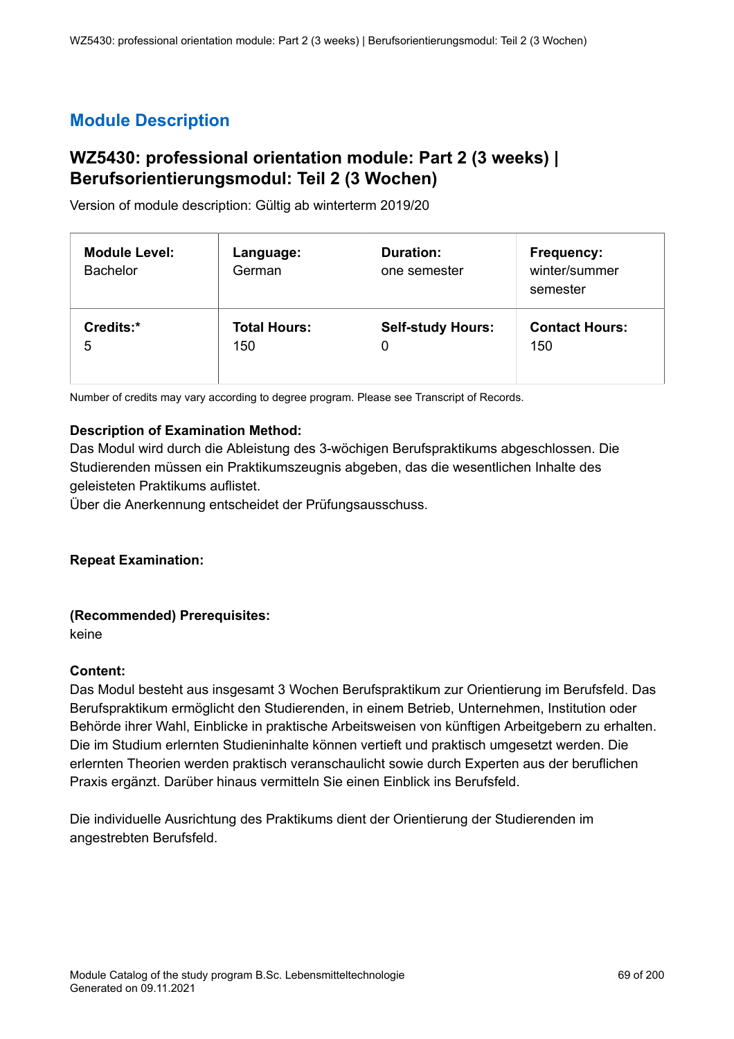## Module Description

# WZ5430: professional orientation module: Part 2 (3 weeks) | Berufsorientierungsmodul: Teil 2 (3 Wochen)

Version of module description: Gültig ab winterterm 2019/20

| | | | |
|---|---|---|---|
| **Module Level:**<br>Bachelor | **Language:**<br>German | **Duration:**<br>one semester | **Frequency:**<br>winter/summer semester |
| **Credits:***<br>5 | **Total Hours:**<br>150 | **Self-study Hours:**<br>0 | **Contact Hours:**<br>150 |

Number of credits may vary according to degree program. Please see Transcript of Records.

**Description of Examination Method:**
Das Modul wird durch die Ableistung des 3-wöchigen Berufspraktikums abgeschlossen. Die Studierenden müssen ein Praktikumszeugnis abgeben, das die wesentlichen Inhalte des geleisteten Praktikums auflistet.
Über die Anerkennung entscheidet der Prüfungsausschuss.

**Repeat Examination:**

**(Recommended) Prerequisites:**
keine

**Content:**
Das Modul besteht aus insgesamt 3 Wochen Berufspraktikum zur Orientierung im Berufsfeld. Das Berufspraktikum ermöglicht den Studierenden, in einem Betrieb, Unternehmen, Institution oder Behörde ihrer Wahl, Einblicke in praktische Arbeitsweisen von künftigen Arbeitgebern zu erhalten. Die im Studium erlernten Studieninhalte können vertieft und praktisch umgesetzt werden. Die erlernten Theorien werden praktisch veranschaulicht sowie durch Experten aus der beruflichen Praxis ergänzt. Darüber hinaus vermitteln Sie einen Einblick ins Berufsfeld.

Die individuelle Ausrichtung des Praktikums dient der Orientierung der Studierenden im angestrebten Berufsfeld.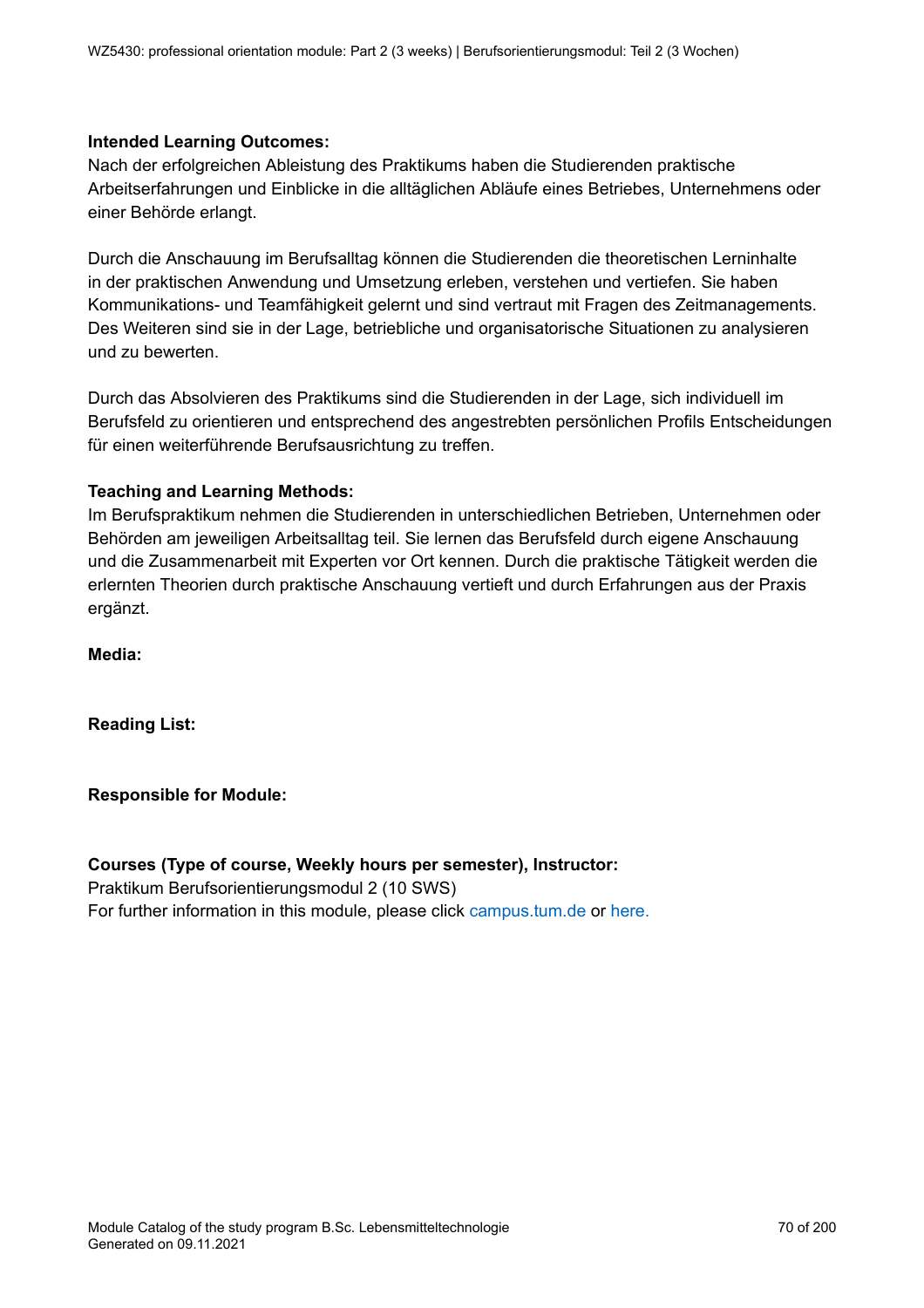**Intended Learning Outcomes:**
Nach der erfolgreichen Ableistung des Praktikums haben die Studierenden praktische Arbeitserfahrungen und Einblicke in die alltäglichen Abläufe eines Betriebes, Unternehmens oder einer Behörde erlangt.

Durch die Anschauung im Berufsalltag können die Studierenden die theoretischen Lerninhalte in der praktischen Anwendung und Umsetzung erleben, verstehen und vertiefen. Sie haben Kommunikations- und Teamfähigkeit gelernt und sind vertraut mit Fragen des Zeitmanagements. Des Weiteren sind sie in der Lage, betriebliche und organisatorische Situationen zu analysieren und zu bewerten.

Durch das Absolvieren des Praktikums sind die Studierenden in der Lage, sich individuell im Berufsfeld zu orientieren und entsprechend des angestrebten persönlichen Profils Entscheidungen für einen weiterführende Berufsausrichtung zu treffen.

**Teaching and Learning Methods:**
Im Berufspraktikum nehmen die Studierenden in unterschiedlichen Betrieben, Unternehmen oder Behörden am jeweiligen Arbeitsalltag teil. Sie lernen das Berufsfeld durch eigene Anschauung und die Zusammenarbeit mit Experten vor Ort kennen. Durch die praktische Tätigkeit werden die erlernten Theorien durch praktische Anschauung vertieft und durch Erfahrungen aus der Praxis ergänzt.

**Media:**

**Reading List:**

**Responsible for Module:**

**Courses (Type of course, Weekly hours per semester), Instructor:**
Praktikum Berufsorientierungsmodul 2 (10 SWS)
For further information in this module, please click campus.tum.de or here.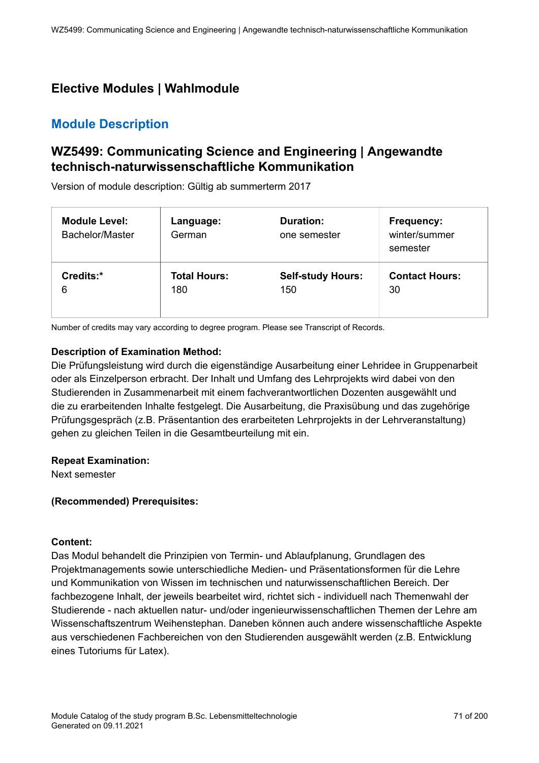## Elective Modules | Wahlmodule

### Module Description

## WZ5499: Communicating Science and Engineering | Angewandte technisch-naturwissenschaftliche Kommunikation

Version of module description: Gültig ab summerterm 2017

| | | | |
|---|---|---|---|
| **Module Level:**<br>Bachelor/Master | **Language:**<br>German | **Duration:**<br>one semester | **Frequency:**<br>winter/summer semester |
| **Credits:***<br>6 | **Total Hours:**<br>180 | **Self-study Hours:**<br>150 | **Contact Hours:**<br>30 |

Number of credits may vary according to degree program. Please see Transcript of Records.

**Description of Examination Method:**
Die Prüfungsleistung wird durch die eigenständige Ausarbeitung einer Lehridee in Gruppenarbeit oder als Einzelperson erbracht. Der Inhalt und Umfang des Lehrprojekts wird dabei von den Studierenden in Zusammenarbeit mit einem fachverantwortlichen Dozenten ausgewählt und die zu erarbeitenden Inhalte festgelegt. Die Ausarbeitung, die Praxisübung und das zugehörige Prüfungsgespräch (z.B. Präsentantion des erarbeiteten Lehrprojekts in der Lehrveranstaltung) gehen zu gleichen Teilen in die Gesamtbeurteilung mit ein.

**Repeat Examination:**
Next semester

**(Recommended) Prerequisites:**

**Content:**
Das Modul behandelt die Prinzipien von Termin- und Ablaufplanung, Grundlagen des Projektmanagements sowie unterschiedliche Medien- und Präsentationsformen für die Lehre und Kommunikation von Wissen im technischen und naturwissenschaftlichen Bereich. Der fachbezogene Inhalt, der jeweils bearbeitet wird, richtet sich - individuell nach Themenwahl der Studierende - nach aktuellen natur- und/oder ingenieurwissenschaftlichen Themen der Lehre am Wissenschaftszentrum Weihenstephan. Daneben können auch andere wissenschaftliche Aspekte aus verschiedenen Fachbereichen von den Studierenden ausgewählt werden (z.B. Entwicklung eines Tutoriums für Latex).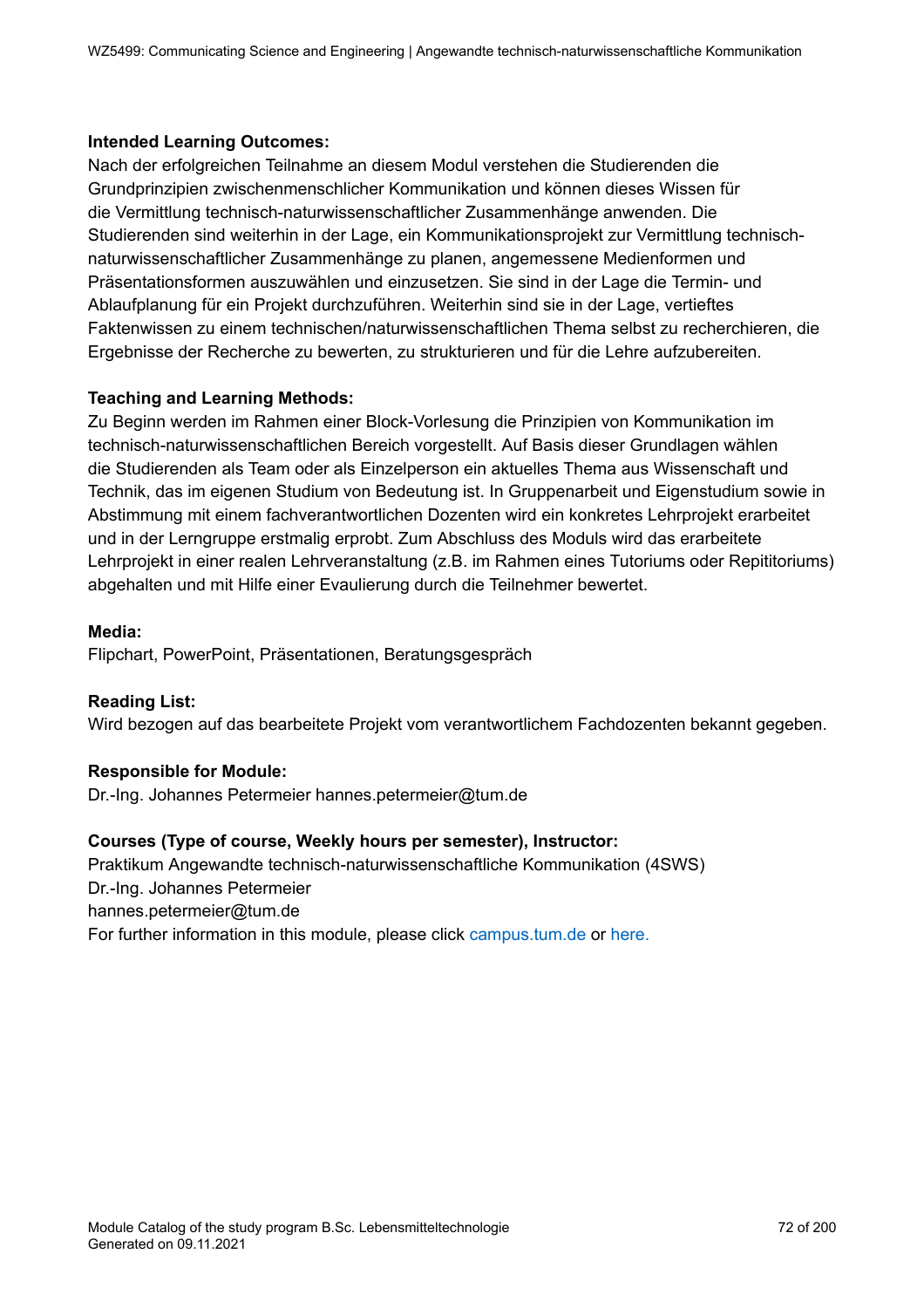**Intended Learning Outcomes:**

Nach der erfolgreichen Teilnahme an diesem Modul verstehen die Studierenden die Grundprinzipien zwischenmenschlicher Kommunikation und können dieses Wissen für die Vermittlung technisch-naturwissenschaftlicher Zusammenhänge anwenden. Die Studierenden sind weiterhin in der Lage, ein Kommunikationsprojekt zur Vermittlung technisch-naturwissenschaftlicher Zusammenhänge zu planen, angemessene Medienformen und Präsentationsformen auszuwählen und einzusetzen. Sie sind in der Lage die Termin- und Ablaufplanung für ein Projekt durchzuführen. Weiterhin sind sie in der Lage, vertieftes Faktenwissen zu einem technischen/naturwissenschaftlichen Thema selbst zu recherchieren, die Ergebnisse der Recherche zu bewerten, zu strukturieren und für die Lehre aufzubereiten.

**Teaching and Learning Methods:**

Zu Beginn werden im Rahmen einer Block-Vorlesung die Prinzipien von Kommunikation im technisch-naturwissenschaftlichen Bereich vorgestellt. Auf Basis dieser Grundlagen wählen die Studierenden als Team oder als Einzelperson ein aktuelles Thema aus Wissenschaft und Technik, das im eigenen Studium von Bedeutung ist. In Gruppenarbeit und Eigenstudium sowie in Abstimmung mit einem fachverantwortlichen Dozenten wird ein konkretes Lehrprojekt erarbeitet und in der Lerngruppe erstmalig erprobt. Zum Abschluss des Moduls wird das erarbeitete Lehrprojekt in einer realen Lehrveranstaltung (z.B. im Rahmen eines Tutoriums oder Repititoriums) abgehalten und mit Hilfe einer Evaulierung durch die Teilnehmer bewertet.

**Media:**

Flipchart, PowerPoint, Präsentationen, Beratungsgespräch

**Reading List:**

Wird bezogen auf das bearbeitete Projekt vom verantwortlichem Fachdozenten bekannt gegeben.

**Responsible for Module:**

Dr.-Ing. Johannes Petermeier hannes.petermeier@tum.de

**Courses (Type of course, Weekly hours per semester), Instructor:**

Praktikum Angewandte technisch-naturwissenschaftliche Kommunikation (4SWS)
Dr.-Ing. Johannes Petermeier
hannes.petermeier@tum.de
For further information in this module, please click campus.tum.de or here.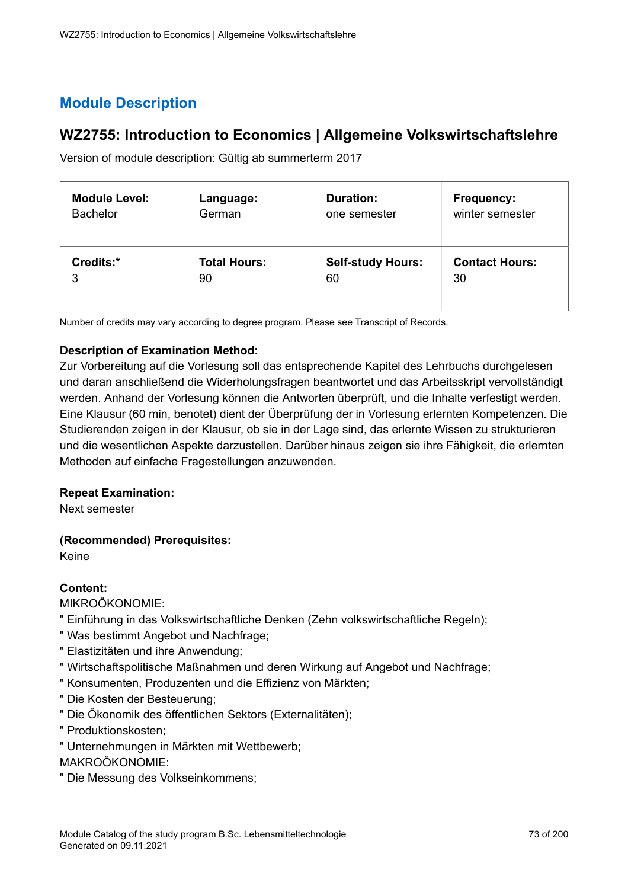## Module Description

## WZ2755: Introduction to Economics | Allgemeine Volkswirtschaftslehre

Version of module description: Gültig ab summerterm 2017

| | | | |
|---|---|---|---|
| **Module Level:**<br>Bachelor | **Language:**<br>German | **Duration:**<br>one semester | **Frequency:**<br>winter semester |
| **Credits:***<br>3 | **Total Hours:**<br>90 | **Self-study Hours:**<br>60 | **Contact Hours:**<br>30 |

Number of credits may vary according to degree program. Please see Transcript of Records.

**Description of Examination Method:**

Zur Vorbereitung auf die Vorlesung soll das entsprechende Kapitel des Lehrbuchs durchgelesen und daran anschließend die Widerholungsfragen beantwortet und das Arbeitsskript vervollständigt werden. Anhand der Vorlesung können die Antworten überprüft, und die Inhalte verfestigt werden. Eine Klausur (60 min, benotet) dient der Überprüfung der in Vorlesung erlernten Kompetenzen. Die Studierenden zeigen in der Klausur, ob sie in der Lage sind, das erlernte Wissen zu strukturieren und die wesentlichen Aspekte darzustellen. Darüber hinaus zeigen sie ihre Fähigkeit, die erlernten Methoden auf einfache Fragestellungen anzuwenden.

**Repeat Examination:**

Next semester

**(Recommended) Prerequisites:**

Keine

**Content:**

MIKROÖKONOMIE:

" Einführung in das Volkswirtschaftliche Denken (Zehn volkswirtschaftliche Regeln);

" Was bestimmt Angebot und Nachfrage;

" Elastizitäten und ihre Anwendung;

" Wirtschaftspolitische Maßnahmen und deren Wirkung auf Angebot und Nachfrage;

" Konsumenten, Produzenten und die Effizienz von Märkten;

" Die Kosten der Besteuerung;

" Die Ökonomik des öffentlichen Sektors (Externalitäten);

" Produktionskosten;

" Unternehmungen in Märkten mit Wettbewerb;

MAKROÖKONOMIE:

" Die Messung des Volkseinkommens;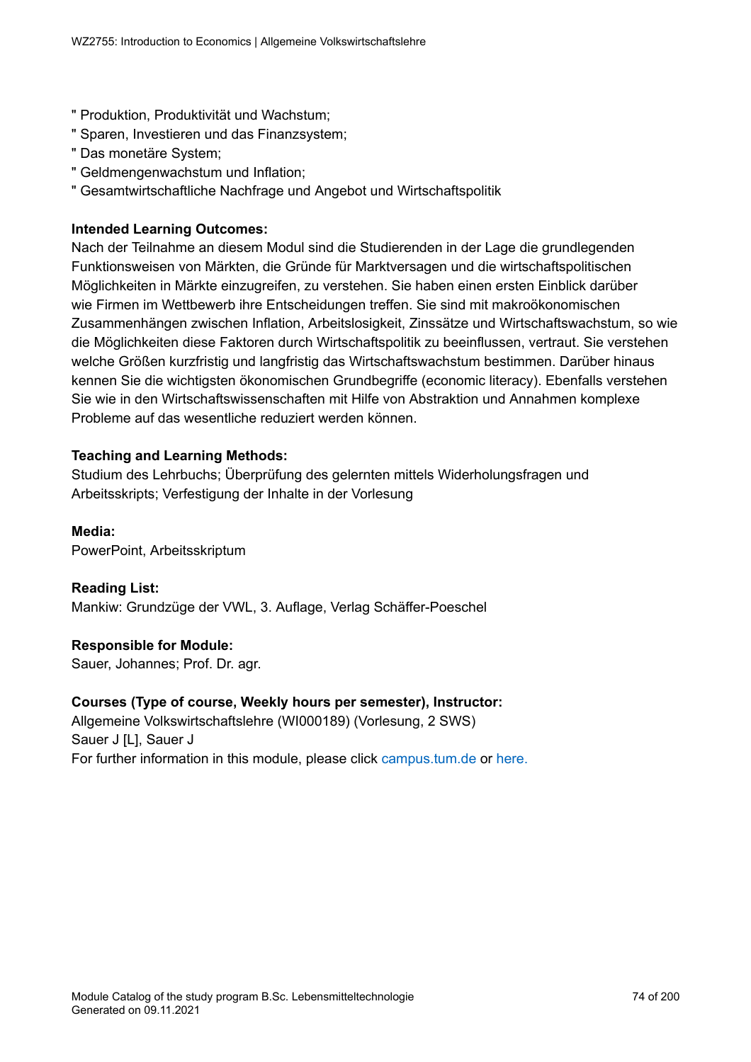" Produktion, Produktivität und Wachstum;
" Sparen, Investieren und das Finanzsystem;
" Das monetäre System;
" Geldmengenwachstum und Inflation;
" Gesamtwirtschaftliche Nachfrage und Angebot und Wirtschaftspolitik

**Intended Learning Outcomes:**
Nach der Teilnahme an diesem Modul sind die Studierenden in der Lage die grundlegenden Funktionsweisen von Märkten, die Gründe für Marktversagen und die wirtschaftspolitischen Möglichkeiten in Märkte einzugreifen, zu verstehen. Sie haben einen ersten Einblick darüber wie Firmen im Wettbewerb ihre Entscheidungen treffen. Sie sind mit makroökonomischen Zusammenhängen zwischen Inflation, Arbeitslosigkeit, Zinssätze und Wirtschaftswachstum, so wie die Möglichkeiten diese Faktoren durch Wirtschaftspolitik zu beeinflussen, vertraut. Sie verstehen welche Größen kurzfristig und langfristig das Wirtschaftswachstum bestimmen. Darüber hinaus kennen Sie die wichtigsten ökonomischen Grundbegriffe (economic literacy). Ebenfalls verstehen Sie wie in den Wirtschaftswissenschaften mit Hilfe von Abstraktion und Annahmen komplexe Probleme auf das wesentliche reduziert werden können.

**Teaching and Learning Methods:**
Studium des Lehrbuchs; Überprüfung des gelernten mittels Widerholungsfragen und Arbeitsskripts; Verfestigung der Inhalte in der Vorlesung

**Media:**
PowerPoint, Arbeitsskriptum

**Reading List:**
Mankiw: Grundzüge der VWL, 3. Auflage, Verlag Schäffer-Poeschel

**Responsible for Module:**
Sauer, Johannes; Prof. Dr. agr.

**Courses (Type of course, Weekly hours per semester), Instructor:**
Allgemeine Volkswirtschaftslehre (WI000189) (Vorlesung, 2 SWS)
Sauer J [L], Sauer J
For further information in this module, please click campus.tum.de or here.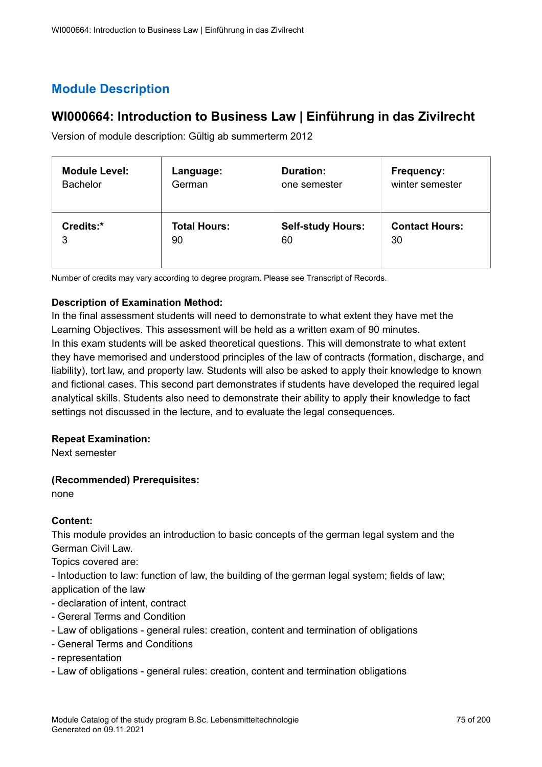## Module Description

## WI000664: Introduction to Business Law | Einführung in das Zivilrecht

Version of module description: Gültig ab summerterm 2012

| **Module Level:**<br>Bachelor | **Language:**<br>German | **Duration:**<br>one semester | **Frequency:**<br>winter semester |
|---|---|---|---|
| **Credits:***<br>3 | **Total Hours:**<br>90 | **Self-study Hours:**<br>60 | **Contact Hours:**<br>30 |

Number of credits may vary according to degree program. Please see Transcript of Records.

**Description of Examination Method:**
In the final assessment students will need to demonstrate to what extent they have met the Learning Objectives. This assessment will be held as a written exam of 90 minutes.
In this exam students will be asked theoretical questions. This will demonstrate to what extent they have memorised and understood principles of the law of contracts (formation, discharge, and liability), tort law, and property law. Students will also be asked to apply their knowledge to known and fictional cases. This second part demonstrates if students have developed the required legal analytical skills. Students also need to demonstrate their ability to apply their knowledge to fact settings not discussed in the lecture, and to evaluate the legal consequences.

**Repeat Examination:**
Next semester

**(Recommended) Prerequisites:**
none

**Content:**
This module provides an introduction to basic concepts of the german legal system and the German Civil Law.
Topics covered are:
- Intoduction to law: function of law, the building of the german legal system; fields of law; application of the law
- declaration of intent, contract
- Gereral Terms and Condition
- Law of obligations - general rules: creation, content and termination of obligations
- General Terms and Conditions
- representation
- Law of obligations - general rules: creation, content and termination obligations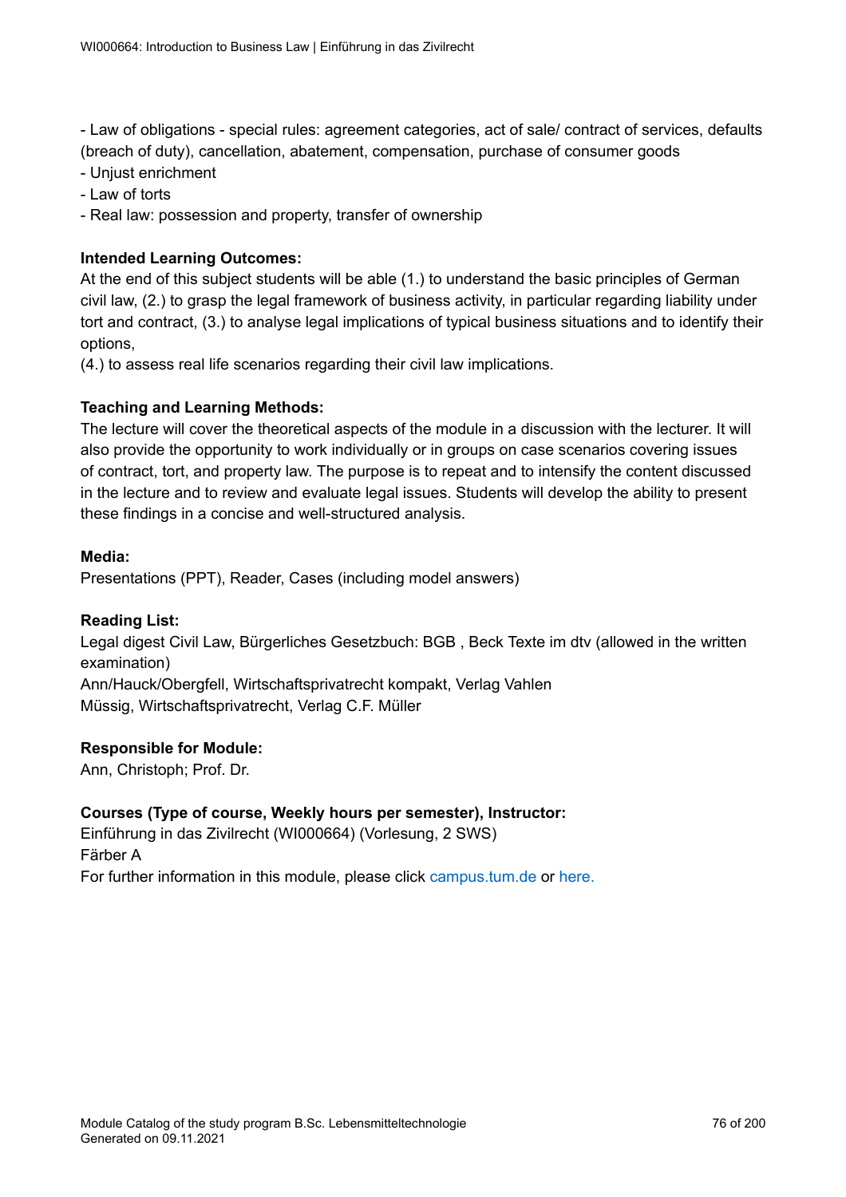- Law of obligations - special rules: agreement categories, act of sale/ contract of services, defaults (breach of duty), cancellation, abatement, compensation, purchase of consumer goods
- Unjust enrichment
- Law of torts
- Real law: possession and property, transfer of ownership

**Intended Learning Outcomes:**
At the end of this subject students will be able (1.) to understand the basic principles of German civil law, (2.) to grasp the legal framework of business activity, in particular regarding liability under tort and contract, (3.) to analyse legal implications of typical business situations and to identify their options,
(4.) to assess real life scenarios regarding their civil law implications.

**Teaching and Learning Methods:**
The lecture will cover the theoretical aspects of the module in a discussion with the lecturer. It will also provide the opportunity to work individually or in groups on case scenarios covering issues of contract, tort, and property law. The purpose is to repeat and to intensify the content discussed in the lecture and to review and evaluate legal issues. Students will develop the ability to present these findings in a concise and well-structured analysis.

**Media:**
Presentations (PPT), Reader, Cases (including model answers)

**Reading List:**
Legal digest Civil Law, Bürgerliches Gesetzbuch: BGB , Beck Texte im dtv (allowed in the written examination)
Ann/Hauck/Obergfell, Wirtschaftsprivatrecht kompakt, Verlag Vahlen
Müssig, Wirtschaftsprivatrecht, Verlag C.F. Müller

**Responsible for Module:**
Ann, Christoph; Prof. Dr.

**Courses (Type of course, Weekly hours per semester), Instructor:**
Einführung in das Zivilrecht (WI000664) (Vorlesung, 2 SWS)
Färber A
For further information in this module, please click campus.tum.de or here.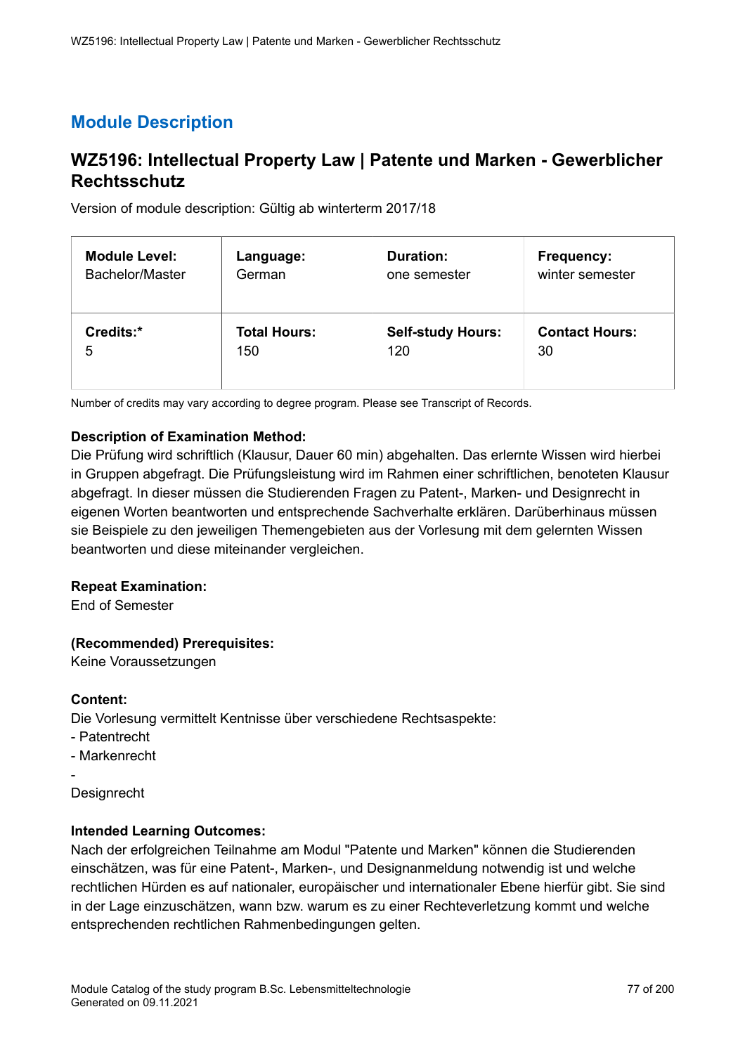## Module Description

# WZ5196: Intellectual Property Law | Patente und Marken - Gewerblicher Rechtsschutz

Version of module description: Gültig ab winterterm 2017/18

| | | | |
|---|---|---|---|
| **Module Level:**<br>Bachelor/Master | **Language:**<br>German | **Duration:**<br>one semester | **Frequency:**<br>winter semester |
| **Credits:***<br>5 | **Total Hours:**<br>150 | **Self-study Hours:**<br>120 | **Contact Hours:**<br>30 |

Number of credits may vary according to degree program. Please see Transcript of Records.

**Description of Examination Method:**
Die Prüfung wird schriftlich (Klausur, Dauer 60 min) abgehalten. Das erlernte Wissen wird hierbei in Gruppen abgefragt. Die Prüfungsleistung wird im Rahmen einer schriftlichen, benoteten Klausur abgefragt. In dieser müssen die Studierenden Fragen zu Patent-, Marken- und Designrecht in eigenen Worten beantworten und entsprechende Sachverhalte erklären. Darüberhinaus müssen sie Beispiele zu den jeweiligen Themengebieten aus der Vorlesung mit dem gelernten Wissen beantworten und diese miteinander vergleichen.

**Repeat Examination:**
End of Semester

**(Recommended) Prerequisites:**
Keine Voraussetzungen

**Content:**
Die Vorlesung vermittelt Kentnisse über verschiedene Rechtsaspekte:
- Patentrecht
- Markenrecht
- Designrecht

**Intended Learning Outcomes:**
Nach der erfolgreichen Teilnahme am Modul "Patente und Marken" können die Studierenden einschätzen, was für eine Patent-, Marken-, und Designanmeldung notwendig ist und welche rechtlichen Hürden es auf nationaler, europäischer und internationaler Ebene hierfür gibt. Sie sind in der Lage einzuschätzen, wann bzw. warum es zu einer Rechteverletzung kommt und welche entsprechenden rechtlichen Rahmenbedingungen gelten.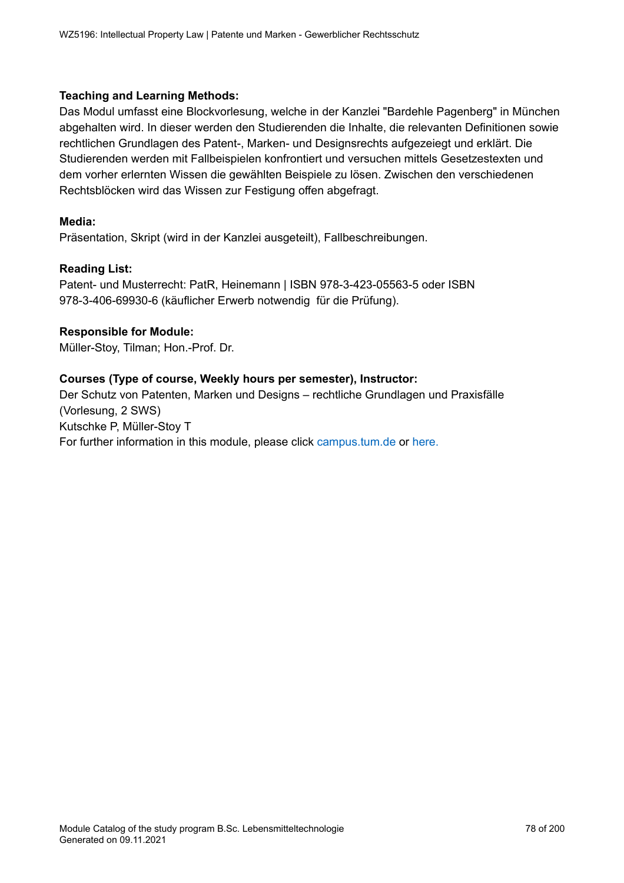**Teaching and Learning Methods:**
Das Modul umfasst eine Blockvorlesung, welche in der Kanzlei "Bardehle Pagenberg" in München abgehalten wird. In dieser werden den Studierenden die Inhalte, die relevanten Definitionen sowie rechtlichen Grundlagen des Patent-, Marken- und Designsrechts aufgezeiegt und erklärt. Die Studierenden werden mit Fallbeispielen konfrontiert und versuchen mittels Gesetzestexten und dem vorher erlernten Wissen die gewählten Beispiele zu lösen. Zwischen den verschiedenen Rechtsblöcken wird das Wissen zur Festigung offen abgefragt.

**Media:**
Präsentation, Skript (wird in der Kanzlei ausgeteilt), Fallbeschreibungen.

**Reading List:**
Patent- und Musterrecht: PatR, Heinemann | ISBN 978-3-423-05563-5 oder ISBN 978-3-406-69930-6 (käuflicher Erwerb notwendig für die Prüfung).

**Responsible for Module:**
Müller-Stoy, Tilman; Hon.-Prof. Dr.

**Courses (Type of course, Weekly hours per semester), Instructor:**
Der Schutz von Patenten, Marken und Designs – rechtliche Grundlagen und Praxisfälle (Vorlesung, 2 SWS)
Kutschke P, Müller-Stoy T
For further information in this module, please click campus.tum.de or here.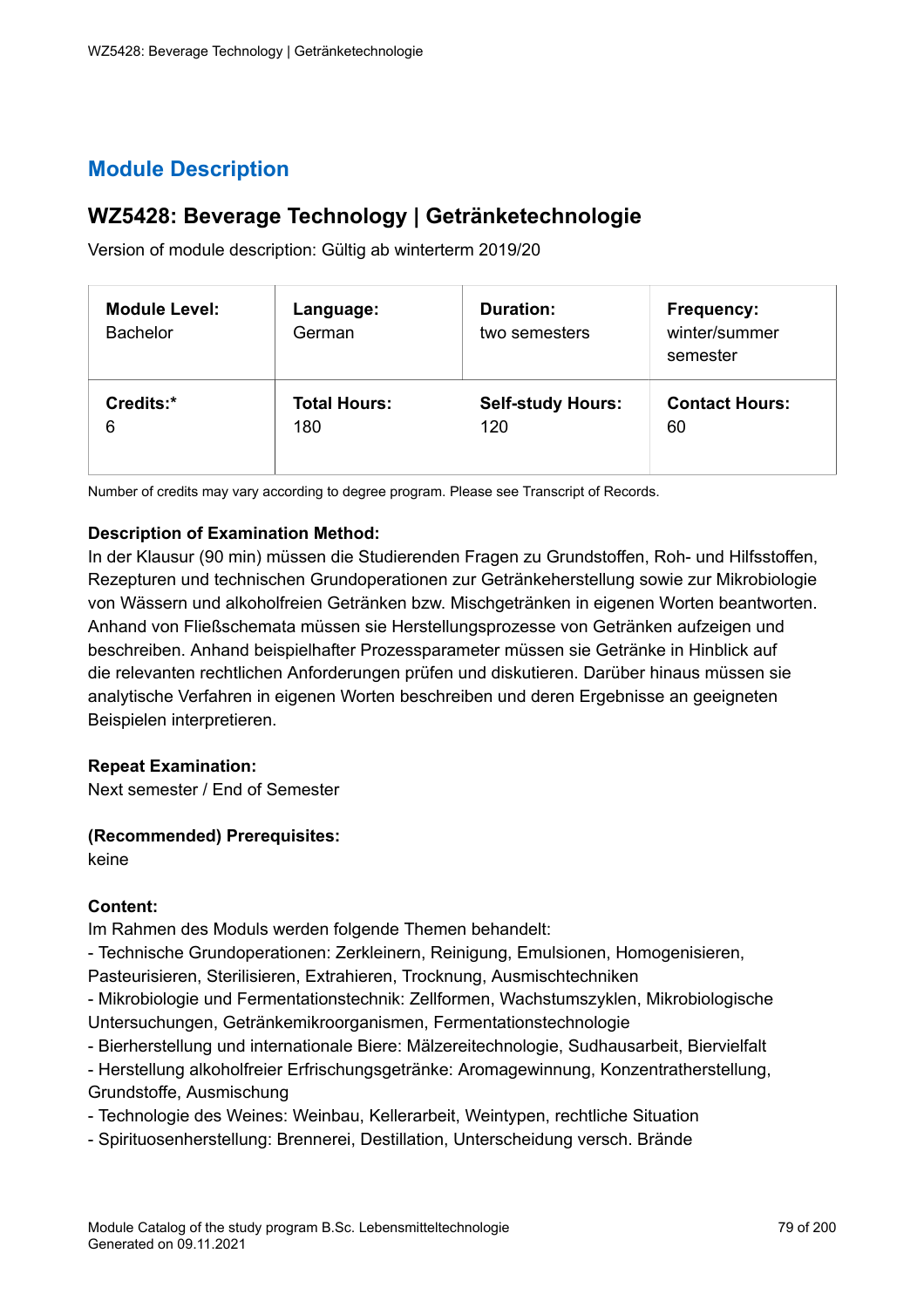## Module Description

# WZ5428: Beverage Technology | Getränketechnologie

Version of module description: Gültig ab winterterm 2019/20

| | | | |
|---|---|---|---|
| **Module Level:**<br>Bachelor | **Language:**<br>German | **Duration:**<br>two semesters | **Frequency:**<br>winter/summer semester |
| **Credits:***<br>6 | **Total Hours:**<br>180 | **Self-study Hours:**<br>120 | **Contact Hours:**<br>60 |

Number of credits may vary according to degree program. Please see Transcript of Records.

**Description of Examination Method:**
In der Klausur (90 min) müssen die Studierenden Fragen zu Grundstoffen, Roh- und Hilfsstoffen, Rezepturen und technischen Grundoperationen zur Getränkeherstellung sowie zur Mikrobiologie von Wässern und alkoholfreien Getränken bzw. Mischgetränken in eigenen Worten beantworten. Anhand von Fließschemata müssen sie Herstellungsprozesse von Getränken aufzeigen und beschreiben. Anhand beispielhafter Prozessparameter müssen sie Getränke in Hinblick auf die relevanten rechtlichen Anforderungen prüfen und diskutieren. Darüber hinaus müssen sie analytische Verfahren in eigenen Worten beschreiben und deren Ergebnisse an geeigneten Beispielen interpretieren.

**Repeat Examination:**
Next semester / End of Semester

**(Recommended) Prerequisites:**
keine

**Content:**
Im Rahmen des Moduls werden folgende Themen behandelt:
- Technische Grundoperationen: Zerkleinern, Reinigung, Emulsionen, Homogenisieren, Pasteurisieren, Sterilisieren, Extrahieren, Trocknung, Ausmischtechniken
- Mikrobiologie und Fermentationstechnik: Zellformen, Wachstumszyklen, Mikrobiologische Untersuchungen, Getränkemikroorganismen, Fermentationstechnologie
- Bierherstellung und internationale Biere: Mälzereitechnologie, Sudhausarbeit, Biervielfalt
- Herstellung alkoholfreier Erfrischungsgetränke: Aromagewinnung, Konzentratherstellung, Grundstoffe, Ausmischung
- Technologie des Weines: Weinbau, Kellerarbeit, Weintypen, rechtliche Situation
- Spirituosenherstellung: Brennerei, Destillation, Unterscheidung versch. Brände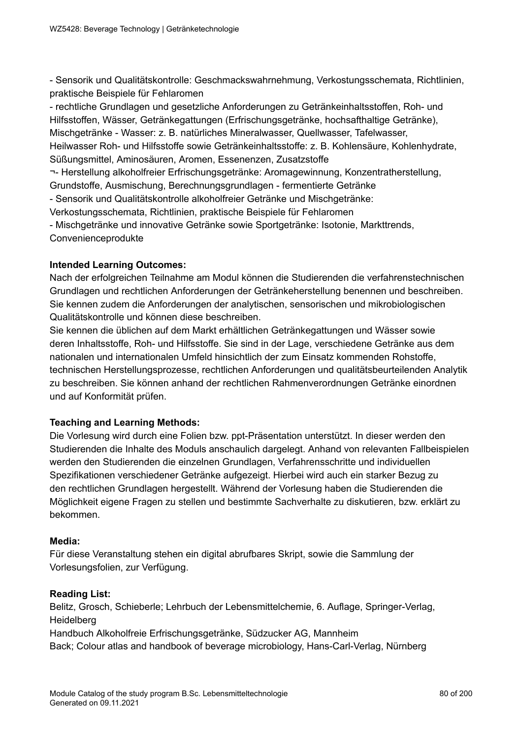- Sensorik und Qualitätskontrolle: Geschmackswahrnehmung, Verkostungsschemata, Richtlinien, praktische Beispiele für Fehlaromen
- rechtliche Grundlagen und gesetzliche Anforderungen zu Getränkeinhaltsstoffen, Roh- und Hilfsstoffen, Wässer, Getränkegattungen (Erfrischungsgetränke, hochsafthaltige Getränke), Mischgetränke - Wasser: z. B. natürliches Mineralwasser, Quellwasser, Tafelwasser, Heilwasser Roh- und Hilfsstoffe sowie Getränkeinhaltsstoffe: z. B. Kohlensäure, Kohlenhydrate, Süßungsmittel, Aminosäuren, Aromen, Essenenzen, Zusatzstoffe
¬- Herstellung alkoholfreier Erfrischungsgetränke: Aromagewinnung, Konzentratherstellung, Grundstoffe, Ausmischung, Berechnungsgrundlagen - fermentierte Getränke
- Sensorik und Qualitätskontrolle alkoholfreier Getränke und Mischgetränke: Verkostungsschemata, Richtlinien, praktische Beispiele für Fehlaromen
- Mischgetränke und innovative Getränke sowie Sportgetränke: Isotonie, Markttrends, Convenienceprodukte

**Intended Learning Outcomes:**
Nach der erfolgreichen Teilnahme am Modul können die Studierenden die verfahrenstechnischen Grundlagen und rechtlichen Anforderungen der Getränkeherstellung benennen und beschreiben. Sie kennen zudem die Anforderungen der analytischen, sensorischen und mikrobiologischen Qualitätskontrolle und können diese beschreiben.
Sie kennen die üblichen auf dem Markt erhältlichen Getränkegattungen und Wässer sowie deren Inhaltsstoffe, Roh- und Hilfsstoffe. Sie sind in der Lage, verschiedene Getränke aus dem nationalen und internationalen Umfeld hinsichtlich der zum Einsatz kommenden Rohstoffe, technischen Herstellungsprozesse, rechtlichen Anforderungen und qualitätsbeurteilenden Analytik zu beschreiben. Sie können anhand der rechtlichen Rahmenverordnungen Getränke einordnen und auf Konformität prüfen.

**Teaching and Learning Methods:**
Die Vorlesung wird durch eine Folien bzw. ppt-Präsentation unterstützt. In dieser werden den Studierenden die Inhalte des Moduls anschaulich dargelegt. Anhand von relevanten Fallbeispielen werden den Studierenden die einzelnen Grundlagen, Verfahrensschritte und individuellen Spezifikationen verschiedener Getränke aufgezeigt. Hierbei wird auch ein starker Bezug zu den rechtlichen Grundlagen hergestellt. Während der Vorlesung haben die Studierenden die Möglichkeit eigene Fragen zu stellen und bestimmte Sachverhalte zu diskutieren, bzw. erklärt zu bekommen.

**Media:**
Für diese Veranstaltung stehen ein digital abrufbares Skript, sowie die Sammlung der Vorlesungsfolien, zur Verfügung.

**Reading List:**
Belitz, Grosch, Schieberle; Lehrbuch der Lebensmittelchemie, 6. Auflage, Springer-Verlag, Heidelberg
Handbuch Alkoholfreie Erfrischungsgetränke, Südzucker AG, Mannheim
Back; Colour atlas and handbook of beverage microbiology, Hans-Carl-Verlag, Nürnberg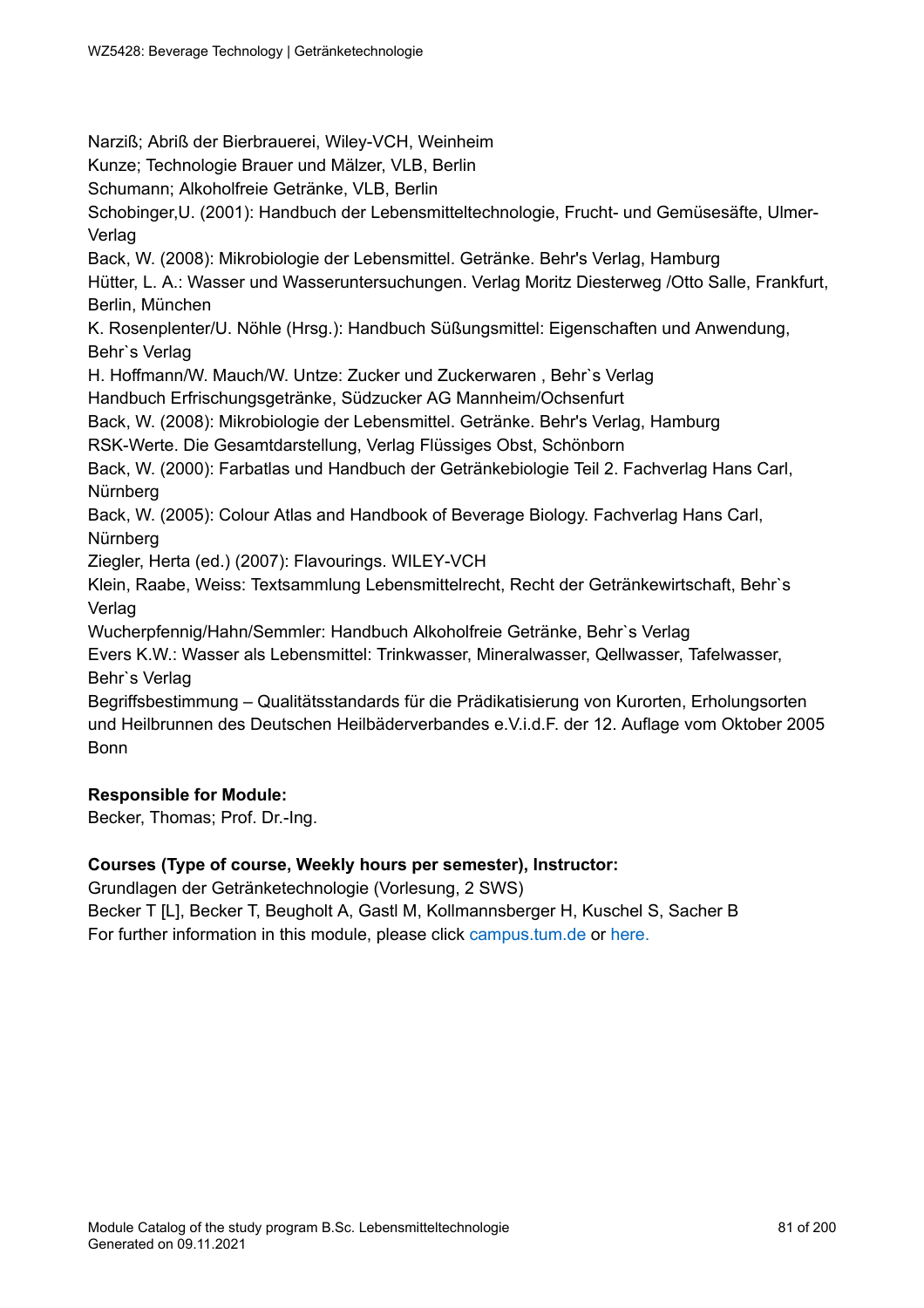Narziß; Abriß der Bierbrauerei, Wiley-VCH, Weinheim
Kunze; Technologie Brauer und Mälzer, VLB, Berlin
Schumann; Alkoholfreie Getränke, VLB, Berlin
Schobinger,U. (2001): Handbuch der Lebensmitteltechnologie, Frucht- und Gemüsesäfte, Ulmer-Verlag
Back, W. (2008): Mikrobiologie der Lebensmittel. Getränke. Behr's Verlag, Hamburg
Hütter, L. A.: Wasser und Wasseruntersuchungen. Verlag Moritz Diesterweg /Otto Salle, Frankfurt, Berlin, München
K. Rosenplenter/U. Nöhle (Hrsg.): Handbuch Süßungsmittel: Eigenschaften und Anwendung, Behr`s Verlag
H. Hoffmann/W. Mauch/W. Untze: Zucker und Zuckerwaren , Behr`s Verlag
Handbuch Erfrischungsgetränke, Südzucker AG Mannheim/Ochsenfurt
Back, W. (2008): Mikrobiologie der Lebensmittel. Getränke. Behr's Verlag, Hamburg
RSK-Werte. Die Gesamtdarstellung, Verlag Flüssiges Obst, Schönborn
Back, W. (2000): Farbatlas und Handbuch der Getränkebiologie Teil 2. Fachverlag Hans Carl, Nürnberg
Back, W. (2005): Colour Atlas and Handbook of Beverage Biology. Fachverlag Hans Carl, Nürnberg
Ziegler, Herta (ed.) (2007): Flavourings. WILEY-VCH
Klein, Raabe, Weiss: Textsammlung Lebensmittelrecht, Recht der Getränkewirtschaft, Behr`s Verlag
Wucherpfennig/Hahn/Semmler: Handbuch Alkoholfreie Getränke, Behr`s Verlag
Evers K.W.: Wasser als Lebensmittel: Trinkwasser, Mineralwasser, Qellwasser, Tafelwasser, Behr`s Verlag
Begriffsbestimmung – Qualitätsstandards für die Prädikatisierung von Kurorten, Erholungsorten und Heilbrunnen des Deutschen Heilbäderverbandes e.V.i.d.F. der 12. Auflage vom Oktober 2005 Bonn

**Responsible for Module:**
Becker, Thomas; Prof. Dr.-Ing.

**Courses (Type of course, Weekly hours per semester), Instructor:**
Grundlagen der Getränketechnologie (Vorlesung, 2 SWS)
Becker T [L], Becker T, Beugholt A, Gastl M, Kollmannsberger H, Kuschel S, Sacher B
For further information in this module, please click campus.tum.de or here.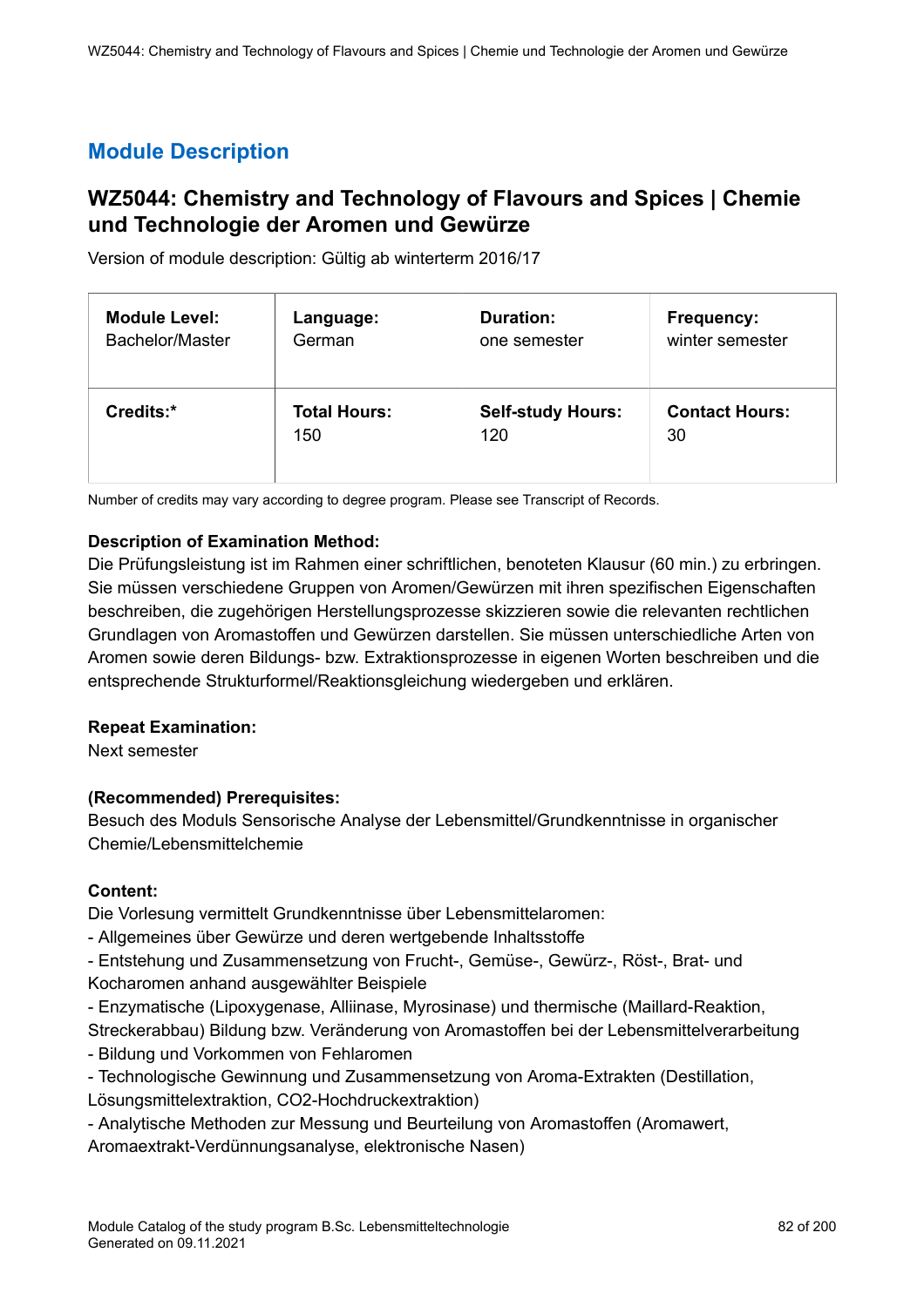## Module Description

# WZ5044: Chemistry and Technology of Flavours and Spices | Chemie und Technologie der Aromen und Gewürze

Version of module description: Gültig ab winterterm 2016/17

| Module Level: | Language: | Duration: | Frequency: |
| --- | --- | --- | --- |
| Bachelor/Master | German | one semester | winter semester |
| **Credits:*** | **Total Hours:** | **Self-study Hours:** | **Contact Hours:** |
| | 150 | 120 | 30 |

Number of credits may vary according to degree program. Please see Transcript of Records.

**Description of Examination Method:**
Die Prüfungsleistung ist im Rahmen einer schriftlichen, benoteten Klausur (60 min.) zu erbringen. Sie müssen verschiedene Gruppen von Aromen/Gewürzen mit ihren spezifischen Eigenschaften beschreiben, die zugehörigen Herstellungsprozesse skizzieren sowie die relevanten rechtlichen Grundlagen von Aromastoffen und Gewürzen darstellen. Sie müssen unterschiedliche Arten von Aromen sowie deren Bildungs- bzw. Extraktionsprozesse in eigenen Worten beschreiben und die entsprechende Strukturformel/Reaktionsgleichung wiedergeben und erklären.

**Repeat Examination:**
Next semester

**(Recommended) Prerequisites:**
Besuch des Moduls Sensorische Analyse der Lebensmittel/Grundkenntnisse in organischer Chemie/Lebensmittelchemie

**Content:**
Die Vorlesung vermittelt Grundkenntnisse über Lebensmittelaromen:
- Allgemeines über Gewürze und deren wertgebende Inhaltsstoffe
- Entstehung und Zusammensetzung von Frucht-, Gemüse-, Gewürz-, Röst-, Brat- und Kocharomen anhand ausgewählter Beispiele
- Enzymatische (Lipoxygenase, Alliinase, Myrosinase) und thermische (Maillard-Reaktion, Streckerabbau) Bildung bzw. Veränderung von Aromastoffen bei der Lebensmittelverarbeitung
- Bildung und Vorkommen von Fehlaromen
- Technologische Gewinnung und Zusammensetzung von Aroma-Extrakten (Destillation, Lösungsmittelextraktion, $CO_2$-Hochdruckextraktion)
- Analytische Methoden zur Messung und Beurteilung von Aromastoffen (Aromawert, Aromaextrakt-Verdünnungsanalyse, elektronische Nasen)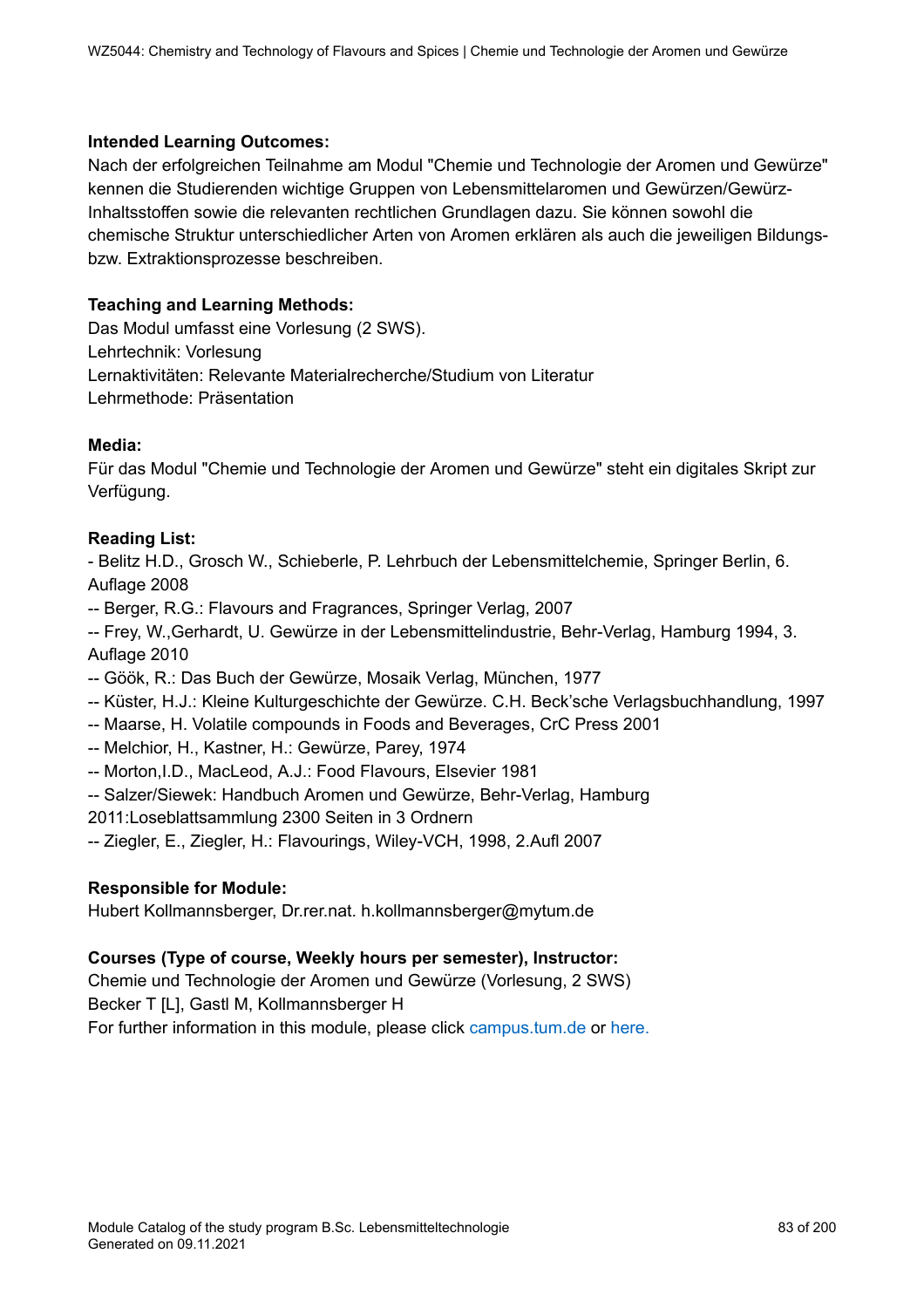**Intended Learning Outcomes:**

Nach der erfolgreichen Teilnahme am Modul "Chemie und Technologie der Aromen und Gewürze" kennen die Studierenden wichtige Gruppen von Lebensmittelaromen und Gewürzen/Gewürz-Inhaltsstoffen sowie die relevanten rechtlichen Grundlagen dazu. Sie können sowohl die chemische Struktur unterschiedlicher Arten von Aromen erklären als auch die jeweiligen Bildungs- bzw. Extraktionsprozesse beschreiben.

**Teaching and Learning Methods:**

Das Modul umfasst eine Vorlesung (2 SWS).
Lehrtechnik: Vorlesung
Lernaktivitäten: Relevante Materialrecherche/Studium von Literatur
Lehrmethode: Präsentation

**Media:**

Für das Modul "Chemie und Technologie der Aromen und Gewürze" steht ein digitales Skript zur Verfügung.

**Reading List:**

- Belitz H.D., Grosch W., Schieberle, P. Lehrbuch der Lebensmittelchemie, Springer Berlin, 6. Auflage 2008
-- Berger, R.G.: Flavours and Fragrances, Springer Verlag, 2007
-- Frey, W.,Gerhardt, U. Gewürze in der Lebensmittelindustrie, Behr-Verlag, Hamburg 1994, 3. Auflage 2010
-- Göök, R.: Das Buch der Gewürze, Mosaik Verlag, München, 1977
-- Küster, H.J.: Kleine Kulturgeschichte der Gewürze. C.H. Beck'sche Verlagsbuchhandlung, 1997
-- Maarse, H. Volatile compounds in Foods and Beverages, CrC Press 2001
-- Melchior, H., Kastner, H.: Gewürze, Parey, 1974
-- Morton,I.D., MacLeod, A.J.: Food Flavours, Elsevier 1981
-- Salzer/Siewek: Handbuch Aromen und Gewürze, Behr-Verlag, Hamburg 2011:Loseblattsammlung 2300 Seiten in 3 Ordnern
-- Ziegler, E., Ziegler, H.: Flavourings, Wiley-VCH, 1998, 2.Aufl 2007

**Responsible for Module:**

Hubert Kollmannsberger, Dr.rer.nat. h.kollmannsberger@mytum.de

**Courses (Type of course, Weekly hours per semester), Instructor:**

Chemie und Technologie der Aromen und Gewürze (Vorlesung, 2 SWS)
Becker T [L], Gastl M, Kollmannsberger H
For further information in this module, please click campus.tum.de or here.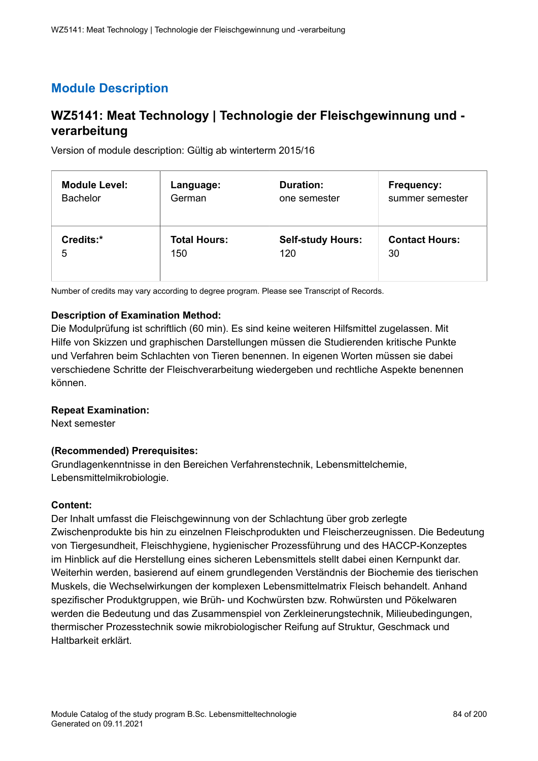## Module Description

### WZ5141: Meat Technology | Technologie der Fleischgewinnung und -verarbeitung

Version of module description: Gültig ab winterterm 2015/16

| **Module Level:** | **Language:** | **Duration:** | **Frequency:** |
| --- | --- | --- | --- |
| Bachelor | German | one semester | summer semester |
| **Credits:*** | **Total Hours:** | **Self-study Hours:** | **Contact Hours:** |
| 5 | 150 | 120 | 30 |

Number of credits may vary according to degree program. Please see Transcript of Records.

**Description of Examination Method:**
Die Modulprüfung ist schriftlich (60 min). Es sind keine weiteren Hilfsmittel zugelassen. Mit Hilfe von Skizzen und graphischen Darstellungen müssen die Studierenden kritische Punkte und Verfahren beim Schlachten von Tieren benennen. In eigenen Worten müssen sie dabei verschiedene Schritte der Fleischverarbeitung wiedergeben und rechtliche Aspekte benennen können.

**Repeat Examination:**
Next semester

**(Recommended) Prerequisites:**
Grundlagenkenntnisse in den Bereichen Verfahrenstechnik, Lebensmittelchemie, Lebensmittelmikrobiologie.

**Content:**
Der Inhalt umfasst die Fleischgewinnung von der Schlachtung über grob zerlegte Zwischenprodukte bis hin zu einzelnen Fleischprodukten und Fleischerzeugnissen. Die Bedeutung von Tiergesundheit, Fleischhygiene, hygienischer Prozessführung und des HACCP-Konzeptes im Hinblick auf die Herstellung eines sicheren Lebensmittels stellt dabei einen Kernpunkt dar. Weiterhin werden, basierend auf einem grundlegenden Verständnis der Biochemie des tierischen Muskels, die Wechselwirkungen der komplexen Lebensmittelmatrix Fleisch behandelt. Anhand spezifischer Produktgruppen, wie Brüh- und Kochwürsten bzw. Rohwürsten und Pökelwaren werden die Bedeutung und das Zusammenspiel von Zerkleinerungstechnik, Milieubedingungen, thermischer Prozesstechnik sowie mikrobiologischer Reifung auf Struktur, Geschmack und Haltbarkeit erklärt.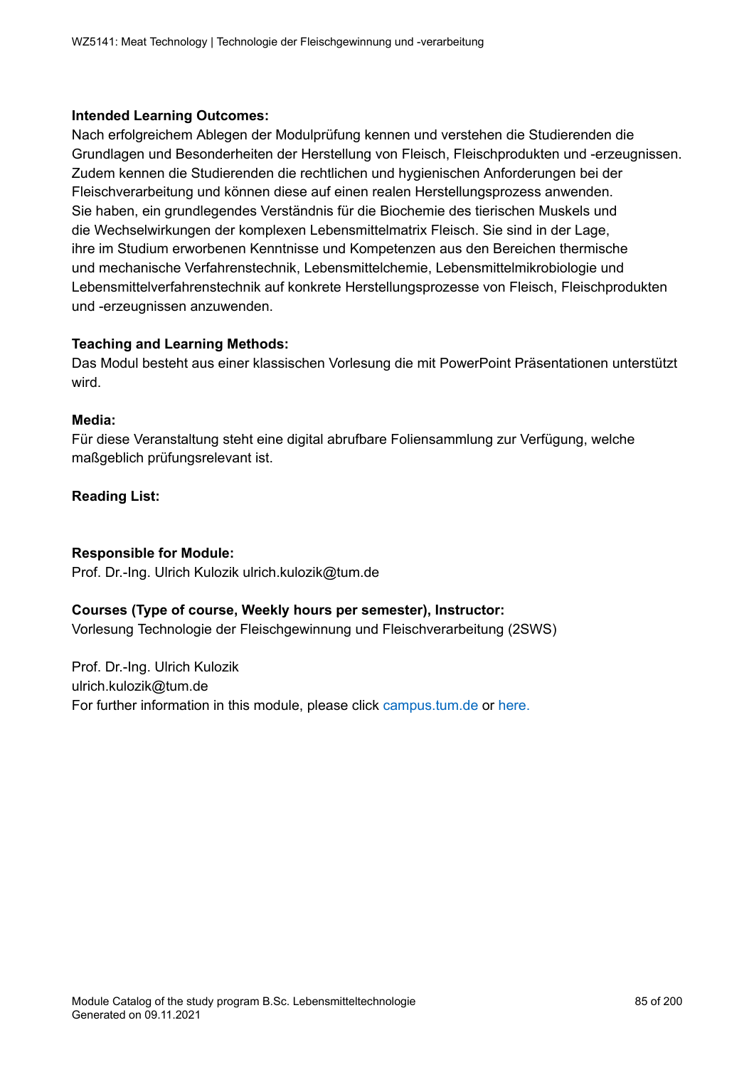**Intended Learning Outcomes:**
Nach erfolgreichem Ablegen der Modulprüfung kennen und verstehen die Studierenden die Grundlagen und Besonderheiten der Herstellung von Fleisch, Fleischprodukten und -erzeugnissen. Zudem kennen die Studierenden die rechtlichen und hygienischen Anforderungen bei der Fleischverarbeitung und können diese auf einen realen Herstellungsprozess anwenden. Sie haben, ein grundlegendes Verständnis für die Biochemie des tierischen Muskels und die Wechselwirkungen der komplexen Lebensmittelmatrix Fleisch. Sie sind in der Lage, ihre im Studium erworbenen Kenntnisse und Kompetenzen aus den Bereichen thermische und mechanische Verfahrenstechnik, Lebensmittelchemie, Lebensmittelmikrobiologie und Lebensmittelverfahrenstechnik auf konkrete Herstellungsprozesse von Fleisch, Fleischprodukten und -erzeugnissen anzuwenden.

**Teaching and Learning Methods:**
Das Modul besteht aus einer klassischen Vorlesung die mit PowerPoint Präsentationen unterstützt wird.

**Media:**
Für diese Veranstaltung steht eine digital abrufbare Foliensammlung zur Verfügung, welche maßgeblich prüfungsrelevant ist.

**Reading List:**

**Responsible for Module:**
Prof. Dr.-Ing. Ulrich Kulozik ulrich.kulozik@tum.de

**Courses (Type of course, Weekly hours per semester), Instructor:**
Vorlesung Technologie der Fleischgewinnung und Fleischverarbeitung (2SWS)

Prof. Dr.-Ing. Ulrich Kulozik
ulrich.kulozik@tum.de
For further information in this module, please click campus.tum.de or here.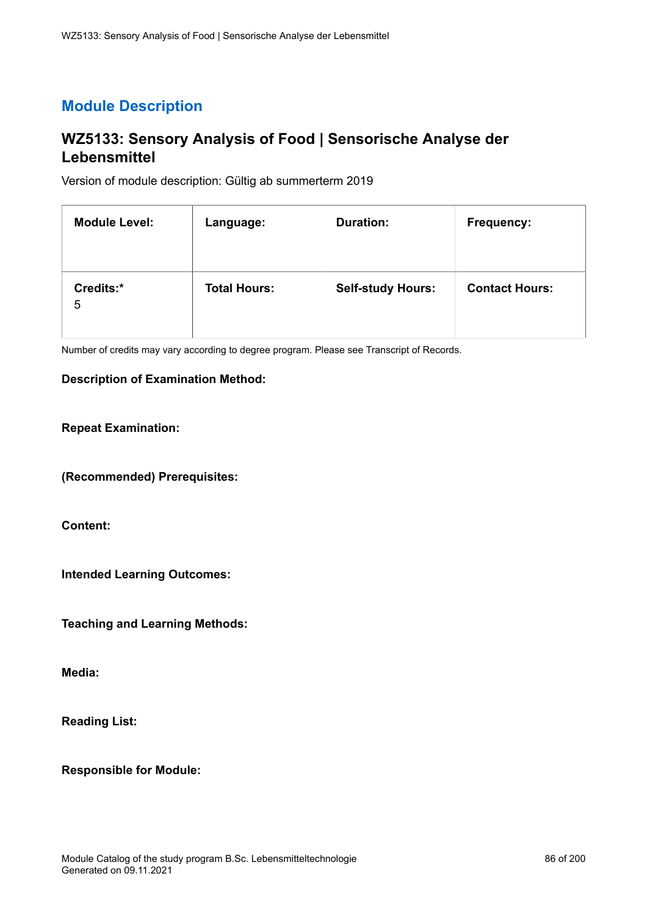# Module Description

## WZ5133: Sensory Analysis of Food | Sensorische Analyse der Lebensmittel

Version of module description: Gültig ab summerterm 2019

| **Module Level:** | **Language:** | **Duration:** | **Frequency:** |
|---|---|---|---|
| **Credits:*** 5 | **Total Hours:** | **Self-study Hours:** | **Contact Hours:** |

Number of credits may vary according to degree program. Please see Transcript of Records.

**Description of Examination Method:**

**Repeat Examination:**

**(Recommended) Prerequisites:**

**Content:**

**Intended Learning Outcomes:**

**Teaching and Learning Methods:**

**Media:**

**Reading List:**

**Responsible for Module:**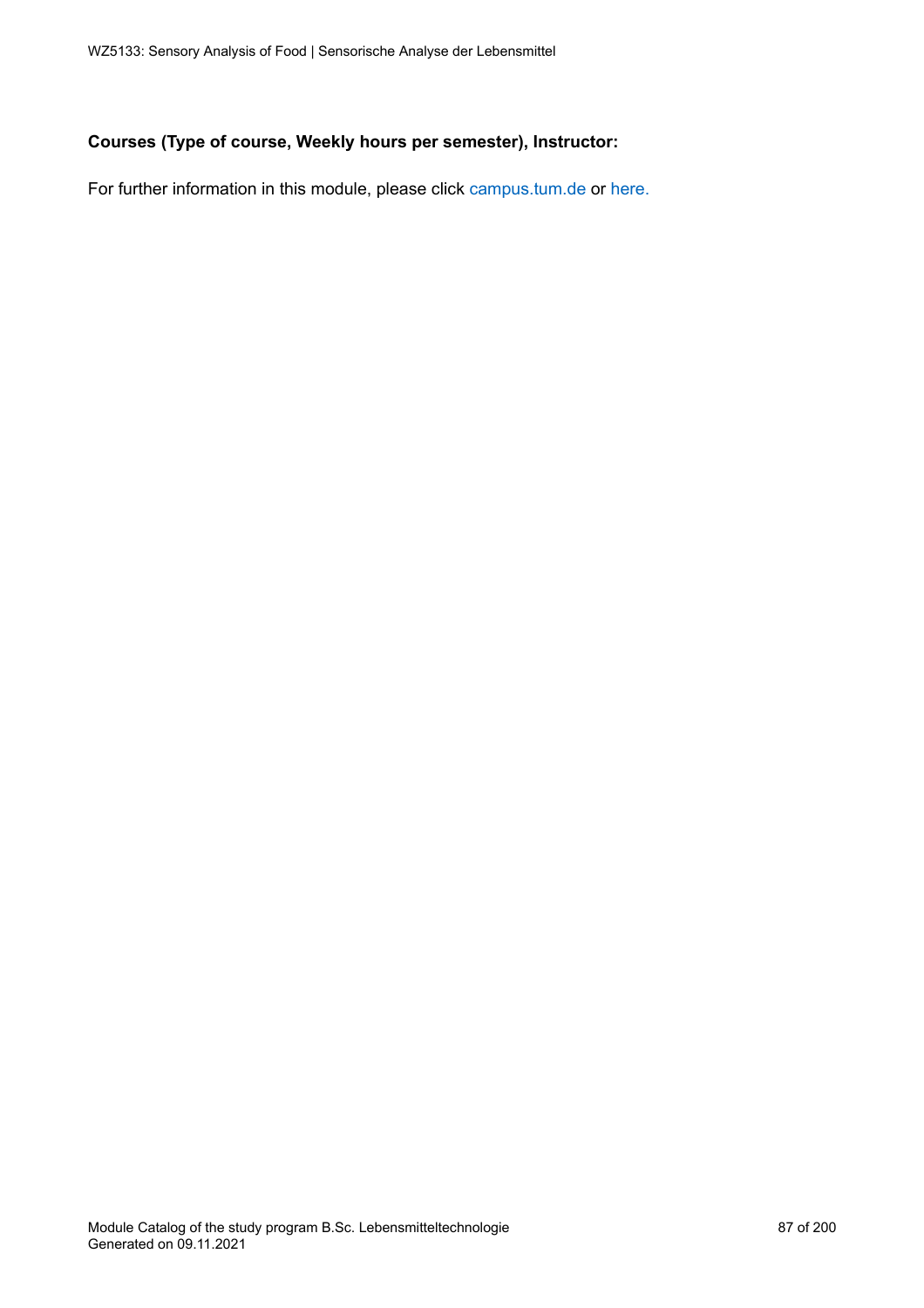**Courses (Type of course, Weekly hours per semester), Instructor:**

For further information in this module, please click campus.tum.de or here.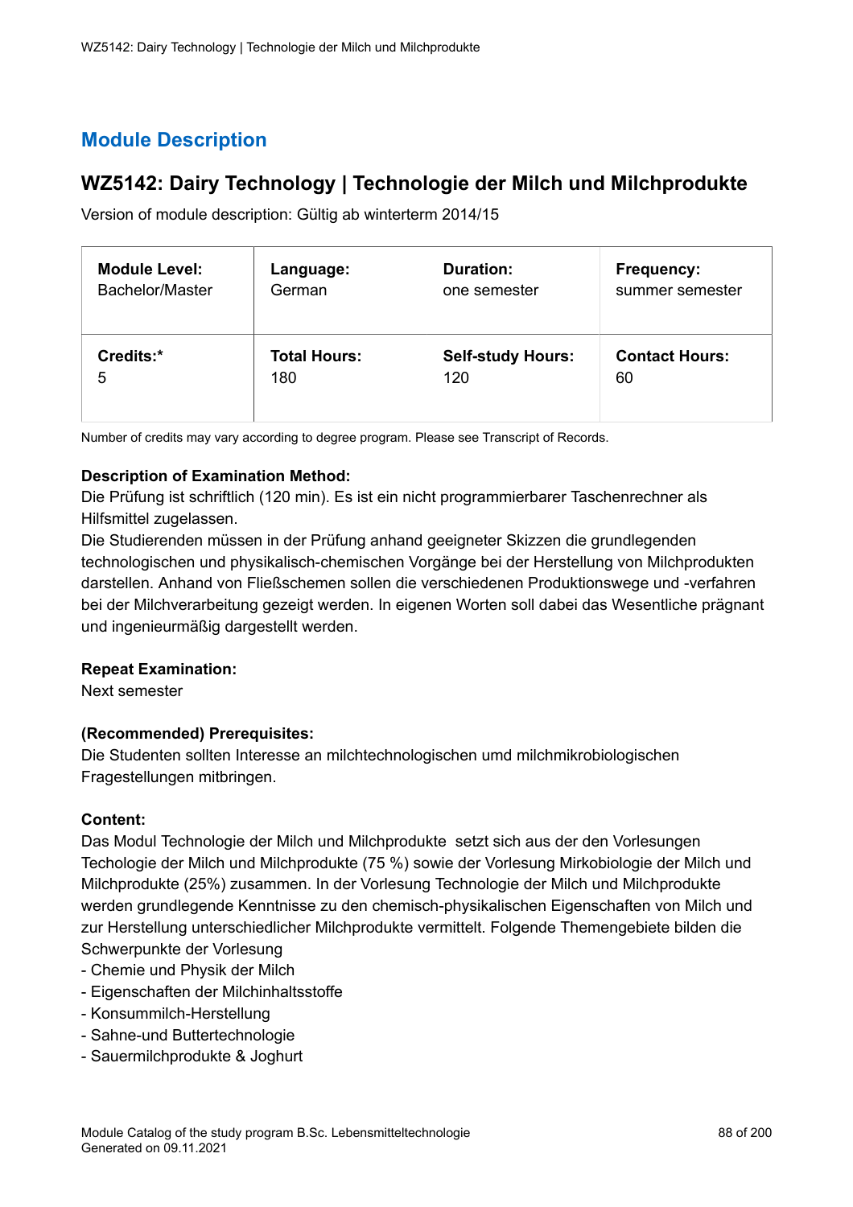# Module Description

## WZ5142: Dairy Technology | Technologie der Milch und Milchprodukte

Version of module description: Gültig ab winterterm 2014/15

| | | | |
|---|---|---|---|
| **Module Level:**<br>Bachelor/Master | **Language:**<br>German | **Duration:**<br>one semester | **Frequency:**<br>summer semester |
| **Credits:***<br>5 | **Total Hours:**<br>180 | **Self-study Hours:**<br>120 | **Contact Hours:**<br>60 |

Number of credits may vary according to degree program. Please see Transcript of Records.

**Description of Examination Method:**
Die Prüfung ist schriftlich (120 min). Es ist ein nicht programmierbarer Taschenrechner als Hilfsmittel zugelassen.
Die Studierenden müssen in der Prüfung anhand geeigneter Skizzen die grundlegenden technologischen und physikalisch-chemischen Vorgänge bei der Herstellung von Milchprodukten darstellen. Anhand von Fließschemen sollen die verschiedenen Produktionswege und -verfahren bei der Milchverarbeitung gezeigt werden. In eigenen Worten soll dabei das Wesentliche prägnant und ingenieurmäßig dargestellt werden.

**Repeat Examination:**
Next semester

**(Recommended) Prerequisites:**
Die Studenten sollten Interesse an milchtechnologischen umd milchmikrobiologischen Fragestellungen mitbringen.

**Content:**
Das Modul Technologie der Milch und Milchprodukte setzt sich aus der den Vorlesungen Techologie der Milch und Milchprodukte (75 %) sowie der Vorlesung Mirkobiologie der Milch und Milchprodukte (25%) zusammen. In der Vorlesung Technologie der Milch und Milchprodukte werden grundlegende Kenntnisse zu den chemisch-physikalischen Eigenschaften von Milch und zur Herstellung unterschiedlicher Milchprodukte vermittelt. Folgende Themengebiete bilden die Schwerpunkte der Vorlesung
- Chemie und Physik der Milch
- Eigenschaften der Milchinhaltsstoffe
- Konsummilch-Herstellung
- Sahne-und Buttertechnologie
- Sauermilchprodukte & Joghurt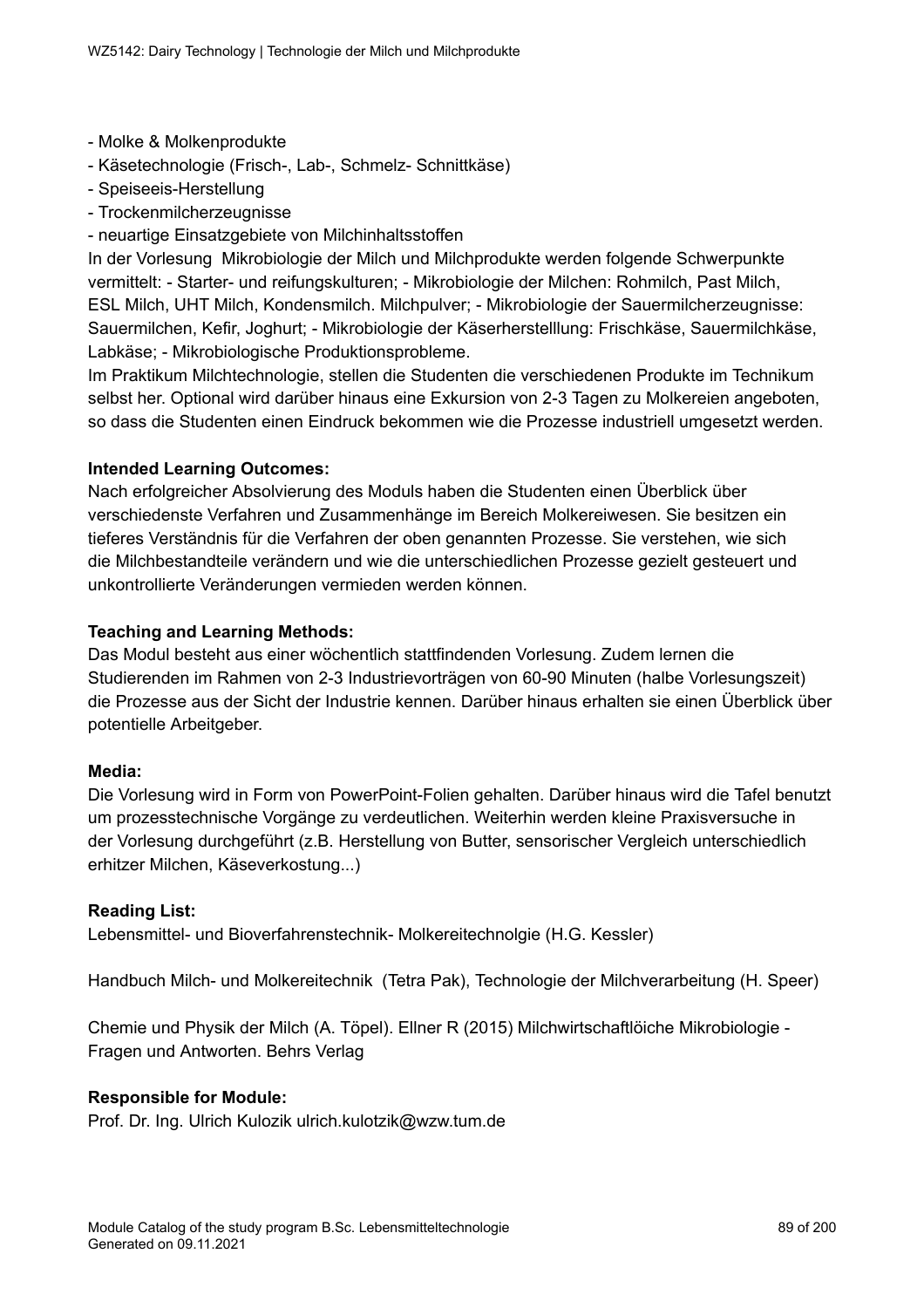- Molke & Molkenprodukte
- Käsetechnologie (Frisch-, Lab-, Schmelz- Schnittkäse)
- Speiseeis-Herstellung
- Trockenmilcherzeugnisse
- neuartige Einsatzgebiete von Milchinhaltsstoffen

In der Vorlesung Mikrobiologie der Milch und Milchprodukte werden folgende Schwerpunkte vermittelt: - Starter- und reifungskulturen; - Mikrobiologie der Milchen: Rohmilch, Past Milch, ESL Milch, UHT Milch, Kondensmilch. Milchpulver; - Mikrobiologie der Sauermilcherzeugnisse: Sauermilchen, Kefir, Joghurt; - Mikrobiologie der Käserherstelllung: Frischkäse, Sauermilchkäse, Labkäse; - Mikrobiologische Produktionsprobleme.
Im Praktikum Milchtechnologie, stellen die Studenten die verschiedenen Produkte im Technikum selbst her. Optional wird darüber hinaus eine Exkursion von 2-3 Tagen zu Molkereien angeboten, so dass die Studenten einen Eindruck bekommen wie die Prozesse industriell umgesetzt werden.

**Intended Learning Outcomes:**
Nach erfolgreicher Absolvierung des Moduls haben die Studenten einen Überblick über verschiedenste Verfahren und Zusammenhänge im Bereich Molkereiwesen. Sie besitzen ein tieferes Verständnis für die Verfahren der oben genannten Prozesse. Sie verstehen, wie sich die Milchbestandteile verändern und wie die unterschiedlichen Prozesse gezielt gesteuert und unkontrollierte Veränderungen vermieden werden können.

**Teaching and Learning Methods:**
Das Modul besteht aus einer wöchentlich stattfindenden Vorlesung. Zudem lernen die Studierenden im Rahmen von 2-3 Industrievorträgen von 60-90 Minuten (halbe Vorlesungszeit) die Prozesse aus der Sicht der Industrie kennen. Darüber hinaus erhalten sie einen Überblick über potentielle Arbeitgeber.

**Media:**
Die Vorlesung wird in Form von PowerPoint-Folien gehalten. Darüber hinaus wird die Tafel benutzt um prozesstechnische Vorgänge zu verdeutlichen. Weiterhin werden kleine Praxisversuche in der Vorlesung durchgeführt (z.B. Herstellung von Butter, sensorischer Vergleich unterschiedlich erhitzer Milchen, Käseverkostung...)

**Reading List:**
Lebensmittel- und Bioverfahrenstechnik- Molkereitechnolgie (H.G. Kessler)

Handbuch Milch- und Molkereitechnik (Tetra Pak), Technologie der Milchverarbeitung (H. Speer)

Chemie und Physik der Milch (A. Töpel). Ellner R (2015) Milchwirtschaftlöiche Mikrobiologie - Fragen und Antworten. Behrs Verlag

**Responsible for Module:**
Prof. Dr. Ing. Ulrich Kulozik ulrich.kulotzik@wzw.tum.de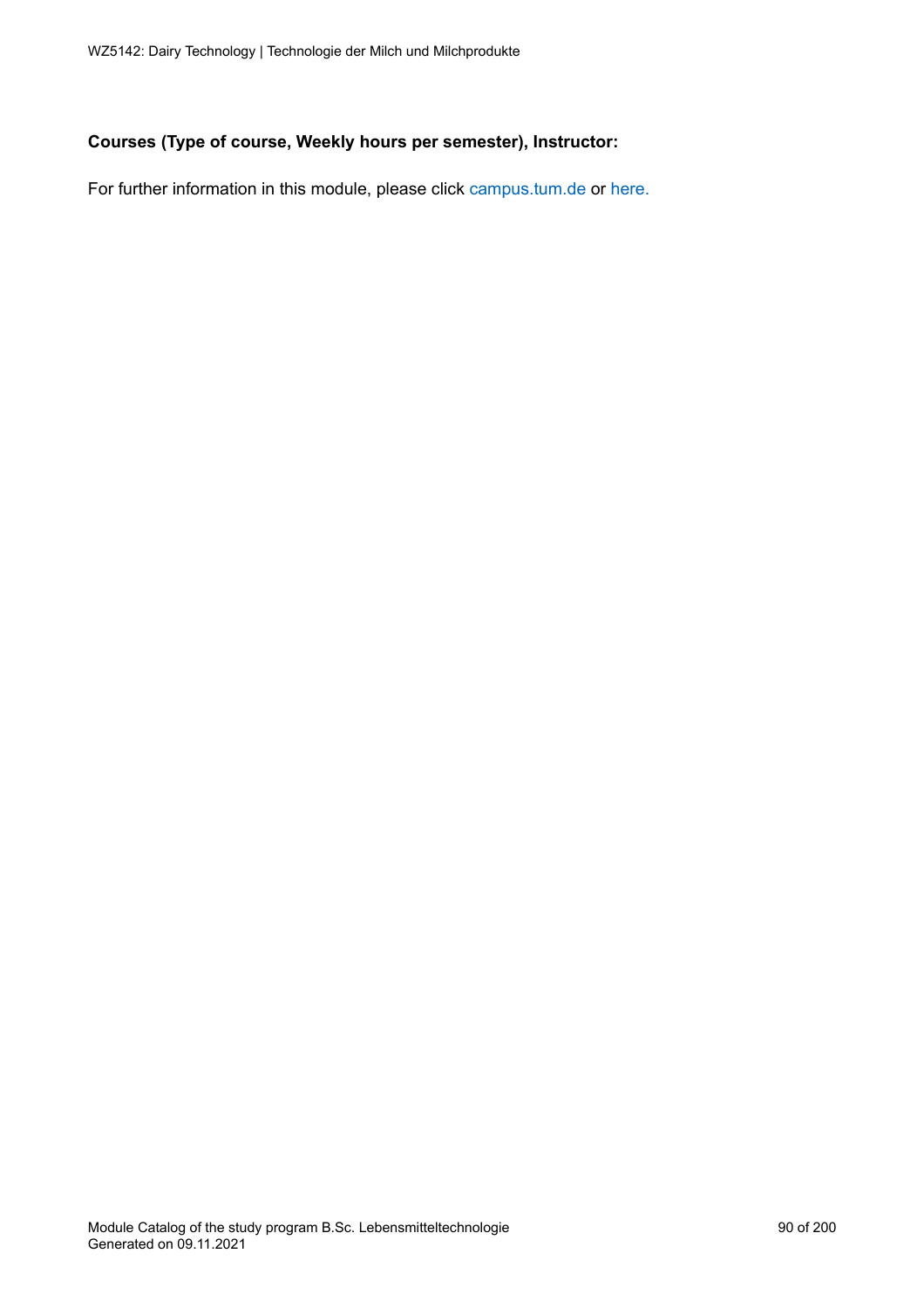**Courses (Type of course, Weekly hours per semester), Instructor:**

For further information in this module, please click campus.tum.de or here.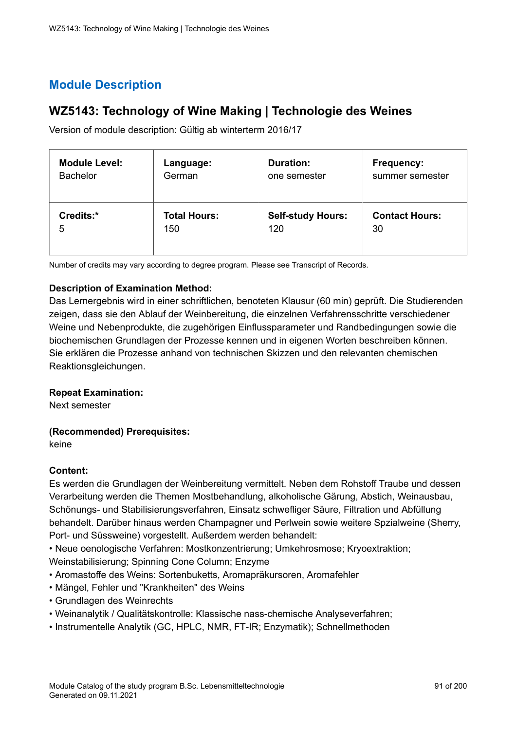## Module Description

### WZ5143: Technology of Wine Making | Technologie des Weines

Version of module description: Gültig ab winterterm 2016/17

| | | | |
|---|---|---|---|
| **Module Level:** Bachelor | **Language:** German | **Duration:** one semester | **Frequency:** summer semester |
| **Credits:*** 5 | **Total Hours:** 150 | **Self-study Hours:** 120 | **Contact Hours:** 30 |

Number of credits may vary according to degree program. Please see Transcript of Records.

**Description of Examination Method:**
Das Lernergebnis wird in einer schriftlichen, benoteten Klausur (60 min) geprüft. Die Studierenden zeigen, dass sie den Ablauf der Weinbereitung, die einzelnen Verfahrensschritte verschiedener Weine und Nebenprodukte, die zugehörigen Einflussparameter und Randbedingungen sowie die biochemischen Grundlagen der Prozesse kennen und in eigenen Worten beschreiben können. Sie erklären die Prozesse anhand von technischen Skizzen und den relevanten chemischen Reaktionsgleichungen.

**Repeat Examination:**
Next semester

**(Recommended) Prerequisites:**
keine

**Content:**
Es werden die Grundlagen der Weinbereitung vermittelt. Neben dem Rohstoff Traube und dessen Verarbeitung werden die Themen Mostbehandlung, alkoholische Gärung, Abstich, Weinausbau, Schönungs- und Stabilisierungsverfahren, Einsatz schwefliger Säure, Filtration und Abfüllung behandelt. Darüber hinaus werden Champagner und Perlwein sowie weitere Spzialweine (Sherry, Port- und Süssweine) vorgestellt. Außerdem werden behandelt:
• Neue oenologische Verfahren: Mostkonzentrierung; Umkehrosmose; Kryoextraktion; Weinstabilisierung; Spinning Cone Column; Enzyme
• Aromastoffe des Weins: Sortenbuketts, Aromapräkursoren, Aromafehler
• Mängel, Fehler und "Krankheiten" des Weins
• Grundlagen des Weinrechts
• Weinanalytik / Qualitätskontrolle: Klassische nass-chemische Analyseverfahren;
• Instrumentelle Analytik (GC, HPLC, NMR, FT-IR; Enzymatik); Schnellmethoden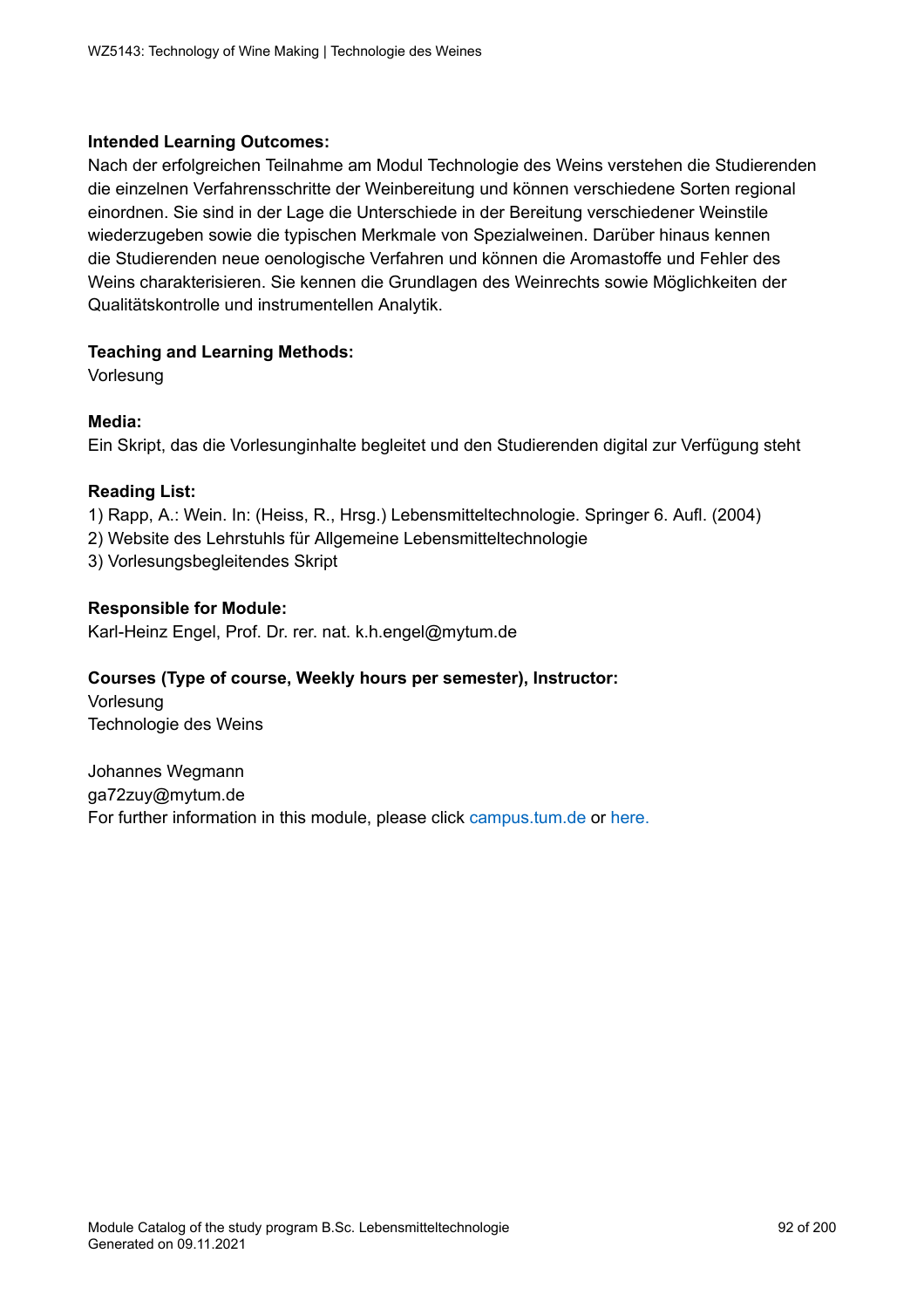**Intended Learning Outcomes:**
Nach der erfolgreichen Teilnahme am Modul Technologie des Weins verstehen die Studierenden die einzelnen Verfahrensschritte der Weinbereitung und können verschiedene Sorten regional einordnen. Sie sind in der Lage die Unterschiede in der Bereitung verschiedener Weinstile wiederzugeben sowie die typischen Merkmale von Spezialweinen. Darüber hinaus kennen die Studierenden neue oenologische Verfahren und können die Aromastoffe und Fehler des Weins charakterisieren. Sie kennen die Grundlagen des Weinrechts sowie Möglichkeiten der Qualitätskontrolle und instrumentellen Analytik.

**Teaching and Learning Methods:**
Vorlesung

**Media:**
Ein Skript, das die Vorlesunginhalte begleitet und den Studierenden digital zur Verfügung steht

**Reading List:**
1) Rapp, A.: Wein. In: (Heiss, R., Hrsg.) Lebensmitteltechnologie. Springer 6. Aufl. (2004)
2) Website des Lehrstuhls für Allgemeine Lebensmitteltechnologie
3) Vorlesungsbegleitendes Skript

**Responsible for Module:**
Karl-Heinz Engel, Prof. Dr. rer. nat. k.h.engel@mytum.de

**Courses (Type of course, Weekly hours per semester), Instructor:**
Vorlesung
Technologie des Weins

Johannes Wegmann
ga72zuy@mytum.de
For further information in this module, please click campus.tum.de or here.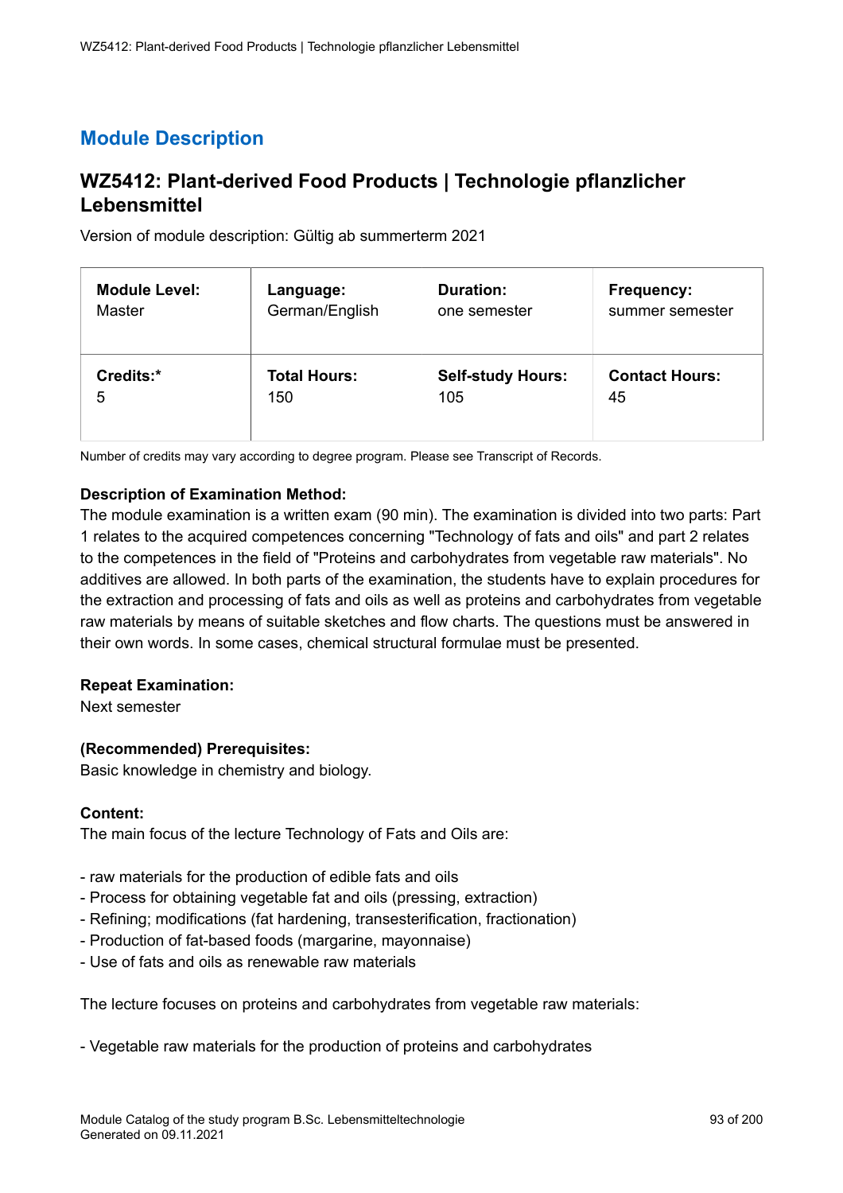## Module Description

# WZ5412: Plant-derived Food Products | Technologie pflanzlicher Lebensmittel

Version of module description: Gültig ab summerterm 2021

| | | | |
|---|---|---|---|
| **Module Level:**<br>Master | **Language:**<br>German/English | **Duration:**<br>one semester | **Frequency:**<br>summer semester |
| **Credits:***<br>5 | **Total Hours:**<br>150 | **Self-study Hours:**<br>105 | **Contact Hours:**<br>45 |

Number of credits may vary according to degree program. Please see Transcript of Records.

**Description of Examination Method:**
The module examination is a written exam (90 min). The examination is divided into two parts: Part 1 relates to the acquired competences concerning "Technology of fats and oils" and part 2 relates to the competences in the field of "Proteins and carbohydrates from vegetable raw materials". No additives are allowed. In both parts of the examination, the students have to explain procedures for the extraction and processing of fats and oils as well as proteins and carbohydrates from vegetable raw materials by means of suitable sketches and flow charts. The questions must be answered in their own words. In some cases, chemical structural formulae must be presented.

**Repeat Examination:**
Next semester

**(Recommended) Prerequisites:**
Basic knowledge in chemistry and biology.

**Content:**
The main focus of the lecture Technology of Fats and Oils are:

- raw materials for the production of edible fats and oils
- Process for obtaining vegetable fat and oils (pressing, extraction)
- Refining; modifications (fat hardening, transesterification, fractionation)
- Production of fat-based foods (margarine, mayonnaise)
- Use of fats and oils as renewable raw materials

The lecture focuses on proteins and carbohydrates from vegetable raw materials:

- Vegetable raw materials for the production of proteins and carbohydrates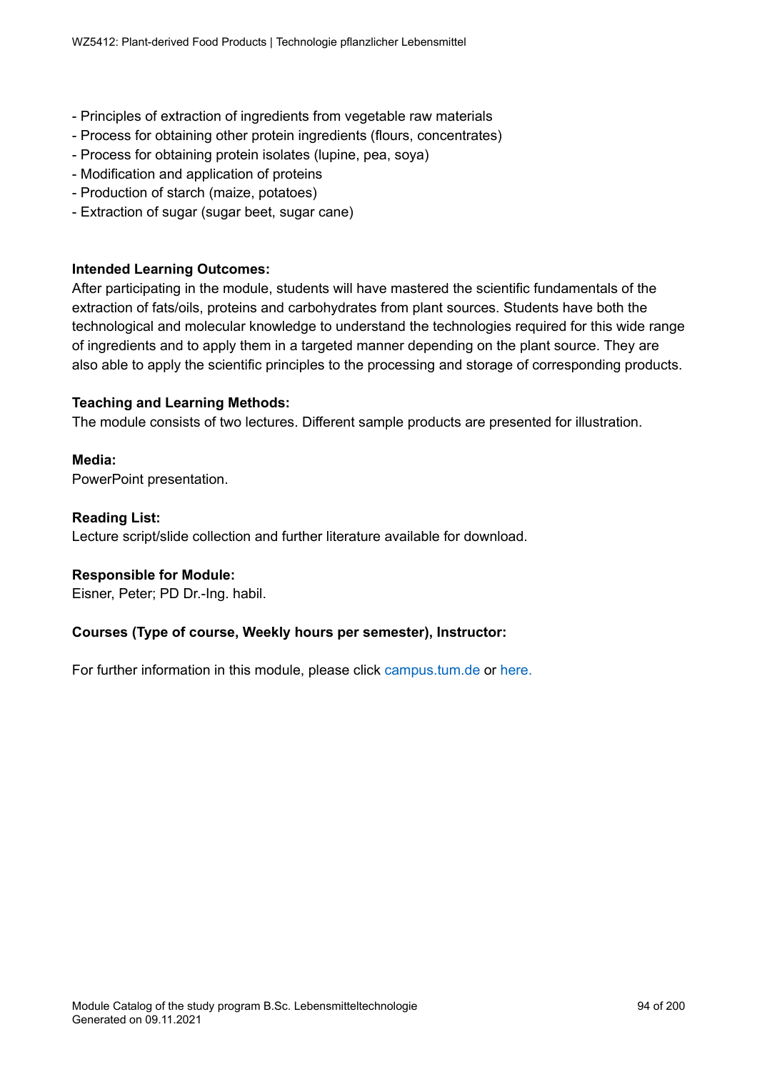- Principles of extraction of ingredients from vegetable raw materials
- Process for obtaining other protein ingredients (flours, concentrates)
- Process for obtaining protein isolates (lupine, pea, soya)
- Modification and application of proteins
- Production of starch (maize, potatoes)
- Extraction of sugar (sugar beet, sugar cane)

**Intended Learning Outcomes:**
After participating in the module, students will have mastered the scientific fundamentals of the extraction of fats/oils, proteins and carbohydrates from plant sources. Students have both the technological and molecular knowledge to understand the technologies required for this wide range of ingredients and to apply them in a targeted manner depending on the plant source. They are also able to apply the scientific principles to the processing and storage of corresponding products.

**Teaching and Learning Methods:**
The module consists of two lectures. Different sample products are presented for illustration.

**Media:**
PowerPoint presentation.

**Reading List:**
Lecture script/slide collection and further literature available for download.

**Responsible for Module:**
Eisner, Peter; PD Dr.-Ing. habil.

**Courses (Type of course, Weekly hours per semester), Instructor:**

For further information in this module, please click campus.tum.de or here.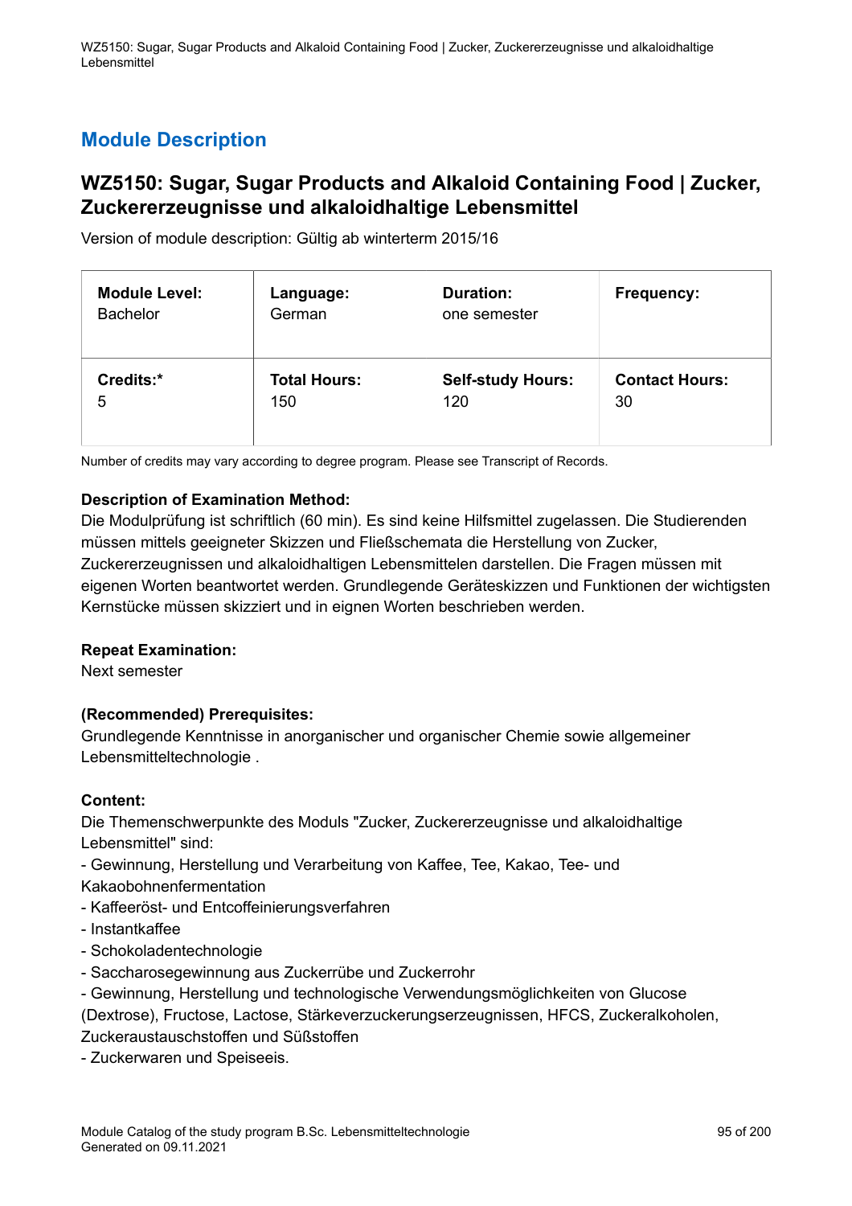# Module Description

## WZ5150: Sugar, Sugar Products and Alkaloid Containing Food | Zucker, Zuckererzeugnisse und alkaloidhaltige Lebensmittel

Version of module description: Gültig ab winterterm 2015/16

| Module Level:<br>Bachelor | Language:<br>German | Duration:<br>one semester | Frequency: |
|---|---|---|---|
| **Credits:***<br>5 | **Total Hours:**<br>150 | **Self-study Hours:**<br>120 | **Contact Hours:**<br>30 |

Number of credits may vary according to degree program. Please see Transcript of Records.

**Description of Examination Method:**
Die Modulprüfung ist schriftlich (60 min). Es sind keine Hilfsmittel zugelassen. Die Studierenden müssen mittels geeigneter Skizzen und Fließschemata die Herstellung von Zucker, Zuckererzeugnissen und alkaloidhaltigen Lebensmittelen darstellen. Die Fragen müssen mit eigenen Worten beantwortet werden. Grundlegende Geräteskizzen und Funktionen der wichtigsten Kernstücke müssen skizziert und in eignen Worten beschrieben werden.

**Repeat Examination:**
Next semester

**(Recommended) Prerequisites:**
Grundlegende Kenntnisse in anorganischer und organischer Chemie sowie allgemeiner Lebensmitteltechnologie .

**Content:**
Die Themenschwerpunkte des Moduls "Zucker, Zuckererzeugnisse und alkaloidhaltige Lebensmittel" sind:
- Gewinnung, Herstellung und Verarbeitung von Kaffee, Tee, Kakao, Tee- und Kakaobohnenfermentation
- Kaffeeröst- und Entcoffeinierungsverfahren
- Instantkaffee
- Schokoladentechnologie
- Saccharosegewinnung aus Zuckerrübe und Zuckerrohr
- Gewinnung, Herstellung und technologische Verwendungsmöglichkeiten von Glucose (Dextrose), Fructose, Lactose, Stärkeverzuckerungserzeugnissen, HFCS, Zuckeralkoholen, Zuckeraustauschstoffen und Süßstoffen
- Zuckerwaren und Speiseeis.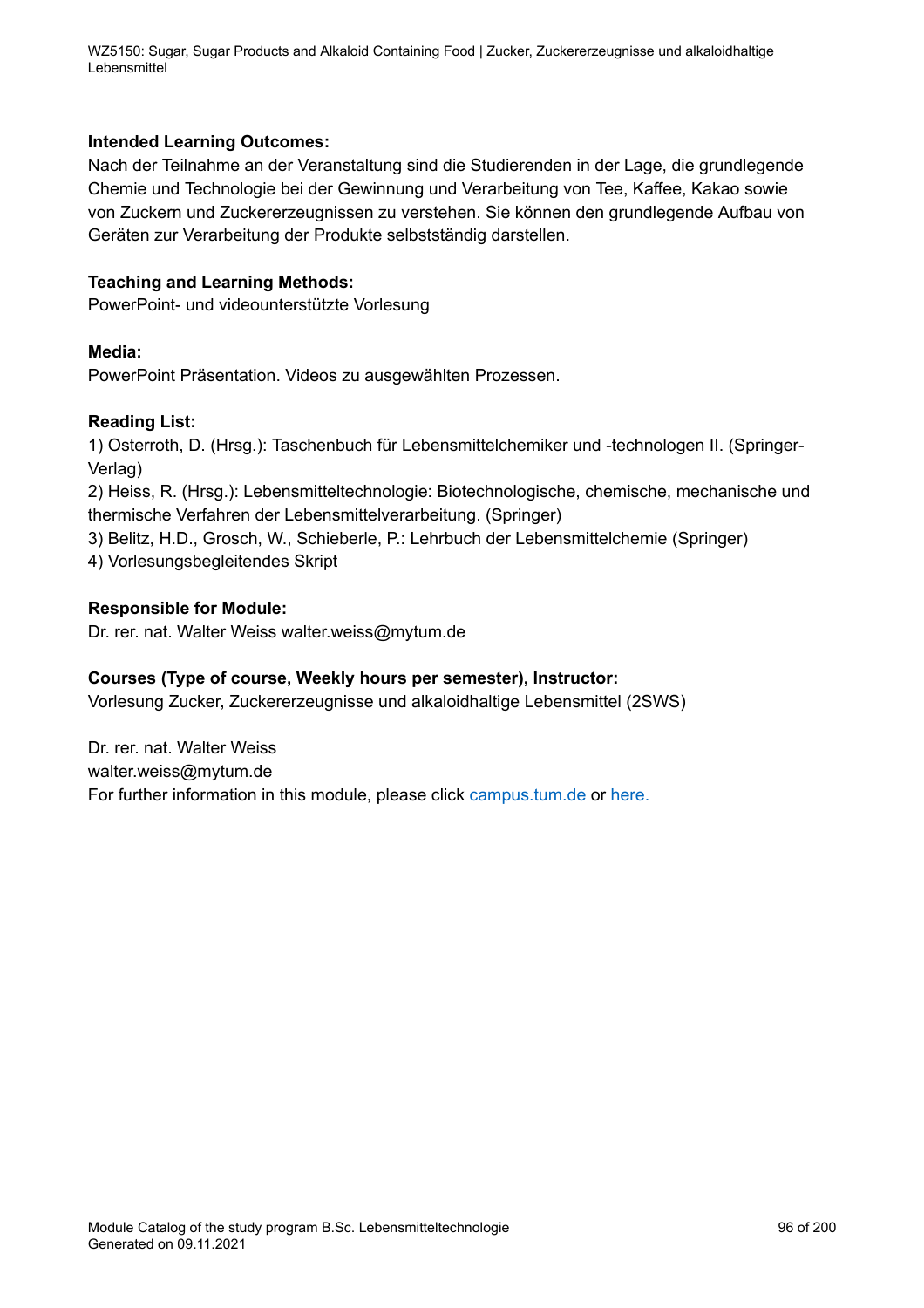**Intended Learning Outcomes:**
Nach der Teilnahme an der Veranstaltung sind die Studierenden in der Lage, die grundlegende Chemie und Technologie bei der Gewinnung und Verarbeitung von Tee, Kaffee, Kakao sowie von Zuckern und Zuckererzeugnissen zu verstehen. Sie können den grundlegende Aufbau von Geräten zur Verarbeitung der Produkte selbstständig darstellen.

**Teaching and Learning Methods:**
PowerPoint- und videounterstützte Vorlesung

**Media:**
PowerPoint Präsentation. Videos zu ausgewählten Prozessen.

**Reading List:**
1) Osterroth, D. (Hrsg.): Taschenbuch für Lebensmittelchemiker und -technologen II. (Springer-Verlag)
2) Heiss, R. (Hrsg.): Lebensmitteltechnologie: Biotechnologische, chemische, mechanische und thermische Verfahren der Lebensmittelverarbeitung. (Springer)
3) Belitz, H.D., Grosch, W., Schieberle, P.: Lehrbuch der Lebensmittelchemie (Springer)
4) Vorlesungsbegleitendes Skript

**Responsible for Module:**
Dr. rer. nat. Walter Weiss walter.weiss@mytum.de

**Courses (Type of course, Weekly hours per semester), Instructor:**
Vorlesung Zucker, Zuckererzeugnisse und alkaloidhaltige Lebensmittel (2SWS)

Dr. rer. nat. Walter Weiss
walter.weiss@mytum.de
For further information in this module, please click campus.tum.de or here.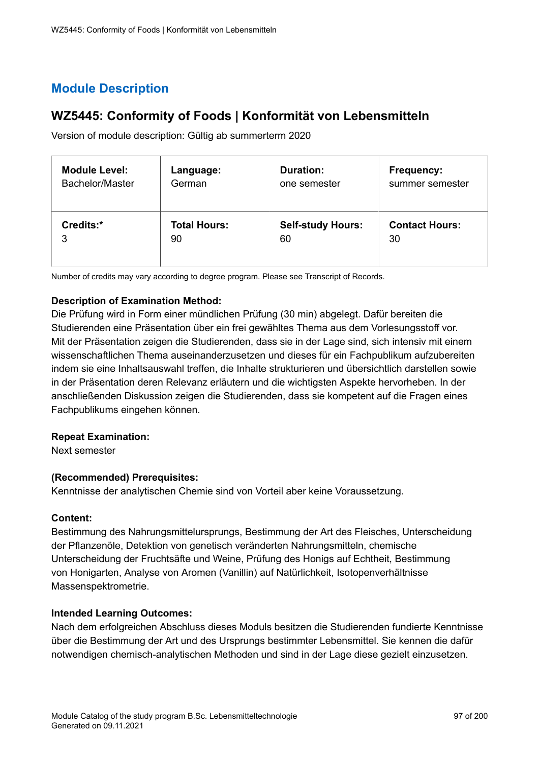## Module Description

# WZ5445: Conformity of Foods | Konformität von Lebensmitteln

Version of module description: Gültig ab summerterm 2020

| | | | |
|---|---|---|---|
| **Module Level:**<br>Bachelor/Master | **Language:**<br>German | **Duration:**<br>one semester | **Frequency:**<br>summer semester |
| **Credits:***<br>3 | **Total Hours:**<br>90 | **Self-study Hours:**<br>60 | **Contact Hours:**<br>30 |

Number of credits may vary according to degree program. Please see Transcript of Records.

**Description of Examination Method:**
Die Prüfung wird in Form einer mündlichen Prüfung (30 min) abgelegt. Dafür bereiten die Studierenden eine Präsentation über ein frei gewähltes Thema aus dem Vorlesungsstoff vor. Mit der Präsentation zeigen die Studierenden, dass sie in der Lage sind, sich intensiv mit einem wissenschaftlichen Thema auseinanderzusetzen und dieses für ein Fachpublikum aufzubereiten indem sie eine Inhaltsauswahl treffen, die Inhalte strukturieren und übersichtlich darstellen sowie in der Präsentation deren Relevanz erläutern und die wichtigsten Aspekte hervorheben. In der anschließenden Diskussion zeigen die Studierenden, dass sie kompetent auf die Fragen eines Fachpublikums eingehen können.

**Repeat Examination:**
Next semester

**(Recommended) Prerequisites:**
Kenntnisse der analytischen Chemie sind von Vorteil aber keine Voraussetzung.

**Content:**
Bestimmung des Nahrungsmittelursprungs, Bestimmung der Art des Fleisches, Unterscheidung der Pflanzenöle, Detektion von genetisch veränderten Nahrungsmitteln, chemische Unterscheidung der Fruchtsäfte und Weine, Prüfung des Honigs auf Echtheit, Bestimmung von Honigarten, Analyse von Aromen (Vanillin) auf Natürlichkeit, Isotopenverhältnisse Massenspektrometrie.

**Intended Learning Outcomes:**
Nach dem erfolgreichen Abschluss dieses Moduls besitzen die Studierenden fundierte Kenntnisse über die Bestimmung der Art und des Ursprungs bestimmter Lebensmittel. Sie kennen die dafür notwendigen chemisch-analytischen Methoden und sind in der Lage diese gezielt einzusetzen.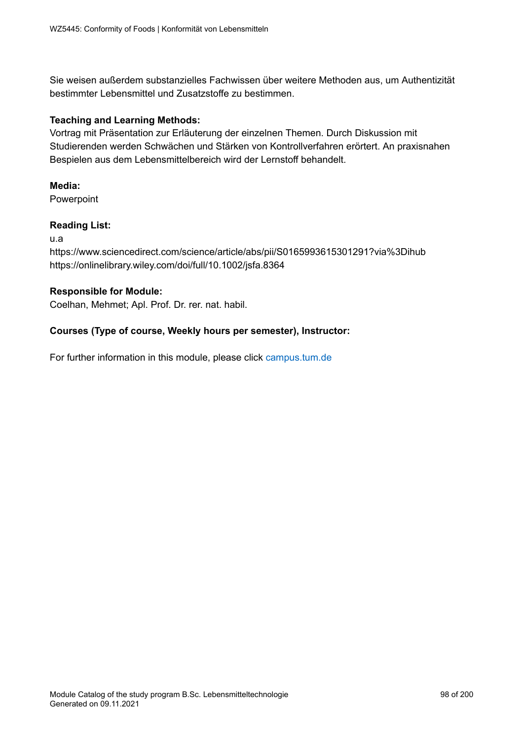Sie weisen außerdem substanzielles Fachwissen über weitere Methoden aus, um Authentizität bestimmter Lebensmittel und Zusatzstoffe zu bestimmen.

**Teaching and Learning Methods:**
Vortrag mit Präsentation zur Erläuterung der einzelnen Themen. Durch Diskussion mit Studierenden werden Schwächen und Stärken von Kontrollverfahren erörtert. An praxisnahen Bespielen aus dem Lebensmittelbereich wird der Lernstoff behandelt.

**Media:**
Powerpoint

**Reading List:**
u.a
https://www.sciencedirect.com/science/article/abs/pii/S0165993615301291?via%3Dihub
https://onlinelibrary.wiley.com/doi/full/10.1002/jsfa.8364

**Responsible for Module:**
Coelhan, Mehmet; Apl. Prof. Dr. rer. nat. habil.

**Courses (Type of course, Weekly hours per semester), Instructor:**

For further information in this module, please click campus.tum.de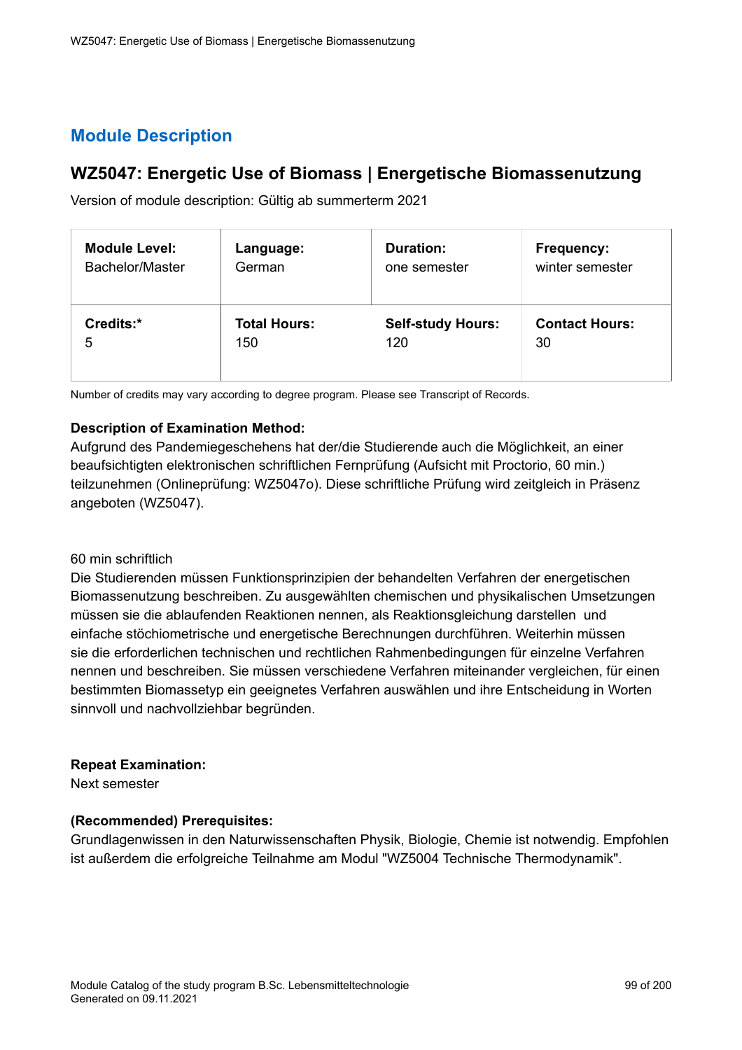# Module Description

## WZ5047: Energetic Use of Biomass | Energetische Biomassenutzung

Version of module description: Gültig ab summerterm 2021

| **Module Level:** Bachelor/Master | **Language:** German | **Duration:** one semester | **Frequency:** winter semester |
| --- | --- | --- | --- |
| **Credits:*** 5 | **Total Hours:** 150 | **Self-study Hours:** 120 | **Contact Hours:** 30 |

Number of credits may vary according to degree program. Please see Transcript of Records.

**Description of Examination Method:**
Aufgrund des Pandemiegeschehens hat der/die Studierende auch die Möglichkeit, an einer beaufsichtigten elektronischen schriftlichen Fernprüfung (Aufsicht mit Proctorio, 60 min.) teilzunehmen (Onlineprüfung: WZ5047o). Diese schriftliche Prüfung wird zeitgleich in Präsenz angeboten (WZ5047).

60 min schriftlich
Die Studierenden müssen Funktionsprinzipien der behandelten Verfahren der energetischen Biomassenutzung beschreiben. Zu ausgewählten chemischen und physikalischen Umsetzungen müssen sie die ablaufenden Reaktionen nennen, als Reaktionsgleichung darstellen und einfache stöchiometrische und energetische Berechnungen durchführen. Weiterhin müssen sie die erforderlichen technischen und rechtlichen Rahmenbedingungen für einzelne Verfahren nennen und beschreiben. Sie müssen verschiedene Verfahren miteinander vergleichen, für einen bestimmten Biomassetyp ein geeignetes Verfahren auswählen und ihre Entscheidung in Worten sinnvoll und nachvollziehbar begründen.

**Repeat Examination:**
Next semester

**(Recommended) Prerequisites:**
Grundlagenwissen in den Naturwissenschaften Physik, Biologie, Chemie ist notwendig. Empfohlen ist außerdem die erfolgreiche Teilnahme am Modul "WZ5004 Technische Thermodynamik".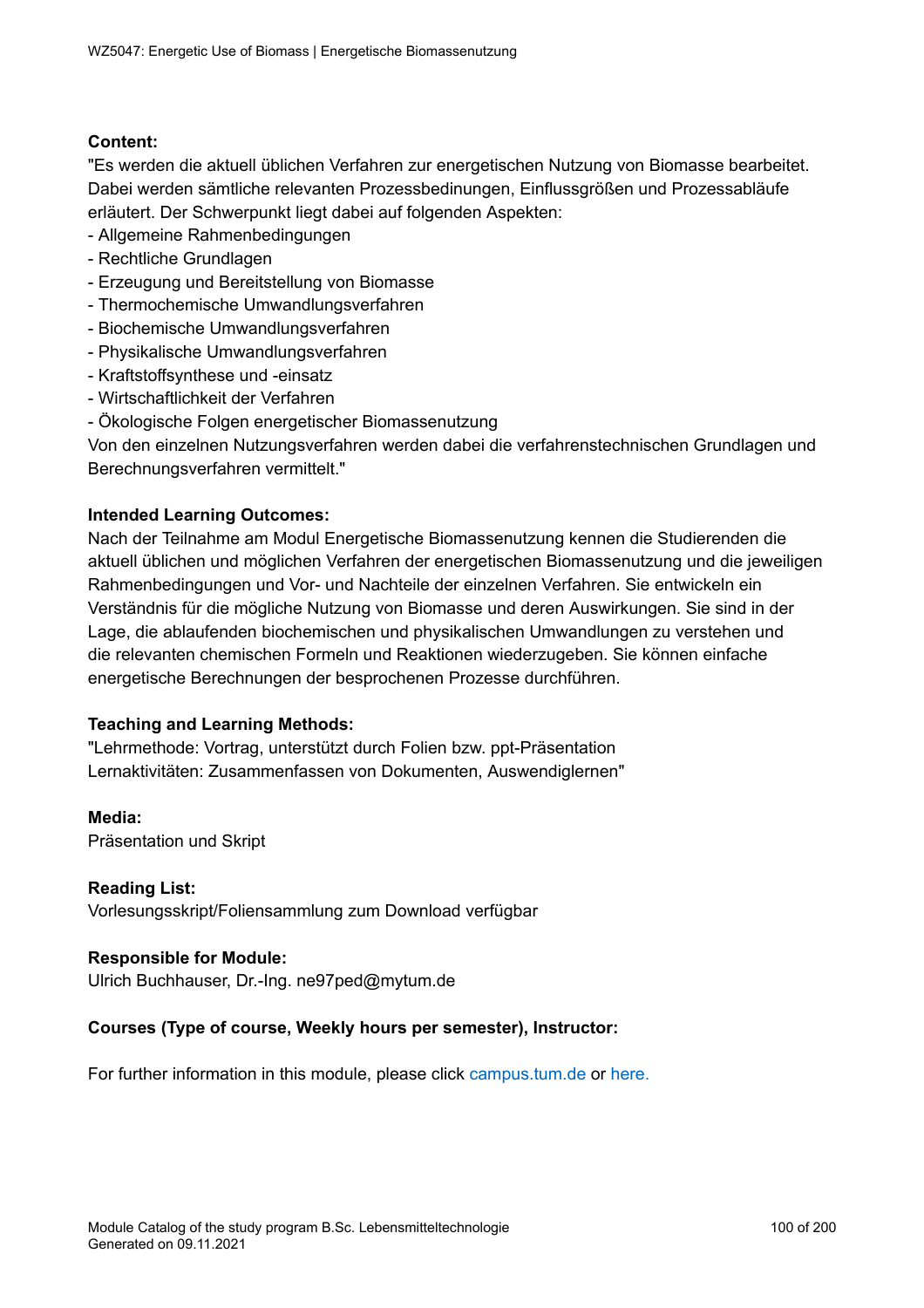**Content:**

"Es werden die aktuell üblichen Verfahren zur energetischen Nutzung von Biomasse bearbeitet. Dabei werden sämtliche relevanten Prozessbedinungen, Einflussgrößen und Prozessabläufe erläutert. Der Schwerpunkt liegt dabei auf folgenden Aspekten:

- Allgemeine Rahmenbedingungen
- Rechtliche Grundlagen
- Erzeugung und Bereitstellung von Biomasse
- Thermochemische Umwandlungsverfahren
- Biochemische Umwandlungsverfahren
- Physikalische Umwandlungsverfahren
- Kraftstoffsynthese und -einsatz
- Wirtschaftlichkeit der Verfahren
- Ökologische Folgen energetischer Biomassenutzung

Von den einzelnen Nutzungsverfahren werden dabei die verfahrenstechnischen Grundlagen und Berechnungsverfahren vermittelt."

**Intended Learning Outcomes:**

Nach der Teilnahme am Modul Energetische Biomassenutzung kennen die Studierenden die aktuell üblichen und möglichen Verfahren der energetischen Biomassenutzung und die jeweiligen Rahmenbedingungen und Vor- und Nachteile der einzelnen Verfahren. Sie entwickeln ein Verständnis für die mögliche Nutzung von Biomasse und deren Auswirkungen. Sie sind in der Lage, die ablaufenden biochemischen und physikalischen Umwandlungen zu verstehen und die relevanten chemischen Formeln und Reaktionen wiederzugeben. Sie können einfache energetische Berechnungen der besprochenen Prozesse durchführen.

**Teaching and Learning Methods:**

"Lehrmethode: Vortrag, unterstützt durch Folien bzw. ppt-Präsentation
Lernaktivitäten: Zusammenfassen von Dokumenten, Auswendiglernen"

**Media:**

Präsentation und Skript

**Reading List:**

Vorlesungsskript/Foliensammlung zum Download verfügbar

**Responsible for Module:**

Ulrich Buchhauser, Dr.-Ing. ne97ped@mytum.de

**Courses (Type of course, Weekly hours per semester), Instructor:**

For further information in this module, please click campus.tum.de or here.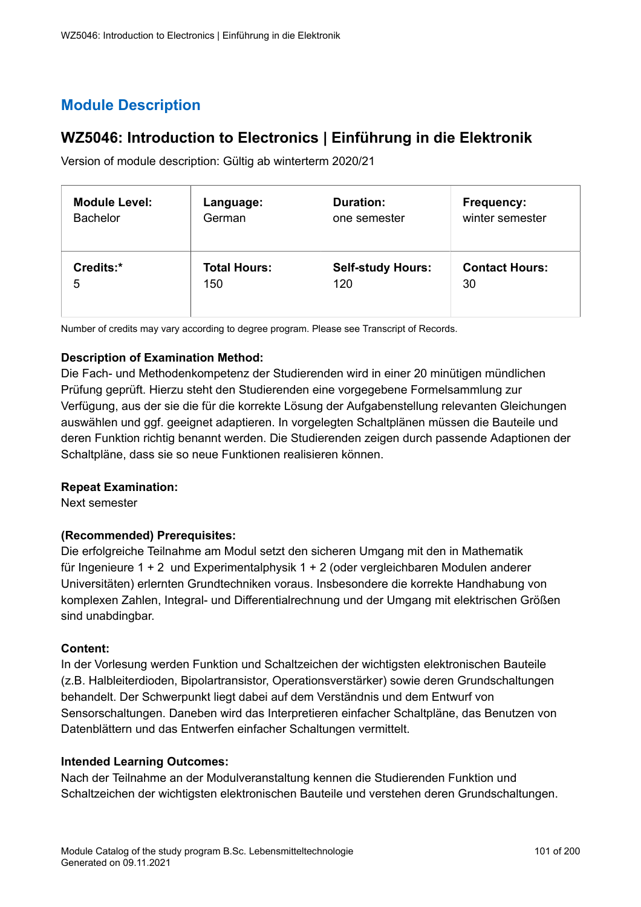# Module Description

## WZ5046: Introduction to Electronics | Einführung in die Elektronik

Version of module description: Gültig ab winterterm 2020/21

| | | | |
|---|---|---|---|
| **Module Level:**<br>Bachelor | **Language:**<br>German | **Duration:**<br>one semester | **Frequency:**<br>winter semester |
| **Credits:***<br>5 | **Total Hours:**<br>150 | **Self-study Hours:**<br>120 | **Contact Hours:**<br>30 |

Number of credits may vary according to degree program. Please see Transcript of Records.

**Description of Examination Method:**
Die Fach- und Methodenkompetenz der Studierenden wird in einer 20 minütigen mündlichen Prüfung geprüft. Hierzu steht den Studierenden eine vorgegebene Formelsammlung zur Verfügung, aus der sie die für die korrekte Lösung der Aufgabenstellung relevanten Gleichungen auswählen und ggf. geeignet adaptieren. In vorgelegten Schaltplänen müssen die Bauteile und deren Funktion richtig benannt werden. Die Studierenden zeigen durch passende Adaptionen der Schaltpläne, dass sie so neue Funktionen realisieren können.

**Repeat Examination:**
Next semester

**(Recommended) Prerequisites:**
Die erfolgreiche Teilnahme am Modul setzt den sicheren Umgang mit den in Mathematik für Ingenieure 1 + 2 und Experimentalphysik 1 + 2 (oder vergleichbaren Modulen anderer Universitäten) erlernten Grundtechniken voraus. Insbesondere die korrekte Handhabung von komplexen Zahlen, Integral- und Differentialrechnung und der Umgang mit elektrischen Größen sind unabdingbar.

**Content:**
In der Vorlesung werden Funktion und Schaltzeichen der wichtigsten elektronischen Bauteile (z.B. Halbleiterdioden, Bipolartransistor, Operationsverstärker) sowie deren Grundschaltungen behandelt. Der Schwerpunkt liegt dabei auf dem Verständnis und dem Entwurf von Sensorschaltungen. Daneben wird das Interpretieren einfacher Schaltpläne, das Benutzen von Datenblättern und das Entwerfen einfacher Schaltungen vermittelt.

**Intended Learning Outcomes:**
Nach der Teilnahme an der Modulveranstaltung kennen die Studierenden Funktion und Schaltzeichen der wichtigsten elektronischen Bauteile und verstehen deren Grundschaltungen.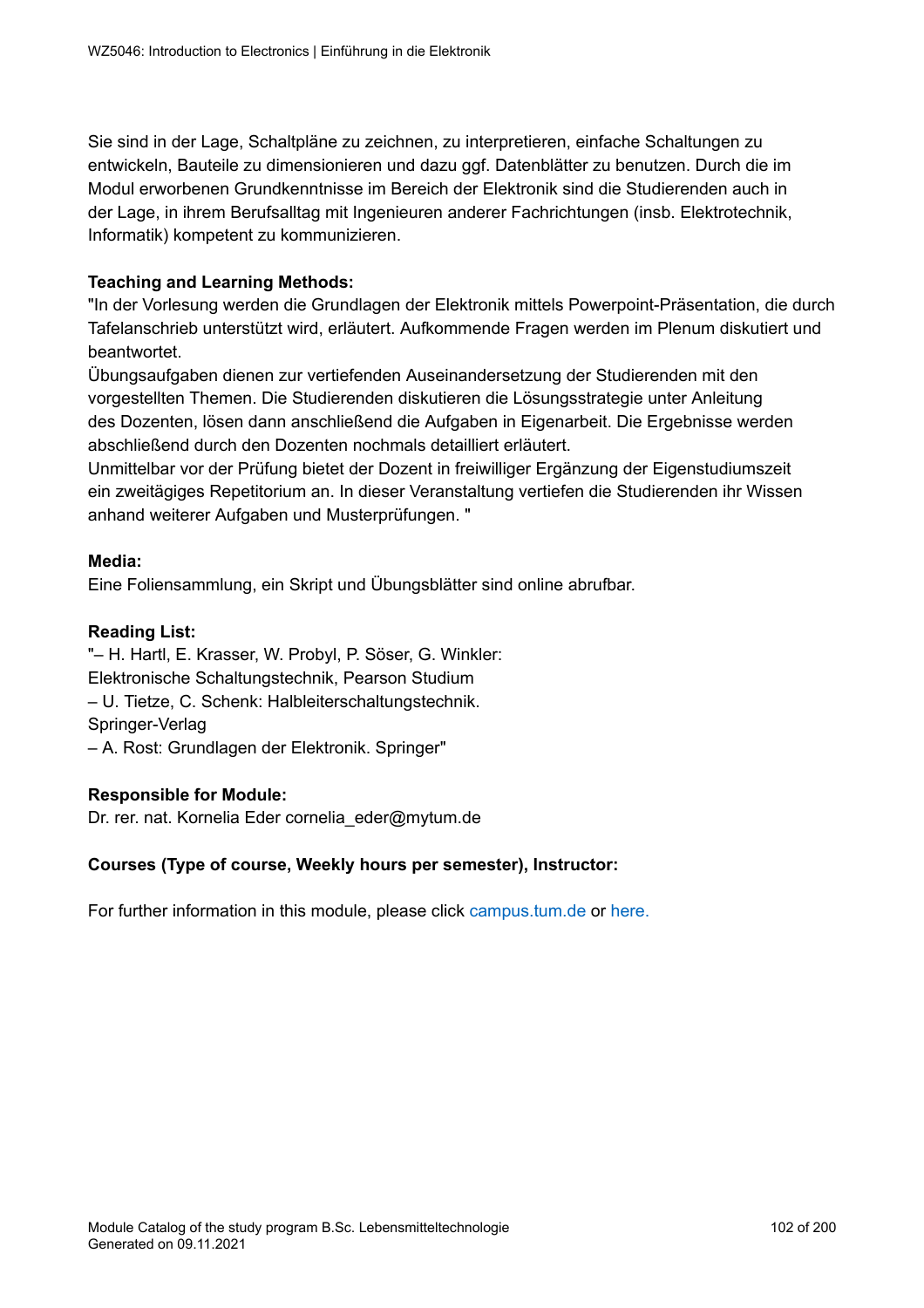Sie sind in der Lage, Schaltpläne zu zeichnen, zu interpretieren, einfache Schaltungen zu entwickeln, Bauteile zu dimensionieren und dazu ggf. Datenblätter zu benutzen. Durch die im Modul erworbenen Grundkenntnisse im Bereich der Elektronik sind die Studierenden auch in der Lage, in ihrem Berufsalltag mit Ingenieuren anderer Fachrichtungen (insb. Elektrotechnik, Informatik) kompetent zu kommunizieren.

**Teaching and Learning Methods:**
"In der Vorlesung werden die Grundlagen der Elektronik mittels Powerpoint-Präsentation, die durch Tafelanschrieb unterstützt wird, erläutert. Aufkommende Fragen werden im Plenum diskutiert und beantwortet.
Übungsaufgaben dienen zur vertiefenden Auseinandersetzung der Studierenden mit den vorgestellten Themen. Die Studierenden diskutieren die Lösungsstrategie unter Anleitung des Dozenten, lösen dann anschließend die Aufgaben in Eigenarbeit. Die Ergebnisse werden abschließend durch den Dozenten nochmals detailliert erläutert.
Unmittelbar vor der Prüfung bietet der Dozent in freiwilliger Ergänzung der Eigenstudiumszeit ein zweitägiges Repetitorium an. In dieser Veranstaltung vertiefen die Studierenden ihr Wissen anhand weiterer Aufgaben und Musterprüfungen. "

**Media:**
Eine Foliensammlung, ein Skript und Übungsblätter sind online abrufbar.

**Reading List:**
"– H. Hartl, E. Krasser, W. Probyl, P. Söser, G. Winkler:
Elektronische Schaltungstechnik, Pearson Studium
– U. Tietze, C. Schenk: Halbleiterschaltungstechnik.
Springer-Verlag
– A. Rost: Grundlagen der Elektronik. Springer"

**Responsible for Module:**
Dr. rer. nat. Kornelia Eder cornelia_eder@mytum.de

**Courses (Type of course, Weekly hours per semester), Instructor:**

For further information in this module, please click campus.tum.de or here.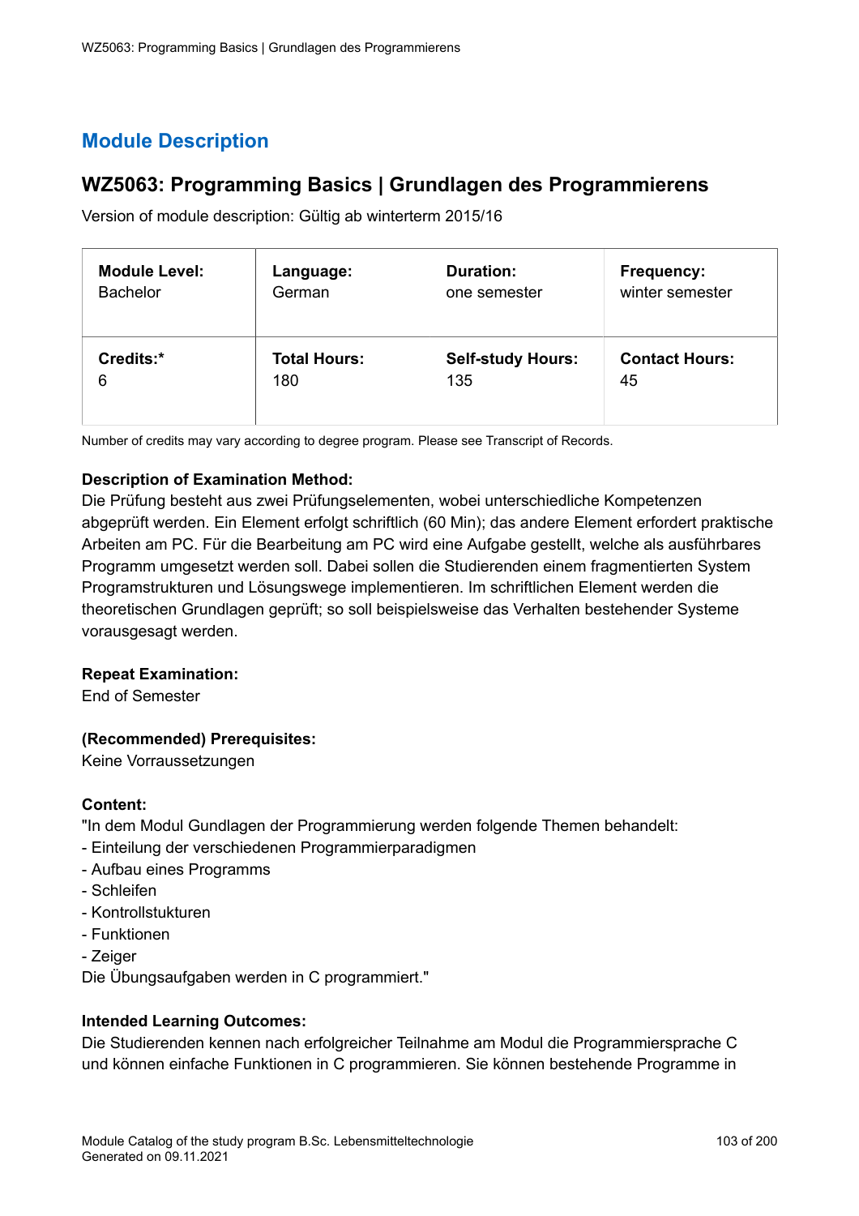## Module Description

# WZ5063: Programming Basics | Grundlagen des Programmierens

Version of module description: Gültig ab winterterm 2015/16

| **Module Level:** Bachelor | **Language:** German | **Duration:** one semester | **Frequency:** winter semester |
|---|---|---|---|
| **Credits:*** 6 | **Total Hours:** 180 | **Self-study Hours:** 135 | **Contact Hours:** 45 |

Number of credits may vary according to degree program. Please see Transcript of Records.

**Description of Examination Method:**
Die Prüfung besteht aus zwei Prüfungselementen, wobei unterschiedliche Kompetenzen abgeprüft werden. Ein Element erfolgt schriftlich (60 Min); das andere Element erfordert praktische Arbeiten am PC. Für die Bearbeitung am PC wird eine Aufgabe gestellt, welche als ausführbares Programm umgesetzt werden soll. Dabei sollen die Studierenden einem fragmentierten System Programstrukturen und Lösungswege implementieren. Im schriftlichen Element werden die theoretischen Grundlagen geprüft; so soll beispielsweise das Verhalten bestehender Systeme vorausgesagt werden.

**Repeat Examination:**
End of Semester

**(Recommended) Prerequisites:**
Keine Vorraussetzungen

**Content:**
"In dem Modul Gundlagen der Programmierung werden folgende Themen behandelt:
- Einteilung der verschiedenen Programmierparadigmen
- Aufbau eines Programms
- Schleifen
- Kontrollstukturen
- Funktionen
- Zeiger
Die Übungsaufgaben werden in C programmiert."

**Intended Learning Outcomes:**
Die Studierenden kennen nach erfolgreicher Teilnahme am Modul die Programmiersprache C und können einfache Funktionen in C programmieren. Sie können bestehende Programme in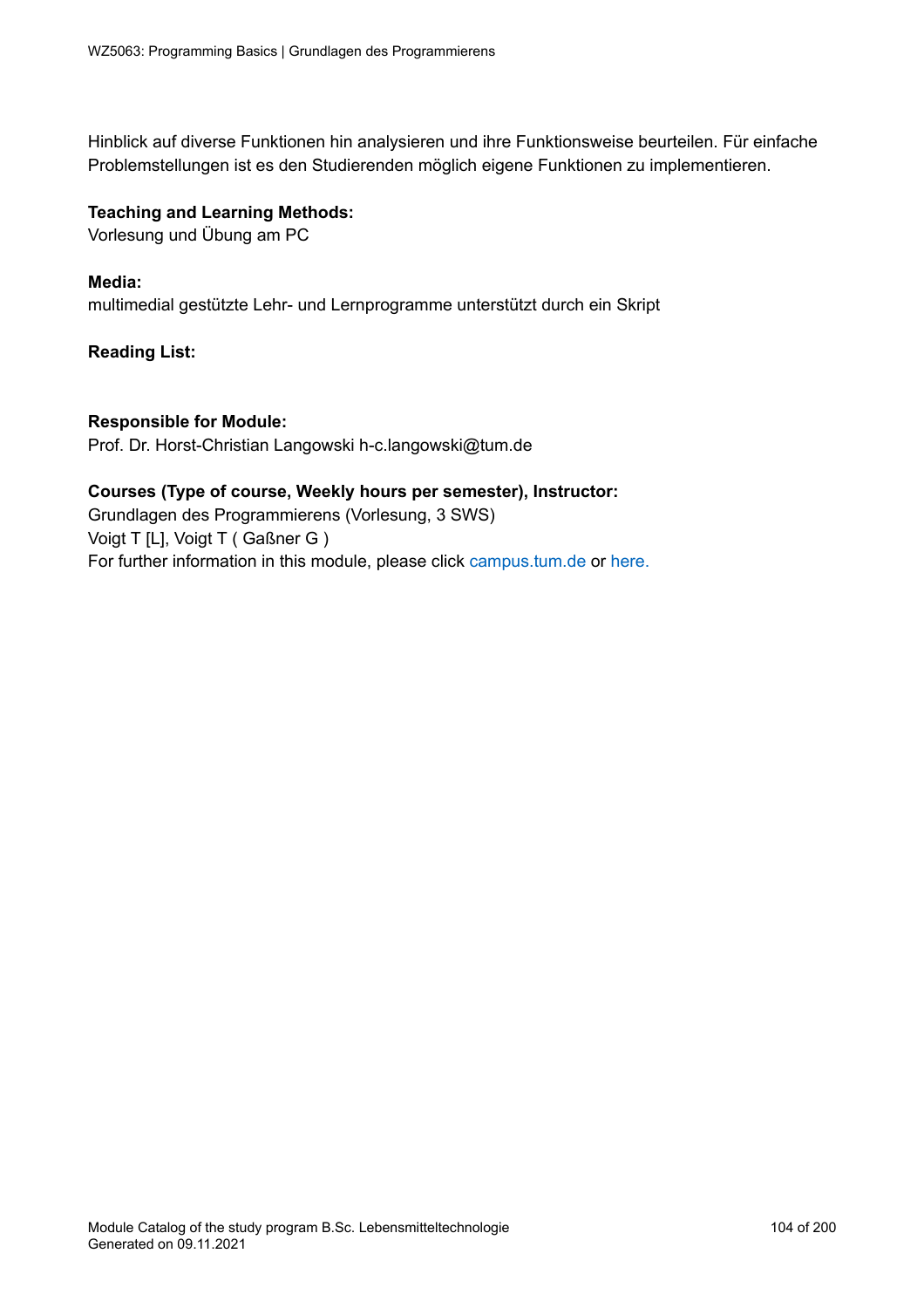Hinblick auf diverse Funktionen hin analysieren und ihre Funktionsweise beurteilen. Für einfache Problemstellungen ist es den Studierenden möglich eigene Funktionen zu implementieren.

**Teaching and Learning Methods:**
Vorlesung und Übung am PC

**Media:**
multimedial gestützte Lehr- und Lernprogramme unterstützt durch ein Skript

**Reading List:**

**Responsible for Module:**
Prof. Dr. Horst-Christian Langowski h-c.langowski@tum.de

**Courses (Type of course, Weekly hours per semester), Instructor:**
Grundlagen des Programmierens (Vorlesung, 3 SWS)
Voigt T [L], Voigt T ( Gaßner G )
For further information in this module, please click campus.tum.de or here.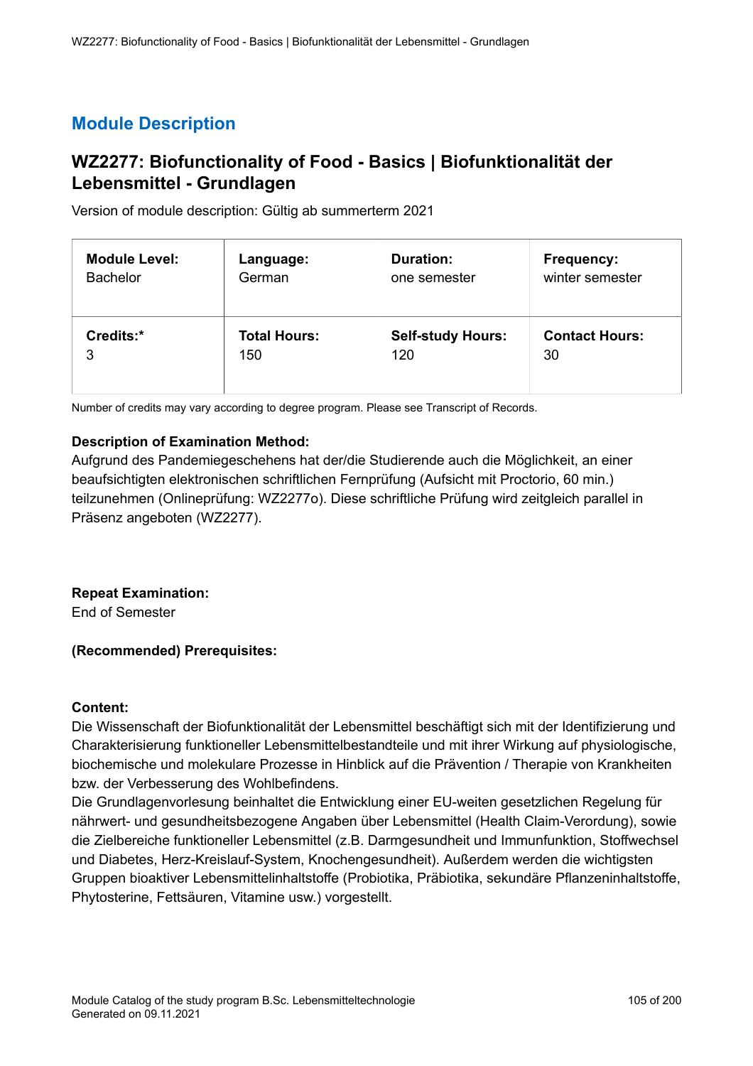# Module Description

## WZ2277: Biofunctionality of Food - Basics | Biofunktionalität der Lebensmittel - Grundlagen

Version of module description: Gültig ab summerterm 2021

| **Module Level:**<br>Bachelor | **Language:**<br>German | **Duration:**<br>one semester | **Frequency:**<br>winter semester |
|---|---|---|---|
| **Credits:***<br>3 | **Total Hours:**<br>150 | **Self-study Hours:**<br>120 | **Contact Hours:**<br>30 |

Number of credits may vary according to degree program. Please see Transcript of Records.

**Description of Examination Method:**
Aufgrund des Pandemiegeschehens hat der/die Studierende auch die Möglichkeit, an einer beaufsichtigten elektronischen schriftlichen Fernprüfung (Aufsicht mit Proctorio, 60 min.) teilzunehmen (Onlineprüfung: WZ2277o). Diese schriftliche Prüfung wird zeitgleich parallel in Präsenz angeboten (WZ2277).

**Repeat Examination:**
End of Semester

**(Recommended) Prerequisites:**

**Content:**
Die Wissenschaft der Biofunktionalität der Lebensmittel beschäftigt sich mit der Identifizierung und Charakterisierung funktioneller Lebensmittelbestandteile und mit ihrer Wirkung auf physiologische, biochemische und molekulare Prozesse in Hinblick auf die Prävention / Therapie von Krankheiten bzw. der Verbesserung des Wohlbefindens.
Die Grundlagenvorlesung beinhaltet die Entwicklung einer EU-weiten gesetzlichen Regelung für nährwert- und gesundheitsbezogene Angaben über Lebensmittel (Health Claim-Verordung), sowie die Zielbereiche funktioneller Lebensmittel (z.B. Darmgesundheit und Immunfunktion, Stoffwechsel und Diabetes, Herz-Kreislauf-System, Knochengesundheit). Außerdem werden die wichtigsten Gruppen bioaktiver Lebensmittelinhaltstoffe (Probiotika, Präbiotika, sekundäre Pflanzeninhaltstoffe, Phytosterine, Fettsäuren, Vitamine usw.) vorgestellt.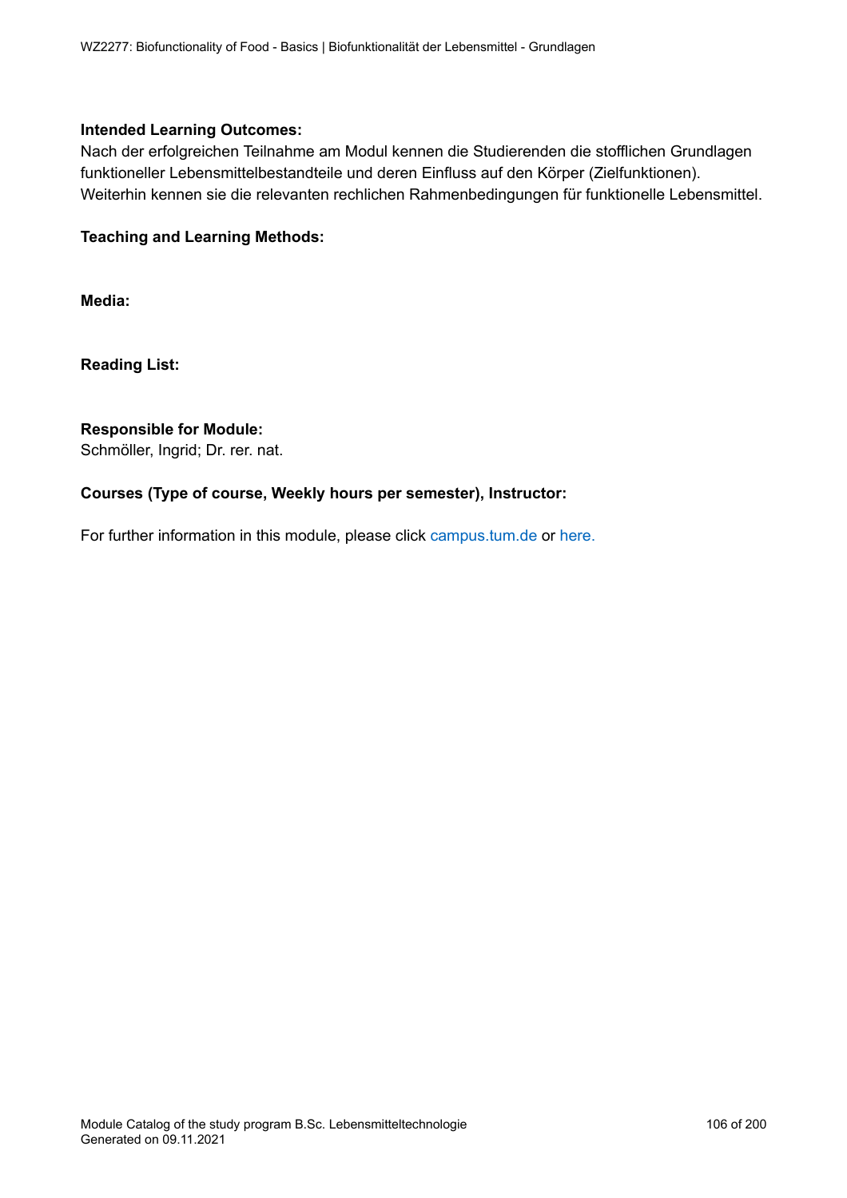**Intended Learning Outcomes:**

Nach der erfolgreichen Teilnahme am Modul kennen die Studierenden die stofflichen Grundlagen funktioneller Lebensmittelbestandteile und deren Einfluss auf den Körper (Zielfunktionen). Weiterhin kennen sie die relevanten rechlichen Rahmenbedingungen für funktionelle Lebensmittel.

**Teaching and Learning Methods:**

**Media:**

**Reading List:**

**Responsible for Module:**

Schmöller, Ingrid; Dr. rer. nat.

**Courses (Type of course, Weekly hours per semester), Instructor:**

For further information in this module, please click campus.tum.de or here.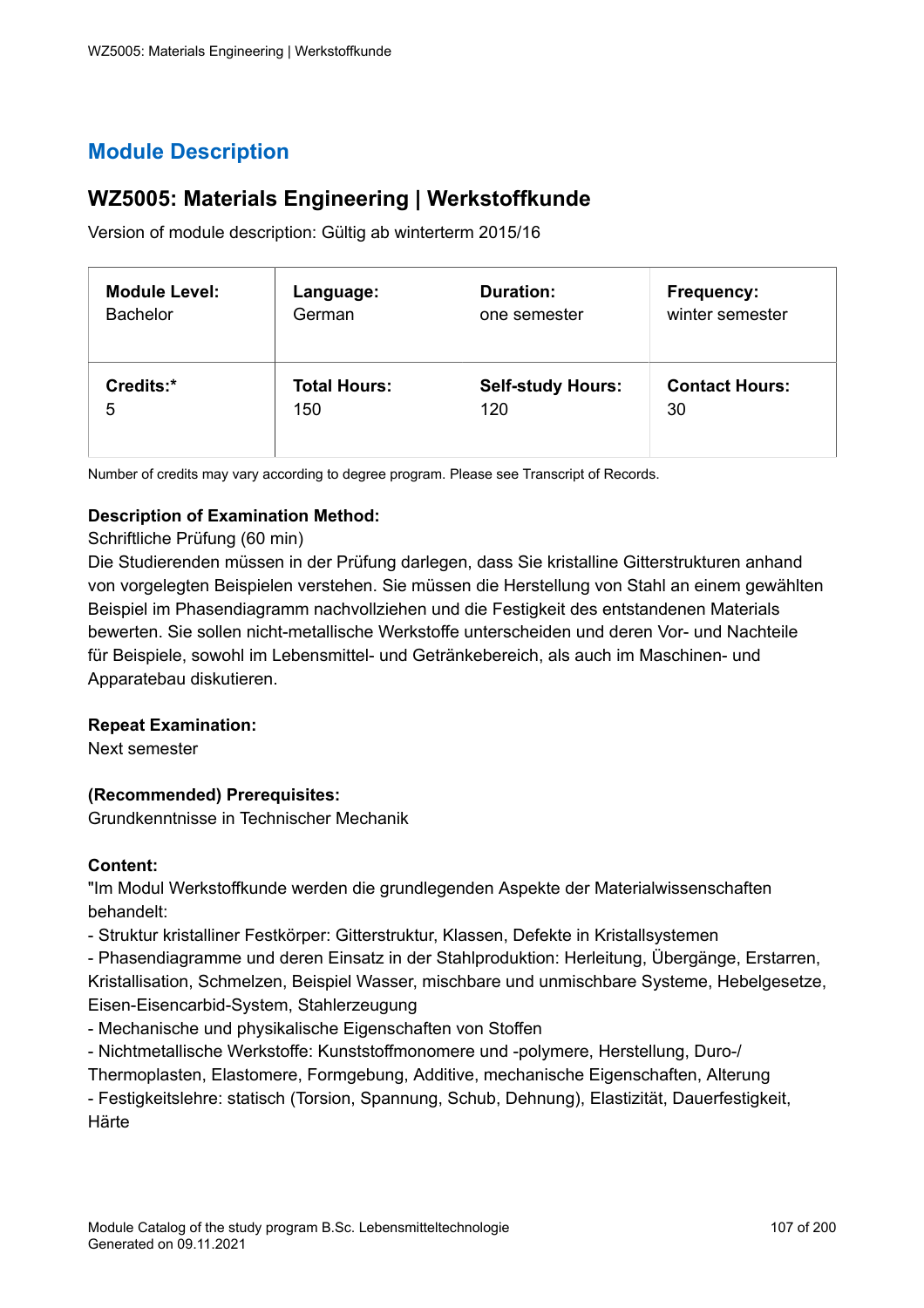## Module Description

### WZ5005: Materials Engineering | Werkstoffkunde

Version of module description: Gültig ab winterterm 2015/16

| | | | |
|---|---|---|---|
| **Module Level:**<br>Bachelor | **Language:**<br>German | **Duration:**<br>one semester | **Frequency:**<br>winter semester |
| **Credits:***<br>5 | **Total Hours:**<br>150 | **Self-study Hours:**<br>120 | **Contact Hours:**<br>30 |

Number of credits may vary according to degree program. Please see Transcript of Records.

**Description of Examination Method:**

Schriftliche Prüfung (60 min)

Die Studierenden müssen in der Prüfung darlegen, dass Sie kristalline Gitterstrukturen anhand von vorgelegten Beispielen verstehen. Sie müssen die Herstellung von Stahl an einem gewählten Beispiel im Phasendiagramm nachvollziehen und die Festigkeit des entstandenen Materials bewerten. Sie sollen nicht-metallische Werkstoffe unterscheiden und deren Vor- und Nachteile für Beispiele, sowohl im Lebensmittel- und Getränkebereich, als auch im Maschinen- und Apparatebau diskutieren.

**Repeat Examination:**

Next semester

**(Recommended) Prerequisites:**

Grundkenntnisse in Technischer Mechanik

**Content:**

"Im Modul Werkstoffkunde werden die grundlegenden Aspekte der Materialwissenschaften behandelt:

- Struktur kristalliner Festkörper: Gitterstruktur, Klassen, Defekte in Kristallsystemen
- Phasendiagramme und deren Einsatz in der Stahlproduktion: Herleitung, Übergänge, Erstarren, Kristallisation, Schmelzen, Beispiel Wasser, mischbare und unmischbare Systeme, Hebelgesetze, Eisen-Eisencarbid-System, Stahlerzeugung
- Mechanische und physikalische Eigenschaften von Stoffen
- Nichtmetallische Werkstoffe: Kunststoffmonomere und -polymere, Herstellung, Duro-/ Thermoplasten, Elastomere, Formgebung, Additive, mechanische Eigenschaften, Alterung
- Festigkeitslehre: statisch (Torsion, Spannung, Schub, Dehnung), Elastizität, Dauerfestigkeit, Härte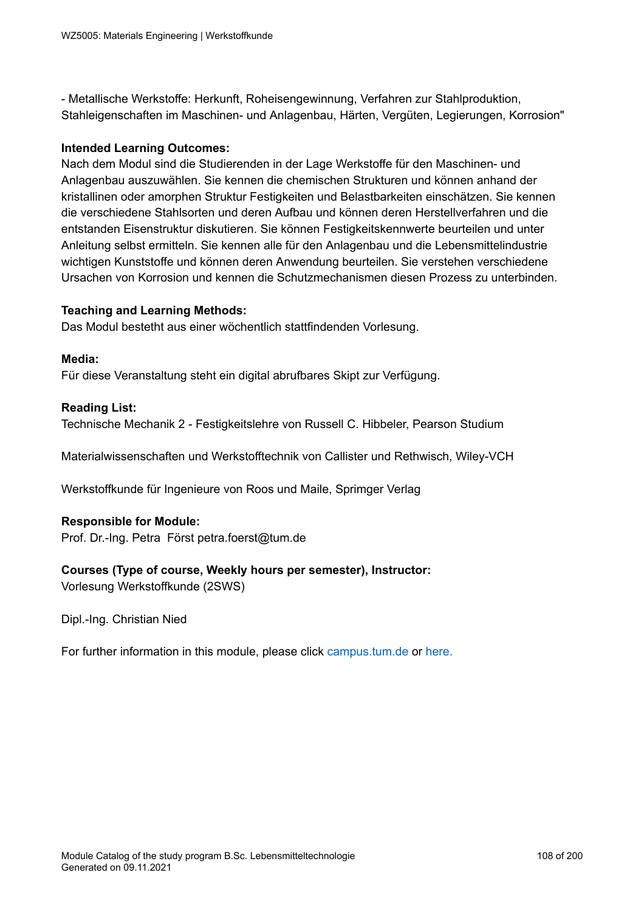- Metallische Werkstoffe: Herkunft, Roheisengewinnung, Verfahren zur Stahlproduktion, Stahleigenschaften im Maschinen- und Anlagenbau, Härten, Vergüten, Legierungen, Korrosion"

**Intended Learning Outcomes:**
Nach dem Modul sind die Studierenden in der Lage Werkstoffe für den Maschinen- und Anlagenbau auszuwählen. Sie kennen die chemischen Strukturen und können anhand der kristallinen oder amorphen Struktur Festigkeiten und Belastbarkeiten einschätzen. Sie kennen die verschiedene Stahlsorten und deren Aufbau und können deren Herstellverfahren und die entstanden Eisenstruktur diskutieren. Sie können Festigkeitskennwerte beurteilen und unter Anleitung selbst ermitteln. Sie kennen alle für den Anlagenbau und die Lebensmittelindustrie wichtigen Kunststoffe und können deren Anwendung beurteilen. Sie verstehen verschiedene Ursachen von Korrosion und kennen die Schutzmechanismen diesen Prozess zu unterbinden.

**Teaching and Learning Methods:**
Das Modul bestetht aus einer wöchentlich stattfindenden Vorlesung.

**Media:**
Für diese Veranstaltung steht ein digital abrufbares Skipt zur Verfügung.

**Reading List:**
Technische Mechanik 2 - Festigkeitslehre von Russell C. Hibbeler, Pearson Studium

Materialwissenschaften und Werkstofftechnik von Callister und Rethwisch, Wiley-VCH

Werkstoffkunde für Ingenieure von Roos und Maile, Sprimger Verlag

**Responsible for Module:**
Prof. Dr.-Ing. Petra Först petra.foerst@tum.de

**Courses (Type of course, Weekly hours per semester), Instructor:**
Vorlesung Werkstoffkunde (2SWS)

Dipl.-Ing. Christian Nied

For further information in this module, please click campus.tum.de or here.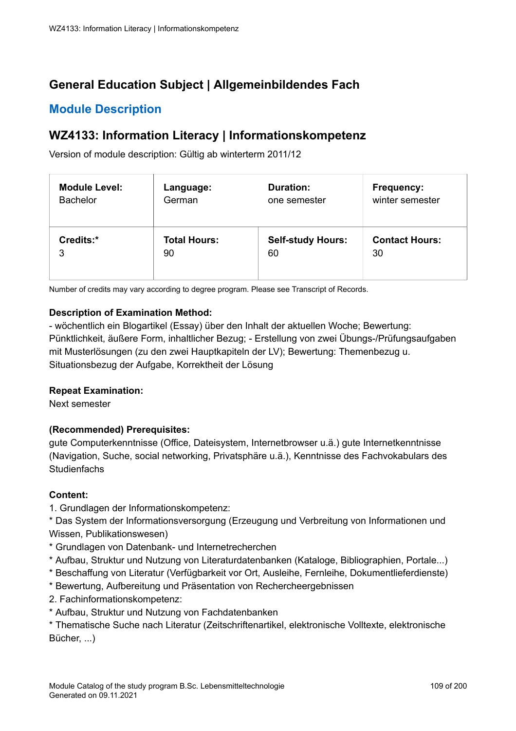# General Education Subject | Allgemeinbildendes Fach

## Module Description

## WZ4133: Information Literacy | Informationskompetenz

Version of module description: Gültig ab winterterm 2011/12

| | | | |
|---|---|---|---|
| **Module Level:**<br>Bachelor | **Language:**<br>German | **Duration:**<br>one semester | **Frequency:**<br>winter semester |
| **Credits:***<br>3 | **Total Hours:**<br>90 | **Self-study Hours:**<br>60 | **Contact Hours:**<br>30 |

Number of credits may vary according to degree program. Please see Transcript of Records.

**Description of Examination Method:**
- wöchentlich ein Blogartikel (Essay) über den Inhalt der aktuellen Woche; Bewertung: Pünktlichkeit, äußere Form, inhaltlicher Bezug; - Erstellung von zwei Übungs-/Prüfungsaufgaben mit Musterlösungen (zu den zwei Hauptkapiteln der LV); Bewertung: Themenbezug u. Situationsbezug der Aufgabe, Korrektheit der Lösung

**Repeat Examination:**
Next semester

**(Recommended) Prerequisites:**
gute Computerkenntnisse (Office, Dateisystem, Internetbrowser u.ä.) gute Internetkenntnisse (Navigation, Suche, social networking, Privatsphäre u.ä.), Kenntnisse des Fachvokabulars des Studienfachs

**Content:**
1. Grundlagen der Informationskompetenz:
* Das System der Informationsversorgung (Erzeugung und Verbreitung von Informationen und Wissen, Publikationswesen)
* Grundlagen von Datenbank- und Internetrecherchen
* Aufbau, Struktur und Nutzung von Literaturdatenbanken (Kataloge, Bibliographien, Portale...)
* Beschaffung von Literatur (Verfügbarkeit vor Ort, Ausleihe, Fernleihe, Dokumentlieferdienste)
* Bewertung, Aufbereitung und Präsentation von Rechercheergebnissen
2. Fachinformationskompetenz:
* Aufbau, Struktur und Nutzung von Fachdatenbanken
* Thematische Suche nach Literatur (Zeitschriftenartikel, elektronische Volltexte, elektronische Bücher, ...)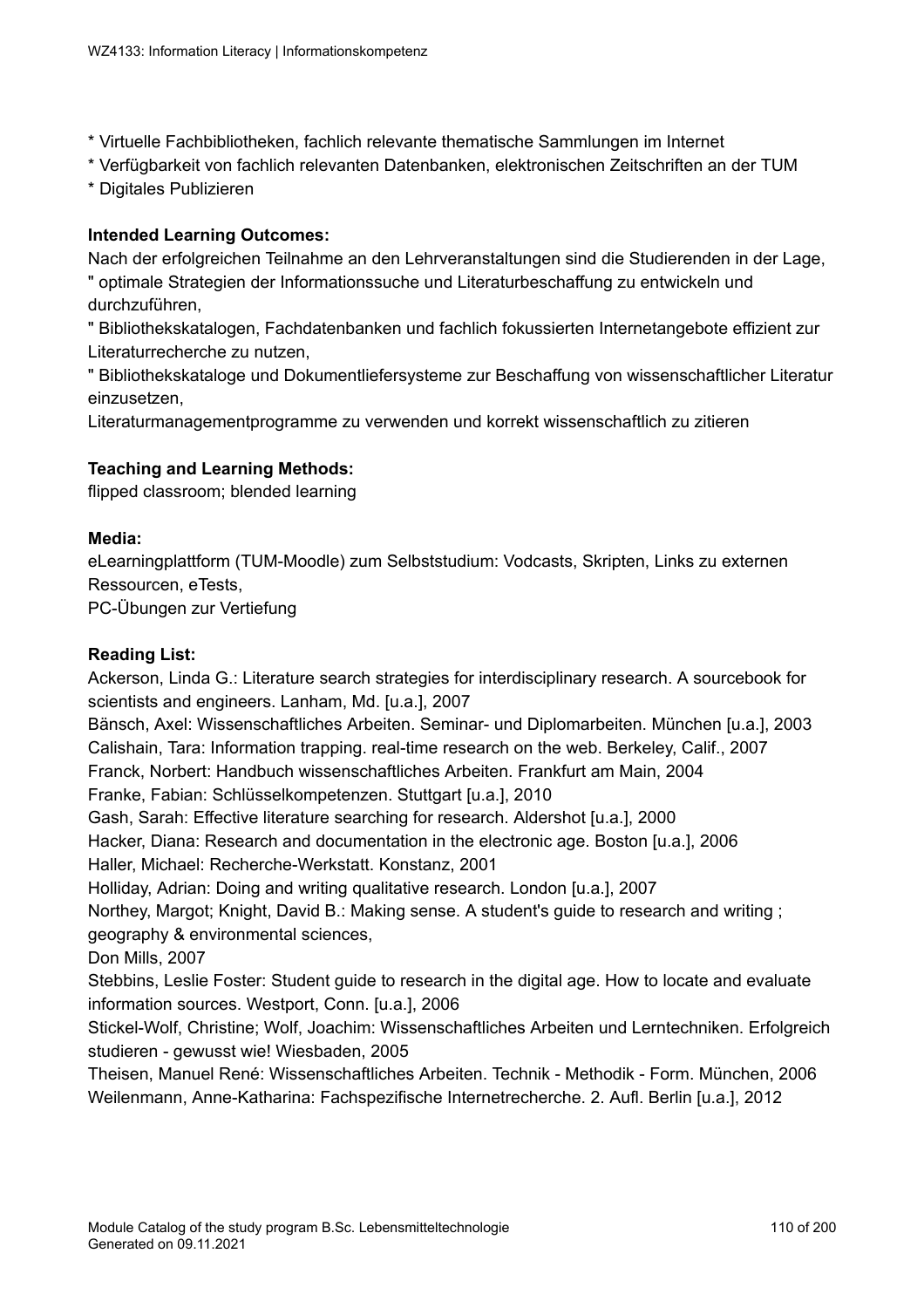* Virtuelle Fachbibliotheken, fachlich relevante thematische Sammlungen im Internet
* Verfügbarkeit von fachlich relevanten Datenbanken, elektronischen Zeitschriften an der TUM
* Digitales Publizieren

**Intended Learning Outcomes:**
Nach der erfolgreichen Teilnahme an den Lehrveranstaltungen sind die Studierenden in der Lage,
" optimale Strategien der Informationssuche und Literaturbeschaffung zu entwickeln und durchzuführen,
" Bibliothekskatalogen, Fachdatenbanken und fachlich fokussierten Internetangebote effizient zur Literaturrecherche zu nutzen,
" Bibliothekskataloge und Dokumentliefersysteme zur Beschaffung von wissenschaftlicher Literatur einzusetzen,
Literaturmanagementprogramme zu verwenden und korrekt wissenschaftlich zu zitieren

**Teaching and Learning Methods:**
flipped classroom; blended learning

**Media:**
eLearningplattform (TUM-Moodle) zum Selbststudium: Vodcasts, Skripten, Links zu externen Ressourcen, eTests,
PC-Übungen zur Vertiefung

**Reading List:**
Ackerson, Linda G.: Literature search strategies for interdisciplinary research. A sourcebook for scientists and engineers. Lanham, Md. [u.a.], 2007
Bänsch, Axel: Wissenschaftliches Arbeiten. Seminar- und Diplomarbeiten. München [u.a.], 2003
Calishain, Tara: Information trapping. real-time research on the web. Berkeley, Calif., 2007
Franck, Norbert: Handbuch wissenschaftliches Arbeiten. Frankfurt am Main, 2004
Franke, Fabian: Schlüsselkompetenzen. Stuttgart [u.a.], 2010
Gash, Sarah: Effective literature searching for research. Aldershot [u.a.], 2000
Hacker, Diana: Research and documentation in the electronic age. Boston [u.a.], 2006
Haller, Michael: Recherche-Werkstatt. Konstanz, 2001
Holliday, Adrian: Doing and writing qualitative research. London [u.a.], 2007
Northey, Margot; Knight, David B.: Making sense. A student's guide to research and writing ; geography & environmental sciences,
Don Mills, 2007
Stebbins, Leslie Foster: Student guide to research in the digital age. How to locate and evaluate information sources. Westport, Conn. [u.a.], 2006
Stickel-Wolf, Christine; Wolf, Joachim: Wissenschaftliches Arbeiten und Lerntechniken. Erfolgreich studieren - gewusst wie! Wiesbaden, 2005
Theisen, Manuel René: Wissenschaftliches Arbeiten. Technik - Methodik - Form. München, 2006
Weilenmann, Anne-Katharina: Fachspezifische Internetrecherche. 2. Aufl. Berlin [u.a.], 2012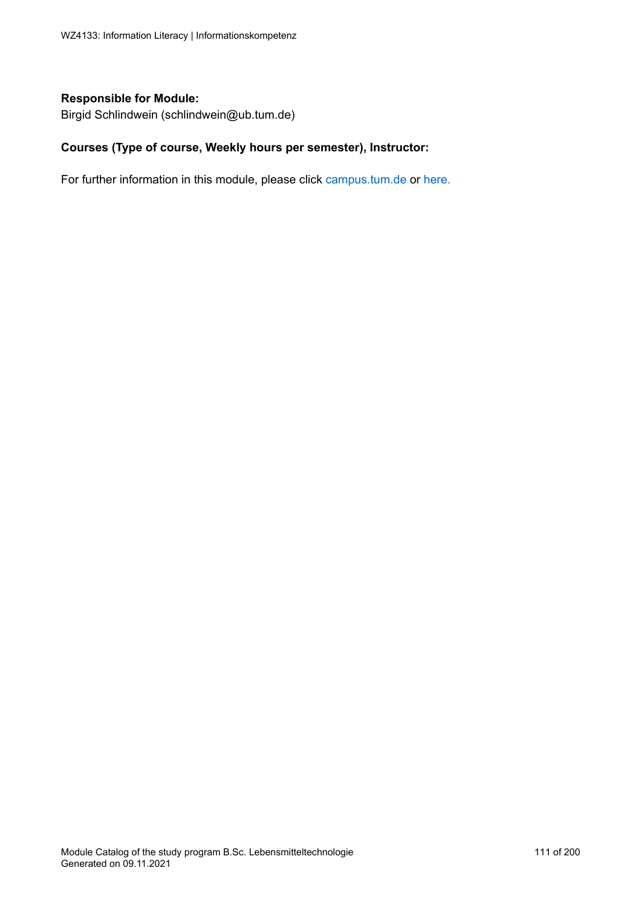**Responsible for Module:**
Birgid Schlindwein (schlindwein@ub.tum.de)

**Courses (Type of course, Weekly hours per semester), Instructor:**

For further information in this module, please click campus.tum.de or here.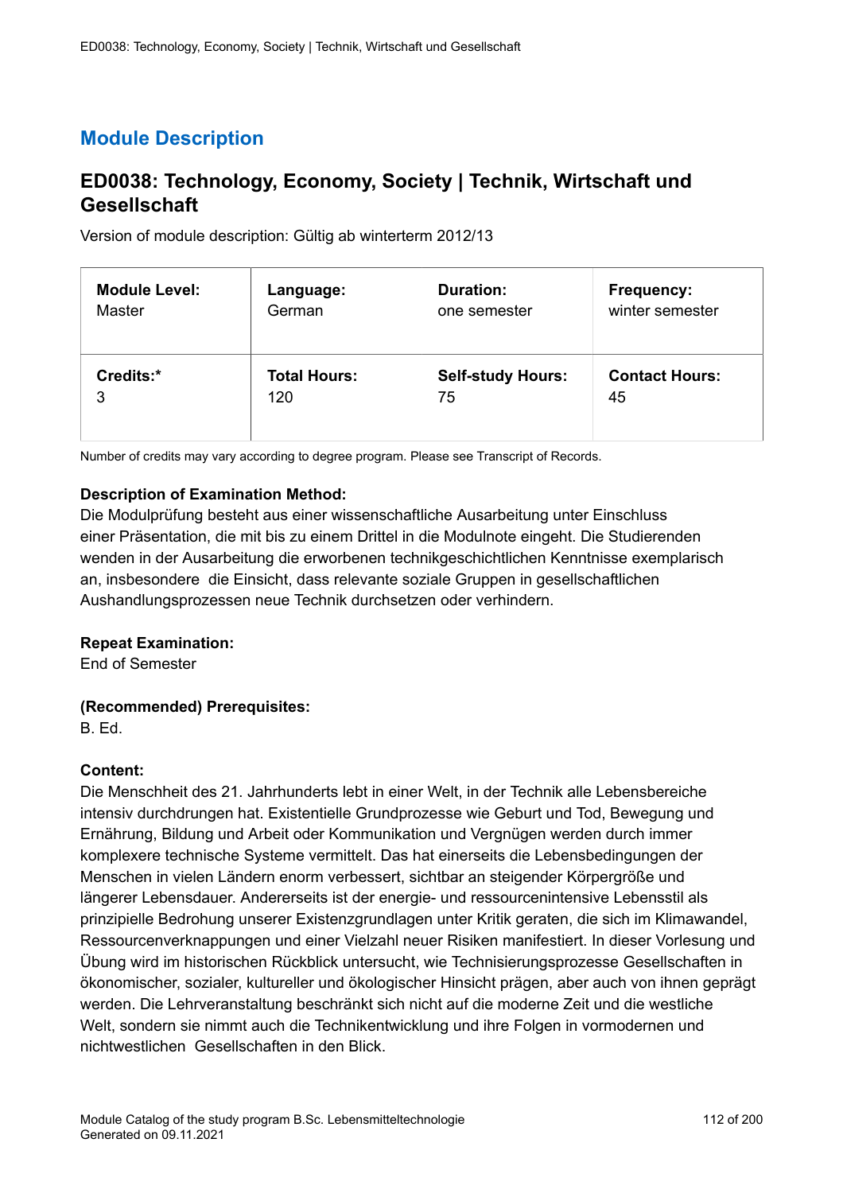## Module Description

# ED0038: Technology, Economy, Society | Technik, Wirtschaft und Gesellschaft

Version of module description: Gültig ab winterterm 2012/13

| | | | |
|---|---|---|---|
| **Module Level:**<br>Master | **Language:**<br>German | **Duration:**<br>one semester | **Frequency:**<br>winter semester |
| **Credits:***<br>3 | **Total Hours:**<br>120 | **Self-study Hours:**<br>75 | **Contact Hours:**<br>45 |

Number of credits may vary according to degree program. Please see Transcript of Records.

**Description of Examination Method:**
Die Modulprüfung besteht aus einer wissenschaftliche Ausarbeitung unter Einschluss einer Präsentation, die mit bis zu einem Drittel in die Modulnote eingeht. Die Studierenden wenden in der Ausarbeitung die erworbenen technikgeschichtlichen Kenntnisse exemplarisch an, insbesondere die Einsicht, dass relevante soziale Gruppen in gesellschaftlichen Aushandlungsprozessen neue Technik durchsetzen oder verhindern.

**Repeat Examination:**
End of Semester

**(Recommended) Prerequisites:**
B. Ed.

**Content:**
Die Menschheit des 21. Jahrhunderts lebt in einer Welt, in der Technik alle Lebensbereiche intensiv durchdrungen hat. Existentielle Grundprozesse wie Geburt und Tod, Bewegung und Ernährung, Bildung und Arbeit oder Kommunikation und Vergnügen werden durch immer komplexere technische Systeme vermittelt. Das hat einerseits die Lebensbedingungen der Menschen in vielen Ländern enorm verbessert, sichtbar an steigender Körpergröße und längerer Lebensdauer. Andererseits ist der energie- und ressourcenintensive Lebensstil als prinzipielle Bedrohung unserer Existenzgrundlagen unter Kritik geraten, die sich im Klimawandel, Ressourcenverknappungen und einer Vielzahl neuer Risiken manifestiert. In dieser Vorlesung und Übung wird im historischen Rückblick untersucht, wie Technisierungsprozesse Gesellschaften in ökonomischer, sozialer, kultureller und ökologischer Hinsicht prägen, aber auch von ihnen geprägt werden. Die Lehrveranstaltung beschränkt sich nicht auf die moderne Zeit und die westliche Welt, sondern sie nimmt auch die Technikentwicklung und ihre Folgen in vormodernen und nichtwestlichen Gesellschaften in den Blick.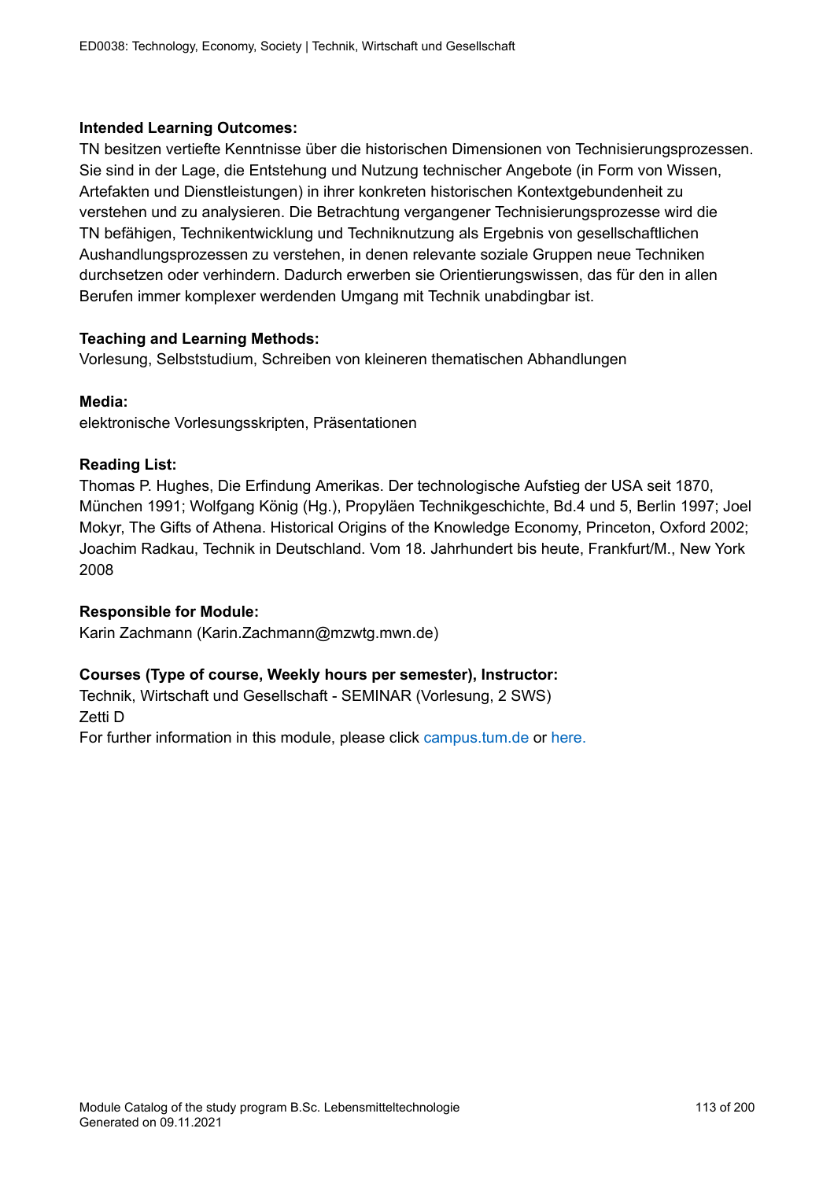**Intended Learning Outcomes:**
TN besitzen vertiefte Kenntnisse über die historischen Dimensionen von Technisierungsprozessen. Sie sind in der Lage, die Entstehung und Nutzung technischer Angebote (in Form von Wissen, Artefakten und Dienstleistungen) in ihrer konkreten historischen Kontextgebundenheit zu verstehen und zu analysieren. Die Betrachtung vergangener Technisierungsprozesse wird die TN befähigen, Technikentwicklung und Techniknutzung als Ergebnis von gesellschaftlichen Aushandlungsprozessen zu verstehen, in denen relevante soziale Gruppen neue Techniken durchsetzen oder verhindern. Dadurch erwerben sie Orientierungswissen, das für den in allen Berufen immer komplexer werdenden Umgang mit Technik unabdingbar ist.

**Teaching and Learning Methods:**
Vorlesung, Selbststudium, Schreiben von kleineren thematischen Abhandlungen

**Media:**
elektronische Vorlesungsskripten, Präsentationen

**Reading List:**
Thomas P. Hughes, Die Erfindung Amerikas. Der technologische Aufstieg der USA seit 1870, München 1991; Wolfgang König (Hg.), Propyläen Technikgeschichte, Bd.4 und 5, Berlin 1997; Joel Mokyr, The Gifts of Athena. Historical Origins of the Knowledge Economy, Princeton, Oxford 2002; Joachim Radkau, Technik in Deutschland. Vom 18. Jahrhundert bis heute, Frankfurt/M., New York 2008

**Responsible for Module:**
Karin Zachmann (Karin.Zachmann@mzwtg.mwn.de)

**Courses (Type of course, Weekly hours per semester), Instructor:**
Technik, Wirtschaft und Gesellschaft - SEMINAR (Vorlesung, 2 SWS)
Zetti D
For further information in this module, please click campus.tum.de or here.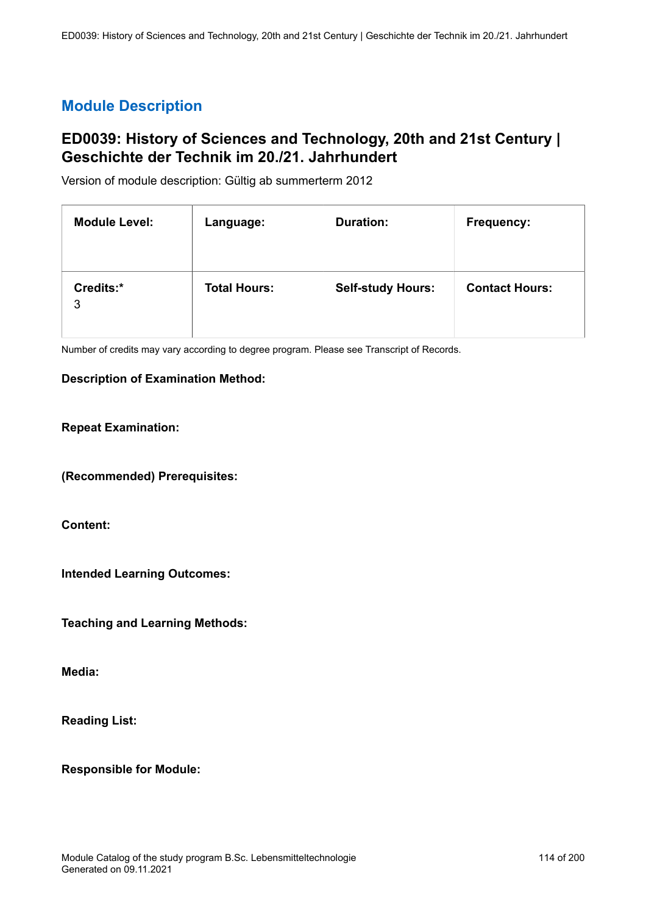## Module Description

# ED0039: History of Sciences and Technology, 20th and 21st Century | Geschichte der Technik im 20./21. Jahrhundert

Version of module description: Gültig ab summerterm 2012

| Module Level: | Language: | Duration: | Frequency: |
|---|---|---|---|
| **Credits:*** 3 | **Total Hours:** | **Self-study Hours:** | **Contact Hours:** |

Number of credits may vary according to degree program. Please see Transcript of Records.

**Description of Examination Method:**

**Repeat Examination:**

**(Recommended) Prerequisites:**

**Content:**

**Intended Learning Outcomes:**

**Teaching and Learning Methods:**

**Media:**

**Reading List:**

**Responsible for Module:**

Module Catalog of the study program B.Sc. Lebensmitteltechnologie
Generated on 09.11.2021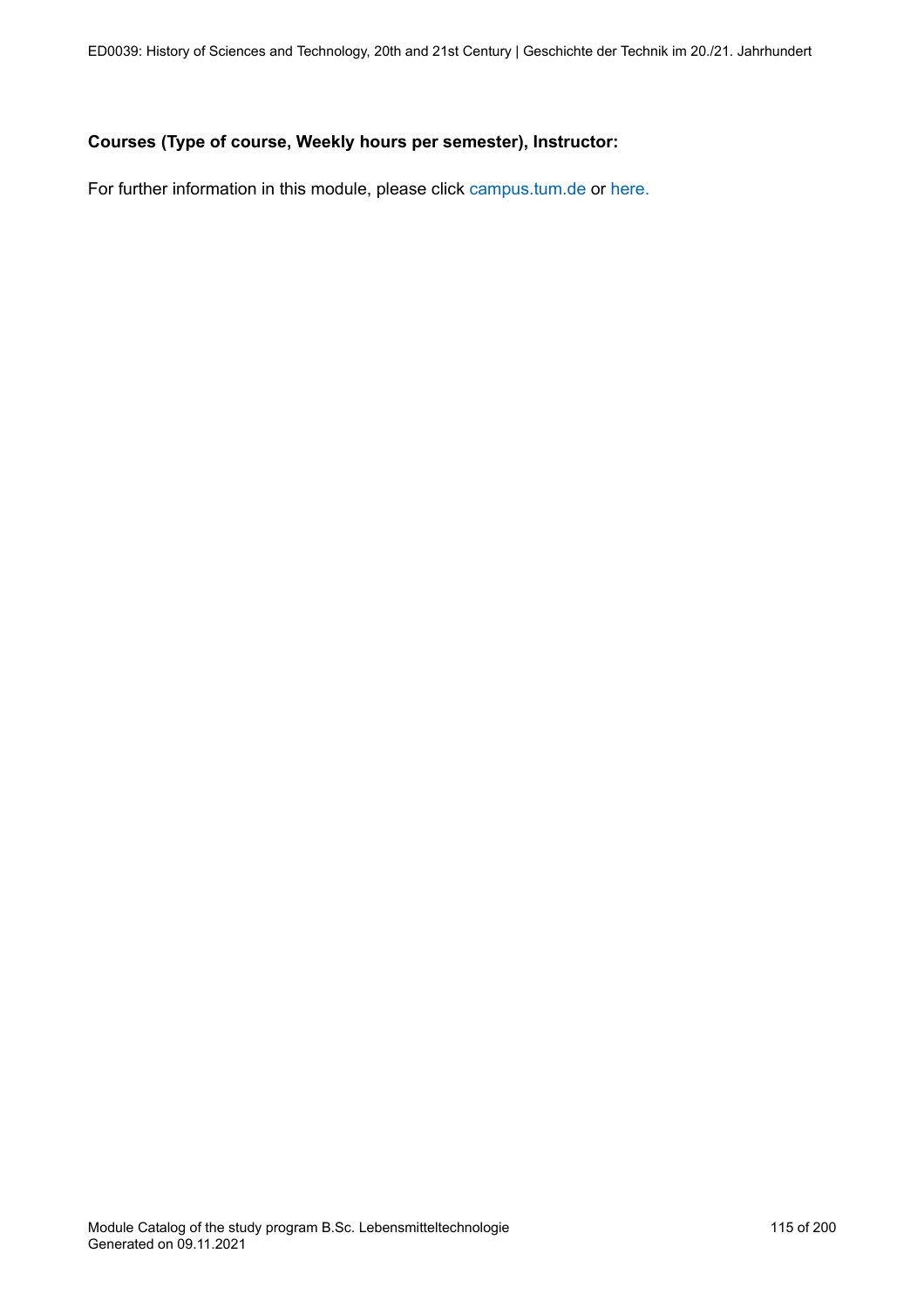**Courses (Type of course, Weekly hours per semester), Instructor:**

For further information in this module, please click campus.tum.de or here.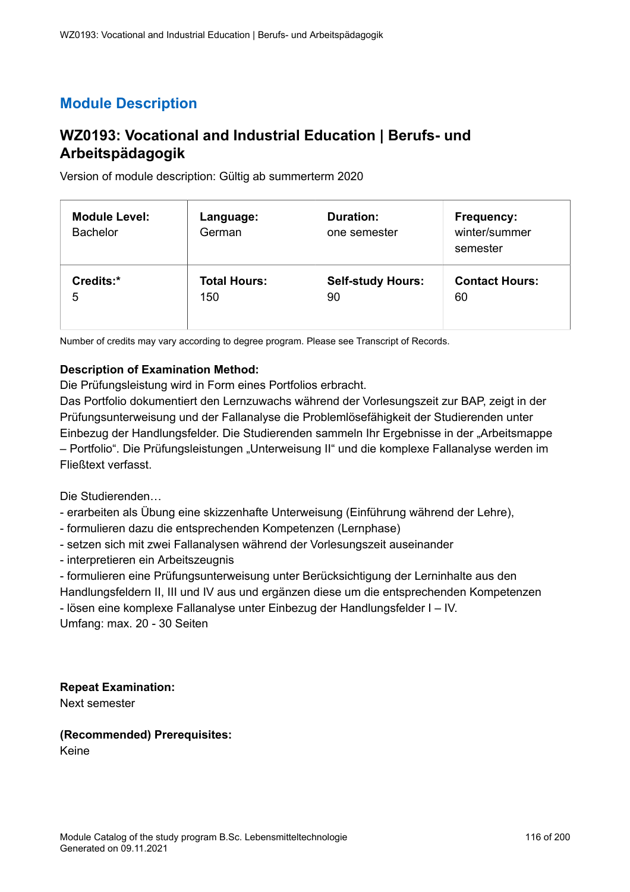## Module Description

### WZ0193: Vocational and Industrial Education | Berufs- und Arbeitspädagogik

Version of module description: Gültig ab summerterm 2020

| | | | |
|---|---|---|---|
| **Module Level:**<br>Bachelor | **Language:**<br>German | **Duration:**<br>one semester | **Frequency:**<br>winter/summer semester |
| **Credits:***<br>5 | **Total Hours:**<br>150 | **Self-study Hours:**<br>90 | **Contact Hours:**<br>60 |

Number of credits may vary according to degree program. Please see Transcript of Records.

**Description of Examination Method:**
Die Prüfungsleistung wird in Form eines Portfolios erbracht.
Das Portfolio dokumentiert den Lernzuwachs während der Vorlesungszeit zur BAP, zeigt in der Prüfungsunterweisung und der Fallanalyse die Problemlösefähigkeit der Studierenden unter Einbezug der Handlungsfelder. Die Studierenden sammeln Ihr Ergebnisse in der „Arbeitsmappe – Portfolio". Die Prüfungsleistungen „Unterweisung II" und die komplexe Fallanalyse werden im Fließtext verfasst.

Die Studierenden…
- erarbeiten als Übung eine skizzenhafte Unterweisung (Einführung während der Lehre),
- formulieren dazu die entsprechenden Kompetenzen (Lernphase)
- setzen sich mit zwei Fallanalysen während der Vorlesungszeit auseinander
- interpretieren ein Arbeitszeugnis
- formulieren eine Prüfungsunterweisung unter Berücksichtigung der Lerninhalte aus den Handlungsfeldern II, III und IV aus und ergänzen diese um die entsprechenden Kompetenzen
- lösen eine komplexe Fallanalyse unter Einbezug der Handlungsfelder I – IV.

Umfang: max. 20 - 30 Seiten

**Repeat Examination:**
Next semester

**(Recommended) Prerequisites:**
Keine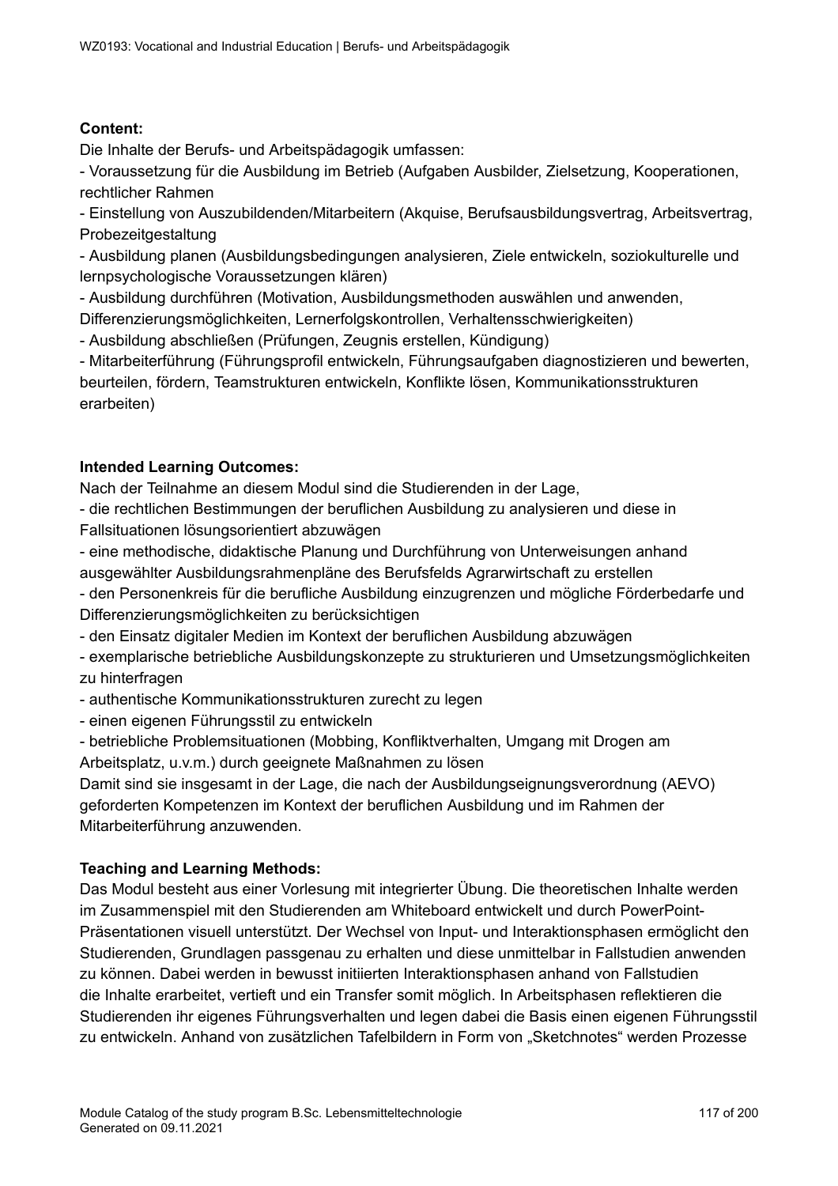**Content:**

Die Inhalte der Berufs- und Arbeitspädagogik umfassen:

- Voraussetzung für die Ausbildung im Betrieb (Aufgaben Ausbilder, Zielsetzung, Kooperationen, rechtlicher Rahmen
- Einstellung von Auszubildenden/Mitarbeitern (Akquise, Berufsausbildungsvertrag, Arbeitsvertrag, Probezeitgestaltung
- Ausbildung planen (Ausbildungsbedingungen analysieren, Ziele entwickeln, soziokulturelle und lernpsychologische Voraussetzungen klären)
- Ausbildung durchführen (Motivation, Ausbildungsmethoden auswählen und anwenden, Differenzierungsmöglichkeiten, Lernerfolgskontrollen, Verhaltensschwierigkeiten)
- Ausbildung abschließen (Prüfungen, Zeugnis erstellen, Kündigung)
- Mitarbeiterführung (Führungsprofil entwickeln, Führungsaufgaben diagnostizieren und bewerten, beurteilen, fördern, Teamstrukturen entwickeln, Konflikte lösen, Kommunikationsstrukturen erarbeiten)

**Intended Learning Outcomes:**

Nach der Teilnahme an diesem Modul sind die Studierenden in der Lage,

- die rechtlichen Bestimmungen der beruflichen Ausbildung zu analysieren und diese in Fallsituationen lösungsorientiert abzuwägen
- eine methodische, didaktische Planung und Durchführung von Unterweisungen anhand ausgewählter Ausbildungsrahmenpläne des Berufsfelds Agrarwirtschaft zu erstellen
- den Personenkreis für die berufliche Ausbildung einzugrenzen und mögliche Förderbedarfe und Differenzierungsmöglichkeiten zu berücksichtigen
- den Einsatz digitaler Medien im Kontext der beruflichen Ausbildung abzuwägen
- exemplarische betriebliche Ausbildungskonzepte zu strukturieren und Umsetzungsmöglichkeiten zu hinterfragen
- authentische Kommunikationsstrukturen zurecht zu legen
- einen eigenen Führungsstil zu entwickeln
- betriebliche Problemsituationen (Mobbing, Konfliktverhalten, Umgang mit Drogen am Arbeitsplatz, u.v.m.) durch geeignete Maßnahmen zu lösen

Damit sind sie insgesamt in der Lage, die nach der Ausbildungseignungsverordnung (AEVO) geforderten Kompetenzen im Kontext der beruflichen Ausbildung und im Rahmen der Mitarbeiterführung anzuwenden.

**Teaching and Learning Methods:**

Das Modul besteht aus einer Vorlesung mit integrierter Übung. Die theoretischen Inhalte werden im Zusammenspiel mit den Studierenden am Whiteboard entwickelt und durch PowerPoint-Präsentationen visuell unterstützt. Der Wechsel von Input- und Interaktionsphasen ermöglicht den Studierenden, Grundlagen passgenau zu erhalten und diese unmittelbar in Fallstudien anwenden zu können. Dabei werden in bewusst initiierten Interaktionsphasen anhand von Fallstudien die Inhalte erarbeitet, vertieft und ein Transfer somit möglich. In Arbeitsphasen reflektieren die Studierenden ihr eigenes Führungsverhalten und legen dabei die Basis einen eigenen Führungsstil zu entwickeln. Anhand von zusätzlichen Tafelbildern in Form von „Sketchnotes“ werden Prozesse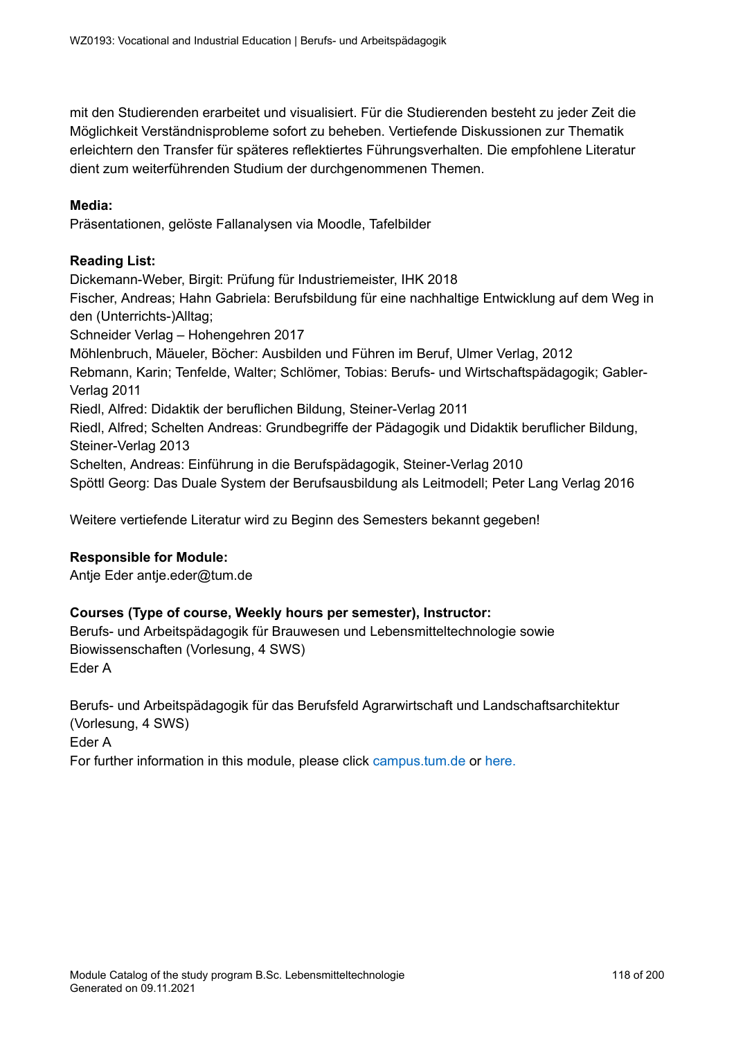mit den Studierenden erarbeitet und visualisiert. Für die Studierenden besteht zu jeder Zeit die Möglichkeit Verständnisprobleme sofort zu beheben. Vertiefende Diskussionen zur Thematik erleichtern den Transfer für späteres reflektiertes Führungsverhalten. Die empfohlene Literatur dient zum weiterführenden Studium der durchgenommenen Themen.

**Media:**
Präsentationen, gelöste Fallanalysen via Moodle, Tafelbilder

**Reading List:**
Dickemann-Weber, Birgit: Prüfung für Industriemeister, IHK 2018
Fischer, Andreas; Hahn Gabriela: Berufsbildung für eine nachhaltige Entwicklung auf dem Weg in den (Unterrichts-)Alltag;
Schneider Verlag – Hohengehren 2017
Möhlenbruch, Mäueler, Böcher: Ausbilden und Führen im Beruf, Ulmer Verlag, 2012
Rebmann, Karin; Tenfelde, Walter; Schlömer, Tobias: Berufs- und Wirtschaftspädagogik; Gabler-Verlag 2011
Riedl, Alfred: Didaktik der beruflichen Bildung, Steiner-Verlag 2011
Riedl, Alfred; Schelten Andreas: Grundbegriffe der Pädagogik und Didaktik beruflicher Bildung, Steiner-Verlag 2013
Schelten, Andreas: Einführung in die Berufspädagogik, Steiner-Verlag 2010
Spöttl Georg: Das Duale System der Berufsausbildung als Leitmodell; Peter Lang Verlag 2016

Weitere vertiefende Literatur wird zu Beginn des Semesters bekannt gegeben!

**Responsible for Module:**
Antje Eder antje.eder@tum.de

**Courses (Type of course, Weekly hours per semester), Instructor:**
Berufs- und Arbeitspädagogik für Brauwesen und Lebensmitteltechnologie sowie Biowissenschaften (Vorlesung, 4 SWS)
Eder A

Berufs- und Arbeitspädagogik für das Berufsfeld Agrarwirtschaft und Landschaftsarchitektur (Vorlesung, 4 SWS)
Eder A
For further information in this module, please click campus.tum.de or here.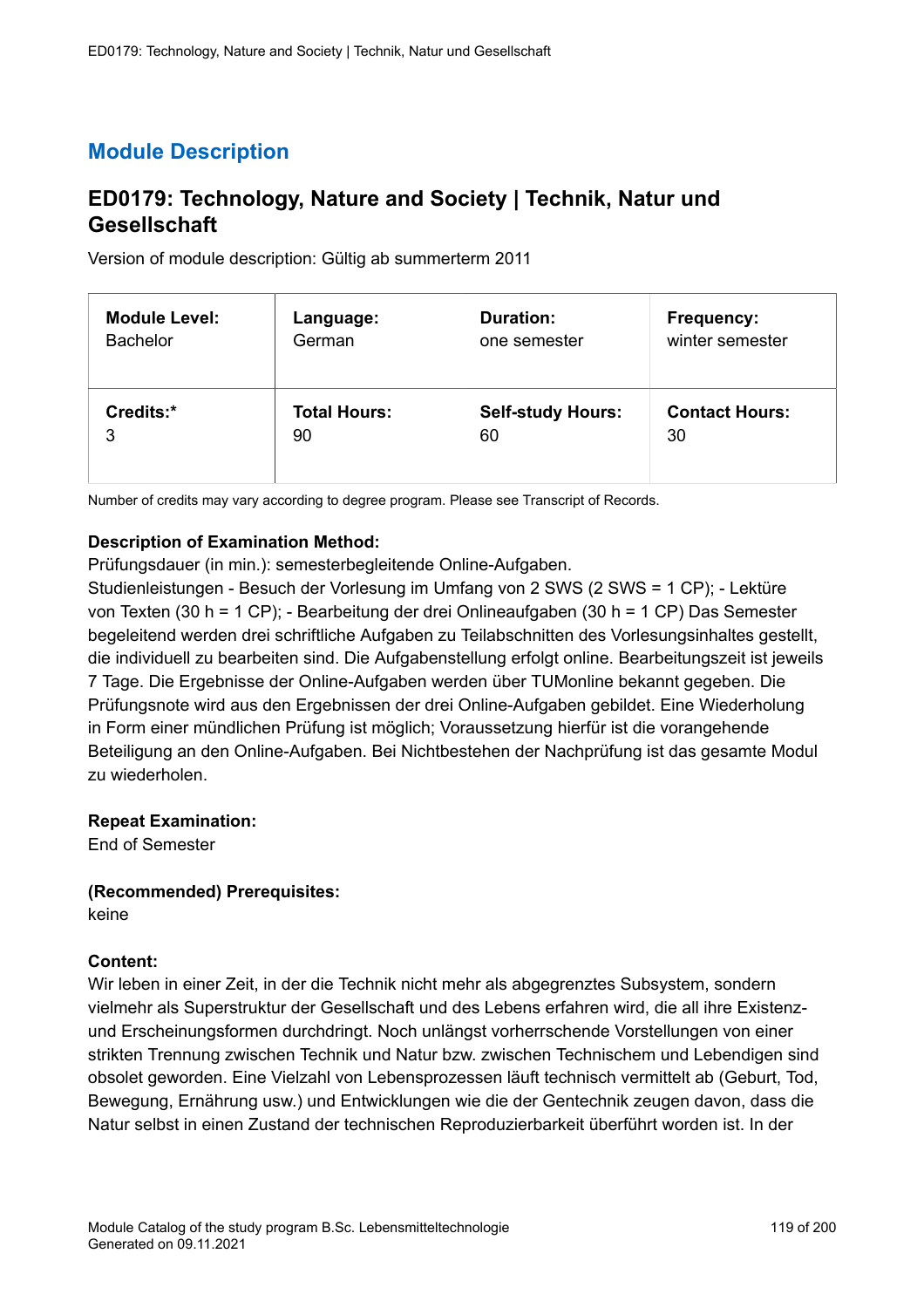# Module Description

## ED0179: Technology, Nature and Society | Technik, Natur und Gesellschaft

Version of module description: Gültig ab summerterm 2011

| Module Level: Bachelor | Language: German | Duration: one semester | Frequency: winter semester |
|---|---|---|---|
| **Credits:*** 3 | **Total Hours:** 90 | **Self-study Hours:** 60 | **Contact Hours:** 30 |

Number of credits may vary according to degree program. Please see Transcript of Records.

**Description of Examination Method:**
Prüfungsdauer (in min.): semesterbegleitende Online-Aufgaben.
Studienleistungen - Besuch der Vorlesung im Umfang von 2 SWS (2 SWS = 1 CP); - Lektüre von Texten (30 h = 1 CP); - Bearbeitung der drei Onlineaufgaben (30 h = 1 CP) Das Semester begeleitend werden drei schriftliche Aufgaben zu Teilabschnitten des Vorlesungsinhaltes gestellt, die individuell zu bearbeiten sind. Die Aufgabenstellung erfolgt online. Bearbeitungszeit ist jeweils 7 Tage. Die Ergebnisse der Online-Aufgaben werden über TUMonline bekannt gegeben. Die Prüfungsnote wird aus den Ergebnissen der drei Online-Aufgaben gebildet. Eine Wiederholung in Form einer mündlichen Prüfung ist möglich; Voraussetzung hierfür ist die vorangehende Beteiligung an den Online-Aufgaben. Bei Nichtbestehen der Nachprüfung ist das gesamte Modul zu wiederholen.

**Repeat Examination:**
End of Semester

**(Recommended) Prerequisites:**
keine

**Content:**
Wir leben in einer Zeit, in der die Technik nicht mehr als abgegrenztes Subsystem, sondern vielmehr als Superstruktur der Gesellschaft und des Lebens erfahren wird, die all ihre Existenz- und Erscheinungsformen durchdringt. Noch unlängst vorherrschende Vorstellungen von einer strikten Trennung zwischen Technik und Natur bzw. zwischen Technischem und Lebendigen sind obsolet geworden. Eine Vielzahl von Lebensprozessen läuft technisch vermittelt ab (Geburt, Tod, Bewegung, Ernährung usw.) und Entwicklungen wie die der Gentechnik zeugen davon, dass die Natur selbst in einen Zustand der technischen Reproduzierbarkeit überführt worden ist. In der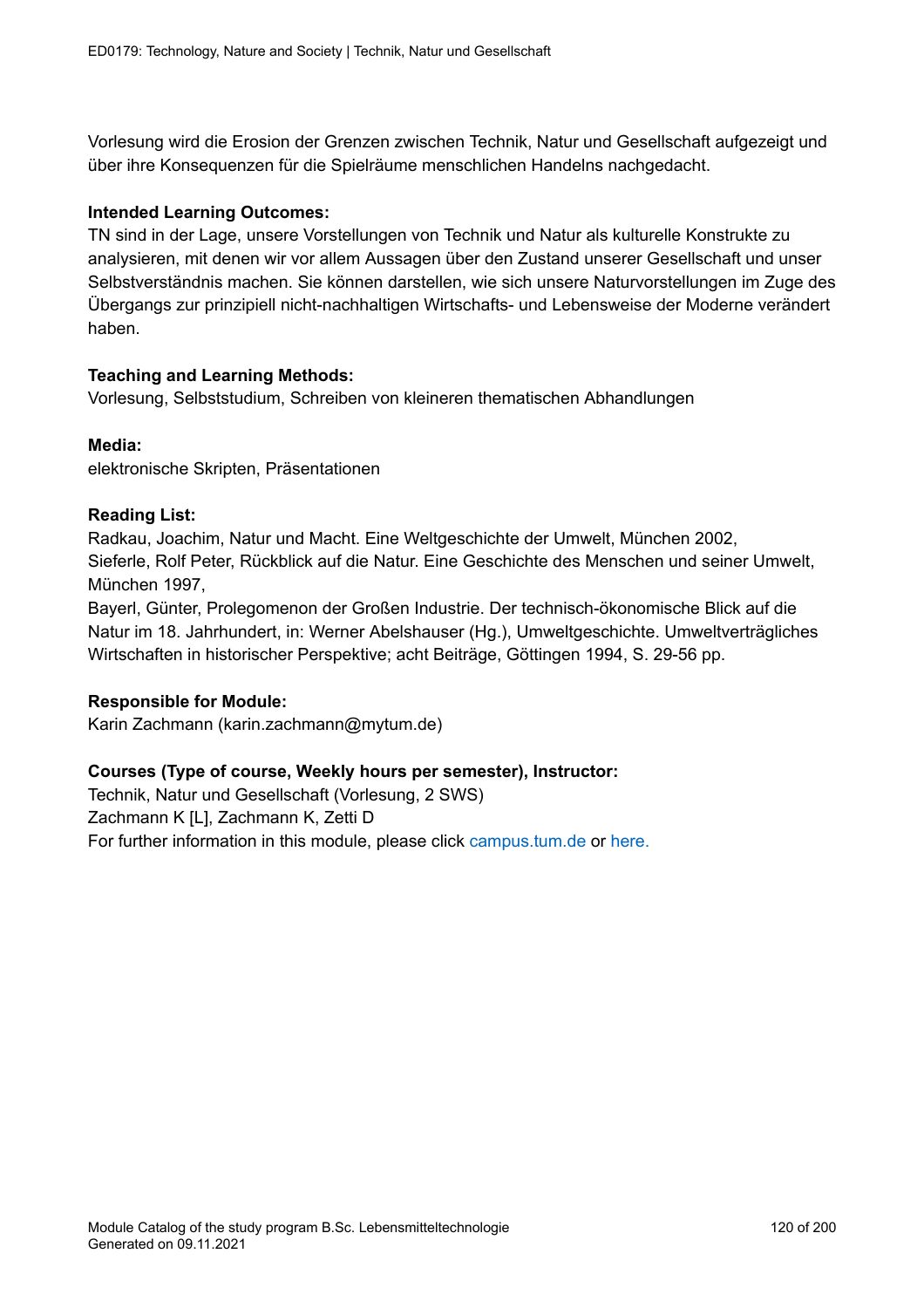Vorlesung wird die Erosion der Grenzen zwischen Technik, Natur und Gesellschaft aufgezeigt und über ihre Konsequenzen für die Spielräume menschlichen Handelns nachgedacht.

**Intended Learning Outcomes:**
TN sind in der Lage, unsere Vorstellungen von Technik und Natur als kulturelle Konstrukte zu analysieren, mit denen wir vor allem Aussagen über den Zustand unserer Gesellschaft und unser Selbstverständnis machen. Sie können darstellen, wie sich unsere Naturvorstellungen im Zuge des Übergangs zur prinzipiell nicht-nachhaltigen Wirtschafts- und Lebensweise der Moderne verändert haben.

**Teaching and Learning Methods:**
Vorlesung, Selbststudium, Schreiben von kleineren thematischen Abhandlungen

**Media:**
elektronische Skripten, Präsentationen

**Reading List:**
Radkau, Joachim, Natur und Macht. Eine Weltgeschichte der Umwelt, München 2002,
Sieferle, Rolf Peter, Rückblick auf die Natur. Eine Geschichte des Menschen und seiner Umwelt, München 1997,
Bayerl, Günter, Prolegomenon der Großen Industrie. Der technisch-ökonomische Blick auf die Natur im 18. Jahrhundert, in: Werner Abelshauser (Hg.), Umweltgeschichte. Umweltverträgliches Wirtschaften in historischer Perspektive; acht Beiträge, Göttingen 1994, S. 29-56 pp.

**Responsible for Module:**
Karin Zachmann (karin.zachmann@mytum.de)

**Courses (Type of course, Weekly hours per semester), Instructor:**
Technik, Natur und Gesellschaft (Vorlesung, 2 SWS)
Zachmann K [L], Zachmann K, Zetti D
For further information in this module, please click campus.tum.de or here.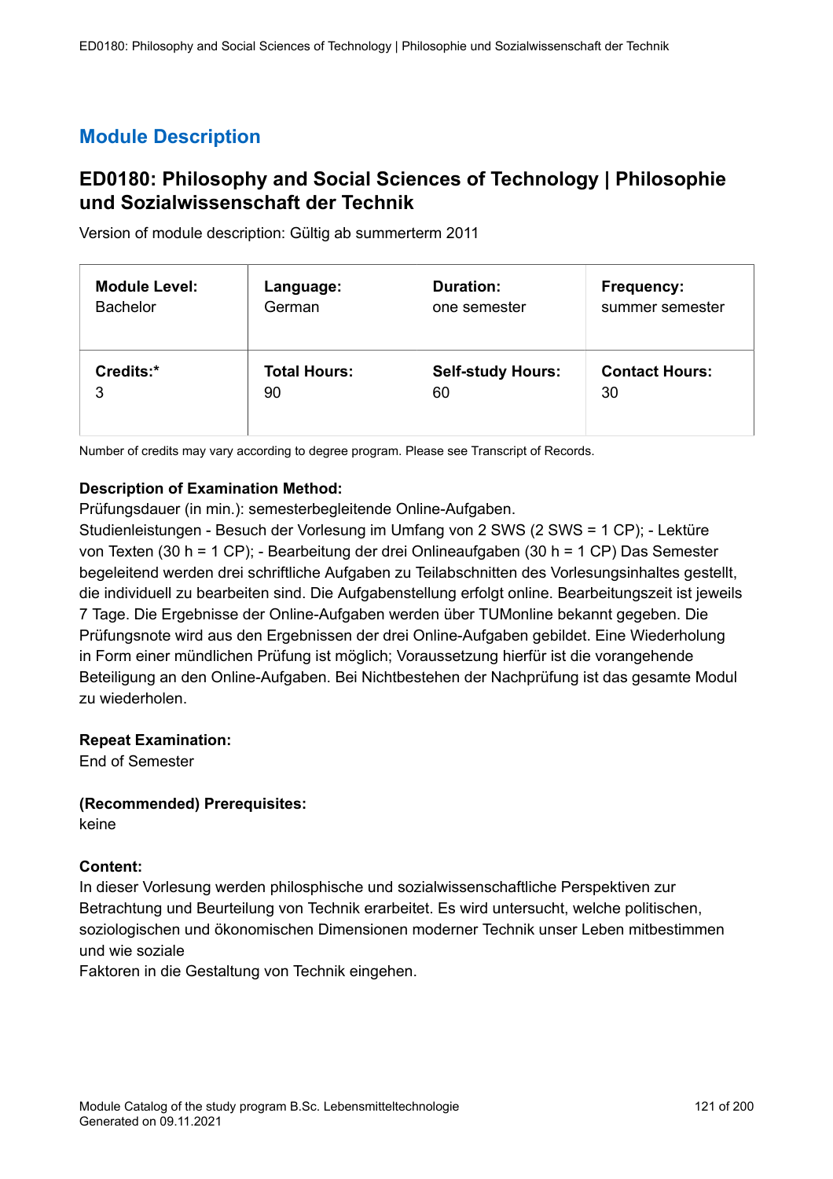## Module Description

## ED0180: Philosophy and Social Sciences of Technology | Philosophie und Sozialwissenschaft der Technik

Version of module description: Gültig ab summerterm 2011

| | | | |
|---|---|---|---|
| **Module Level:** Bachelor | **Language:** German | **Duration:** one semester | **Frequency:** summer semester |
| **Credits:*** 3 | **Total Hours:** 90 | **Self-study Hours:** 60 | **Contact Hours:** 30 |

Number of credits may vary according to degree program. Please see Transcript of Records.

**Description of Examination Method:**
Prüfungsdauer (in min.): semesterbegleitende Online-Aufgaben.
Studienleistungen - Besuch der Vorlesung im Umfang von 2 SWS (2 SWS = 1 CP); - Lektüre von Texten (30 h = 1 CP); - Bearbeitung der drei Onlineaufgaben (30 h = 1 CP) Das Semester begeleitend werden drei schriftliche Aufgaben zu Teilabschnitten des Vorlesungsinhaltes gestellt, die individuell zu bearbeiten sind. Die Aufgabenstellung erfolgt online. Bearbeitungszeit ist jeweils 7 Tage. Die Ergebnisse der Online-Aufgaben werden über TUMonline bekannt gegeben. Die Prüfungsnote wird aus den Ergebnissen der drei Online-Aufgaben gebildet. Eine Wiederholung in Form einer mündlichen Prüfung ist möglich; Voraussetzung hierfür ist die vorangehende Beteiligung an den Online-Aufgaben. Bei Nichtbestehen der Nachprüfung ist das gesamte Modul zu wiederholen.

**Repeat Examination:**
End of Semester

**(Recommended) Prerequisites:**
keine

**Content:**
In dieser Vorlesung werden philosphische und sozialwissenschaftliche Perspektiven zur Betrachtung und Beurteilung von Technik erarbeitet. Es wird untersucht, welche politischen, soziologischen und ökonomischen Dimensionen moderner Technik unser Leben mitbestimmen und wie soziale
Faktoren in die Gestaltung von Technik eingehen.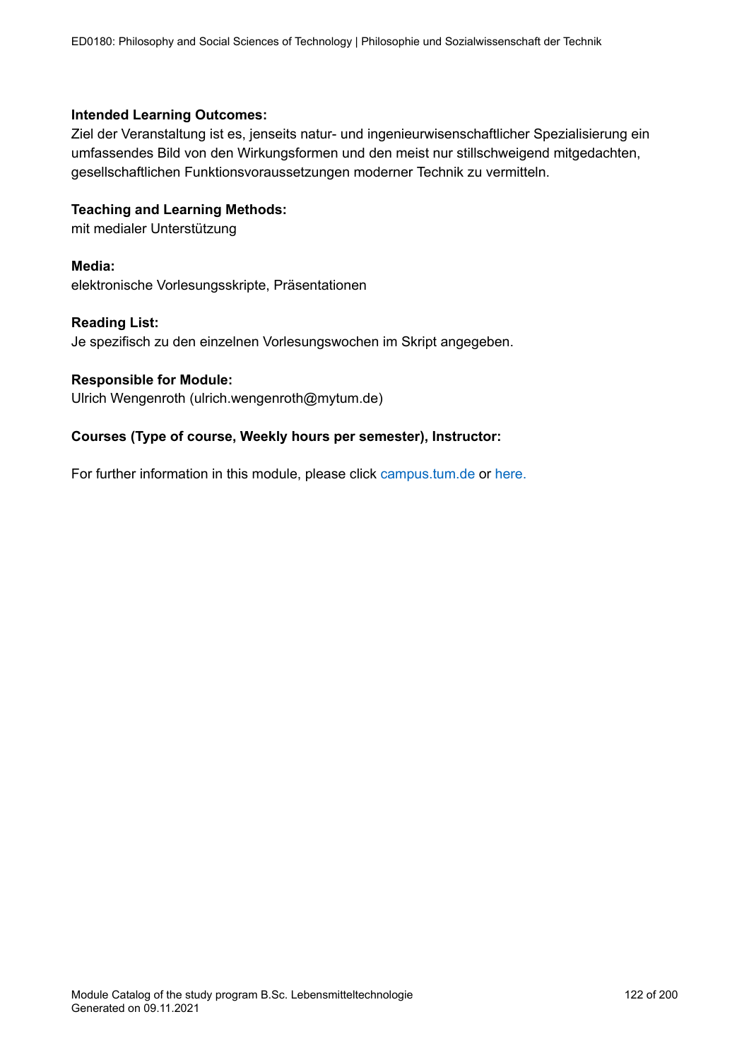**Intended Learning Outcomes:**
Ziel der Veranstaltung ist es, jenseits natur- und ingenieurwisenschaftlicher Spezialisierung ein umfassendes Bild von den Wirkungsformen und den meist nur stillschweigend mitgedachten, gesellschaftlichen Funktionsvoraussetzungen moderner Technik zu vermitteln.

**Teaching and Learning Methods:**
mit medialer Unterstützung

**Media:**
elektronische Vorlesungsskripte, Präsentationen

**Reading List:**
Je spezifisch zu den einzelnen Vorlesungswochen im Skript angegeben.

**Responsible for Module:**
Ulrich Wengenroth (ulrich.wengenroth@mytum.de)

**Courses (Type of course, Weekly hours per semester), Instructor:**

For further information in this module, please click campus.tum.de or here.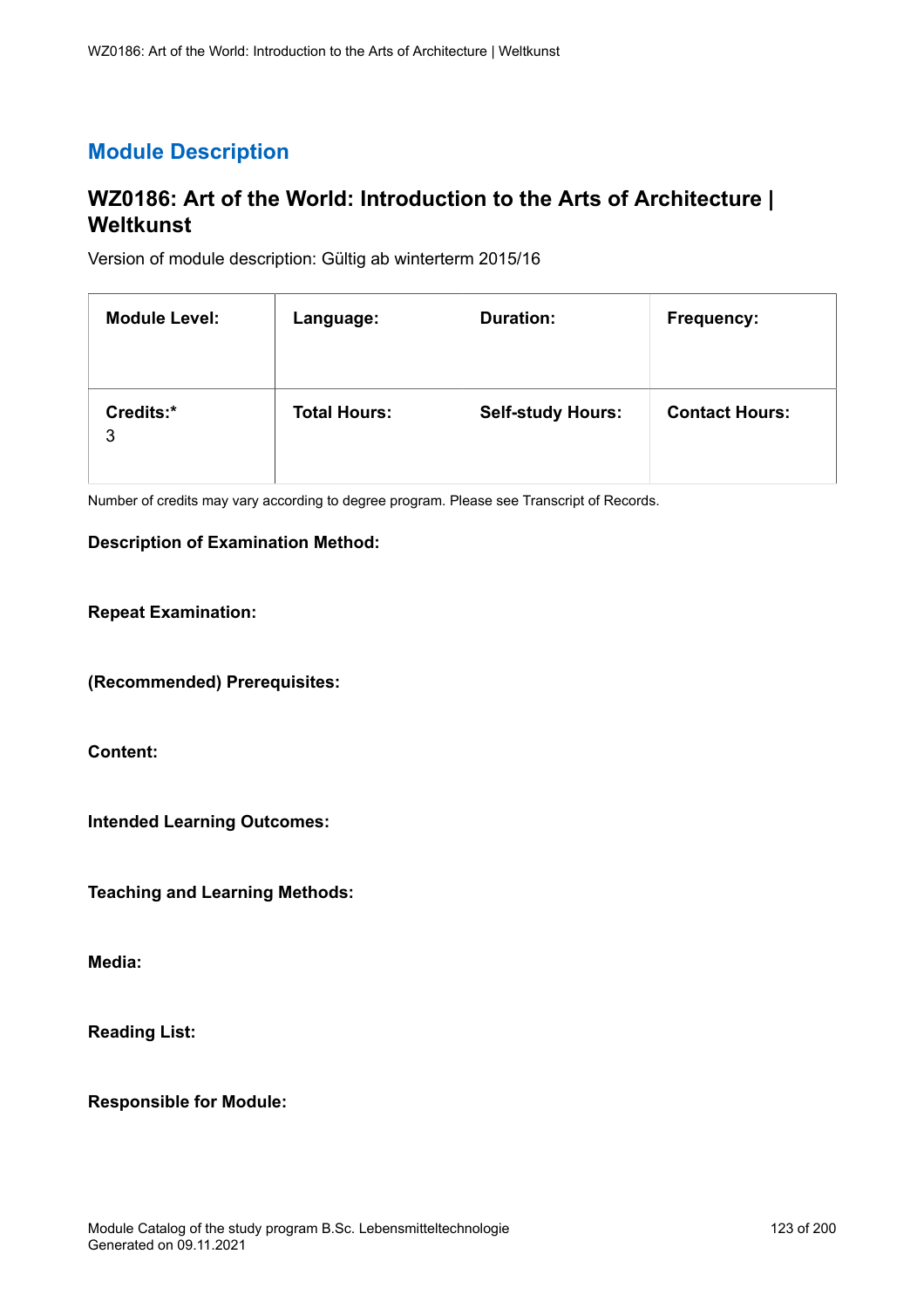## Module Description

### WZ0186: Art of the World: Introduction to the Arts of Architecture | Weltkunst

Version of module description: Gültig ab winterterm 2015/16

| Module Level: | Language: | Duration: | Frequency: |
|---|---|---|---|
| **Credits:*** 3 | **Total Hours:** | **Self-study Hours:** | **Contact Hours:** |

Number of credits may vary according to degree program. Please see Transcript of Records.

**Description of Examination Method:**

**Repeat Examination:**

**(Recommended) Prerequisites:**

**Content:**

**Intended Learning Outcomes:**

**Teaching and Learning Methods:**

**Media:**

**Reading List:**

**Responsible for Module:**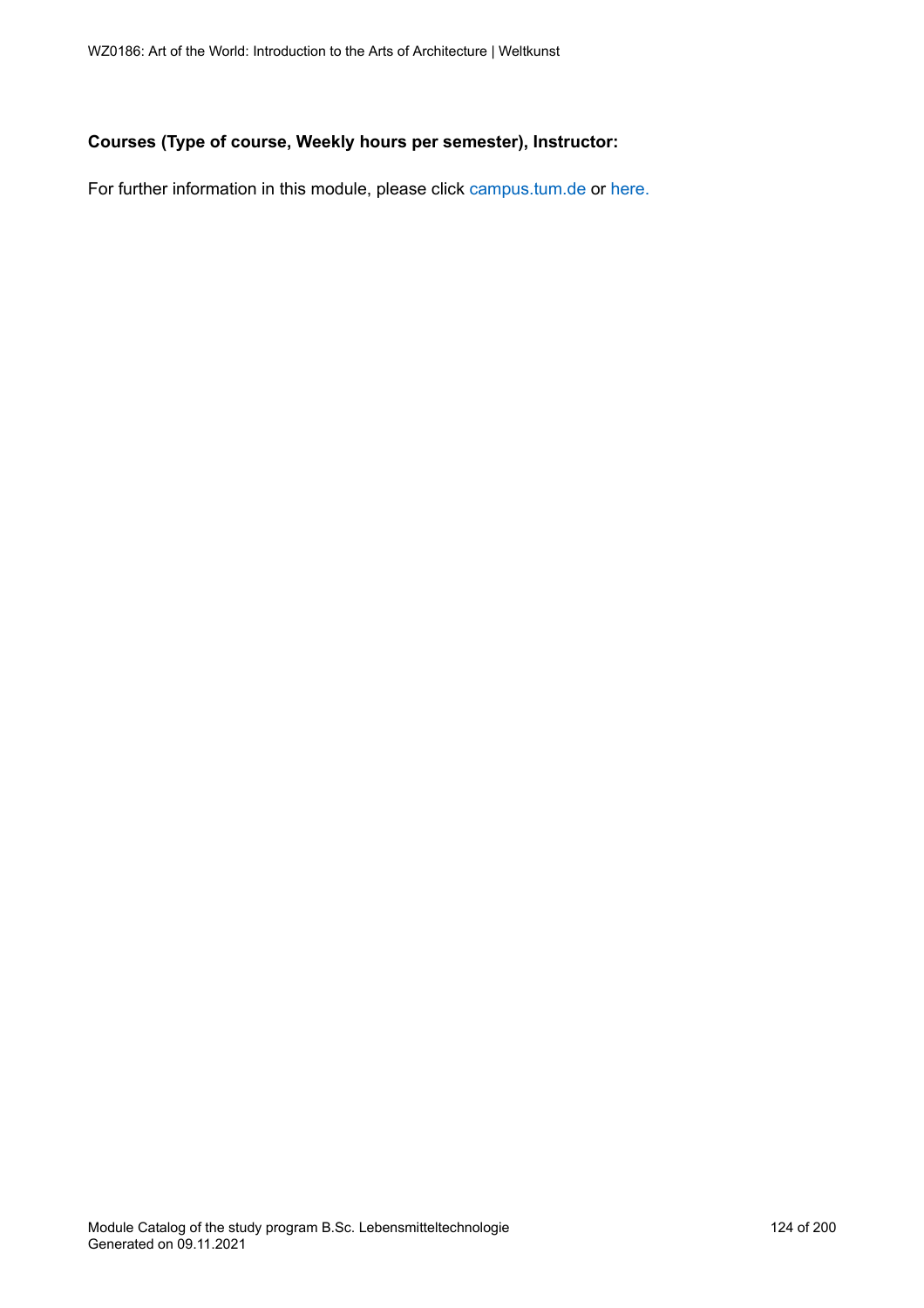**Courses (Type of course, Weekly hours per semester), Instructor:**

For further information in this module, please click campus.tum.de or here.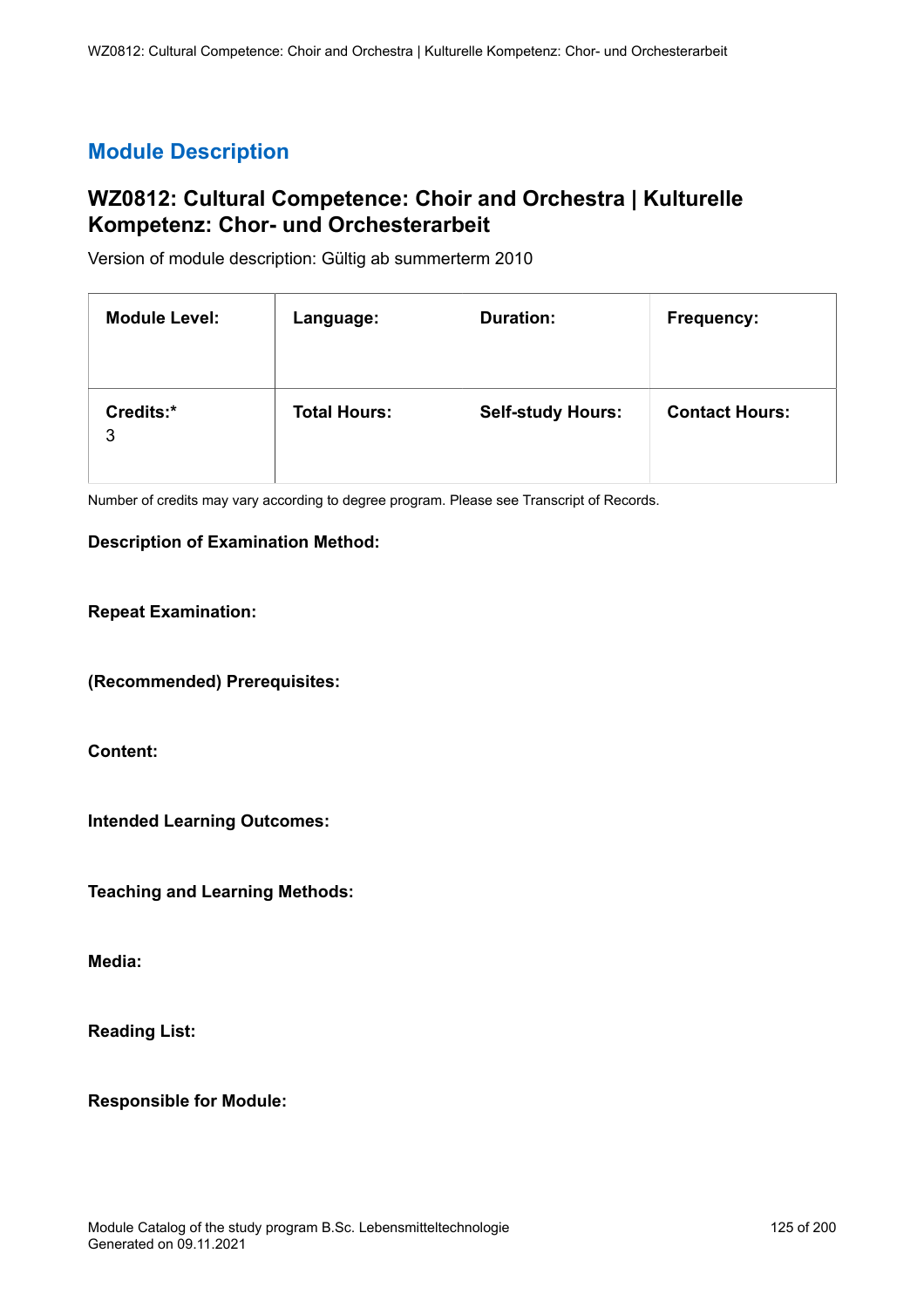## Module Description

### WZ0812: Cultural Competence: Choir and Orchestra | Kulturelle Kompetenz: Chor- und Orchesterarbeit

Version of module description: Gültig ab summerterm 2010

| Module Level: | Language: | Duration: | Frequency: |
|---|---|---|---|
| **Credits:*** 3 | **Total Hours:** | **Self-study Hours:** | **Contact Hours:** |

Number of credits may vary according to degree program. Please see Transcript of Records.

**Description of Examination Method:**

**Repeat Examination:**

**(Recommended) Prerequisites:**

**Content:**

**Intended Learning Outcomes:**

**Teaching and Learning Methods:**

**Media:**

**Reading List:**

**Responsible for Module:**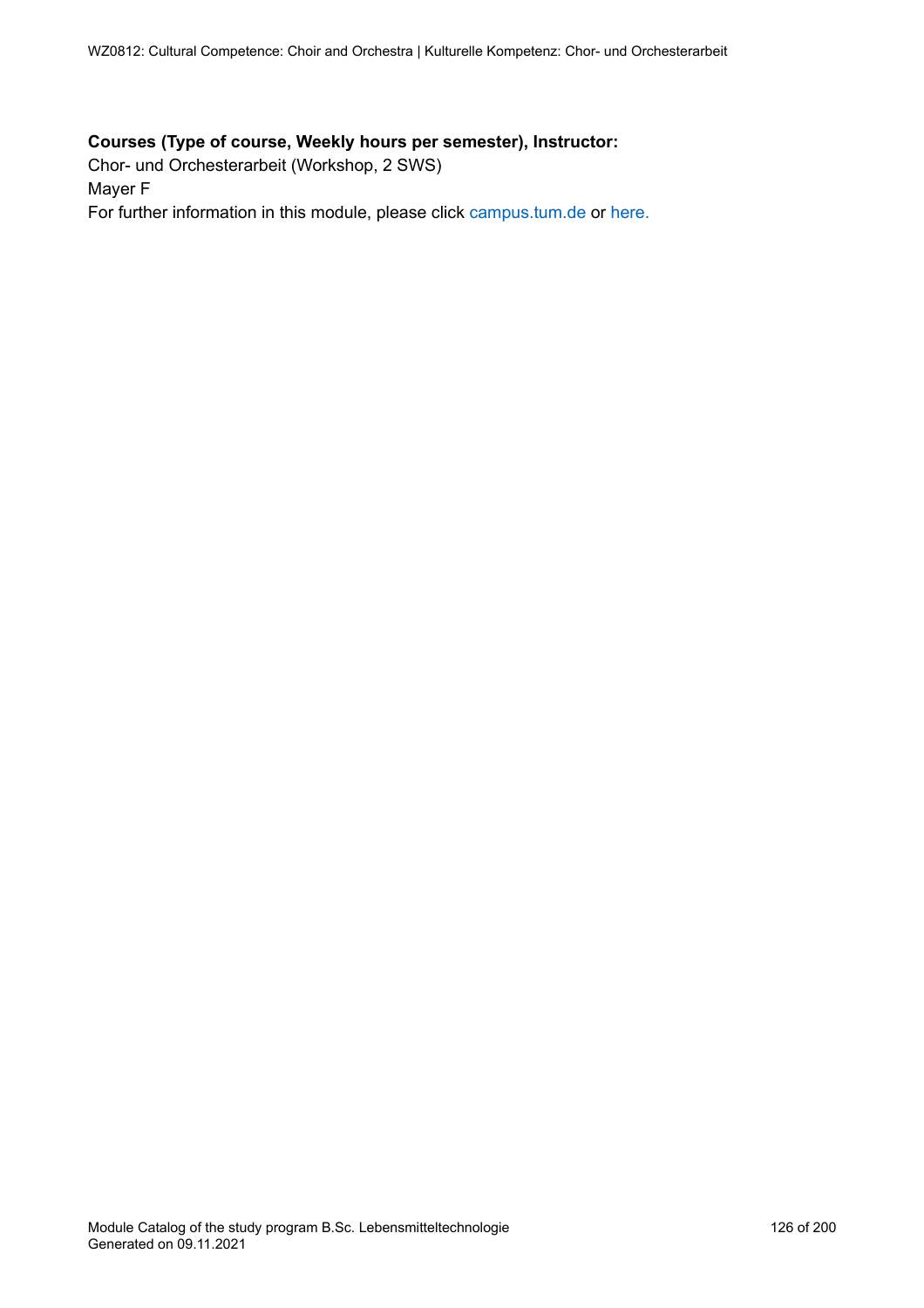**Courses (Type of course, Weekly hours per semester), Instructor:**

Chor- und Orchesterarbeit (Workshop, 2 SWS)

Mayer F

For further information in this module, please click campus.tum.de or here.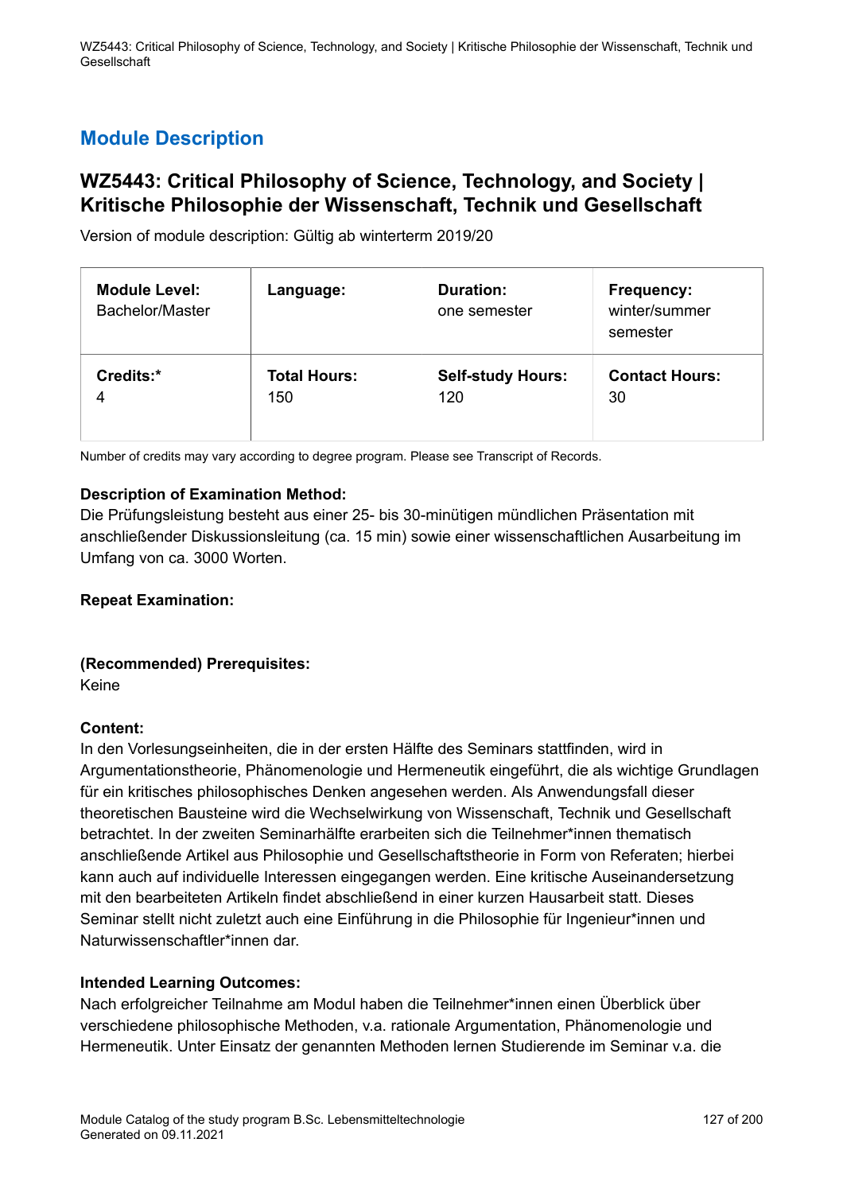# Module Description

## WZ5443: Critical Philosophy of Science, Technology, and Society | Kritische Philosophie der Wissenschaft, Technik und Gesellschaft

Version of module description: Gültig ab winterterm 2019/20

| **Module Level:** Bachelor/Master | **Language:** | **Duration:** one semester | **Frequency:** winter/summer semester |
|---|---|---|---|
| **Credits:*** 4 | **Total Hours:** 150 | **Self-study Hours:** 120 | **Contact Hours:** 30 |

Number of credits may vary according to degree program. Please see Transcript of Records.

**Description of Examination Method:**
Die Prüfungsleistung besteht aus einer 25- bis 30-minütigen mündlichen Präsentation mit anschließender Diskussionsleitung (ca. 15 min) sowie einer wissenschaftlichen Ausarbeitung im Umfang von ca. 3000 Worten.

**Repeat Examination:**

**(Recommended) Prerequisites:**
Keine

**Content:**
In den Vorlesungseinheiten, die in der ersten Hälfte des Seminars stattfinden, wird in Argumentationstheorie, Phänomenologie und Hermeneutik eingeführt, die als wichtige Grundlagen für ein kritisches philosophisches Denken angesehen werden. Als Anwendungsfall dieser theoretischen Bausteine wird die Wechselwirkung von Wissenschaft, Technik und Gesellschaft betrachtet. In der zweiten Seminarhälfte erarbeiten sich die Teilnehmer*innen thematisch anschließende Artikel aus Philosophie und Gesellschaftstheorie in Form von Referaten; hierbei kann auch auf individuelle Interessen eingegangen werden. Eine kritische Auseinandersetzung mit den bearbeiteten Artikeln findet abschließend in einer kurzen Hausarbeit statt. Dieses Seminar stellt nicht zuletzt auch eine Einführung in die Philosophie für Ingenieur*innen und Naturwissenschaftler*innen dar.

**Intended Learning Outcomes:**
Nach erfolgreicher Teilnahme am Modul haben die Teilnehmer*innen einen Überblick über verschiedene philosophische Methoden, v.a. rationale Argumentation, Phänomenologie und Hermeneutik. Unter Einsatz der genannten Methoden lernen Studierende im Seminar v.a. die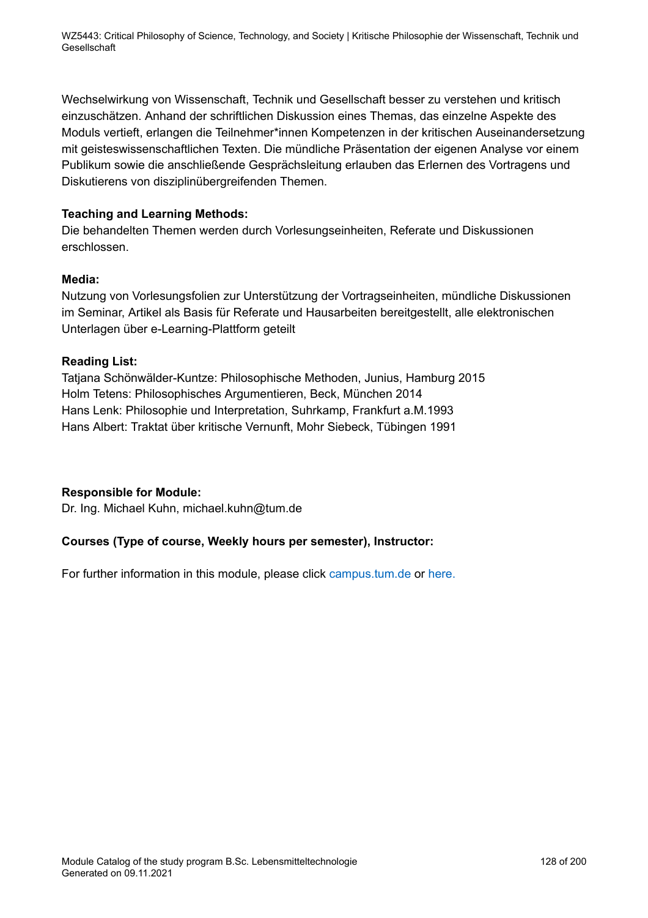Wechselwirkung von Wissenschaft, Technik und Gesellschaft besser zu verstehen und kritisch einzuschätzen. Anhand der schriftlichen Diskussion eines Themas, das einzelne Aspekte des Moduls vertieft, erlangen die Teilnehmer*innen Kompetenzen in der kritischen Auseinandersetzung mit geisteswissenschaftlichen Texten. Die mündliche Präsentation der eigenen Analyse vor einem Publikum sowie die anschließende Gesprächsleitung erlauben das Erlernen des Vortragens und Diskutierens von disziplinübergreifenden Themen.

**Teaching and Learning Methods:**
Die behandelten Themen werden durch Vorlesungseinheiten, Referate und Diskussionen erschlossen.

**Media:**
Nutzung von Vorlesungsfolien zur Unterstützung der Vortragseinheiten, mündliche Diskussionen im Seminar, Artikel als Basis für Referate und Hausarbeiten bereitgestellt, alle elektronischen Unterlagen über e-Learning-Plattform geteilt

**Reading List:**
Tatjana Schönwälder-Kuntze: Philosophische Methoden, Junius, Hamburg 2015
Holm Tetens: Philosophisches Argumentieren, Beck, München 2014
Hans Lenk: Philosophie und Interpretation, Suhrkamp, Frankfurt a.M.1993
Hans Albert: Traktat über kritische Vernunft, Mohr Siebeck, Tübingen 1991

**Responsible for Module:**
Dr. Ing. Michael Kuhn, michael.kuhn@tum.de

**Courses (Type of course, Weekly hours per semester), Instructor:**

For further information in this module, please click campus.tum.de or here.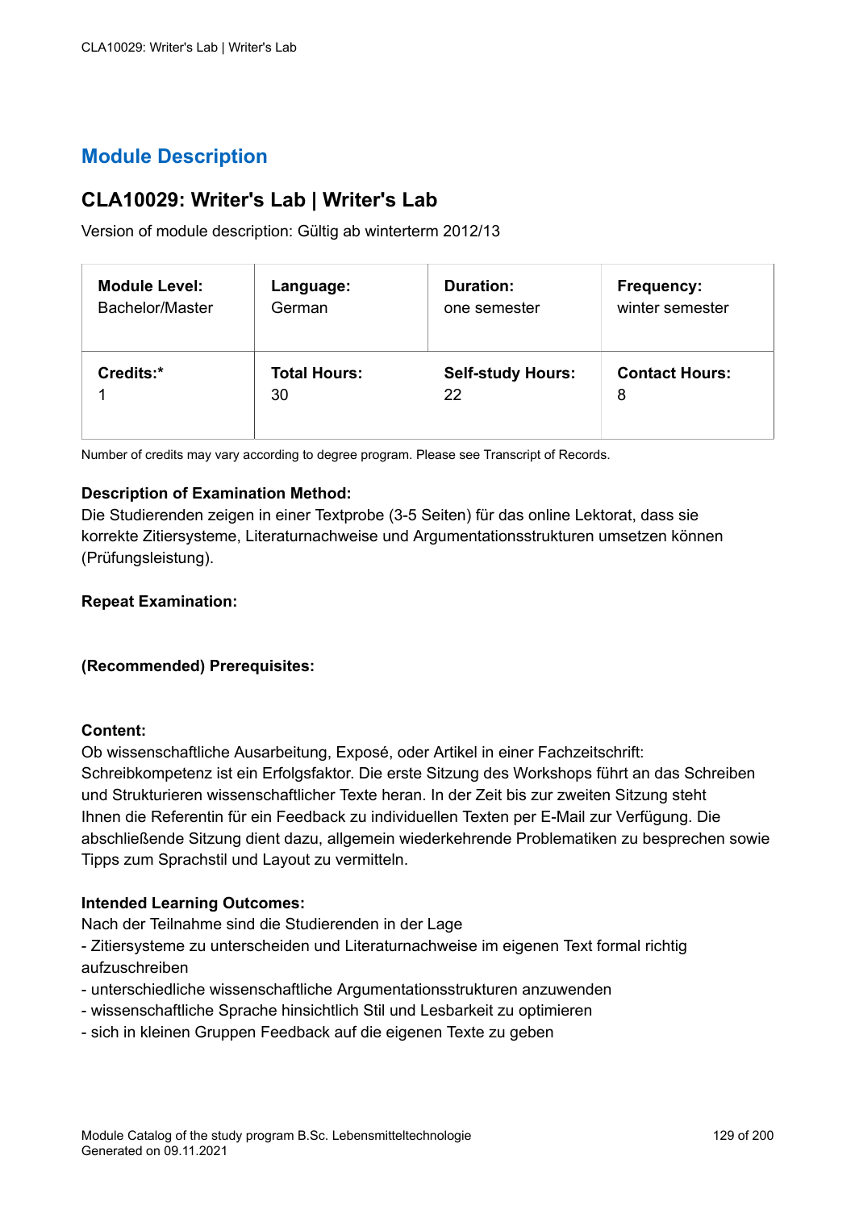## Module Description

## CLA10029: Writer's Lab | Writer's Lab

Version of module description: Gültig ab winterterm 2012/13

| | | | |
|---|---|---|---|
| **Module Level:**<br>Bachelor/Master | **Language:**<br>German | **Duration:**<br>one semester | **Frequency:**<br>winter semester |
| **Credits:***<br>1 | **Total Hours:**<br>30 | **Self-study Hours:**<br>22 | **Contact Hours:**<br>8 |

Number of credits may vary according to degree program. Please see Transcript of Records.

**Description of Examination Method:**
Die Studierenden zeigen in einer Textprobe (3-5 Seiten) für das online Lektorat, dass sie korrekte Zitiersysteme, Literaturnachweise und Argumentationsstrukturen umsetzen können (Prüfungsleistung).

**Repeat Examination:**

**(Recommended) Prerequisites:**

**Content:**
Ob wissenschaftliche Ausarbeitung, Exposé, oder Artikel in einer Fachzeitschrift: Schreibkompetenz ist ein Erfolgsfaktor. Die erste Sitzung des Workshops führt an das Schreiben und Strukturieren wissenschaftlicher Texte heran. In der Zeit bis zur zweiten Sitzung steht Ihnen die Referentin für ein Feedback zu individuellen Texten per E-Mail zur Verfügung. Die abschließende Sitzung dient dazu, allgemein wiederkehrende Problematiken zu besprechen sowie Tipps zum Sprachstil und Layout zu vermitteln.

**Intended Learning Outcomes:**
Nach der Teilnahme sind die Studierenden in der Lage
- Zitiersysteme zu unterscheiden und Literaturnachweise im eigenen Text formal richtig aufzuschreiben
- unterschiedliche wissenschaftliche Argumentationsstrukturen anzuwenden
- wissenschaftliche Sprache hinsichtlich Stil und Lesbarkeit zu optimieren
- sich in kleinen Gruppen Feedback auf die eigenen Texte zu geben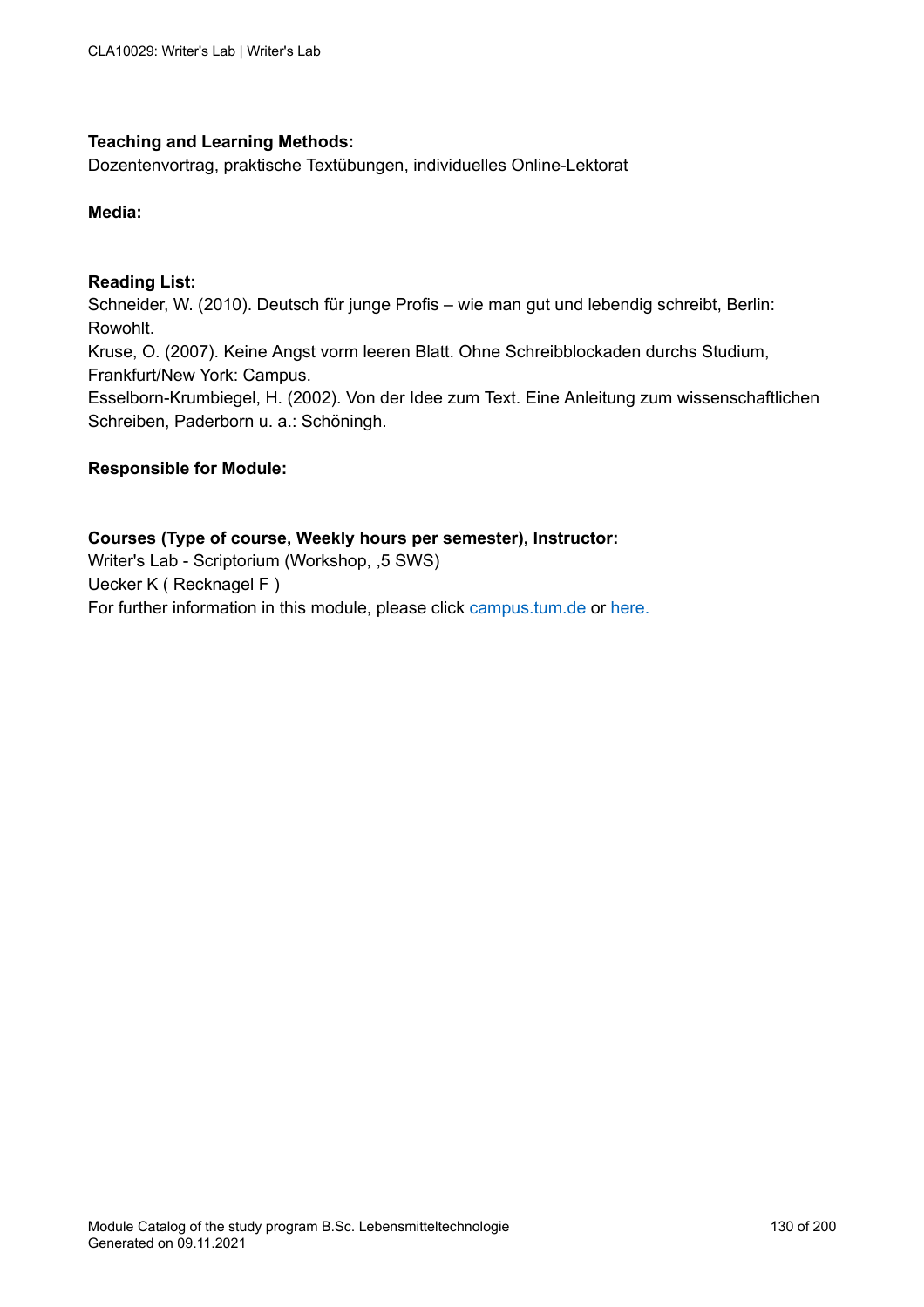**Teaching and Learning Methods:**
Dozentenvortrag, praktische Textübungen, individuelles Online-Lektorat

**Media:**

**Reading List:**
Schneider, W. (2010). Deutsch für junge Profis – wie man gut und lebendig schreibt, Berlin: Rowohlt.
Kruse, O. (2007). Keine Angst vorm leeren Blatt. Ohne Schreibblockaden durchs Studium, Frankfurt/New York: Campus.
Esselborn-Krumbiegel, H. (2002). Von der Idee zum Text. Eine Anleitung zum wissenschaftlichen Schreiben, Paderborn u. a.: Schöningh.

**Responsible for Module:**

**Courses (Type of course, Weekly hours per semester), Instructor:**
Writer's Lab - Scriptorium (Workshop, ,5 SWS)
Uecker K ( Recknagel F )
For further information in this module, please click campus.tum.de or here.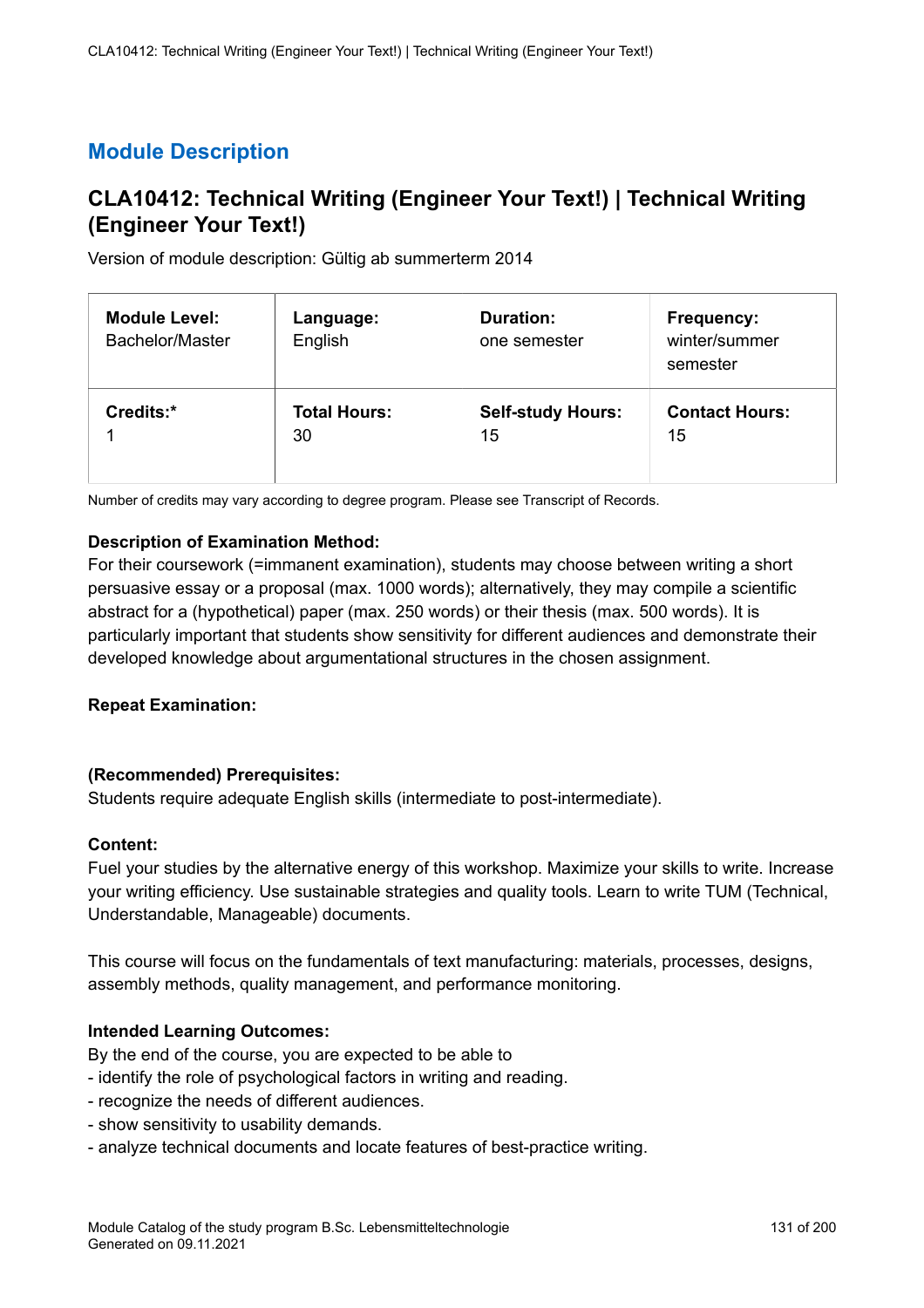## Module Description

# CLA10412: Technical Writing (Engineer Your Text!) | Technical Writing (Engineer Your Text!)

Version of module description: Gültig ab summerterm 2014

| | | | |
|---|---|---|---|
| **Module Level:**<br>Bachelor/Master | **Language:**<br>English | **Duration:**<br>one semester | **Frequency:**<br>winter/summer semester |
| **Credits:***<br>1 | **Total Hours:**<br>30 | **Self-study Hours:**<br>15 | **Contact Hours:**<br>15 |

Number of credits may vary according to degree program. Please see Transcript of Records.

**Description of Examination Method:**
For their coursework (=immanent examination), students may choose between writing a short persuasive essay or a proposal (max. 1000 words); alternatively, they may compile a scientific abstract for a (hypothetical) paper (max. 250 words) or their thesis (max. 500 words). It is particularly important that students show sensitivity for different audiences and demonstrate their developed knowledge about argumentational structures in the chosen assignment.

**Repeat Examination:**

**(Recommended) Prerequisites:**
Students require adequate English skills (intermediate to post-intermediate).

**Content:**
Fuel your studies by the alternative energy of this workshop. Maximize your skills to write. Increase your writing efficiency. Use sustainable strategies and quality tools. Learn to write TUM (Technical, Understandable, Manageable) documents.

This course will focus on the fundamentals of text manufacturing: materials, processes, designs, assembly methods, quality management, and performance monitoring.

**Intended Learning Outcomes:**
By the end of the course, you are expected to be able to
- identify the role of psychological factors in writing and reading.
- recognize the needs of different audiences.
- show sensitivity to usability demands.
- analyze technical documents and locate features of best-practice writing.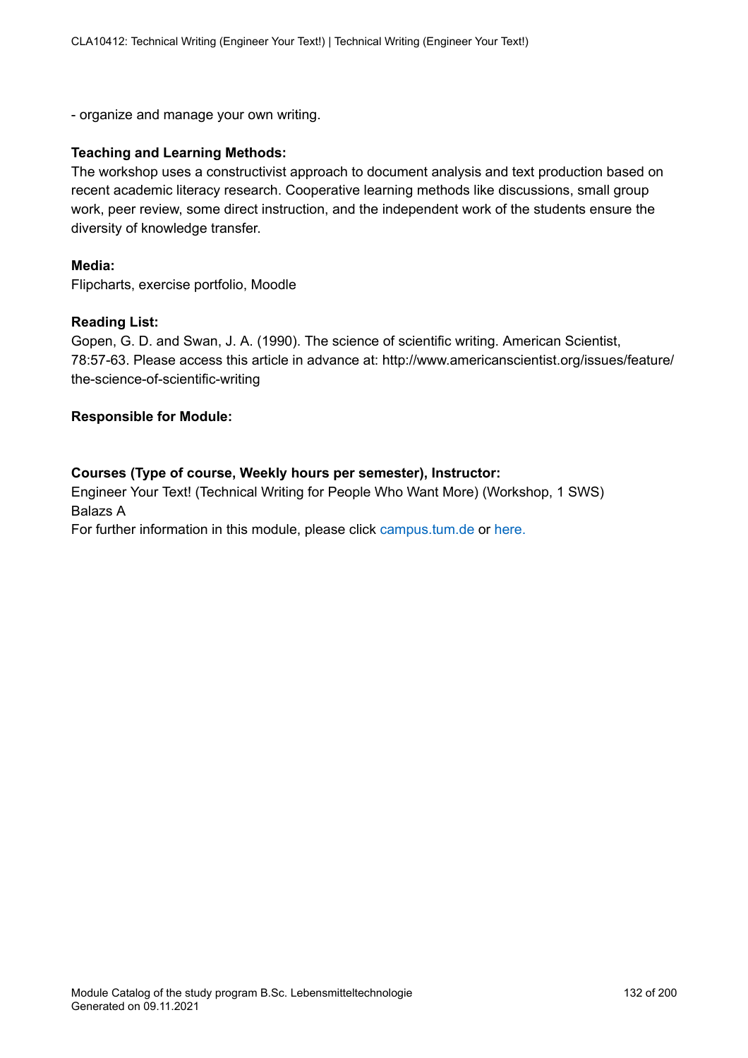- organize and manage your own writing.

**Teaching and Learning Methods:**
The workshop uses a constructivist approach to document analysis and text production based on recent academic literacy research. Cooperative learning methods like discussions, small group work, peer review, some direct instruction, and the independent work of the students ensure the diversity of knowledge transfer.

**Media:**
Flipcharts, exercise portfolio, Moodle

**Reading List:**
Gopen, G. D. and Swan, J. A. (1990). The science of scientific writing. American Scientist, 78:57-63. Please access this article in advance at: http://www.americanscientist.org/issues/feature/the-science-of-scientific-writing

**Responsible for Module:**

**Courses (Type of course, Weekly hours per semester), Instructor:**
Engineer Your Text! (Technical Writing for People Who Want More) (Workshop, 1 SWS)
Balazs A
For further information in this module, please click campus.tum.de or here.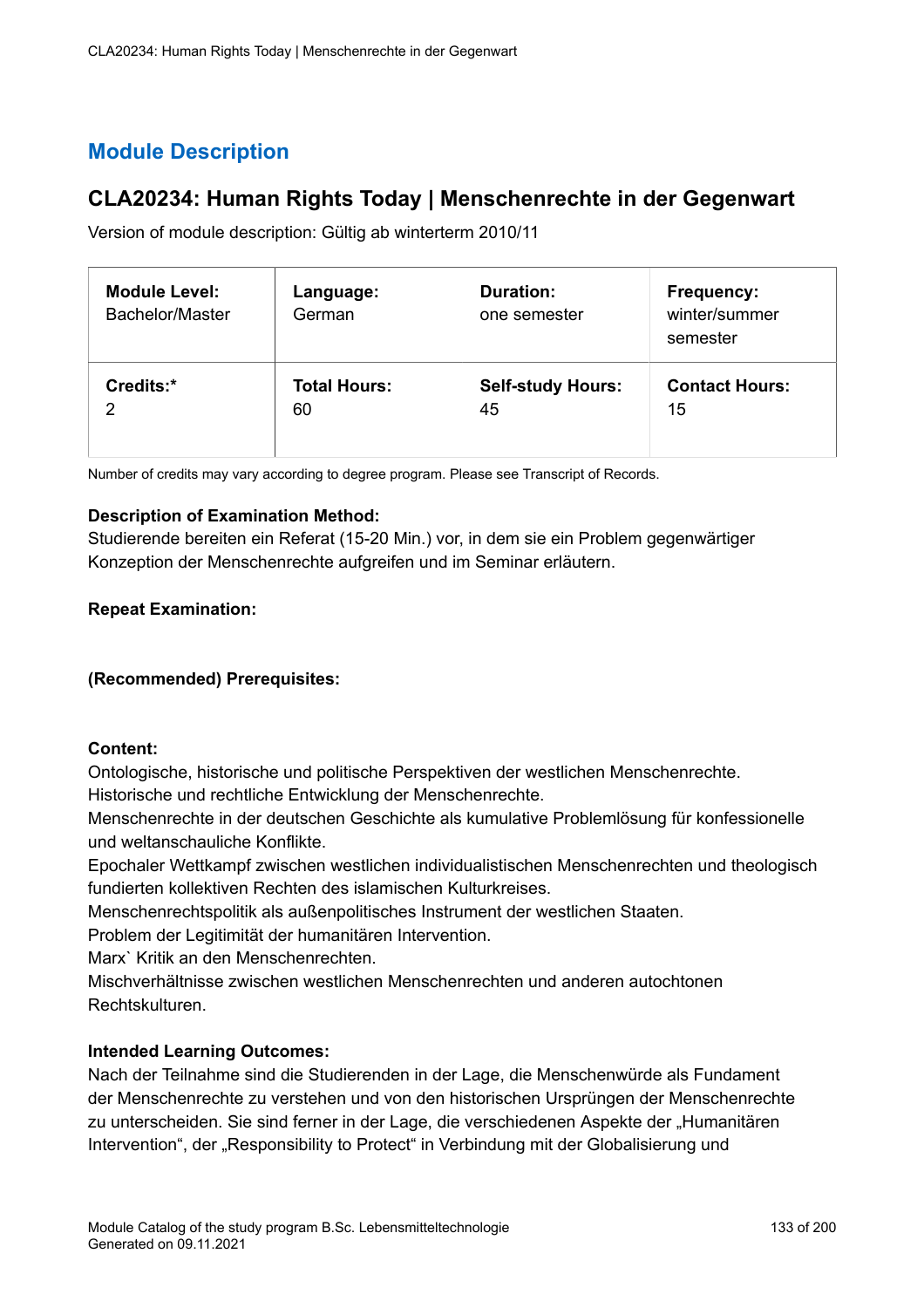## Module Description

## CLA20234: Human Rights Today | Menschenrechte in der Gegenwart

Version of module description: Gültig ab winterterm 2010/11

| | | | |
|---|---|---|---|
| **Module Level:**<br>Bachelor/Master | **Language:**<br>German | **Duration:**<br>one semester | **Frequency:**<br>winter/summer semester |
| **Credits:***<br>2 | **Total Hours:**<br>60 | **Self-study Hours:**<br>45 | **Contact Hours:**<br>15 |

Number of credits may vary according to degree program. Please see Transcript of Records.

**Description of Examination Method:**
Studierende bereiten ein Referat (15-20 Min.) vor, in dem sie ein Problem gegenwärtiger Konzeption der Menschenrechte aufgreifen und im Seminar erläutern.

**Repeat Examination:**

**(Recommended) Prerequisites:**

**Content:**
Ontologische, historische und politische Perspektiven der westlichen Menschenrechte.
Historische und rechtliche Entwicklung der Menschenrechte.
Menschenrechte in der deutschen Geschichte als kumulative Problemlösung für konfessionelle und weltanschauliche Konflikte.
Epochaler Wettkampf zwischen westlichen individualistischen Menschenrechten und theologisch fundierten kollektiven Rechten des islamischen Kulturkreises.
Menschenrechtspolitik als außenpolitisches Instrument der westlichen Staaten.
Problem der Legitimität der humanitären Intervention.
Marx` Kritik an den Menschenrechten.
Mischverhältnisse zwischen westlichen Menschenrechten und anderen autochtonen Rechtskulturen.

**Intended Learning Outcomes:**
Nach der Teilnahme sind die Studierenden in der Lage, die Menschenwürde als Fundament der Menschenrechte zu verstehen und von den historischen Ursprüngen der Menschenrechte zu unterscheiden. Sie sind ferner in der Lage, die verschiedenen Aspekte der „Humanitären Intervention“, der „Responsibility to Protect“ in Verbindung mit der Globalisierung und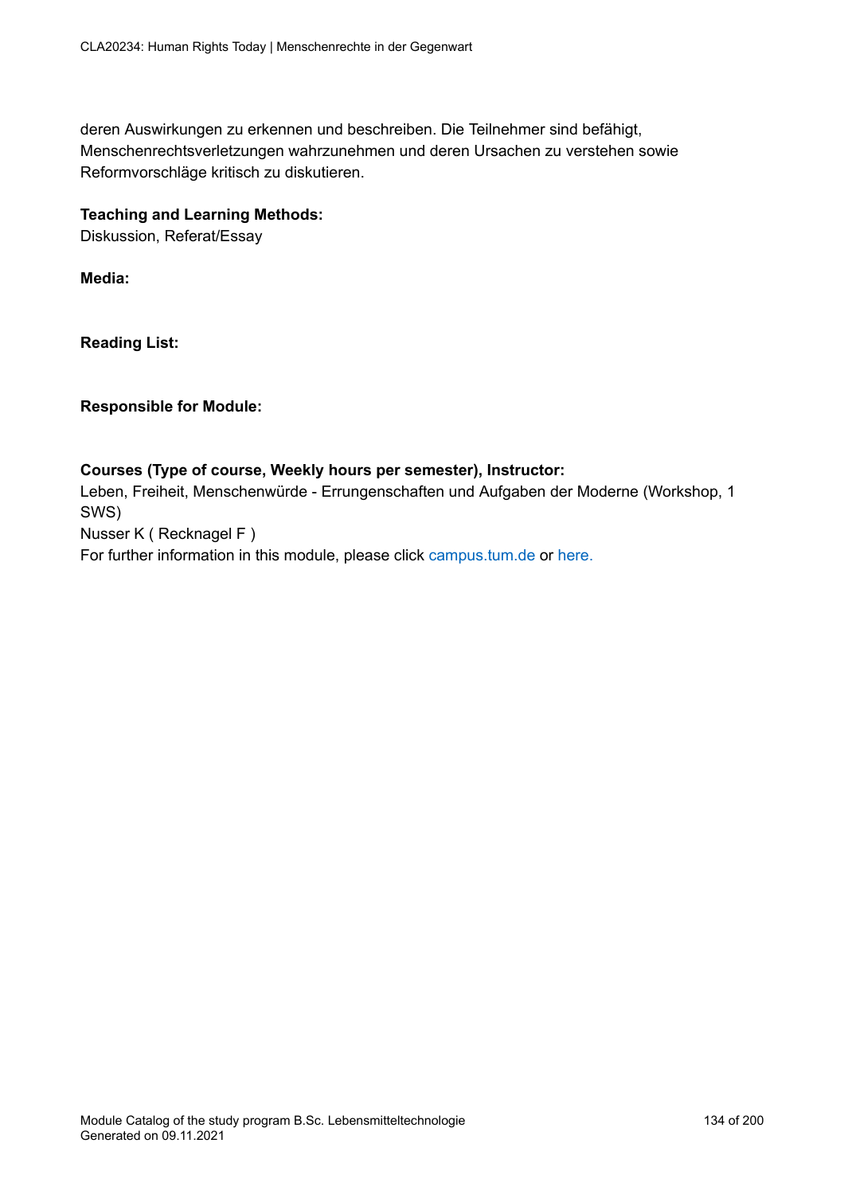deren Auswirkungen zu erkennen und beschreiben. Die Teilnehmer sind befähigt, Menschenrechtsverletzungen wahrzunehmen und deren Ursachen zu verstehen sowie Reformvorschläge kritisch zu diskutieren.

**Teaching and Learning Methods:**
Diskussion, Referat/Essay

**Media:**

**Reading List:**

**Responsible for Module:**

**Courses (Type of course, Weekly hours per semester), Instructor:**
Leben, Freiheit, Menschenwürde - Errungenschaften und Aufgaben der Moderne (Workshop, 1 SWS)
Nusser K ( Recknagel F )
For further information in this module, please click campus.tum.de or here.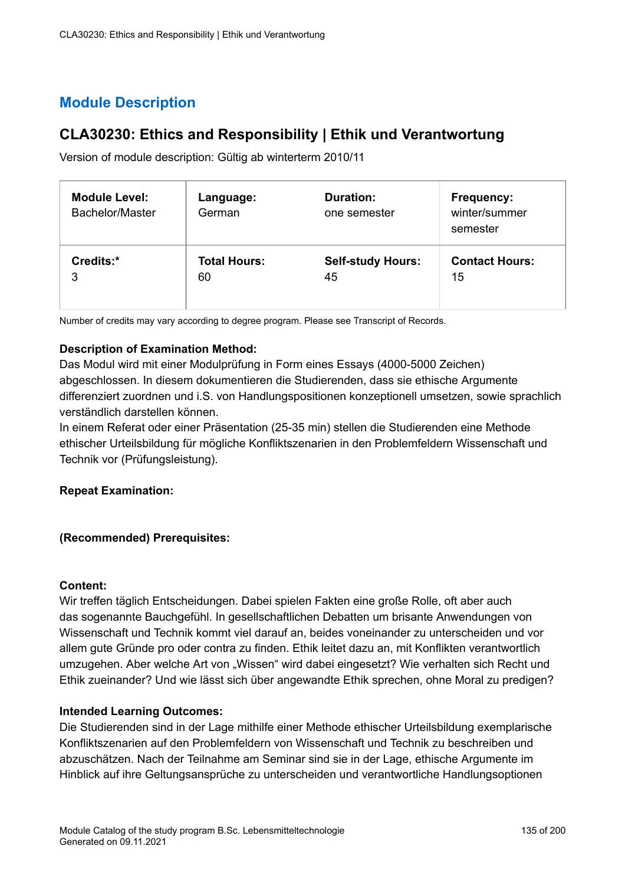# Module Description

## CLA30230: Ethics and Responsibility | Ethik und Verantwortung

Version of module description: Gültig ab winterterm 2010/11

| | | | |
|---|---|---|---|
| **Module Level:** Bachelor/Master | **Language:** German | **Duration:** one semester | **Frequency:** winter/summer semester |
| **Credits:*** 3 | **Total Hours:** 60 | **Self-study Hours:** 45 | **Contact Hours:** 15 |

Number of credits may vary according to degree program. Please see Transcript of Records.

**Description of Examination Method:**

Das Modul wird mit einer Modulprüfung in Form eines Essays (4000-5000 Zeichen) abgeschlossen. In diesem dokumentieren die Studierenden, dass sie ethische Argumente differenziert zuordnen und i.S. von Handlungspositionen konzeptionell umsetzen, sowie sprachlich verständlich darstellen können.

In einem Referat oder einer Präsentation (25-35 min) stellen die Studierenden eine Methode ethischer Urteilsbildung für mögliche Konfliktszenarien in den Problemfeldern Wissenschaft und Technik vor (Prüfungsleistung).

**Repeat Examination:**

**(Recommended) Prerequisites:**

**Content:**

Wir treffen täglich Entscheidungen. Dabei spielen Fakten eine große Rolle, oft aber auch das sogenannte Bauchgefühl. In gesellschaftlichen Debatten um brisante Anwendungen von Wissenschaft und Technik kommt viel darauf an, beides voneinander zu unterscheiden und vor allem gute Gründe pro oder contra zu finden. Ethik leitet dazu an, mit Konflikten verantwortlich umzugehen. Aber welche Art von „Wissen" wird dabei eingesetzt? Wie verhalten sich Recht und Ethik zueinander? Und wie lässt sich über angewandte Ethik sprechen, ohne Moral zu predigen?

**Intended Learning Outcomes:**

Die Studierenden sind in der Lage mithilfe einer Methode ethischer Urteilsbildung exemplarische Konfliktszenarien auf den Problemfeldern von Wissenschaft und Technik zu beschreiben und abzuschätzen. Nach der Teilnahme am Seminar sind sie in der Lage, ethische Argumente im Hinblick auf ihre Geltungsansprüche zu unterscheiden und verantwortliche Handlungsoptionen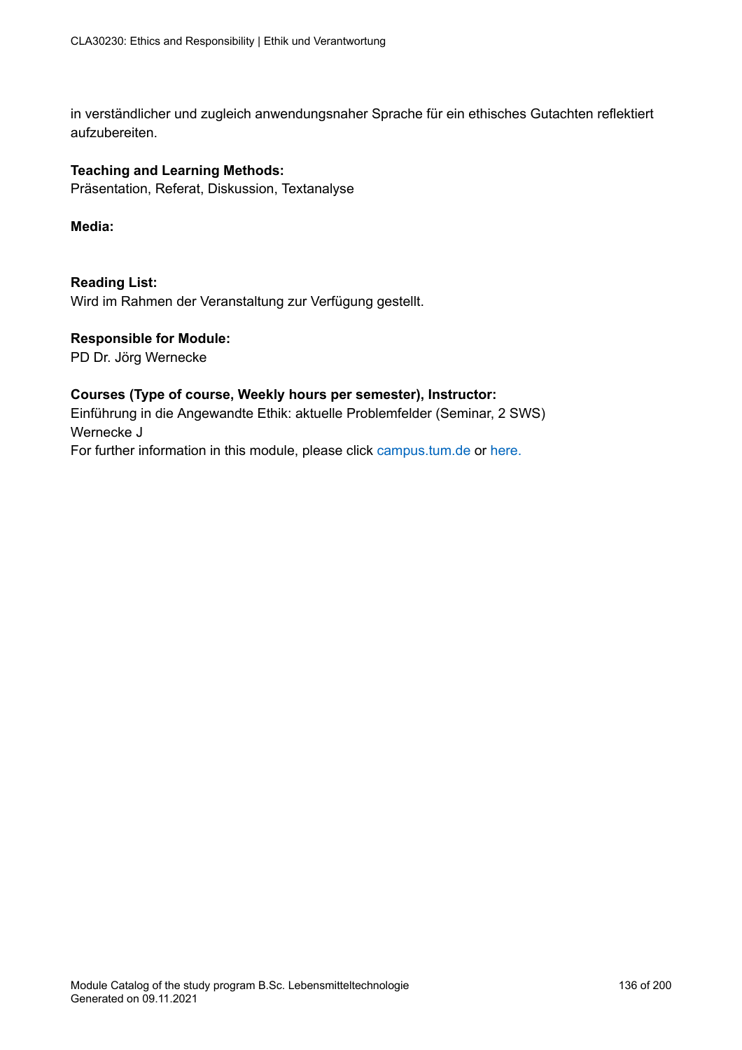in verständlicher und zugleich anwendungsnaher Sprache für ein ethisches Gutachten reflektiert aufzubereiten.

**Teaching and Learning Methods:**
Präsentation, Referat, Diskussion, Textanalyse

**Media:**

**Reading List:**
Wird im Rahmen der Veranstaltung zur Verfügung gestellt.

**Responsible for Module:**
PD Dr. Jörg Wernecke

**Courses (Type of course, Weekly hours per semester), Instructor:**
Einführung in die Angewandte Ethik: aktuelle Problemfelder (Seminar, 2 SWS)
Wernecke J
For further information in this module, please click campus.tum.de or here.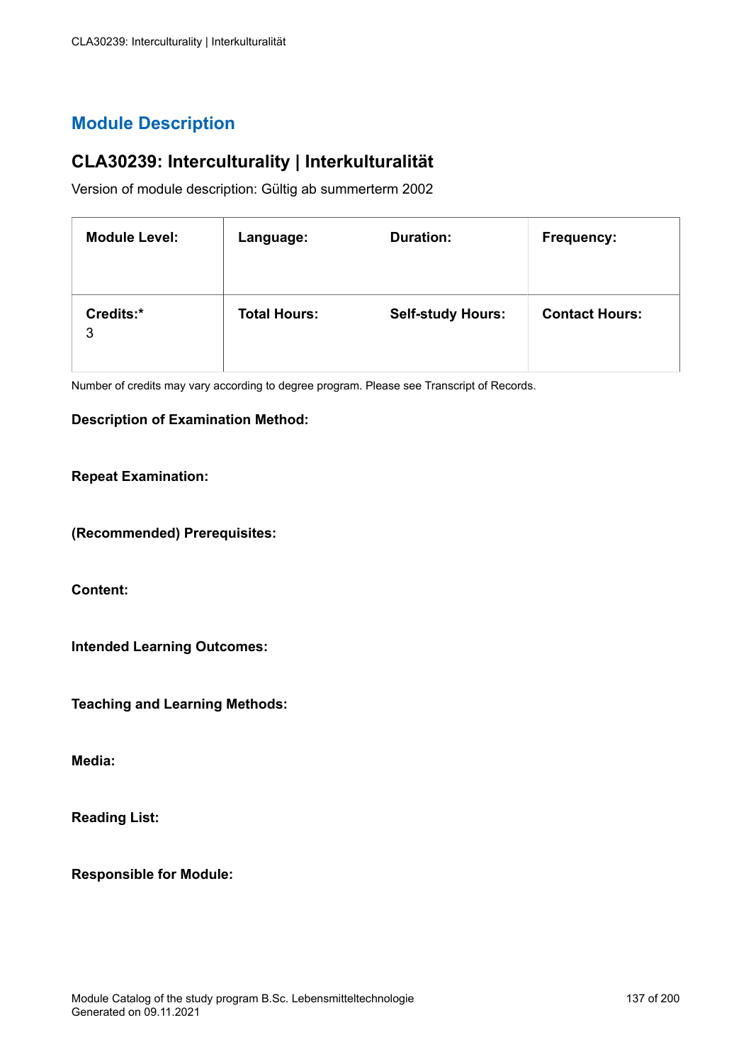## Module Description

### CLA30239: Interculturality | Interkulturalität

Version of module description: Gültig ab summerterm 2002

| Module Level: | Language: | Duration: | Frequency: |
|---|---|---|---|
| **Credits:*** 3 | **Total Hours:** | **Self-study Hours:** | **Contact Hours:** |

Number of credits may vary according to degree program. Please see Transcript of Records.

**Description of Examination Method:**

**Repeat Examination:**

**(Recommended) Prerequisites:**

**Content:**

**Intended Learning Outcomes:**

**Teaching and Learning Methods:**

**Media:**

**Reading List:**

**Responsible for Module:**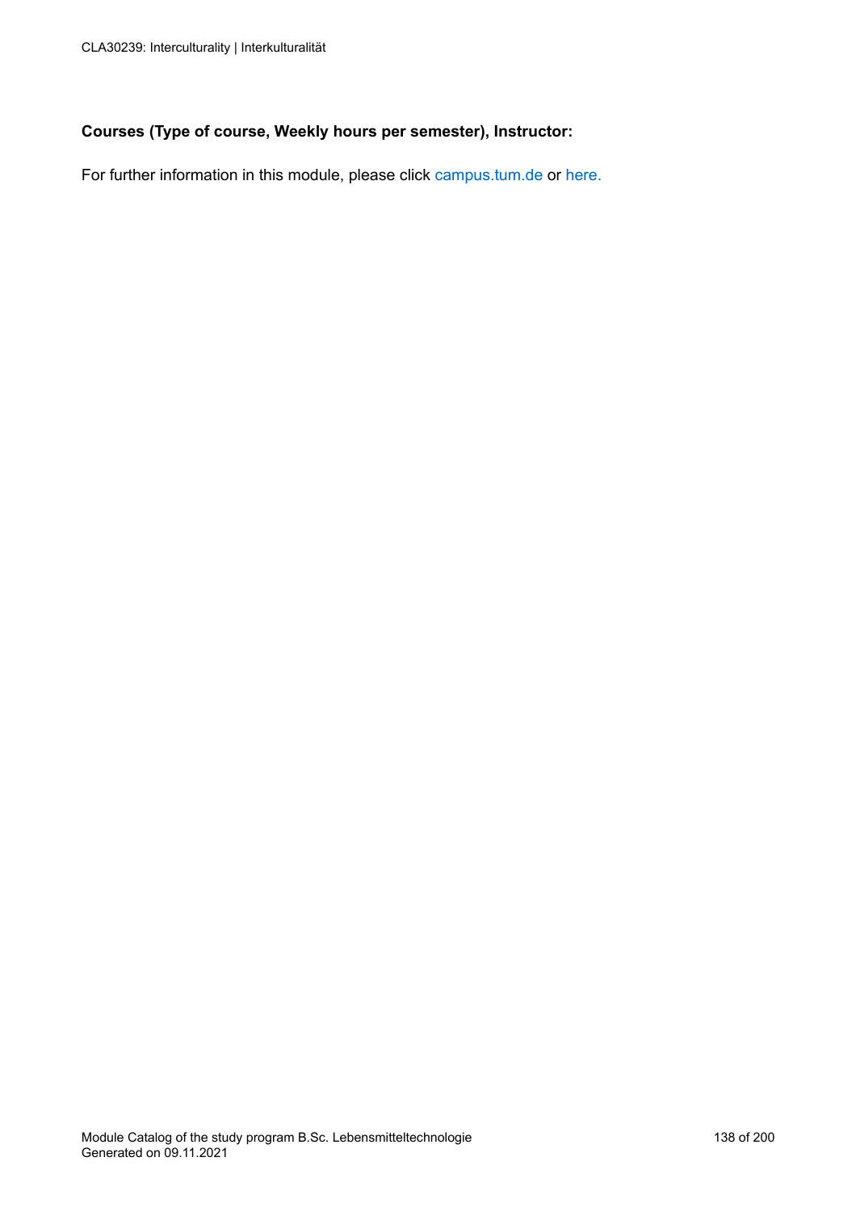**Courses (Type of course, Weekly hours per semester), Instructor:**

For further information in this module, please click campus.tum.de or here.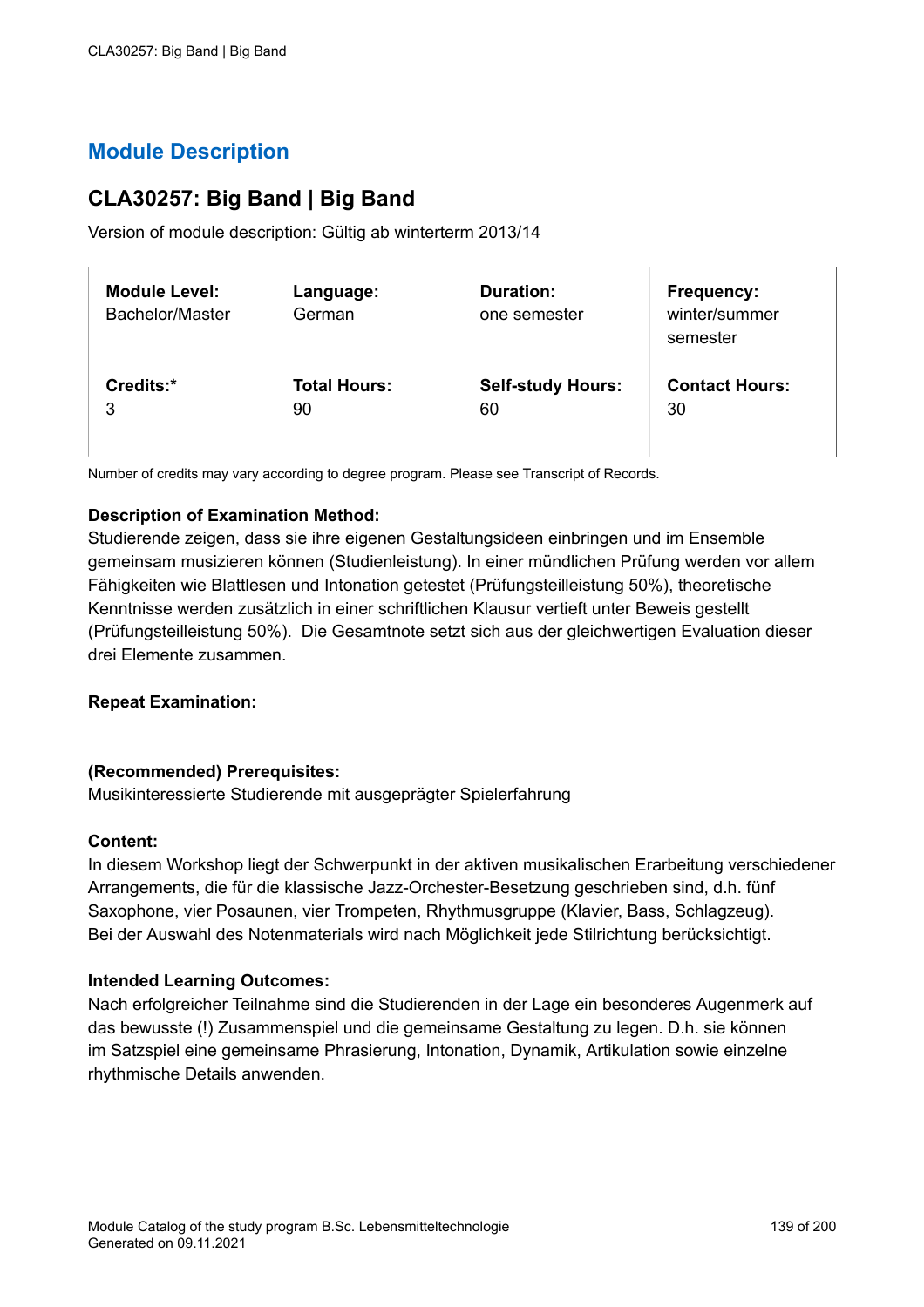## Module Description

# CLA30257: Big Band | Big Band

Version of module description: Gültig ab winterterm 2013/14

| | | | |
|---|---|---|---|
| **Module Level:**<br>Bachelor/Master | **Language:**<br>German | **Duration:**<br>one semester | **Frequency:**<br>winter/summer semester |
| **Credits:***<br>3 | **Total Hours:**<br>90 | **Self-study Hours:**<br>60 | **Contact Hours:**<br>30 |

Number of credits may vary according to degree program. Please see Transcript of Records.

**Description of Examination Method:**
Studierende zeigen, dass sie ihre eigenen Gestaltungsideen einbringen und im Ensemble gemeinsam musizieren können (Studienleistung). In einer mündlichen Prüfung werden vor allem Fähigkeiten wie Blattlesen und Intonation getestet (Prüfungsteilleistung 50%), theoretische Kenntnisse werden zusätzlich in einer schriftlichen Klausur vertieft unter Beweis gestellt (Prüfungsteilleistung 50%). Die Gesamtnote setzt sich aus der gleichwertigen Evaluation dieser drei Elemente zusammen.

**Repeat Examination:**

**(Recommended) Prerequisites:**
Musikinteressierte Studierende mit ausgeprägter Spielerfahrung

**Content:**
In diesem Workshop liegt der Schwerpunkt in der aktiven musikalischen Erarbeitung verschiedener Arrangements, die für die klassische Jazz-Orchester-Besetzung geschrieben sind, d.h. fünf Saxophone, vier Posaunen, vier Trompeten, Rhythmusgruppe (Klavier, Bass, Schlagzeug).
Bei der Auswahl des Notenmaterials wird nach Möglichkeit jede Stilrichtung berücksichtigt.

**Intended Learning Outcomes:**
Nach erfolgreicher Teilnahme sind die Studierenden in der Lage ein besonderes Augenmerk auf das bewusste (!) Zusammenspiel und die gemeinsame Gestaltung zu legen. D.h. sie können im Satzspiel eine gemeinsame Phrasierung, Intonation, Dynamik, Artikulation sowie einzelne rhythmische Details anwenden.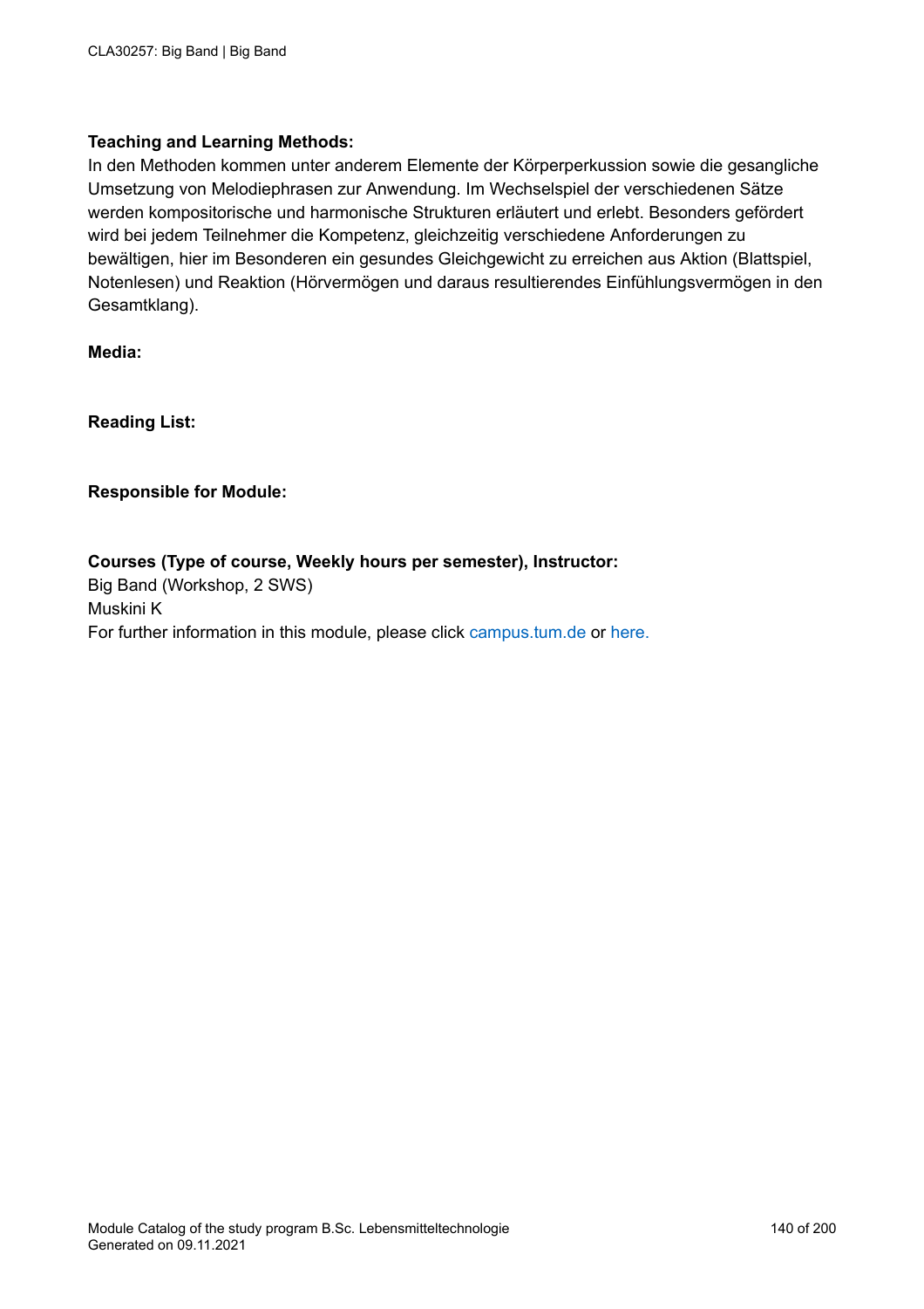**Teaching and Learning Methods:**

In den Methoden kommen unter anderem Elemente der Körperperkussion sowie die gesangliche Umsetzung von Melodiephrasen zur Anwendung. Im Wechselspiel der verschiedenen Sätze werden kompositorische und harmonische Strukturen erläutert und erlebt. Besonders gefördert wird bei jedem Teilnehmer die Kompetenz, gleichzeitig verschiedene Anforderungen zu bewältigen, hier im Besonderen ein gesundes Gleichgewicht zu erreichen aus Aktion (Blattspiel, Notenlesen) und Reaktion (Hörvermögen und daraus resultierendes Einfühlungsvermögen in den Gesamtklang).

**Media:**

**Reading List:**

**Responsible for Module:**

**Courses (Type of course, Weekly hours per semester), Instructor:**

Big Band (Workshop, 2 SWS)
Muskini K

For further information in this module, please click campus.tum.de or here.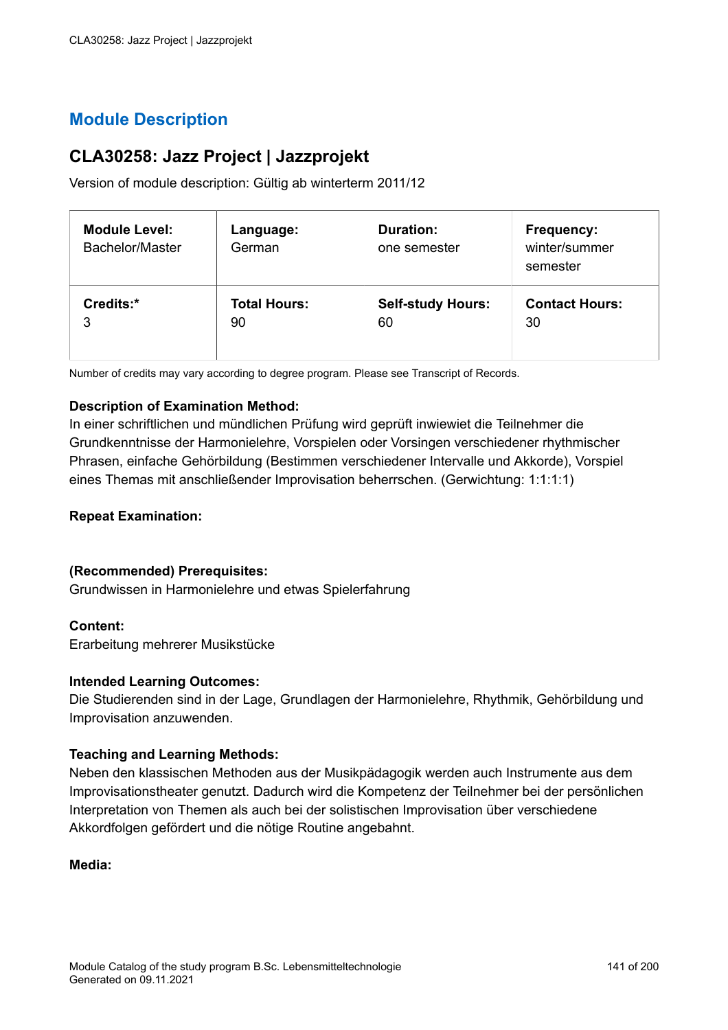## Module Description

## CLA30258: Jazz Project | Jazzprojekt

Version of module description: Gültig ab winterterm 2011/12

| | | | |
|---|---|---|---|
| **Module Level:**<br>Bachelor/Master | **Language:**<br>German | **Duration:**<br>one semester | **Frequency:**<br>winter/summer semester |
| **Credits:***<br>3 | **Total Hours:**<br>90 | **Self-study Hours:**<br>60 | **Contact Hours:**<br>30 |

Number of credits may vary according to degree program. Please see Transcript of Records.

**Description of Examination Method:**
In einer schriftlichen und mündlichen Prüfung wird geprüft inwiewiet die Teilnehmer die Grundkenntnisse der Harmonielehre, Vorspielen oder Vorsingen verschiedener rhythmischer Phrasen, einfache Gehörbildung (Bestimmen verschiedener Intervalle und Akkorde), Vorspiel eines Themas mit anschließender Improvisation beherrschen. (Gerwichtung: 1:1:1:1)

**Repeat Examination:**

**(Recommended) Prerequisites:**
Grundwissen in Harmonielehre und etwas Spielerfahrung

**Content:**
Erarbeitung mehrerer Musikstücke

**Intended Learning Outcomes:**
Die Studierenden sind in der Lage, Grundlagen der Harmonielehre, Rhythmik, Gehörbildung und Improvisation anzuwenden.

**Teaching and Learning Methods:**
Neben den klassischen Methoden aus der Musikpädagogik werden auch Instrumente aus dem Improvisationstheater genutzt. Dadurch wird die Kompetenz der Teilnehmer bei der persönlichen Interpretation von Themen als auch bei der solistischen Improvisation über verschiedene Akkordfolgen gefördert und die nötige Routine angebahnt.

**Media:**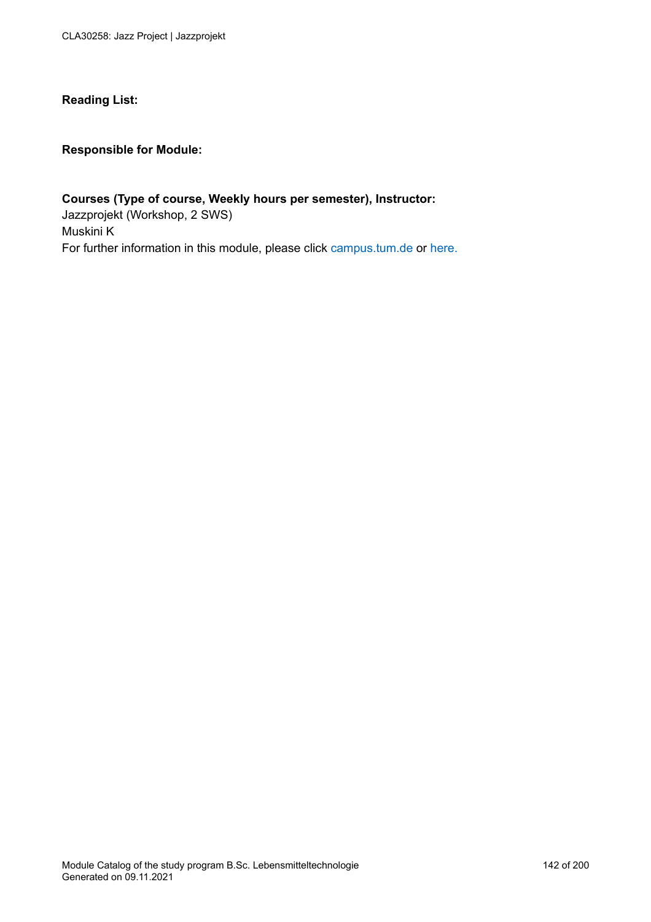**Reading List:**

**Responsible for Module:**

**Courses (Type of course, Weekly hours per semester), Instructor:**
Jazzprojekt (Workshop, 2 SWS)
Muskini K
For further information in this module, please click campus.tum.de or here.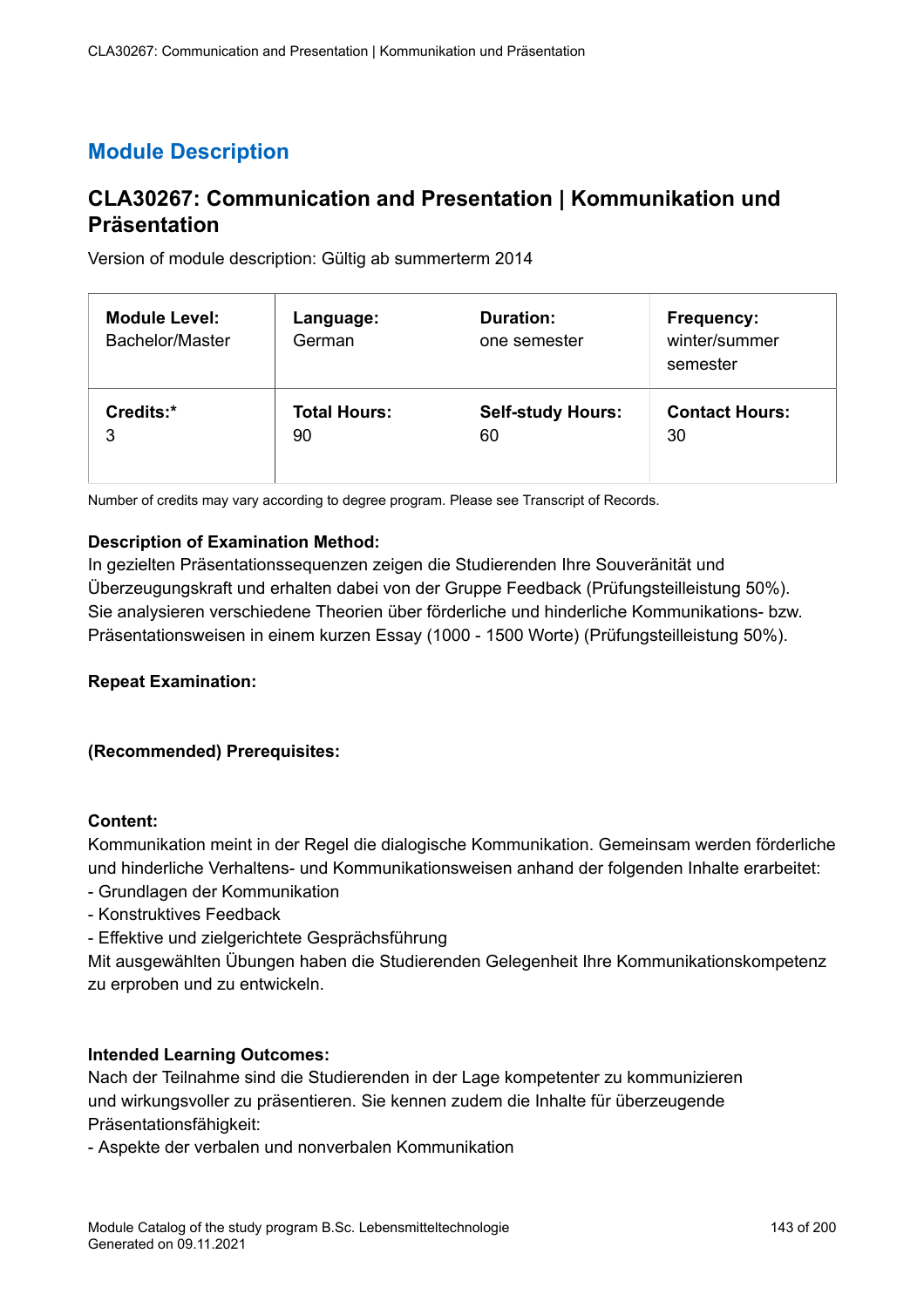## Module Description

### CLA30267: Communication and Presentation | Kommunikation und Präsentation

Version of module description: Gültig ab summerterm 2014

| | | | |
|---|---|---|---|
| **Module Level:**<br>Bachelor/Master | **Language:**<br>German | **Duration:**<br>one semester | **Frequency:**<br>winter/summer semester |
| **Credits:***<br>3 | **Total Hours:**<br>90 | **Self-study Hours:**<br>60 | **Contact Hours:**<br>30 |

Number of credits may vary according to degree program. Please see Transcript of Records.

**Description of Examination Method:**
In gezielten Präsentationssequenzen zeigen die Studierenden Ihre Souveränität und Überzeugungskraft und erhalten dabei von der Gruppe Feedback (Prüfungsteilleistung 50%). Sie analysieren verschiedene Theorien über förderliche und hinderliche Kommunikations- bzw. Präsentationsweisen in einem kurzen Essay (1000 - 1500 Worte) (Prüfungsteilleistung 50%).

**Repeat Examination:**

**(Recommended) Prerequisites:**

**Content:**
Kommunikation meint in der Regel die dialogische Kommunikation. Gemeinsam werden förderliche und hinderliche Verhaltens- und Kommunikationsweisen anhand der folgenden Inhalte erarbeitet:
- Grundlagen der Kommunikation
- Konstruktives Feedback
- Effektive und zielgerichtete Gesprächsführung

Mit ausgewählten Übungen haben die Studierenden Gelegenheit Ihre Kommunikationskompetenz zu erproben und zu entwickeln.

**Intended Learning Outcomes:**
Nach der Teilnahme sind die Studierenden in der Lage kompetenter zu kommunizieren und wirkungsvoller zu präsentieren. Sie kennen zudem die Inhalte für überzeugende Präsentationsfähigkeit:
- Aspekte der verbalen und nonverbalen Kommunikation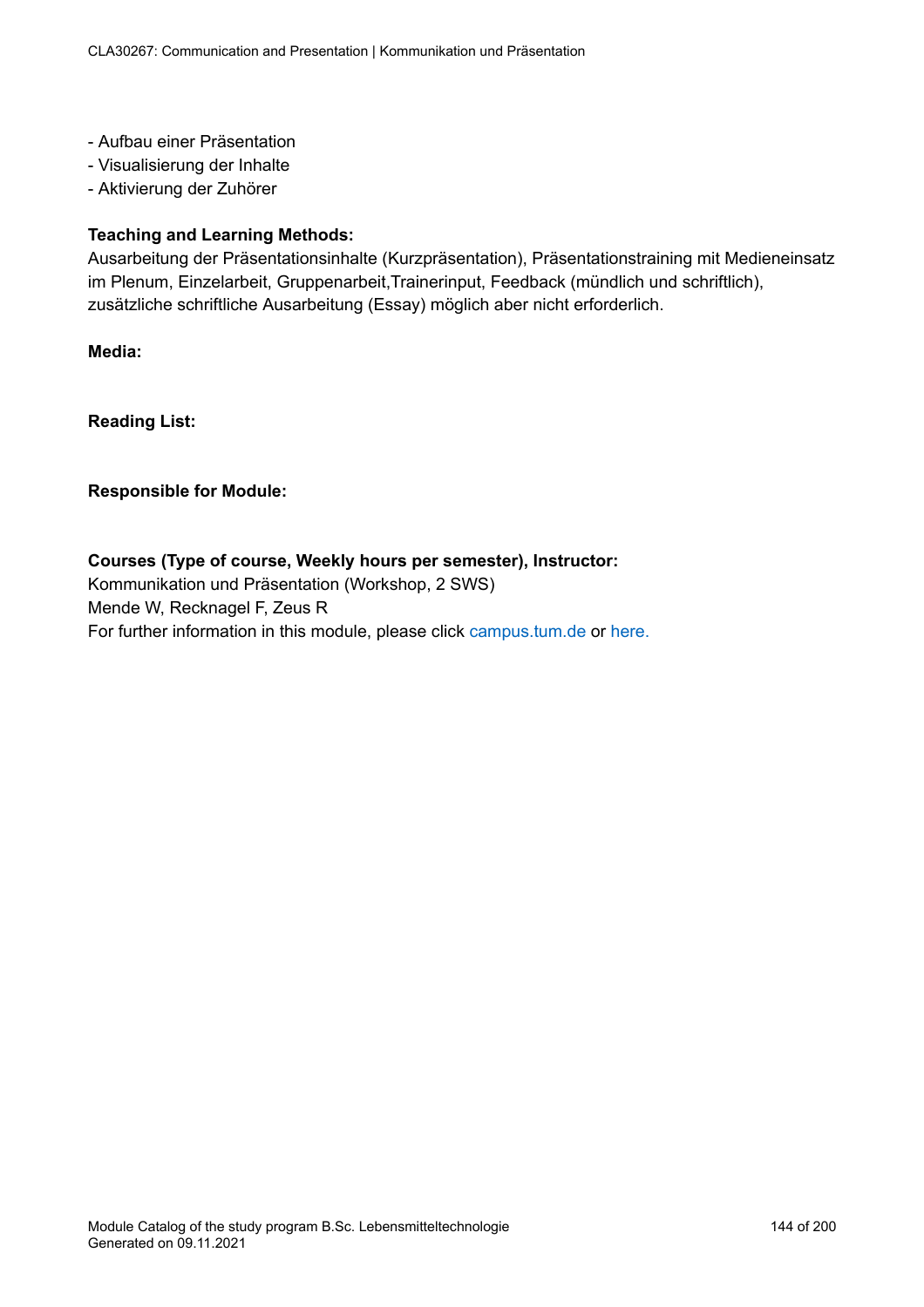- Aufbau einer Präsentation
- Visualisierung der Inhalte
- Aktivierung der Zuhörer

**Teaching and Learning Methods:**
Ausarbeitung der Präsentationsinhalte (Kurzpräsentation), Präsentationstraining mit Medieneinsatz im Plenum, Einzelarbeit, Gruppenarbeit,Trainerinput, Feedback (mündlich und schriftlich), zusätzliche schriftliche Ausarbeitung (Essay) möglich aber nicht erforderlich.

**Media:**

**Reading List:**

**Responsible for Module:**

**Courses (Type of course, Weekly hours per semester), Instructor:**
Kommunikation und Präsentation (Workshop, 2 SWS)
Mende W, Recknagel F, Zeus R
For further information in this module, please click campus.tum.de or here.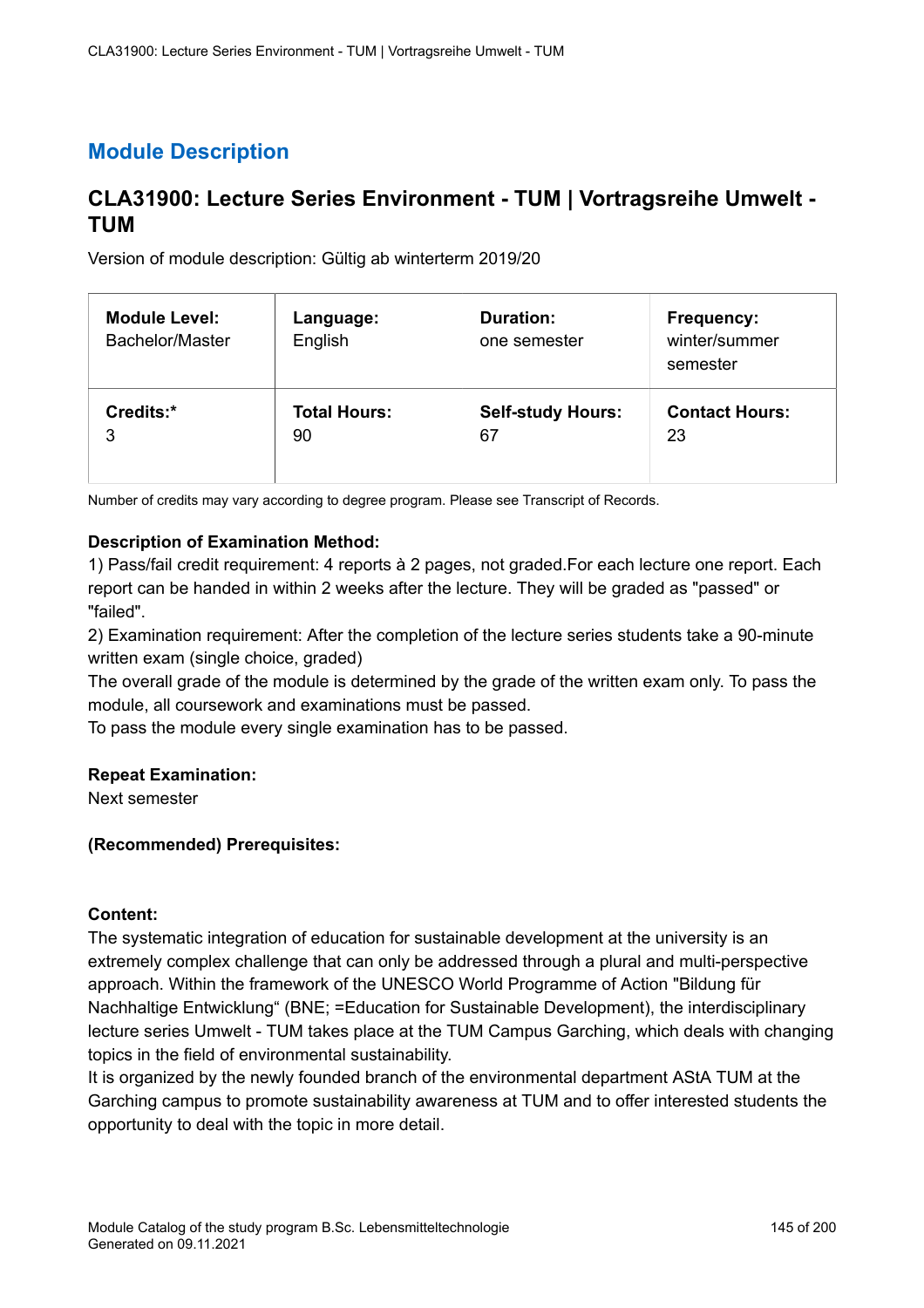## Module Description

# CLA31900: Lecture Series Environment - TUM | Vortragsreihe Umwelt - TUM

Version of module description: Gültig ab winterterm 2019/20

| | | | |
|---|---|---|---|
| **Module Level:**<br>Bachelor/Master | **Language:**<br>English | **Duration:**<br>one semester | **Frequency:**<br>winter/summer semester |
| **Credits:***<br>3 | **Total Hours:**<br>90 | **Self-study Hours:**<br>67 | **Contact Hours:**<br>23 |

Number of credits may vary according to degree program. Please see Transcript of Records.

**Description of Examination Method:**
1) Pass/fail credit requirement: 4 reports à 2 pages, not graded.For each lecture one report. Each report can be handed in within 2 weeks after the lecture. They will be graded as "passed" or "failed".
2) Examination requirement: After the completion of the lecture series students take a 90-minute written exam (single choice, graded)
The overall grade of the module is determined by the grade of the written exam only. To pass the module, all coursework and examinations must be passed.
To pass the module every single examination has to be passed.

**Repeat Examination:**
Next semester

**(Recommended) Prerequisites:**

**Content:**
The systematic integration of education for sustainable development at the university is an extremely complex challenge that can only be addressed through a plural and multi-perspective approach. Within the framework of the UNESCO World Programme of Action "Bildung für Nachhaltige Entwicklung“ (BNE; =Education for Sustainable Development), the interdisciplinary lecture series Umwelt - TUM takes place at the TUM Campus Garching, which deals with changing topics in the field of environmental sustainability.
It is organized by the newly founded branch of the environmental department AStA TUM at the Garching campus to promote sustainability awareness at TUM and to offer interested students the opportunity to deal with the topic in more detail.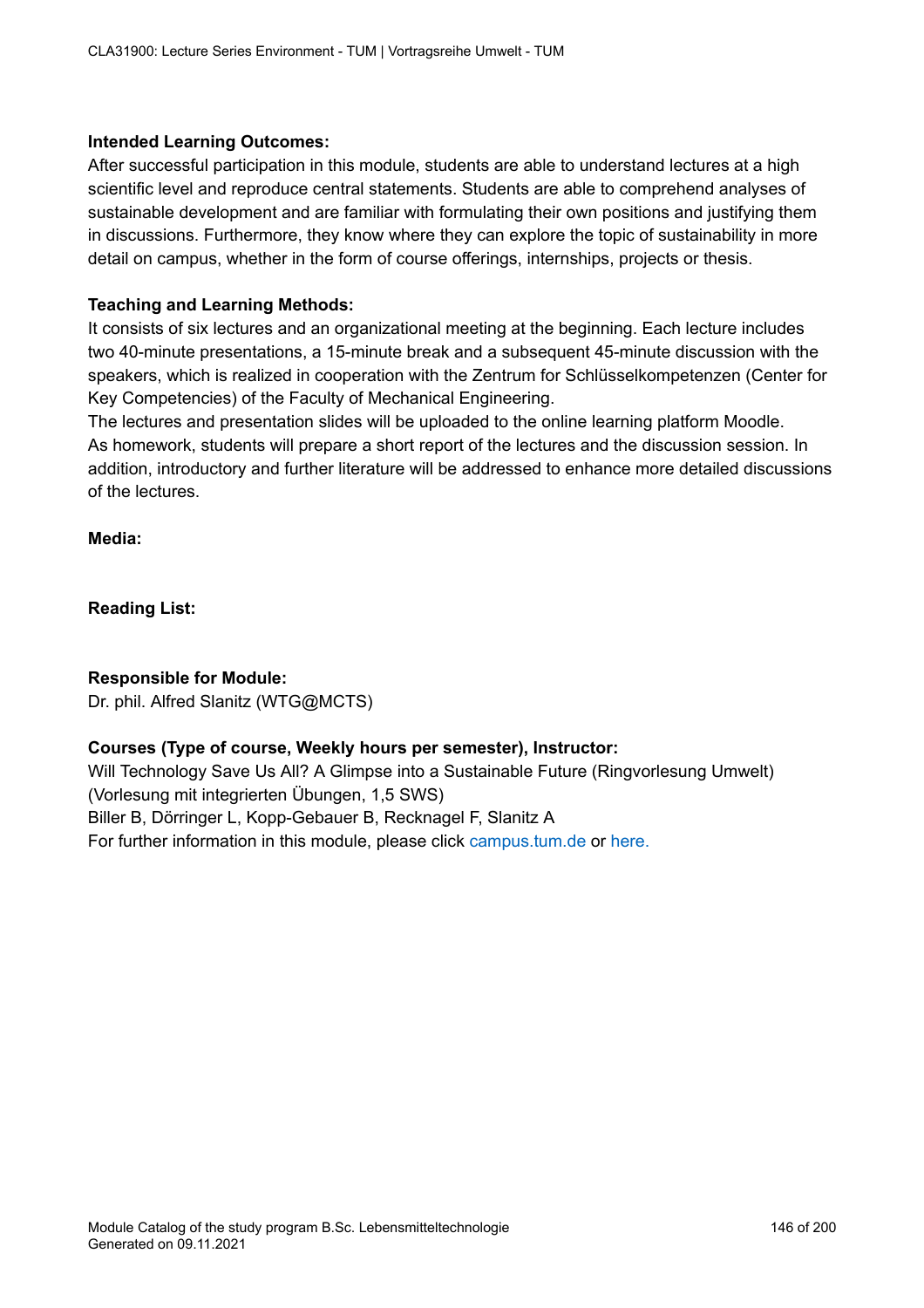**Intended Learning Outcomes:**
After successful participation in this module, students are able to understand lectures at a high scientific level and reproduce central statements. Students are able to comprehend analyses of sustainable development and are familiar with formulating their own positions and justifying them in discussions. Furthermore, they know where they can explore the topic of sustainability in more detail on campus, whether in the form of course offerings, internships, projects or thesis.

**Teaching and Learning Methods:**
It consists of six lectures and an organizational meeting at the beginning. Each lecture includes two 40-minute presentations, a 15-minute break and a subsequent 45-minute discussion with the speakers, which is realized in cooperation with the Zentrum for Schlüsselkompetenzen (Center for Key Competencies) of the Faculty of Mechanical Engineering.
The lectures and presentation slides will be uploaded to the online learning platform Moodle.
As homework, students will prepare a short report of the lectures and the discussion session. In addition, introductory and further literature will be addressed to enhance more detailed discussions of the lectures.

**Media:**

**Reading List:**

**Responsible for Module:**
Dr. phil. Alfred Slanitz (WTG@MCTS)

**Courses (Type of course, Weekly hours per semester), Instructor:**
Will Technology Save Us All? A Glimpse into a Sustainable Future (Ringvorlesung Umwelt) (Vorlesung mit integrierten Übungen, 1,5 SWS)
Biller B, Dörringer L, Kopp-Gebauer B, Recknagel F, Slanitz A
For further information in this module, please click campus.tum.de or here.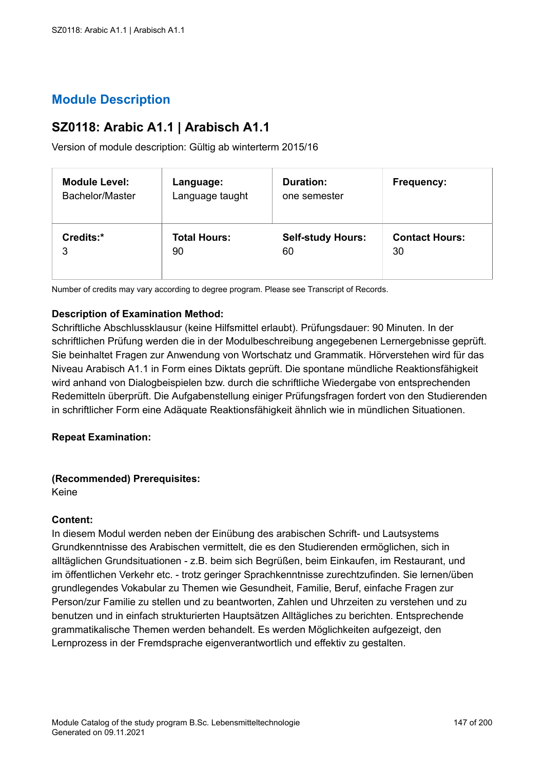## Module Description

# SZ0118: Arabic A1.1 | Arabisch A1.1

Version of module description: Gültig ab winterterm 2015/16

| | | | |
|---|---|---|---|
| **Module Level:**<br>Bachelor/Master | **Language:**<br>Language taught | **Duration:**<br>one semester | **Frequency:** |
| **Credits:***<br>3 | **Total Hours:**<br>90 | **Self-study Hours:**<br>60 | **Contact Hours:**<br>30 |

Number of credits may vary according to degree program. Please see Transcript of Records.

**Description of Examination Method:**
Schriftliche Abschlussklausur (keine Hilfsmittel erlaubt). Prüfungsdauer: 90 Minuten. In der schriftlichen Prüfung werden die in der Modulbeschreibung angegebenen Lernergebnisse geprüft. Sie beinhaltet Fragen zur Anwendung von Wortschatz und Grammatik. Hörverstehen wird für das Niveau Arabisch A1.1 in Form eines Diktats geprüft. Die spontane mündliche Reaktionsfähigkeit wird anhand von Dialogbeispielen bzw. durch die schriftliche Wiedergabe von entsprechenden Redemitteln überprüft. Die Aufgabenstellung einiger Prüfungsfragen fordert von den Studierenden in schriftlicher Form eine Adäquate Reaktionsfähigkeit ähnlich wie in mündlichen Situationen.

**Repeat Examination:**

**(Recommended) Prerequisites:**
Keine

**Content:**
In diesem Modul werden neben der Einübung des arabischen Schrift- und Lautsystems Grundkenntnisse des Arabischen vermittelt, die es den Studierenden ermöglichen, sich in alltäglichen Grundsituationen - z.B. beim sich Begrüßen, beim Einkaufen, im Restaurant, und im öffentlichen Verkehr etc. - trotz geringer Sprachkenntnisse zurechtzufinden. Sie lernen/üben grundlegendes Vokabular zu Themen wie Gesundheit, Familie, Beruf, einfache Fragen zur Person/zur Familie zu stellen und zu beantworten, Zahlen und Uhrzeiten zu verstehen und zu benutzen und in einfach strukturierten Hauptsätzen Alltägliches zu berichten. Entsprechende grammatikalische Themen werden behandelt. Es werden Möglichkeiten aufgezeigt, den Lernprozess in der Fremdsprache eigenverantwortlich und effektiv zu gestalten.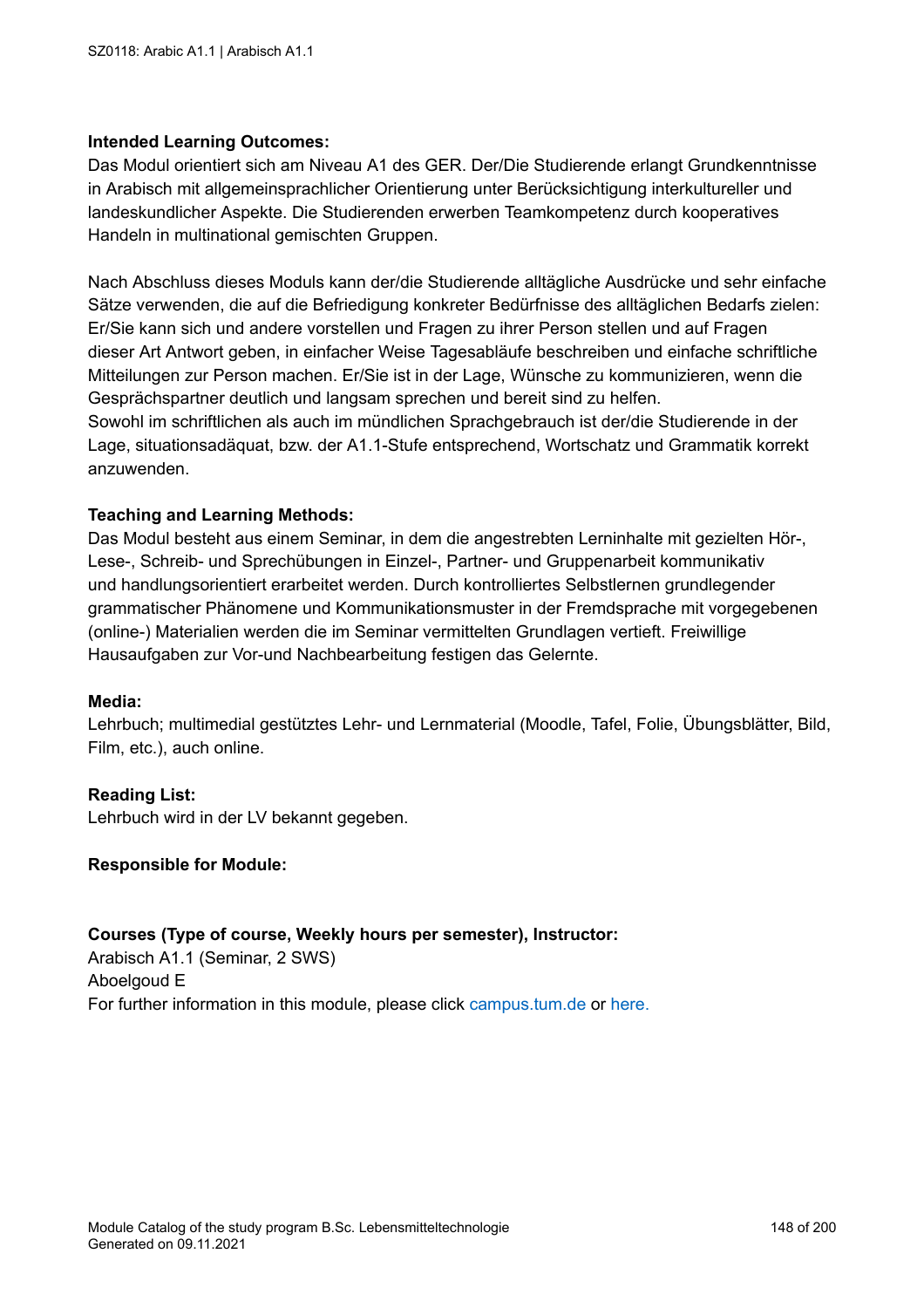**Intended Learning Outcomes:**
Das Modul orientiert sich am Niveau A1 des GER. Der/Die Studierende erlangt Grundkenntnisse in Arabisch mit allgemeinsprachlicher Orientierung unter Berücksichtigung interkultureller und landeskundlicher Aspekte. Die Studierenden erwerben Teamkompetenz durch kooperatives Handeln in multinational gemischten Gruppen.

Nach Abschluss dieses Moduls kann der/die Studierende alltägliche Ausdrücke und sehr einfache Sätze verwenden, die auf die Befriedigung konkreter Bedürfnisse des alltäglichen Bedarfs zielen: Er/Sie kann sich und andere vorstellen und Fragen zu ihrer Person stellen und auf Fragen dieser Art Antwort geben, in einfacher Weise Tagesabläufe beschreiben und einfache schriftliche Mitteilungen zur Person machen. Er/Sie ist in der Lage, Wünsche zu kommunizieren, wenn die Gesprächspartner deutlich und langsam sprechen und bereit sind zu helfen.
Sowohl im schriftlichen als auch im mündlichen Sprachgebrauch ist der/die Studierende in der Lage, situationsadäquat, bzw. der A1.1-Stufe entsprechend, Wortschatz und Grammatik korrekt anzuwenden.

**Teaching and Learning Methods:**
Das Modul besteht aus einem Seminar, in dem die angestrebten Lerninhalte mit gezielten Hör-, Lese-, Schreib- und Sprechübungen in Einzel-, Partner- und Gruppenarbeit kommunikativ und handlungsorientiert erarbeitet werden. Durch kontrolliertes Selbstlernen grundlegender grammatischer Phänomene und Kommunikationsmuster in der Fremdsprache mit vorgegebenen (online-) Materialien werden die im Seminar vermittelten Grundlagen vertieft. Freiwillige Hausaufgaben zur Vor-und Nachbearbeitung festigen das Gelernte.

**Media:**
Lehrbuch; multimedial gestütztes Lehr- und Lernmaterial (Moodle, Tafel, Folie, Übungsblätter, Bild, Film, etc.), auch online.

**Reading List:**
Lehrbuch wird in der LV bekannt gegeben.

**Responsible for Module:**

**Courses (Type of course, Weekly hours per semester), Instructor:**
Arabisch A1.1 (Seminar, 2 SWS)
Aboelgoud E
For further information in this module, please click campus.tum.de or here.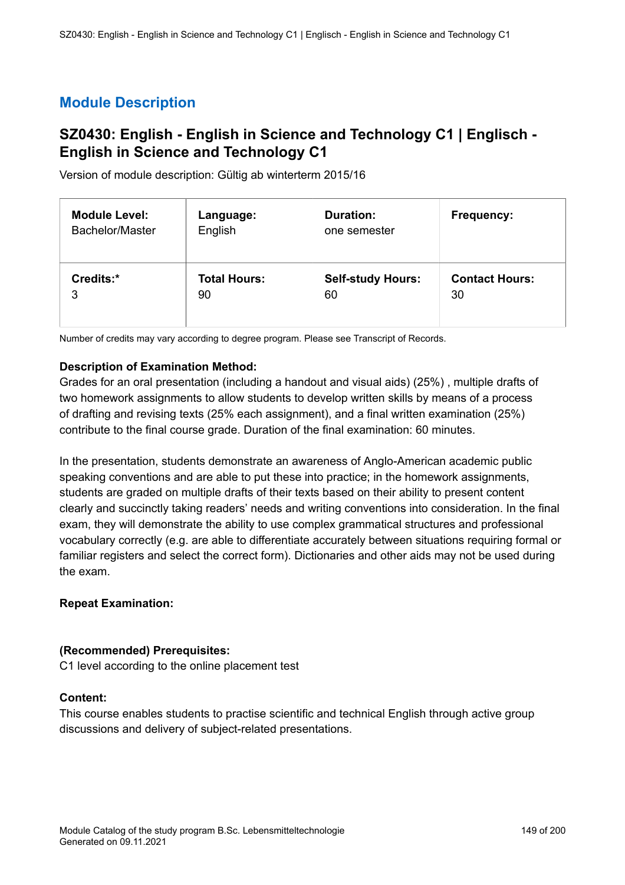## Module Description

### SZ0430: English - English in Science and Technology C1 | Englisch - English in Science and Technology C1

Version of module description: Gültig ab winterterm 2015/16

| **Module Level:**<br>Bachelor/Master | **Language:**<br>English | **Duration:**<br>one semester | **Frequency:** |
|---|---|---|---|
| **Credits:***<br>3 | **Total Hours:**<br>90 | **Self-study Hours:**<br>60 | **Contact Hours:**<br>30 |

Number of credits may vary according to degree program. Please see Transcript of Records.

**Description of Examination Method:**
Grades for an oral presentation (including a handout and visual aids) (25%) , multiple drafts of two homework assignments to allow students to develop written skills by means of a process of drafting and revising texts (25% each assignment), and a final written examination (25%) contribute to the final course grade. Duration of the final examination: 60 minutes.

In the presentation, students demonstrate an awareness of Anglo-American academic public speaking conventions and are able to put these into practice; in the homework assignments, students are graded on multiple drafts of their texts based on their ability to present content clearly and succinctly taking readers' needs and writing conventions into consideration. In the final exam, they will demonstrate the ability to use complex grammatical structures and professional vocabulary correctly (e.g. are able to differentiate accurately between situations requiring formal or familiar registers and select the correct form). Dictionaries and other aids may not be used during the exam.

**Repeat Examination:**

**(Recommended) Prerequisites:**
C1 level according to the online placement test

**Content:**
This course enables students to practise scientific and technical English through active group discussions and delivery of subject-related presentations.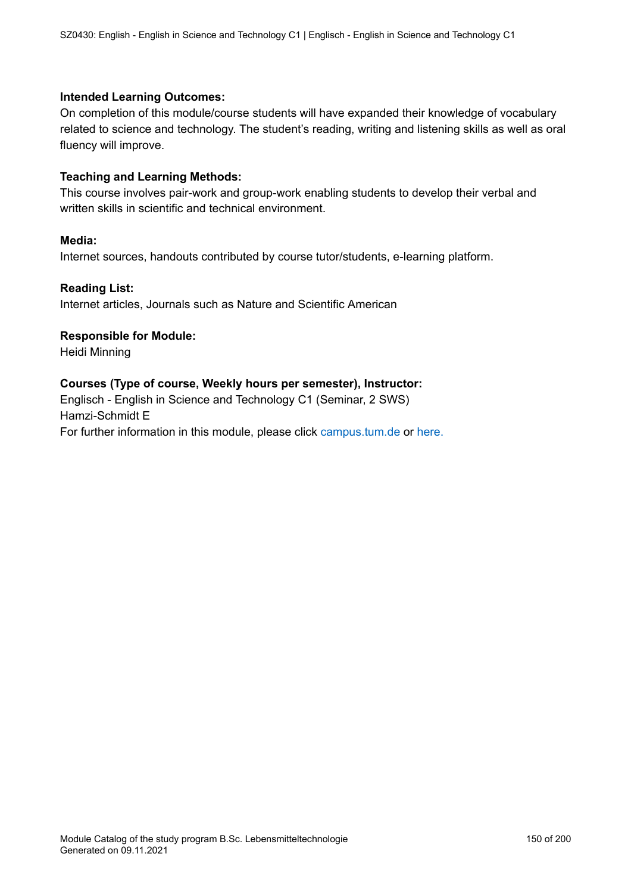**Intended Learning Outcomes:**

On completion of this module/course students will have expanded their knowledge of vocabulary related to science and technology. The student's reading, writing and listening skills as well as oral fluency will improve.

**Teaching and Learning Methods:**

This course involves pair-work and group-work enabling students to develop their verbal and written skills in scientific and technical environment.

**Media:**

Internet sources, handouts contributed by course tutor/students, e-learning platform.

**Reading List:**

Internet articles, Journals such as Nature and Scientific American

**Responsible for Module:**

Heidi Minning

**Courses (Type of course, Weekly hours per semester), Instructor:**

Englisch - English in Science and Technology C1 (Seminar, 2 SWS)
Hamzi-Schmidt E
For further information in this module, please click campus.tum.de or here.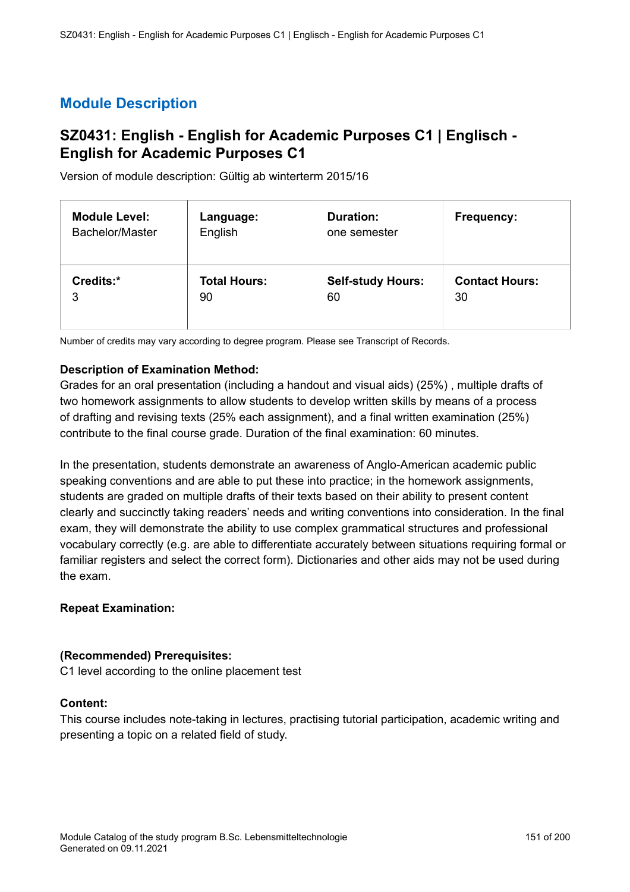# Module Description

## SZ0431: English - English for Academic Purposes C1 | Englisch - English for Academic Purposes C1

Version of module description: Gültig ab winterterm 2015/16

| | | | |
|---|---|---|---|
| **Module Level:**<br>Bachelor/Master | **Language:**<br>English | **Duration:**<br>one semester | **Frequency:** |
| **Credits:***<br>3 | **Total Hours:**<br>90 | **Self-study Hours:**<br>60 | **Contact Hours:**<br>30 |

Number of credits may vary according to degree program. Please see Transcript of Records.

**Description of Examination Method:**
Grades for an oral presentation (including a handout and visual aids) (25%) , multiple drafts of two homework assignments to allow students to develop written skills by means of a process of drafting and revising texts (25% each assignment), and a final written examination (25%) contribute to the final course grade. Duration of the final examination: 60 minutes.

In the presentation, students demonstrate an awareness of Anglo-American academic public speaking conventions and are able to put these into practice; in the homework assignments, students are graded on multiple drafts of their texts based on their ability to present content clearly and succinctly taking readers' needs and writing conventions into consideration. In the final exam, they will demonstrate the ability to use complex grammatical structures and professional vocabulary correctly (e.g. are able to differentiate accurately between situations requiring formal or familiar registers and select the correct form). Dictionaries and other aids may not be used during the exam.

**Repeat Examination:**

**(Recommended) Prerequisites:**
C1 level according to the online placement test

**Content:**
This course includes note-taking in lectures, practising tutorial participation, academic writing and presenting a topic on a related field of study.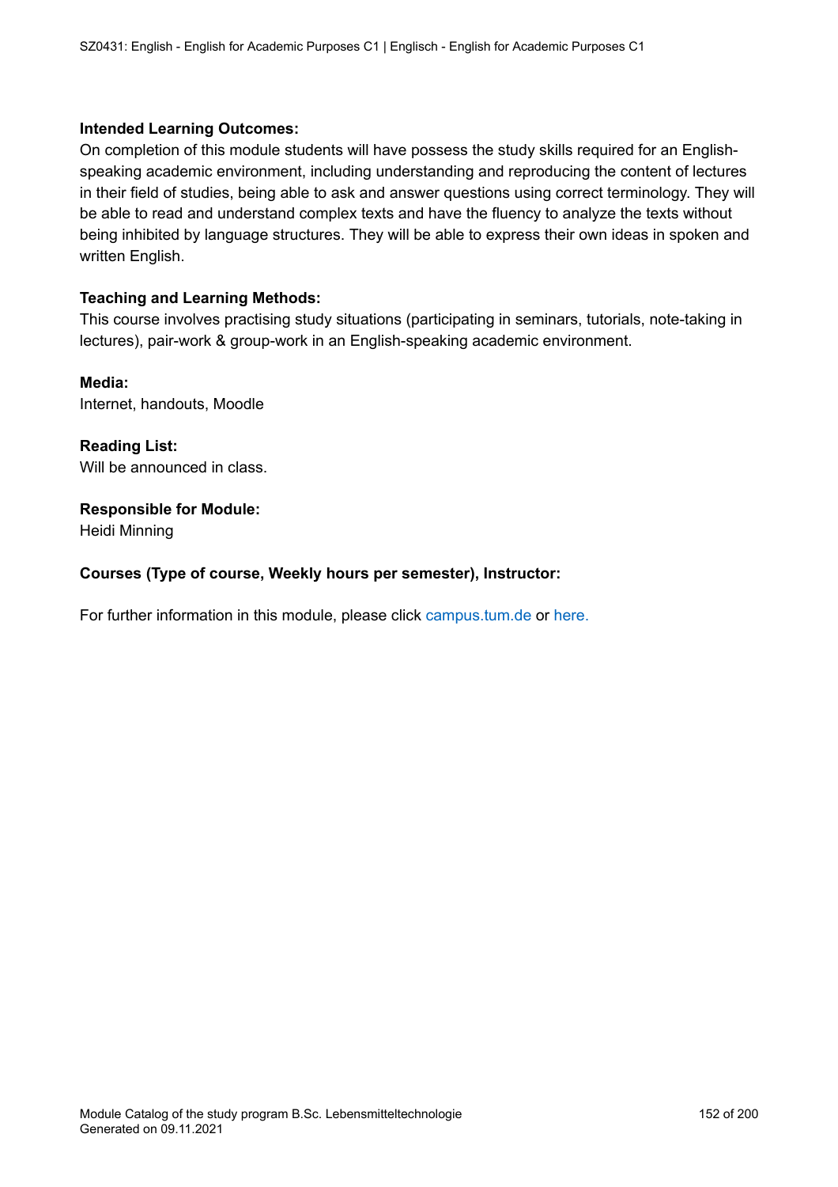**Intended Learning Outcomes:**
On completion of this module students will have possess the study skills required for an English-speaking academic environment, including understanding and reproducing the content of lectures in their field of studies, being able to ask and answer questions using correct terminology. They will be able to read and understand complex texts and have the fluency to analyze the texts without being inhibited by language structures. They will be able to express their own ideas in spoken and written English.

**Teaching and Learning Methods:**
This course involves practising study situations (participating in seminars, tutorials, note-taking in lectures), pair-work & group-work in an English-speaking academic environment.

**Media:**
Internet, handouts, Moodle

**Reading List:**
Will be announced in class.

**Responsible for Module:**
Heidi Minning

**Courses (Type of course, Weekly hours per semester), Instructor:**

For further information in this module, please click campus.tum.de or here.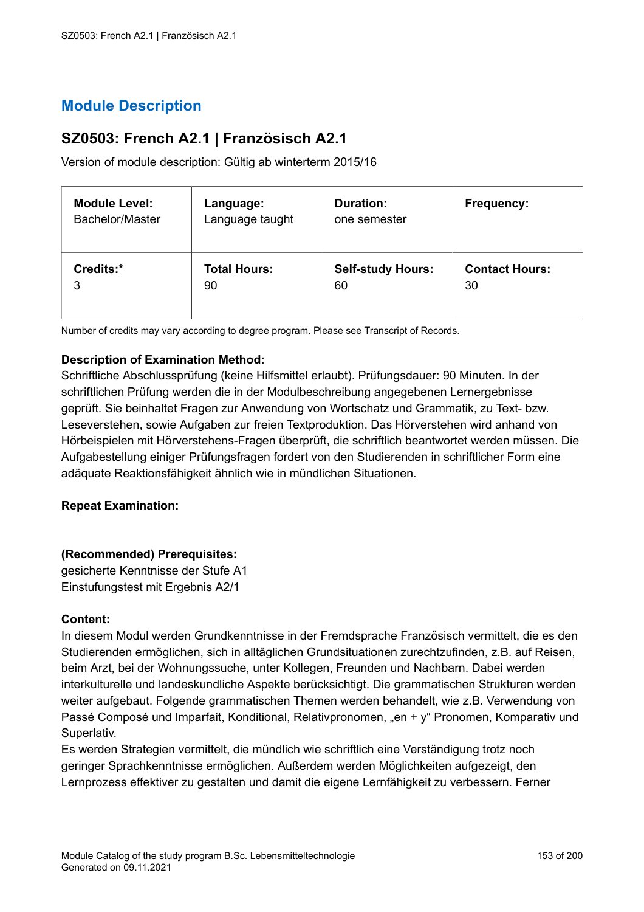## Module Description

## SZ0503: French A2.1 | Französisch A2.1

Version of module description: Gültig ab winterterm 2015/16

| | | | |
|---|---|---|---|
| **Module Level:**<br>Bachelor/Master | **Language:**<br>Language taught | **Duration:**<br>one semester | **Frequency:** |
| **Credits:***<br>3 | **Total Hours:**<br>90 | **Self-study Hours:**<br>60 | **Contact Hours:**<br>30 |

Number of credits may vary according to degree program. Please see Transcript of Records.

**Description of Examination Method:**
Schriftliche Abschlussprüfung (keine Hilfsmittel erlaubt). Prüfungsdauer: 90 Minuten. In der schriftlichen Prüfung werden die in der Modulbeschreibung angegebenen Lernergebnisse geprüft. Sie beinhaltet Fragen zur Anwendung von Wortschatz und Grammatik, zu Text- bzw. Leseverstehen, sowie Aufgaben zur freien Textproduktion. Das Hörverstehen wird anhand von Hörbeispielen mit Hörverstehens-Fragen überprüft, die schriftlich beantwortet werden müssen. Die Aufgabestellung einiger Prüfungsfragen fordert von den Studierenden in schriftlicher Form eine adäquate Reaktionsfähigkeit ähnlich wie in mündlichen Situationen.

**Repeat Examination:**

**(Recommended) Prerequisites:**
gesicherte Kenntnisse der Stufe A1
Einstufungstest mit Ergebnis A2/1

**Content:**
In diesem Modul werden Grundkenntnisse in der Fremdsprache Französisch vermittelt, die es den Studierenden ermöglichen, sich in alltäglichen Grundsituationen zurechtzufinden, z.B. auf Reisen, beim Arzt, bei der Wohnungssuche, unter Kollegen, Freunden und Nachbarn. Dabei werden interkulturelle und landeskundliche Aspekte berücksichtigt. Die grammatischen Strukturen werden weiter aufgebaut. Folgende grammatischen Themen werden behandelt, wie z.B. Verwendung von Passé Composé und Imparfait, Konditional, Relativpronomen, „en + y“ Pronomen, Komparativ und Superlativ.
Es werden Strategien vermittelt, die mündlich wie schriftlich eine Verständigung trotz noch geringer Sprachkenntnisse ermöglichen. Außerdem werden Möglichkeiten aufgezeigt, den Lernprozess effektiver zu gestalten und damit die eigene Lernfähigkeit zu verbessern. Ferner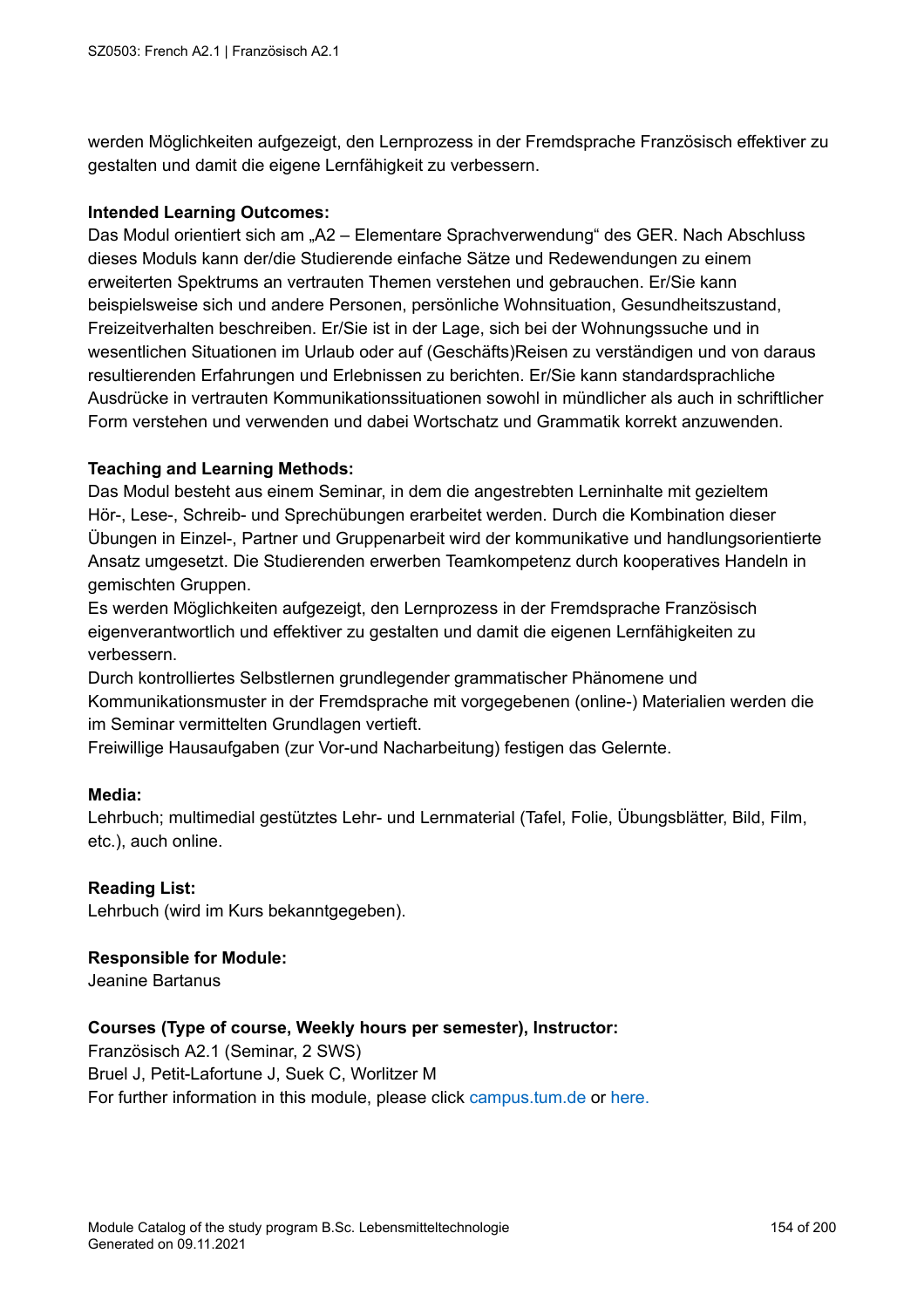werden Möglichkeiten aufgezeigt, den Lernprozess in der Fremdsprache Französisch effektiver zu gestalten und damit die eigene Lernfähigkeit zu verbessern.

**Intended Learning Outcomes:**
Das Modul orientiert sich am „A2 – Elementare Sprachverwendung" des GER. Nach Abschluss dieses Moduls kann der/die Studierende einfache Sätze und Redewendungen zu einem erweiterten Spektrums an vertrauten Themen verstehen und gebrauchen. Er/Sie kann beispielsweise sich und andere Personen, persönliche Wohnsituation, Gesundheitszustand, Freizeitverhalten beschreiben. Er/Sie ist in der Lage, sich bei der Wohnungssuche und in wesentlichen Situationen im Urlaub oder auf (Geschäfts)Reisen zu verständigen und von daraus resultierenden Erfahrungen und Erlebnissen zu berichten. Er/Sie kann standardsprachliche Ausdrücke in vertrauten Kommunikationssituationen sowohl in mündlicher als auch in schriftlicher Form verstehen und verwenden und dabei Wortschatz und Grammatik korrekt anzuwenden.

**Teaching and Learning Methods:**
Das Modul besteht aus einem Seminar, in dem die angestrebten Lerninhalte mit gezieltem Hör-, Lese-, Schreib- und Sprechübungen erarbeitet werden. Durch die Kombination dieser Übungen in Einzel-, Partner und Gruppenarbeit wird der kommunikative und handlungsorientierte Ansatz umgesetzt. Die Studierenden erwerben Teamkompetenz durch kooperatives Handeln in gemischten Gruppen.
Es werden Möglichkeiten aufgezeigt, den Lernprozess in der Fremdsprache Französisch eigenverantwortlich und effektiver zu gestalten und damit die eigenen Lernfähigkeiten zu verbessern.
Durch kontrolliertes Selbstlernen grundlegender grammatischer Phänomene und Kommunikationsmuster in der Fremdsprache mit vorgegebenen (online-) Materialien werden die im Seminar vermittelten Grundlagen vertieft.
Freiwillige Hausaufgaben (zur Vor-und Nacharbeitung) festigen das Gelernte.

**Media:**
Lehrbuch; multimedial gestütztes Lehr- und Lernmaterial (Tafel, Folie, Übungsblätter, Bild, Film, etc.), auch online.

**Reading List:**
Lehrbuch (wird im Kurs bekanntgegeben).

**Responsible for Module:**
Jeanine Bartanus

**Courses (Type of course, Weekly hours per semester), Instructor:**
Französisch A2.1 (Seminar, 2 SWS)
Bruel J, Petit-Lafortune J, Suek C, Worlitzer M
For further information in this module, please click campus.tum.de or here.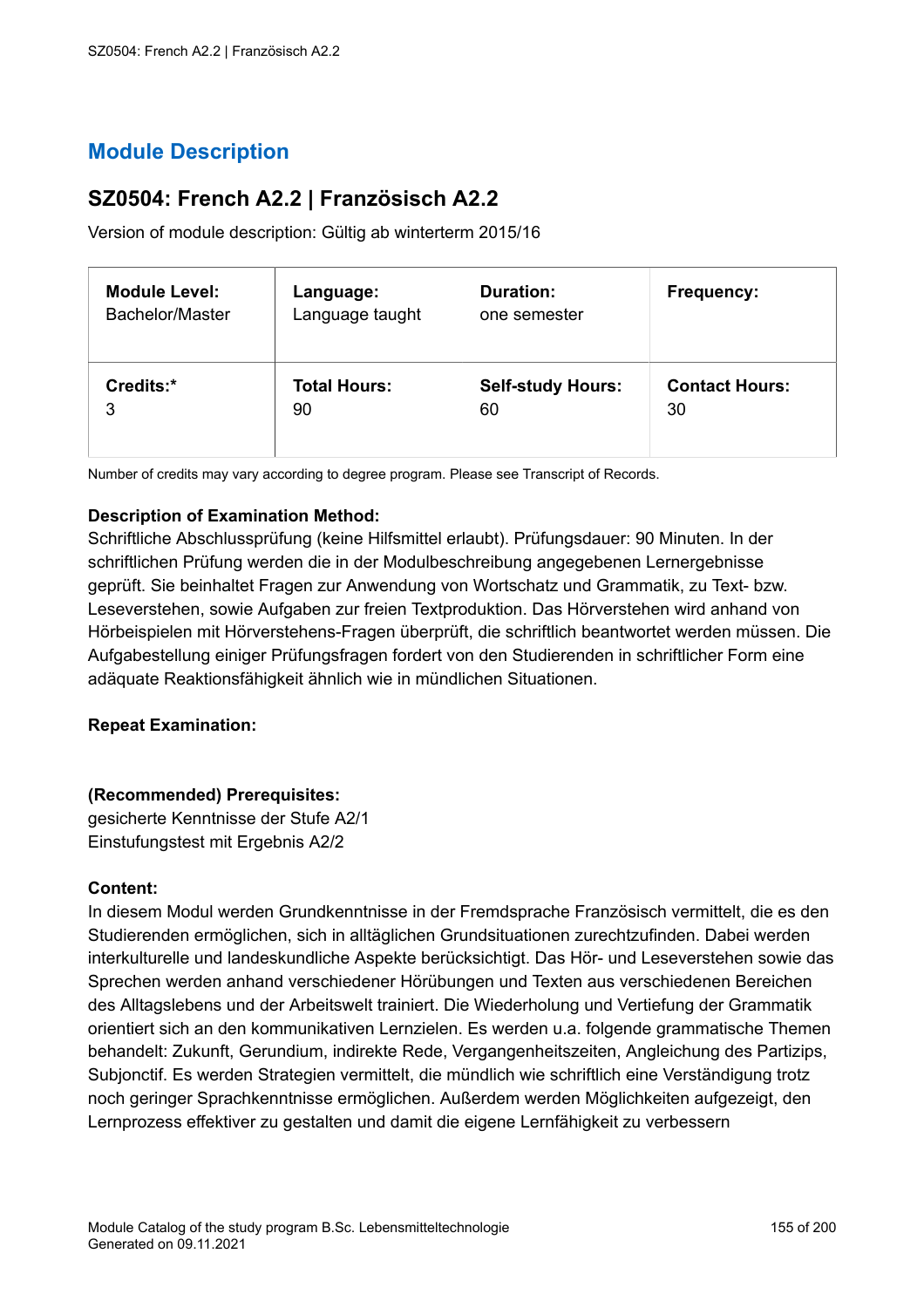# Module Description

## SZ0504: French A2.2 | Französisch A2.2

Version of module description: Gültig ab winterterm 2015/16

| | | | |
|---|---|---|---|
| **Module Level:**<br>Bachelor/Master | **Language:**<br>Language taught | **Duration:**<br>one semester | **Frequency:** |
| **Credits:***<br>3 | **Total Hours:**<br>90 | **Self-study Hours:**<br>60 | **Contact Hours:**<br>30 |

Number of credits may vary according to degree program. Please see Transcript of Records.

**Description of Examination Method:**
Schriftliche Abschlussprüfung (keine Hilfsmittel erlaubt). Prüfungsdauer: 90 Minuten. In der schriftlichen Prüfung werden die in der Modulbeschreibung angegebenen Lernergebnisse geprüft. Sie beinhaltet Fragen zur Anwendung von Wortschatz und Grammatik, zu Text- bzw. Leseverstehen, sowie Aufgaben zur freien Textproduktion. Das Hörverstehen wird anhand von Hörbeispielen mit Hörverstehens-Fragen überprüft, die schriftlich beantwortet werden müssen. Die Aufgabestellung einiger Prüfungsfragen fordert von den Studierenden in schriftlicher Form eine adäquate Reaktionsfähigkeit ähnlich wie in mündlichen Situationen.

**Repeat Examination:**

**(Recommended) Prerequisites:**
gesicherte Kenntnisse der Stufe A2/1
Einstufungstest mit Ergebnis A2/2

**Content:**
In diesem Modul werden Grundkenntnisse in der Fremdsprache Französisch vermittelt, die es den Studierenden ermöglichen, sich in alltäglichen Grundsituationen zurechtzufinden. Dabei werden interkulturelle und landeskundliche Aspekte berücksichtigt. Das Hör- und Leseverstehen sowie das Sprechen werden anhand verschiedener Hörübungen und Texten aus verschiedenen Bereichen des Alltagslebens und der Arbeitswelt trainiert. Die Wiederholung und Vertiefung der Grammatik orientiert sich an den kommunikativen Lernzielen. Es werden u.a. folgende grammatische Themen behandelt: Zukunft, Gerundium, indirekte Rede, Vergangenheitszeiten, Angleichung des Partizips, Subjonctif. Es werden Strategien vermittelt, die mündlich wie schriftlich eine Verständigung trotz noch geringer Sprachkenntnisse ermöglichen. Außerdem werden Möglichkeiten aufgezeigt, den Lernprozess effektiver zu gestalten und damit die eigene Lernfähigkeit zu verbessern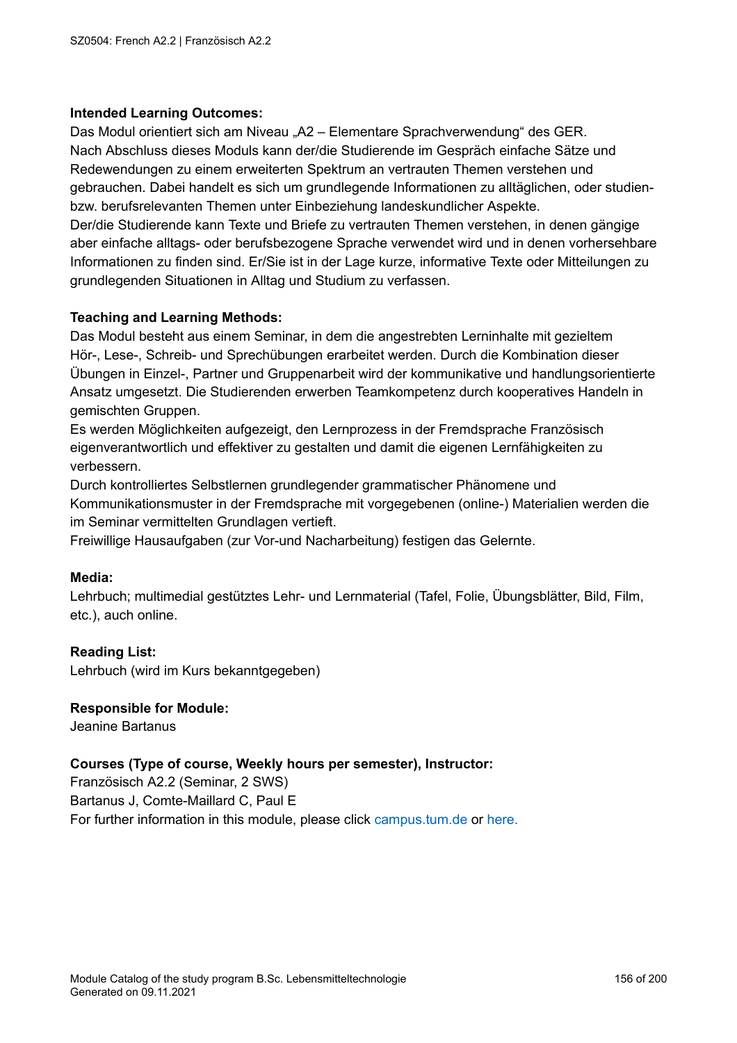**Intended Learning Outcomes:**

Das Modul orientiert sich am Niveau „A2 – Elementare Sprachverwendung" des GER.
Nach Abschluss dieses Moduls kann der/die Studierende im Gespräch einfache Sätze und Redewendungen zu einem erweiterten Spektrum an vertrauten Themen verstehen und gebrauchen. Dabei handelt es sich um grundlegende Informationen zu alltäglichen, oder studien- bzw. berufsrelevanten Themen unter Einbeziehung landeskundlicher Aspekte.
Der/die Studierende kann Texte und Briefe zu vertrauten Themen verstehen, in denen gängige aber einfache alltags- oder berufsbezogene Sprache verwendet wird und in denen vorhersehbare Informationen zu finden sind. Er/Sie ist in der Lage kurze, informative Texte oder Mitteilungen zu grundlegenden Situationen in Alltag und Studium zu verfassen.

**Teaching and Learning Methods:**

Das Modul besteht aus einem Seminar, in dem die angestrebten Lerninhalte mit gezieltem Hör-, Lese-, Schreib- und Sprechübungen erarbeitet werden. Durch die Kombination dieser Übungen in Einzel-, Partner und Gruppenarbeit wird der kommunikative und handlungsorientierte Ansatz umgesetzt. Die Studierenden erwerben Teamkompetenz durch kooperatives Handeln in gemischten Gruppen.
Es werden Möglichkeiten aufgezeigt, den Lernprozess in der Fremdsprache Französisch eigenverantwortlich und effektiver zu gestalten und damit die eigenen Lernfähigkeiten zu verbessern.
Durch kontrolliertes Selbstlernen grundlegender grammatischer Phänomene und Kommunikationsmuster in der Fremdsprache mit vorgegebenen (online-) Materialien werden die im Seminar vermittelten Grundlagen vertieft.
Freiwillige Hausaufgaben (zur Vor-und Nacharbeitung) festigen das Gelernte.

**Media:**

Lehrbuch; multimedial gestütztes Lehr- und Lernmaterial (Tafel, Folie, Übungsblätter, Bild, Film, etc.), auch online.

**Reading List:**

Lehrbuch (wird im Kurs bekanntgegeben)

**Responsible for Module:**

Jeanine Bartanus

**Courses (Type of course, Weekly hours per semester), Instructor:**

Französisch A2.2 (Seminar, 2 SWS)
Bartanus J, Comte-Maillard C, Paul E
For further information in this module, please click campus.tum.de or here.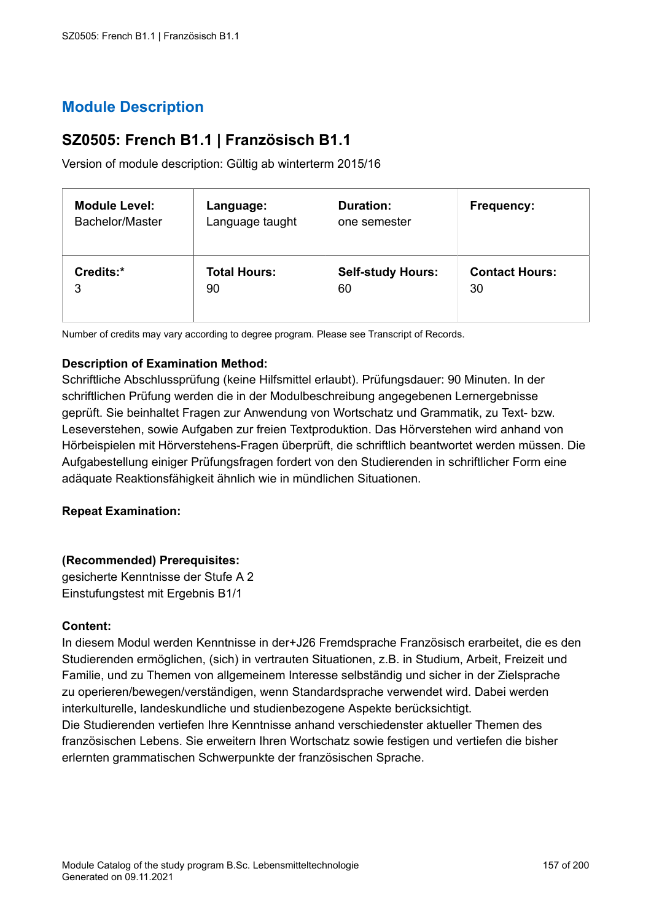## Module Description

## SZ0505: French B1.1 | Französisch B1.1

Version of module description: Gültig ab winterterm 2015/16

| **Module Level:**<br>Bachelor/Master | **Language:**<br>Language taught | **Duration:**<br>one semester | **Frequency:** |
|---|---|---|---|
| **Credits:***<br>3 | **Total Hours:**<br>90 | **Self-study Hours:**<br>60 | **Contact Hours:**<br>30 |

Number of credits may vary according to degree program. Please see Transcript of Records.

**Description of Examination Method:**
Schriftliche Abschlussprüfung (keine Hilfsmittel erlaubt). Prüfungsdauer: 90 Minuten. In der schriftlichen Prüfung werden die in der Modulbeschreibung angegebenen Lernergebnisse geprüft. Sie beinhaltet Fragen zur Anwendung von Wortschatz und Grammatik, zu Text- bzw. Leseverstehen, sowie Aufgaben zur freien Textproduktion. Das Hörverstehen wird anhand von Hörbeispielen mit Hörverstehens-Fragen überprüft, die schriftlich beantwortet werden müssen. Die Aufgabestellung einiger Prüfungsfragen fordert von den Studierenden in schriftlicher Form eine adäquate Reaktionsfähigkeit ähnlich wie in mündlichen Situationen.

**Repeat Examination:**

**(Recommended) Prerequisites:**
gesicherte Kenntnisse der Stufe A 2
Einstufungstest mit Ergebnis B1/1

**Content:**
In diesem Modul werden Kenntnisse in der+J26 Fremdsprache Französisch erarbeitet, die es den Studierenden ermöglichen, (sich) in vertrauten Situationen, z.B. in Studium, Arbeit, Freizeit und Familie, und zu Themen von allgemeinem Interesse selbständig und sicher in der Zielsprache zu operieren/bewegen/verständigen, wenn Standardsprache verwendet wird. Dabei werden interkulturelle, landeskundliche und studienbezogene Aspekte berücksichtigt.
Die Studierenden vertiefen Ihre Kenntnisse anhand verschiedenster aktueller Themen des französischen Lebens. Sie erweitern Ihren Wortschatz sowie festigen und vertiefen die bisher erlernten grammatischen Schwerpunkte der französischen Sprache.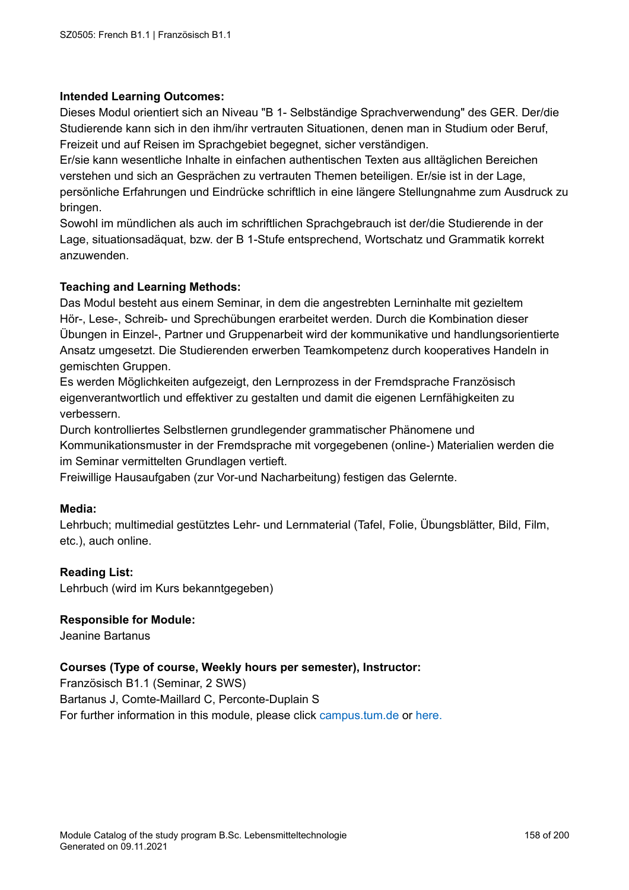**Intended Learning Outcomes:**

Dieses Modul orientiert sich an Niveau "B 1- Selbständige Sprachverwendung" des GER. Der/die Studierende kann sich in den ihm/ihr vertrauten Situationen, denen man in Studium oder Beruf, Freizeit und auf Reisen im Sprachgebiet begegnet, sicher verständigen.
Er/sie kann wesentliche Inhalte in einfachen authentischen Texten aus alltäglichen Bereichen verstehen und sich an Gesprächen zu vertrauten Themen beteiligen. Er/sie ist in der Lage, persönliche Erfahrungen und Eindrücke schriftlich in eine längere Stellungnahme zum Ausdruck zu bringen.
Sowohl im mündlichen als auch im schriftlichen Sprachgebrauch ist der/die Studierende in der Lage, situationsadäquat, bzw. der B 1-Stufe entsprechend, Wortschatz und Grammatik korrekt anzuwenden.

**Teaching and Learning Methods:**

Das Modul besteht aus einem Seminar, in dem die angestrebten Lerninhalte mit gezieltem Hör-, Lese-, Schreib- und Sprechübungen erarbeitet werden. Durch die Kombination dieser Übungen in Einzel-, Partner und Gruppenarbeit wird der kommunikative und handlungsorientierte Ansatz umgesetzt. Die Studierenden erwerben Teamkompetenz durch kooperatives Handeln in gemischten Gruppen.
Es werden Möglichkeiten aufgezeigt, den Lernprozess in der Fremdsprache Französisch eigenverantwortlich und effektiver zu gestalten und damit die eigenen Lernfähigkeiten zu verbessern.
Durch kontrolliertes Selbstlernen grundlegender grammatischer Phänomene und Kommunikationsmuster in der Fremdsprache mit vorgegebenen (online-) Materialien werden die im Seminar vermittelten Grundlagen vertieft.
Freiwillige Hausaufgaben (zur Vor-und Nacharbeitung) festigen das Gelernte.

**Media:**

Lehrbuch; multimedial gestütztes Lehr- und Lernmaterial (Tafel, Folie, Übungsblätter, Bild, Film, etc.), auch online.

**Reading List:**

Lehrbuch (wird im Kurs bekanntgegeben)

**Responsible for Module:**

Jeanine Bartanus

**Courses (Type of course, Weekly hours per semester), Instructor:**

Französisch B1.1 (Seminar, 2 SWS)
Bartanus J, Comte-Maillard C, Perconte-Duplain S
For further information in this module, please click campus.tum.de or here.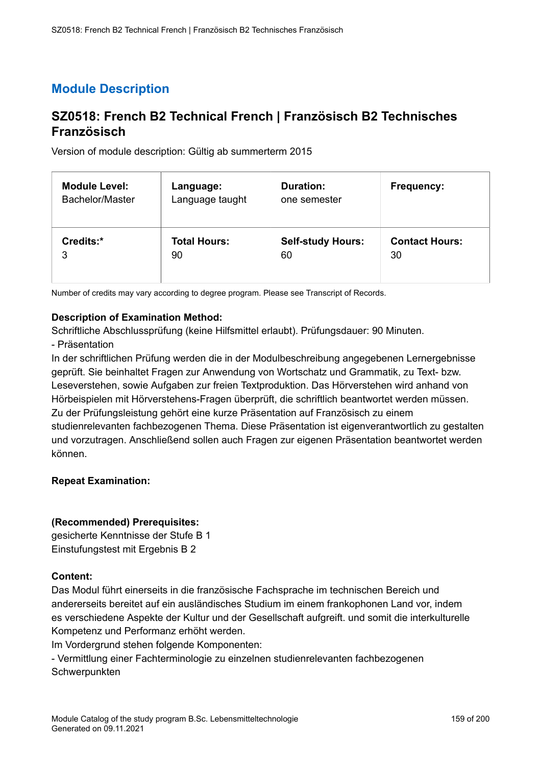# Module Description

## SZ0518: French B2 Technical French | Französisch B2 Technisches Französisch

Version of module description: Gültig ab summerterm 2015

| | | | |
|---|---|---|---|
| **Module Level:**<br>Bachelor/Master | **Language:**<br>Language taught | **Duration:**<br>one semester | **Frequency:** |
| **Credits:***<br>3 | **Total Hours:**<br>90 | **Self-study Hours:**<br>60 | **Contact Hours:**<br>30 |

Number of credits may vary according to degree program. Please see Transcript of Records.

**Description of Examination Method:**
Schriftliche Abschlussprüfung (keine Hilfsmittel erlaubt). Prüfungsdauer: 90 Minuten.
- Präsentation
In der schriftlichen Prüfung werden die in der Modulbeschreibung angegebenen Lernergebnisse geprüft. Sie beinhaltet Fragen zur Anwendung von Wortschatz und Grammatik, zu Text- bzw. Leseverstehen, sowie Aufgaben zur freien Textproduktion. Das Hörverstehen wird anhand von Hörbeispielen mit Hörverstehens-Fragen überprüft, die schriftlich beantwortet werden müssen.
Zu der Prüfungsleistung gehört eine kurze Präsentation auf Französisch zu einem studienrelevanten fachbezogenen Thema. Diese Präsentation ist eigenverantwortlich zu gestalten und vorzutragen. Anschließend sollen auch Fragen zur eigenen Präsentation beantwortet werden können.

**Repeat Examination:**

**(Recommended) Prerequisites:**
gesicherte Kenntnisse der Stufe B 1
Einstufungstest mit Ergebnis B 2

**Content:**
Das Modul führt einerseits in die französische Fachsprache im technischen Bereich und andererseits bereitet auf ein ausländisches Studium im einem frankophonen Land vor, indem es verschiedene Aspekte der Kultur und der Gesellschaft aufgreift. und somit die interkulturelle Kompetenz und Performanz erhöht werden.
Im Vordergrund stehen folgende Komponenten:
- Vermittlung einer Fachterminologie zu einzelnen studienrelevanten fachbezogenen Schwerpunkten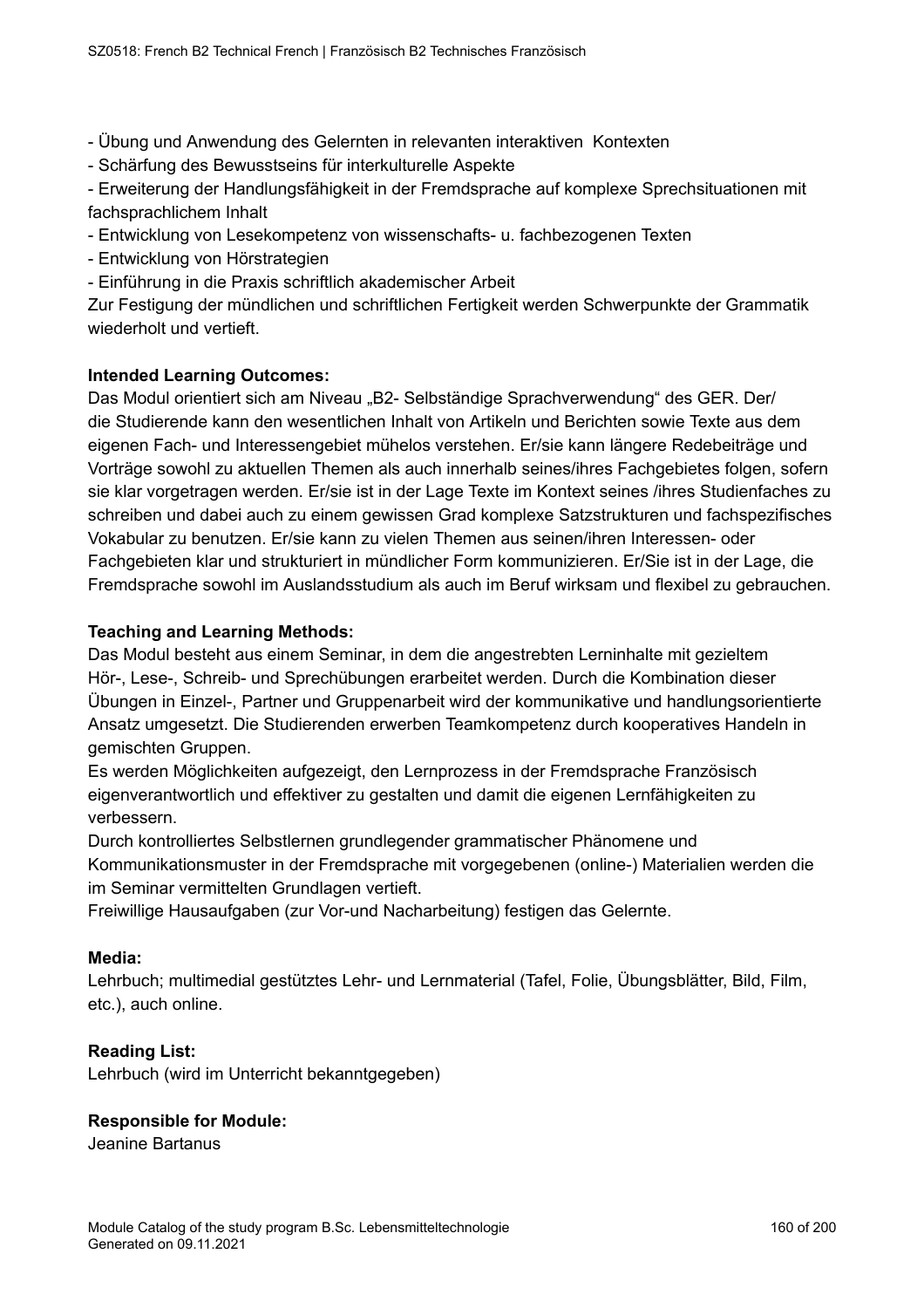- Übung und Anwendung des Gelernten in relevanten interaktiven Kontexten
- Schärfung des Bewusstseins für interkulturelle Aspekte
- Erweiterung der Handlungsfähigkeit in der Fremdsprache auf komplexe Sprechsituationen mit fachsprachlichem Inhalt
- Entwicklung von Lesekompetenz von wissenschafts- u. fachbezogenen Texten
- Entwicklung von Hörstrategien
- Einführung in die Praxis schriftlich akademischer Arbeit

Zur Festigung der mündlichen und schriftlichen Fertigkeit werden Schwerpunkte der Grammatik wiederholt und vertieft.

**Intended Learning Outcomes:**

Das Modul orientiert sich am Niveau „B2- Selbständige Sprachverwendung" des GER. Der/die Studierende kann den wesentlichen Inhalt von Artikeln und Berichten sowie Texte aus dem eigenen Fach- und Interessengebiet mühelos verstehen. Er/sie kann längere Redebeiträge und Vorträge sowohl zu aktuellen Themen als auch innerhalb seines/ihres Fachgebietes folgen, sofern sie klar vorgetragen werden. Er/sie ist in der Lage Texte im Kontext seines /ihres Studienfaches zu schreiben und dabei auch zu einem gewissen Grad komplexe Satzstrukturen und fachspezifisches Vokabular zu benutzen. Er/sie kann zu vielen Themen aus seinen/ihren Interessen- oder Fachgebieten klar und strukturiert in mündlicher Form kommunizieren. Er/Sie ist in der Lage, die Fremdsprache sowohl im Auslandsstudium als auch im Beruf wirksam und flexibel zu gebrauchen.

**Teaching and Learning Methods:**

Das Modul besteht aus einem Seminar, in dem die angestrebten Lerninhalte mit gezieltem Hör-, Lese-, Schreib- und Sprechübungen erarbeitet werden. Durch die Kombination dieser Übungen in Einzel-, Partner und Gruppenarbeit wird der kommunikative und handlungsorientierte Ansatz umgesetzt. Die Studierenden erwerben Teamkompetenz durch kooperatives Handeln in gemischten Gruppen.
Es werden Möglichkeiten aufgezeigt, den Lernprozess in der Fremdsprache Französisch eigenverantwortlich und effektiver zu gestalten und damit die eigenen Lernfähigkeiten zu verbessern.
Durch kontrolliertes Selbstlernen grundlegender grammatischer Phänomene und Kommunikationsmuster in der Fremdsprache mit vorgegebenen (online-) Materialien werden die im Seminar vermittelten Grundlagen vertieft.
Freiwillige Hausaufgaben (zur Vor-und Nacharbeitung) festigen das Gelernte.

**Media:**

Lehrbuch; multimedial gestütztes Lehr- und Lernmaterial (Tafel, Folie, Übungsblätter, Bild, Film, etc.), auch online.

**Reading List:**

Lehrbuch (wird im Unterricht bekanntgegeben)

**Responsible for Module:**

Jeanine Bartanus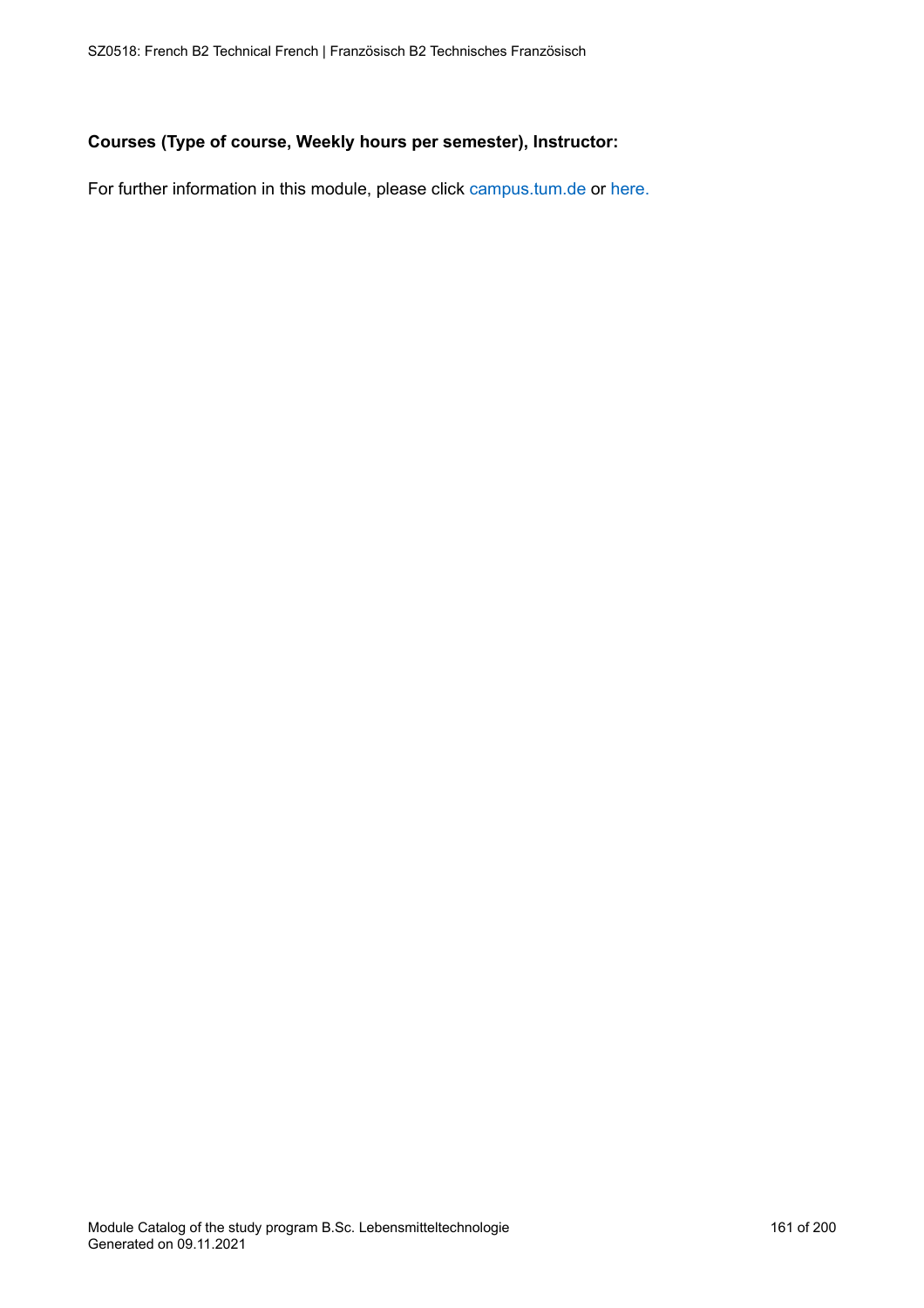**Courses (Type of course, Weekly hours per semester), Instructor:**

For further information in this module, please click campus.tum.de or here.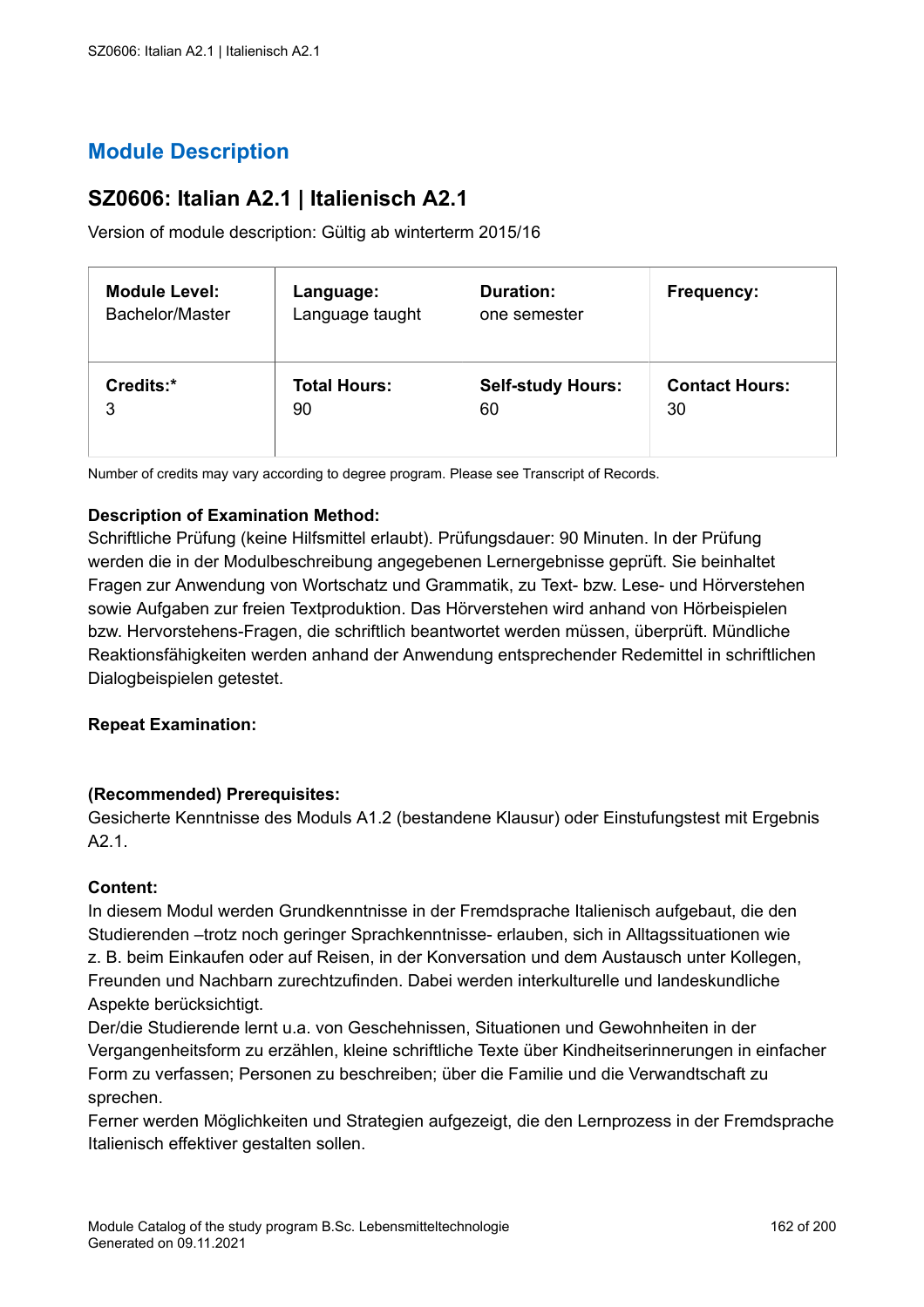## Module Description

# SZ0606: Italian A2.1 | Italienisch A2.1

Version of module description: Gültig ab winterterm 2015/16

| | | | |
|---|---|---|---|
| **Module Level:** Bachelor/Master | **Language:** Language taught | **Duration:** one semester | **Frequency:** |
| **Credits:*** 3 | **Total Hours:** 90 | **Self-study Hours:** 60 | **Contact Hours:** 30 |

Number of credits may vary according to degree program. Please see Transcript of Records.

**Description of Examination Method:**
Schriftliche Prüfung (keine Hilfsmittel erlaubt). Prüfungsdauer: 90 Minuten. In der Prüfung werden die in der Modulbeschreibung angegebenen Lernergebnisse geprüft. Sie beinhaltet Fragen zur Anwendung von Wortschatz und Grammatik, zu Text- bzw. Lese- und Hörverstehen sowie Aufgaben zur freien Textproduktion. Das Hörverstehen wird anhand von Hörbeispielen bzw. Hervorstehens-Fragen, die schriftlich beantwortet werden müssen, überprüft. Mündliche Reaktionsfähigkeiten werden anhand der Anwendung entsprechender Redemittel in schriftlichen Dialogbeispielen getestet.

**Repeat Examination:**

**(Recommended) Prerequisites:**
Gesicherte Kenntnisse des Moduls A1.2 (bestandene Klausur) oder Einstufungstest mit Ergebnis A2.1.

**Content:**
In diesem Modul werden Grundkenntnisse in der Fremdsprache Italienisch aufgebaut, die den Studierenden –trotz noch geringer Sprachkenntnisse- erlauben, sich in Alltagssituationen wie z. B. beim Einkaufen oder auf Reisen, in der Konversation und dem Austausch unter Kollegen, Freunden und Nachbarn zurechtzufinden. Dabei werden interkulturelle und landeskundliche Aspekte berücksichtigt.
Der/die Studierende lernt u.a. von Geschehnissen, Situationen und Gewohnheiten in der Vergangenheitsform zu erzählen, kleine schriftliche Texte über Kindheitserinnerungen in einfacher Form zu verfassen; Personen zu beschreiben; über die Familie und die Verwandtschaft zu sprechen.
Ferner werden Möglichkeiten und Strategien aufgezeigt, die den Lernprozess in der Fremdsprache Italienisch effektiver gestalten sollen.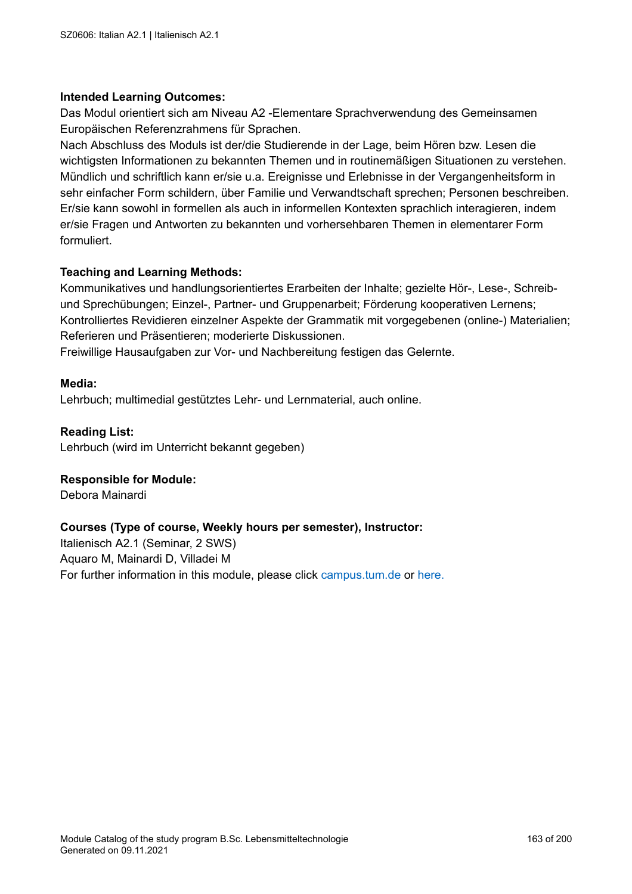**Intended Learning Outcomes:**
Das Modul orientiert sich am Niveau A2 -Elementare Sprachverwendung des Gemeinsamen Europäischen Referenzrahmens für Sprachen.
Nach Abschluss des Moduls ist der/die Studierende in der Lage, beim Hören bzw. Lesen die wichtigsten Informationen zu bekannten Themen und in routinemäßigen Situationen zu verstehen. Mündlich und schriftlich kann er/sie u.a. Ereignisse und Erlebnisse in der Vergangenheitsform in sehr einfacher Form schildern, über Familie und Verwandtschaft sprechen; Personen beschreiben. Er/sie kann sowohl in formellen als auch in informellen Kontexten sprachlich interagieren, indem er/sie Fragen und Antworten zu bekannten und vorhersehbaren Themen in elementarer Form formuliert.

**Teaching and Learning Methods:**
Kommunikatives und handlungsorientiertes Erarbeiten der Inhalte; gezielte Hör-, Lese-, Schreib- und Sprechübungen; Einzel-, Partner- und Gruppenarbeit; Förderung kooperativen Lernens; Kontrolliertes Revidieren einzelner Aspekte der Grammatik mit vorgegebenen (online-) Materialien; Referieren und Präsentieren; moderierte Diskussionen.
Freiwillige Hausaufgaben zur Vor- und Nachbereitung festigen das Gelernte.

**Media:**
Lehrbuch; multimedial gestütztes Lehr- und Lernmaterial, auch online.

**Reading List:**
Lehrbuch (wird im Unterricht bekannt gegeben)

**Responsible for Module:**
Debora Mainardi

**Courses (Type of course, Weekly hours per semester), Instructor:**
Italienisch A2.1 (Seminar, 2 SWS)
Aquaro M, Mainardi D, Villadei M
For further information in this module, please click campus.tum.de or here.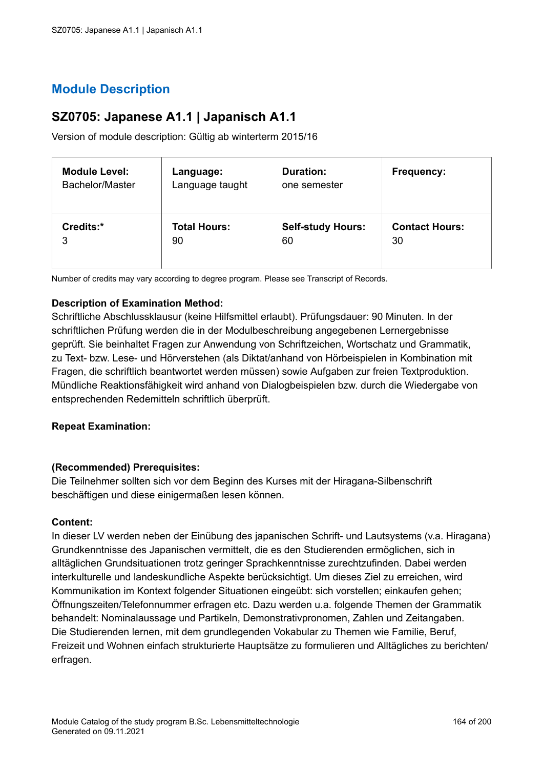## Module Description

## SZ0705: Japanese A1.1 | Japanisch A1.1

Version of module description: Gültig ab winterterm 2015/16

| | | | |
|---|---|---|---|
| **Module Level:**<br>Bachelor/Master | **Language:**<br>Language taught | **Duration:**<br>one semester | **Frequency:** |
| **Credits:***<br>3 | **Total Hours:**<br>90 | **Self-study Hours:**<br>60 | **Contact Hours:**<br>30 |

Number of credits may vary according to degree program. Please see Transcript of Records.

**Description of Examination Method:**
Schriftliche Abschlussklausur (keine Hilfsmittel erlaubt). Prüfungsdauer: 90 Minuten. In der schriftlichen Prüfung werden die in der Modulbeschreibung angegebenen Lernergebnisse geprüft. Sie beinhaltet Fragen zur Anwendung von Schriftzeichen, Wortschatz und Grammatik, zu Text- bzw. Lese- und Hörverstehen (als Diktat/anhand von Hörbeispielen in Kombination mit Fragen, die schriftlich beantwortet werden müssen) sowie Aufgaben zur freien Textproduktion. Mündliche Reaktionsfähigkeit wird anhand von Dialogbeispielen bzw. durch die Wiedergabe von entsprechenden Redemitteln schriftlich überprüft.

**Repeat Examination:**

**(Recommended) Prerequisites:**
Die Teilnehmer sollten sich vor dem Beginn des Kurses mit der Hiragana-Silbenschrift beschäftigen und diese einigermaßen lesen können.

**Content:**
In dieser LV werden neben der Einübung des japanischen Schrift- und Lautsystems (v.a. Hiragana) Grundkenntnisse des Japanischen vermittelt, die es den Studierenden ermöglichen, sich in alltäglichen Grundsituationen trotz geringer Sprachkenntnisse zurechtzufinden. Dabei werden interkulturelle und landeskundliche Aspekte berücksichtigt. Um dieses Ziel zu erreichen, wird Kommunikation im Kontext folgender Situationen eingeübt: sich vorstellen; einkaufen gehen; Öffnungszeiten/Telefonnummer erfragen etc. Dazu werden u.a. folgende Themen der Grammatik behandelt: Nominalaussage und Partikeln, Demonstrativpronomen, Zahlen und Zeitangaben.
Die Studierenden lernen, mit dem grundlegenden Vokabular zu Themen wie Familie, Beruf, Freizeit und Wohnen einfach strukturierte Hauptsätze zu formulieren und Alltägliches zu berichten/erfragen.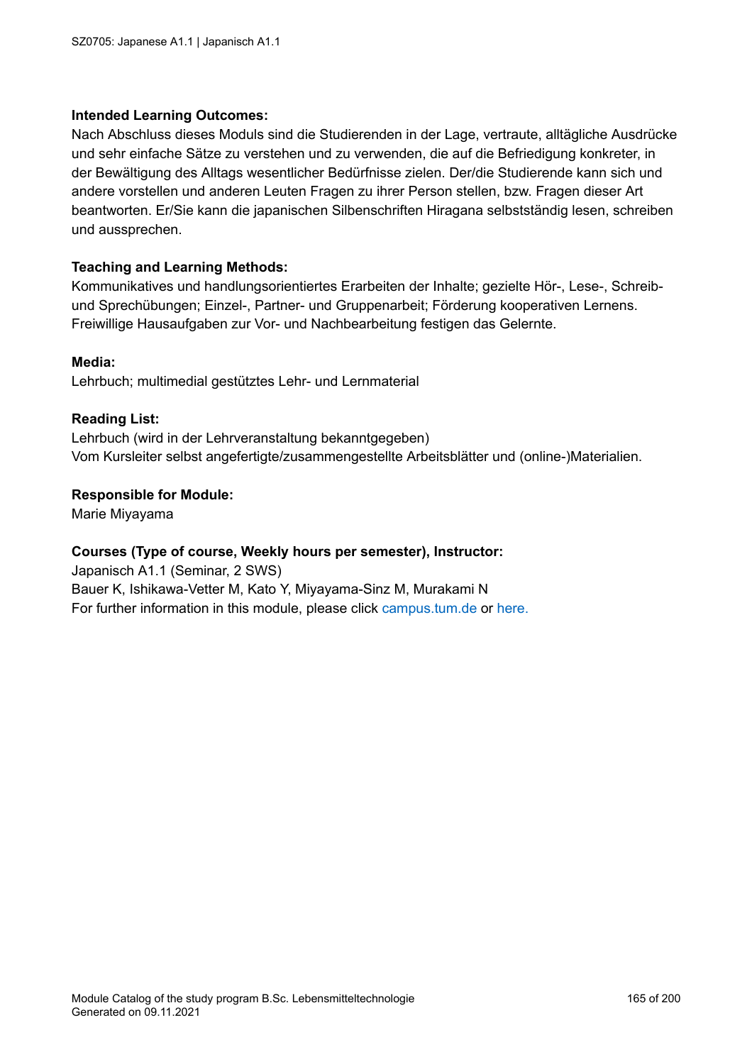**Intended Learning Outcomes:**
Nach Abschluss dieses Moduls sind die Studierenden in der Lage, vertraute, alltägliche Ausdrücke und sehr einfache Sätze zu verstehen und zu verwenden, die auf die Befriedigung konkreter, in der Bewältigung des Alltags wesentlicher Bedürfnisse zielen. Der/die Studierende kann sich und andere vorstellen und anderen Leuten Fragen zu ihrer Person stellen, bzw. Fragen dieser Art beantworten. Er/Sie kann die japanischen Silbenschriften Hiragana selbstständig lesen, schreiben und aussprechen.

**Teaching and Learning Methods:**
Kommunikatives und handlungsorientiertes Erarbeiten der Inhalte; gezielte Hör-, Lese-, Schreib- und Sprechübungen; Einzel-, Partner- und Gruppenarbeit; Förderung kooperativen Lernens. Freiwillige Hausaufgaben zur Vor- und Nachbearbeitung festigen das Gelernte.

**Media:**
Lehrbuch; multimedial gestütztes Lehr- und Lernmaterial

**Reading List:**
Lehrbuch (wird in der Lehrveranstaltung bekanntgegeben)
Vom Kursleiter selbst angefertigte/zusammengestellte Arbeitsblätter und (online-)Materialien.

**Responsible for Module:**
Marie Miyayama

**Courses (Type of course, Weekly hours per semester), Instructor:**
Japanisch A1.1 (Seminar, 2 SWS)
Bauer K, Ishikawa-Vetter M, Kato Y, Miyayama-Sinz M, Murakami N
For further information in this module, please click campus.tum.de or here.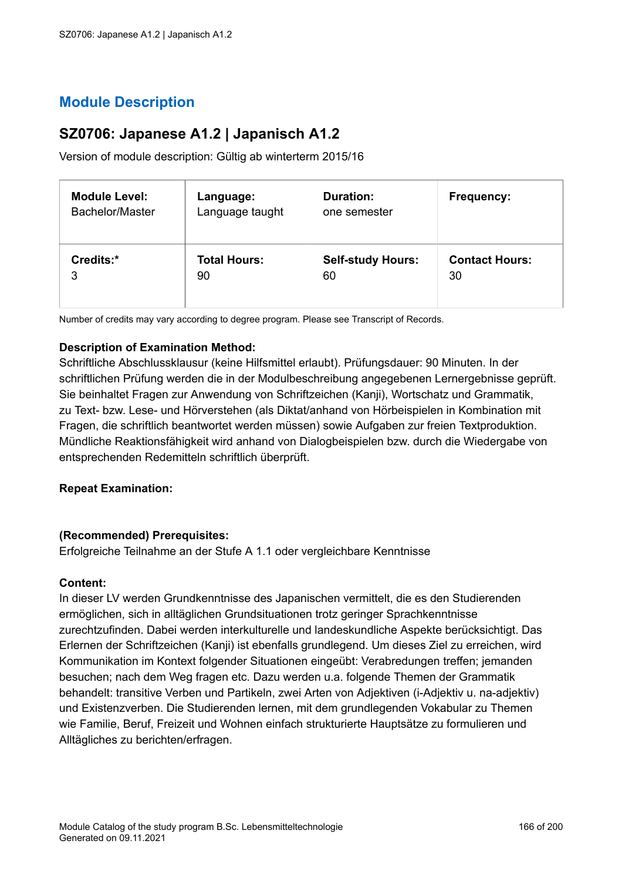# Module Description

## SZ0706: Japanese A1.2 | Japanisch A1.2

Version of module description: Gültig ab winterterm 2015/16

| **Module Level:** | **Language:** | **Duration:** | **Frequency:** |
|---|---|---|---|
| Bachelor/Master | Language taught | one semester | |
| **Credits:*** | **Total Hours:** | **Self-study Hours:** | **Contact Hours:** |
| 3 | 90 | 60 | 30 |

Number of credits may vary according to degree program. Please see Transcript of Records.

**Description of Examination Method:**
Schriftliche Abschlussklausur (keine Hilfsmittel erlaubt). Prüfungsdauer: 90 Minuten. In der schriftlichen Prüfung werden die in der Modulbeschreibung angegebenen Lernergebnisse geprüft. Sie beinhaltet Fragen zur Anwendung von Schriftzeichen (Kanji), Wortschatz und Grammatik, zu Text- bzw. Lese- und Hörverstehen (als Diktat/anhand von Hörbeispielen in Kombination mit Fragen, die schriftlich beantwortet werden müssen) sowie Aufgaben zur freien Textproduktion. Mündliche Reaktionsfähigkeit wird anhand von Dialogbeispielen bzw. durch die Wiedergabe von entsprechenden Redemitteln schriftlich überprüft.

**Repeat Examination:**

**(Recommended) Prerequisites:**
Erfolgreiche Teilnahme an der Stufe A 1.1 oder vergleichbare Kenntnisse

**Content:**
In dieser LV werden Grundkenntnisse des Japanischen vermittelt, die es den Studierenden ermöglichen, sich in alltäglichen Grundsituationen trotz geringer Sprachkenntnisse zurechtzufinden. Dabei werden interkulturelle und landeskundliche Aspekte berücksichtigt. Das Erlernen der Schriftzeichen (Kanji) ist ebenfalls grundlegend. Um dieses Ziel zu erreichen, wird Kommunikation im Kontext folgender Situationen eingeübt: Verabredungen treffen; jemanden besuchen; nach dem Weg fragen etc. Dazu werden u.a. folgende Themen der Grammatik behandelt: transitive Verben und Partikeln, zwei Arten von Adjektiven (i-Adjektiv u. na-adjektiv) und Existenzverben. Die Studierenden lernen, mit dem grundlegenden Vokabular zu Themen wie Familie, Beruf, Freizeit und Wohnen einfach strukturierte Hauptsätze zu formulieren und Alltägliches zu berichten/erfragen.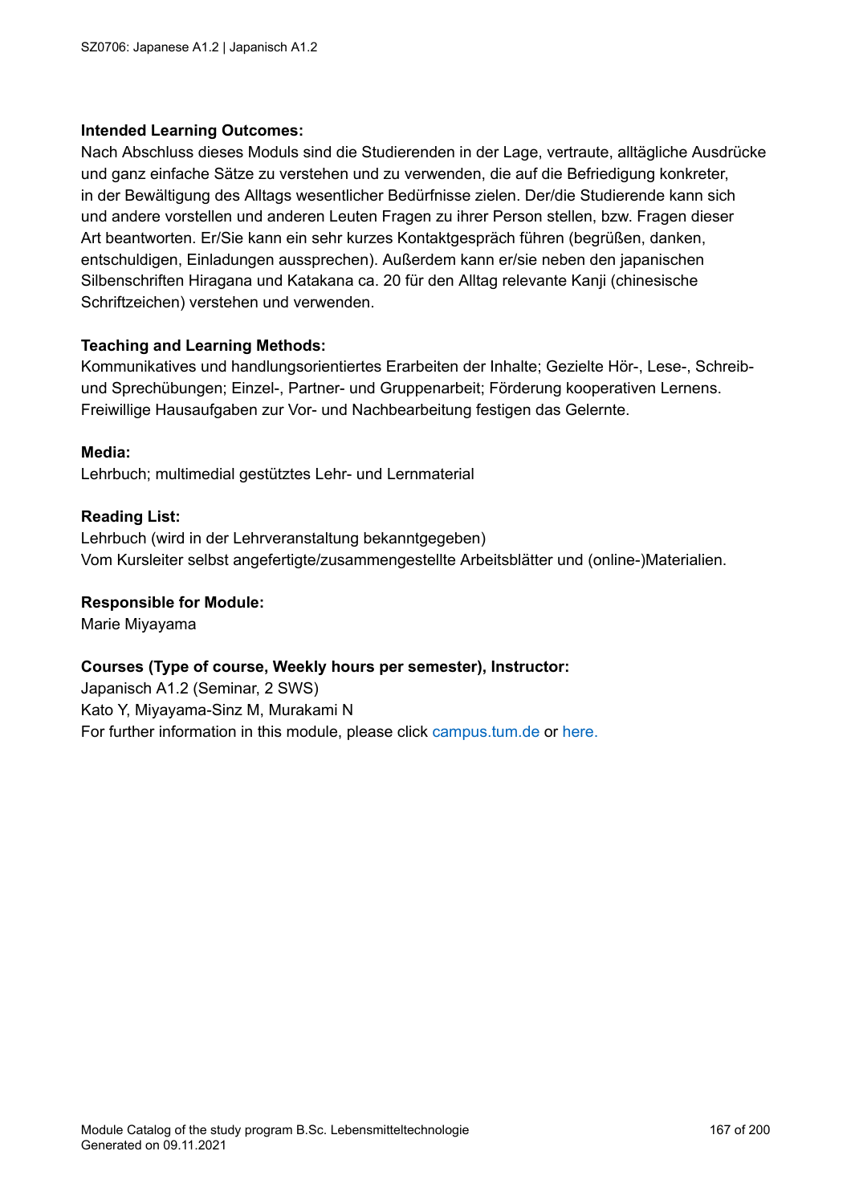**Intended Learning Outcomes:**
Nach Abschluss dieses Moduls sind die Studierenden in der Lage, vertraute, alltägliche Ausdrücke und ganz einfache Sätze zu verstehen und zu verwenden, die auf die Befriedigung konkreter, in der Bewältigung des Alltags wesentlicher Bedürfnisse zielen. Der/die Studierende kann sich und andere vorstellen und anderen Leuten Fragen zu ihrer Person stellen, bzw. Fragen dieser Art beantworten. Er/Sie kann ein sehr kurzes Kontaktgespräch führen (begrüßen, danken, entschuldigen, Einladungen aussprechen). Außerdem kann er/sie neben den japanischen Silbenschriften Hiragana und Katakana ca. 20 für den Alltag relevante Kanji (chinesische Schriftzeichen) verstehen und verwenden.

**Teaching and Learning Methods:**
Kommunikatives und handlungsorientiertes Erarbeiten der Inhalte; Gezielte Hör-, Lese-, Schreib- und Sprechübungen; Einzel-, Partner- und Gruppenarbeit; Förderung kooperativen Lernens. Freiwillige Hausaufgaben zur Vor- und Nachbearbeitung festigen das Gelernte.

**Media:**
Lehrbuch; multimedial gestütztes Lehr- und Lernmaterial

**Reading List:**
Lehrbuch (wird in der Lehrveranstaltung bekanntgegeben)
Vom Kursleiter selbst angefertigte/zusammengestellte Arbeitsblätter und (online-)Materialien.

**Responsible for Module:**
Marie Miyayama

**Courses (Type of course, Weekly hours per semester), Instructor:**
Japanisch A1.2 (Seminar, 2 SWS)
Kato Y, Miyayama-Sinz M, Murakami N
For further information in this module, please click campus.tum.de or here.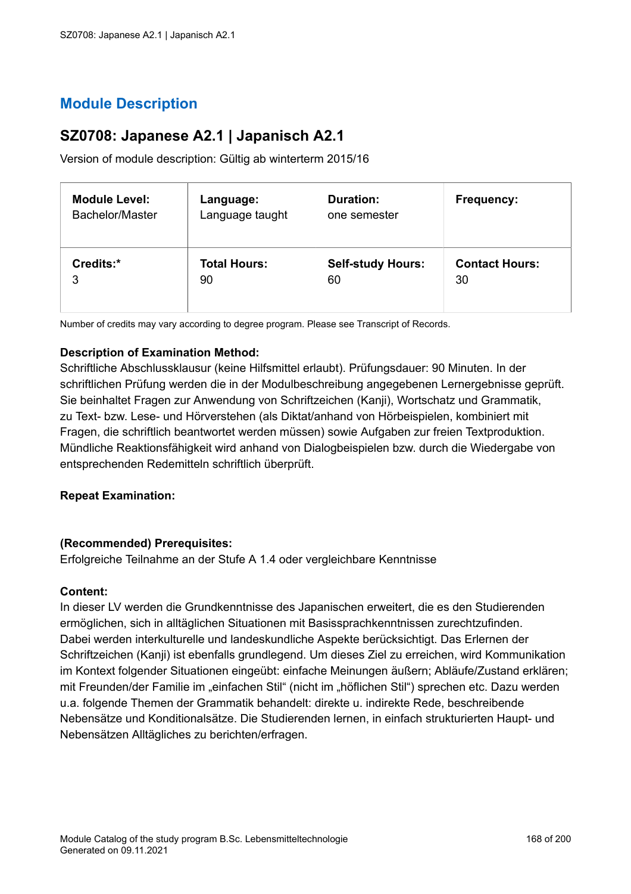## Module Description

## SZ0708: Japanese A2.1 | Japanisch A2.1

Version of module description: Gültig ab winterterm 2015/16

| **Module Level:** Bachelor/Master | **Language:** Language taught | **Duration:** one semester | **Frequency:** |
|---|---|---|---|
| **Credits:*** 3 | **Total Hours:** 90 | **Self-study Hours:** 60 | **Contact Hours:** 30 |

Number of credits may vary according to degree program. Please see Transcript of Records.

**Description of Examination Method:**
Schriftliche Abschlussklausur (keine Hilfsmittel erlaubt). Prüfungsdauer: 90 Minuten. In der schriftlichen Prüfung werden die in der Modulbeschreibung angegebenen Lernergebnisse geprüft. Sie beinhaltet Fragen zur Anwendung von Schriftzeichen (Kanji), Wortschatz und Grammatik, zu Text- bzw. Lese- und Hörverstehen (als Diktat/anhand von Hörbeispielen, kombiniert mit Fragen, die schriftlich beantwortet werden müssen) sowie Aufgaben zur freien Textproduktion. Mündliche Reaktionsfähigkeit wird anhand von Dialogbeispielen bzw. durch die Wiedergabe von entsprechenden Redemitteln schriftlich überprüft.

**Repeat Examination:**

**(Recommended) Prerequisites:**
Erfolgreiche Teilnahme an der Stufe A 1.4 oder vergleichbare Kenntnisse

**Content:**
In dieser LV werden die Grundkenntnisse des Japanischen erweitert, die es den Studierenden ermöglichen, sich in alltäglichen Situationen mit Basissprachkenntnissen zurechtzufinden. Dabei werden interkulturelle und landeskundliche Aspekte berücksichtigt. Das Erlernen der Schriftzeichen (Kanji) ist ebenfalls grundlegend. Um dieses Ziel zu erreichen, wird Kommunikation im Kontext folgender Situationen eingeübt: einfache Meinungen äußern; Abläufe/Zustand erklären; mit Freunden/der Familie im „einfachen Stil" (nicht im „höflichen Stil") sprechen etc. Dazu werden u.a. folgende Themen der Grammatik behandelt: direkte u. indirekte Rede, beschreibende Nebensätze und Konditionalsätze. Die Studierenden lernen, in einfach strukturierten Haupt- und Nebensätzen Alltägliches zu berichten/erfragen.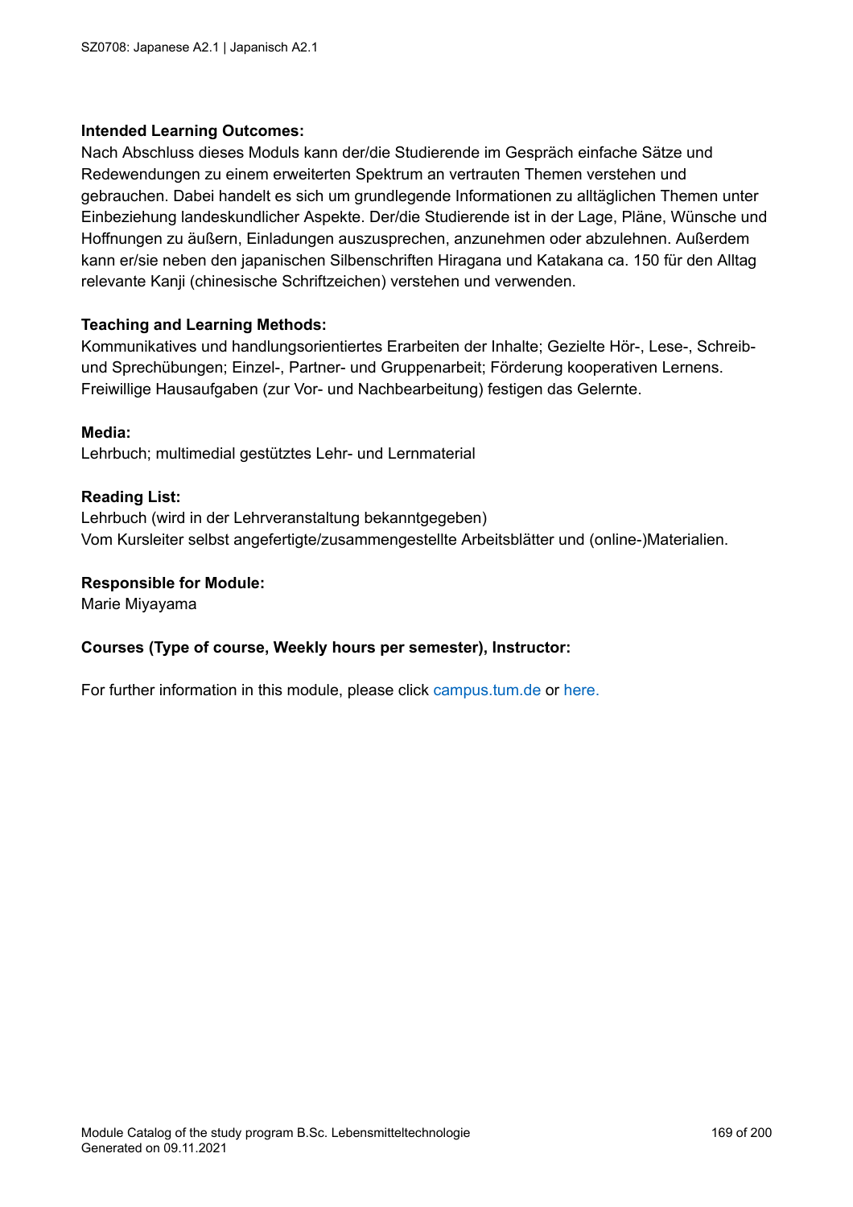**Intended Learning Outcomes:**

Nach Abschluss dieses Moduls kann der/die Studierende im Gespräch einfache Sätze und Redewendungen zu einem erweiterten Spektrum an vertrauten Themen verstehen und gebrauchen. Dabei handelt es sich um grundlegende Informationen zu alltäglichen Themen unter Einbeziehung landeskundlicher Aspekte. Der/die Studierende ist in der Lage, Pläne, Wünsche und Hoffnungen zu äußern, Einladungen auszusprechen, anzunehmen oder abzulehnen. Außerdem kann er/sie neben den japanischen Silbenschriften Hiragana und Katakana ca. 150 für den Alltag relevante Kanji (chinesische Schriftzeichen) verstehen und verwenden.

**Teaching and Learning Methods:**

Kommunikatives und handlungsorientiertes Erarbeiten der Inhalte; Gezielte Hör-, Lese-, Schreib- und Sprechübungen; Einzel-, Partner- und Gruppenarbeit; Förderung kooperativen Lernens. Freiwillige Hausaufgaben (zur Vor- und Nachbearbeitung) festigen das Gelernte.

**Media:**

Lehrbuch; multimedial gestütztes Lehr- und Lernmaterial

**Reading List:**

Lehrbuch (wird in der Lehrveranstaltung bekanntgegeben)
Vom Kursleiter selbst angefertigte/zusammengestellte Arbeitsblätter und (online-)Materialien.

**Responsible for Module:**

Marie Miyayama

**Courses (Type of course, Weekly hours per semester), Instructor:**

For further information in this module, please click campus.tum.de or here.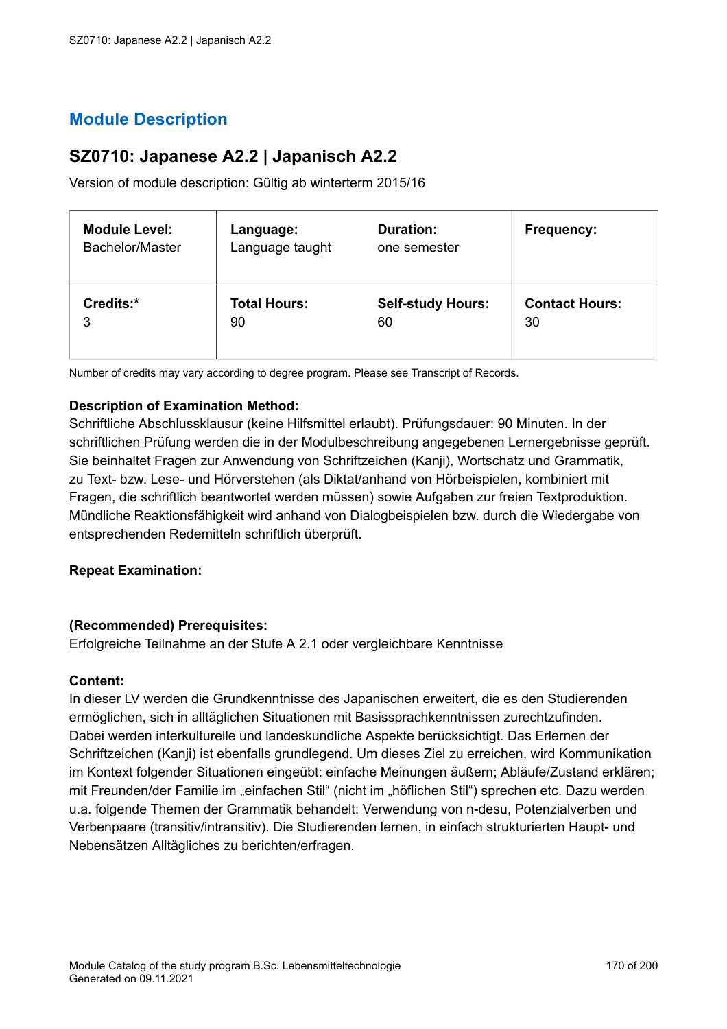## Module Description

## SZ0710: Japanese A2.2 | Japanisch A2.2

Version of module description: Gültig ab winterterm 2015/16

| | | | |
|---|---|---|---|
| **Module Level:**<br>Bachelor/Master | **Language:**<br>Language taught | **Duration:**<br>one semester | **Frequency:** |
| **Credits:***<br>3 | **Total Hours:**<br>90 | **Self-study Hours:**<br>60 | **Contact Hours:**<br>30 |

Number of credits may vary according to degree program. Please see Transcript of Records.

**Description of Examination Method:**
Schriftliche Abschlussklausur (keine Hilfsmittel erlaubt). Prüfungsdauer: 90 Minuten. In der schriftlichen Prüfung werden die in der Modulbeschreibung angegebenen Lernergebnisse geprüft. Sie beinhaltet Fragen zur Anwendung von Schriftzeichen (Kanji), Wortschatz und Grammatik, zu Text- bzw. Lese- und Hörverstehen (als Diktat/anhand von Hörbeispielen, kombiniert mit Fragen, die schriftlich beantwortet werden müssen) sowie Aufgaben zur freien Textproduktion. Mündliche Reaktionsfähigkeit wird anhand von Dialogbeispielen bzw. durch die Wiedergabe von entsprechenden Redemitteln schriftlich überprüft.

**Repeat Examination:**

**(Recommended) Prerequisites:**
Erfolgreiche Teilnahme an der Stufe A 2.1 oder vergleichbare Kenntnisse

**Content:**
In dieser LV werden die Grundkenntnisse des Japanischen erweitert, die es den Studierenden ermöglichen, sich in alltäglichen Situationen mit Basissprachkenntnissen zurechtzufinden. Dabei werden interkulturelle und landeskundliche Aspekte berücksichtigt. Das Erlernen der Schriftzeichen (Kanji) ist ebenfalls grundlegend. Um dieses Ziel zu erreichen, wird Kommunikation im Kontext folgender Situationen eingeübt: einfache Meinungen äußern; Abläufe/Zustand erklären; mit Freunden/der Familie im „einfachen Stil" (nicht im „höflichen Stil") sprechen etc. Dazu werden u.a. folgende Themen der Grammatik behandelt: Verwendung von n-desu, Potenzialverben und Verbenpaare (transitiv/intransitiv). Die Studierenden lernen, in einfach strukturierten Haupt- und Nebensätzen Alltägliches zu berichten/erfragen.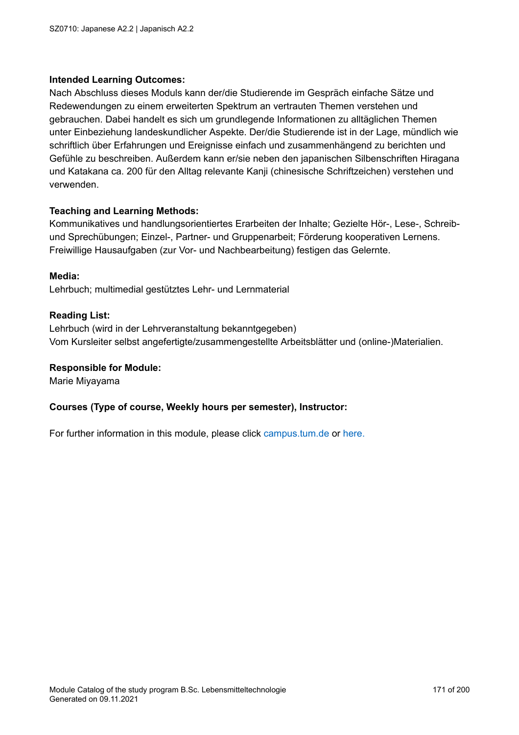**Intended Learning Outcomes:**

Nach Abschluss dieses Moduls kann der/die Studierende im Gespräch einfache Sätze und Redewendungen zu einem erweiterten Spektrum an vertrauten Themen verstehen und gebrauchen. Dabei handelt es sich um grundlegende Informationen zu alltäglichen Themen unter Einbeziehung landeskundlicher Aspekte. Der/die Studierende ist in der Lage, mündlich wie schriftlich über Erfahrungen und Ereignisse einfach und zusammenhängend zu berichten und Gefühle zu beschreiben. Außerdem kann er/sie neben den japanischen Silbenschriften Hiragana und Katakana ca. 200 für den Alltag relevante Kanji (chinesische Schriftzeichen) verstehen und verwenden.

**Teaching and Learning Methods:**

Kommunikatives und handlungsorientiertes Erarbeiten der Inhalte; Gezielte Hör-, Lese-, Schreib- und Sprechübungen; Einzel-, Partner- und Gruppenarbeit; Förderung kooperativen Lernens. Freiwillige Hausaufgaben (zur Vor- und Nachbearbeitung) festigen das Gelernte.

**Media:**

Lehrbuch; multimedial gestütztes Lehr- und Lernmaterial

**Reading List:**

Lehrbuch (wird in der Lehrveranstaltung bekanntgegeben)
Vom Kursleiter selbst angefertigte/zusammengestellte Arbeitsblätter und (online-)Materialien.

**Responsible for Module:**

Marie Miyayama

**Courses (Type of course, Weekly hours per semester), Instructor:**

For further information in this module, please click campus.tum.de or here.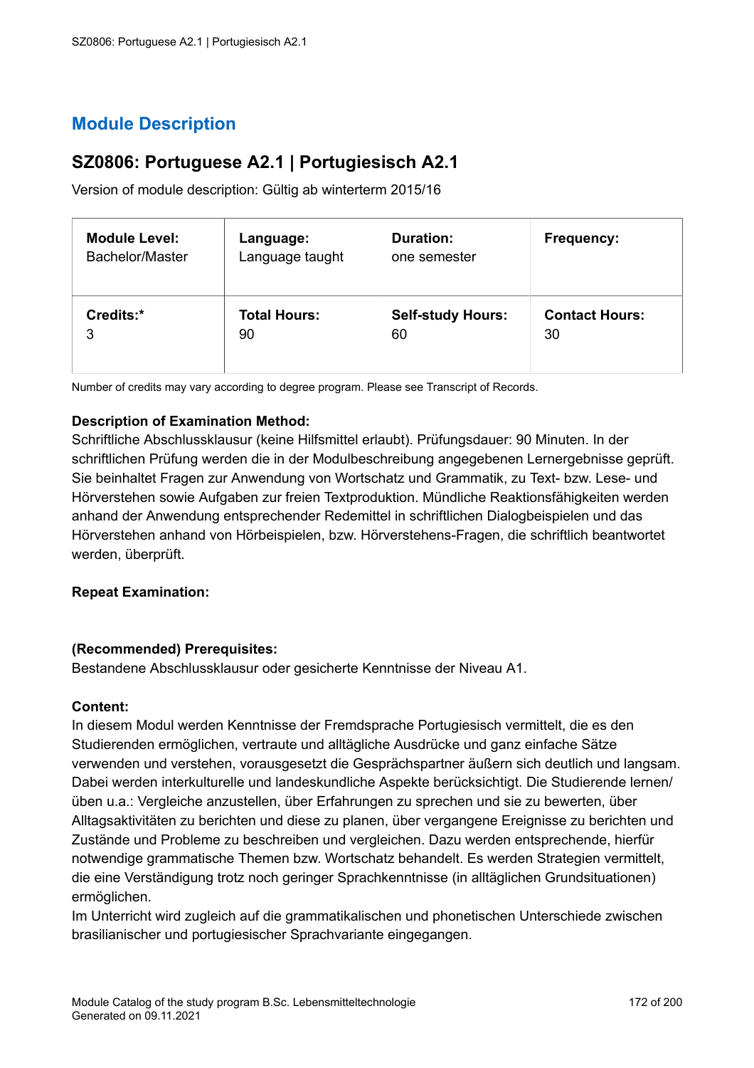# Module Description

## SZ0806: Portuguese A2.1 | Portugiesisch A2.1

Version of module description: Gültig ab winterterm 2015/16

| | | | |
|---|---|---|---|
| **Module Level:**<br>Bachelor/Master | **Language:**<br>Language taught | **Duration:**<br>one semester | **Frequency:** |
| **Credits:***<br>3 | **Total Hours:**<br>90 | **Self-study Hours:**<br>60 | **Contact Hours:**<br>30 |

Number of credits may vary according to degree program. Please see Transcript of Records.

**Description of Examination Method:**
Schriftliche Abschlussklausur (keine Hilfsmittel erlaubt). Prüfungsdauer: 90 Minuten. In der schriftlichen Prüfung werden die in der Modulbeschreibung angegebenen Lernergebnisse geprüft. Sie beinhaltet Fragen zur Anwendung von Wortschatz und Grammatik, zu Text- bzw. Lese- und Hörverstehen sowie Aufgaben zur freien Textproduktion. Mündliche Reaktionsfähigkeiten werden anhand der Anwendung entsprechender Redemittel in schriftlichen Dialogbeispielen und das Hörverstehen anhand von Hörbeispielen, bzw. Hörverstehens-Fragen, die schriftlich beantwortet werden, überprüft.

**Repeat Examination:**

**(Recommended) Prerequisites:**
Bestandene Abschlussklausur oder gesicherte Kenntnisse der Niveau A1.

**Content:**
In diesem Modul werden Kenntnisse der Fremdsprache Portugiesisch vermittelt, die es den Studierenden ermöglichen, vertraute und alltägliche Ausdrücke und ganz einfache Sätze verwenden und verstehen, vorausgesetzt die Gesprächspartner äußern sich deutlich und langsam. Dabei werden interkulturelle und landeskundliche Aspekte berücksichtigt. Die Studierende lernen/ üben u.a.: Vergleiche anzustellen, über Erfahrungen zu sprechen und sie zu bewerten, über Alltagsaktivitäten zu berichten und diese zu planen, über vergangene Ereignisse zu berichten und Zustände und Probleme zu beschreiben und vergleichen. Dazu werden entsprechende, hierfür notwendige grammatische Themen bzw. Wortschatz behandelt. Es werden Strategien vermittelt, die eine Verständigung trotz noch geringer Sprachkenntnisse (in alltäglichen Grundsituationen) ermöglichen.
Im Unterricht wird zugleich auf die grammatikalischen und phonetischen Unterschiede zwischen brasilianischer und portugiesischer Sprachvariante eingegangen.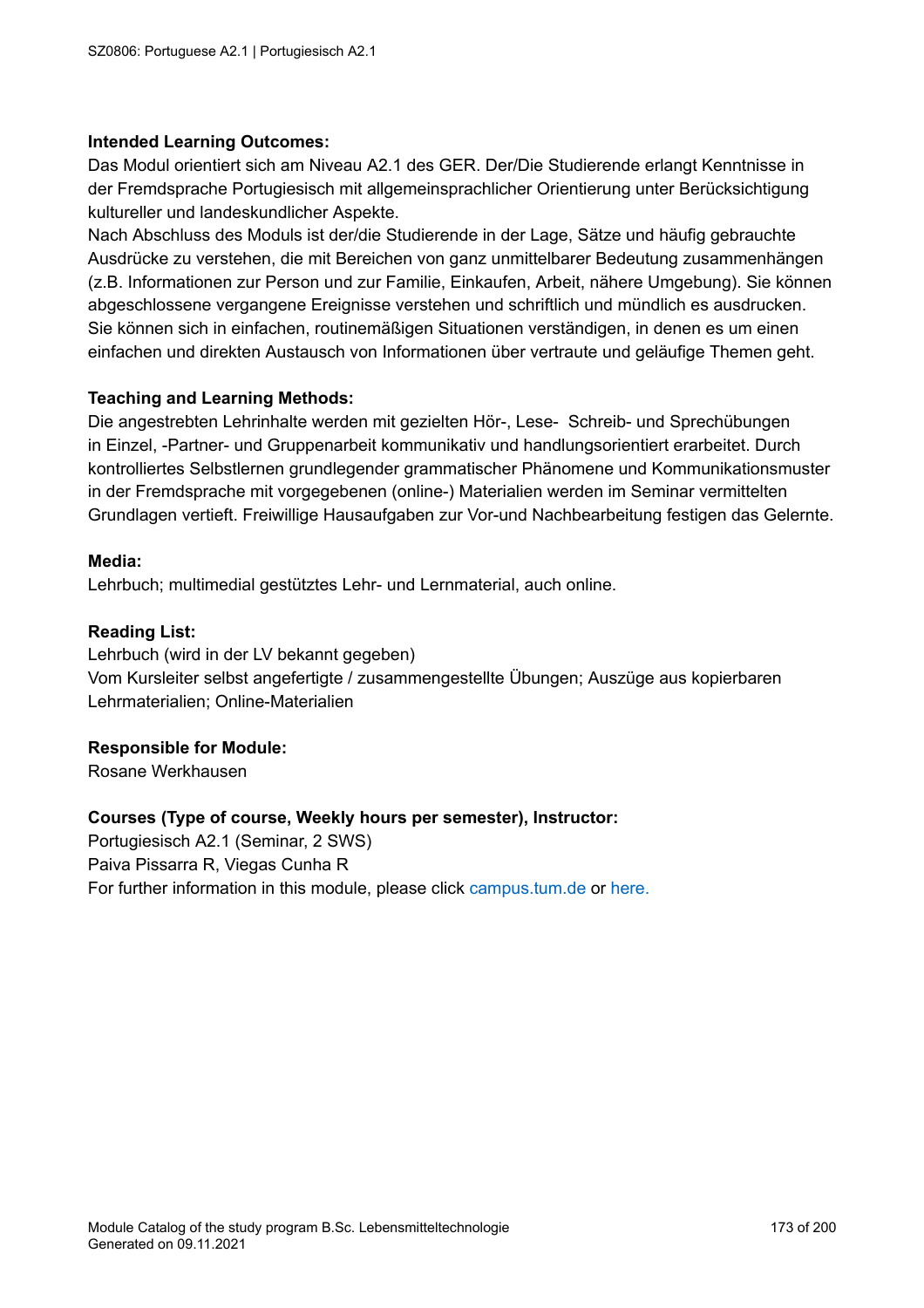**Intended Learning Outcomes:**

Das Modul orientiert sich am Niveau A2.1 des GER. Der/Die Studierende erlangt Kenntnisse in der Fremdsprache Portugiesisch mit allgemeinsprachlicher Orientierung unter Berücksichtigung kultureller und landeskundlicher Aspekte.

Nach Abschluss des Moduls ist der/die Studierende in der Lage, Sätze und häufig gebrauchte Ausdrücke zu verstehen, die mit Bereichen von ganz unmittelbarer Bedeutung zusammenhängen (z.B. Informationen zur Person und zur Familie, Einkaufen, Arbeit, nähere Umgebung). Sie können abgeschlossene vergangene Ereignisse verstehen und schriftlich und mündlich es ausdrucken. Sie können sich in einfachen, routinemäßigen Situationen verständigen, in denen es um einen einfachen und direkten Austausch von Informationen über vertraute und geläufige Themen geht.

**Teaching and Learning Methods:**

Die angestrebten Lehrinhalte werden mit gezielten Hör-, Lese- Schreib- und Sprechübungen in Einzel, -Partner- und Gruppenarbeit kommunikativ und handlungsorientiert erarbeitet. Durch kontrolliertes Selbstlernen grundlegender grammatischer Phänomene und Kommunikationsmuster in der Fremdsprache mit vorgegebenen (online-) Materialien werden im Seminar vermittelten Grundlagen vertieft. Freiwillige Hausaufgaben zur Vor-und Nachbearbeitung festigen das Gelernte.

**Media:**

Lehrbuch; multimedial gestütztes Lehr- und Lernmaterial, auch online.

**Reading List:**

Lehrbuch (wird in der LV bekannt gegeben)
Vom Kursleiter selbst angefertigte / zusammengestellte Übungen; Auszüge aus kopierbaren Lehrmaterialien; Online-Materialien

**Responsible for Module:**

Rosane Werkhausen

**Courses (Type of course, Weekly hours per semester), Instructor:**

Portugiesisch A2.1 (Seminar, 2 SWS)
Paiva Pissarra R, Viegas Cunha R
For further information in this module, please click campus.tum.de or here.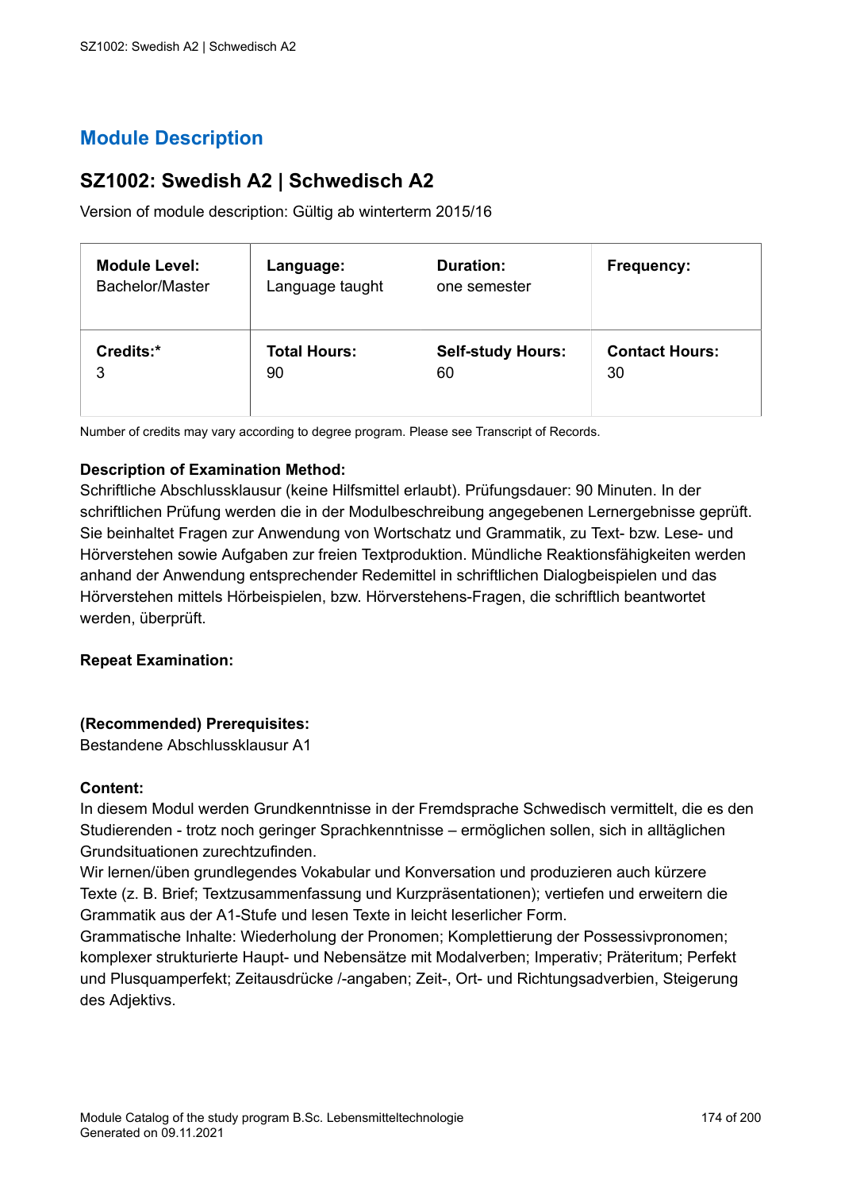## Module Description

## SZ1002: Swedish A2 | Schwedisch A2

Version of module description: Gültig ab winterterm 2015/16

| | | | |
|---|---|---|---|
| **Module Level:**<br>Bachelor/Master | **Language:**<br>Language taught | **Duration:**<br>one semester | **Frequency:** |
| **Credits:***<br>3 | **Total Hours:**<br>90 | **Self-study Hours:**<br>60 | **Contact Hours:**<br>30 |

Number of credits may vary according to degree program. Please see Transcript of Records.

**Description of Examination Method:**
Schriftliche Abschlussklausur (keine Hilfsmittel erlaubt). Prüfungsdauer: 90 Minuten. In der schriftlichen Prüfung werden die in der Modulbeschreibung angegebenen Lernergebnisse geprüft. Sie beinhaltet Fragen zur Anwendung von Wortschatz und Grammatik, zu Text- bzw. Lese- und Hörverstehen sowie Aufgaben zur freien Textproduktion. Mündliche Reaktionsfähigkeiten werden anhand der Anwendung entsprechender Redemittel in schriftlichen Dialogbeispielen und das Hörverstehen mittels Hörbeispielen, bzw. Hörverstehens-Fragen, die schriftlich beantwortet werden, überprüft.

**Repeat Examination:**

**(Recommended) Prerequisites:**
Bestandene Abschlussklausur A1

**Content:**
In diesem Modul werden Grundkenntnisse in der Fremdsprache Schwedisch vermittelt, die es den Studierenden - trotz noch geringer Sprachkenntnisse – ermöglichen sollen, sich in alltäglichen Grundsituationen zurechtzufinden.
Wir lernen/üben grundlegendes Vokabular und Konversation und produzieren auch kürzere Texte (z. B. Brief; Textzusammenfassung und Kurzpräsentationen); vertiefen und erweitern die Grammatik aus der A1-Stufe und lesen Texte in leicht leserlicher Form.
Grammatische Inhalte: Wiederholung der Pronomen; Komplettierung der Possessivpronomen; komplexer strukturierte Haupt- und Nebensätze mit Modalverben; Imperativ; Präteritum; Perfekt und Plusquamperfekt; Zeitausdrücke /-angaben; Zeit-, Ort- und Richtungsadverbien, Steigerung des Adjektivs.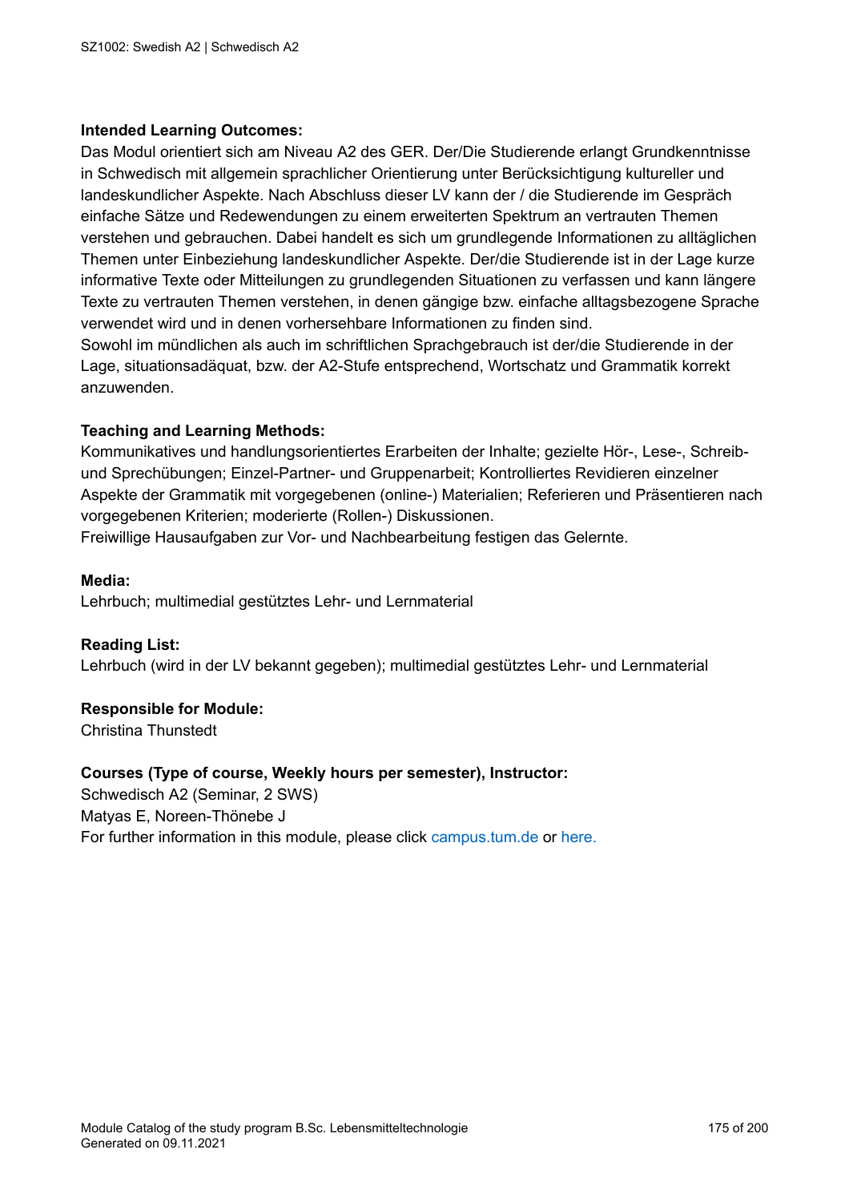**Intended Learning Outcomes:**

Das Modul orientiert sich am Niveau A2 des GER. Der/Die Studierende erlangt Grundkenntnisse in Schwedisch mit allgemein sprachlicher Orientierung unter Berücksichtigung kultureller und landeskundlicher Aspekte. Nach Abschluss dieser LV kann der / die Studierende im Gespräch einfache Sätze und Redewendungen zu einem erweiterten Spektrum an vertrauten Themen verstehen und gebrauchen. Dabei handelt es sich um grundlegende Informationen zu alltäglichen Themen unter Einbeziehung landeskundlicher Aspekte. Der/die Studierende ist in der Lage kurze informative Texte oder Mitteilungen zu grundlegenden Situationen zu verfassen und kann längere Texte zu vertrauten Themen verstehen, in denen gängige bzw. einfache alltagsbezogene Sprache verwendet wird und in denen vorhersehbare Informationen zu finden sind.

Sowohl im mündlichen als auch im schriftlichen Sprachgebrauch ist der/die Studierende in der Lage, situationsadäquat, bzw. der A2-Stufe entsprechend, Wortschatz und Grammatik korrekt anzuwenden.

**Teaching and Learning Methods:**

Kommunikatives und handlungsorientiertes Erarbeiten der Inhalte; gezielte Hör-, Lese-, Schreib- und Sprechübungen; Einzel-Partner- und Gruppenarbeit; Kontrolliertes Revidieren einzelner Aspekte der Grammatik mit vorgegebenen (online-) Materialien; Referieren und Präsentieren nach vorgegebenen Kriterien; moderierte (Rollen-) Diskussionen.

Freiwillige Hausaufgaben zur Vor- und Nachbearbeitung festigen das Gelernte.

**Media:**

Lehrbuch; multimedial gestütztes Lehr- und Lernmaterial

**Reading List:**

Lehrbuch (wird in der LV bekannt gegeben); multimedial gestütztes Lehr- und Lernmaterial

**Responsible for Module:**

Christina Thunstedt

**Courses (Type of course, Weekly hours per semester), Instructor:**

Schwedisch A2 (Seminar, 2 SWS)

Matyas E, Noreen-Thönebe J

For further information in this module, please click campus.tum.de or here.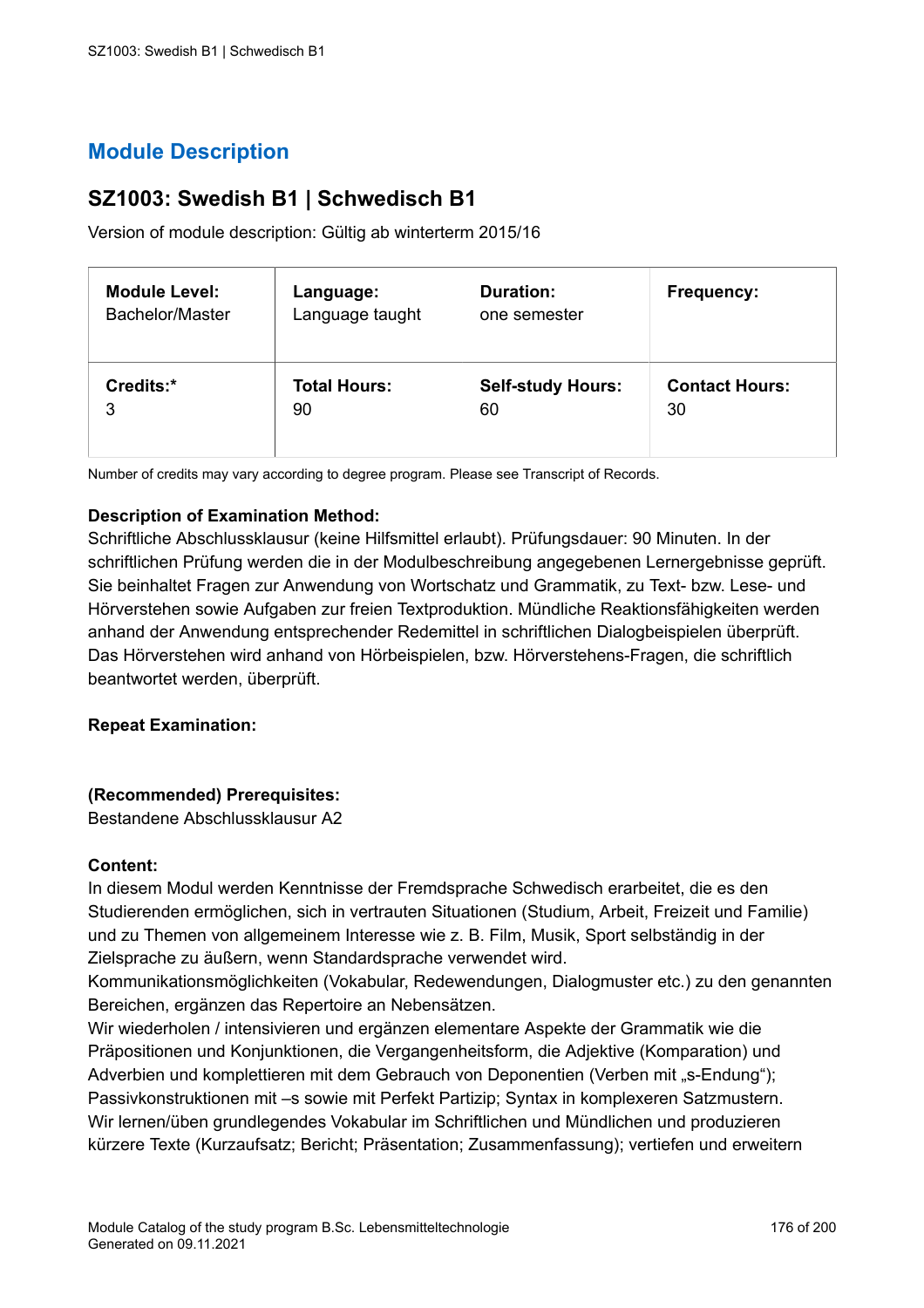# Module Description

## SZ1003: Swedish B1 | Schwedisch B1

Version of module description: Gültig ab winterterm 2015/16

| **Module Level:** Bachelor/Master | **Language:** Language taught | **Duration:** one semester | **Frequency:** |
|---|---|---|---|
| **Credits:*** 3 | **Total Hours:** 90 | **Self-study Hours:** 60 | **Contact Hours:** 30 |

Number of credits may vary according to degree program. Please see Transcript of Records.

**Description of Examination Method:**
Schriftliche Abschlussklausur (keine Hilfsmittel erlaubt). Prüfungsdauer: 90 Minuten. In der schriftlichen Prüfung werden die in der Modulbeschreibung angegebenen Lernergebnisse geprüft. Sie beinhaltet Fragen zur Anwendung von Wortschatz und Grammatik, zu Text- bzw. Lese- und Hörverstehen sowie Aufgaben zur freien Textproduktion. Mündliche Reaktionsfähigkeiten werden anhand der Anwendung entsprechender Redemittel in schriftlichen Dialogbeispielen überprüft. Das Hörverstehen wird anhand von Hörbeispielen, bzw. Hörverstehens-Fragen, die schriftlich beantwortet werden, überprüft.

**Repeat Examination:**

**(Recommended) Prerequisites:**
Bestandene Abschlussklausur A2

**Content:**
In diesem Modul werden Kenntnisse der Fremdsprache Schwedisch erarbeitet, die es den Studierenden ermöglichen, sich in vertrauten Situationen (Studium, Arbeit, Freizeit und Familie) und zu Themen von allgemeinem Interesse wie z. B. Film, Musik, Sport selbständig in der Zielsprache zu äußern, wenn Standardsprache verwendet wird.
Kommunikationsmöglichkeiten (Vokabular, Redewendungen, Dialogmuster etc.) zu den genannten Bereichen, ergänzen das Repertoire an Nebensätzen.
Wir wiederholen / intensivieren und ergänzen elementare Aspekte der Grammatik wie die Präpositionen und Konjunktionen, die Vergangenheitsform, die Adjektive (Komparation) und Adverbien und komplettieren mit dem Gebrauch von Deponentien (Verben mit „s-Endung"); Passivkonstruktionen mit –s sowie mit Perfekt Partizip; Syntax in komplexeren Satzmustern.
Wir lernen/üben grundlegendes Vokabular im Schriftlichen und Mündlichen und produzieren kürzere Texte (Kurzaufsatz; Bericht; Präsentation; Zusammenfassung); vertiefen und erweitern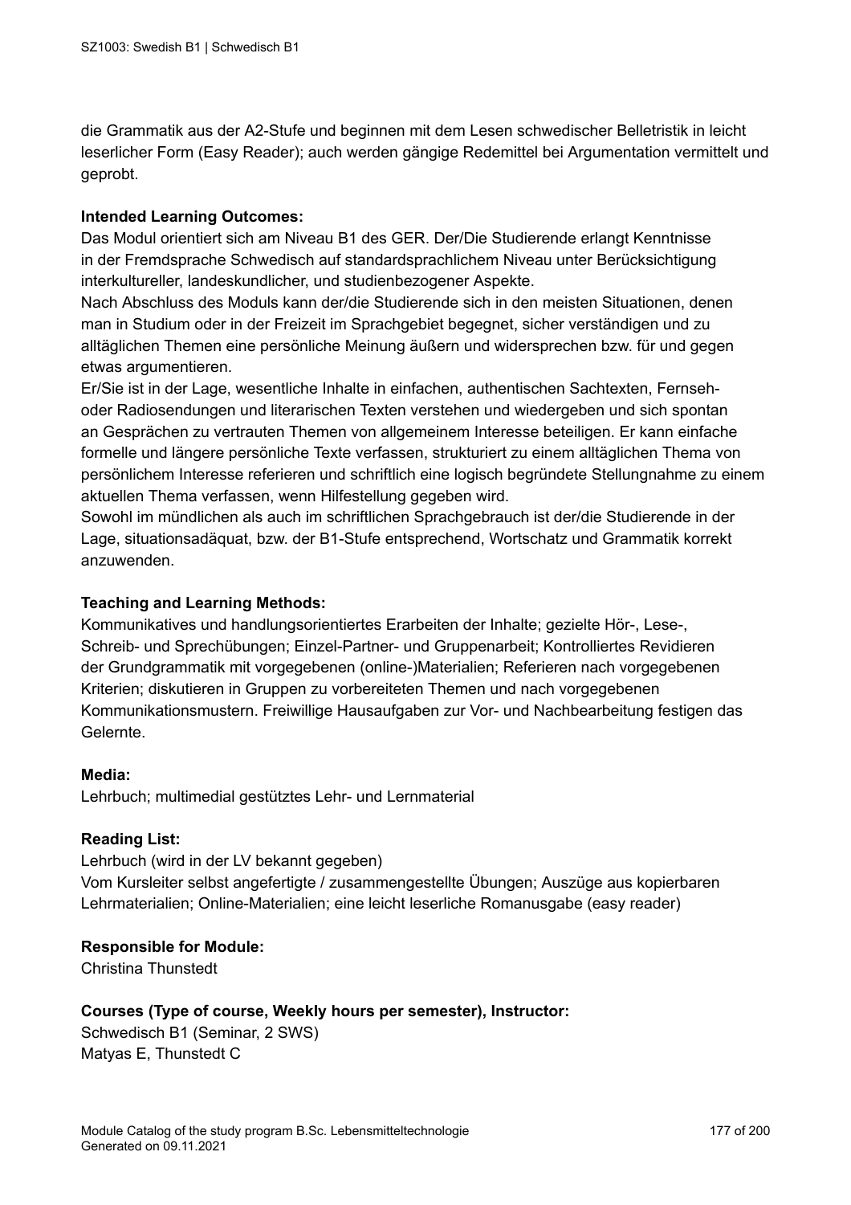die Grammatik aus der A2-Stufe und beginnen mit dem Lesen schwedischer Belletristik in leicht leserlicher Form (Easy Reader); auch werden gängige Redemittel bei Argumentation vermittelt und geprobt.

**Intended Learning Outcomes:**

Das Modul orientiert sich am Niveau B1 des GER. Der/Die Studierende erlangt Kenntnisse in der Fremdsprache Schwedisch auf standardsprachlichem Niveau unter Berücksichtigung interkultureller, landeskundlicher, und studienbezogener Aspekte.

Nach Abschluss des Moduls kann der/die Studierende sich in den meisten Situationen, denen man in Studium oder in der Freizeit im Sprachgebiet begegnet, sicher verständigen und zu alltäglichen Themen eine persönliche Meinung äußern und widersprechen bzw. für und gegen etwas argumentieren.

Er/Sie ist in der Lage, wesentliche Inhalte in einfachen, authentischen Sachtexten, Fernseh- oder Radiosendungen und literarischen Texten verstehen und wiedergeben und sich spontan an Gesprächen zu vertrauten Themen von allgemeinem Interesse beteiligen. Er kann einfache formelle und längere persönliche Texte verfassen, strukturiert zu einem alltäglichen Thema von persönlichem Interesse referieren und schriftlich eine logisch begründete Stellungnahme zu einem aktuellen Thema verfassen, wenn Hilfestellung gegeben wird.

Sowohl im mündlichen als auch im schriftlichen Sprachgebrauch ist der/die Studierende in der Lage, situationsadäquat, bzw. der B1-Stufe entsprechend, Wortschatz und Grammatik korrekt anzuwenden.

**Teaching and Learning Methods:**

Kommunikatives und handlungsorientiertes Erarbeiten der Inhalte; gezielte Hör-, Lese-, Schreib- und Sprechübungen; Einzel-Partner- und Gruppenarbeit; Kontrolliertes Revidieren der Grundgrammatik mit vorgegebenen (online-)Materialien; Referieren nach vorgegebenen Kriterien; diskutieren in Gruppen zu vorbereiteten Themen und nach vorgegebenen Kommunikationsmustern. Freiwillige Hausaufgaben zur Vor- und Nachbearbeitung festigen das Gelernte.

**Media:**

Lehrbuch; multimedial gestütztes Lehr- und Lernmaterial

**Reading List:**

Lehrbuch (wird in der LV bekannt gegeben)

Vom Kursleiter selbst angefertigte / zusammengestellte Übungen; Auszüge aus kopierbaren Lehrmaterialien; Online-Materialien; eine leicht leserliche Romanusgabe (easy reader)

**Responsible for Module:**

Christina Thunstedt

**Courses (Type of course, Weekly hours per semester), Instructor:**

Schwedisch B1 (Seminar, 2 SWS)

Matyas E, Thunstedt C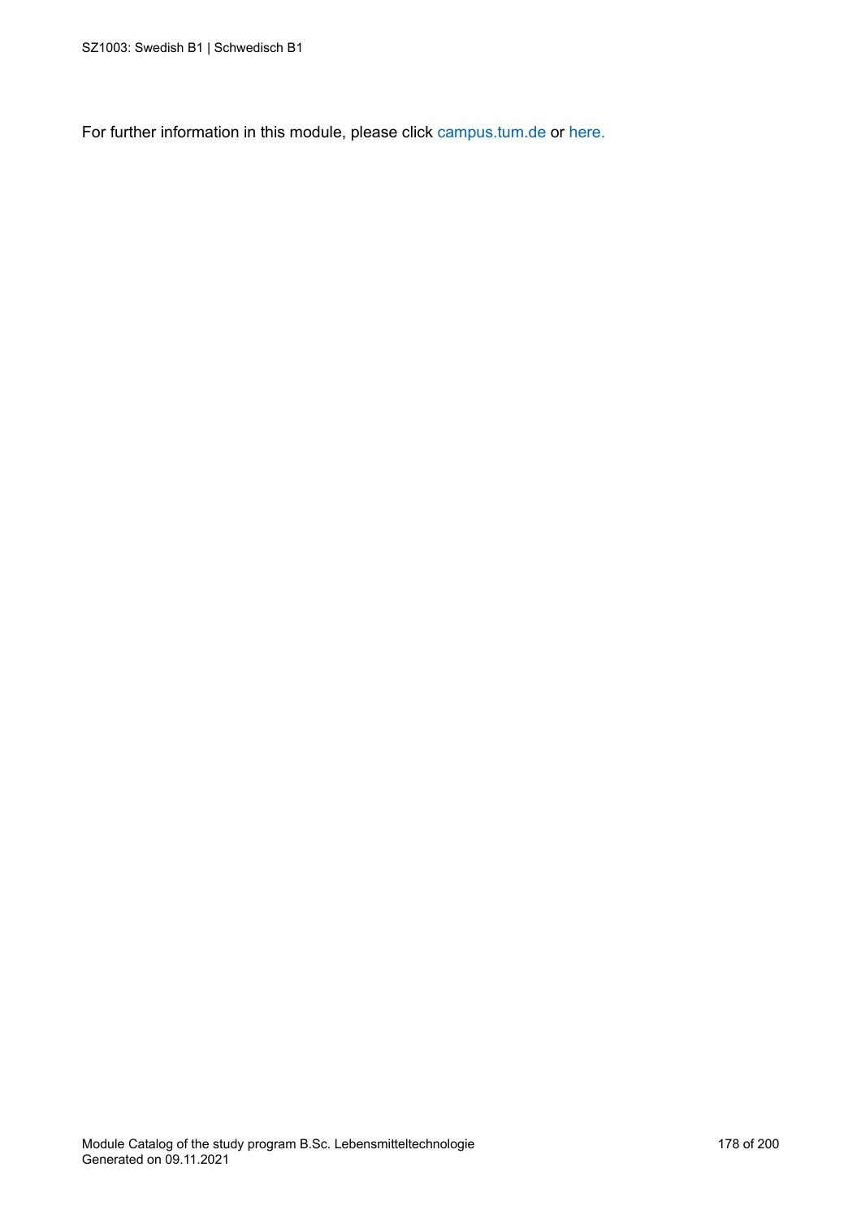For further information in this module, please click campus.tum.de or here.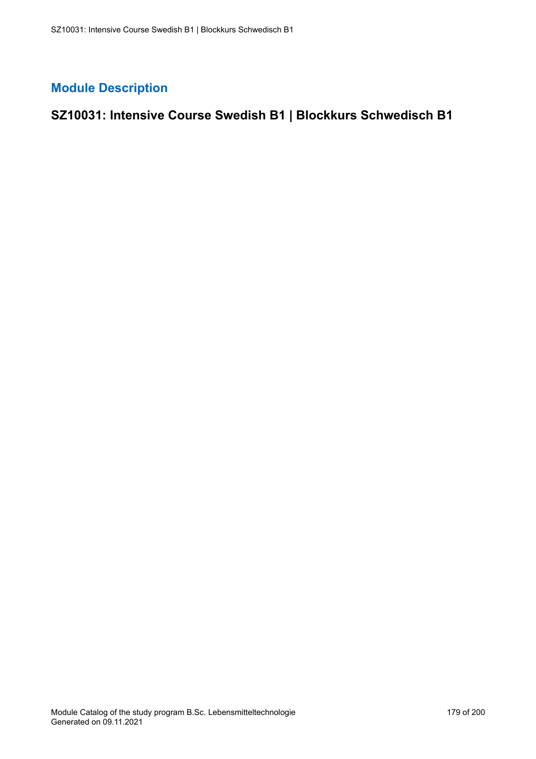# Module Description

## SZ10031: Intensive Course Swedish B1 | Blockkurs Schwedisch B1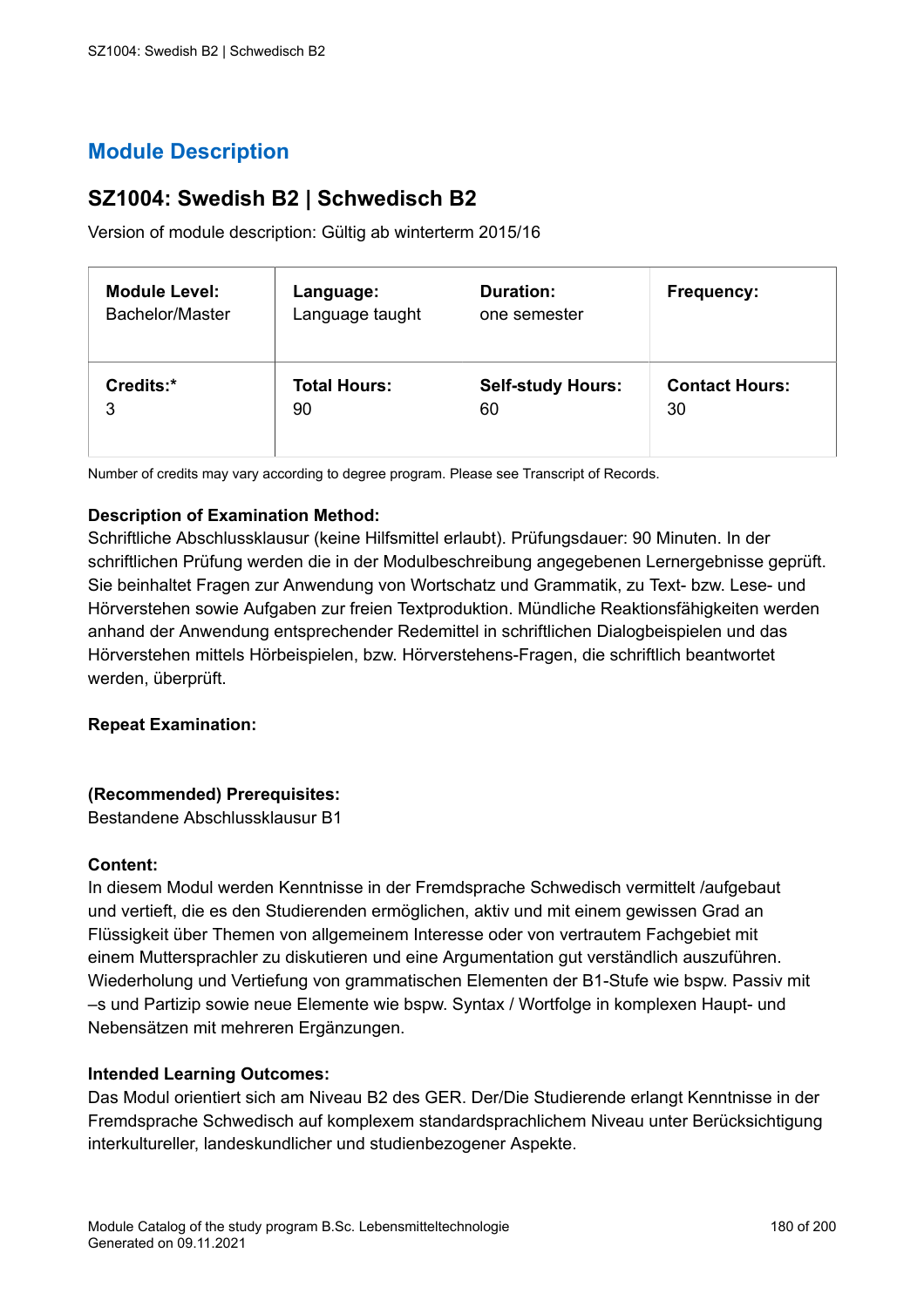# Module Description

## SZ1004: Swedish B2 | Schwedisch B2

Version of module description: Gültig ab winterterm 2015/16

| | | | |
|---|---|---|---|
| **Module Level:**<br>Bachelor/Master | **Language:**<br>Language taught | **Duration:**<br>one semester | **Frequency:** |
| **Credits:***<br>3 | **Total Hours:**<br>90 | **Self-study Hours:**<br>60 | **Contact Hours:**<br>30 |

Number of credits may vary according to degree program. Please see Transcript of Records.

**Description of Examination Method:**
Schriftliche Abschlussklausur (keine Hilfsmittel erlaubt). Prüfungsdauer: 90 Minuten. In der schriftlichen Prüfung werden die in der Modulbeschreibung angegebenen Lernergebnisse geprüft. Sie beinhaltet Fragen zur Anwendung von Wortschatz und Grammatik, zu Text- bzw. Lese- und Hörverstehen sowie Aufgaben zur freien Textproduktion. Mündliche Reaktionsfähigkeiten werden anhand der Anwendung entsprechender Redemittel in schriftlichen Dialogbeispielen und das Hörverstehen mittels Hörbeispielen, bzw. Hörverstehens-Fragen, die schriftlich beantwortet werden, überprüft.

**Repeat Examination:**

**(Recommended) Prerequisites:**
Bestandene Abschlussklausur B1

**Content:**
In diesem Modul werden Kenntnisse in der Fremdsprache Schwedisch vermittelt /aufgebaut und vertieft, die es den Studierenden ermöglichen, aktiv und mit einem gewissen Grad an Flüssigkeit über Themen von allgemeinem Interesse oder von vertrautem Fachgebiet mit einem Muttersprachler zu diskutieren und eine Argumentation gut verständlich auszuführen. Wiederholung und Vertiefung von grammatischen Elementen der B1-Stufe wie bspw. Passiv mit –s und Partizip sowie neue Elemente wie bspw. Syntax / Wortfolge in komplexen Haupt- und Nebensätzen mit mehreren Ergänzungen.

**Intended Learning Outcomes:**
Das Modul orientiert sich am Niveau B2 des GER. Der/Die Studierende erlangt Kenntnisse in der Fremdsprache Schwedisch auf komplexem standardsprachlichem Niveau unter Berücksichtigung interkultureller, landeskundlicher und studienbezogener Aspekte.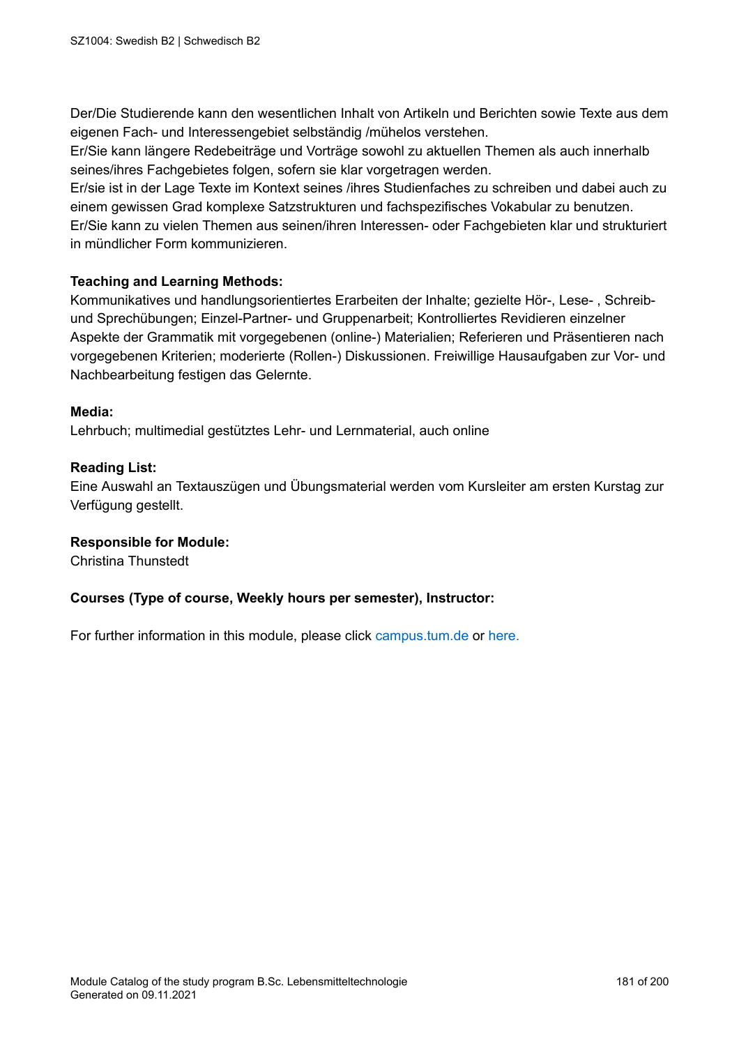Der/Die Studierende kann den wesentlichen Inhalt von Artikeln und Berichten sowie Texte aus dem eigenen Fach- und Interessengebiet selbständig /mühelos verstehen.
Er/Sie kann längere Redebeiträge und Vorträge sowohl zu aktuellen Themen als auch innerhalb seines/ihres Fachgebietes folgen, sofern sie klar vorgetragen werden.
Er/sie ist in der Lage Texte im Kontext seines /ihres Studienfaches zu schreiben und dabei auch zu einem gewissen Grad komplexe Satzstrukturen und fachspezifisches Vokabular zu benutzen.
Er/Sie kann zu vielen Themen aus seinen/ihren Interessen- oder Fachgebieten klar und strukturiert in mündlicher Form kommunizieren.

**Teaching and Learning Methods:**
Kommunikatives und handlungsorientiertes Erarbeiten der Inhalte; gezielte Hör-, Lese- , Schreib- und Sprechübungen; Einzel-Partner- und Gruppenarbeit; Kontrolliertes Revidieren einzelner Aspekte der Grammatik mit vorgegebenen (online-) Materialien; Referieren und Präsentieren nach vorgegebenen Kriterien; moderierte (Rollen-) Diskussionen. Freiwillige Hausaufgaben zur Vor- und Nachbearbeitung festigen das Gelernte.

**Media:**
Lehrbuch; multimedial gestütztes Lehr- und Lernmaterial, auch online

**Reading List:**
Eine Auswahl an Textauszügen und Übungsmaterial werden vom Kursleiter am ersten Kurstag zur Verfügung gestellt.

**Responsible for Module:**
Christina Thunstedt

**Courses (Type of course, Weekly hours per semester), Instructor:**

For further information in this module, please click campus.tum.de or here.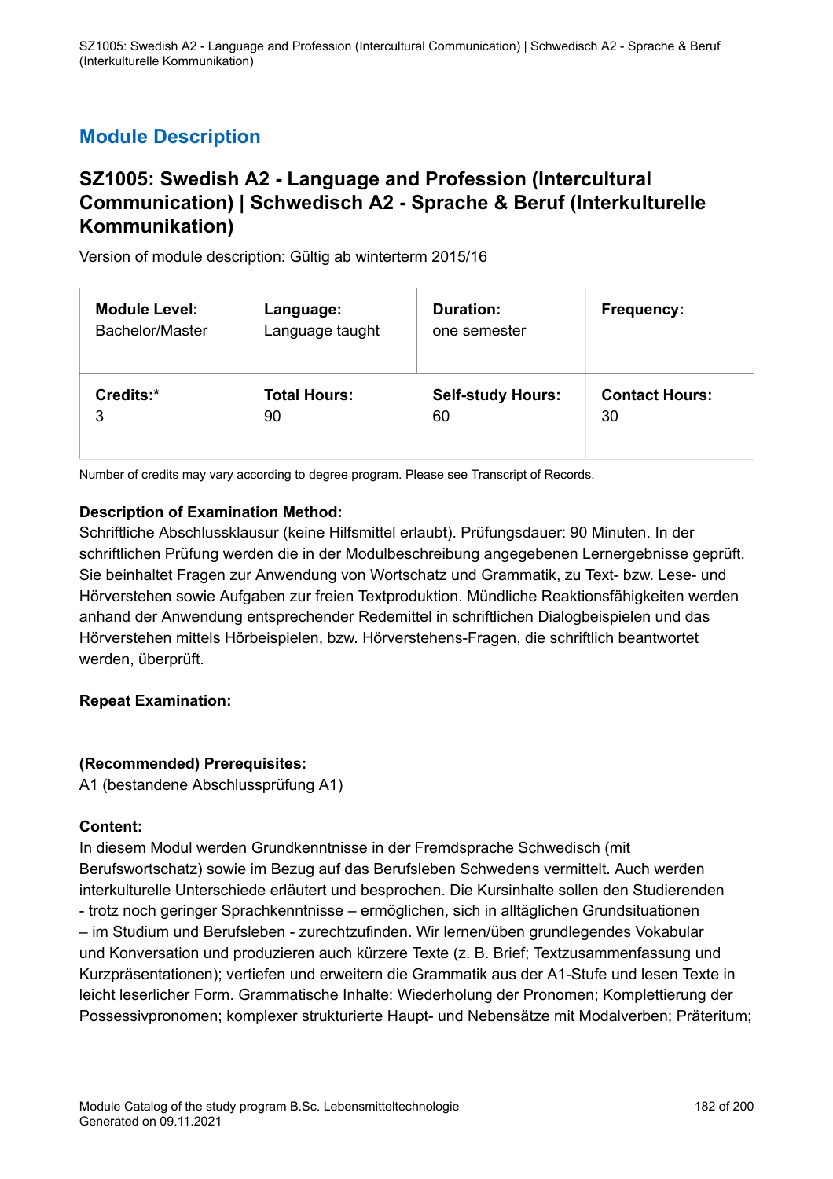## Module Description

### SZ1005: Swedish A2 - Language and Profession (Intercultural Communication) | Schwedisch A2 - Sprache & Beruf (Interkulturelle Kommunikation)

Version of module description: Gültig ab winterterm 2015/16

| | | | |
|---|---|---|---|
| **Module Level:**<br>Bachelor/Master | **Language:**<br>Language taught | **Duration:**<br>one semester | **Frequency:** |
| **Credits:***<br>3 | **Total Hours:**<br>90 | **Self-study Hours:**<br>60 | **Contact Hours:**<br>30 |

Number of credits may vary according to degree program. Please see Transcript of Records.

**Description of Examination Method:**
Schriftliche Abschlussklausur (keine Hilfsmittel erlaubt). Prüfungsdauer: 90 Minuten. In der schriftlichen Prüfung werden die in der Modulbeschreibung angegebenen Lernergebnisse geprüft. Sie beinhaltet Fragen zur Anwendung von Wortschatz und Grammatik, zu Text- bzw. Lese- und Hörverstehen sowie Aufgaben zur freien Textproduktion. Mündliche Reaktionsfähigkeiten werden anhand der Anwendung entsprechender Redemittel in schriftlichen Dialogbeispielen und das Hörverstehen mittels Hörbeispielen, bzw. Hörverstehens-Fragen, die schriftlich beantwortet werden, überprüft.

**Repeat Examination:**

**(Recommended) Prerequisites:**
A1 (bestandene Abschlussprüfung A1)

**Content:**
In diesem Modul werden Grundkenntnisse in der Fremdsprache Schwedisch (mit Berufswortschatz) sowie im Bezug auf das Berufsleben Schwedens vermittelt. Auch werden interkulturelle Unterschiede erläutert und besprochen. Die Kursinhalte sollen den Studierenden - trotz noch geringer Sprachkenntnisse – ermöglichen, sich in alltäglichen Grundsituationen – im Studium und Berufsleben - zurechtzufinden. Wir lernen/üben grundlegendes Vokabular und Konversation und produzieren auch kürzere Texte (z. B. Brief; Textzusammenfassung und Kurzpräsentationen); vertiefen und erweitern die Grammatik aus der A1-Stufe und lesen Texte in leicht leserlicher Form. Grammatische Inhalte: Wiederholung der Pronomen; Komplettierung der Possessivpronomen; komplexer strukturierte Haupt- und Nebensätze mit Modalverben; Präteritum;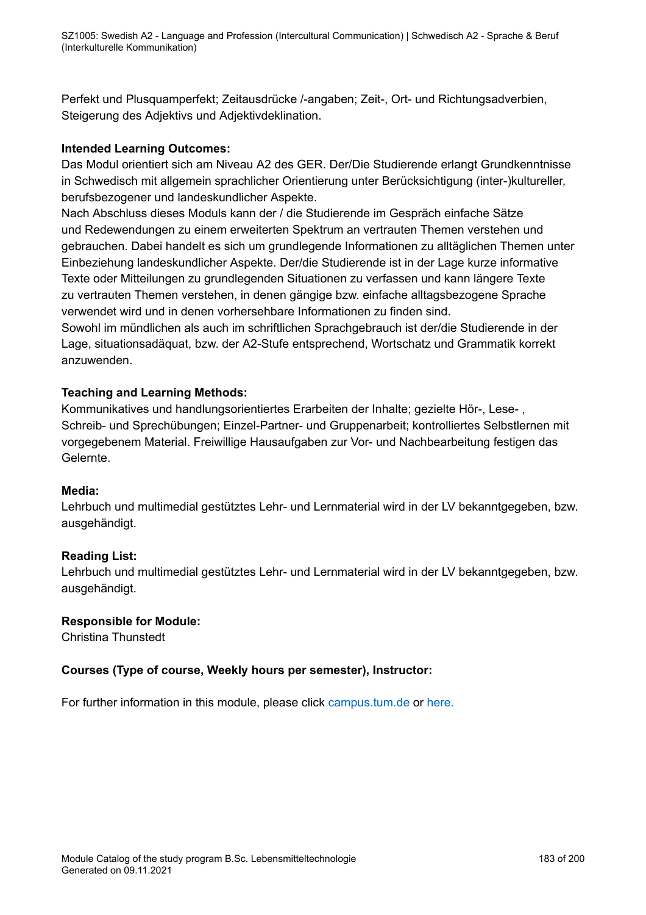Perfekt und Plusquamperfekt; Zeitausdrücke /-angaben; Zeit-, Ort- und Richtungsadverbien, Steigerung des Adjektivs und Adjektivdeklination.

**Intended Learning Outcomes:**

Das Modul orientiert sich am Niveau A2 des GER. Der/Die Studierende erlangt Grundkenntnisse in Schwedisch mit allgemein sprachlicher Orientierung unter Berücksichtigung (inter-)kultureller, berufsbezogener und landeskundlicher Aspekte.

Nach Abschluss dieses Moduls kann der / die Studierende im Gespräch einfache Sätze und Redewendungen zu einem erweiterten Spektrum an vertrauten Themen verstehen und gebrauchen. Dabei handelt es sich um grundlegende Informationen zu alltäglichen Themen unter Einbeziehung landeskundlicher Aspekte. Der/die Studierende ist in der Lage kurze informative Texte oder Mitteilungen zu grundlegenden Situationen zu verfassen und kann längere Texte zu vertrauten Themen verstehen, in denen gängige bzw. einfache alltagsbezogene Sprache verwendet wird und in denen vorhersehbare Informationen zu finden sind.

Sowohl im mündlichen als auch im schriftlichen Sprachgebrauch ist der/die Studierende in der Lage, situationsadäquat, bzw. der A2-Stufe entsprechend, Wortschatz und Grammatik korrekt anzuwenden.

**Teaching and Learning Methods:**

Kommunikatives und handlungsorientiertes Erarbeiten der Inhalte; gezielte Hör-, Lese- , Schreib- und Sprechübungen; Einzel-Partner- und Gruppenarbeit; kontrolliertes Selbstlernen mit vorgegebenem Material. Freiwillige Hausaufgaben zur Vor- und Nachbearbeitung festigen das Gelernte.

**Media:**

Lehrbuch und multimedial gestütztes Lehr- und Lernmaterial wird in der LV bekanntgegeben, bzw. ausgehändigt.

**Reading List:**

Lehrbuch und multimedial gestütztes Lehr- und Lernmaterial wird in der LV bekanntgegeben, bzw. ausgehändigt.

**Responsible for Module:**

Christina Thunstedt

**Courses (Type of course, Weekly hours per semester), Instructor:**

For further information in this module, please click campus.tum.de or here.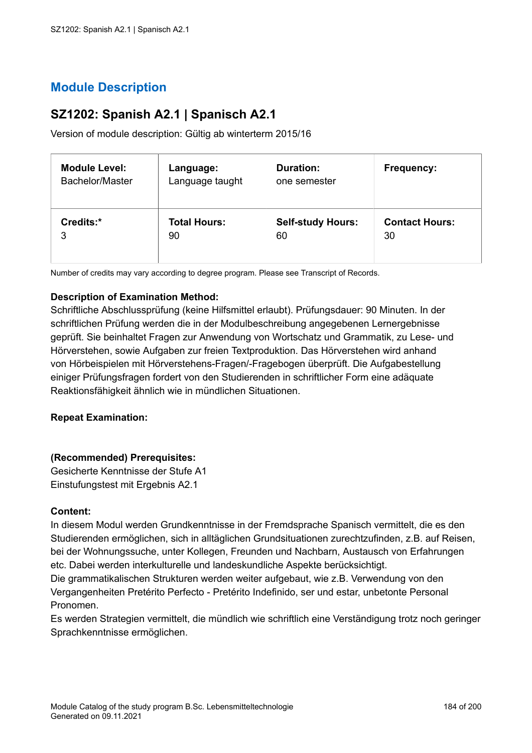## Module Description

## SZ1202: Spanish A2.1 | Spanisch A2.1

Version of module description: Gültig ab winterterm 2015/16

| | | | |
|---|---|---|---|
| **Module Level:** Bachelor/Master | **Language:** Language taught | **Duration:** one semester | **Frequency:** |
| **Credits:*** 3 | **Total Hours:** 90 | **Self-study Hours:** 60 | **Contact Hours:** 30 |

Number of credits may vary according to degree program. Please see Transcript of Records.

**Description of Examination Method:**
Schriftliche Abschlussprüfung (keine Hilfsmittel erlaubt). Prüfungsdauer: 90 Minuten. In der schriftlichen Prüfung werden die in der Modulbeschreibung angegebenen Lernergebnisse geprüft. Sie beinhaltet Fragen zur Anwendung von Wortschatz und Grammatik, zu Lese- und Hörverstehen, sowie Aufgaben zur freien Textproduktion. Das Hörverstehen wird anhand von Hörbeispielen mit Hörverstehens-Fragen/-Fragebogen überprüft. Die Aufgabestellung einiger Prüfungsfragen fordert von den Studierenden in schriftlicher Form eine adäquate Reaktionsfähigkeit ähnlich wie in mündlichen Situationen.

**Repeat Examination:**

**(Recommended) Prerequisites:**
Gesicherte Kenntnisse der Stufe A1
Einstufungstest mit Ergebnis A2.1

**Content:**
In diesem Modul werden Grundkenntnisse in der Fremdsprache Spanisch vermittelt, die es den Studierenden ermöglichen, sich in alltäglichen Grundsituationen zurechtzufinden, z.B. auf Reisen, bei der Wohnungssuche, unter Kollegen, Freunden und Nachbarn, Austausch von Erfahrungen etc. Dabei werden interkulturelle und landeskundliche Aspekte berücksichtigt.
Die grammatikalischen Strukturen werden weiter aufgebaut, wie z.B. Verwendung von den Vergangenheiten Pretérito Perfecto - Pretérito Indefinido, ser und estar, unbetonte Personal Pronomen.
Es werden Strategien vermittelt, die mündlich wie schriftlich eine Verständigung trotz noch geringer Sprachkenntnisse ermöglichen.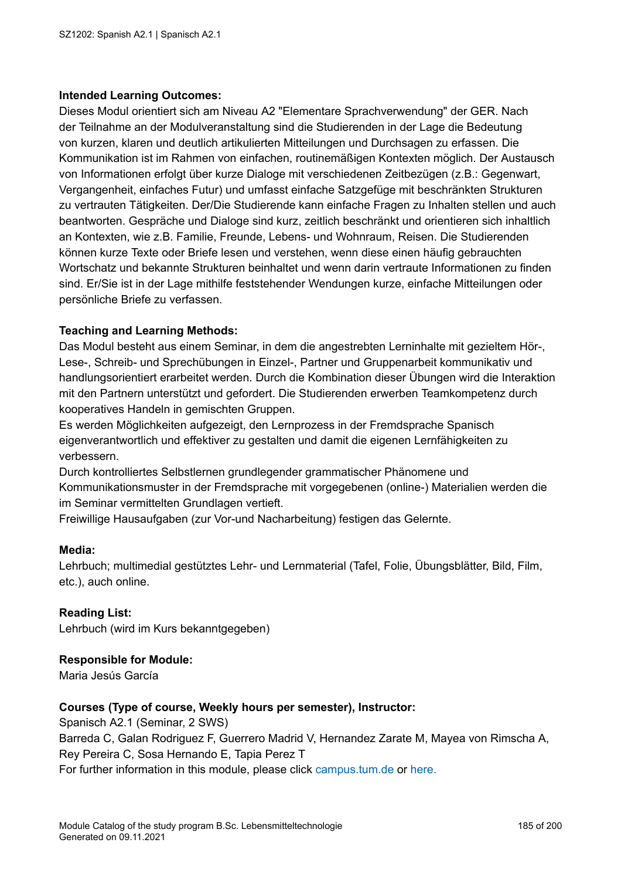**Intended Learning Outcomes:**
Dieses Modul orientiert sich am Niveau A2 "Elementare Sprachverwendung" der GER. Nach der Teilnahme an der Modulveranstaltung sind die Studierenden in der Lage die Bedeutung von kurzen, klaren und deutlich artikulierten Mitteilungen und Durchsagen zu erfassen. Die Kommunikation ist im Rahmen von einfachen, routinemäßigen Kontexten möglich. Der Austausch von Informationen erfolgt über kurze Dialoge mit verschiedenen Zeitbezügen (z.B.: Gegenwart, Vergangenheit, einfaches Futur) und umfasst einfache Satzgefüge mit beschränkten Strukturen zu vertrauten Tätigkeiten. Der/Die Studierende kann einfache Fragen zu Inhalten stellen und auch beantworten. Gespräche und Dialoge sind kurz, zeitlich beschränkt und orientieren sich inhaltlich an Kontexten, wie z.B. Familie, Freunde, Lebens- und Wohnraum, Reisen. Die Studierenden können kurze Texte oder Briefe lesen und verstehen, wenn diese einen häufig gebrauchten Wortschatz und bekannte Strukturen beinhaltet und wenn darin vertraute Informationen zu finden sind. Er/Sie ist in der Lage mithilfe feststehender Wendungen kurze, einfache Mitteilungen oder persönliche Briefe zu verfassen.

**Teaching and Learning Methods:**
Das Modul besteht aus einem Seminar, in dem die angestrebten Lerninhalte mit gezieltem Hör-, Lese-, Schreib- und Sprechübungen in Einzel-, Partner und Gruppenarbeit kommunikativ und handlungsorientiert erarbeitet werden. Durch die Kombination dieser Übungen wird die Interaktion mit den Partnern unterstützt und gefordert. Die Studierenden erwerben Teamkompetenz durch kooperatives Handeln in gemischten Gruppen.
Es werden Möglichkeiten aufgezeigt, den Lernprozess in der Fremdsprache Spanisch eigenverantwortlich und effektiver zu gestalten und damit die eigenen Lernfähigkeiten zu verbessern.
Durch kontrolliertes Selbstlernen grundlegender grammatischer Phänomene und Kommunikationsmuster in der Fremdsprache mit vorgegebenen (online-) Materialien werden die im Seminar vermittelten Grundlagen vertieft.
Freiwillige Hausaufgaben (zur Vor-und Nacharbeitung) festigen das Gelernte.

**Media:**
Lehrbuch; multimedial gestütztes Lehr- und Lernmaterial (Tafel, Folie, Übungsblätter, Bild, Film, etc.), auch online.

**Reading List:**
Lehrbuch (wird im Kurs bekanntgegeben)

**Responsible for Module:**
Maria Jesús García

**Courses (Type of course, Weekly hours per semester), Instructor:**
Spanisch A2.1 (Seminar, 2 SWS)
Barreda C, Galan Rodriguez F, Guerrero Madrid V, Hernandez Zarate M, Mayea von Rimscha A, Rey Pereira C, Sosa Hernando E, Tapia Perez T
For further information in this module, please click campus.tum.de or here.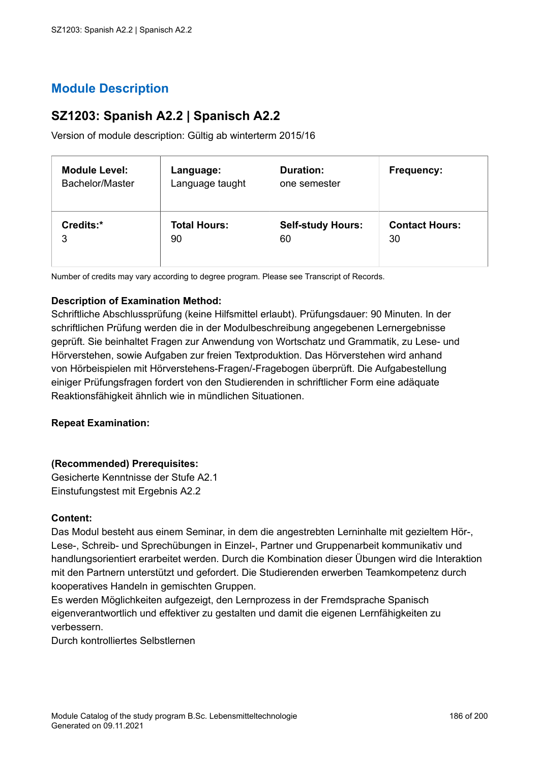## Module Description

### SZ1203: Spanish A2.2 | Spanisch A2.2

Version of module description: Gültig ab winterterm 2015/16

| Module Level: | Language: | Duration: | Frequency: |
| --- | --- | --- | --- |
| Bachelor/Master | Language taught | one semester | |
| **Credits:*** | **Total Hours:** | **Self-study Hours:** | **Contact Hours:** |
| 3 | 90 | 60 | 30 |

Number of credits may vary according to degree program. Please see Transcript of Records.

**Description of Examination Method:**
Schriftliche Abschlussprüfung (keine Hilfsmittel erlaubt). Prüfungsdauer: 90 Minuten. In der schriftlichen Prüfung werden die in der Modulbeschreibung angegebenen Lernergebnisse geprüft. Sie beinhaltet Fragen zur Anwendung von Wortschatz und Grammatik, zu Lese- und Hörverstehen, sowie Aufgaben zur freien Textproduktion. Das Hörverstehen wird anhand von Hörbeispielen mit Hörverstehens-Fragen/-Fragebogen überprüft. Die Aufgabestellung einiger Prüfungsfragen fordert von den Studierenden in schriftlicher Form eine adäquate Reaktionsfähigkeit ähnlich wie in mündlichen Situationen.

**Repeat Examination:**

**(Recommended) Prerequisites:**
Gesicherte Kenntnisse der Stufe A2.1
Einstufungstest mit Ergebnis A2.2

**Content:**
Das Modul besteht aus einem Seminar, in dem die angestrebten Lerninhalte mit gezieltem Hör-, Lese-, Schreib- und Sprechübungen in Einzel-, Partner und Gruppenarbeit kommunikativ und handlungsorientiert erarbeitet werden. Durch die Kombination dieser Übungen wird die Interaktion mit den Partnern unterstützt und gefordert. Die Studierenden erwerben Teamkompetenz durch kooperatives Handeln in gemischten Gruppen.
Es werden Möglichkeiten aufgezeigt, den Lernprozess in der Fremdsprache Spanisch eigenverantwortlich und effektiver zu gestalten und damit die eigenen Lernfähigkeiten zu verbessern.
Durch kontrolliertes Selbstlernen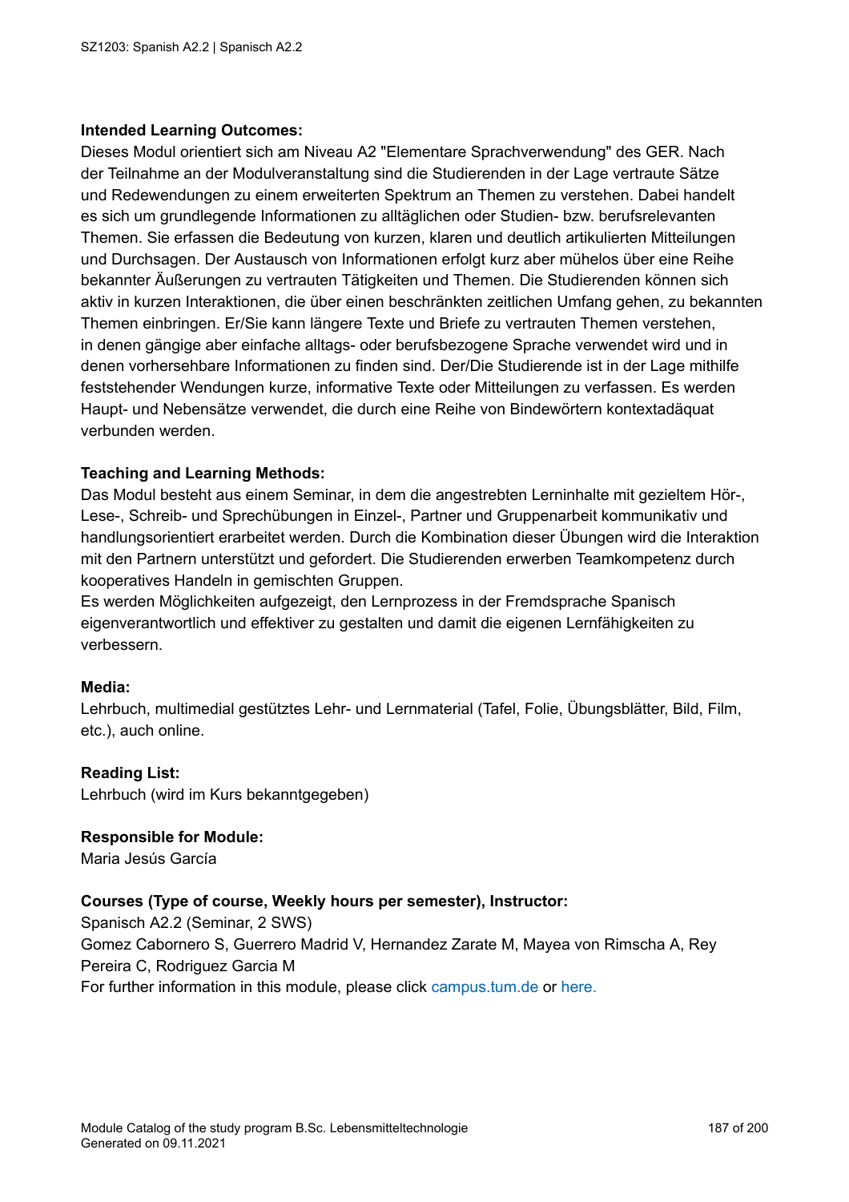**Intended Learning Outcomes:**

Dieses Modul orientiert sich am Niveau A2 "Elementare Sprachverwendung" des GER. Nach der Teilnahme an der Modulveranstaltung sind die Studierenden in der Lage vertraute Sätze und Redewendungen zu einem erweiterten Spektrum an Themen zu verstehen. Dabei handelt es sich um grundlegende Informationen zu alltäglichen oder Studien- bzw. berufsrelevanten Themen. Sie erfassen die Bedeutung von kurzen, klaren und deutlich artikulierten Mitteilungen und Durchsagen. Der Austausch von Informationen erfolgt kurz aber mühelos über eine Reihe bekannter Äußerungen zu vertrauten Tätigkeiten und Themen. Die Studierenden können sich aktiv in kurzen Interaktionen, die über einen beschränkten zeitlichen Umfang gehen, zu bekannten Themen einbringen. Er/Sie kann längere Texte und Briefe zu vertrauten Themen verstehen, in denen gängige aber einfache alltags- oder berufsbezogene Sprache verwendet wird und in denen vorhersehbare Informationen zu finden sind. Der/Die Studierende ist in der Lage mithilfe feststehender Wendungen kurze, informative Texte oder Mitteilungen zu verfassen. Es werden Haupt- und Nebensätze verwendet, die durch eine Reihe von Bindewörtern kontextadäquat verbunden werden.

**Teaching and Learning Methods:**

Das Modul besteht aus einem Seminar, in dem die angestrebten Lerninhalte mit gezieltem Hör-, Lese-, Schreib- und Sprechübungen in Einzel-, Partner und Gruppenarbeit kommunikativ und handlungsorientiert erarbeitet werden. Durch die Kombination dieser Übungen wird die Interaktion mit den Partnern unterstützt und gefordert. Die Studierenden erwerben Teamkompetenz durch kooperatives Handeln in gemischten Gruppen.
Es werden Möglichkeiten aufgezeigt, den Lernprozess in der Fremdsprache Spanisch eigenverantwortlich und effektiver zu gestalten und damit die eigenen Lernfähigkeiten zu verbessern.

**Media:**

Lehrbuch, multimedial gestütztes Lehr- und Lernmaterial (Tafel, Folie, Übungsblätter, Bild, Film, etc.), auch online.

**Reading List:**

Lehrbuch (wird im Kurs bekanntgegeben)

**Responsible for Module:**

Maria Jesús García

**Courses (Type of course, Weekly hours per semester), Instructor:**

Spanisch A2.2 (Seminar, 2 SWS)
Gomez Cabornero S, Guerrero Madrid V, Hernandez Zarate M, Mayea von Rimscha A, Rey Pereira C, Rodriguez Garcia M
For further information in this module, please click campus.tum.de or here.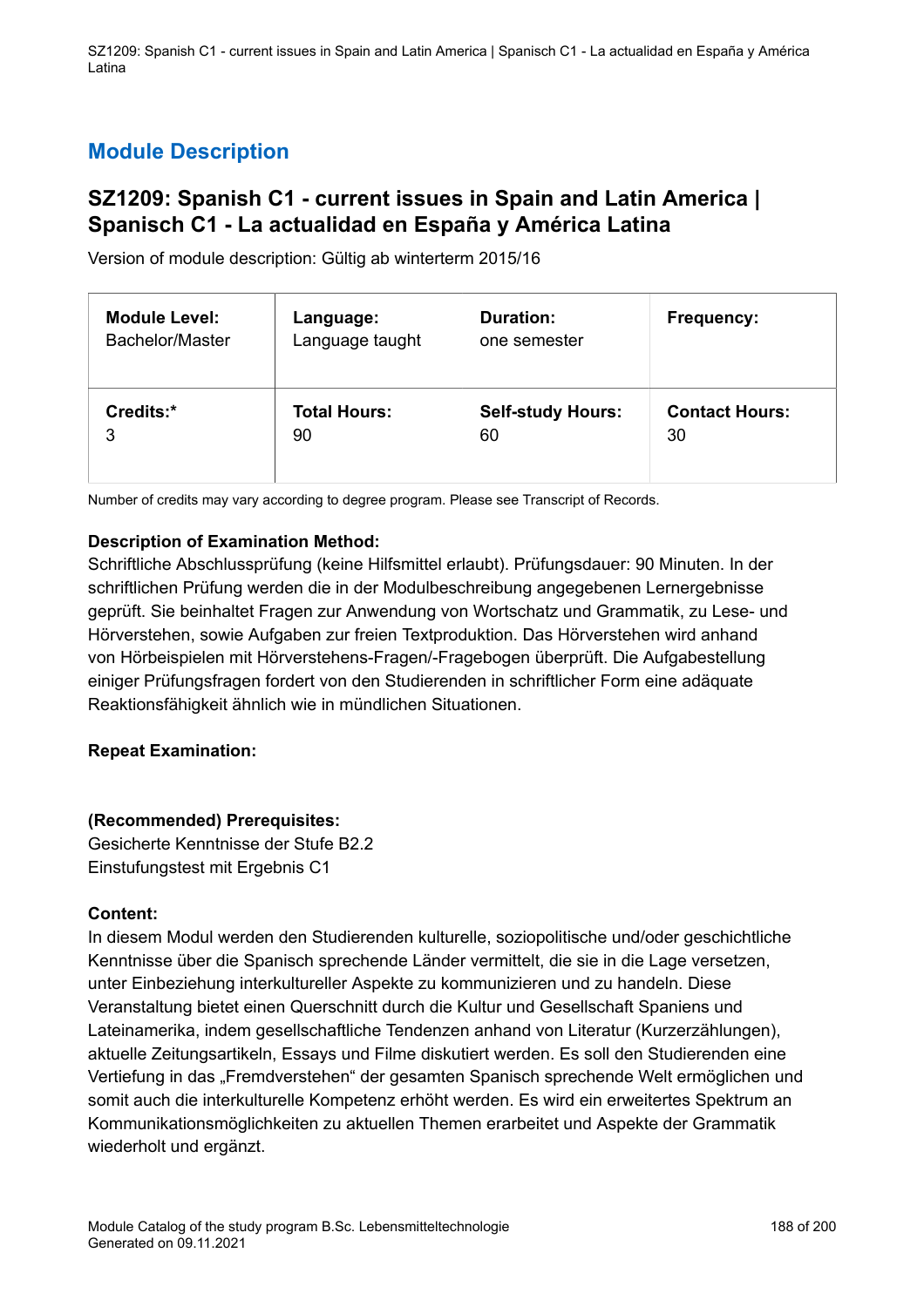# Module Description

## SZ1209: Spanish C1 - current issues in Spain and Latin America | Spanisch C1 - La actualidad en España y América Latina

Version of module description: Gültig ab winterterm 2015/16

| | | | |
|---|---|---|---|
| **Module Level:**<br>Bachelor/Master | **Language:**<br>Language taught | **Duration:**<br>one semester | **Frequency:** |
| **Credits:***<br>3 | **Total Hours:**<br>90 | **Self-study Hours:**<br>60 | **Contact Hours:**<br>30 |

Number of credits may vary according to degree program. Please see Transcript of Records.

**Description of Examination Method:**
Schriftliche Abschlussprüfung (keine Hilfsmittel erlaubt). Prüfungsdauer: 90 Minuten. In der schriftlichen Prüfung werden die in der Modulbeschreibung angegebenen Lernergebnisse geprüft. Sie beinhaltet Fragen zur Anwendung von Wortschatz und Grammatik, zu Lese- und Hörverstehen, sowie Aufgaben zur freien Textproduktion. Das Hörverstehen wird anhand von Hörbeispielen mit Hörverstehens-Fragen/-Fragebogen überprüft. Die Aufgabestellung einiger Prüfungsfragen fordert von den Studierenden in schriftlicher Form eine adäquate Reaktionsfähigkeit ähnlich wie in mündlichen Situationen.

**Repeat Examination:**

**(Recommended) Prerequisites:**
Gesicherte Kenntnisse der Stufe B2.2
Einstufungstest mit Ergebnis C1

**Content:**
In diesem Modul werden den Studierenden kulturelle, soziopolitische und/oder geschichtliche Kenntnisse über die Spanisch sprechende Länder vermittelt, die sie in die Lage versetzen, unter Einbeziehung interkultureller Aspekte zu kommunizieren und zu handeln. Diese Veranstaltung bietet einen Querschnitt durch die Kultur und Gesellschaft Spaniens und Lateinamerika, indem gesellschaftliche Tendenzen anhand von Literatur (Kurzerzählungen), aktuelle Zeitungsartikeln, Essays und Filme diskutiert werden. Es soll den Studierenden eine Vertiefung in das „Fremdverstehen" der gesamten Spanisch sprechende Welt ermöglichen und somit auch die interkulturelle Kompetenz erhöht werden. Es wird ein erweitertes Spektrum an Kommunikationsmöglichkeiten zu aktuellen Themen erarbeitet und Aspekte der Grammatik wiederholt und ergänzt.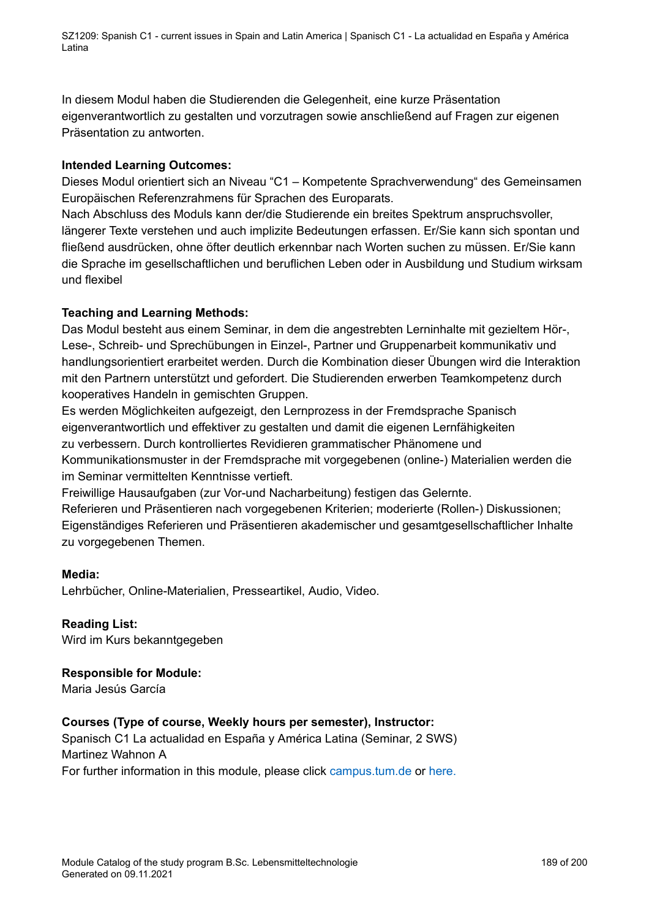In diesem Modul haben die Studierenden die Gelegenheit, eine kurze Präsentation eigenverantwortlich zu gestalten und vorzutragen sowie anschließend auf Fragen zur eigenen Präsentation zu antworten.

**Intended Learning Outcomes:**
Dieses Modul orientiert sich an Niveau “C1 – Kompetente Sprachverwendung“ des Gemeinsamen Europäischen Referenzrahmens für Sprachen des Europarats.
Nach Abschluss des Moduls kann der/die Studierende ein breites Spektrum anspruchsvoller, längerer Texte verstehen und auch implizite Bedeutungen erfassen. Er/Sie kann sich spontan und fließend ausdrücken, ohne öfter deutlich erkennbar nach Worten suchen zu müssen. Er/Sie kann die Sprache im gesellschaftlichen und beruflichen Leben oder in Ausbildung und Studium wirksam und flexibel

**Teaching and Learning Methods:**
Das Modul besteht aus einem Seminar, in dem die angestrebten Lerninhalte mit gezieltem Hör-, Lese-, Schreib- und Sprechübungen in Einzel-, Partner und Gruppenarbeit kommunikativ und handlungsorientiert erarbeitet werden. Durch die Kombination dieser Übungen wird die Interaktion mit den Partnern unterstützt und gefordert. Die Studierenden erwerben Teamkompetenz durch kooperatives Handeln in gemischten Gruppen.
Es werden Möglichkeiten aufgezeigt, den Lernprozess in der Fremdsprache Spanisch eigenverantwortlich und effektiver zu gestalten und damit die eigenen Lernfähigkeiten zu verbessern. Durch kontrolliertes Revidieren grammatischer Phänomene und Kommunikationsmuster in der Fremdsprache mit vorgegebenen (online-) Materialien werden die im Seminar vermittelten Kenntnisse vertieft.
Freiwillige Hausaufgaben (zur Vor-und Nacharbeitung) festigen das Gelernte.
Referieren und Präsentieren nach vorgegebenen Kriterien; moderierte (Rollen-) Diskussionen; Eigenständiges Referieren und Präsentieren akademischer und gesamtgesellschaftlicher Inhalte zu vorgegebenen Themen.

**Media:**
Lehrbücher, Online-Materialien, Presseartikel, Audio, Video.

**Reading List:**
Wird im Kurs bekanntgegeben

**Responsible for Module:**
Maria Jesús García

**Courses (Type of course, Weekly hours per semester), Instructor:**
Spanisch C1 La actualidad en España y América Latina (Seminar, 2 SWS)
Martinez Wahnon A
For further information in this module, please click campus.tum.de or here.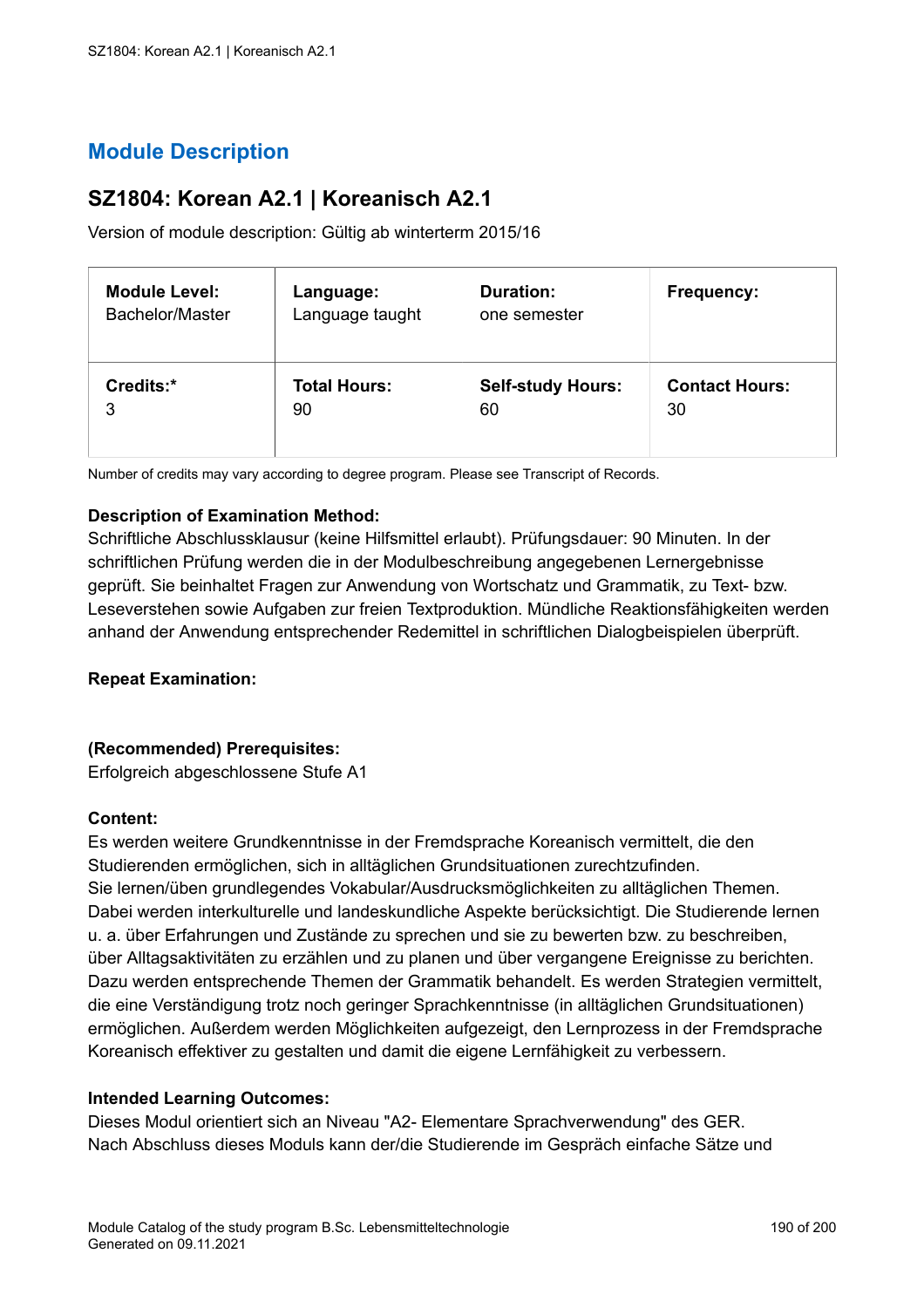## Module Description

## SZ1804: Korean A2.1 | Koreanisch A2.1

Version of module description: Gültig ab winterterm 2015/16

| | | | |
|---|---|---|---|
| **Module Level:**<br>Bachelor/Master | **Language:**<br>Language taught | **Duration:**<br>one semester | **Frequency:** |
| **Credits:***<br>3 | **Total Hours:**<br>90 | **Self-study Hours:**<br>60 | **Contact Hours:**<br>30 |

Number of credits may vary according to degree program. Please see Transcript of Records.

**Description of Examination Method:**
Schriftliche Abschlussklausur (keine Hilfsmittel erlaubt). Prüfungsdauer: 90 Minuten. In der schriftlichen Prüfung werden die in der Modulbeschreibung angegebenen Lernergebnisse geprüft. Sie beinhaltet Fragen zur Anwendung von Wortschatz und Grammatik, zu Text- bzw. Leseverstehen sowie Aufgaben zur freien Textproduktion. Mündliche Reaktionsfähigkeiten werden anhand der Anwendung entsprechender Redemittel in schriftlichen Dialogbeispielen überprüft.

**Repeat Examination:**

**(Recommended) Prerequisites:**
Erfolgreich abgeschlossene Stufe A1

**Content:**
Es werden weitere Grundkenntnisse in der Fremdsprache Koreanisch vermittelt, die den Studierenden ermöglichen, sich in alltäglichen Grundsituationen zurechtzufinden.
Sie lernen/üben grundlegendes Vokabular/Ausdrucksmöglichkeiten zu alltäglichen Themen. Dabei werden interkulturelle und landeskundliche Aspekte berücksichtigt. Die Studierende lernen u. a. über Erfahrungen und Zustände zu sprechen und sie zu bewerten bzw. zu beschreiben, über Alltagsaktivitäten zu erzählen und zu planen und über vergangene Ereignisse zu berichten. Dazu werden entsprechende Themen der Grammatik behandelt. Es werden Strategien vermittelt, die eine Verständigung trotz noch geringer Sprachkenntnisse (in alltäglichen Grundsituationen) ermöglichen. Außerdem werden Möglichkeiten aufgezeigt, den Lernprozess in der Fremdsprache Koreanisch effektiver zu gestalten und damit die eigene Lernfähigkeit zu verbessern.

**Intended Learning Outcomes:**
Dieses Modul orientiert sich an Niveau "A2- Elementare Sprachverwendung" des GER.
Nach Abschluss dieses Moduls kann der/die Studierende im Gespräch einfache Sätze und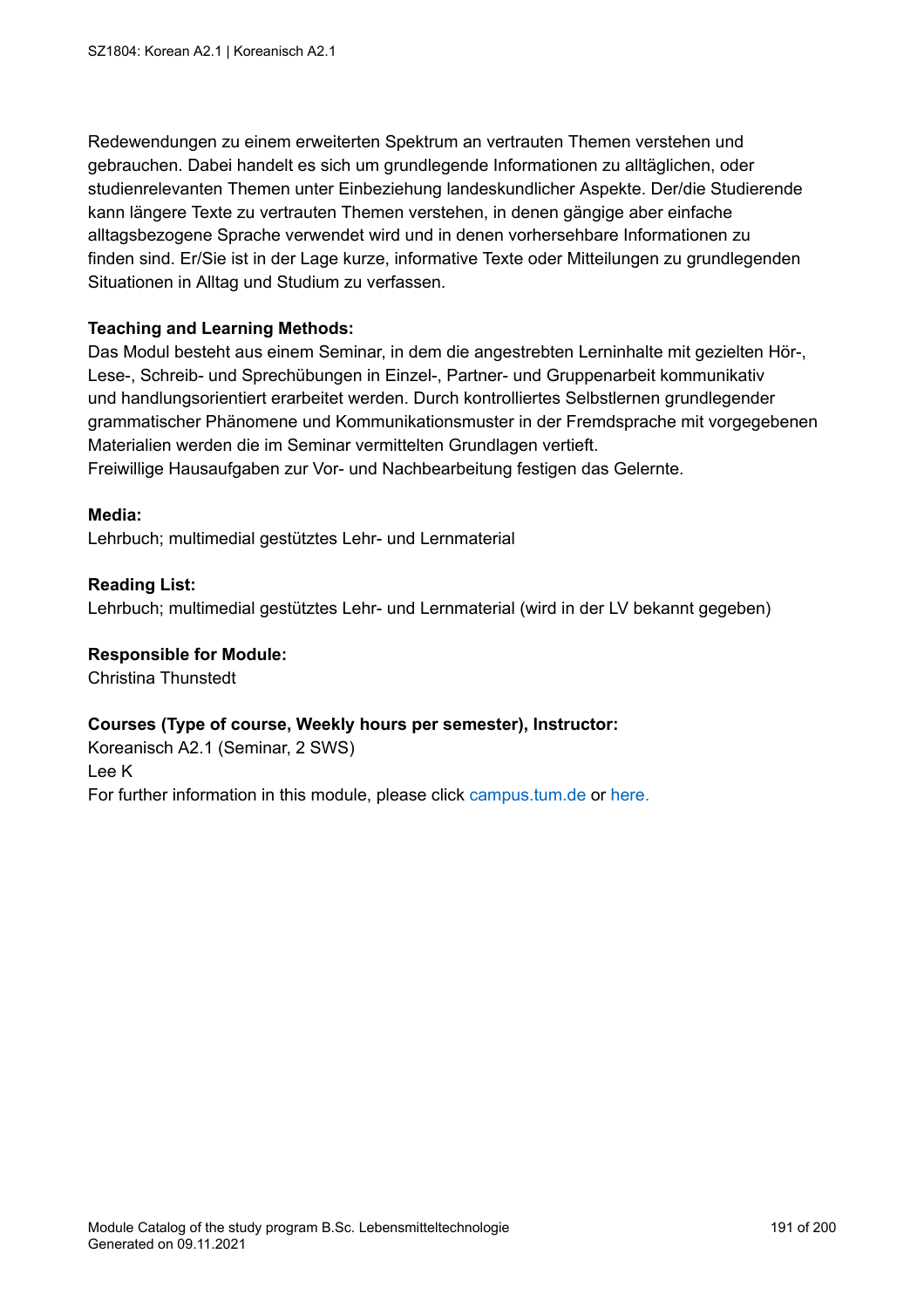Redewendungen zu einem erweiterten Spektrum an vertrauten Themen verstehen und gebrauchen. Dabei handelt es sich um grundlegende Informationen zu alltäglichen, oder studienrelevanten Themen unter Einbeziehung landeskundlicher Aspekte. Der/die Studierende kann längere Texte zu vertrauten Themen verstehen, in denen gängige aber einfache alltagsbezogene Sprache verwendet wird und in denen vorhersehbare Informationen zu finden sind. Er/Sie ist in der Lage kurze, informative Texte oder Mitteilungen zu grundlegenden Situationen in Alltag und Studium zu verfassen.

**Teaching and Learning Methods:**
Das Modul besteht aus einem Seminar, in dem die angestrebten Lerninhalte mit gezielten Hör-, Lese-, Schreib- und Sprechübungen in Einzel-, Partner- und Gruppenarbeit kommunikativ und handlungsorientiert erarbeitet werden. Durch kontrolliertes Selbstlernen grundlegender grammatischer Phänomene und Kommunikationsmuster in der Fremdsprache mit vorgegebenen Materialien werden die im Seminar vermittelten Grundlagen vertieft.
Freiwillige Hausaufgaben zur Vor- und Nachbearbeitung festigen das Gelernte.

**Media:**
Lehrbuch; multimedial gestütztes Lehr- und Lernmaterial

**Reading List:**
Lehrbuch; multimedial gestütztes Lehr- und Lernmaterial (wird in der LV bekannt gegeben)

**Responsible for Module:**
Christina Thunstedt

**Courses (Type of course, Weekly hours per semester), Instructor:**
Koreanisch A2.1 (Seminar, 2 SWS)
Lee K
For further information in this module, please click campus.tum.de or here.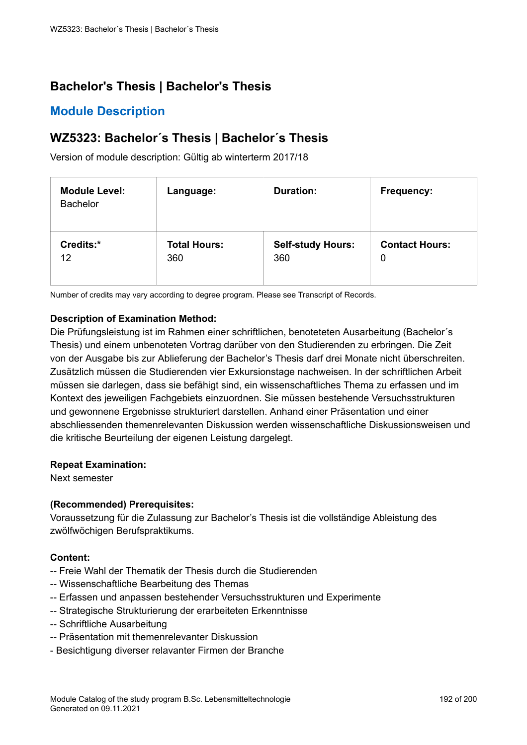## Bachelor's Thesis | Bachelor's Thesis

## Module Description

### WZ5323: Bachelor´s Thesis | Bachelor´s Thesis

Version of module description: Gültig ab winterterm 2017/18

| **Module Level:** Bachelor | **Language:** | **Duration:** | **Frequency:** |
|---|---|---|---|
| **Credits:*** 12 | **Total Hours:** 360 | **Self-study Hours:** 360 | **Contact Hours:** 0 |

Number of credits may vary according to degree program. Please see Transcript of Records.

**Description of Examination Method:**
Die Prüfungsleistung ist im Rahmen einer schriftlichen, benoteteten Ausarbeitung (Bachelor´s Thesis) und einem unbenoteten Vortrag darüber von den Studierenden zu erbringen. Die Zeit von der Ausgabe bis zur Ablieferung der Bachelor's Thesis darf drei Monate nicht überschreiten. Zusätzlich müssen die Studierenden vier Exkursionstage nachweisen. In der schriftlichen Arbeit müssen sie darlegen, dass sie befähigt sind, ein wissenschaftliches Thema zu erfassen und im Kontext des jeweiligen Fachgebiets einzuordnen. Sie müssen bestehende Versuchsstrukturen und gewonnene Ergebnisse strukturiert darstellen. Anhand einer Präsentation und einer abschliessenden themenrelevanten Diskussion werden wissenschaftliche Diskussionsweisen und die kritische Beurteilung der eigenen Leistung dargelegt.

**Repeat Examination:**
Next semester

**(Recommended) Prerequisites:**
Voraussetzung für die Zulassung zur Bachelor's Thesis ist die vollständige Ableistung des zwölfwöchigen Berufspraktikums.

**Content:**
-- Freie Wahl der Thematik der Thesis durch die Studierenden
-- Wissenschaftliche Bearbeitung des Themas
-- Erfassen und anpassen bestehender Versuchsstrukturen und Experimente
-- Strategische Strukturierung der erarbeiteten Erkenntnisse
-- Schriftliche Ausarbeitung
-- Präsentation mit themenrelevanter Diskussion
- Besichtigung diverser relavanter Firmen der Branche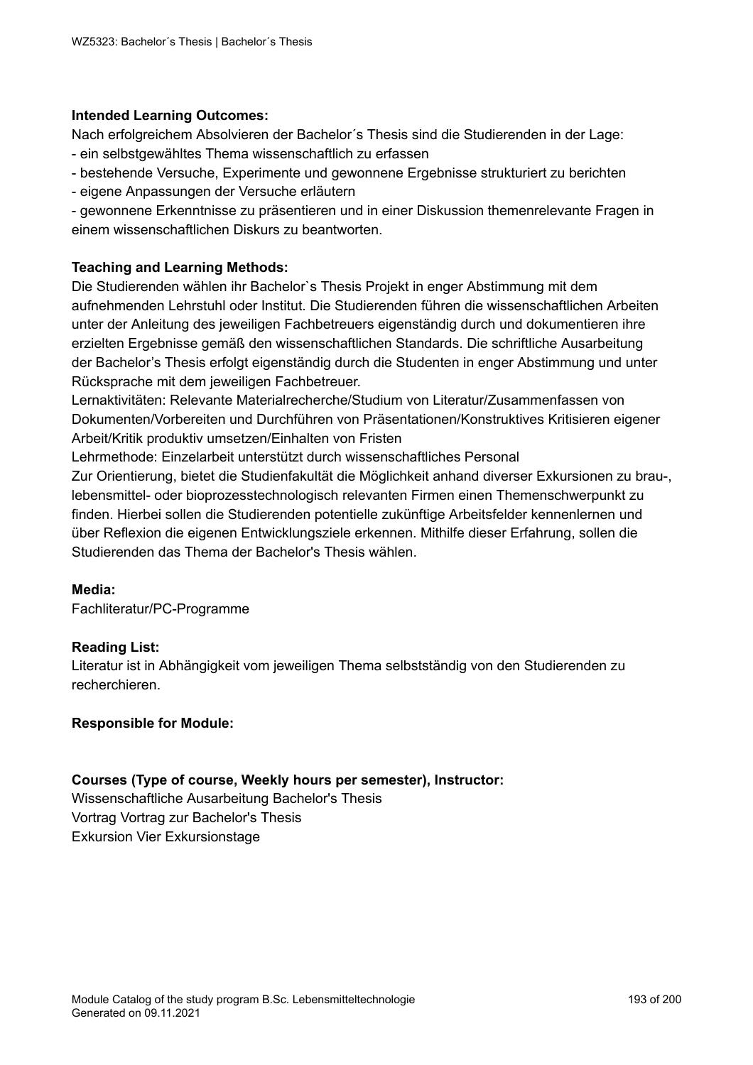**Intended Learning Outcomes:**

Nach erfolgreichem Absolvieren der Bachelor´s Thesis sind die Studierenden in der Lage:
- ein selbstgewähltes Thema wissenschaftlich zu erfassen
- bestehende Versuche, Experimente und gewonnene Ergebnisse strukturiert zu berichten
- eigene Anpassungen der Versuche erläutern
- gewonnene Erkenntnisse zu präsentieren und in einer Diskussion themenrelevante Fragen in einem wissenschaftlichen Diskurs zu beantworten.

**Teaching and Learning Methods:**

Die Studierenden wählen ihr Bachelor`s Thesis Projekt in enger Abstimmung mit dem aufnehmenden Lehrstuhl oder Institut. Die Studierenden führen die wissenschaftlichen Arbeiten unter der Anleitung des jeweiligen Fachbetreuers eigenständig durch und dokumentieren ihre erzielten Ergebnisse gemäß den wissenschaftlichen Standards. Die schriftliche Ausarbeitung der Bachelor's Thesis erfolgt eigenständig durch die Studenten in enger Abstimmung und unter Rücksprache mit dem jeweiligen Fachbetreuer.
Lernaktivitäten: Relevante Materialrecherche/Studium von Literatur/Zusammenfassen von Dokumenten/Vorbereiten und Durchführen von Präsentationen/Konstruktives Kritisieren eigener Arbeit/Kritik produktiv umsetzen/Einhalten von Fristen
Lehrmethode: Einzelarbeit unterstützt durch wissenschaftliches Personal
Zur Orientierung, bietet die Studienfakultät die Möglichkeit anhand diverser Exkursionen zu brau-, lebensmittel- oder bioprozesstechnologisch relevanten Firmen einen Themenschwerpunkt zu finden. Hierbei sollen die Studierenden potentielle zukünftige Arbeitsfelder kennenlernen und über Reflexion die eigenen Entwicklungsziele erkennen. Mithilfe dieser Erfahrung, sollen die Studierenden das Thema der Bachelor's Thesis wählen.

**Media:**

Fachliteratur/PC-Programme

**Reading List:**

Literatur ist in Abhängigkeit vom jeweiligen Thema selbstständig von den Studierenden zu recherchieren.

**Responsible for Module:**

**Courses (Type of course, Weekly hours per semester), Instructor:**

Wissenschaftliche Ausarbeitung Bachelor's Thesis
Vortrag Vortrag zur Bachelor's Thesis
Exkursion Vier Exkursionstage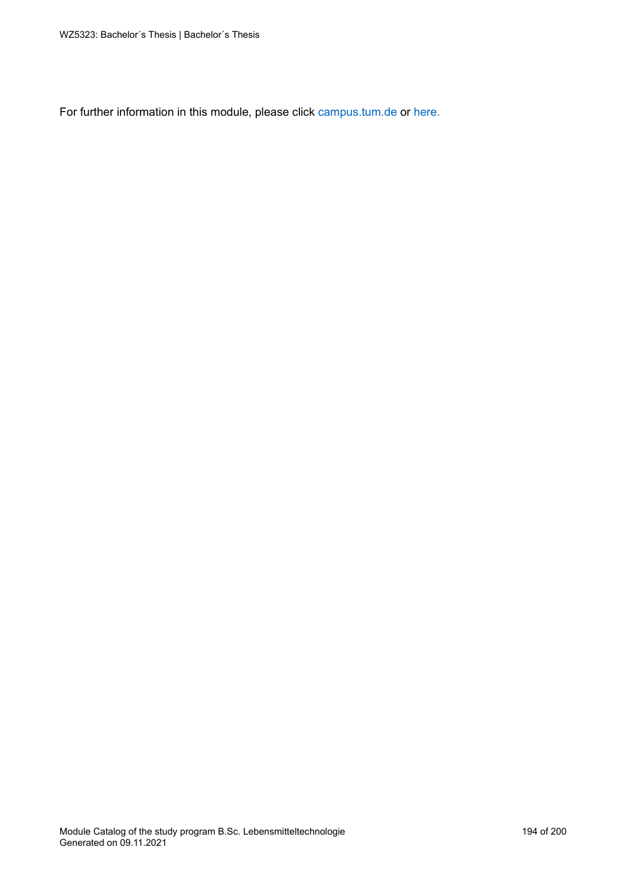For further information in this module, please click campus.tum.de or here.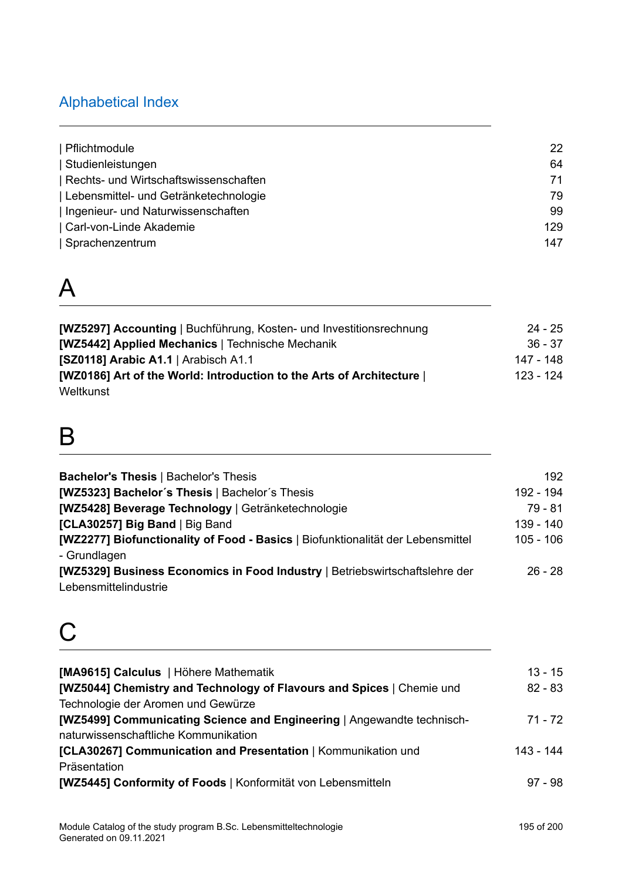## Alphabetical Index

| | |
|---|---|
| \| Pflichtmodule | 22 |
| \| Studienleistungen | 64 |
| \| Rechts- und Wirtschaftswissenschaften | 71 |
| \| Lebensmittel- und Getränketechnologie | 79 |
| \| Ingenieur- und Naturwissenschaften | 99 |
| \| Carl-von-Linde Akademie | 129 |
| \| Sprachenzentrum | 147 |

# A

| | |
|---|---|
| **[WZ5297] Accounting** \| Buchführung, Kosten- und Investitionsrechnung | 24 - 25 |
| **[WZ5442] Applied Mechanics** \| Technische Mechanik | 36 - 37 |
| **[SZ0118] Arabic A1.1** \| Arabisch A1.1 | 147 - 148 |
| **[WZ0186] Art of the World: Introduction to the Arts of Architecture** \| Weltkunst | 123 - 124 |

# B

| | |
|---|---|
| **Bachelor's Thesis** \| Bachelor's Thesis | 192 |
| **[WZ5323] Bachelor´s Thesis** \| Bachelor´s Thesis | 192 - 194 |
| **[WZ5428] Beverage Technology** \| Getränketechnologie | 79 - 81 |
| **[CLA30257] Big Band** \| Big Band | 139 - 140 |
| **[WZ2277] Biofunctionality of Food - Basics** \| Biofunktionalität der Lebensmittel - Grundlagen | 105 - 106 |
| **[WZ5329] Business Economics in Food Industry** \| Betriebswirtschaftslehre der Lebensmittelindustrie | 26 - 28 |

# C

| | |
|---|---|
| **[MA9615] Calculus** \| Höhere Mathematik | 13 - 15 |
| **[WZ5044] Chemistry and Technology of Flavours and Spices** \| Chemie und Technologie der Aromen und Gewürze | 82 - 83 |
| **[WZ5499] Communicating Science and Engineering** \| Angewandte technisch-naturwissenschaftliche Kommunikation | 71 - 72 |
| **[CLA30267] Communication and Presentation** \| Kommunikation und Präsentation | 143 - 144 |
| **[WZ5445] Conformity of Foods** \| Konformität von Lebensmitteln | 97 - 98 |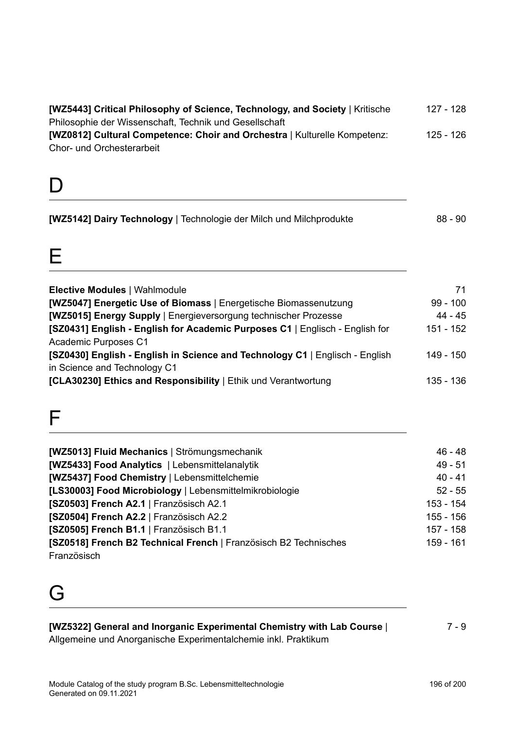**[WZ5443] Critical Philosophy of Science, Technology, and Society** | Kritische Philosophie der Wissenschaft, Technik und Gesellschaft 127 - 128

**[WZ0812] Cultural Competence: Choir and Orchestra** | Kulturelle Kompetenz: Chor- und Orchesterarbeit 125 - 126

# D

**[WZ5142] Dairy Technology** | Technologie der Milch und Milchprodukte 88 - 90

# E

**Elective Modules** | Wahlmodule 71

**[WZ5047] Energetic Use of Biomass** | Energetische Biomassenutzung 99 - 100

**[WZ5015] Energy Supply** | Energieversorgung technischer Prozesse 44 - 45

**[SZ0431] English - English for Academic Purposes C1** | Englisch - English for Academic Purposes C1 151 - 152

**[SZ0430] English - English in Science and Technology C1** | Englisch - English in Science and Technology C1 149 - 150

**[CLA30230] Ethics and Responsibility** | Ethik und Verantwortung 135 - 136

# F

**[WZ5013] Fluid Mechanics** | Strömungsmechanik 46 - 48

**[WZ5433] Food Analytics** | Lebensmittelanalytik 49 - 51

**[WZ5437] Food Chemistry** | Lebensmittelchemie 40 - 41

**[LS30003] Food Microbiology** | Lebensmittelmikrobiologie 52 - 55

**[SZ0503] French A2.1** | Französisch A2.1 153 - 154

**[SZ0504] French A2.2** | Französisch A2.2 155 - 156

**[SZ0505] French B1.1** | Französisch B1.1 157 - 158

**[SZ0518] French B2 Technical French** | Französisch B2 Technisches Französisch 159 - 161

# G

**[WZ5322] General and Inorganic Experimental Chemistry with Lab Course** | Allgemeine und Anorganische Experimentalchemie inkl. Praktikum 7 - 9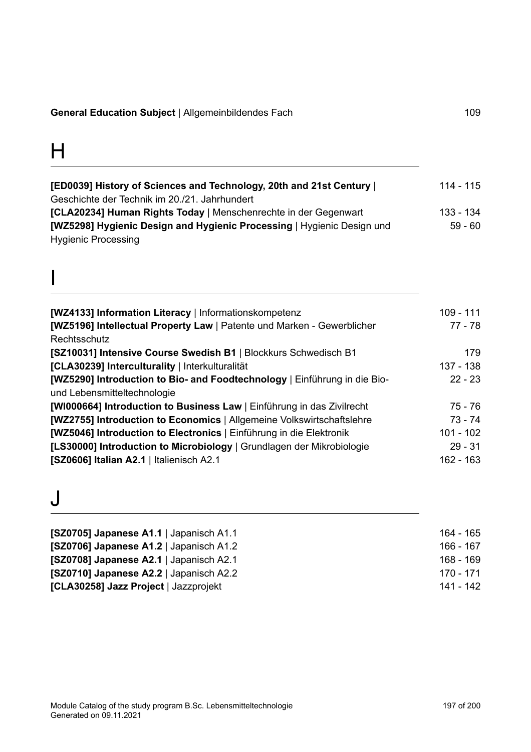**General Education Subject** | Allgemeinbildendes Fach 109

# H

**[ED0039] History of Sciences and Technology, 20th and 21st Century** | Geschichte der Technik im 20./21. Jahrhundert 114 - 115
**[CLA20234] Human Rights Today** | Menschenrechte in der Gegenwart 133 - 134
**[WZ5298] Hygienic Design and Hygienic Processing** | Hygienic Design und Hygienic Processing 59 - 60

# I

**[WZ4133] Information Literacy** | Informationskompetenz 109 - 111
**[WZ5196] Intellectual Property Law** | Patente und Marken - Gewerblicher Rechtsschutz 77 - 78
**[SZ10031] Intensive Course Swedish B1** | Blockkurs Schwedisch B1 179
**[CLA30239] Interculturality** | Interkulturalität 137 - 138
**[WZ5290] Introduction to Bio- and Foodtechnology** | Einführung in die Bio- und Lebensmitteltechnologie 22 - 23
**[WI000664] Introduction to Business Law** | Einführung in das Zivilrecht 75 - 76
**[WZ2755] Introduction to Economics** | Allgemeine Volkswirtschaftslehre 73 - 74
**[WZ5046] Introduction to Electronics** | Einführung in die Elektronik 101 - 102
**[LS30000] Introduction to Microbiology** | Grundlagen der Mikrobiologie 29 - 31
**[SZ0606] Italian A2.1** | Italienisch A2.1 162 - 163

# J

**[SZ0705] Japanese A1.1** | Japanisch A1.1 164 - 165
**[SZ0706] Japanese A1.2** | Japanisch A1.2 166 - 167
**[SZ0708] Japanese A2.1** | Japanisch A2.1 168 - 169
**[SZ0710] Japanese A2.2** | Japanisch A2.2 170 - 171
**[CLA30258] Jazz Project** | Jazzprojekt 141 - 142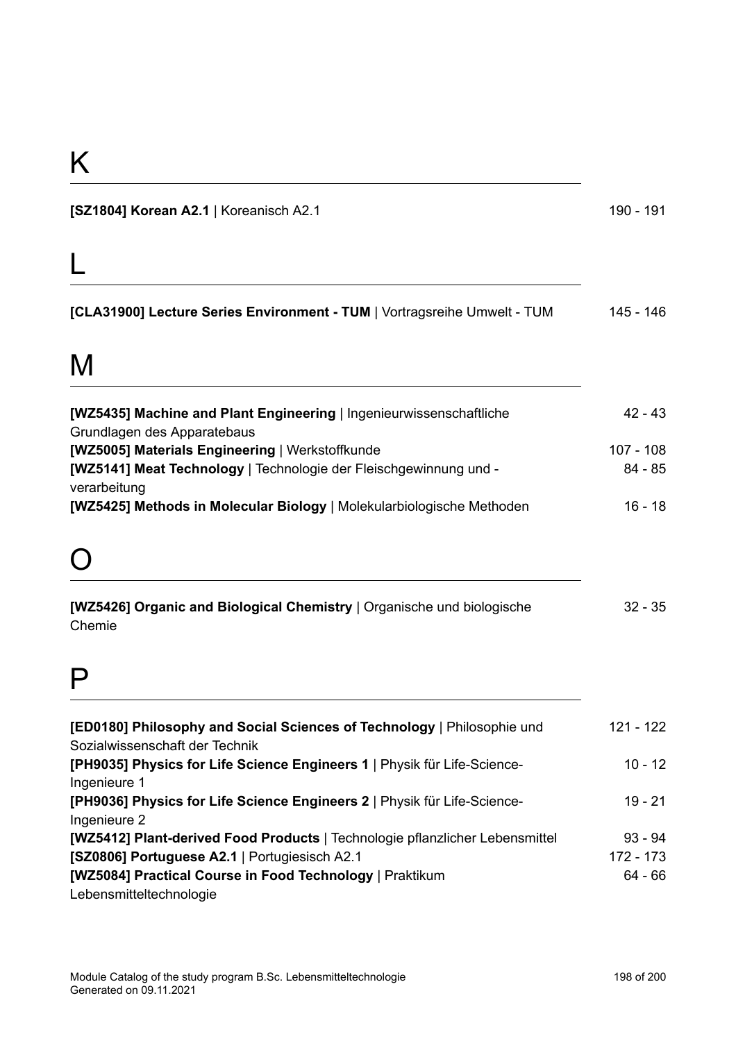# K

| | |
|---|---|
| **[SZ1804] Korean A2.1** \| Koreanisch A2.1 | 190 - 191 |

# L

| | |
|---|---|
| **[CLA31900] Lecture Series Environment - TUM** \| Vortragsreihe Umwelt - TUM | 145 - 146 |

# M

| | |
|---|---|
| **[WZ5435] Machine and Plant Engineering** \| Ingenieurwissenschaftliche Grundlagen des Apparatebaus | 42 - 43 |
| **[WZ5005] Materials Engineering** \| Werkstoffkunde | 107 - 108 |
| **[WZ5141] Meat Technology** \| Technologie der Fleischgewinnung und -verarbeitung | 84 - 85 |
| **[WZ5425] Methods in Molecular Biology** \| Molekularbiologische Methoden | 16 - 18 |

# O

| | |
|---|---|
| **[WZ5426] Organic and Biological Chemistry** \| Organische und biologische Chemie | 32 - 35 |

# P

| | |
|---|---|
| **[ED0180] Philosophy and Social Sciences of Technology** \| Philosophie und Sozialwissenschaft der Technik | 121 - 122 |
| **[PH9035] Physics for Life Science Engineers 1** \| Physik für Life-Science-Ingenieure 1 | 10 - 12 |
| **[PH9036] Physics for Life Science Engineers 2** \| Physik für Life-Science-Ingenieure 2 | 19 - 21 |
| **[WZ5412] Plant-derived Food Products** \| Technologie pflanzlicher Lebensmittel | 93 - 94 |
| **[SZ0806] Portuguese A2.1** \| Portugiesisch A2.1 | 172 - 173 |
| **[WZ5084] Practical Course in Food Technology** \| Praktikum Lebensmitteltechnologie | 64 - 66 |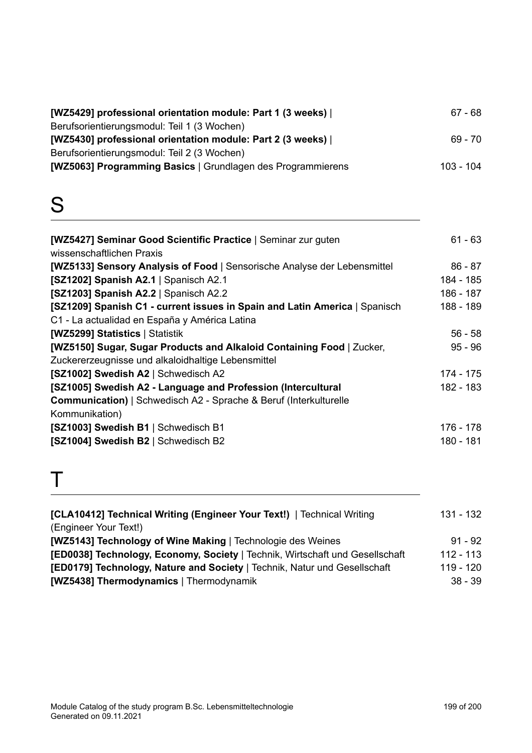**[WZ5429] professional orientation module: Part 1 (3 weeks)** | Berufsorientierungsmodul: Teil 1 (3 Wochen) 67 - 68

**[WZ5430] professional orientation module: Part 2 (3 weeks)** | Berufsorientierungsmodul: Teil 2 (3 Wochen) 69 - 70

**[WZ5063] Programming Basics** | Grundlagen des Programmierens 103 - 104

# S

**[WZ5427] Seminar Good Scientific Practice** | Seminar zur guten wissenschaftlichen Praxis 61 - 63

**[WZ5133] Sensory Analysis of Food** | Sensorische Analyse der Lebensmittel 86 - 87

**[SZ1202] Spanish A2.1** | Spanisch A2.1 184 - 185

**[SZ1203] Spanish A2.2** | Spanisch A2.2 186 - 187

**[SZ1209] Spanish C1 - current issues in Spain and Latin America** | Spanisch C1 - La actualidad en España y América Latina 188 - 189

**[WZ5299] Statistics** | Statistik 56 - 58

**[WZ5150] Sugar, Sugar Products and Alkaloid Containing Food** | Zucker, Zuckererzeugnisse und alkaloidhaltige Lebensmittel 95 - 96

**[SZ1002] Swedish A2** | Schwedisch A2 174 - 175

**[SZ1005] Swedish A2 - Language and Profession (Intercultural Communication)** | Schwedisch A2 - Sprache & Beruf (Interkulturelle Kommunikation) 182 - 183

**[SZ1003] Swedish B1** | Schwedisch B1 176 - 178

**[SZ1004] Swedish B2** | Schwedisch B2 180 - 181

# T

**[CLA10412] Technical Writing (Engineer Your Text!)** | Technical Writing (Engineer Your Text!) 131 - 132

**[WZ5143] Technology of Wine Making** | Technologie des Weines 91 - 92

**[ED0038] Technology, Economy, Society** | Technik, Wirtschaft und Gesellschaft 112 - 113

**[ED0179] Technology, Nature and Society** | Technik, Natur und Gesellschaft 119 - 120

**[WZ5438] Thermodynamics** | Thermodynamik 38 - 39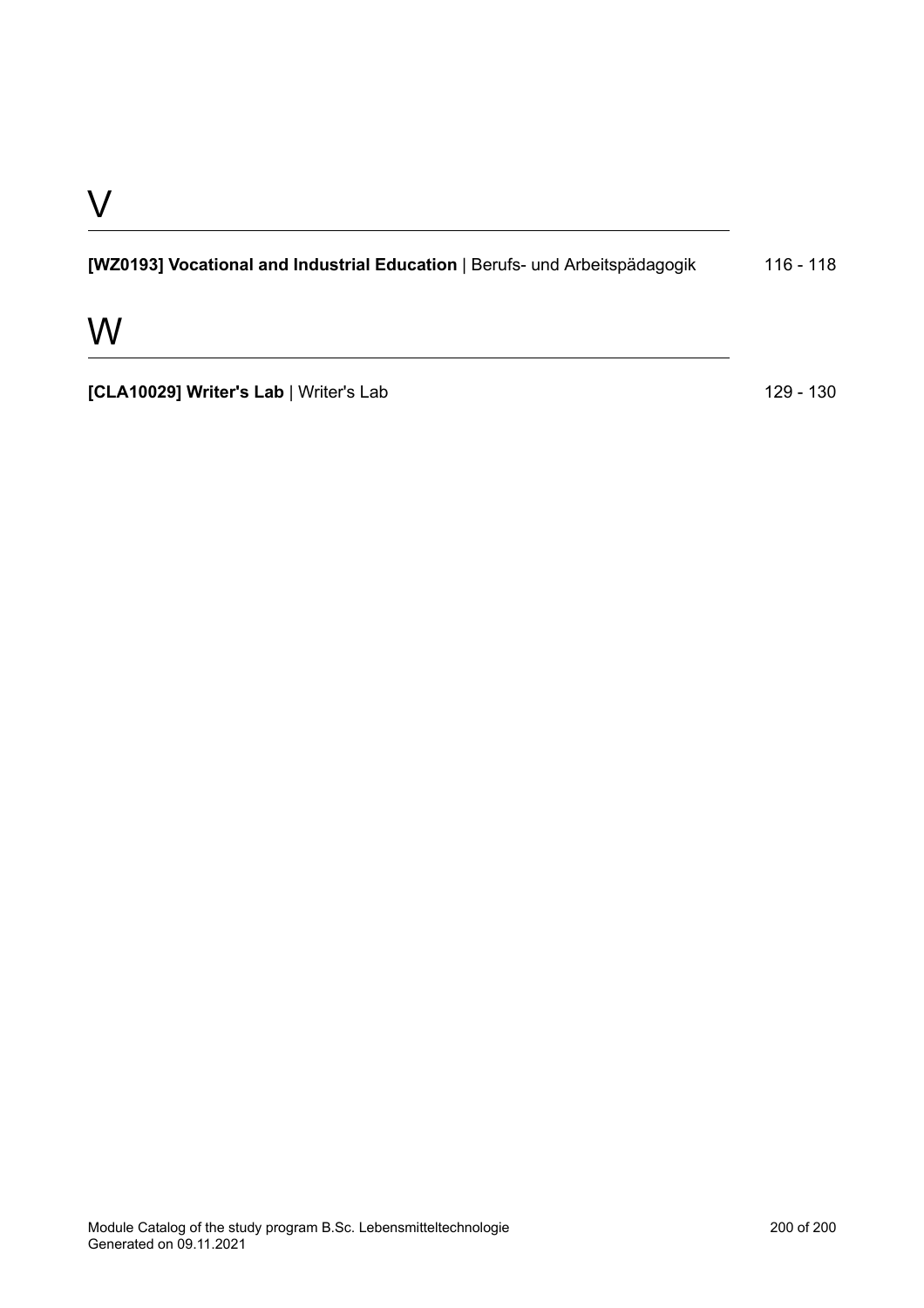# V

**[WZ0193] Vocational and Industrial Education** | Berufs- und Arbeitspädagogik 116 - 118

# W

**[CLA10029] Writer's Lab** | Writer's Lab 129 - 130